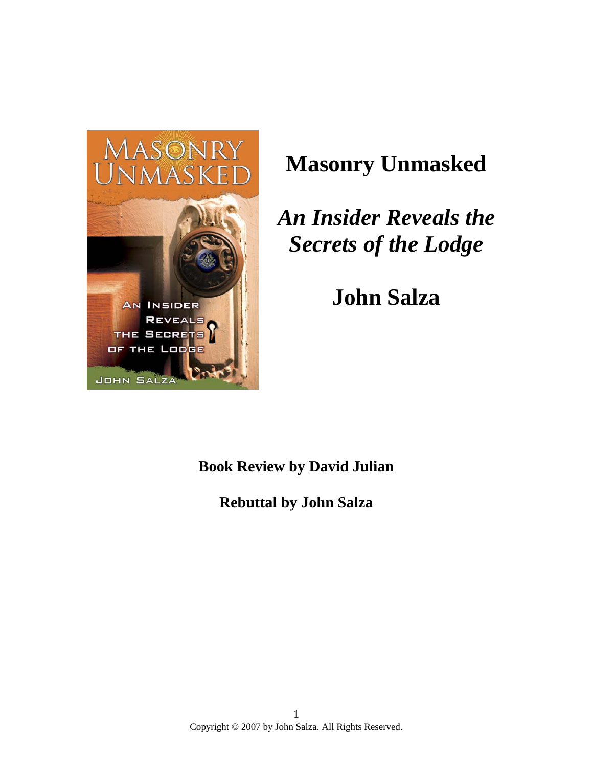# Masonry Unmasked

## *An Insider Reveals the Secrets of the Lodge*

## John Salza

**Book Review by David Julian**

**Rebuttal by John Salza**

Copyright © 2007 by John Salza. All Rights Reserved.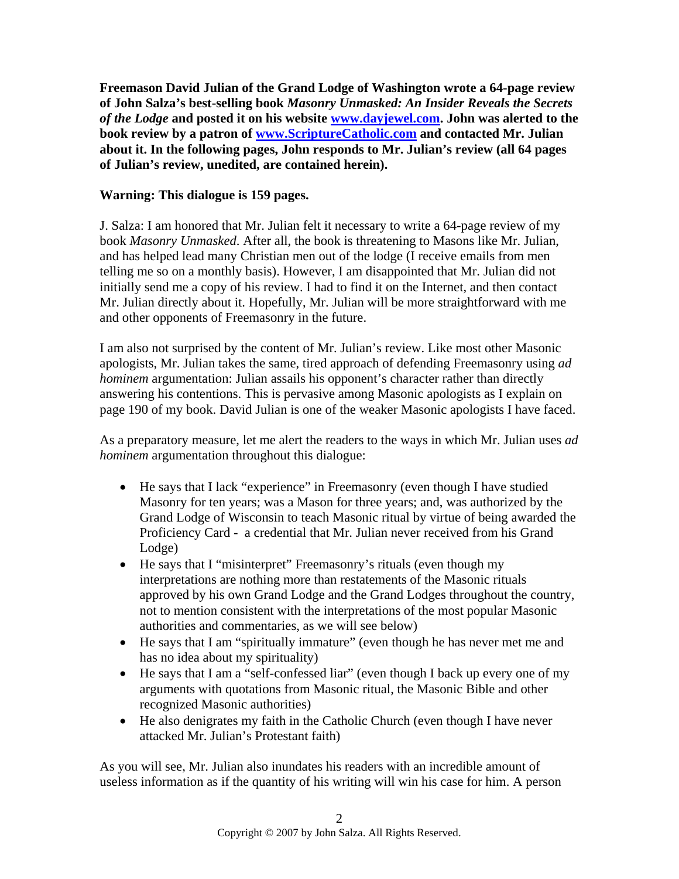**Freemason David Julian of the Grand Lodge of Washington wrote a 64-page review of John Salza's best-selling book *Masonry Unmasked: An Insider Reveals the Secrets of the Lodge* and posted it on his website [www.dayjewel.com](www.dayjewel.com). John was alerted to the book review by a patron of [www.ScriptureCatholic.com](www.ScriptureCatholic.com) and contacted Mr. Julian about it. In the following pages, John responds to Mr. Julian's review (all 64 pages of Julian's review, unedited, are contained herein).**

**Warning: This dialogue is 159 pages.**

J. Salza: I am honored that Mr. Julian felt it necessary to write a 64-page review of my book *Masonry Unmasked.* After all, the book is threatening to Masons like Mr. Julian, and has helped lead many Christian men out of the lodge (I receive emails from men telling me so on a monthly basis). However, I am disappointed that Mr. Julian did not initially send me a copy of his review. I had to find it on the Internet, and then contact Mr. Julian directly about it. Hopefully, Mr. Julian will be more straightforward with me and other opponents of Freemasonry in the future.

I am also not surprised by the content of Mr. Julian's review. Like most other Masonic apologists, Mr. Julian takes the same, tired approach of defending Freemasonry using *ad hominem* argumentation: Julian assails his opponent's character rather than directly answering his contentions. This is pervasive among Masonic apologists as I explain on page 190 of my book. David Julian is one of the weaker Masonic apologists I have faced.

As a preparatory measure, let me alert the readers to the ways in which Mr. Julian uses *ad hominem* argumentation throughout this dialogue:

- He says that I lack "experience" in Freemasonry (even though I have studied Masonry for ten years; was a Mason for three years; and, was authorized by the Grand Lodge of Wisconsin to teach Masonic ritual by virtue of being awarded the Proficiency Card - a credential that Mr. Julian never received from his Grand Lodge)
- He says that I "misinterpret" Freemasonry's rituals (even though my interpretations are nothing more than restatements of the Masonic rituals approved by his own Grand Lodge and the Grand Lodges throughout the country, not to mention consistent with the interpretations of the most popular Masonic authorities and commentaries, as we will see below)
- He says that I am "spiritually immature" (even though he has never met me and has no idea about my spirituality)
- He says that I am a "self-confessed liar" (even though I back up every one of my arguments with quotations from Masonic ritual, the Masonic Bible and other recognized Masonic authorities)
- He also denigrates my faith in the Catholic Church (even though I have never attacked Mr. Julian's Protestant faith)

As you will see, Mr. Julian also inundates his readers with an incredible amount of useless information as if the quantity of his writing will win his case for him. A person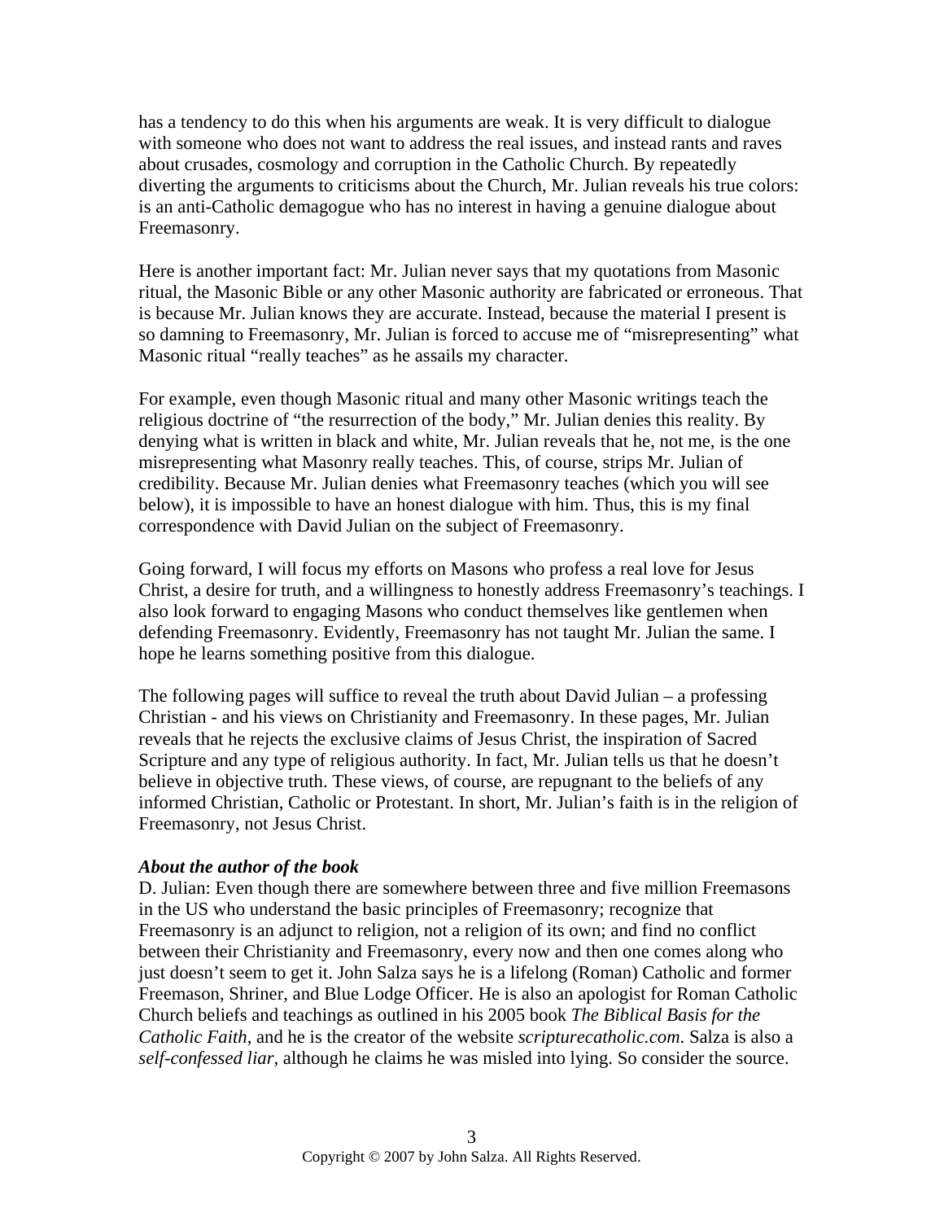has a tendency to do this when his arguments are weak. It is very difficult to dialogue with someone who does not want to address the real issues, and instead rants and raves about crusades, cosmology and corruption in the Catholic Church. By repeatedly diverting the arguments to criticisms about the Church, Mr. Julian reveals his true colors: is an anti-Catholic demagogue who has no interest in having a genuine dialogue about Freemasonry.

Here is another important fact: Mr. Julian never says that my quotations from Masonic ritual, the Masonic Bible or any other Masonic authority are fabricated or erroneous. That is because Mr. Julian knows they are accurate. Instead, because the material I present is so damning to Freemasonry, Mr. Julian is forced to accuse me of "misrepresenting" what Masonic ritual "really teaches" as he assails my character.

For example, even though Masonic ritual and many other Masonic writings teach the religious doctrine of "the resurrection of the body," Mr. Julian denies this reality. By denying what is written in black and white, Mr. Julian reveals that he, not me, is the one misrepresenting what Masonry really teaches. This, of course, strips Mr. Julian of credibility. Because Mr. Julian denies what Freemasonry teaches (which you will see below), it is impossible to have an honest dialogue with him. Thus, this is my final correspondence with David Julian on the subject of Freemasonry.

Going forward, I will focus my efforts on Masons who profess a real love for Jesus Christ, a desire for truth, and a willingness to honestly address Freemasonry's teachings. I also look forward to engaging Masons who conduct themselves like gentlemen when defending Freemasonry. Evidently, Freemasonry has not taught Mr. Julian the same. I hope he learns something positive from this dialogue.

The following pages will suffice to reveal the truth about David Julian – a professing Christian - and his views on Christianity and Freemasonry. In these pages, Mr. Julian reveals that he rejects the exclusive claims of Jesus Christ, the inspiration of Sacred Scripture and any type of religious authority. In fact, Mr. Julian tells us that he doesn't believe in objective truth. These views, of course, are repugnant to the beliefs of any informed Christian, Catholic or Protestant. In short, Mr. Julian's faith is in the religion of Freemasonry, not Jesus Christ.

***About the author of the book***

D. Julian: Even though there are somewhere between three and five million Freemasons in the US who understand the basic principles of Freemasonry; recognize that Freemasonry is an adjunct to religion, not a religion of its own; and find no conflict between their Christianity and Freemasonry, every now and then one comes along who just doesn't seem to get it. John Salza says he is a lifelong (Roman) Catholic and former Freemason, Shriner, and Blue Lodge Officer. He is also an apologist for Roman Catholic Church beliefs and teachings as outlined in his 2005 book *The Biblical Basis for the Catholic Faith*, and he is the creator of the website *scripturecatholic.com*. Salza is also a *self-confessed liar*, although he claims he was misled into lying. So consider the source.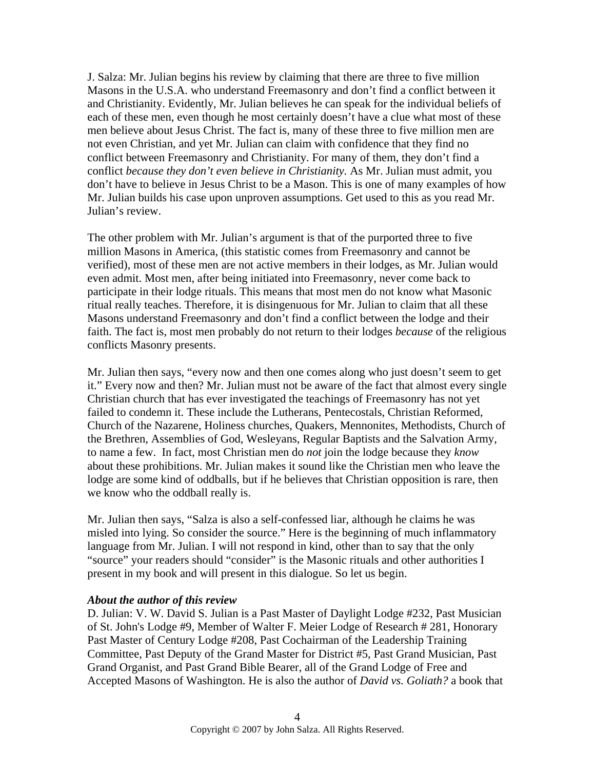J. Salza: Mr. Julian begins his review by claiming that there are three to five million Masons in the U.S.A. who understand Freemasonry and don't find a conflict between it and Christianity. Evidently, Mr. Julian believes he can speak for the individual beliefs of each of these men, even though he most certainly doesn't have a clue what most of these men believe about Jesus Christ. The fact is, many of these three to five million men are not even Christian, and yet Mr. Julian can claim with confidence that they find no conflict between Freemasonry and Christianity. For many of them, they don't find a conflict *because they don't even believe in Christianity.* As Mr. Julian must admit, you don't have to believe in Jesus Christ to be a Mason. This is one of many examples of how Mr. Julian builds his case upon unproven assumptions. Get used to this as you read Mr. Julian's review.

The other problem with Mr. Julian's argument is that of the purported three to five million Masons in America, (this statistic comes from Freemasonry and cannot be verified), most of these men are not active members in their lodges, as Mr. Julian would even admit. Most men, after being initiated into Freemasonry, never come back to participate in their lodge rituals. This means that most men do not know what Masonic ritual really teaches. Therefore, it is disingenuous for Mr. Julian to claim that all these Masons understand Freemasonry and don't find a conflict between the lodge and their faith. The fact is, most men probably do not return to their lodges *because* of the religious conflicts Masonry presents.

Mr. Julian then says, "every now and then one comes along who just doesn't seem to get it." Every now and then? Mr. Julian must not be aware of the fact that almost every single Christian church that has ever investigated the teachings of Freemasonry has not yet failed to condemn it. These include the Lutherans, Pentecostals, Christian Reformed, Church of the Nazarene, Holiness churches, Quakers, Mennonites, Methodists, Church of the Brethren, Assemblies of God, Wesleyans, Regular Baptists and the Salvation Army, to name a few. In fact, most Christian men do *not* join the lodge because they *know* about these prohibitions. Mr. Julian makes it sound like the Christian men who leave the lodge are some kind of oddballs, but if he believes that Christian opposition is rare, then we know who the oddball really is.

Mr. Julian then says, "Salza is also a self-confessed liar, although he claims he was misled into lying. So consider the source." Here is the beginning of much inflammatory language from Mr. Julian. I will not respond in kind, other than to say that the only "source" your readers should "consider" is the Masonic rituals and other authorities I present in my book and will present in this dialogue. So let us begin.

***About the author of this review***

D. Julian: V. W. David S. Julian is a Past Master of Daylight Lodge #232, Past Musician of St. John's Lodge #9, Member of Walter F. Meier Lodge of Research # 281, Honorary Past Master of Century Lodge #208, Past Cochairman of the Leadership Training Committee, Past Deputy of the Grand Master for District #5, Past Grand Musician, Past Grand Organist, and Past Grand Bible Bearer, all of the Grand Lodge of Free and Accepted Masons of Washington. He is also the author of *David vs. Goliath?* a book that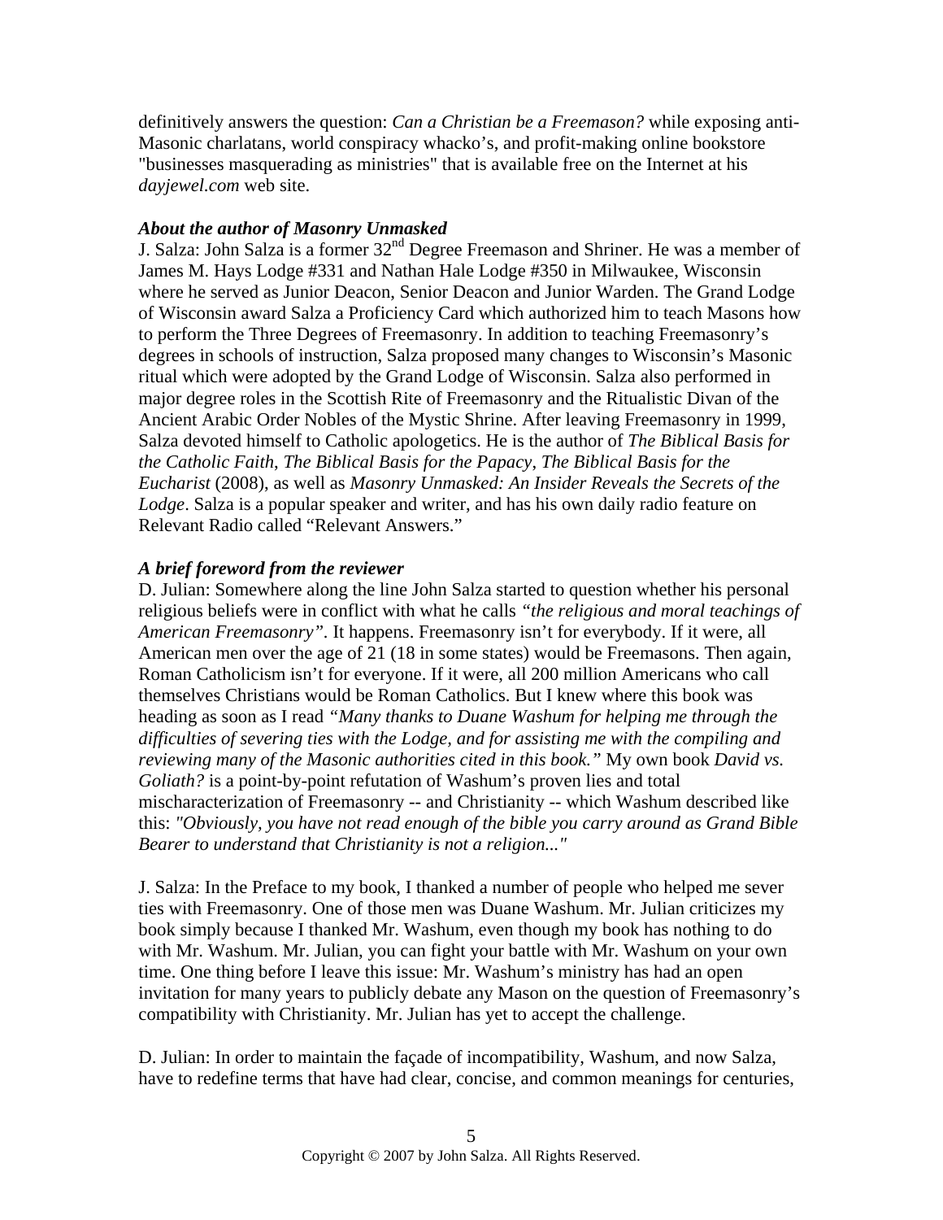definitively answers the question: *Can a Christian be a Freemason?* while exposing anti-Masonic charlatans, world conspiracy whacko's, and profit-making online bookstore "businesses masquerading as ministries" that is available free on the Internet at his *dayjewel.com* web site.

***About the author of Masonry Unmasked***

J. Salza: John Salza is a former 32nd Degree Freemason and Shriner. He was a member of James M. Hays Lodge #331 and Nathan Hale Lodge #350 in Milwaukee, Wisconsin where he served as Junior Deacon, Senior Deacon and Junior Warden. The Grand Lodge of Wisconsin award Salza a Proficiency Card which authorized him to teach Masons how to perform the Three Degrees of Freemasonry. In addition to teaching Freemasonry's degrees in schools of instruction, Salza proposed many changes to Wisconsin's Masonic ritual which were adopted by the Grand Lodge of Wisconsin. Salza also performed in major degree roles in the Scottish Rite of Freemasonry and the Ritualistic Divan of the Ancient Arabic Order Nobles of the Mystic Shrine. After leaving Freemasonry in 1999, Salza devoted himself to Catholic apologetics. He is the author of *The Biblical Basis for the Catholic Faith*, *The Biblical Basis for the Papacy*, *The Biblical Basis for the Eucharist* (2008), as well as *Masonry Unmasked: An Insider Reveals the Secrets of the Lodge*. Salza is a popular speaker and writer, and has his own daily radio feature on Relevant Radio called "Relevant Answers."

***A brief foreword from the reviewer***

D. Julian: Somewhere along the line John Salza started to question whether his personal religious beliefs were in conflict with what he calls *"the religious and moral teachings of American Freemasonry"*. It happens. Freemasonry isn't for everybody. If it were, all American men over the age of 21 (18 in some states) would be Freemasons. Then again, Roman Catholicism isn't for everyone. If it were, all 200 million Americans who call themselves Christians would be Roman Catholics. But I knew where this book was heading as soon as I read *"Many thanks to Duane Washum for helping me through the difficulties of severing ties with the Lodge, and for assisting me with the compiling and reviewing many of the Masonic authorities cited in this book."* My own book *David vs. Goliath?* is a point-by-point refutation of Washum's proven lies and total mischaracterization of Freemasonry -- and Christianity -- which Washum described like this: *"Obviously, you have not read enough of the bible you carry around as Grand Bible Bearer to understand that Christianity is not a religion..."*

J. Salza: In the Preface to my book, I thanked a number of people who helped me sever ties with Freemasonry. One of those men was Duane Washum. Mr. Julian criticizes my book simply because I thanked Mr. Washum, even though my book has nothing to do with Mr. Washum. Mr. Julian, you can fight your battle with Mr. Washum on your own time. One thing before I leave this issue: Mr. Washum's ministry has had an open invitation for many years to publicly debate any Mason on the question of Freemasonry's compatibility with Christianity. Mr. Julian has yet to accept the challenge.

D. Julian: In order to maintain the façade of incompatibility, Washum, and now Salza, have to redefine terms that have had clear, concise, and common meanings for centuries,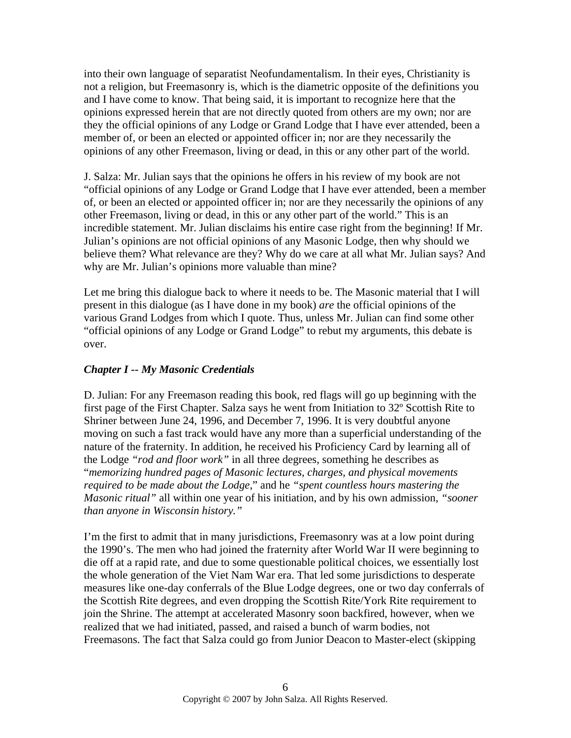into their own language of separatist Neofundamentalism. In their eyes, Christianity is not a religion, but Freemasonry is, which is the diametric opposite of the definitions you and I have come to know. That being said, it is important to recognize here that the opinions expressed herein that are not directly quoted from others are my own; nor are they the official opinions of any Lodge or Grand Lodge that I have ever attended, been a member of, or been an elected or appointed officer in; nor are they necessarily the opinions of any other Freemason, living or dead, in this or any other part of the world.

J. Salza: Mr. Julian says that the opinions he offers in his review of my book are not "official opinions of any Lodge or Grand Lodge that I have ever attended, been a member of, or been an elected or appointed officer in; nor are they necessarily the opinions of any other Freemason, living or dead, in this or any other part of the world." This is an incredible statement. Mr. Julian disclaims his entire case right from the beginning! If Mr. Julian's opinions are not official opinions of any Masonic Lodge, then why should we believe them? What relevance are they? Why do we care at all what Mr. Julian says? And why are Mr. Julian's opinions more valuable than mine?

Let me bring this dialogue back to where it needs to be. The Masonic material that I will present in this dialogue (as I have done in my book) *are* the official opinions of the various Grand Lodges from which I quote. Thus, unless Mr. Julian can find some other "official opinions of any Lodge or Grand Lodge" to rebut my arguments, this debate is over.

### *Chapter I -- My Masonic Credentials*

D. Julian: For any Freemason reading this book, red flags will go up beginning with the first page of the First Chapter. Salza says he went from Initiation to 32º Scottish Rite to Shriner between June 24, 1996, and December 7, 1996. It is very doubtful anyone moving on such a fast track would have any more than a superficial understanding of the nature of the fraternity. In addition, he received his Proficiency Card by learning all of the Lodge *"rod and floor work"* in all three degrees, something he describes as "*memorizing hundred pages of Masonic lectures, charges, and physical movements required to be made about the Lodge,*" and he *"spent countless hours mastering the Masonic ritual"* all within one year of his initiation, and by his own admission, *"sooner than anyone in Wisconsin history."*

I'm the first to admit that in many jurisdictions, Freemasonry was at a low point during the 1990's. The men who had joined the fraternity after World War II were beginning to die off at a rapid rate, and due to some questionable political choices, we essentially lost the whole generation of the Viet Nam War era. That led some jurisdictions to desperate measures like one-day conferrals of the Blue Lodge degrees, one or two day conferrals of the Scottish Rite degrees, and even dropping the Scottish Rite/York Rite requirement to join the Shrine. The attempt at accelerated Masonry soon backfired, however, when we realized that we had initiated, passed, and raised a bunch of warm bodies, not Freemasons. The fact that Salza could go from Junior Deacon to Master-elect (skipping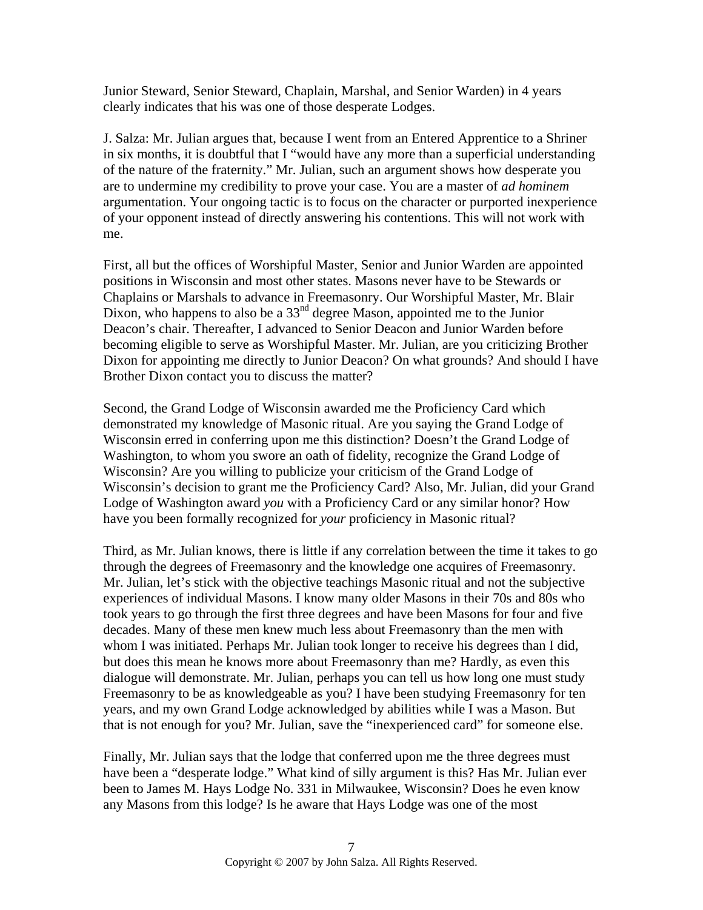Junior Steward, Senior Steward, Chaplain, Marshal, and Senior Warden) in 4 years clearly indicates that his was one of those desperate Lodges.

J. Salza: Mr. Julian argues that, because I went from an Entered Apprentice to a Shriner in six months, it is doubtful that I "would have any more than a superficial understanding of the nature of the fraternity." Mr. Julian, such an argument shows how desperate you are to undermine my credibility to prove your case. You are a master of *ad hominem* argumentation. Your ongoing tactic is to focus on the character or purported inexperience of your opponent instead of directly answering his contentions. This will not work with me.

First, all but the offices of Worshipful Master, Senior and Junior Warden are appointed positions in Wisconsin and most other states. Masons never have to be Stewards or Chaplains or Marshals to advance in Freemasonry. Our Worshipful Master, Mr. Blair Dixon, who happens to also be a 33rd degree Mason, appointed me to the Junior Deacon's chair. Thereafter, I advanced to Senior Deacon and Junior Warden before becoming eligible to serve as Worshipful Master. Mr. Julian, are you criticizing Brother Dixon for appointing me directly to Junior Deacon? On what grounds? And should I have Brother Dixon contact you to discuss the matter?

Second, the Grand Lodge of Wisconsin awarded me the Proficiency Card which demonstrated my knowledge of Masonic ritual. Are you saying the Grand Lodge of Wisconsin erred in conferring upon me this distinction? Doesn't the Grand Lodge of Washington, to whom you swore an oath of fidelity, recognize the Grand Lodge of Wisconsin? Are you willing to publicize your criticism of the Grand Lodge of Wisconsin's decision to grant me the Proficiency Card? Also, Mr. Julian, did your Grand Lodge of Washington award *you* with a Proficiency Card or any similar honor? How have you been formally recognized for *your* proficiency in Masonic ritual?

Third, as Mr. Julian knows, there is little if any correlation between the time it takes to go through the degrees of Freemasonry and the knowledge one acquires of Freemasonry. Mr. Julian, let's stick with the objective teachings Masonic ritual and not the subjective experiences of individual Masons. I know many older Masons in their 70s and 80s who took years to go through the first three degrees and have been Masons for four and five decades. Many of these men knew much less about Freemasonry than the men with whom I was initiated. Perhaps Mr. Julian took longer to receive his degrees than I did, but does this mean he knows more about Freemasonry than me? Hardly, as even this dialogue will demonstrate. Mr. Julian, perhaps you can tell us how long one must study Freemasonry to be as knowledgeable as you? I have been studying Freemasonry for ten years, and my own Grand Lodge acknowledged by abilities while I was a Mason. But that is not enough for you? Mr. Julian, save the "inexperienced card" for someone else.

Finally, Mr. Julian says that the lodge that conferred upon me the three degrees must have been a "desperate lodge." What kind of silly argument is this? Has Mr. Julian ever been to James M. Hays Lodge No. 331 in Milwaukee, Wisconsin? Does he even know any Masons from this lodge? Is he aware that Hays Lodge was one of the most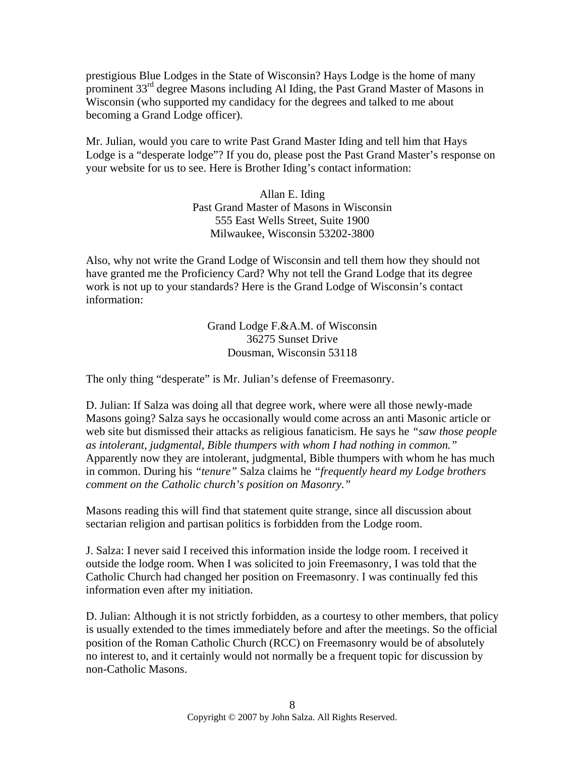prestigious Blue Lodges in the State of Wisconsin? Hays Lodge is the home of many prominent 33rd degree Masons including Al Iding, the Past Grand Master of Masons in Wisconsin (who supported my candidacy for the degrees and talked to me about becoming a Grand Lodge officer).

Mr. Julian, would you care to write Past Grand Master Iding and tell him that Hays Lodge is a "desperate lodge"? If you do, please post the Past Grand Master's response on your website for us to see. Here is Brother Iding's contact information:

Allan E. Iding  
Past Grand Master of Masons in Wisconsin  
555 East Wells Street, Suite 1900  
Milwaukee, Wisconsin 53202-3800

Also, why not write the Grand Lodge of Wisconsin and tell them how they should not have granted me the Proficiency Card? Why not tell the Grand Lodge that its degree work is not up to your standards? Here is the Grand Lodge of Wisconsin's contact information:

Grand Lodge F.&A.M. of Wisconsin  
36275 Sunset Drive  
Dousman, Wisconsin 53118

The only thing "desperate" is Mr. Julian's defense of Freemasonry.

D. Julian: If Salza was doing all that degree work, where were all those newly-made Masons going? Salza says he occasionally would come across an anti Masonic article or web site but dismissed their attacks as religious fanaticism. He says he *"saw those people as intolerant, judgmental, Bible thumpers with whom I had nothing in common."* Apparently now they are intolerant, judgmental, Bible thumpers with whom he has much in common. During his *"tenure"* Salza claims he *"frequently heard my Lodge brothers comment on the Catholic church's position on Masonry."*

Masons reading this will find that statement quite strange, since all discussion about sectarian religion and partisan politics is forbidden from the Lodge room.

J. Salza: I never said I received this information inside the lodge room. I received it outside the lodge room. When I was solicited to join Freemasonry, I was told that the Catholic Church had changed her position on Freemasonry. I was continually fed this information even after my initiation.

D. Julian: Although it is not strictly forbidden, as a courtesy to other members, that policy is usually extended to the times immediately before and after the meetings. So the official position of the Roman Catholic Church (RCC) on Freemasonry would be of absolutely no interest to, and it certainly would not normally be a frequent topic for discussion by non-Catholic Masons.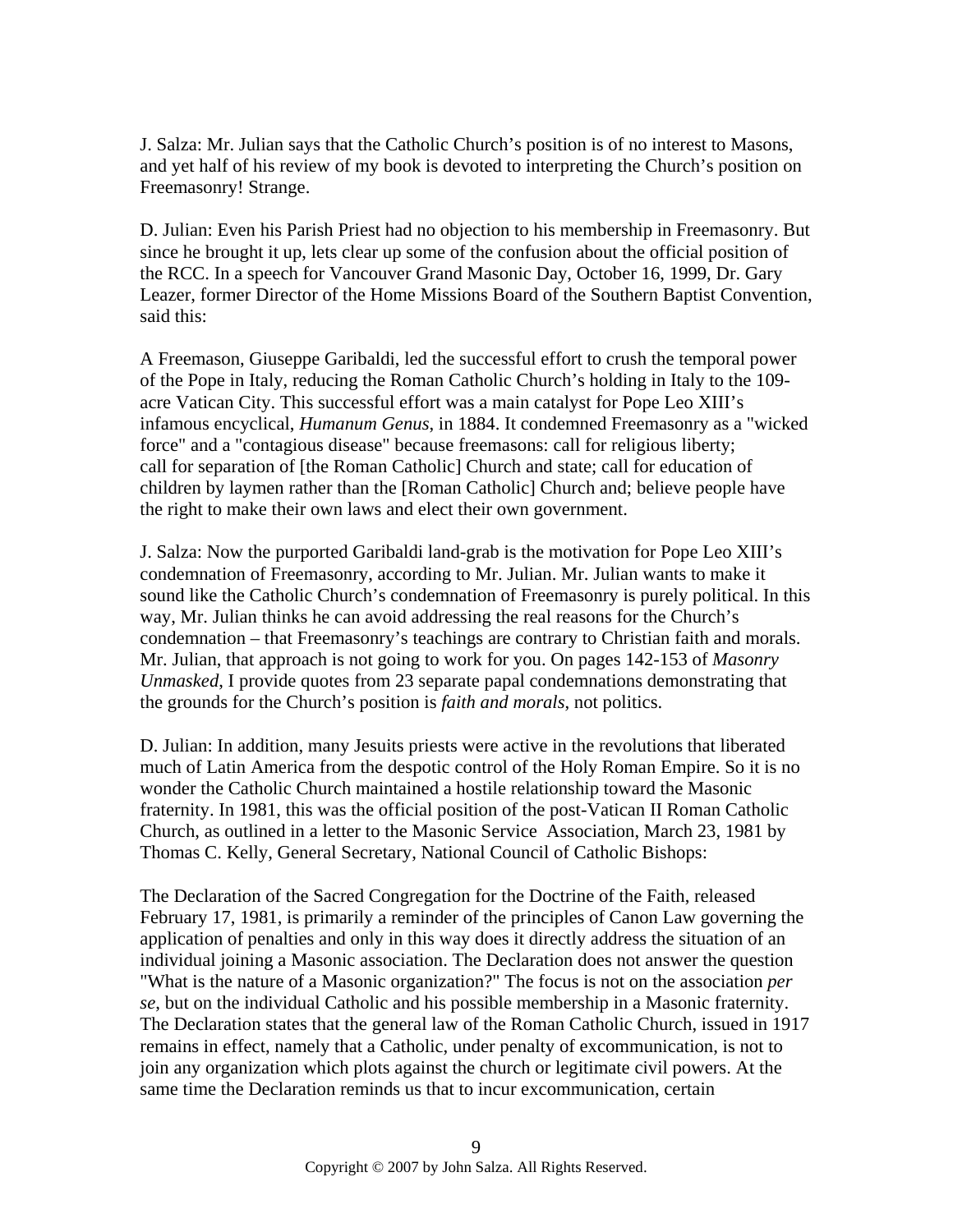J. Salza: Mr. Julian says that the Catholic Church's position is of no interest to Masons, and yet half of his review of my book is devoted to interpreting the Church's position on Freemasonry! Strange.

D. Julian: Even his Parish Priest had no objection to his membership in Freemasonry. But since he brought it up, lets clear up some of the confusion about the official position of the RCC. In a speech for Vancouver Grand Masonic Day, October 16, 1999, Dr. Gary Leazer, former Director of the Home Missions Board of the Southern Baptist Convention, said this:

A Freemason, Giuseppe Garibaldi, led the successful effort to crush the temporal power of the Pope in Italy, reducing the Roman Catholic Church's holding in Italy to the 109-acre Vatican City. This successful effort was a main catalyst for Pope Leo XIII's infamous encyclical, *Humanum Genus*, in 1884. It condemned Freemasonry as a "wicked force" and a "contagious disease" because freemasons: call for religious liberty; call for separation of [the Roman Catholic] Church and state; call for education of children by laymen rather than the [Roman Catholic] Church and; believe people have the right to make their own laws and elect their own government.

J. Salza: Now the purported Garibaldi land-grab is the motivation for Pope Leo XIII's condemnation of Freemasonry, according to Mr. Julian. Mr. Julian wants to make it sound like the Catholic Church's condemnation of Freemasonry is purely political. In this way, Mr. Julian thinks he can avoid addressing the real reasons for the Church's condemnation – that Freemasonry's teachings are contrary to Christian faith and morals. Mr. Julian, that approach is not going to work for you. On pages 142-153 of *Masonry Unmasked*, I provide quotes from 23 separate papal condemnations demonstrating that the grounds for the Church's position is *faith and morals*, not politics.

D. Julian: In addition, many Jesuits priests were active in the revolutions that liberated much of Latin America from the despotic control of the Holy Roman Empire. So it is no wonder the Catholic Church maintained a hostile relationship toward the Masonic fraternity. In 1981, this was the official position of the post-Vatican II Roman Catholic Church, as outlined in a letter to the Masonic Service Association, March 23, 1981 by Thomas C. Kelly, General Secretary, National Council of Catholic Bishops:

The Declaration of the Sacred Congregation for the Doctrine of the Faith, released February 17, 1981, is primarily a reminder of the principles of Canon Law governing the application of penalties and only in this way does it directly address the situation of an individual joining a Masonic association. The Declaration does not answer the question "What is the nature of a Masonic organization?" The focus is not on the association *per se*, but on the individual Catholic and his possible membership in a Masonic fraternity. The Declaration states that the general law of the Roman Catholic Church, issued in 1917 remains in effect, namely that a Catholic, under penalty of excommunication, is not to join any organization which plots against the church or legitimate civil powers. At the same time the Declaration reminds us that to incur excommunication, certain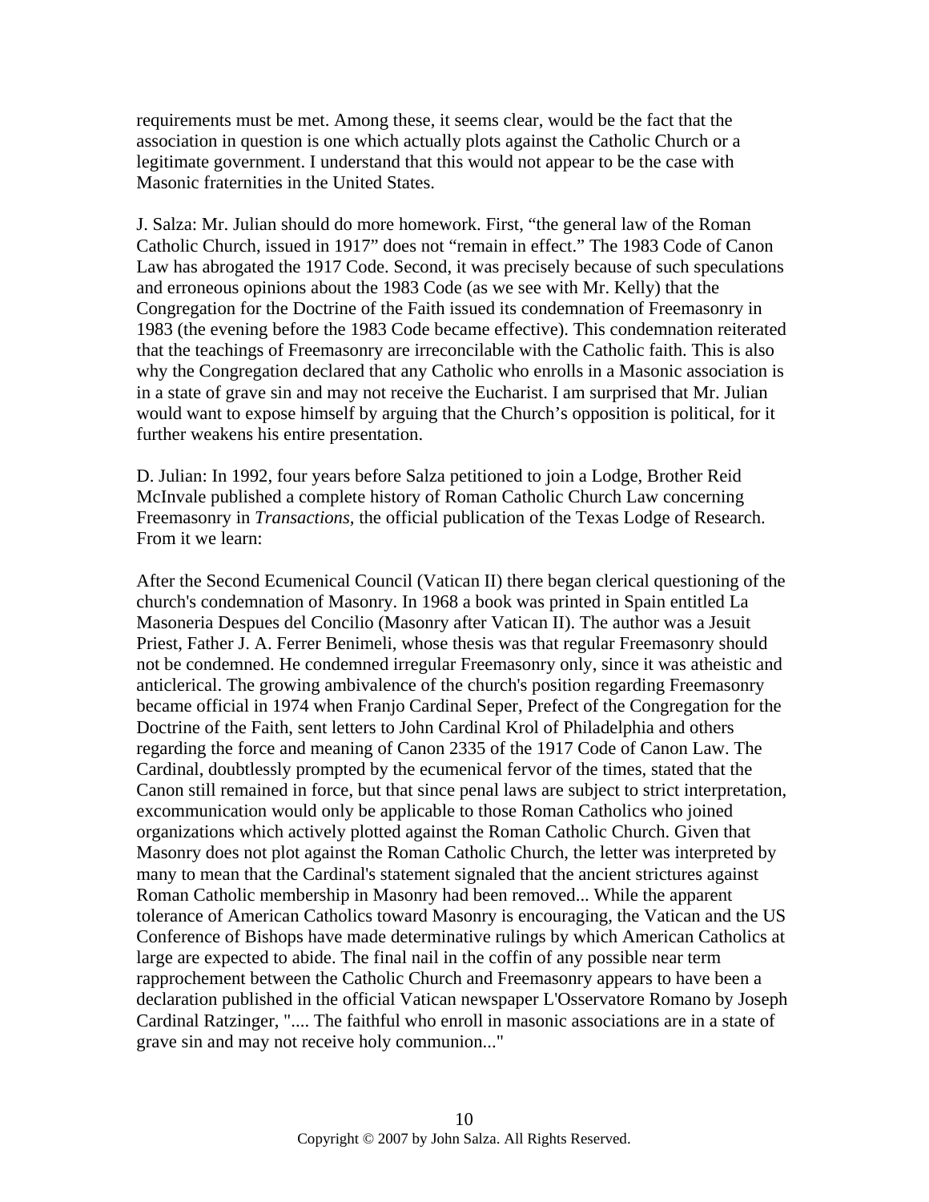requirements must be met. Among these, it seems clear, would be the fact that the association in question is one which actually plots against the Catholic Church or a legitimate government. I understand that this would not appear to be the case with Masonic fraternities in the United States.

J. Salza: Mr. Julian should do more homework. First, “the general law of the Roman Catholic Church, issued in 1917” does not “remain in effect.” The 1983 Code of Canon Law has abrogated the 1917 Code. Second, it was precisely because of such speculations and erroneous opinions about the 1983 Code (as we see with Mr. Kelly) that the Congregation for the Doctrine of the Faith issued its condemnation of Freemasonry in 1983 (the evening before the 1983 Code became effective). This condemnation reiterated that the teachings of Freemasonry are irreconcilable with the Catholic faith. This is also why the Congregation declared that any Catholic who enrolls in a Masonic association is in a state of grave sin and may not receive the Eucharist. I am surprised that Mr. Julian would want to expose himself by arguing that the Church’s opposition is political, for it further weakens his entire presentation.

D. Julian: In 1992, four years before Salza petitioned to join a Lodge, Brother Reid McInvale published a complete history of Roman Catholic Church Law concerning Freemasonry in *Transactions*, the official publication of the Texas Lodge of Research. From it we learn:

After the Second Ecumenical Council (Vatican II) there began clerical questioning of the church's condemnation of Masonry. In 1968 a book was printed in Spain entitled La Masoneria Despues del Concilio (Masonry after Vatican II). The author was a Jesuit Priest, Father J. A. Ferrer Benimeli, whose thesis was that regular Freemasonry should not be condemned. He condemned irregular Freemasonry only, since it was atheistic and anticlerical. The growing ambivalence of the church's position regarding Freemasonry became official in 1974 when Franjo Cardinal Seper, Prefect of the Congregation for the Doctrine of the Faith, sent letters to John Cardinal Krol of Philadelphia and others regarding the force and meaning of Canon 2335 of the 1917 Code of Canon Law. The Cardinal, doubtlessly prompted by the ecumenical fervor of the times, stated that the Canon still remained in force, but that since penal laws are subject to strict interpretation, excommunication would only be applicable to those Roman Catholics who joined organizations which actively plotted against the Roman Catholic Church. Given that Masonry does not plot against the Roman Catholic Church, the letter was interpreted by many to mean that the Cardinal's statement signaled that the ancient strictures against Roman Catholic membership in Masonry had been removed... While the apparent tolerance of American Catholics toward Masonry is encouraging, the Vatican and the US Conference of Bishops have made determinative rulings by which American Catholics at large are expected to abide. The final nail in the coffin of any possible near term rapprochement between the Catholic Church and Freemasonry appears to have been a declaration published in the official Vatican newspaper L'Osservatore Romano by Joseph Cardinal Ratzinger, ".... The faithful who enroll in masonic associations are in a state of grave sin and may not receive holy communion..."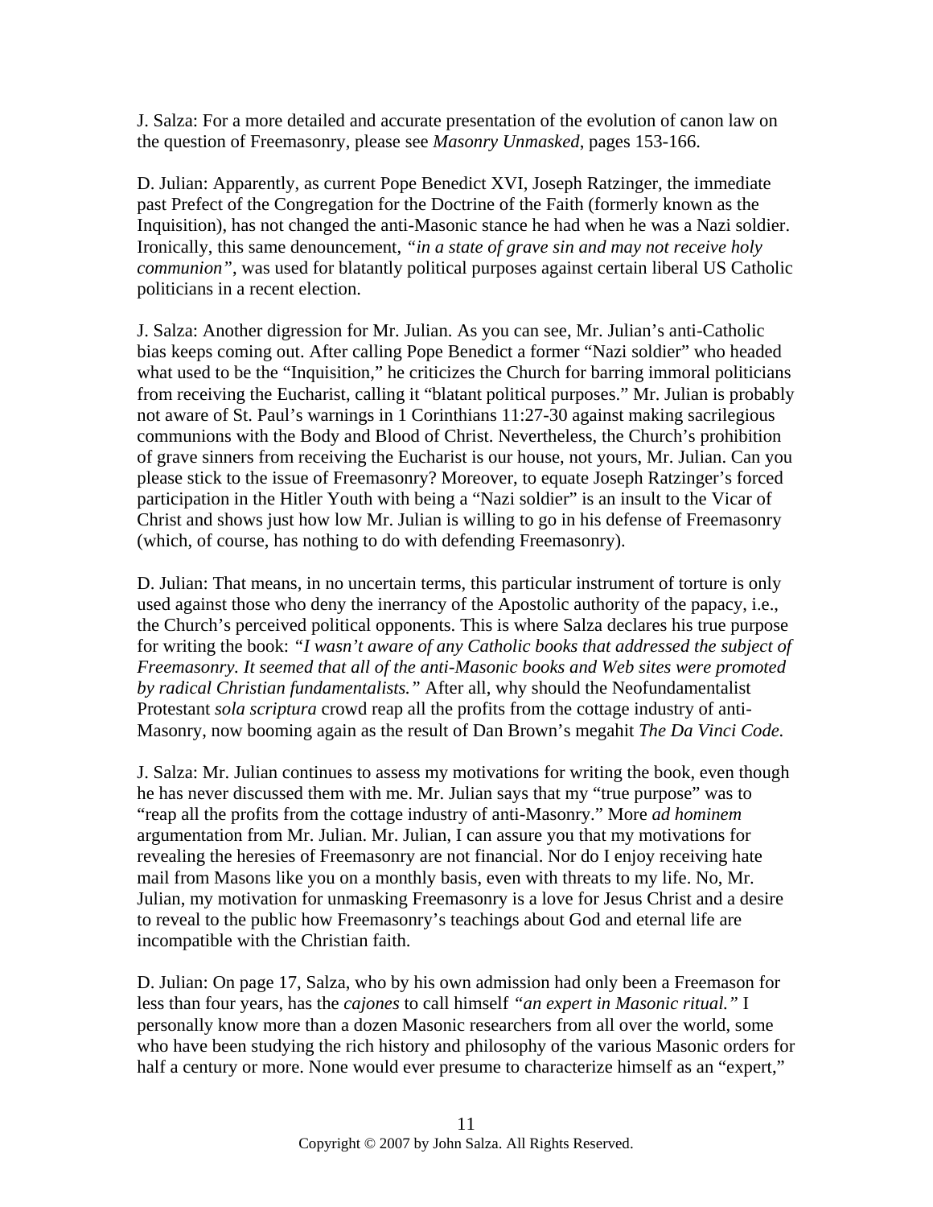J. Salza: For a more detailed and accurate presentation of the evolution of canon law on the question of Freemasonry, please see *Masonry Unmasked*, pages 153-166.

D. Julian: Apparently, as current Pope Benedict XVI, Joseph Ratzinger, the immediate past Prefect of the Congregation for the Doctrine of the Faith (formerly known as the Inquisition), has not changed the anti-Masonic stance he had when he was a Nazi soldier. Ironically, this same denouncement, *"in a state of grave sin and may not receive holy communion"*, was used for blatantly political purposes against certain liberal US Catholic politicians in a recent election.

J. Salza: Another digression for Mr. Julian. As you can see, Mr. Julian's anti-Catholic bias keeps coming out. After calling Pope Benedict a former "Nazi soldier" who headed what used to be the "Inquisition," he criticizes the Church for barring immoral politicians from receiving the Eucharist, calling it "blatant political purposes." Mr. Julian is probably not aware of St. Paul's warnings in 1 Corinthians 11:27-30 against making sacrilegious communions with the Body and Blood of Christ. Nevertheless, the Church's prohibition of grave sinners from receiving the Eucharist is our house, not yours, Mr. Julian. Can you please stick to the issue of Freemasonry? Moreover, to equate Joseph Ratzinger's forced participation in the Hitler Youth with being a "Nazi soldier" is an insult to the Vicar of Christ and shows just how low Mr. Julian is willing to go in his defense of Freemasonry (which, of course, has nothing to do with defending Freemasonry).

D. Julian: That means, in no uncertain terms, this particular instrument of torture is only used against those who deny the inerrancy of the Apostolic authority of the papacy, i.e., the Church's perceived political opponents. This is where Salza declares his true purpose for writing the book: *"I wasn't aware of any Catholic books that addressed the subject of Freemasonry. It seemed that all of the anti-Masonic books and Web sites were promoted by radical Christian fundamentalists."* After all, why should the Neofundamentalist Protestant *sola scriptura* crowd reap all the profits from the cottage industry of anti-Masonry, now booming again as the result of Dan Brown's megahit *The Da Vinci Code.*

J. Salza: Mr. Julian continues to assess my motivations for writing the book, even though he has never discussed them with me. Mr. Julian says that my "true purpose" was to "reap all the profits from the cottage industry of anti-Masonry." More *ad hominem* argumentation from Mr. Julian. Mr. Julian, I can assure you that my motivations for revealing the heresies of Freemasonry are not financial. Nor do I enjoy receiving hate mail from Masons like you on a monthly basis, even with threats to my life. No, Mr. Julian, my motivation for unmasking Freemasonry is a love for Jesus Christ and a desire to reveal to the public how Freemasonry's teachings about God and eternal life are incompatible with the Christian faith.

D. Julian: On page 17, Salza, who by his own admission had only been a Freemason for less than four years, has the *cajones* to call himself *"an expert in Masonic ritual."* I personally know more than a dozen Masonic researchers from all over the world, some who have been studying the rich history and philosophy of the various Masonic orders for half a century or more. None would ever presume to characterize himself as an "expert,"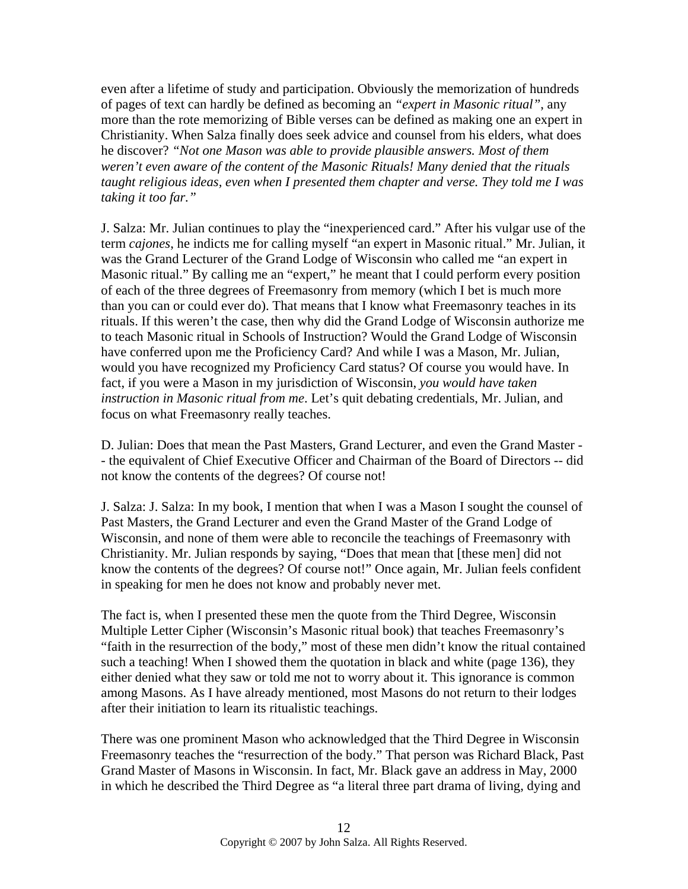even after a lifetime of study and participation. Obviously the memorization of hundreds of pages of text can hardly be defined as becoming an *"expert in Masonic ritual"*, any more than the rote memorizing of Bible verses can be defined as making one an expert in Christianity. When Salza finally does seek advice and counsel from his elders, what does he discover? *"Not one Mason was able to provide plausible answers. Most of them weren't even aware of the content of the Masonic Rituals! Many denied that the rituals taught religious ideas, even when I presented them chapter and verse. They told me I was taking it too far."*

J. Salza: Mr. Julian continues to play the "inexperienced card." After his vulgar use of the term *cajones*, he indicts me for calling myself "an expert in Masonic ritual." Mr. Julian, it was the Grand Lecturer of the Grand Lodge of Wisconsin who called me "an expert in Masonic ritual." By calling me an "expert," he meant that I could perform every position of each of the three degrees of Freemasonry from memory (which I bet is much more than you can or could ever do). That means that I know what Freemasonry teaches in its rituals. If this weren't the case, then why did the Grand Lodge of Wisconsin authorize me to teach Masonic ritual in Schools of Instruction? Would the Grand Lodge of Wisconsin have conferred upon me the Proficiency Card? And while I was a Mason, Mr. Julian, would you have recognized my Proficiency Card status? Of course you would have. In fact, if you were a Mason in my jurisdiction of Wisconsin, *you would have taken instruction in Masonic ritual from me*. Let's quit debating credentials, Mr. Julian, and focus on what Freemasonry really teaches.

D. Julian: Does that mean the Past Masters, Grand Lecturer, and even the Grand Master -- the equivalent of Chief Executive Officer and Chairman of the Board of Directors -- did not know the contents of the degrees? Of course not!

J. Salza: J. Salza: In my book, I mention that when I was a Mason I sought the counsel of Past Masters, the Grand Lecturer and even the Grand Master of the Grand Lodge of Wisconsin, and none of them were able to reconcile the teachings of Freemasonry with Christianity. Mr. Julian responds by saying, "Does that mean that [these men] did not know the contents of the degrees? Of course not!" Once again, Mr. Julian feels confident in speaking for men he does not know and probably never met.

The fact is, when I presented these men the quote from the Third Degree, Wisconsin Multiple Letter Cipher (Wisconsin's Masonic ritual book) that teaches Freemasonry's "faith in the resurrection of the body," most of these men didn't know the ritual contained such a teaching! When I showed them the quotation in black and white (page 136), they either denied what they saw or told me not to worry about it. This ignorance is common among Masons. As I have already mentioned, most Masons do not return to their lodges after their initiation to learn its ritualistic teachings.

There was one prominent Mason who acknowledged that the Third Degree in Wisconsin Freemasonry teaches the "resurrection of the body." That person was Richard Black, Past Grand Master of Masons in Wisconsin. In fact, Mr. Black gave an address in May, 2000 in which he described the Third Degree as "a literal three part drama of living, dying and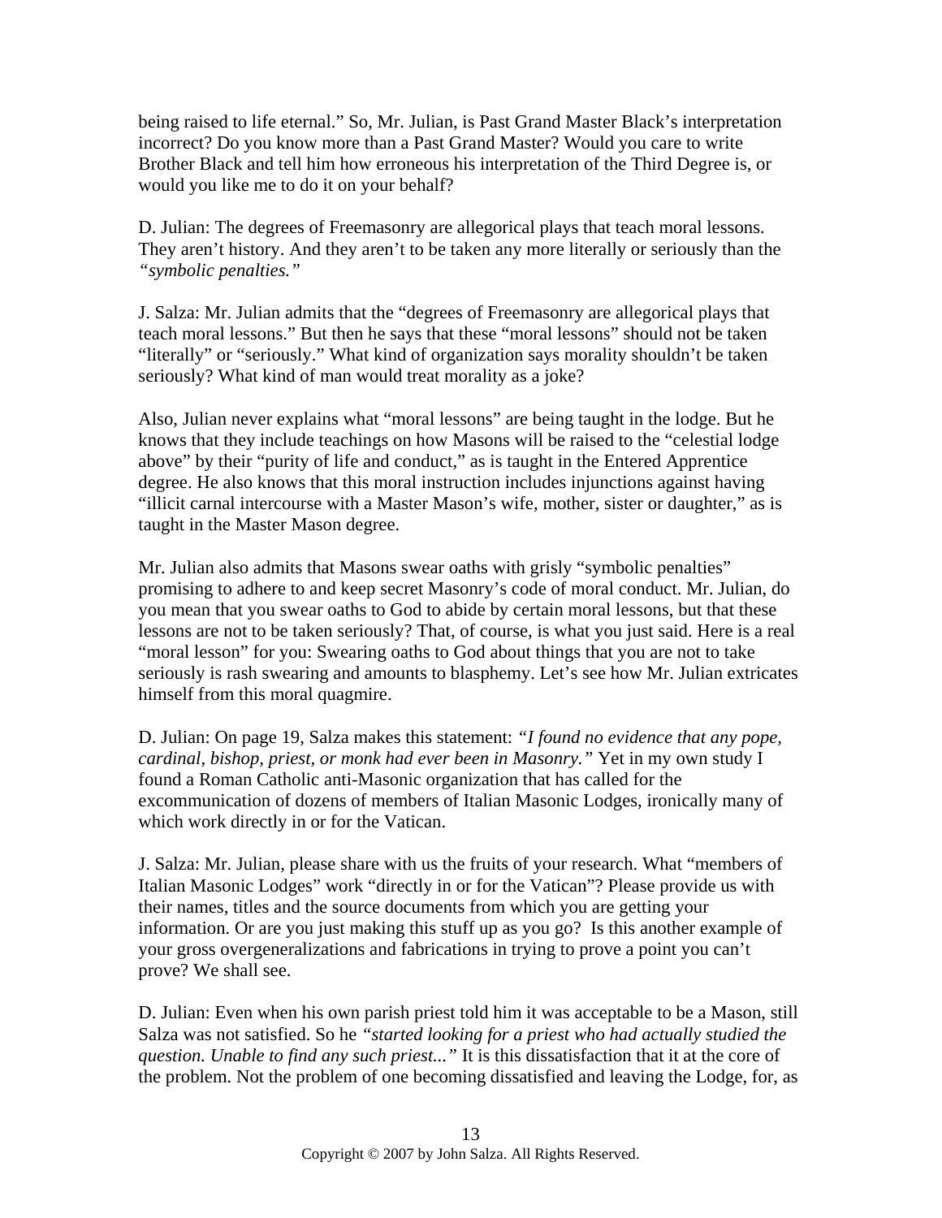being raised to life eternal." So, Mr. Julian, is Past Grand Master Black's interpretation incorrect? Do you know more than a Past Grand Master? Would you care to write Brother Black and tell him how erroneous his interpretation of the Third Degree is, or would you like me to do it on your behalf?

D. Julian: The degrees of Freemasonry are allegorical plays that teach moral lessons. They aren't history. And they aren't to be taken any more literally or seriously than the *"symbolic penalties."*

J. Salza: Mr. Julian admits that the "degrees of Freemasonry are allegorical plays that teach moral lessons." But then he says that these "moral lessons" should not be taken "literally" or "seriously." What kind of organization says morality shouldn't be taken seriously? What kind of man would treat morality as a joke?

Also, Julian never explains what "moral lessons" are being taught in the lodge. But he knows that they include teachings on how Masons will be raised to the "celestial lodge above" by their "purity of life and conduct," as is taught in the Entered Apprentice degree. He also knows that this moral instruction includes injunctions against having "illicit carnal intercourse with a Master Mason's wife, mother, sister or daughter," as is taught in the Master Mason degree.

Mr. Julian also admits that Masons swear oaths with grisly "symbolic penalties" promising to adhere to and keep secret Masonry's code of moral conduct. Mr. Julian, do you mean that you swear oaths to God to abide by certain moral lessons, but that these lessons are not to be taken seriously? That, of course, is what you just said. Here is a real "moral lesson" for you: Swearing oaths to God about things that you are not to take seriously is rash swearing and amounts to blasphemy. Let's see how Mr. Julian extricates himself from this moral quagmire.

D. Julian: On page 19, Salza makes this statement: *"I found no evidence that any pope, cardinal, bishop, priest, or monk had ever been in Masonry."* Yet in my own study I found a Roman Catholic anti-Masonic organization that has called for the excommunication of dozens of members of Italian Masonic Lodges, ironically many of which work directly in or for the Vatican.

J. Salza: Mr. Julian, please share with us the fruits of your research. What "members of Italian Masonic Lodges" work "directly in or for the Vatican"? Please provide us with their names, titles and the source documents from which you are getting your information. Or are you just making this stuff up as you go? Is this another example of your gross overgeneralizations and fabrications in trying to prove a point you can't prove? We shall see.

D. Julian: Even when his own parish priest told him it was acceptable to be a Mason, still Salza was not satisfied. So he *"started looking for a priest who had actually studied the question. Unable to find any such priest..."* It is this dissatisfaction that it at the core of the problem. Not the problem of one becoming dissatisfied and leaving the Lodge, for, as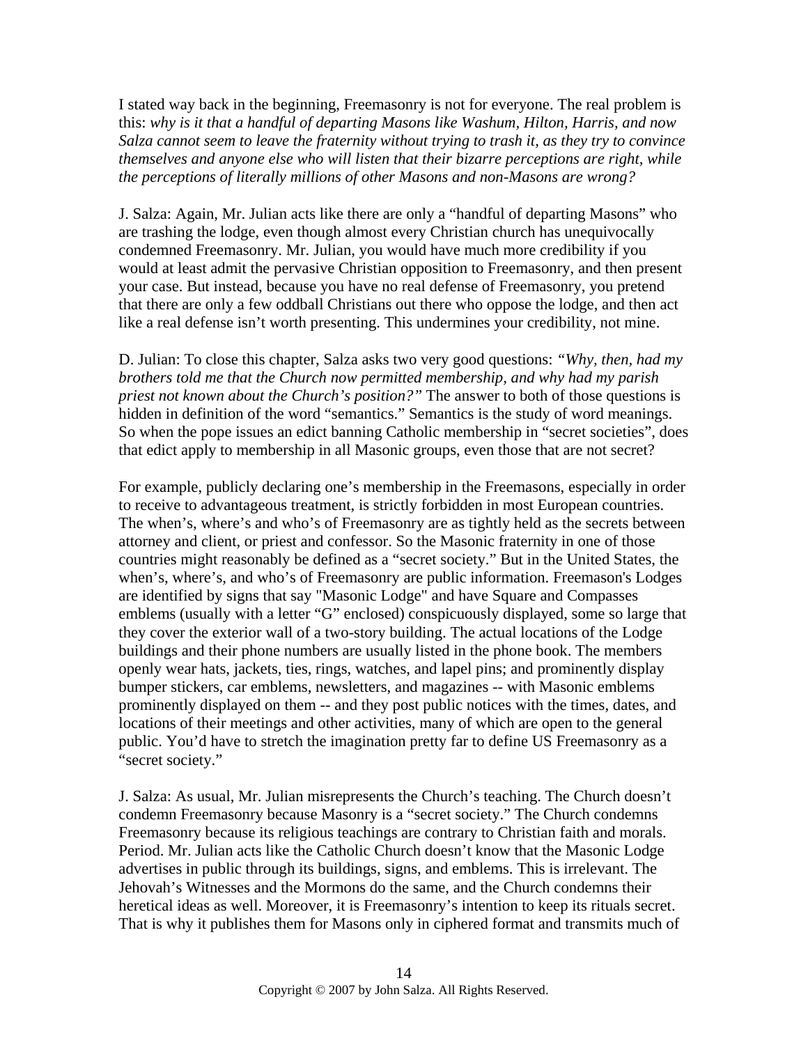I stated way back in the beginning, Freemasonry is not for everyone. The real problem is this: *why is it that a handful of departing Masons like Washum, Hilton, Harris, and now Salza cannot seem to leave the fraternity without trying to trash it, as they try to convince themselves and anyone else who will listen that their bizarre perceptions are right, while the perceptions of literally millions of other Masons and non-Masons are wrong?*

J. Salza: Again, Mr. Julian acts like there are only a "handful of departing Masons" who are trashing the lodge, even though almost every Christian church has unequivocally condemned Freemasonry. Mr. Julian, you would have much more credibility if you would at least admit the pervasive Christian opposition to Freemasonry, and then present your case. But instead, because you have no real defense of Freemasonry, you pretend that there are only a few oddball Christians out there who oppose the lodge, and then act like a real defense isn't worth presenting. This undermines your credibility, not mine.

D. Julian: To close this chapter, Salza asks two very good questions: *"Why, then, had my brothers told me that the Church now permitted membership, and why had my parish priest not known about the Church's position?"* The answer to both of those questions is hidden in definition of the word "semantics." Semantics is the study of word meanings. So when the pope issues an edict banning Catholic membership in "secret societies", does that edict apply to membership in all Masonic groups, even those that are not secret?

For example, publicly declaring one's membership in the Freemasons, especially in order to receive to advantageous treatment, is strictly forbidden in most European countries. The when's, where's and who's of Freemasonry are as tightly held as the secrets between attorney and client, or priest and confessor. So the Masonic fraternity in one of those countries might reasonably be defined as a "secret society." But in the United States, the when's, where's, and who's of Freemasonry are public information. Freemason's Lodges are identified by signs that say "Masonic Lodge" and have Square and Compasses emblems (usually with a letter "G" enclosed) conspicuously displayed, some so large that they cover the exterior wall of a two-story building. The actual locations of the Lodge buildings and their phone numbers are usually listed in the phone book. The members openly wear hats, jackets, ties, rings, watches, and lapel pins; and prominently display bumper stickers, car emblems, newsletters, and magazines -- with Masonic emblems prominently displayed on them -- and they post public notices with the times, dates, and locations of their meetings and other activities, many of which are open to the general public. You'd have to stretch the imagination pretty far to define US Freemasonry as a "secret society."

J. Salza: As usual, Mr. Julian misrepresents the Church's teaching. The Church doesn't condemn Freemasonry because Masonry is a "secret society." The Church condemns Freemasonry because its religious teachings are contrary to Christian faith and morals. Period. Mr. Julian acts like the Catholic Church doesn't know that the Masonic Lodge advertises in public through its buildings, signs, and emblems. This is irrelevant. The Jehovah's Witnesses and the Mormons do the same, and the Church condemns their heretical ideas as well. Moreover, it is Freemasonry's intention to keep its rituals secret. That is why it publishes them for Masons only in ciphered format and transmits much of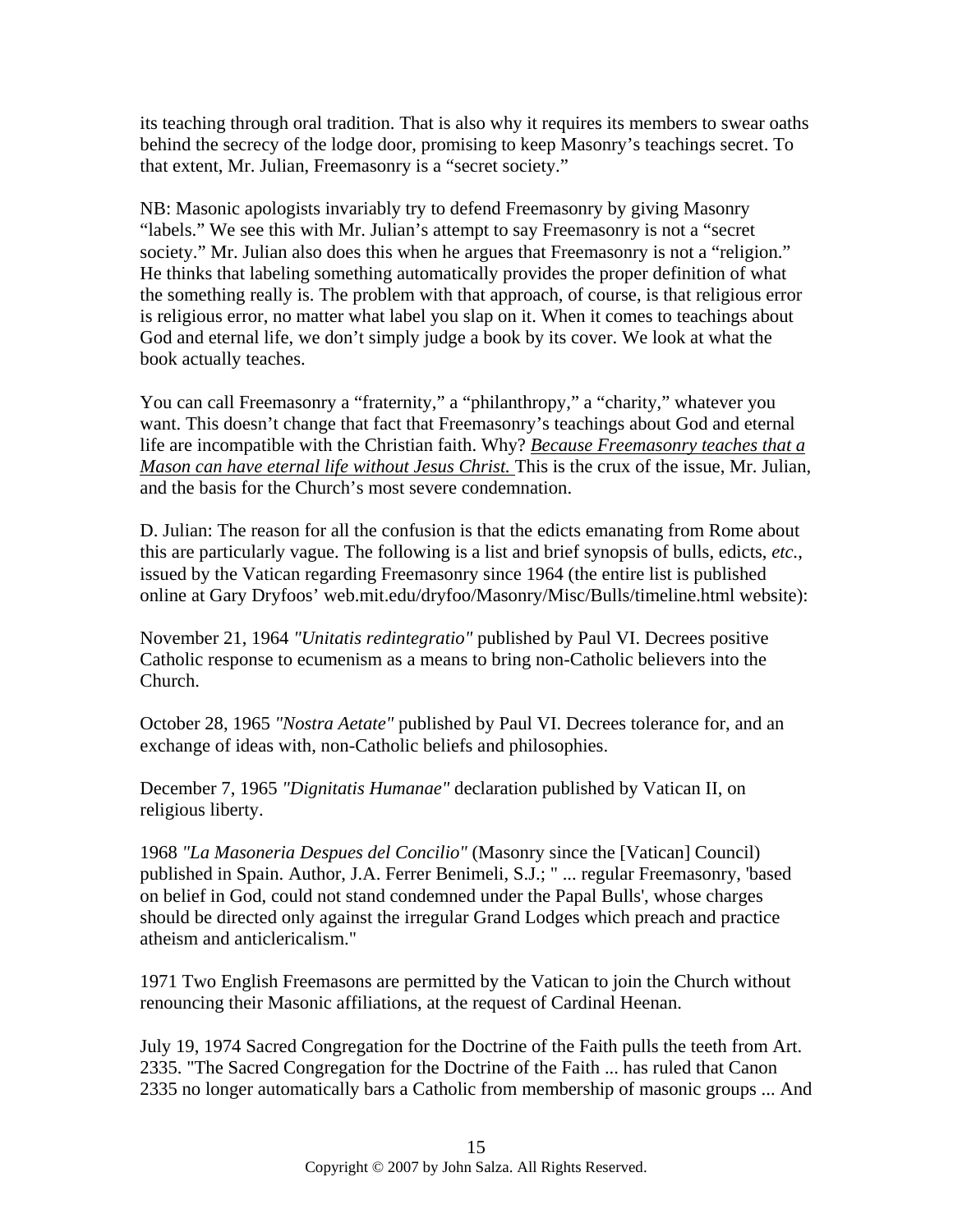its teaching through oral tradition. That is also why it requires its members to swear oaths behind the secrecy of the lodge door, promising to keep Masonry's teachings secret. To that extent, Mr. Julian, Freemasonry is a "secret society."

NB: Masonic apologists invariably try to defend Freemasonry by giving Masonry "labels." We see this with Mr. Julian's attempt to say Freemasonry is not a "secret society." Mr. Julian also does this when he argues that Freemasonry is not a "religion." He thinks that labeling something automatically provides the proper definition of what the something really is. The problem with that approach, of course, is that religious error is religious error, no matter what label you slap on it. When it comes to teachings about God and eternal life, we don't simply judge a book by its cover. We look at what the book actually teaches.

You can call Freemasonry a "fraternity," a "philanthropy," a "charity," whatever you want. This doesn't change that fact that Freemasonry's teachings about God and eternal life are incompatible with the Christian faith. Why? *Because Freemasonry teaches that a Mason can have eternal life without Jesus Christ.* This is the crux of the issue, Mr. Julian, and the basis for the Church's most severe condemnation.

D. Julian: The reason for all the confusion is that the edicts emanating from Rome about this are particularly vague. The following is a list and brief synopsis of bulls, edicts, *etc.*, issued by the Vatican regarding Freemasonry since 1964 (the entire list is published online at Gary Dryfoos' web.mit.edu/dryfoo/Masonry/Misc/Bulls/timeline.html website):

November 21, 1964 *"Unitatis redintegratio"* published by Paul VI. Decrees positive Catholic response to ecumenism as a means to bring non-Catholic believers into the Church.

October 28, 1965 *"Nostra Aetate"* published by Paul VI. Decrees tolerance for, and an exchange of ideas with, non-Catholic beliefs and philosophies.

December 7, 1965 *"Dignitatis Humanae"* declaration published by Vatican II, on religious liberty.

1968 *"La Masoneria Despues del Concilio"* (Masonry since the [Vatican] Council) published in Spain. Author, J.A. Ferrer Benimeli, S.J.; " ... regular Freemasonry, 'based on belief in God, could not stand condemned under the Papal Bulls', whose charges should be directed only against the irregular Grand Lodges which preach and practice atheism and anticlericalism."

1971 Two English Freemasons are permitted by the Vatican to join the Church without renouncing their Masonic affiliations, at the request of Cardinal Heenan.

July 19, 1974 Sacred Congregation for the Doctrine of the Faith pulls the teeth from Art. 2335. "The Sacred Congregation for the Doctrine of the Faith ... has ruled that Canon 2335 no longer automatically bars a Catholic from membership of masonic groups ... And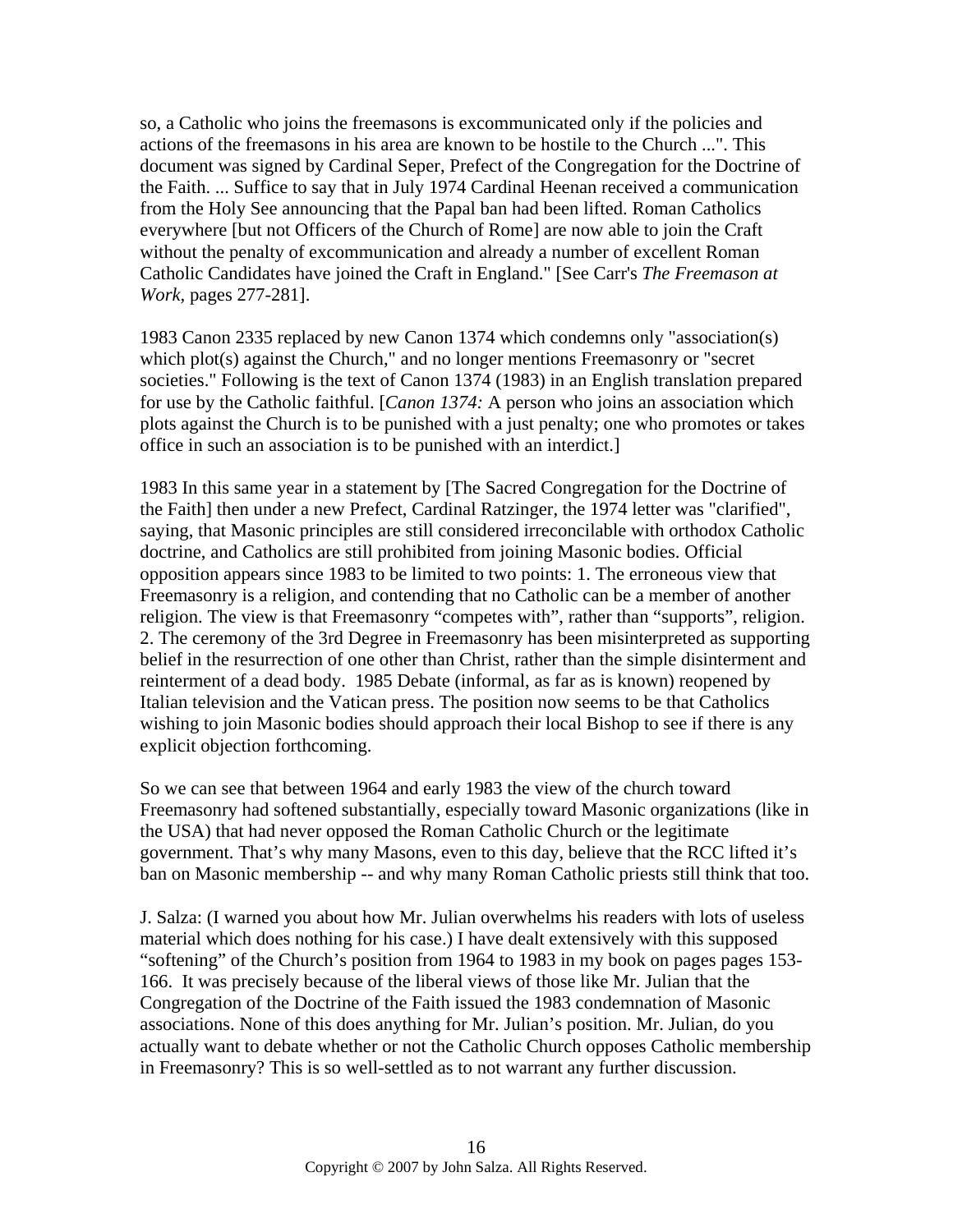so, a Catholic who joins the freemasons is excommunicated only if the policies and actions of the freemasons in his area are known to be hostile to the Church ...". This document was signed by Cardinal Seper, Prefect of the Congregation for the Doctrine of the Faith. ... Suffice to say that in July 1974 Cardinal Heenan received a communication from the Holy See announcing that the Papal ban had been lifted. Roman Catholics everywhere [but not Officers of the Church of Rome] are now able to join the Craft without the penalty of excommunication and already a number of excellent Roman Catholic Candidates have joined the Craft in England." [See Carr's *The Freemason at Work,* pages 277-281].

1983 Canon 2335 replaced by new Canon 1374 which condemns only "association(s) which plot(s) against the Church," and no longer mentions Freemasonry or "secret societies." Following is the text of Canon 1374 (1983) in an English translation prepared for use by the Catholic faithful. [*Canon 1374:* A person who joins an association which plots against the Church is to be punished with a just penalty; one who promotes or takes office in such an association is to be punished with an interdict.]

1983 In this same year in a statement by [The Sacred Congregation for the Doctrine of the Faith] then under a new Prefect, Cardinal Ratzinger, the 1974 letter was "clarified", saying, that Masonic principles are still considered irreconcilable with orthodox Catholic doctrine, and Catholics are still prohibited from joining Masonic bodies. Official opposition appears since 1983 to be limited to two points: 1. The erroneous view that Freemasonry is a religion, and contending that no Catholic can be a member of another religion. The view is that Freemasonry "competes with", rather than "supports", religion. 2. The ceremony of the 3rd Degree in Freemasonry has been misinterpreted as supporting belief in the resurrection of one other than Christ, rather than the simple disinterment and reinterment of a dead body. 1985 Debate (informal, as far as is known) reopened by Italian television and the Vatican press. The position now seems to be that Catholics wishing to join Masonic bodies should approach their local Bishop to see if there is any explicit objection forthcoming.

So we can see that between 1964 and early 1983 the view of the church toward Freemasonry had softened substantially, especially toward Masonic organizations (like in the USA) that had never opposed the Roman Catholic Church or the legitimate government. That's why many Masons, even to this day, believe that the RCC lifted it's ban on Masonic membership -- and why many Roman Catholic priests still think that too.

J. Salza: (I warned you about how Mr. Julian overwhelms his readers with lots of useless material which does nothing for his case.) I have dealt extensively with this supposed "softening" of the Church's position from 1964 to 1983 in my book on pages pages 153-166. It was precisely because of the liberal views of those like Mr. Julian that the Congregation of the Doctrine of the Faith issued the 1983 condemnation of Masonic associations. None of this does anything for Mr. Julian's position. Mr. Julian, do you actually want to debate whether or not the Catholic Church opposes Catholic membership in Freemasonry? This is so well-settled as to not warrant any further discussion.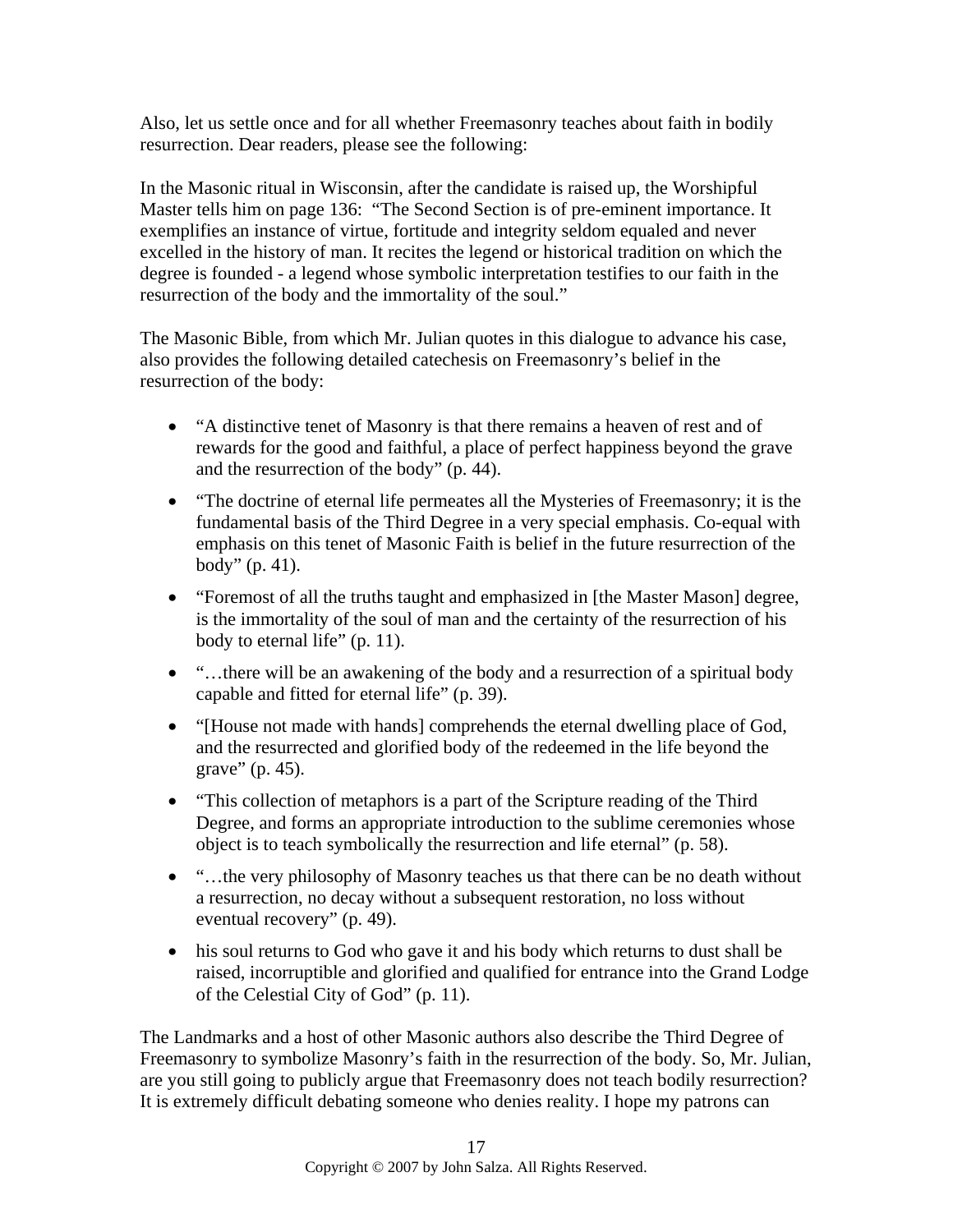Also, let us settle once and for all whether Freemasonry teaches about faith in bodily resurrection. Dear readers, please see the following:

In the Masonic ritual in Wisconsin, after the candidate is raised up, the Worshipful Master tells him on page 136: "The Second Section is of pre-eminent importance. It exemplifies an instance of virtue, fortitude and integrity seldom equaled and never excelled in the history of man. It recites the legend or historical tradition on which the degree is founded - a legend whose symbolic interpretation testifies to our faith in the resurrection of the body and the immortality of the soul."

The Masonic Bible, from which Mr. Julian quotes in this dialogue to advance his case, also provides the following detailed catechesis on Freemasonry's belief in the resurrection of the body:

- "A distinctive tenet of Masonry is that there remains a heaven of rest and of rewards for the good and faithful, a place of perfect happiness beyond the grave and the resurrection of the body" (p. 44).
- "The doctrine of eternal life permeates all the Mysteries of Freemasonry; it is the fundamental basis of the Third Degree in a very special emphasis. Co-equal with emphasis on this tenet of Masonic Faith is belief in the future resurrection of the body" (p. 41).
- "Foremost of all the truths taught and emphasized in [the Master Mason] degree, is the immortality of the soul of man and the certainty of the resurrection of his body to eternal life" (p. 11).
- "…there will be an awakening of the body and a resurrection of a spiritual body capable and fitted for eternal life" (p. 39).
- "[House not made with hands] comprehends the eternal dwelling place of God, and the resurrected and glorified body of the redeemed in the life beyond the grave" (p. 45).
- "This collection of metaphors is a part of the Scripture reading of the Third Degree, and forms an appropriate introduction to the sublime ceremonies whose object is to teach symbolically the resurrection and life eternal" (p. 58).
- "…the very philosophy of Masonry teaches us that there can be no death without a resurrection, no decay without a subsequent restoration, no loss without eventual recovery" (p. 49).
- his soul returns to God who gave it and his body which returns to dust shall be raised, incorruptible and glorified and qualified for entrance into the Grand Lodge of the Celestial City of God" (p. 11).

The Landmarks and a host of other Masonic authors also describe the Third Degree of Freemasonry to symbolize Masonry's faith in the resurrection of the body. So, Mr. Julian, are you still going to publicly argue that Freemasonry does not teach bodily resurrection? It is extremely difficult debating someone who denies reality. I hope my patrons can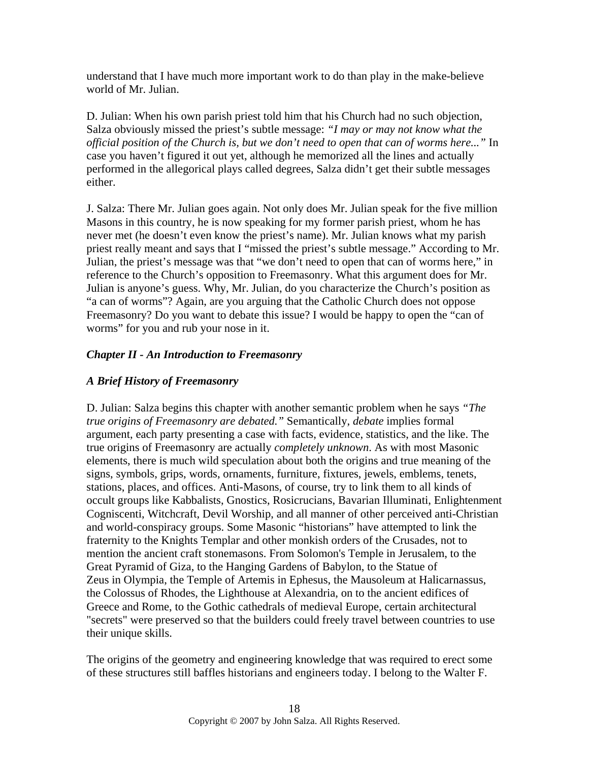understand that I have much more important work to do than play in the make-believe world of Mr. Julian.

D. Julian: When his own parish priest told him that his Church had no such objection, Salza obviously missed the priest's subtle message: *"I may or may not know what the official position of the Church is, but we don't need to open that can of worms here..."* In case you haven't figured it out yet, although he memorized all the lines and actually performed in the allegorical plays called degrees, Salza didn't get their subtle messages either.

J. Salza: There Mr. Julian goes again. Not only does Mr. Julian speak for the five million Masons in this country, he is now speaking for my former parish priest, whom he has never met (he doesn't even know the priest's name). Mr. Julian knows what my parish priest really meant and says that I "missed the priest's subtle message." According to Mr. Julian, the priest's message was that "we don't need to open that can of worms here," in reference to the Church's opposition to Freemasonry. What this argument does for Mr. Julian is anyone's guess. Why, Mr. Julian, do you characterize the Church's position as "a can of worms"? Again, are you arguing that the Catholic Church does not oppose Freemasonry? Do you want to debate this issue? I would be happy to open the "can of worms" for you and rub your nose in it.

## *Chapter II - An Introduction to Freemasonry*

### *A Brief History of Freemasonry*

D. Julian: Salza begins this chapter with another semantic problem when he says *"The true origins of Freemasonry are debated."* Semantically, *debate* implies formal argument, each party presenting a case with facts, evidence, statistics, and the like. The true origins of Freemasonry are actually *completely unknown*. As with most Masonic elements, there is much wild speculation about both the origins and true meaning of the signs, symbols, grips, words, ornaments, furniture, fixtures, jewels, emblems, tenets, stations, places, and offices. Anti-Masons, of course, try to link them to all kinds of occult groups like Kabbalists, Gnostics, Rosicrucians, Bavarian Illuminati, Enlightenment Cogniscenti, Witchcraft, Devil Worship, and all manner of other perceived anti-Christian and world-conspiracy groups. Some Masonic "historians" have attempted to link the fraternity to the Knights Templar and other monkish orders of the Crusades, not to mention the ancient craft stonemasons. From Solomon's Temple in Jerusalem, to the Great Pyramid of Giza, to the Hanging Gardens of Babylon, to the Statue of Zeus in Olympia, the Temple of Artemis in Ephesus, the Mausoleum at Halicarnassus, the Colossus of Rhodes, the Lighthouse at Alexandria, on to the ancient edifices of Greece and Rome, to the Gothic cathedrals of medieval Europe, certain architectural "secrets" were preserved so that the builders could freely travel between countries to use their unique skills.

The origins of the geometry and engineering knowledge that was required to erect some of these structures still baffles historians and engineers today. I belong to the Walter F.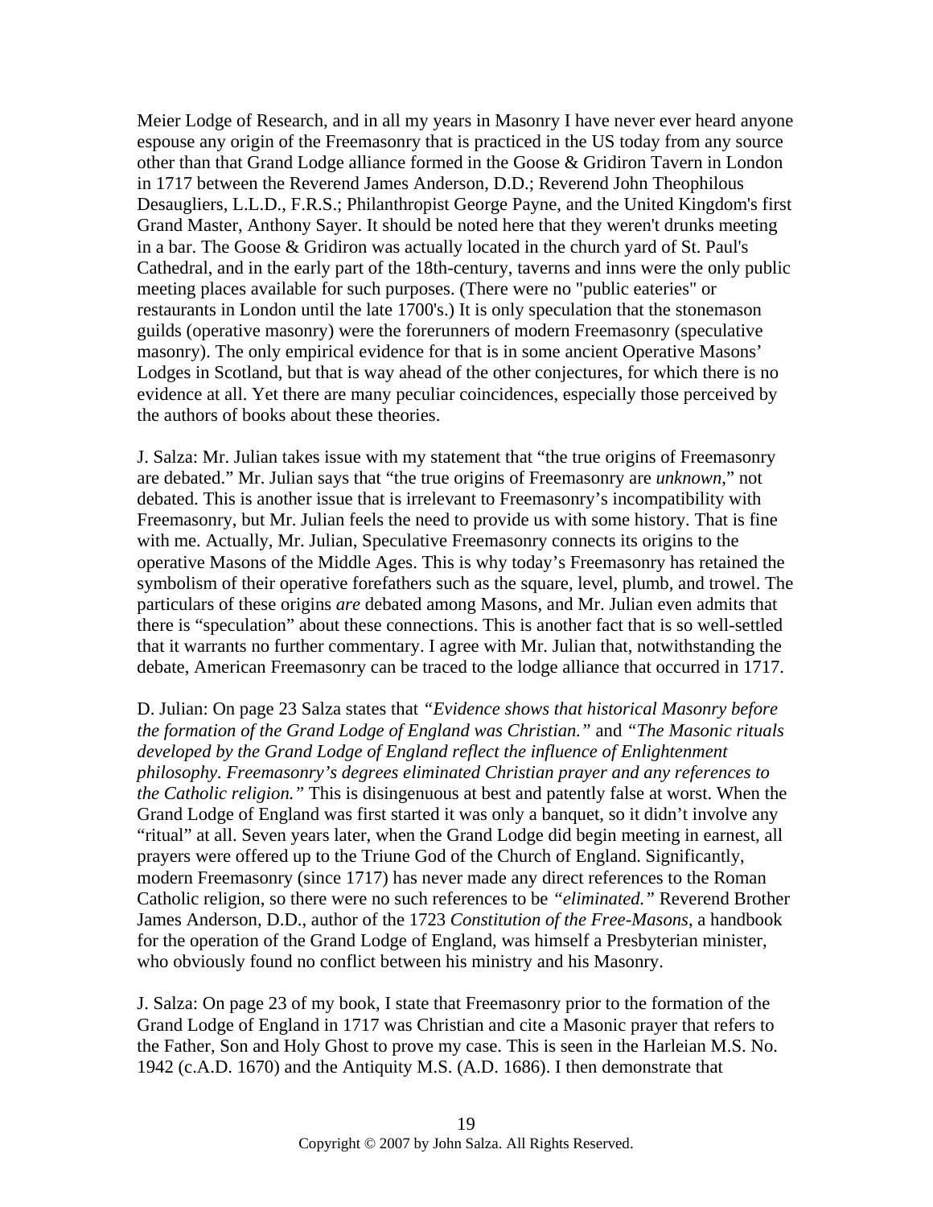Meier Lodge of Research, and in all my years in Masonry I have never ever heard anyone espouse any origin of the Freemasonry that is practiced in the US today from any source other than that Grand Lodge alliance formed in the Goose & Gridiron Tavern in London in 1717 between the Reverend James Anderson, D.D.; Reverend John Theophilous Desaugliers, L.L.D., F.R.S.; Philanthropist George Payne, and the United Kingdom's first Grand Master, Anthony Sayer. It should be noted here that they weren't drunks meeting in a bar. The Goose & Gridiron was actually located in the church yard of St. Paul's Cathedral, and in the early part of the 18th-century, taverns and inns were the only public meeting places available for such purposes. (There were no "public eateries" or restaurants in London until the late 1700's.) It is only speculation that the stonemason guilds (operative masonry) were the forerunners of modern Freemasonry (speculative masonry). The only empirical evidence for that is in some ancient Operative Masons' Lodges in Scotland, but that is way ahead of the other conjectures, for which there is no evidence at all. Yet there are many peculiar coincidences, especially those perceived by the authors of books about these theories.

J. Salza: Mr. Julian takes issue with my statement that "the true origins of Freemasonry are debated." Mr. Julian says that "the true origins of Freemasonry are *unknown*," not debated. This is another issue that is irrelevant to Freemasonry's incompatibility with Freemasonry, but Mr. Julian feels the need to provide us with some history. That is fine with me. Actually, Mr. Julian, Speculative Freemasonry connects its origins to the operative Masons of the Middle Ages. This is why today's Freemasonry has retained the symbolism of their operative forefathers such as the square, level, plumb, and trowel. The particulars of these origins *are* debated among Masons, and Mr. Julian even admits that there is "speculation" about these connections. This is another fact that is so well-settled that it warrants no further commentary. I agree with Mr. Julian that, notwithstanding the debate, American Freemasonry can be traced to the lodge alliance that occurred in 1717.

D. Julian: On page 23 Salza states that *"Evidence shows that historical Masonry before the formation of the Grand Lodge of England was Christian."* and *"The Masonic rituals developed by the Grand Lodge of England reflect the influence of Enlightenment philosophy. Freemasonry's degrees eliminated Christian prayer and any references to the Catholic religion."* This is disingenuous at best and patently false at worst. When the Grand Lodge of England was first started it was only a banquet, so it didn't involve any "ritual" at all. Seven years later, when the Grand Lodge did begin meeting in earnest, all prayers were offered up to the Triune God of the Church of England. Significantly, modern Freemasonry (since 1717) has never made any direct references to the Roman Catholic religion, so there were no such references to be *"eliminated."* Reverend Brother James Anderson, D.D., author of the 1723 *Constitution of the Free-Masons*, a handbook for the operation of the Grand Lodge of England, was himself a Presbyterian minister, who obviously found no conflict between his ministry and his Masonry.

J. Salza: On page 23 of my book, I state that Freemasonry prior to the formation of the Grand Lodge of England in 1717 was Christian and cite a Masonic prayer that refers to the Father, Son and Holy Ghost to prove my case. This is seen in the Harleian M.S. No. 1942 (c.A.D. 1670) and the Antiquity M.S. (A.D. 1686). I then demonstrate that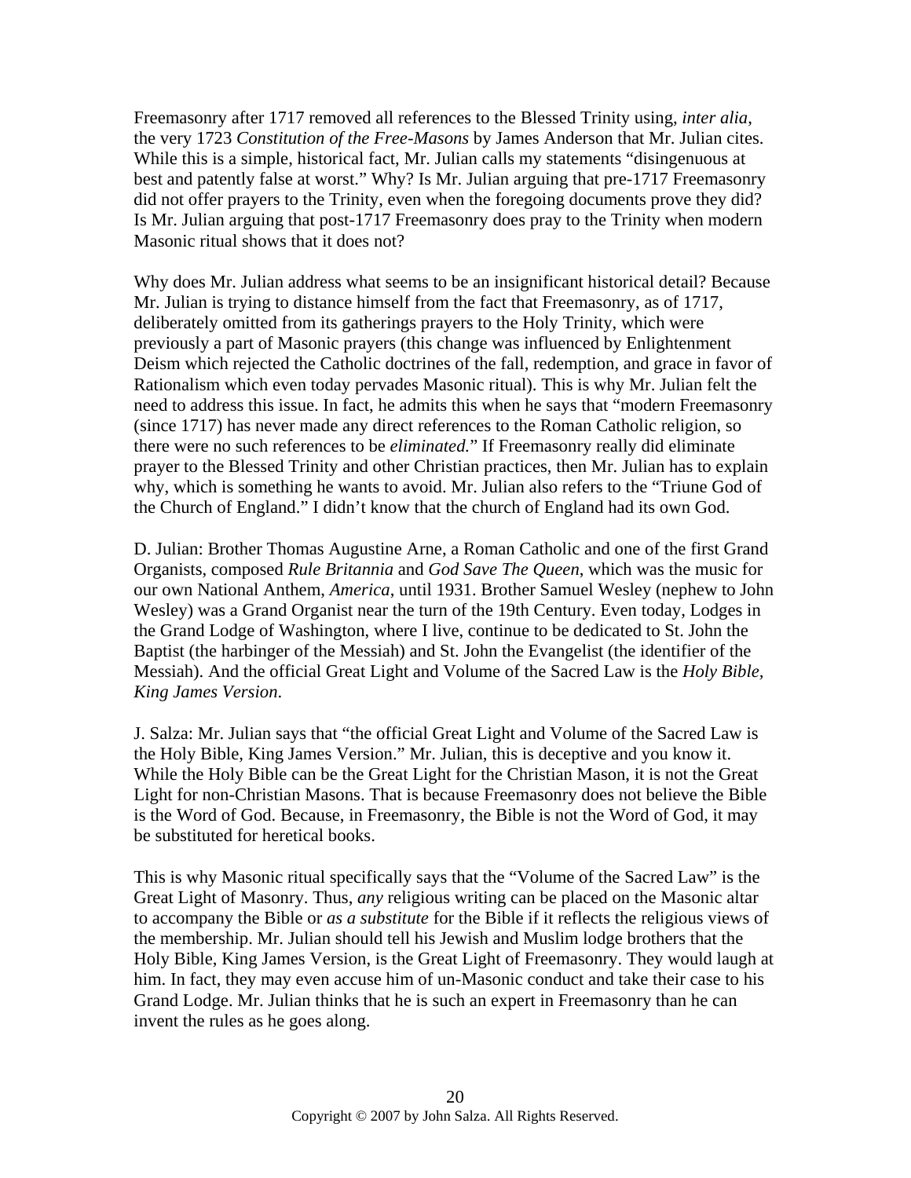Freemasonry after 1717 removed all references to the Blessed Trinity using, *inter alia*, the very 1723 *Constitution of the Free-Masons* by James Anderson that Mr. Julian cites. While this is a simple, historical fact, Mr. Julian calls my statements "disingenuous at best and patently false at worst." Why? Is Mr. Julian arguing that pre-1717 Freemasonry did not offer prayers to the Trinity, even when the foregoing documents prove they did? Is Mr. Julian arguing that post-1717 Freemasonry does pray to the Trinity when modern Masonic ritual shows that it does not?

Why does Mr. Julian address what seems to be an insignificant historical detail? Because Mr. Julian is trying to distance himself from the fact that Freemasonry, as of 1717, deliberately omitted from its gatherings prayers to the Holy Trinity, which were previously a part of Masonic prayers (this change was influenced by Enlightenment Deism which rejected the Catholic doctrines of the fall, redemption, and grace in favor of Rationalism which even today pervades Masonic ritual). This is why Mr. Julian felt the need to address this issue. In fact, he admits this when he says that "modern Freemasonry (since 1717) has never made any direct references to the Roman Catholic religion, so there were no such references to be *eliminated*." If Freemasonry really did eliminate prayer to the Blessed Trinity and other Christian practices, then Mr. Julian has to explain why, which is something he wants to avoid. Mr. Julian also refers to the "Triune God of the Church of England." I didn't know that the church of England had its own God.

D. Julian: Brother Thomas Augustine Arne, a Roman Catholic and one of the first Grand Organists, composed *Rule Britannia* and *God Save The Queen*, which was the music for our own National Anthem, *America*, until 1931. Brother Samuel Wesley (nephew to John Wesley) was a Grand Organist near the turn of the 19th Century. Even today, Lodges in the Grand Lodge of Washington, where I live, continue to be dedicated to St. John the Baptist (the harbinger of the Messiah) and St. John the Evangelist (the identifier of the Messiah). And the official Great Light and Volume of the Sacred Law is the *Holy Bible, King James Version*.

J. Salza: Mr. Julian says that "the official Great Light and Volume of the Sacred Law is the Holy Bible, King James Version." Mr. Julian, this is deceptive and you know it. While the Holy Bible can be the Great Light for the Christian Mason, it is not the Great Light for non-Christian Masons. That is because Freemasonry does not believe the Bible is the Word of God. Because, in Freemasonry, the Bible is not the Word of God, it may be substituted for heretical books.

This is why Masonic ritual specifically says that the "Volume of the Sacred Law" is the Great Light of Masonry. Thus, *any* religious writing can be placed on the Masonic altar to accompany the Bible or *as a substitute* for the Bible if it reflects the religious views of the membership. Mr. Julian should tell his Jewish and Muslim lodge brothers that the Holy Bible, King James Version, is the Great Light of Freemasonry. They would laugh at him. In fact, they may even accuse him of un-Masonic conduct and take their case to his Grand Lodge. Mr. Julian thinks that he is such an expert in Freemasonry than he can invent the rules as he goes along.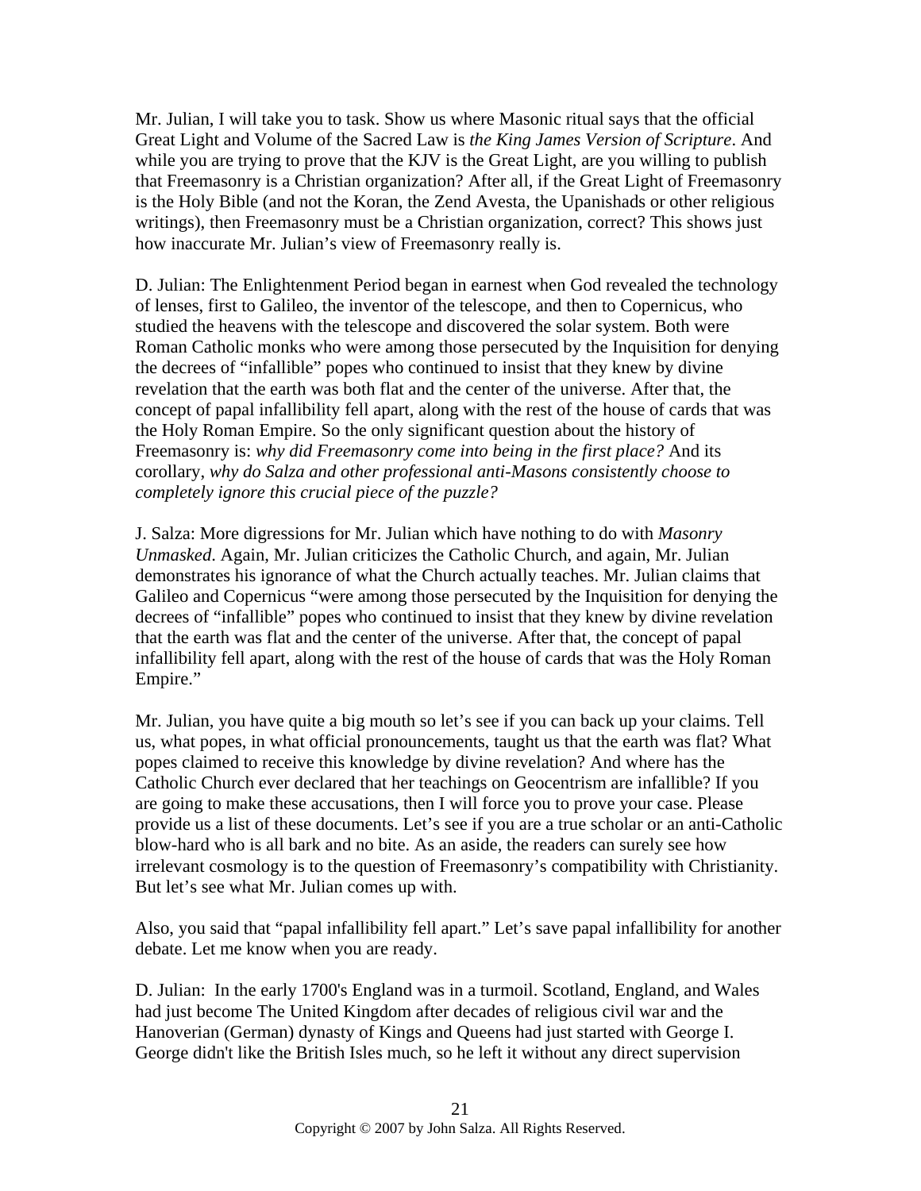Mr. Julian, I will take you to task. Show us where Masonic ritual says that the official Great Light and Volume of the Sacred Law is *the King James Version of Scripture*. And while you are trying to prove that the KJV is the Great Light, are you willing to publish that Freemasonry is a Christian organization? After all, if the Great Light of Freemasonry is the Holy Bible (and not the Koran, the Zend Avesta, the Upanishads or other religious writings), then Freemasonry must be a Christian organization, correct? This shows just how inaccurate Mr. Julian's view of Freemasonry really is.

D. Julian: The Enlightenment Period began in earnest when God revealed the technology of lenses, first to Galileo, the inventor of the telescope, and then to Copernicus, who studied the heavens with the telescope and discovered the solar system. Both were Roman Catholic monks who were among those persecuted by the Inquisition for denying the decrees of "infallible" popes who continued to insist that they knew by divine revelation that the earth was both flat and the center of the universe. After that, the concept of papal infallibility fell apart, along with the rest of the house of cards that was the Holy Roman Empire. So the only significant question about the history of Freemasonry is: *why did Freemasonry come into being in the first place?* And its corollary, *why do Salza and other professional anti-Masons consistently choose to completely ignore this crucial piece of the puzzle?*

J. Salza: More digressions for Mr. Julian which have nothing to do with *Masonry Unmasked*. Again, Mr. Julian criticizes the Catholic Church, and again, Mr. Julian demonstrates his ignorance of what the Church actually teaches. Mr. Julian claims that Galileo and Copernicus "were among those persecuted by the Inquisition for denying the decrees of "infallible" popes who continued to insist that they knew by divine revelation that the earth was flat and the center of the universe. After that, the concept of papal infallibility fell apart, along with the rest of the house of cards that was the Holy Roman Empire."

Mr. Julian, you have quite a big mouth so let's see if you can back up your claims. Tell us, what popes, in what official pronouncements, taught us that the earth was flat? What popes claimed to receive this knowledge by divine revelation? And where has the Catholic Church ever declared that her teachings on Geocentrism are infallible? If you are going to make these accusations, then I will force you to prove your case. Please provide us a list of these documents. Let's see if you are a true scholar or an anti-Catholic blow-hard who is all bark and no bite. As an aside, the readers can surely see how irrelevant cosmology is to the question of Freemasonry's compatibility with Christianity. But let's see what Mr. Julian comes up with.

Also, you said that "papal infallibility fell apart." Let's save papal infallibility for another debate. Let me know when you are ready.

D. Julian: In the early 1700's England was in a turmoil. Scotland, England, and Wales had just become The United Kingdom after decades of religious civil war and the Hanoverian (German) dynasty of Kings and Queens had just started with George I. George didn't like the British Isles much, so he left it without any direct supervision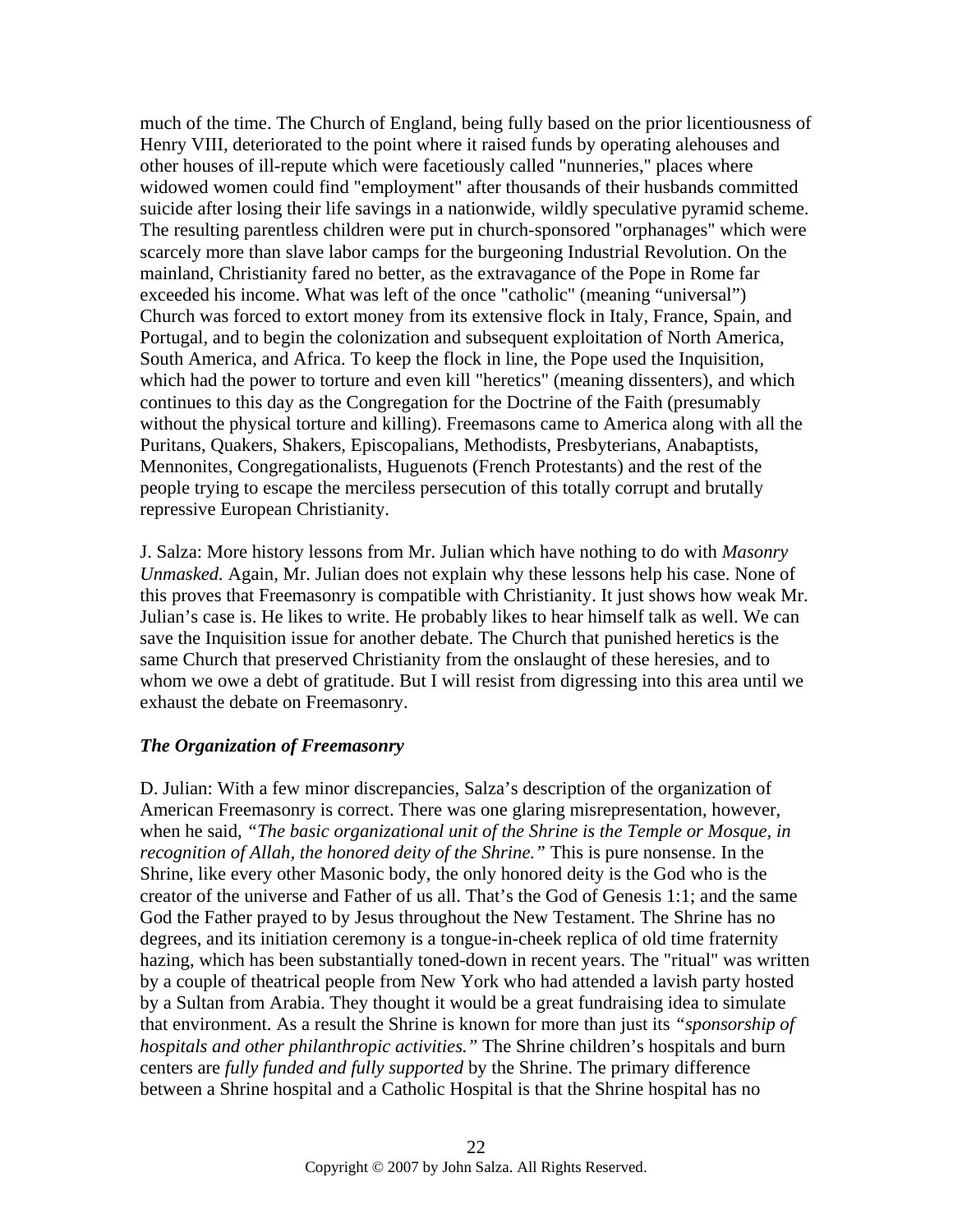much of the time. The Church of England, being fully based on the prior licentiousness of Henry VIII, deteriorated to the point where it raised funds by operating alehouses and other houses of ill-repute which were facetiously called "nunneries," places where widowed women could find "employment" after thousands of their husbands committed suicide after losing their life savings in a nationwide, wildly speculative pyramid scheme. The resulting parentless children were put in church-sponsored "orphanages" which were scarcely more than slave labor camps for the burgeoning Industrial Revolution. On the mainland, Christianity fared no better, as the extravagance of the Pope in Rome far exceeded his income. What was left of the once "catholic" (meaning "universal") Church was forced to extort money from its extensive flock in Italy, France, Spain, and Portugal, and to begin the colonization and subsequent exploitation of North America, South America, and Africa. To keep the flock in line, the Pope used the Inquisition, which had the power to torture and even kill "heretics" (meaning dissenters), and which continues to this day as the Congregation for the Doctrine of the Faith (presumably without the physical torture and killing). Freemasons came to America along with all the Puritans, Quakers, Shakers, Episcopalians, Methodists, Presbyterians, Anabaptists, Mennonites, Congregationalists, Huguenots (French Protestants) and the rest of the people trying to escape the merciless persecution of this totally corrupt and brutally repressive European Christianity.

J. Salza: More history lessons from Mr. Julian which have nothing to do with *Masonry Unmasked.* Again, Mr. Julian does not explain why these lessons help his case. None of this proves that Freemasonry is compatible with Christianity. It just shows how weak Mr. Julian's case is. He likes to write. He probably likes to hear himself talk as well. We can save the Inquisition issue for another debate. The Church that punished heretics is the same Church that preserved Christianity from the onslaught of these heresies, and to whom we owe a debt of gratitude. But I will resist from digressing into this area until we exhaust the debate on Freemasonry.

### *The Organization of Freemasonry*

D. Julian: With a few minor discrepancies, Salza's description of the organization of American Freemasonry is correct. There was one glaring misrepresentation, however, when he said, *"The basic organizational unit of the Shrine is the Temple or Mosque, in recognition of Allah, the honored deity of the Shrine."* This is pure nonsense. In the Shrine, like every other Masonic body, the only honored deity is the God who is the creator of the universe and Father of us all. That's the God of Genesis 1:1; and the same God the Father prayed to by Jesus throughout the New Testament. The Shrine has no degrees, and its initiation ceremony is a tongue-in-cheek replica of old time fraternity hazing, which has been substantially toned-down in recent years. The "ritual" was written by a couple of theatrical people from New York who had attended a lavish party hosted by a Sultan from Arabia. They thought it would be a great fundraising idea to simulate that environment. As a result the Shrine is known for more than just its *"sponsorship of hospitals and other philanthropic activities."* The Shrine children's hospitals and burn centers are *fully funded and fully supported* by the Shrine. The primary difference between a Shrine hospital and a Catholic Hospital is that the Shrine hospital has no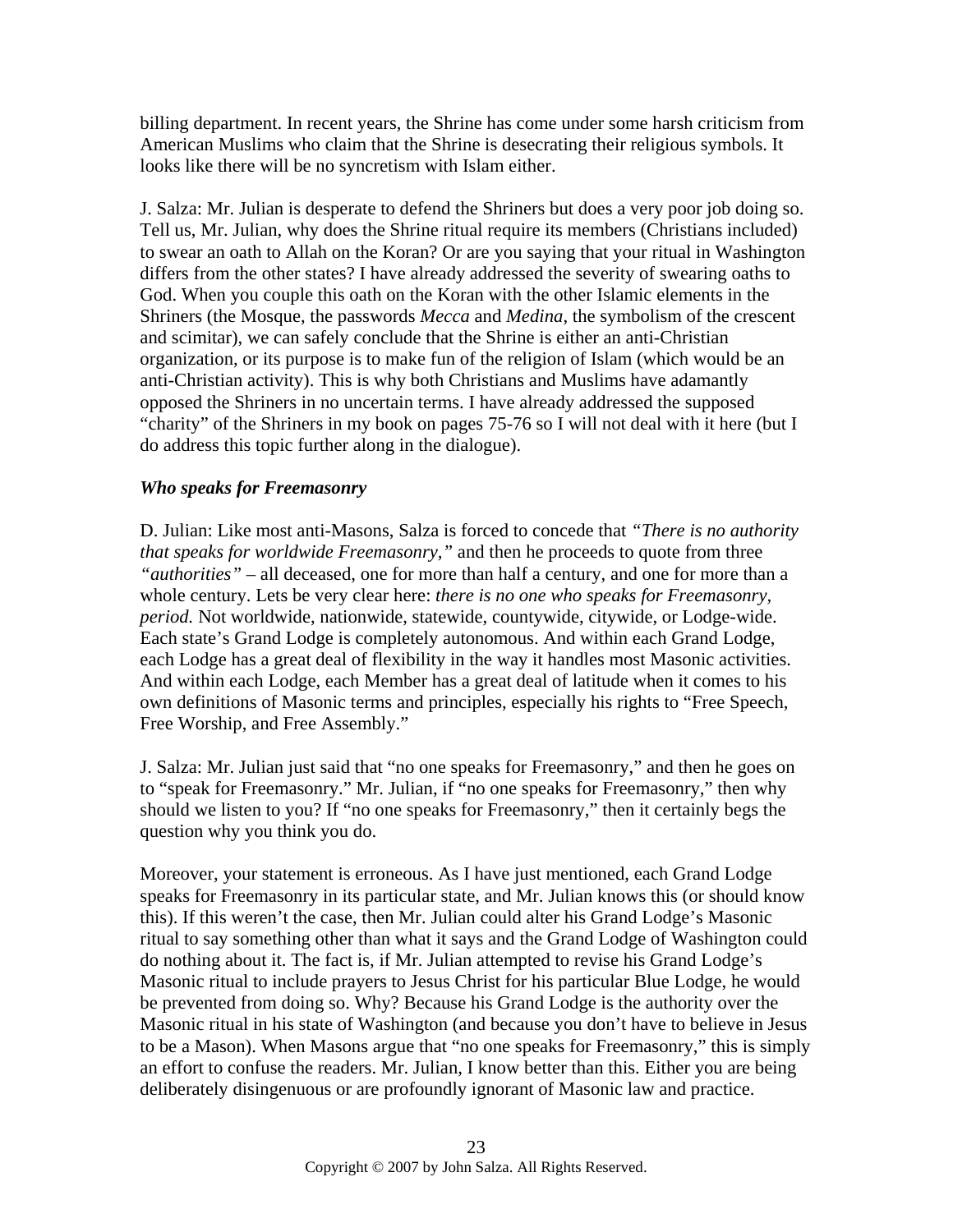billing department. In recent years, the Shrine has come under some harsh criticism from American Muslims who claim that the Shrine is desecrating their religious symbols. It looks like there will be no syncretism with Islam either.

J. Salza: Mr. Julian is desperate to defend the Shriners but does a very poor job doing so. Tell us, Mr. Julian, why does the Shrine ritual require its members (Christians included) to swear an oath to Allah on the Koran? Or are you saying that your ritual in Washington differs from the other states? I have already addressed the severity of swearing oaths to God. When you couple this oath on the Koran with the other Islamic elements in the Shriners (the Mosque, the passwords *Mecca* and *Medina*, the symbolism of the crescent and scimitar), we can safely conclude that the Shrine is either an anti-Christian organization, or its purpose is to make fun of the religion of Islam (which would be an anti-Christian activity). This is why both Christians and Muslims have adamantly opposed the Shriners in no uncertain terms. I have already addressed the supposed "charity" of the Shriners in my book on pages 75-76 so I will not deal with it here (but I do address this topic further along in the dialogue).

### *Who speaks for Freemasonry*

D. Julian: Like most anti-Masons, Salza is forced to concede that *"There is no authority that speaks for worldwide Freemasonry,"* and then he proceeds to quote from three *"authorities"* – all deceased, one for more than half a century, and one for more than a whole century. Lets be very clear here: *there is no one who speaks for Freemasonry, period.* Not worldwide, nationwide, statewide, countywide, citywide, or Lodge-wide. Each state's Grand Lodge is completely autonomous. And within each Grand Lodge, each Lodge has a great deal of flexibility in the way it handles most Masonic activities. And within each Lodge, each Member has a great deal of latitude when it comes to his own definitions of Masonic terms and principles, especially his rights to "Free Speech, Free Worship, and Free Assembly."

J. Salza: Mr. Julian just said that "no one speaks for Freemasonry," and then he goes on to "speak for Freemasonry." Mr. Julian, if "no one speaks for Freemasonry," then why should we listen to you? If "no one speaks for Freemasonry," then it certainly begs the question why you think you do.

Moreover, your statement is erroneous. As I have just mentioned, each Grand Lodge speaks for Freemasonry in its particular state, and Mr. Julian knows this (or should know this). If this weren't the case, then Mr. Julian could alter his Grand Lodge's Masonic ritual to say something other than what it says and the Grand Lodge of Washington could do nothing about it. The fact is, if Mr. Julian attempted to revise his Grand Lodge's Masonic ritual to include prayers to Jesus Christ for his particular Blue Lodge, he would be prevented from doing so. Why? Because his Grand Lodge is the authority over the Masonic ritual in his state of Washington (and because you don't have to believe in Jesus to be a Mason). When Masons argue that "no one speaks for Freemasonry," this is simply an effort to confuse the readers. Mr. Julian, I know better than this. Either you are being deliberately disingenuous or are profoundly ignorant of Masonic law and practice.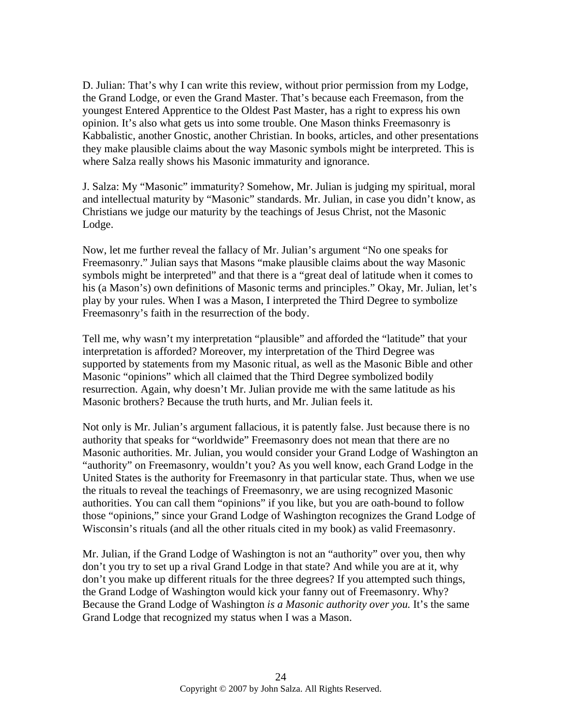D. Julian: That's why I can write this review, without prior permission from my Lodge, the Grand Lodge, or even the Grand Master. That's because each Freemason, from the youngest Entered Apprentice to the Oldest Past Master, has a right to express his own opinion. It's also what gets us into some trouble. One Mason thinks Freemasonry is Kabbalistic, another Gnostic, another Christian. In books, articles, and other presentations they make plausible claims about the way Masonic symbols might be interpreted. This is where Salza really shows his Masonic immaturity and ignorance.

J. Salza: My "Masonic" immaturity? Somehow, Mr. Julian is judging my spiritual, moral and intellectual maturity by "Masonic" standards. Mr. Julian, in case you didn't know, as Christians we judge our maturity by the teachings of Jesus Christ, not the Masonic Lodge.

Now, let me further reveal the fallacy of Mr. Julian's argument "No one speaks for Freemasonry." Julian says that Masons "make plausible claims about the way Masonic symbols might be interpreted" and that there is a "great deal of latitude when it comes to his (a Mason's) own definitions of Masonic terms and principles." Okay, Mr. Julian, let's play by your rules. When I was a Mason, I interpreted the Third Degree to symbolize Freemasonry's faith in the resurrection of the body.

Tell me, why wasn't my interpretation "plausible" and afforded the "latitude" that your interpretation is afforded? Moreover, my interpretation of the Third Degree was supported by statements from my Masonic ritual, as well as the Masonic Bible and other Masonic "opinions" which all claimed that the Third Degree symbolized bodily resurrection. Again, why doesn't Mr. Julian provide me with the same latitude as his Masonic brothers? Because the truth hurts, and Mr. Julian feels it.

Not only is Mr. Julian's argument fallacious, it is patently false. Just because there is no authority that speaks for "worldwide" Freemasonry does not mean that there are no Masonic authorities. Mr. Julian, you would consider your Grand Lodge of Washington an "authority" on Freemasonry, wouldn't you? As you well know, each Grand Lodge in the United States is the authority for Freemasonry in that particular state. Thus, when we use the rituals to reveal the teachings of Freemasonry, we are using recognized Masonic authorities. You can call them "opinions" if you like, but you are oath-bound to follow those "opinions," since your Grand Lodge of Washington recognizes the Grand Lodge of Wisconsin's rituals (and all the other rituals cited in my book) as valid Freemasonry.

Mr. Julian, if the Grand Lodge of Washington is not an "authority" over you, then why don't you try to set up a rival Grand Lodge in that state? And while you are at it, why don't you make up different rituals for the three degrees? If you attempted such things, the Grand Lodge of Washington would kick your fanny out of Freemasonry. Why? Because the Grand Lodge of Washington *is a Masonic authority over you.* It's the same Grand Lodge that recognized my status when I was a Mason.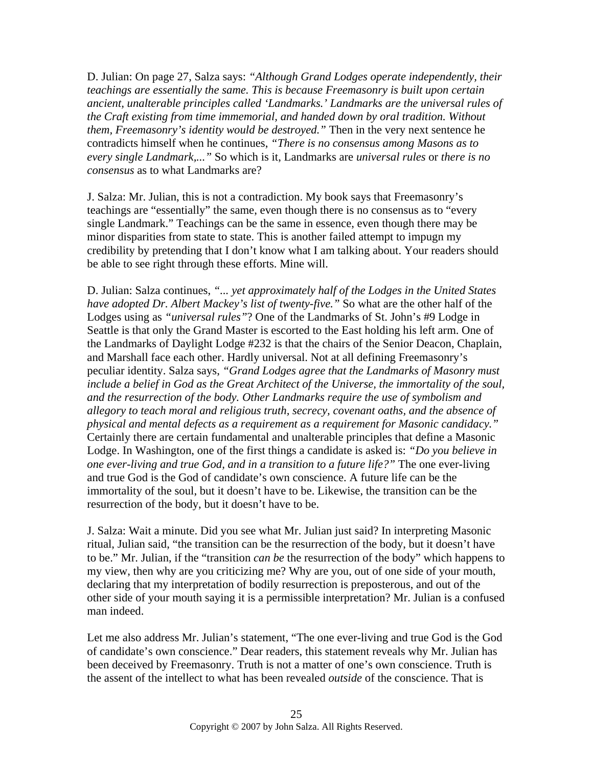D. Julian: On page 27, Salza says: *"Although Grand Lodges operate independently, their teachings are essentially the same. This is because Freemasonry is built upon certain ancient, unalterable principles called 'Landmarks.' Landmarks are the universal rules of the Craft existing from time immemorial, and handed down by oral tradition. Without them, Freemasonry's identity would be destroyed."* Then in the very next sentence he contradicts himself when he continues, *"There is no consensus among Masons as to every single Landmark,..."* So which is it, Landmarks are *universal rules* or *there is no consensus* as to what Landmarks are?

J. Salza: Mr. Julian, this is not a contradiction. My book says that Freemasonry's teachings are "essentially" the same, even though there is no consensus as to "every single Landmark." Teachings can be the same in essence, even though there may be minor disparities from state to state. This is another failed attempt to impugn my credibility by pretending that I don't know what I am talking about. Your readers should be able to see right through these efforts. Mine will.

D. Julian: Salza continues, *"... yet approximately half of the Lodges in the United States have adopted Dr. Albert Mackey's list of twenty-five."* So what are the other half of the Lodges using as *"universal rules"*? One of the Landmarks of St. John's #9 Lodge in Seattle is that only the Grand Master is escorted to the East holding his left arm. One of the Landmarks of Daylight Lodge #232 is that the chairs of the Senior Deacon, Chaplain, and Marshall face each other. Hardly universal. Not at all defining Freemasonry's peculiar identity. Salza says, *"Grand Lodges agree that the Landmarks of Masonry must include a belief in God as the Great Architect of the Universe, the immortality of the soul, and the resurrection of the body. Other Landmarks require the use of symbolism and allegory to teach moral and religious truth, secrecy, covenant oaths, and the absence of physical and mental defects as a requirement as a requirement for Masonic candidacy."* Certainly there are certain fundamental and unalterable principles that define a Masonic Lodge. In Washington, one of the first things a candidate is asked is: *"Do you believe in one ever-living and true God, and in a transition to a future life?"* The one ever-living and true God is the God of candidate's own conscience. A future life can be the immortality of the soul, but it doesn't have to be. Likewise, the transition can be the resurrection of the body, but it doesn't have to be.

J. Salza: Wait a minute. Did you see what Mr. Julian just said? In interpreting Masonic ritual, Julian said, "the transition can be the resurrection of the body, but it doesn't have to be." Mr. Julian, if the "transition *can be* the resurrection of the body" which happens to my view, then why are you criticizing me? Why are you, out of one side of your mouth, declaring that my interpretation of bodily resurrection is preposterous, and out of the other side of your mouth saying it is a permissible interpretation? Mr. Julian is a confused man indeed.

Let me also address Mr. Julian's statement, "The one ever-living and true God is the God of candidate's own conscience." Dear readers, this statement reveals why Mr. Julian has been deceived by Freemasonry. Truth is not a matter of one's own conscience. Truth is the assent of the intellect to what has been revealed *outside* of the conscience. That is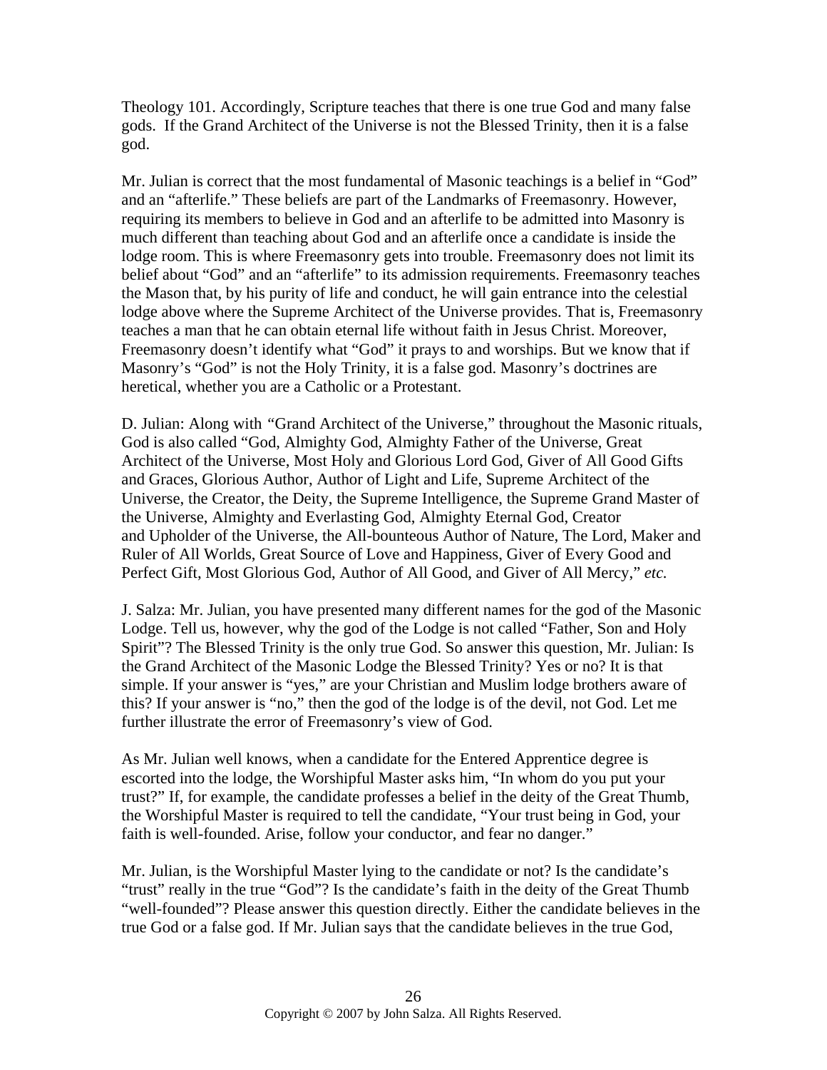Theology 101. Accordingly, Scripture teaches that there is one true God and many false gods. If the Grand Architect of the Universe is not the Blessed Trinity, then it is a false god.

Mr. Julian is correct that the most fundamental of Masonic teachings is a belief in "God" and an "afterlife." These beliefs are part of the Landmarks of Freemasonry. However, requiring its members to believe in God and an afterlife to be admitted into Masonry is much different than teaching about God and an afterlife once a candidate is inside the lodge room. This is where Freemasonry gets into trouble. Freemasonry does not limit its belief about "God" and an "afterlife" to its admission requirements. Freemasonry teaches the Mason that, by his purity of life and conduct, he will gain entrance into the celestial lodge above where the Supreme Architect of the Universe provides. That is, Freemasonry teaches a man that he can obtain eternal life without faith in Jesus Christ. Moreover, Freemasonry doesn't identify what "God" it prays to and worships. But we know that if Masonry's "God" is not the Holy Trinity, it is a false god. Masonry's doctrines are heretical, whether you are a Catholic or a Protestant.

D. Julian: Along with "Grand Architect of the Universe," throughout the Masonic rituals, God is also called "God, Almighty God, Almighty Father of the Universe, Great Architect of the Universe, Most Holy and Glorious Lord God, Giver of All Good Gifts and Graces, Glorious Author, Author of Light and Life, Supreme Architect of the Universe, the Creator, the Deity, the Supreme Intelligence, the Supreme Grand Master of the Universe, Almighty and Everlasting God, Almighty Eternal God, Creator and Upholder of the Universe, the All-bounteous Author of Nature, The Lord, Maker and Ruler of All Worlds, Great Source of Love and Happiness, Giver of Every Good and Perfect Gift, Most Glorious God, Author of All Good, and Giver of All Mercy," *etc.*

J. Salza: Mr. Julian, you have presented many different names for the god of the Masonic Lodge. Tell us, however, why the god of the Lodge is not called "Father, Son and Holy Spirit"? The Blessed Trinity is the only true God. So answer this question, Mr. Julian: Is the Grand Architect of the Masonic Lodge the Blessed Trinity? Yes or no? It is that simple. If your answer is "yes," are your Christian and Muslim lodge brothers aware of this? If your answer is "no," then the god of the lodge is of the devil, not God. Let me further illustrate the error of Freemasonry's view of God.

As Mr. Julian well knows, when a candidate for the Entered Apprentice degree is escorted into the lodge, the Worshipful Master asks him, "In whom do you put your trust?" If, for example, the candidate professes a belief in the deity of the Great Thumb, the Worshipful Master is required to tell the candidate, "Your trust being in God, your faith is well-founded. Arise, follow your conductor, and fear no danger."

Mr. Julian, is the Worshipful Master lying to the candidate or not? Is the candidate's "trust" really in the true "God"? Is the candidate's faith in the deity of the Great Thumb "well-founded"? Please answer this question directly. Either the candidate believes in the true God or a false god. If Mr. Julian says that the candidate believes in the true God,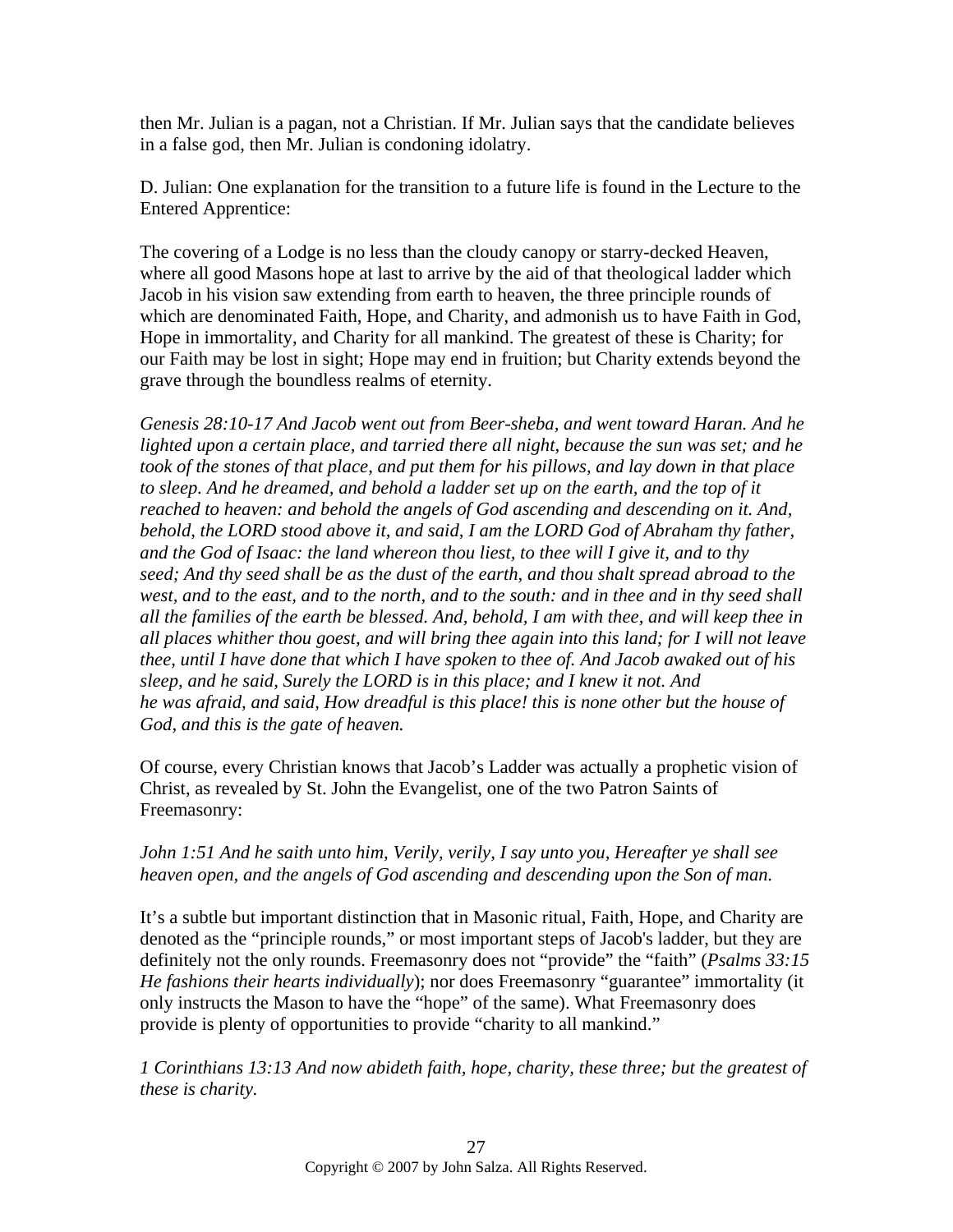then Mr. Julian is a pagan, not a Christian. If Mr. Julian says that the candidate believes in a false god, then Mr. Julian is condoning idolatry.

D. Julian: One explanation for the transition to a future life is found in the Lecture to the Entered Apprentice:

The covering of a Lodge is no less than the cloudy canopy or starry-decked Heaven, where all good Masons hope at last to arrive by the aid of that theological ladder which Jacob in his vision saw extending from earth to heaven, the three principle rounds of which are denominated Faith, Hope, and Charity, and admonish us to have Faith in God, Hope in immortality, and Charity for all mankind. The greatest of these is Charity; for our Faith may be lost in sight; Hope may end in fruition; but Charity extends beyond the grave through the boundless realms of eternity.

*Genesis 28:10-17 And Jacob went out from Beer-sheba, and went toward Haran. And he lighted upon a certain place, and tarried there all night, because the sun was set; and he took of the stones of that place, and put them for his pillows, and lay down in that place to sleep. And he dreamed, and behold a ladder set up on the earth, and the top of it reached to heaven: and behold the angels of God ascending and descending on it. And, behold, the LORD stood above it, and said, I am the LORD God of Abraham thy father, and the God of Isaac: the land whereon thou liest, to thee will I give it, and to thy seed; And thy seed shall be as the dust of the earth, and thou shalt spread abroad to the west, and to the east, and to the north, and to the south: and in thee and in thy seed shall all the families of the earth be blessed. And, behold, I am with thee, and will keep thee in all places whither thou goest, and will bring thee again into this land; for I will not leave thee, until I have done that which I have spoken to thee of. And Jacob awaked out of his sleep, and he said, Surely the LORD is in this place; and I knew it not. And he was afraid, and said, How dreadful is this place! this is none other but the house of God, and this is the gate of heaven.*

Of course, every Christian knows that Jacob's Ladder was actually a prophetic vision of Christ, as revealed by St. John the Evangelist, one of the two Patron Saints of Freemasonry:

*John 1:51 And he saith unto him, Verily, verily, I say unto you, Hereafter ye shall see heaven open, and the angels of God ascending and descending upon the Son of man.*

It's a subtle but important distinction that in Masonic ritual, Faith, Hope, and Charity are denoted as the "principle rounds," or most important steps of Jacob's ladder, but they are definitely not the only rounds. Freemasonry does not "provide" the "faith" (*Psalms 33:15 He fashions their hearts individually*); nor does Freemasonry "guarantee" immortality (it only instructs the Mason to have the "hope" of the same). What Freemasonry does provide is plenty of opportunities to provide "charity to all mankind."

*1 Corinthians 13:13 And now abideth faith, hope, charity, these three; but the greatest of these is charity.*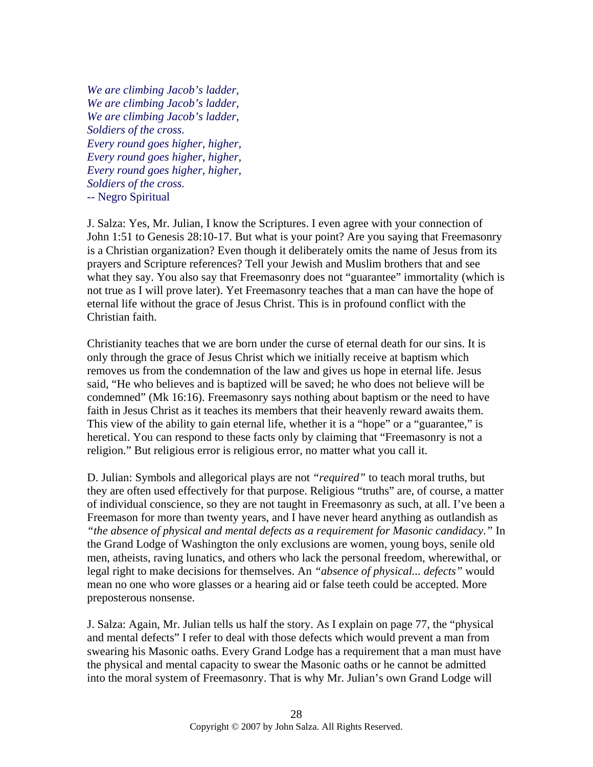*We are climbing Jacob's ladder,*
*We are climbing Jacob's ladder,*
*We are climbing Jacob's ladder,*
*Soldiers of the cross.*
*Every round goes higher, higher,*
*Every round goes higher, higher,*
*Every round goes higher, higher,*
*Soldiers of the cross.*
-- Negro Spiritual

J. Salza: Yes, Mr. Julian, I know the Scriptures. I even agree with your connection of John 1:51 to Genesis 28:10-17. But what is your point? Are you saying that Freemasonry is a Christian organization? Even though it deliberately omits the name of Jesus from its prayers and Scripture references? Tell your Jewish and Muslim brothers that and see what they say. You also say that Freemasonry does not "guarantee" immortality (which is not true as I will prove later). Yet Freemasonry teaches that a man can have the hope of eternal life without the grace of Jesus Christ. This is in profound conflict with the Christian faith.

Christianity teaches that we are born under the curse of eternal death for our sins. It is only through the grace of Jesus Christ which we initially receive at baptism which removes us from the condemnation of the law and gives us hope in eternal life. Jesus said, "He who believes and is baptized will be saved; he who does not believe will be condemned" (Mk 16:16). Freemasonry says nothing about baptism or the need to have faith in Jesus Christ as it teaches its members that their heavenly reward awaits them. This view of the ability to gain eternal life, whether it is a "hope" or a "guarantee," is heretical. You can respond to these facts only by claiming that "Freemasonry is not a religion." But religious error is religious error, no matter what you call it.

D. Julian: Symbols and allegorical plays are not *"required"* to teach moral truths, but they are often used effectively for that purpose. Religious "truths" are, of course, a matter of individual conscience, so they are not taught in Freemasonry as such, at all. I've been a Freemason for more than twenty years, and I have never heard anything as outlandish as *"the absence of physical and mental defects as a requirement for Masonic candidacy."* In the Grand Lodge of Washington the only exclusions are women, young boys, senile old men, atheists, raving lunatics, and others who lack the personal freedom, wherewithal, or legal right to make decisions for themselves. An *"absence of physical... defects"* would mean no one who wore glasses or a hearing aid or false teeth could be accepted. More preposterous nonsense.

J. Salza: Again, Mr. Julian tells us half the story. As I explain on page 77, the "physical and mental defects" I refer to deal with those defects which would prevent a man from swearing his Masonic oaths. Every Grand Lodge has a requirement that a man must have the physical and mental capacity to swear the Masonic oaths or he cannot be admitted into the moral system of Freemasonry. That is why Mr. Julian's own Grand Lodge will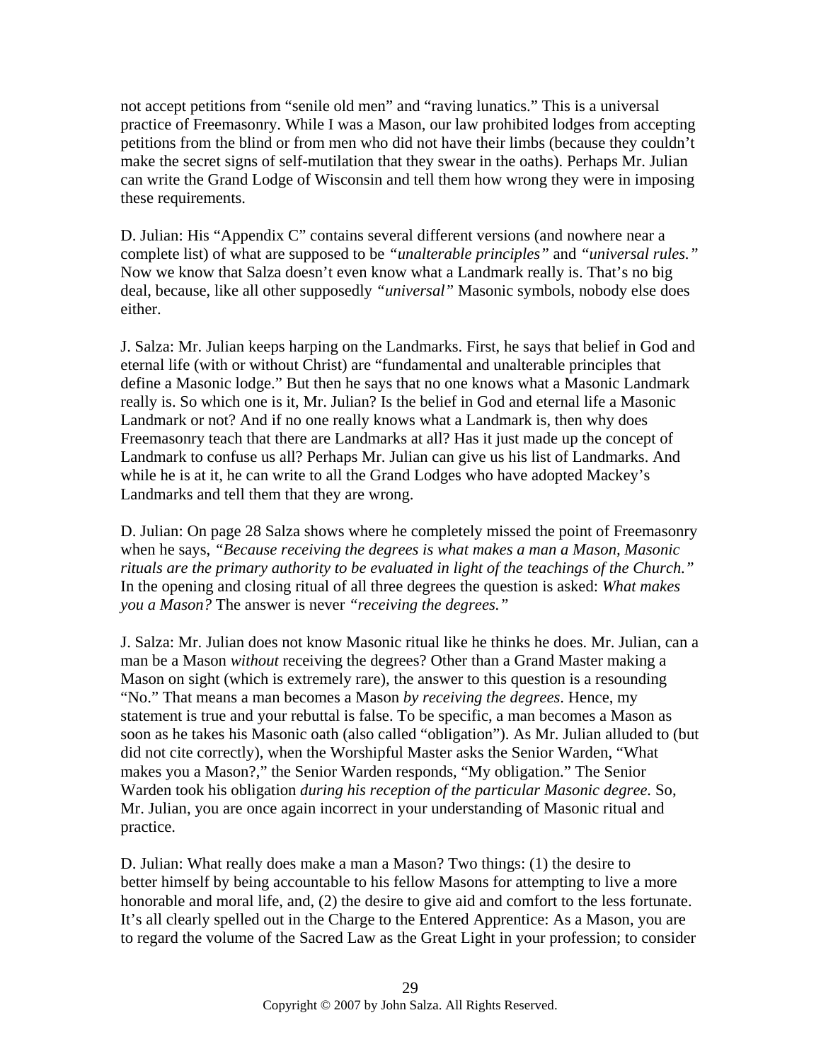not accept petitions from "senile old men" and "raving lunatics." This is a universal practice of Freemasonry. While I was a Mason, our law prohibited lodges from accepting petitions from the blind or from men who did not have their limbs (because they couldn't make the secret signs of self-mutilation that they swear in the oaths). Perhaps Mr. Julian can write the Grand Lodge of Wisconsin and tell them how wrong they were in imposing these requirements.

D. Julian: His "Appendix C" contains several different versions (and nowhere near a complete list) of what are supposed to be *"unalterable principles"* and *"universal rules."* Now we know that Salza doesn't even know what a Landmark really is. That's no big deal, because, like all other supposedly *"universal"* Masonic symbols, nobody else does either.

J. Salza: Mr. Julian keeps harping on the Landmarks. First, he says that belief in God and eternal life (with or without Christ) are "fundamental and unalterable principles that define a Masonic lodge." But then he says that no one knows what a Masonic Landmark really is. So which one is it, Mr. Julian? Is the belief in God and eternal life a Masonic Landmark or not? And if no one really knows what a Landmark is, then why does Freemasonry teach that there are Landmarks at all? Has it just made up the concept of Landmark to confuse us all? Perhaps Mr. Julian can give us his list of Landmarks. And while he is at it, he can write to all the Grand Lodges who have adopted Mackey's Landmarks and tell them that they are wrong.

D. Julian: On page 28 Salza shows where he completely missed the point of Freemasonry when he says, *"Because receiving the degrees is what makes a man a Mason, Masonic rituals are the primary authority to be evaluated in light of the teachings of the Church."* In the opening and closing ritual of all three degrees the question is asked: *What makes you a Mason?* The answer is never *"receiving the degrees."*

J. Salza: Mr. Julian does not know Masonic ritual like he thinks he does. Mr. Julian, can a man be a Mason *without* receiving the degrees? Other than a Grand Master making a Mason on sight (which is extremely rare), the answer to this question is a resounding "No." That means a man becomes a Mason *by receiving the degrees*. Hence, my statement is true and your rebuttal is false. To be specific, a man becomes a Mason as soon as he takes his Masonic oath (also called "obligation"). As Mr. Julian alluded to (but did not cite correctly), when the Worshipful Master asks the Senior Warden, "What makes you a Mason?," the Senior Warden responds, "My obligation." The Senior Warden took his obligation *during his reception of the particular Masonic degree.* So, Mr. Julian, you are once again incorrect in your understanding of Masonic ritual and practice.

D. Julian: What really does make a man a Mason? Two things: (1) the desire to better himself by being accountable to his fellow Masons for attempting to live a more honorable and moral life, and, (2) the desire to give aid and comfort to the less fortunate. It's all clearly spelled out in the Charge to the Entered Apprentice: As a Mason, you are to regard the volume of the Sacred Law as the Great Light in your profession; to consider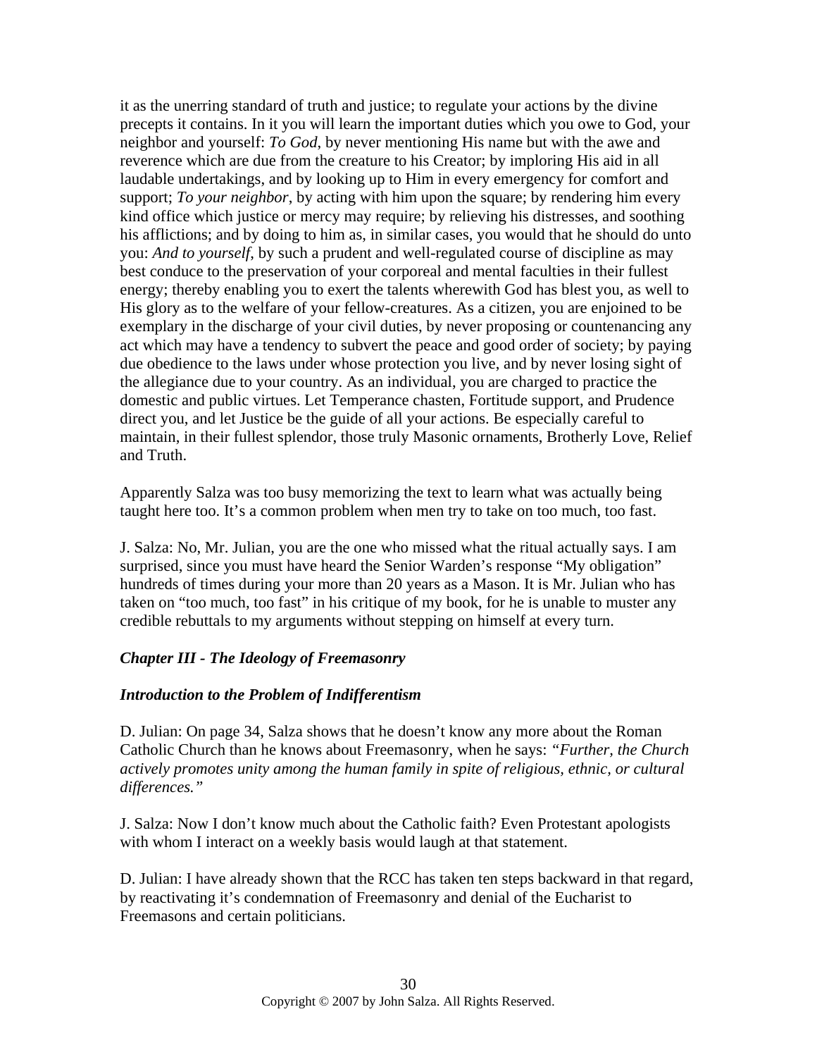it as the unerring standard of truth and justice; to regulate your actions by the divine precepts it contains. In it you will learn the important duties which you owe to God, your neighbor and yourself: *To God*, by never mentioning His name but with the awe and reverence which are due from the creature to his Creator; by imploring His aid in all laudable undertakings, and by looking up to Him in every emergency for comfort and support; *To your neighbor*, by acting with him upon the square; by rendering him every kind office which justice or mercy may require; by relieving his distresses, and soothing his afflictions; and by doing to him as, in similar cases, you would that he should do unto you: *And to yourself*, by such a prudent and well-regulated course of discipline as may best conduce to the preservation of your corporeal and mental faculties in their fullest energy; thereby enabling you to exert the talents wherewith God has blest you, as well to His glory as to the welfare of your fellow-creatures. As a citizen, you are enjoined to be exemplary in the discharge of your civil duties, by never proposing or countenancing any act which may have a tendency to subvert the peace and good order of society; by paying due obedience to the laws under whose protection you live, and by never losing sight of the allegiance due to your country. As an individual, you are charged to practice the domestic and public virtues. Let Temperance chasten, Fortitude support, and Prudence direct you, and let Justice be the guide of all your actions. Be especially careful to maintain, in their fullest splendor, those truly Masonic ornaments, Brotherly Love, Relief and Truth.

Apparently Salza was too busy memorizing the text to learn what was actually being taught here too. It's a common problem when men try to take on too much, too fast.

J. Salza: No, Mr. Julian, you are the one who missed what the ritual actually says. I am surprised, since you must have heard the Senior Warden's response "My obligation" hundreds of times during your more than 20 years as a Mason. It is Mr. Julian who has taken on "too much, too fast" in his critique of my book, for he is unable to muster any credible rebuttals to my arguments without stepping on himself at every turn.

***Chapter III - The Ideology of Freemasonry***

***Introduction to the Problem of Indifferentism***

D. Julian: On page 34, Salza shows that he doesn't know any more about the Roman Catholic Church than he knows about Freemasonry, when he says: *"Further, the Church actively promotes unity among the human family in spite of religious, ethnic, or cultural differences."*

J. Salza: Now I don't know much about the Catholic faith? Even Protestant apologists with whom I interact on a weekly basis would laugh at that statement.

D. Julian: I have already shown that the RCC has taken ten steps backward in that regard, by reactivating it's condemnation of Freemasonry and denial of the Eucharist to Freemasons and certain politicians.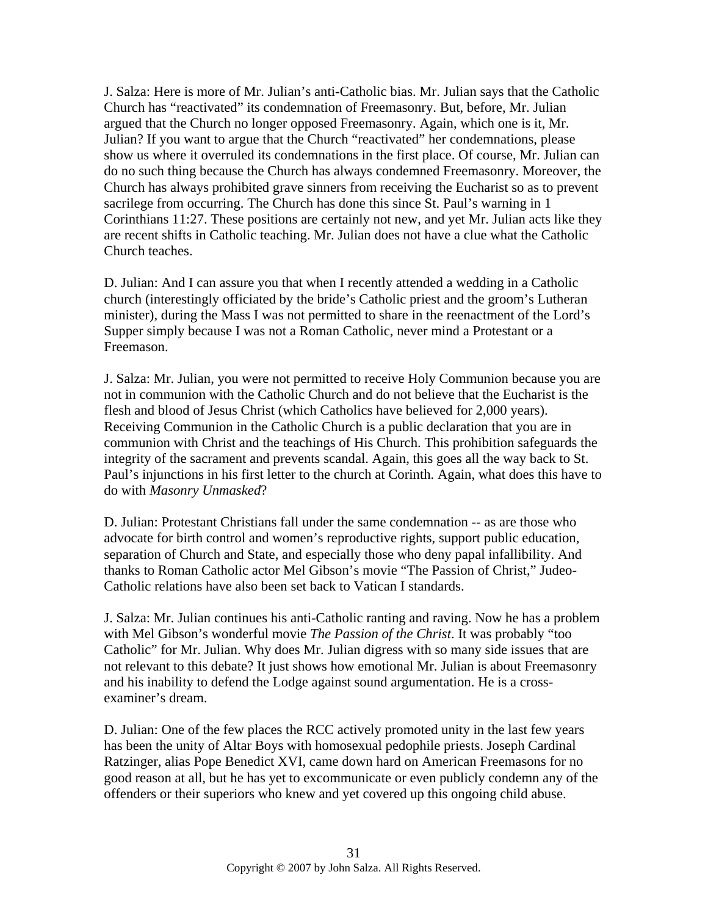J. Salza: Here is more of Mr. Julian's anti-Catholic bias. Mr. Julian says that the Catholic Church has "reactivated" its condemnation of Freemasonry. But, before, Mr. Julian argued that the Church no longer opposed Freemasonry. Again, which one is it, Mr. Julian? If you want to argue that the Church "reactivated" her condemnations, please show us where it overruled its condemnations in the first place. Of course, Mr. Julian can do no such thing because the Church has always condemned Freemasonry. Moreover, the Church has always prohibited grave sinners from receiving the Eucharist so as to prevent sacrilege from occurring. The Church has done this since St. Paul's warning in 1 Corinthians 11:27. These positions are certainly not new, and yet Mr. Julian acts like they are recent shifts in Catholic teaching. Mr. Julian does not have a clue what the Catholic Church teaches.

D. Julian: And I can assure you that when I recently attended a wedding in a Catholic church (interestingly officiated by the bride's Catholic priest and the groom's Lutheran minister), during the Mass I was not permitted to share in the reenactment of the Lord's Supper simply because I was not a Roman Catholic, never mind a Protestant or a Freemason.

J. Salza: Mr. Julian, you were not permitted to receive Holy Communion because you are not in communion with the Catholic Church and do not believe that the Eucharist is the flesh and blood of Jesus Christ (which Catholics have believed for 2,000 years). Receiving Communion in the Catholic Church is a public declaration that you are in communion with Christ and the teachings of His Church. This prohibition safeguards the integrity of the sacrament and prevents scandal. Again, this goes all the way back to St. Paul's injunctions in his first letter to the church at Corinth. Again, what does this have to do with *Masonry Unmasked*?

D. Julian: Protestant Christians fall under the same condemnation -- as are those who advocate for birth control and women's reproductive rights, support public education, separation of Church and State, and especially those who deny papal infallibility. And thanks to Roman Catholic actor Mel Gibson's movie "The Passion of Christ," Judeo-Catholic relations have also been set back to Vatican I standards.

J. Salza: Mr. Julian continues his anti-Catholic ranting and raving. Now he has a problem with Mel Gibson's wonderful movie *The Passion of the Christ*. It was probably "too Catholic" for Mr. Julian. Why does Mr. Julian digress with so many side issues that are not relevant to this debate? It just shows how emotional Mr. Julian is about Freemasonry and his inability to defend the Lodge against sound argumentation. He is a cross-examiner's dream.

D. Julian: One of the few places the RCC actively promoted unity in the last few years has been the unity of Altar Boys with homosexual pedophile priests. Joseph Cardinal Ratzinger, alias Pope Benedict XVI, came down hard on American Freemasons for no good reason at all, but he has yet to excommunicate or even publicly condemn any of the offenders or their superiors who knew and yet covered up this ongoing child abuse.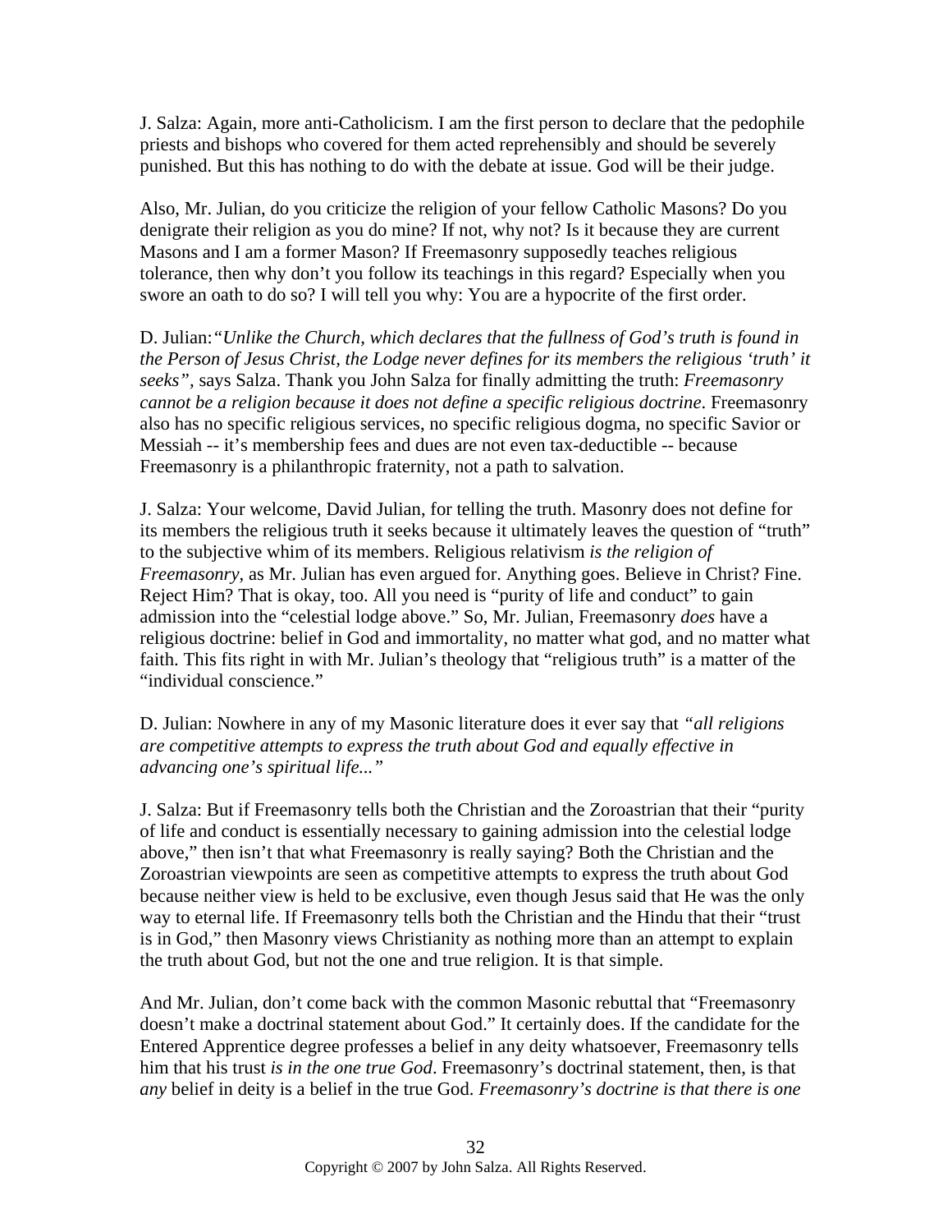J. Salza: Again, more anti-Catholicism. I am the first person to declare that the pedophile priests and bishops who covered for them acted reprehensibly and should be severely punished. But this has nothing to do with the debate at issue. God will be their judge.

Also, Mr. Julian, do you criticize the religion of your fellow Catholic Masons? Do you denigrate their religion as you do mine? If not, why not? Is it because they are current Masons and I am a former Mason? If Freemasonry supposedly teaches religious tolerance, then why don't you follow its teachings in this regard? Especially when you swore an oath to do so? I will tell you why: You are a hypocrite of the first order.

D. Julian:*"Unlike the Church, which declares that the fullness of God's truth is found in the Person of Jesus Christ, the Lodge never defines for its members the religious 'truth' it seeks"*, says Salza. Thank you John Salza for finally admitting the truth: *Freemasonry cannot be a religion because it does not define a specific religious doctrine*. Freemasonry also has no specific religious services, no specific religious dogma, no specific Savior or Messiah -- it's membership fees and dues are not even tax-deductible -- because Freemasonry is a philanthropic fraternity, not a path to salvation.

J. Salza: Your welcome, David Julian, for telling the truth. Masonry does not define for its members the religious truth it seeks because it ultimately leaves the question of "truth" to the subjective whim of its members. Religious relativism *is the religion of Freemasonry*, as Mr. Julian has even argued for. Anything goes. Believe in Christ? Fine. Reject Him? That is okay, too. All you need is "purity of life and conduct" to gain admission into the "celestial lodge above." So, Mr. Julian, Freemasonry *does* have a religious doctrine: belief in God and immortality, no matter what god, and no matter what faith. This fits right in with Mr. Julian's theology that "religious truth" is a matter of the "individual conscience."

D. Julian: Nowhere in any of my Masonic literature does it ever say that *"all religions are competitive attempts to express the truth about God and equally effective in advancing one's spiritual life..."*

J. Salza: But if Freemasonry tells both the Christian and the Zoroastrian that their "purity of life and conduct is essentially necessary to gaining admission into the celestial lodge above," then isn't that what Freemasonry is really saying? Both the Christian and the Zoroastrian viewpoints are seen as competitive attempts to express the truth about God because neither view is held to be exclusive, even though Jesus said that He was the only way to eternal life. If Freemasonry tells both the Christian and the Hindu that their "trust is in God," then Masonry views Christianity as nothing more than an attempt to explain the truth about God, but not the one and true religion. It is that simple.

And Mr. Julian, don't come back with the common Masonic rebuttal that "Freemasonry doesn't make a doctrinal statement about God." It certainly does. If the candidate for the Entered Apprentice degree professes a belief in any deity whatsoever, Freemasonry tells him that his trust *is in the one true God*. Freemasonry's doctrinal statement, then, is that *any* belief in deity is a belief in the true God. *Freemasonry's doctrine is that there is one*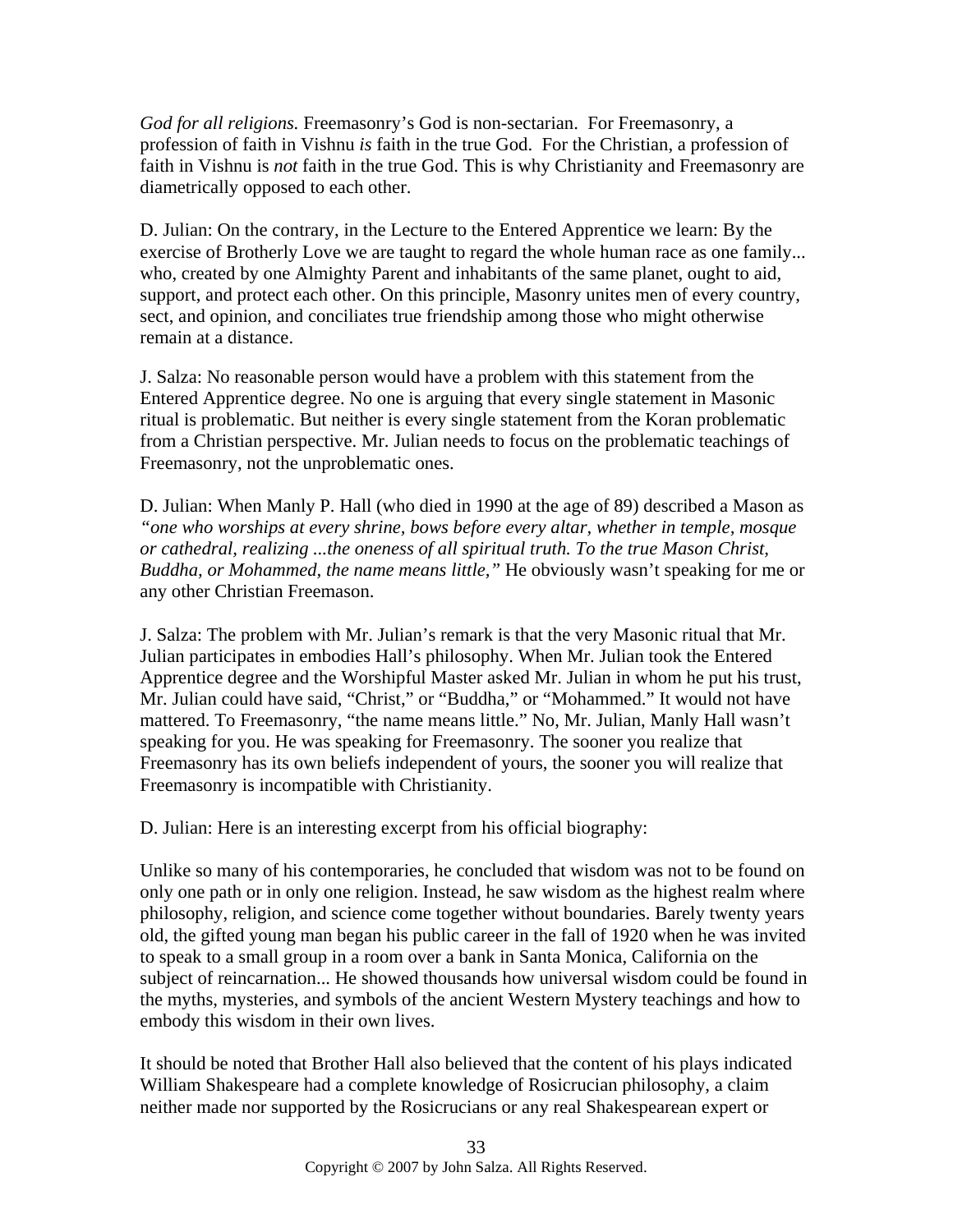*God for all religions.* Freemasonry's God is non-sectarian. For Freemasonry, a profession of faith in Vishnu *is* faith in the true God. For the Christian, a profession of faith in Vishnu is *not* faith in the true God. This is why Christianity and Freemasonry are diametrically opposed to each other.

D. Julian: On the contrary, in the Lecture to the Entered Apprentice we learn: By the exercise of Brotherly Love we are taught to regard the whole human race as one family... who, created by one Almighty Parent and inhabitants of the same planet, ought to aid, support, and protect each other. On this principle, Masonry unites men of every country, sect, and opinion, and conciliates true friendship among those who might otherwise remain at a distance.

J. Salza: No reasonable person would have a problem with this statement from the Entered Apprentice degree. No one is arguing that every single statement in Masonic ritual is problematic. But neither is every single statement from the Koran problematic from a Christian perspective. Mr. Julian needs to focus on the problematic teachings of Freemasonry, not the unproblematic ones.

D. Julian: When Manly P. Hall (who died in 1990 at the age of 89) described a Mason as *"one who worships at every shrine, bows before every altar, whether in temple, mosque or cathedral, realizing ...the oneness of all spiritual truth. To the true Mason Christ, Buddha, or Mohammed, the name means little,"* He obviously wasn't speaking for me or any other Christian Freemason.

J. Salza: The problem with Mr. Julian's remark is that the very Masonic ritual that Mr. Julian participates in embodies Hall's philosophy. When Mr. Julian took the Entered Apprentice degree and the Worshipful Master asked Mr. Julian in whom he put his trust, Mr. Julian could have said, "Christ," or "Buddha," or "Mohammed." It would not have mattered. To Freemasonry, "the name means little." No, Mr. Julian, Manly Hall wasn't speaking for you. He was speaking for Freemasonry. The sooner you realize that Freemasonry has its own beliefs independent of yours, the sooner you will realize that Freemasonry is incompatible with Christianity.

D. Julian: Here is an interesting excerpt from his official biography:

Unlike so many of his contemporaries, he concluded that wisdom was not to be found on only one path or in only one religion. Instead, he saw wisdom as the highest realm where philosophy, religion, and science come together without boundaries. Barely twenty years old, the gifted young man began his public career in the fall of 1920 when he was invited to speak to a small group in a room over a bank in Santa Monica, California on the subject of reincarnation... He showed thousands how universal wisdom could be found in the myths, mysteries, and symbols of the ancient Western Mystery teachings and how to embody this wisdom in their own lives.

It should be noted that Brother Hall also believed that the content of his plays indicated William Shakespeare had a complete knowledge of Rosicrucian philosophy, a claim neither made nor supported by the Rosicrucians or any real Shakespearean expert or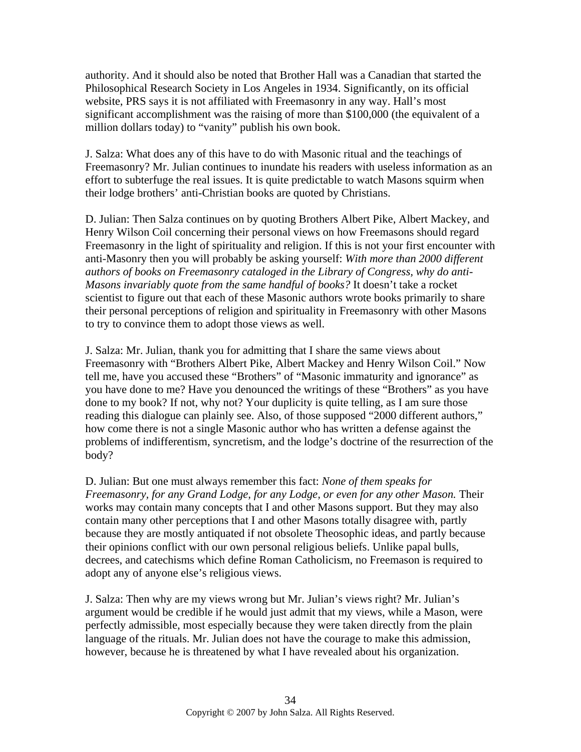authority. And it should also be noted that Brother Hall was a Canadian that started the Philosophical Research Society in Los Angeles in 1934. Significantly, on its official website, PRS says it is not affiliated with Freemasonry in any way. Hall's most significant accomplishment was the raising of more than $100,000 (the equivalent of a million dollars today) to "vanity" publish his own book.

J. Salza: What does any of this have to do with Masonic ritual and the teachings of Freemasonry? Mr. Julian continues to inundate his readers with useless information as an effort to subterfuge the real issues. It is quite predictable to watch Masons squirm when their lodge brothers' anti-Christian books are quoted by Christians.

D. Julian: Then Salza continues on by quoting Brothers Albert Pike, Albert Mackey, and Henry Wilson Coil concerning their personal views on how Freemasons should regard Freemasonry in the light of spirituality and religion. If this is not your first encounter with anti-Masonry then you will probably be asking yourself: *With more than 2000 different authors of books on Freemasonry cataloged in the Library of Congress, why do anti-Masons invariably quote from the same handful of books?* It doesn't take a rocket scientist to figure out that each of these Masonic authors wrote books primarily to share their personal perceptions of religion and spirituality in Freemasonry with other Masons to try to convince them to adopt those views as well.

J. Salza: Mr. Julian, thank you for admitting that I share the same views about Freemasonry with "Brothers Albert Pike, Albert Mackey and Henry Wilson Coil." Now tell me, have you accused these "Brothers" of "Masonic immaturity and ignorance" as you have done to me? Have you denounced the writings of these "Brothers" as you have done to my book? If not, why not? Your duplicity is quite telling, as I am sure those reading this dialogue can plainly see. Also, of those supposed "2000 different authors," how come there is not a single Masonic author who has written a defense against the problems of indifferentism, syncretism, and the lodge's doctrine of the resurrection of the body?

D. Julian: But one must always remember this fact: *None of them speaks for Freemasonry, for any Grand Lodge, for any Lodge, or even for any other Mason.* Their works may contain many concepts that I and other Masons support. But they may also contain many other perceptions that I and other Masons totally disagree with, partly because they are mostly antiquated if not obsolete Theosophic ideas, and partly because their opinions conflict with our own personal religious beliefs. Unlike papal bulls, decrees, and catechisms which define Roman Catholicism, no Freemason is required to adopt any of anyone else's religious views.

J. Salza: Then why are my views wrong but Mr. Julian's views right? Mr. Julian's argument would be credible if he would just admit that my views, while a Mason, were perfectly admissible, most especially because they were taken directly from the plain language of the rituals. Mr. Julian does not have the courage to make this admission, however, because he is threatened by what I have revealed about his organization.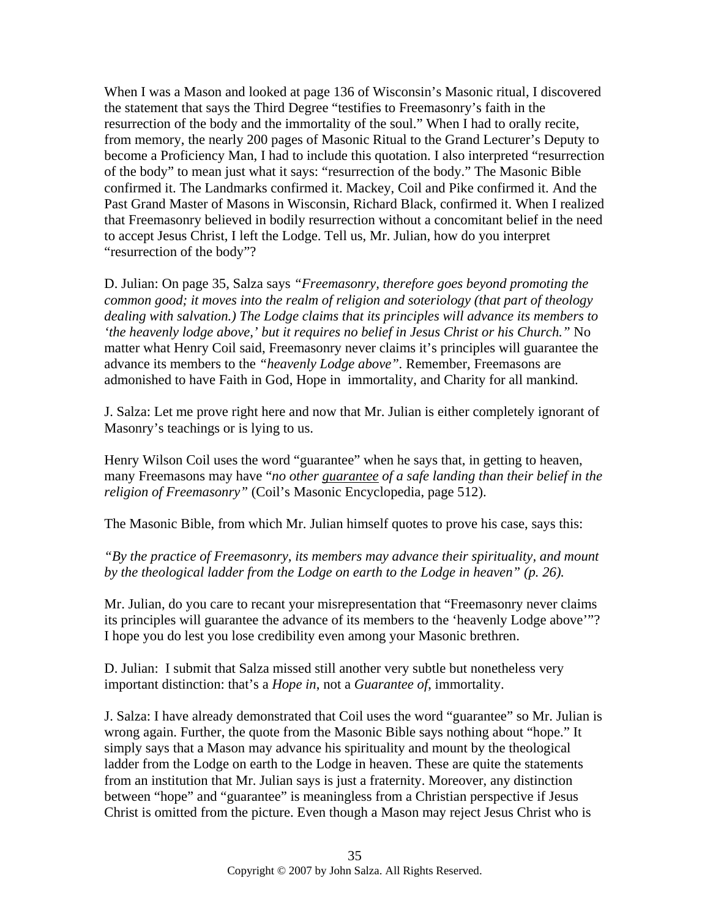When I was a Mason and looked at page 136 of Wisconsin's Masonic ritual, I discovered the statement that says the Third Degree "testifies to Freemasonry's faith in the resurrection of the body and the immortality of the soul." When I had to orally recite, from memory, the nearly 200 pages of Masonic Ritual to the Grand Lecturer's Deputy to become a Proficiency Man, I had to include this quotation. I also interpreted "resurrection of the body" to mean just what it says: "resurrection of the body." The Masonic Bible confirmed it. The Landmarks confirmed it. Mackey, Coil and Pike confirmed it. And the Past Grand Master of Masons in Wisconsin, Richard Black, confirmed it. When I realized that Freemasonry believed in bodily resurrection without a concomitant belief in the need to accept Jesus Christ, I left the Lodge. Tell us, Mr. Julian, how do you interpret "resurrection of the body"?

D. Julian: On page 35, Salza says *"Freemasonry, therefore goes beyond promoting the common good; it moves into the realm of religion and soteriology (that part of theology dealing with salvation.) The Lodge claims that its principles will advance its members to 'the heavenly lodge above,' but it requires no belief in Jesus Christ or his Church."* No matter what Henry Coil said, Freemasonry never claims it's principles will guarantee the advance its members to the *"heavenly Lodge above"*. Remember, Freemasons are admonished to have Faith in God, Hope in immortality, and Charity for all mankind.

J. Salza: Let me prove right here and now that Mr. Julian is either completely ignorant of Masonry's teachings or is lying to us.

Henry Wilson Coil uses the word "guarantee" when he says that, in getting to heaven, many Freemasons may have "*no other <u>guarantee</u> of a safe landing than their belief in the religion of Freemasonry"* (Coil's Masonic Encyclopedia, page 512).

The Masonic Bible, from which Mr. Julian himself quotes to prove his case, says this:

*"By the practice of Freemasonry, its members may advance their spirituality, and mount by the theological ladder from the Lodge on earth to the Lodge in heaven" (p. 26).*

Mr. Julian, do you care to recant your misrepresentation that "Freemasonry never claims its principles will guarantee the advance of its members to the 'heavenly Lodge above'"? I hope you do lest you lose credibility even among your Masonic brethren.

D. Julian: I submit that Salza missed still another very subtle but nonetheless very important distinction: that's a *Hope in*, not a *Guarantee of*, immortality.

J. Salza: I have already demonstrated that Coil uses the word "guarantee" so Mr. Julian is wrong again. Further, the quote from the Masonic Bible says nothing about "hope." It simply says that a Mason may advance his spirituality and mount by the theological ladder from the Lodge on earth to the Lodge in heaven. These are quite the statements from an institution that Mr. Julian says is just a fraternity. Moreover, any distinction between "hope" and "guarantee" is meaningless from a Christian perspective if Jesus Christ is omitted from the picture. Even though a Mason may reject Jesus Christ who is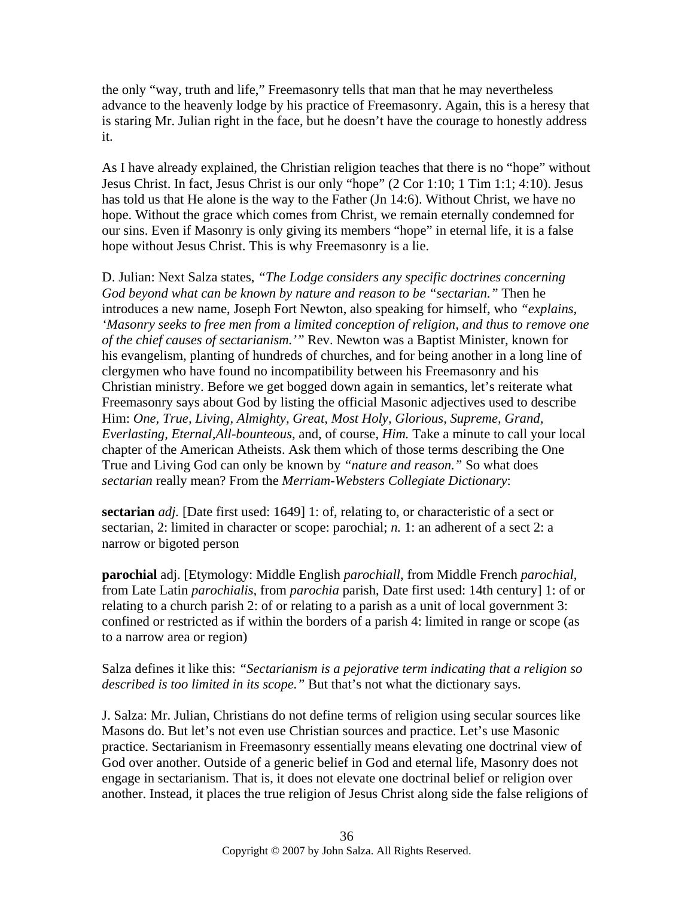the only "way, truth and life," Freemasonry tells that man that he may nevertheless advance to the heavenly lodge by his practice of Freemasonry. Again, this is a heresy that is staring Mr. Julian right in the face, but he doesn't have the courage to honestly address it.

As I have already explained, the Christian religion teaches that there is no "hope" without Jesus Christ. In fact, Jesus Christ is our only "hope" (2 Cor 1:10; 1 Tim 1:1; 4:10). Jesus has told us that He alone is the way to the Father (Jn 14:6). Without Christ, we have no hope. Without the grace which comes from Christ, we remain eternally condemned for our sins. Even if Masonry is only giving its members "hope" in eternal life, it is a false hope without Jesus Christ. This is why Freemasonry is a lie.

D. Julian: Next Salza states, *"The Lodge considers any specific doctrines concerning God beyond what can be known by nature and reason to be "sectarian."* Then he introduces a new name, Joseph Fort Newton, also speaking for himself, who *"explains, 'Masonry seeks to free men from a limited conception of religion, and thus to remove one of the chief causes of sectarianism.'"* Rev. Newton was a Baptist Minister, known for his evangelism, planting of hundreds of churches, and for being another in a long line of clergymen who have found no incompatibility between his Freemasonry and his Christian ministry. Before we get bogged down again in semantics, let's reiterate what Freemasonry says about God by listing the official Masonic adjectives used to describe Him: *One, True, Living, Almighty, Great, Most Holy, Glorious, Supreme, Grand, Everlasting, Eternal,All-bounteous,* and, of course, *Him.* Take a minute to call your local chapter of the American Atheists. Ask them which of those terms describing the One True and Living God can only be known by *"nature and reason."* So what does *sectarian* really mean? From the *Merriam-Websters Collegiate Dictionary*:

**sectarian** *adj.* [Date first used: 1649] 1: of, relating to, or characteristic of a sect or sectarian, 2: limited in character or scope: parochial; *n.* 1: an adherent of a sect 2: a narrow or bigoted person

**parochial** adj. [Etymology: Middle English *parochiall*, from Middle French *parochial*, from Late Latin *parochialis*, from *parochia* parish, Date first used: 14th century] 1: of or relating to a church parish 2: of or relating to a parish as a unit of local government 3: confined or restricted as if within the borders of a parish 4: limited in range or scope (as to a narrow area or region)

Salza defines it like this: *"Sectarianism is a pejorative term indicating that a religion so described is too limited in its scope."* But that's not what the dictionary says.

J. Salza: Mr. Julian, Christians do not define terms of religion using secular sources like Masons do. But let's not even use Christian sources and practice. Let's use Masonic practice. Sectarianism in Freemasonry essentially means elevating one doctrinal view of God over another. Outside of a generic belief in God and eternal life, Masonry does not engage in sectarianism. That is, it does not elevate one doctrinal belief or religion over another. Instead, it places the true religion of Jesus Christ along side the false religions of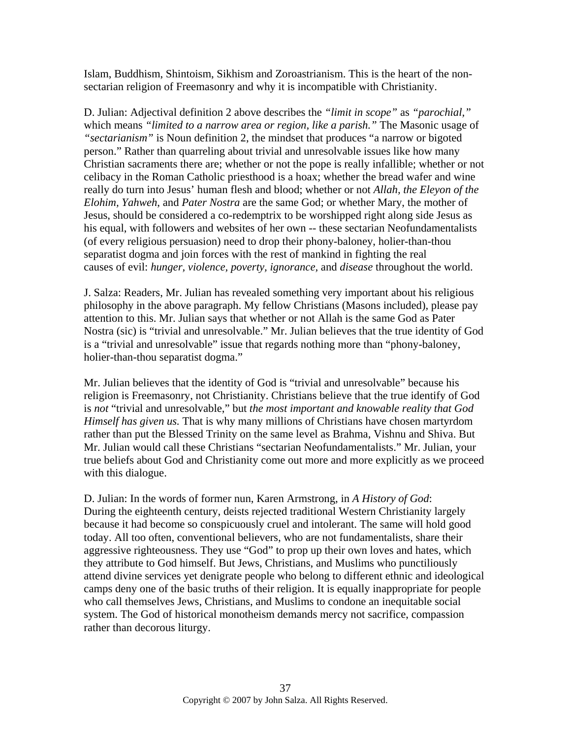Islam, Buddhism, Shintoism, Sikhism and Zoroastrianism. This is the heart of the non-sectarian religion of Freemasonry and why it is incompatible with Christianity.

D. Julian: Adjectival definition 2 above describes the *"limit in scope"* as *"parochial,"* which means *"limited to a narrow area or region, like a parish."* The Masonic usage of *"sectarianism"* is Noun definition 2, the mindset that produces "a narrow or bigoted person." Rather than quarreling about trivial and unresolvable issues like how many Christian sacraments there are; whether or not the pope is really infallible; whether or not celibacy in the Roman Catholic priesthood is a hoax; whether the bread wafer and wine really do turn into Jesus' human flesh and blood; whether or not *Allah, the Eleyon of the Elohim, Yahweh,* and *Pater Nostra* are the same God; or whether Mary, the mother of Jesus, should be considered a co-redemptrix to be worshipped right along side Jesus as his equal, with followers and websites of her own -- these sectarian Neofundamentalists (of every religious persuasion) need to drop their phony-baloney, holier-than-thou separatist dogma and join forces with the rest of mankind in fighting the real causes of evil: *hunger, violence, poverty, ignorance,* and *disease* throughout the world.

J. Salza: Readers, Mr. Julian has revealed something very important about his religious philosophy in the above paragraph. My fellow Christians (Masons included), please pay attention to this. Mr. Julian says that whether or not Allah is the same God as Pater Nostra (sic) is "trivial and unresolvable." Mr. Julian believes that the true identity of God is a "trivial and unresolvable" issue that regards nothing more than "phony-baloney, holier-than-thou separatist dogma."

Mr. Julian believes that the identity of God is "trivial and unresolvable" because his religion is Freemasonry, not Christianity. Christians believe that the true identify of God is *not* "trivial and unresolvable," but *the most important and knowable reality that God Himself has given us.* That is why many millions of Christians have chosen martyrdom rather than put the Blessed Trinity on the same level as Brahma, Vishnu and Shiva. But Mr. Julian would call these Christians "sectarian Neofundamentalists." Mr. Julian, your true beliefs about God and Christianity come out more and more explicitly as we proceed with this dialogue.

D. Julian: In the words of former nun, Karen Armstrong, in *A History of God*:
During the eighteenth century, deists rejected traditional Western Christianity largely because it had become so conspicuously cruel and intolerant. The same will hold good today. All too often, conventional believers, who are not fundamentalists, share their aggressive righteousness. They use "God" to prop up their own loves and hates, which they attribute to God himself. But Jews, Christians, and Muslims who punctiliously attend divine services yet denigrate people who belong to different ethnic and ideological camps deny one of the basic truths of their religion. It is equally inappropriate for people who call themselves Jews, Christians, and Muslims to condone an inequitable social system. The God of historical monotheism demands mercy not sacrifice, compassion rather than decorous liturgy.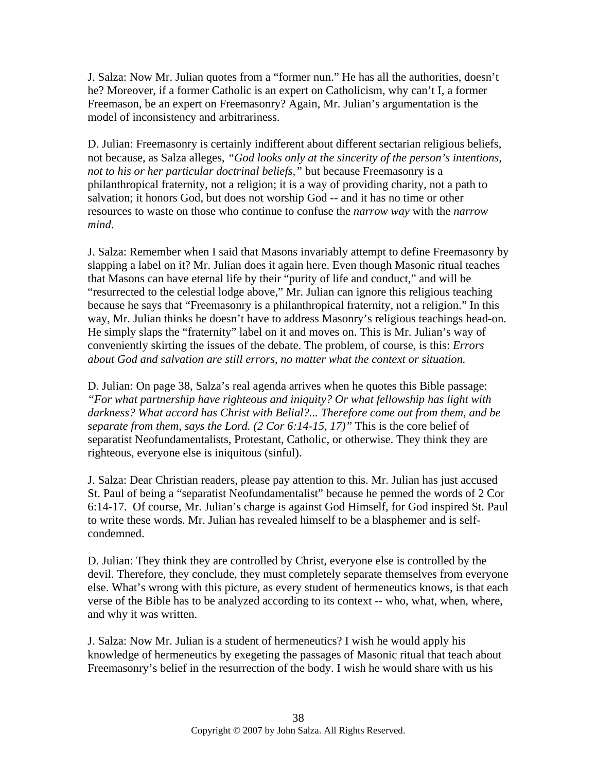J. Salza: Now Mr. Julian quotes from a "former nun." He has all the authorities, doesn't he? Moreover, if a former Catholic is an expert on Catholicism, why can't I, a former Freemason, be an expert on Freemasonry? Again, Mr. Julian's argumentation is the model of inconsistency and arbitrariness.

D. Julian: Freemasonry is certainly indifferent about different sectarian religious beliefs, not because, as Salza alleges, *"God looks only at the sincerity of the person's intentions, not to his or her particular doctrinal beliefs,"* but because Freemasonry is a philanthropical fraternity, not a religion; it is a way of providing charity, not a path to salvation; it honors God, but does not worship God -- and it has no time or other resources to waste on those who continue to confuse the *narrow way* with the *narrow mind*.

J. Salza: Remember when I said that Masons invariably attempt to define Freemasonry by slapping a label on it? Mr. Julian does it again here. Even though Masonic ritual teaches that Masons can have eternal life by their "purity of life and conduct," and will be "resurrected to the celestial lodge above," Mr. Julian can ignore this religious teaching because he says that "Freemasonry is a philanthropical fraternity, not a religion." In this way, Mr. Julian thinks he doesn't have to address Masonry's religious teachings head-on. He simply slaps the "fraternity" label on it and moves on. This is Mr. Julian's way of conveniently skirting the issues of the debate. The problem, of course, is this: *Errors about God and salvation are still errors, no matter what the context or situation.*

D. Julian: On page 38, Salza's real agenda arrives when he quotes this Bible passage: *"For what partnership have righteous and iniquity? Or what fellowship has light with darkness? What accord has Christ with Belial?... Therefore come out from them, and be separate from them, says the Lord. (2 Cor 6:14-15, 17)"* This is the core belief of separatist Neofundamentalists, Protestant, Catholic, or otherwise. They think they are righteous, everyone else is iniquitous (sinful).

J. Salza: Dear Christian readers, please pay attention to this. Mr. Julian has just accused St. Paul of being a "separatist Neofundamentalist" because he penned the words of 2 Cor 6:14-17. Of course, Mr. Julian's charge is against God Himself, for God inspired St. Paul to write these words. Mr. Julian has revealed himself to be a blasphemer and is self-condemned.

D. Julian: They think they are controlled by Christ, everyone else is controlled by the devil. Therefore, they conclude, they must completely separate themselves from everyone else. What's wrong with this picture, as every student of hermeneutics knows, is that each verse of the Bible has to be analyzed according to its context -- who, what, when, where, and why it was written.

J. Salza: Now Mr. Julian is a student of hermeneutics? I wish he would apply his knowledge of hermeneutics by exegeting the passages of Masonic ritual that teach about Freemasonry's belief in the resurrection of the body. I wish he would share with us his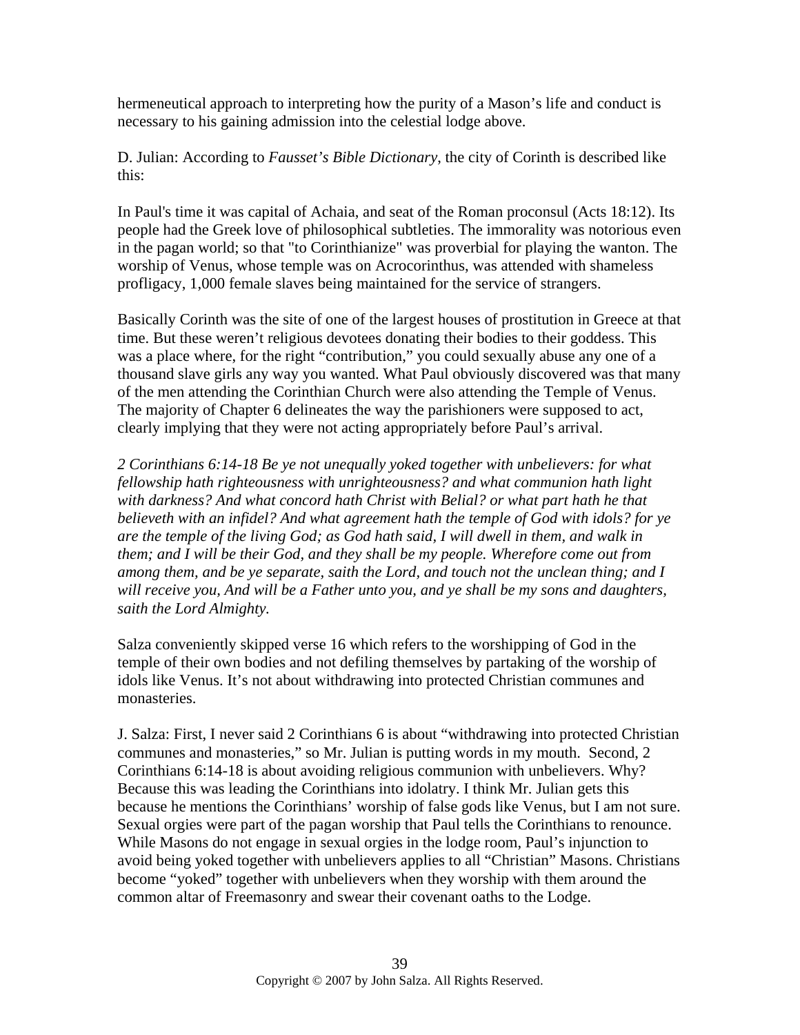hermeneutical approach to interpreting how the purity of a Mason's life and conduct is necessary to his gaining admission into the celestial lodge above.

D. Julian: According to *Fausset's Bible Dictionary*, the city of Corinth is described like this:

In Paul's time it was capital of Achaia, and seat of the Roman proconsul (Acts 18:12). Its people had the Greek love of philosophical subtleties. The immorality was notorious even in the pagan world; so that "to Corinthianize" was proverbial for playing the wanton. The worship of Venus, whose temple was on Acrocorinthus, was attended with shameless profligacy, 1,000 female slaves being maintained for the service of strangers.

Basically Corinth was the site of one of the largest houses of prostitution in Greece at that time. But these weren't religious devotees donating their bodies to their goddess. This was a place where, for the right "contribution," you could sexually abuse any one of a thousand slave girls any way you wanted. What Paul obviously discovered was that many of the men attending the Corinthian Church were also attending the Temple of Venus. The majority of Chapter 6 delineates the way the parishioners were supposed to act, clearly implying that they were not acting appropriately before Paul's arrival.

*2 Corinthians 6:14-18 Be ye not unequally yoked together with unbelievers: for what fellowship hath righteousness with unrighteousness? and what communion hath light with darkness? And what concord hath Christ with Belial? or what part hath he that believeth with an infidel? And what agreement hath the temple of God with idols? for ye are the temple of the living God; as God hath said, I will dwell in them, and walk in them; and I will be their God, and they shall be my people. Wherefore come out from among them, and be ye separate, saith the Lord, and touch not the unclean thing; and I will receive you, And will be a Father unto you, and ye shall be my sons and daughters, saith the Lord Almighty.*

Salza conveniently skipped verse 16 which refers to the worshipping of God in the temple of their own bodies and not defiling themselves by partaking of the worship of idols like Venus. It's not about withdrawing into protected Christian communes and monasteries.

J. Salza: First, I never said 2 Corinthians 6 is about "withdrawing into protected Christian communes and monasteries," so Mr. Julian is putting words in my mouth. Second, 2 Corinthians 6:14-18 is about avoiding religious communion with unbelievers. Why? Because this was leading the Corinthians into idolatry. I think Mr. Julian gets this because he mentions the Corinthians' worship of false gods like Venus, but I am not sure. Sexual orgies were part of the pagan worship that Paul tells the Corinthians to renounce. While Masons do not engage in sexual orgies in the lodge room, Paul's injunction to avoid being yoked together with unbelievers applies to all "Christian" Masons. Christians become "yoked" together with unbelievers when they worship with them around the common altar of Freemasonry and swear their covenant oaths to the Lodge.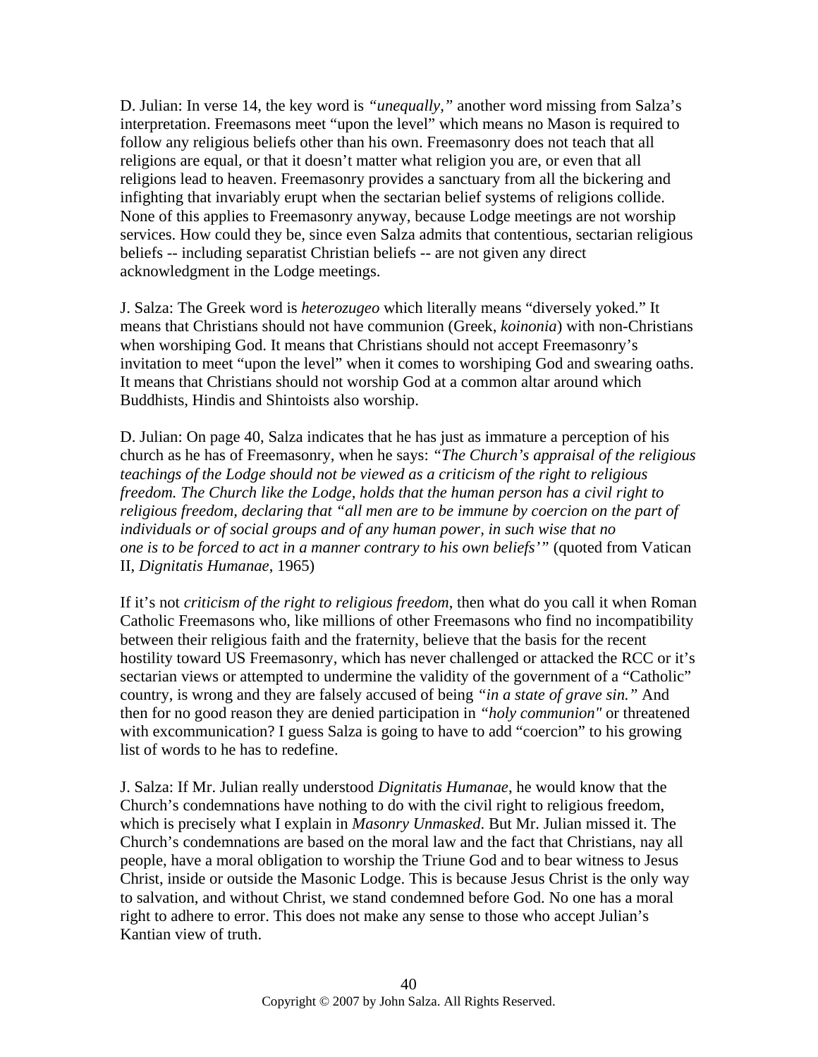D. Julian: In verse 14, the key word is *"unequally,"* another word missing from Salza's interpretation. Freemasons meet "upon the level" which means no Mason is required to follow any religious beliefs other than his own. Freemasonry does not teach that all religions are equal, or that it doesn't matter what religion you are, or even that all religions lead to heaven. Freemasonry provides a sanctuary from all the bickering and infighting that invariably erupt when the sectarian belief systems of religions collide. None of this applies to Freemasonry anyway, because Lodge meetings are not worship services. How could they be, since even Salza admits that contentious, sectarian religious beliefs -- including separatist Christian beliefs -- are not given any direct acknowledgment in the Lodge meetings.

J. Salza: The Greek word is *heterozugeo* which literally means "diversely yoked." It means that Christians should not have communion (Greek, *koinonia*) with non-Christians when worshiping God. It means that Christians should not accept Freemasonry's invitation to meet "upon the level" when it comes to worshiping God and swearing oaths. It means that Christians should not worship God at a common altar around which Buddhists, Hindis and Shintoists also worship.

D. Julian: On page 40, Salza indicates that he has just as immature a perception of his church as he has of Freemasonry, when he says: *"The Church's appraisal of the religious teachings of the Lodge should not be viewed as a criticism of the right to religious freedom. The Church like the Lodge, holds that the human person has a civil right to religious freedom, declaring that "all men are to be immune by coercion on the part of individuals or of social groups and of any human power, in such wise that no one is to be forced to act in a manner contrary to his own beliefs'"* (quoted from Vatican II, *Dignitatis Humanae*, 1965)

If it's not *criticism of the right to religious freedom*, then what do you call it when Roman Catholic Freemasons who, like millions of other Freemasons who find no incompatibility between their religious faith and the fraternity, believe that the basis for the recent hostility toward US Freemasonry, which has never challenged or attacked the RCC or it's sectarian views or attempted to undermine the validity of the government of a "Catholic" country, is wrong and they are falsely accused of being *"in a state of grave sin."* And then for no good reason they are denied participation in *"holy communion"* or threatened with excommunication? I guess Salza is going to have to add "coercion" to his growing list of words to he has to redefine.

J. Salza: If Mr. Julian really understood *Dignitatis Humanae*, he would know that the Church's condemnations have nothing to do with the civil right to religious freedom, which is precisely what I explain in *Masonry Unmasked*. But Mr. Julian missed it. The Church's condemnations are based on the moral law and the fact that Christians, nay all people, have a moral obligation to worship the Triune God and to bear witness to Jesus Christ, inside or outside the Masonic Lodge. This is because Jesus Christ is the only way to salvation, and without Christ, we stand condemned before God. No one has a moral right to adhere to error. This does not make any sense to those who accept Julian's Kantian view of truth.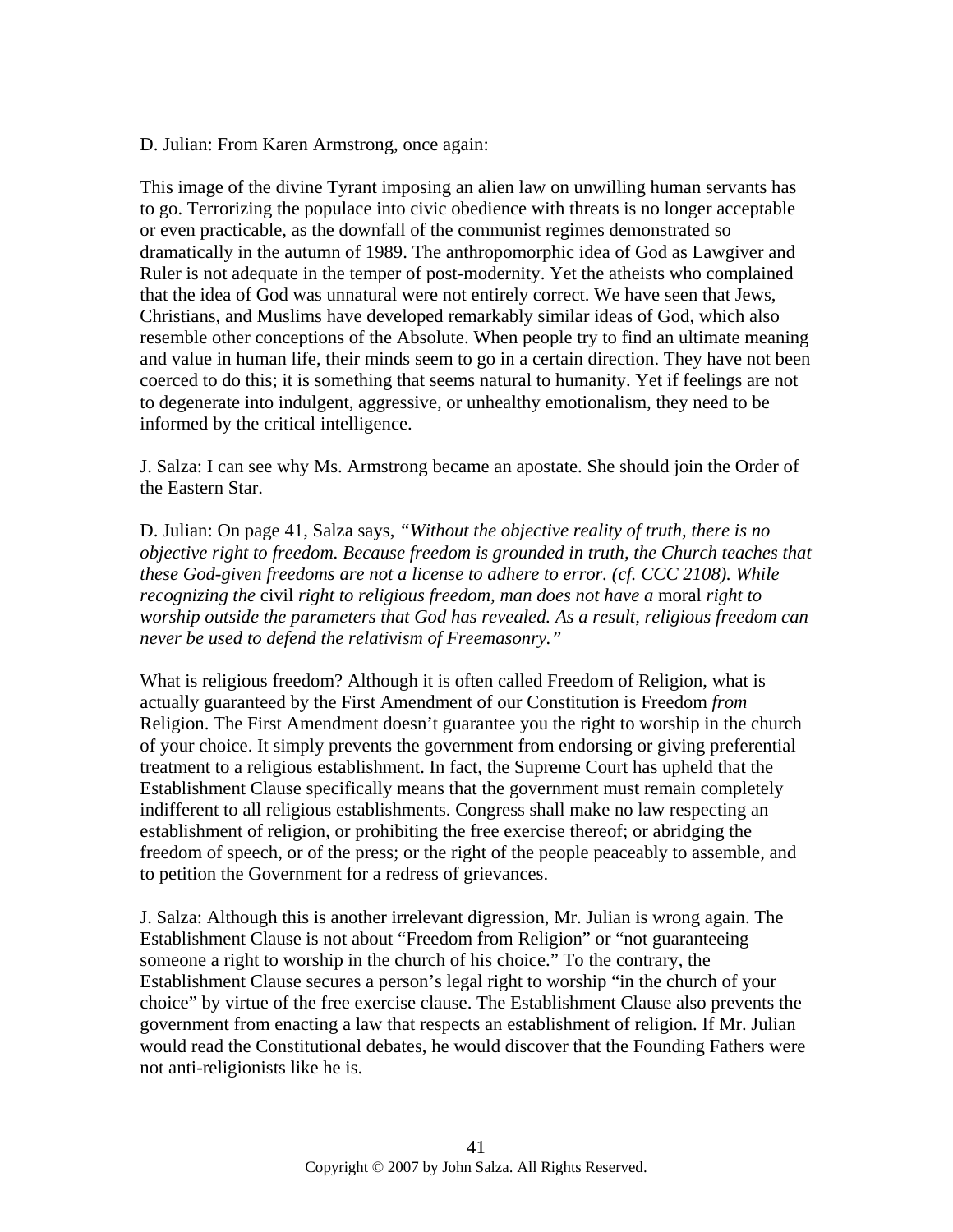D. Julian: From Karen Armstrong, once again:

This image of the divine Tyrant imposing an alien law on unwilling human servants has to go. Terrorizing the populace into civic obedience with threats is no longer acceptable or even practicable, as the downfall of the communist regimes demonstrated so dramatically in the autumn of 1989. The anthropomorphic idea of God as Lawgiver and Ruler is not adequate in the temper of post-modernity. Yet the atheists who complained that the idea of God was unnatural were not entirely correct. We have seen that Jews, Christians, and Muslims have developed remarkably similar ideas of God, which also resemble other conceptions of the Absolute. When people try to find an ultimate meaning and value in human life, their minds seem to go in a certain direction. They have not been coerced to do this; it is something that seems natural to humanity. Yet if feelings are not to degenerate into indulgent, aggressive, or unhealthy emotionalism, they need to be informed by the critical intelligence.

J. Salza: I can see why Ms. Armstrong became an apostate. She should join the Order of the Eastern Star.

D. Julian: On page 41, Salza says, *"Without the objective reality of truth, there is no objective right to freedom. Because freedom is grounded in truth, the Church teaches that these God-given freedoms are not a license to adhere to error. (cf. CCC 2108). While recognizing the* civil *right to religious freedom, man does not have a* moral *right to worship outside the parameters that God has revealed. As a result, religious freedom can never be used to defend the relativism of Freemasonry."*

What is religious freedom? Although it is often called Freedom of Religion, what is actually guaranteed by the First Amendment of our Constitution is Freedom *from* Religion. The First Amendment doesn't guarantee you the right to worship in the church of your choice. It simply prevents the government from endorsing or giving preferential treatment to a religious establishment. In fact, the Supreme Court has upheld that the Establishment Clause specifically means that the government must remain completely indifferent to all religious establishments. Congress shall make no law respecting an establishment of religion, or prohibiting the free exercise thereof; or abridging the freedom of speech, or of the press; or the right of the people peaceably to assemble, and to petition the Government for a redress of grievances.

J. Salza: Although this is another irrelevant digression, Mr. Julian is wrong again. The Establishment Clause is not about "Freedom from Religion" or "not guaranteeing someone a right to worship in the church of his choice." To the contrary, the Establishment Clause secures a person's legal right to worship "in the church of your choice" by virtue of the free exercise clause. The Establishment Clause also prevents the government from enacting a law that respects an establishment of religion. If Mr. Julian would read the Constitutional debates, he would discover that the Founding Fathers were not anti-religionists like he is.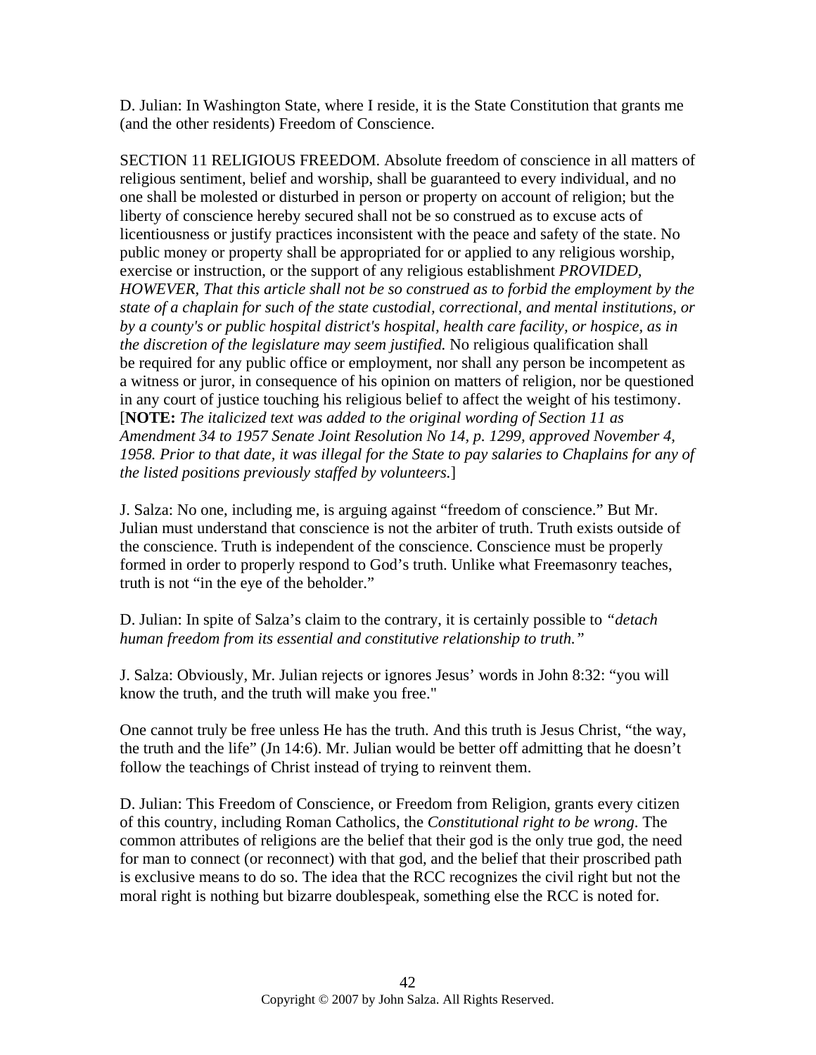D. Julian: In Washington State, where I reside, it is the State Constitution that grants me (and the other residents) Freedom of Conscience.

SECTION 11 RELIGIOUS FREEDOM. Absolute freedom of conscience in all matters of religious sentiment, belief and worship, shall be guaranteed to every individual, and no one shall be molested or disturbed in person or property on account of religion; but the liberty of conscience hereby secured shall not be so construed as to excuse acts of licentiousness or justify practices inconsistent with the peace and safety of the state. No public money or property shall be appropriated for or applied to any religious worship, exercise or instruction, or the support of any religious establishment *PROVIDED, HOWEVER, That this article shall not be so construed as to forbid the employment by the state of a chaplain for such of the state custodial, correctional, and mental institutions, or by a county's or public hospital district's hospital, health care facility, or hospice, as in the discretion of the legislature may seem justified.* No religious qualification shall be required for any public office or employment, nor shall any person be incompetent as a witness or juror, in consequence of his opinion on matters of religion, nor be questioned in any court of justice touching his religious belief to affect the weight of his testimony. [**NOTE:** *The italicized text was added to the original wording of Section 11 as Amendment 34 to 1957 Senate Joint Resolution No 14, p. 1299, approved November 4, 1958. Prior to that date, it was illegal for the State to pay salaries to Chaplains for any of the listed positions previously staffed by volunteers.*]

J. Salza: No one, including me, is arguing against "freedom of conscience." But Mr. Julian must understand that conscience is not the arbiter of truth. Truth exists outside of the conscience. Truth is independent of the conscience. Conscience must be properly formed in order to properly respond to God's truth. Unlike what Freemasonry teaches, truth is not "in the eye of the beholder."

D. Julian: In spite of Salza's claim to the contrary, it is certainly possible to *"detach human freedom from its essential and constitutive relationship to truth."*

J. Salza: Obviously, Mr. Julian rejects or ignores Jesus' words in John 8:32: "you will know the truth, and the truth will make you free."

One cannot truly be free unless He has the truth. And this truth is Jesus Christ, "the way, the truth and the life" (Jn 14:6). Mr. Julian would be better off admitting that he doesn't follow the teachings of Christ instead of trying to reinvent them.

D. Julian: This Freedom of Conscience, or Freedom from Religion, grants every citizen of this country, including Roman Catholics, the *Constitutional right to be wrong*. The common attributes of religions are the belief that their god is the only true god, the need for man to connect (or reconnect) with that god, and the belief that their proscribed path is exclusive means to do so. The idea that the RCC recognizes the civil right but not the moral right is nothing but bizarre doublespeak, something else the RCC is noted for.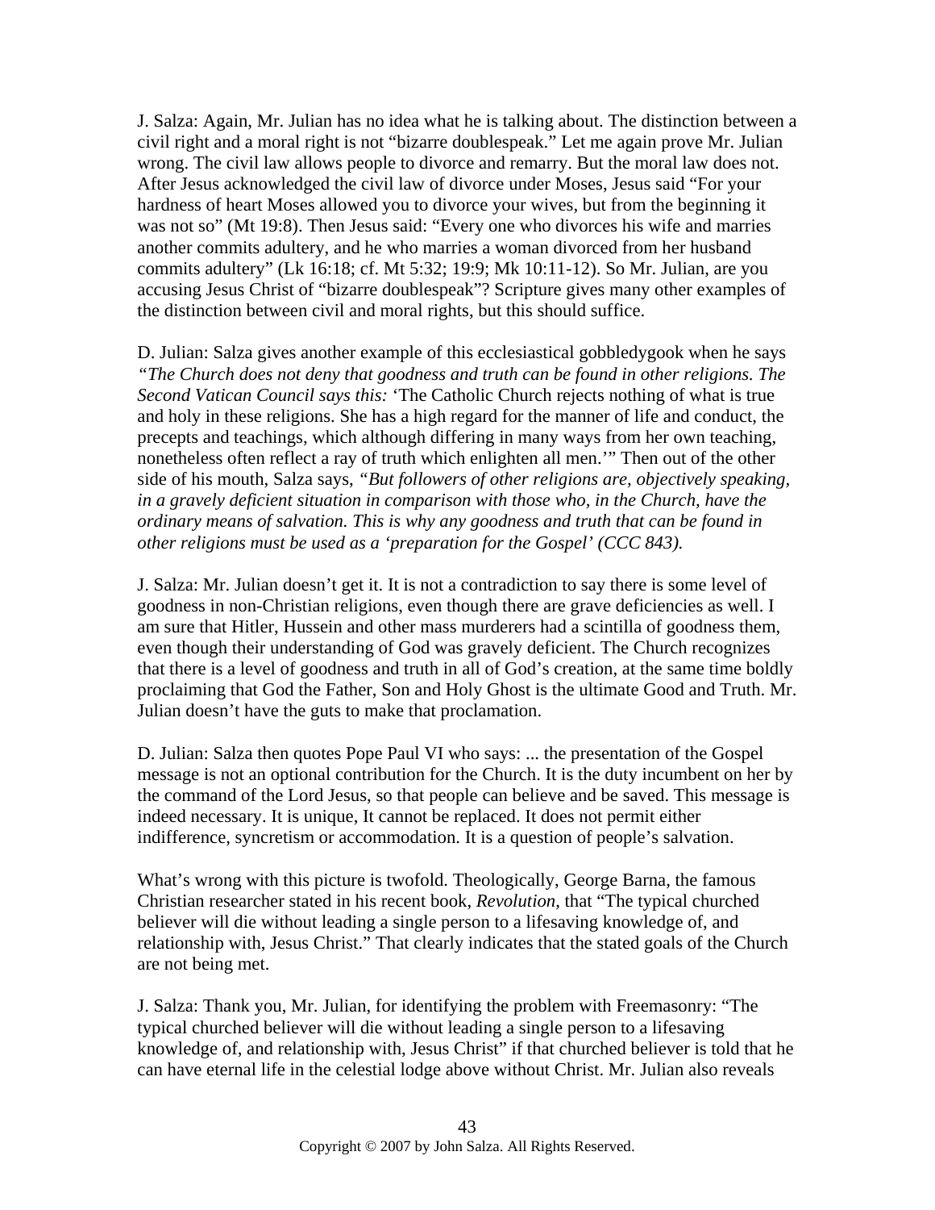J. Salza: Again, Mr. Julian has no idea what he is talking about. The distinction between a civil right and a moral right is not "bizarre doublespeak." Let me again prove Mr. Julian wrong. The civil law allows people to divorce and remarry. But the moral law does not. After Jesus acknowledged the civil law of divorce under Moses, Jesus said "For your hardness of heart Moses allowed you to divorce your wives, but from the beginning it was not so" (Mt 19:8). Then Jesus said: "Every one who divorces his wife and marries another commits adultery, and he who marries a woman divorced from her husband commits adultery" (Lk 16:18; cf. Mt 5:32; 19:9; Mk 10:11-12). So Mr. Julian, are you accusing Jesus Christ of "bizarre doublespeak"? Scripture gives many other examples of the distinction between civil and moral rights, but this should suffice.

D. Julian: Salza gives another example of this ecclesiastical gobbledygook when he says *"The Church does not deny that goodness and truth can be found in other religions. The Second Vatican Council says this:* 'The Catholic Church rejects nothing of what is true and holy in these religions. She has a high regard for the manner of life and conduct, the precepts and teachings, which although differing in many ways from her own teaching, nonetheless often reflect a ray of truth which enlighten all men.'" Then out of the other side of his mouth, Salza says, *"But followers of other religions are, objectively speaking, in a gravely deficient situation in comparison with those who, in the Church, have the ordinary means of salvation. This is why any goodness and truth that can be found in other religions must be used as a 'preparation for the Gospel' (CCC 843).*

J. Salza: Mr. Julian doesn't get it. It is not a contradiction to say there is some level of goodness in non-Christian religions, even though there are grave deficiencies as well. I am sure that Hitler, Hussein and other mass murderers had a scintilla of goodness them, even though their understanding of God was gravely deficient. The Church recognizes that there is a level of goodness and truth in all of God's creation, at the same time boldly proclaiming that God the Father, Son and Holy Ghost is the ultimate Good and Truth. Mr. Julian doesn't have the guts to make that proclamation.

D. Julian: Salza then quotes Pope Paul VI who says: ... the presentation of the Gospel message is not an optional contribution for the Church. It is the duty incumbent on her by the command of the Lord Jesus, so that people can believe and be saved. This message is indeed necessary. It is unique, It cannot be replaced. It does not permit either indifference, syncretism or accommodation. It is a question of people's salvation.

What's wrong with this picture is twofold. Theologically, George Barna, the famous Christian researcher stated in his recent book, *Revolution*, that "The typical churched believer will die without leading a single person to a lifesaving knowledge of, and relationship with, Jesus Christ." That clearly indicates that the stated goals of the Church are not being met.

J. Salza: Thank you, Mr. Julian, for identifying the problem with Freemasonry: "The typical churched believer will die without leading a single person to a lifesaving knowledge of, and relationship with, Jesus Christ" if that churched believer is told that he can have eternal life in the celestial lodge above without Christ. Mr. Julian also reveals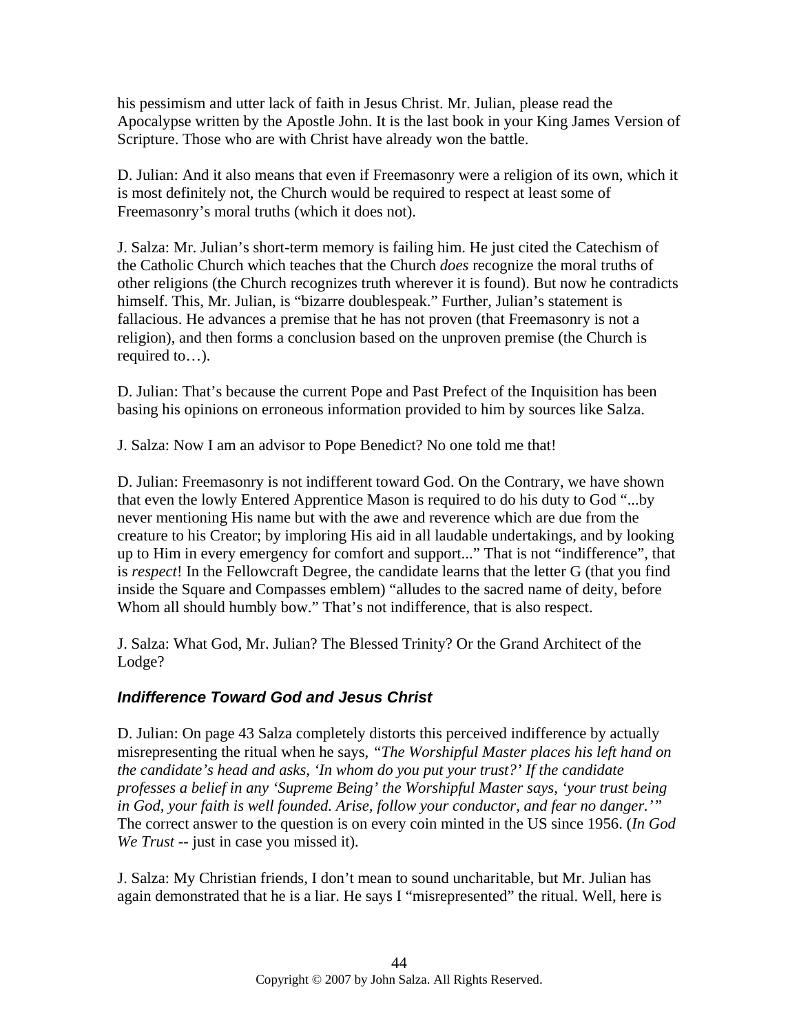his pessimism and utter lack of faith in Jesus Christ. Mr. Julian, please read the Apocalypse written by the Apostle John. It is the last book in your King James Version of Scripture. Those who are with Christ have already won the battle.

D. Julian: And it also means that even if Freemasonry were a religion of its own, which it is most definitely not, the Church would be required to respect at least some of Freemasonry's moral truths (which it does not).

J. Salza: Mr. Julian's short-term memory is failing him. He just cited the Catechism of the Catholic Church which teaches that the Church *does* recognize the moral truths of other religions (the Church recognizes truth wherever it is found). But now he contradicts himself. This, Mr. Julian, is "bizarre doublespeak." Further, Julian's statement is fallacious. He advances a premise that he has not proven (that Freemasonry is not a religion), and then forms a conclusion based on the unproven premise (the Church is required to…).

D. Julian: That's because the current Pope and Past Prefect of the Inquisition has been basing his opinions on erroneous information provided to him by sources like Salza.

J. Salza: Now I am an advisor to Pope Benedict? No one told me that!

D. Julian: Freemasonry is not indifferent toward God. On the Contrary, we have shown that even the lowly Entered Apprentice Mason is required to do his duty to God "...by never mentioning His name but with the awe and reverence which are due from the creature to his Creator; by imploring His aid in all laudable undertakings, and by looking up to Him in every emergency for comfort and support..." That is not "indifference", that is *respect*! In the Fellowcraft Degree, the candidate learns that the letter G (that you find inside the Square and Compasses emblem) "alludes to the sacred name of deity, before Whom all should humbly bow." That's not indifference, that is also respect.

J. Salza: What God, Mr. Julian? The Blessed Trinity? Or the Grand Architect of the Lodge?

### *Indifference Toward God and Jesus Christ*

D. Julian: On page 43 Salza completely distorts this perceived indifference by actually misrepresenting the ritual when he says, *"The Worshipful Master places his left hand on the candidate's head and asks, 'In whom do you put your trust?' If the candidate professes a belief in any 'Supreme Being' the Worshipful Master says, 'your trust being in God, your faith is well founded. Arise, follow your conductor, and fear no danger.'"* The correct answer to the question is on every coin minted in the US since 1956. (*In God We Trust* -- just in case you missed it).

J. Salza: My Christian friends, I don't mean to sound uncharitable, but Mr. Julian has again demonstrated that he is a liar. He says I "misrepresented" the ritual. Well, here is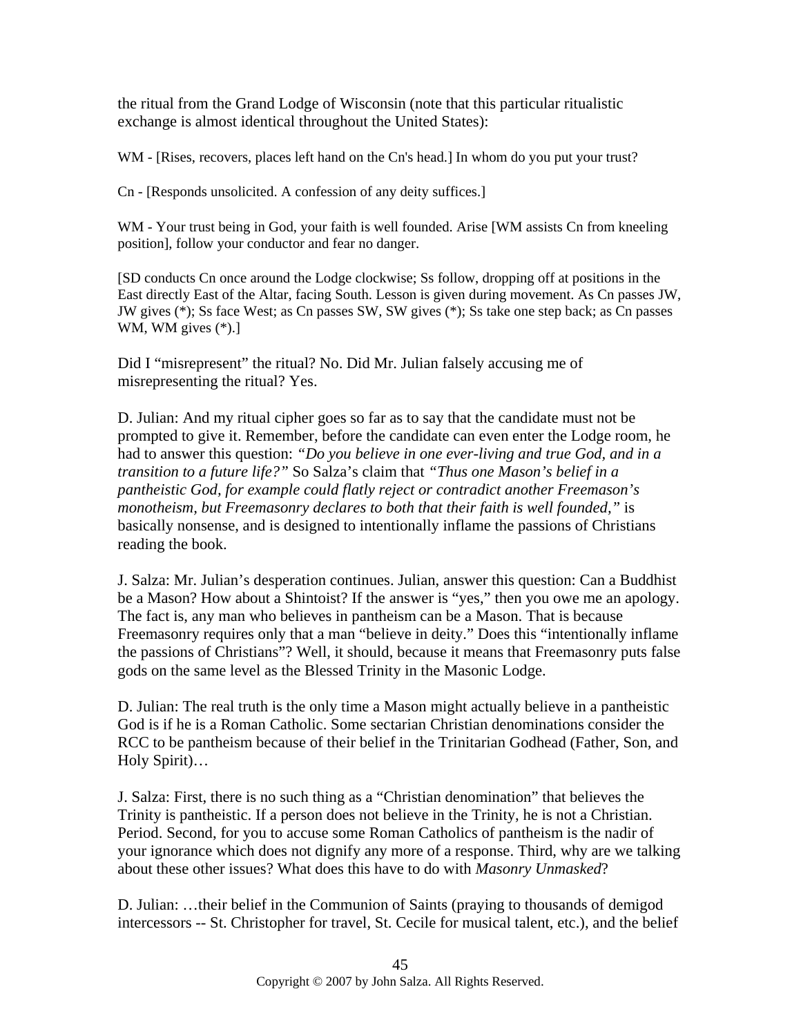the ritual from the Grand Lodge of Wisconsin (note that this particular ritualistic exchange is almost identical throughout the United States):

WM - [Rises, recovers, places left hand on the Cn's head.] In whom do you put your trust?

Cn - [Responds unsolicited. A confession of any deity suffices.]

WM - Your trust being in God, your faith is well founded. Arise [WM assists Cn from kneeling position], follow your conductor and fear no danger.

[SD conducts Cn once around the Lodge clockwise; Ss follow, dropping off at positions in the East directly East of the Altar, facing South. Lesson is given during movement. As Cn passes JW, JW gives (*); Ss face West; as Cn passes SW, SW gives (*); Ss take one step back; as Cn passes WM, WM gives (*).]

Did I "misrepresent" the ritual? No. Did Mr. Julian falsely accusing me of misrepresenting the ritual? Yes.

D. Julian: And my ritual cipher goes so far as to say that the candidate must not be prompted to give it. Remember, before the candidate can even enter the Lodge room, he had to answer this question: *"Do you believe in one ever-living and true God, and in a transition to a future life?"* So Salza's claim that *"Thus one Mason's belief in a pantheistic God, for example could flatly reject or contradict another Freemason's monotheism, but Freemasonry declares to both that their faith is well founded,"* is basically nonsense, and is designed to intentionally inflame the passions of Christians reading the book.

J. Salza: Mr. Julian's desperation continues. Julian, answer this question: Can a Buddhist be a Mason? How about a Shintoist? If the answer is "yes," then you owe me an apology. The fact is, any man who believes in pantheism can be a Mason. That is because Freemasonry requires only that a man "believe in deity." Does this "intentionally inflame the passions of Christians"? Well, it should, because it means that Freemasonry puts false gods on the same level as the Blessed Trinity in the Masonic Lodge.

D. Julian: The real truth is the only time a Mason might actually believe in a pantheistic God is if he is a Roman Catholic. Some sectarian Christian denominations consider the RCC to be pantheism because of their belief in the Trinitarian Godhead (Father, Son, and Holy Spirit)…

J. Salza: First, there is no such thing as a "Christian denomination" that believes the Trinity is pantheistic. If a person does not believe in the Trinity, he is not a Christian. Period. Second, for you to accuse some Roman Catholics of pantheism is the nadir of your ignorance which does not dignify any more of a response. Third, why are we talking about these other issues? What does this have to do with *Masonry Unmasked*?

D. Julian: …their belief in the Communion of Saints (praying to thousands of demigod intercessors -- St. Christopher for travel, St. Cecile for musical talent, etc.), and the belief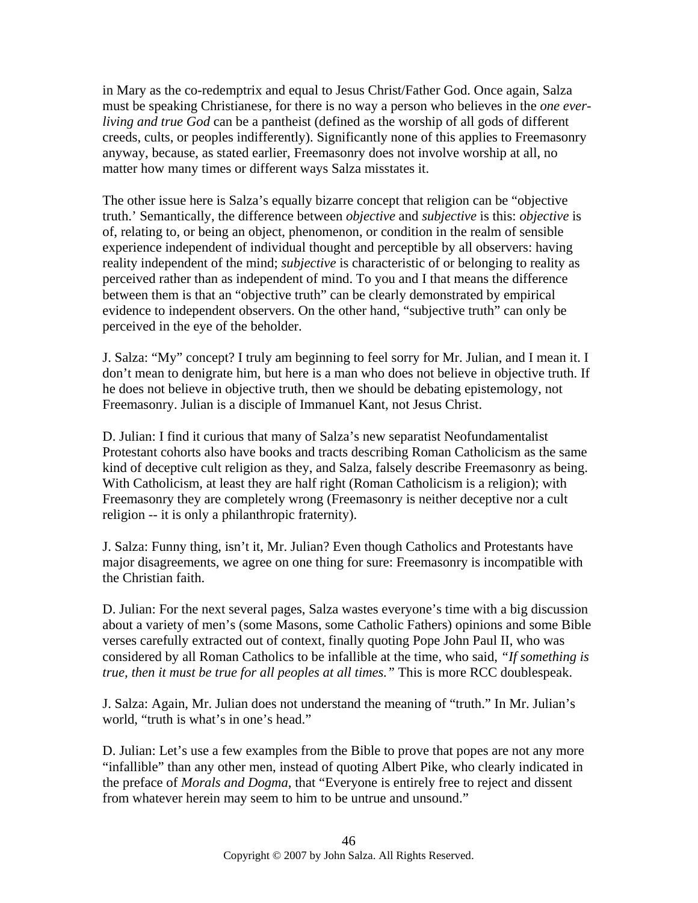in Mary as the co-redemptrix and equal to Jesus Christ/Father God. Once again, Salza must be speaking Christianese, for there is no way a person who believes in the *one ever-living and true God* can be a pantheist (defined as the worship of all gods of different creeds, cults, or peoples indifferently). Significantly none of this applies to Freemasonry anyway, because, as stated earlier, Freemasonry does not involve worship at all, no matter how many times or different ways Salza misstates it.

The other issue here is Salza's equally bizarre concept that religion can be "objective truth.' Semantically, the difference between *objective* and *subjective* is this: *objective* is of, relating to, or being an object, phenomenon, or condition in the realm of sensible experience independent of individual thought and perceptible by all observers: having reality independent of the mind; *subjective* is characteristic of or belonging to reality as perceived rather than as independent of mind. To you and I that means the difference between them is that an "objective truth" can be clearly demonstrated by empirical evidence to independent observers. On the other hand, "subjective truth" can only be perceived in the eye of the beholder.

J. Salza: "My" concept? I truly am beginning to feel sorry for Mr. Julian, and I mean it. I don't mean to denigrate him, but here is a man who does not believe in objective truth. If he does not believe in objective truth, then we should be debating epistemology, not Freemasonry. Julian is a disciple of Immanuel Kant, not Jesus Christ.

D. Julian: I find it curious that many of Salza's new separatist Neofundamentalist Protestant cohorts also have books and tracts describing Roman Catholicism as the same kind of deceptive cult religion as they, and Salza, falsely describe Freemasonry as being. With Catholicism, at least they are half right (Roman Catholicism is a religion); with Freemasonry they are completely wrong (Freemasonry is neither deceptive nor a cult religion -- it is only a philanthropic fraternity).

J. Salza: Funny thing, isn't it, Mr. Julian? Even though Catholics and Protestants have major disagreements, we agree on one thing for sure: Freemasonry is incompatible with the Christian faith.

D. Julian: For the next several pages, Salza wastes everyone's time with a big discussion about a variety of men's (some Masons, some Catholic Fathers) opinions and some Bible verses carefully extracted out of context, finally quoting Pope John Paul II, who was considered by all Roman Catholics to be infallible at the time, who said, *"If something is true, then it must be true for all peoples at all times."* This is more RCC doublespeak.

J. Salza: Again, Mr. Julian does not understand the meaning of "truth." In Mr. Julian's world, "truth is what's in one's head."

D. Julian: Let's use a few examples from the Bible to prove that popes are not any more "infallible" than any other men, instead of quoting Albert Pike, who clearly indicated in the preface of *Morals and Dogma*, that "Everyone is entirely free to reject and dissent from whatever herein may seem to him to be untrue and unsound."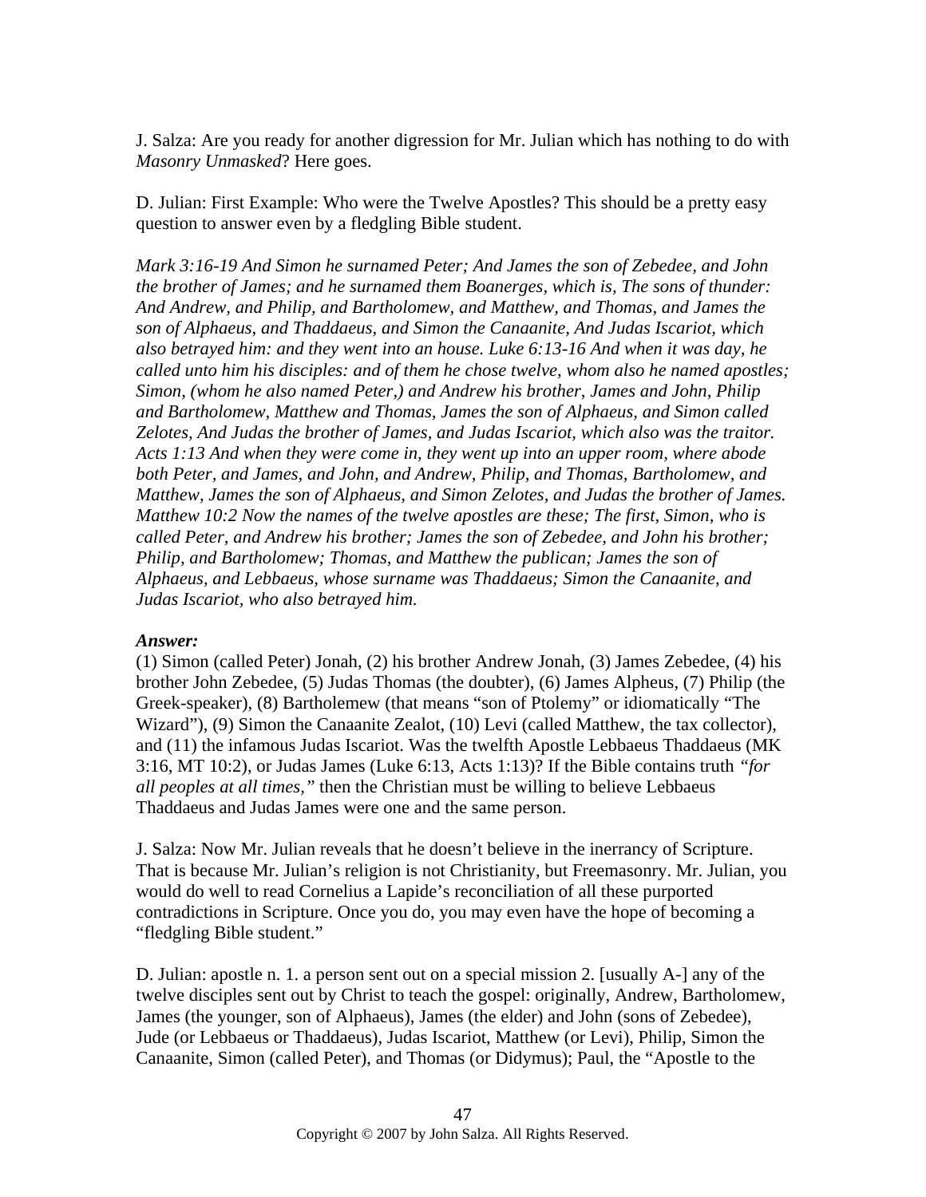J. Salza: Are you ready for another digression for Mr. Julian which has nothing to do with *Masonry Unmasked*? Here goes.

D. Julian: First Example: Who were the Twelve Apostles? This should be a pretty easy question to answer even by a fledgling Bible student.

*Mark 3:16-19 And Simon he surnamed Peter; And James the son of Zebedee, and John the brother of James; and he surnamed them Boanerges, which is, The sons of thunder: And Andrew, and Philip, and Bartholomew, and Matthew, and Thomas, and James the son of Alphaeus, and Thaddaeus, and Simon the Canaanite, And Judas Iscariot, which also betrayed him: and they went into an house. Luke 6:13-16 And when it was day, he called unto him his disciples: and of them he chose twelve, whom also he named apostles; Simon, (whom he also named Peter,) and Andrew his brother, James and John, Philip and Bartholomew, Matthew and Thomas, James the son of Alphaeus, and Simon called Zelotes, And Judas the brother of James, and Judas Iscariot, which also was the traitor. Acts 1:13 And when they were come in, they went up into an upper room, where abode both Peter, and James, and John, and Andrew, Philip, and Thomas, Bartholomew, and Matthew, James the son of Alphaeus, and Simon Zelotes, and Judas the brother of James. Matthew 10:2 Now the names of the twelve apostles are these; The first, Simon, who is called Peter, and Andrew his brother; James the son of Zebedee, and John his brother; Philip, and Bartholomew; Thomas, and Matthew the publican; James the son of Alphaeus, and Lebbaeus, whose surname was Thaddaeus; Simon the Canaanite, and Judas Iscariot, who also betrayed him.*

***Answer:***
(1) Simon (called Peter) Jonah, (2) his brother Andrew Jonah, (3) James Zebedee, (4) his brother John Zebedee, (5) Judas Thomas (the doubter), (6) James Alpheus, (7) Philip (the Greek-speaker), (8) Bartholemew (that means "son of Ptolemy" or idiomatically "The Wizard"), (9) Simon the Canaanite Zealot, (10) Levi (called Matthew, the tax collector), and (11) the infamous Judas Iscariot. Was the twelfth Apostle Lebbaeus Thaddaeus (MK 3:16, MT 10:2), or Judas James (Luke 6:13, Acts 1:13)? If the Bible contains truth *"for all peoples at all times,"* then the Christian must be willing to believe Lebbaeus Thaddaeus and Judas James were one and the same person.

J. Salza: Now Mr. Julian reveals that he doesn't believe in the inerrancy of Scripture. That is because Mr. Julian's religion is not Christianity, but Freemasonry. Mr. Julian, you would do well to read Cornelius a Lapide's reconciliation of all these purported contradictions in Scripture. Once you do, you may even have the hope of becoming a "fledgling Bible student."

D. Julian: apostle n. 1. a person sent out on a special mission 2. [usually A-] any of the twelve disciples sent out by Christ to teach the gospel: originally, Andrew, Bartholomew, James (the younger, son of Alphaeus), James (the elder) and John (sons of Zebedee), Jude (or Lebbaeus or Thaddaeus), Judas Iscariot, Matthew (or Levi), Philip, Simon the Canaanite, Simon (called Peter), and Thomas (or Didymus); Paul, the "Apostle to the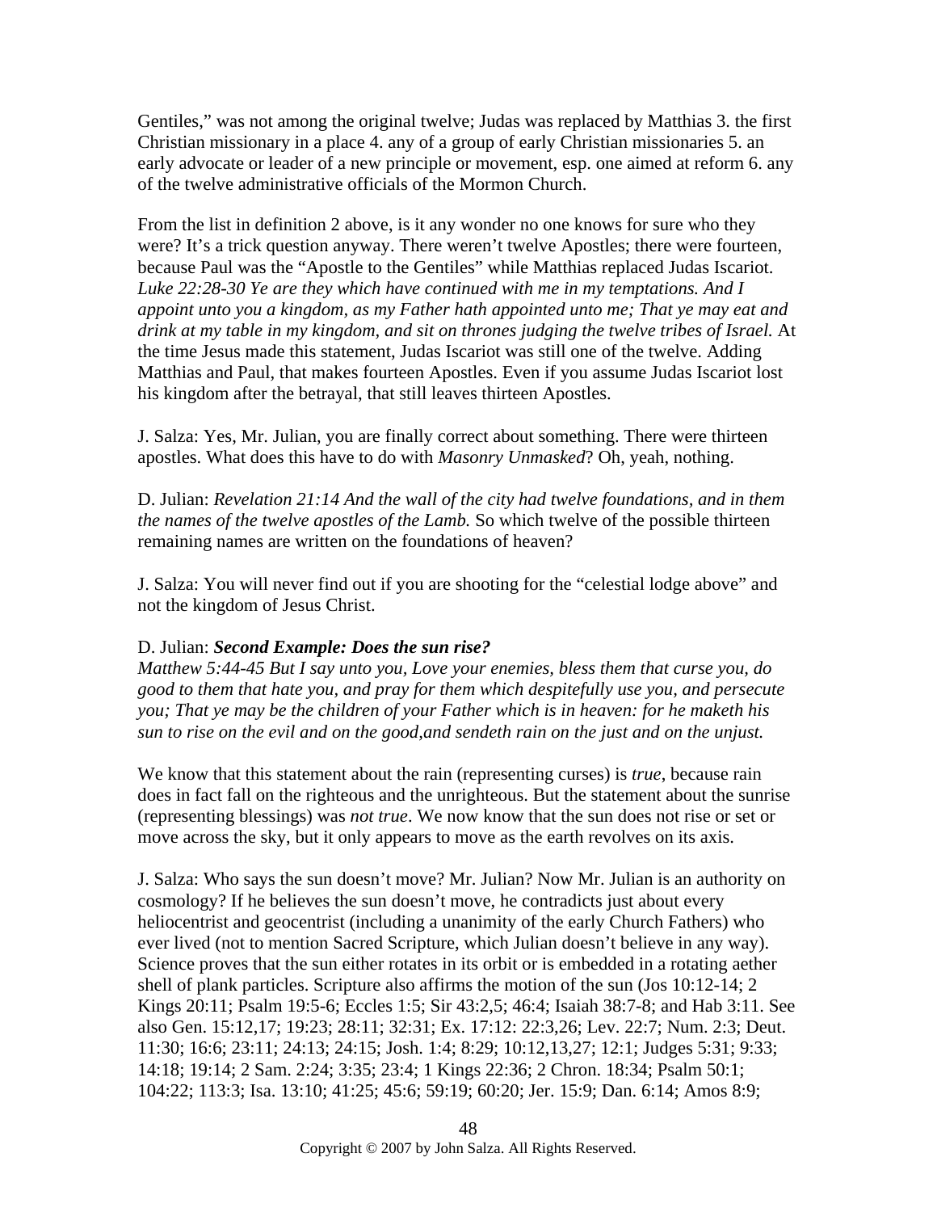Gentiles," was not among the original twelve; Judas was replaced by Matthias 3. the first Christian missionary in a place 4. any of a group of early Christian missionaries 5. an early advocate or leader of a new principle or movement, esp. one aimed at reform 6. any of the twelve administrative officials of the Mormon Church.

From the list in definition 2 above, is it any wonder no one knows for sure who they were? It's a trick question anyway. There weren't twelve Apostles; there were fourteen, because Paul was the "Apostle to the Gentiles" while Matthias replaced Judas Iscariot. *Luke 22:28-30 Ye are they which have continued with me in my temptations. And I appoint unto you a kingdom, as my Father hath appointed unto me; That ye may eat and drink at my table in my kingdom, and sit on thrones judging the twelve tribes of Israel.* At the time Jesus made this statement, Judas Iscariot was still one of the twelve. Adding Matthias and Paul, that makes fourteen Apostles. Even if you assume Judas Iscariot lost his kingdom after the betrayal, that still leaves thirteen Apostles.

J. Salza: Yes, Mr. Julian, you are finally correct about something. There were thirteen apostles. What does this have to do with *Masonry Unmasked*? Oh, yeah, nothing.

D. Julian: *Revelation 21:14 And the wall of the city had twelve foundations, and in them the names of the twelve apostles of the Lamb.* So which twelve of the possible thirteen remaining names are written on the foundations of heaven?

J. Salza: You will never find out if you are shooting for the "celestial lodge above" and not the kingdom of Jesus Christ.

D. Julian: ***Second Example: Does the sun rise?***
*Matthew 5:44-45 But I say unto you, Love your enemies, bless them that curse you, do good to them that hate you, and pray for them which despitefully use you, and persecute you; That ye may be the children of your Father which is in heaven: for he maketh his sun to rise on the evil and on the good,and sendeth rain on the just and on the unjust.*

We know that this statement about the rain (representing curses) is *true*, because rain does in fact fall on the righteous and the unrighteous. But the statement about the sunrise (representing blessings) was *not true*. We now know that the sun does not rise or set or move across the sky, but it only appears to move as the earth revolves on its axis.

J. Salza: Who says the sun doesn't move? Mr. Julian? Now Mr. Julian is an authority on cosmology? If he believes the sun doesn't move, he contradicts just about every heliocentrist and geocentrist (including a unanimity of the early Church Fathers) who ever lived (not to mention Sacred Scripture, which Julian doesn't believe in any way). Science proves that the sun either rotates in its orbit or is embedded in a rotating aether shell of plank particles. Scripture also affirms the motion of the sun (Jos 10:12-14; 2 Kings 20:11; Psalm 19:5-6; Eccles 1:5; Sir 43:2,5; 46:4; Isaiah 38:7-8; and Hab 3:11. See also Gen. 15:12,17; 19:23; 28:11; 32:31; Ex. 17:12: 22:3,26; Lev. 22:7; Num. 2:3; Deut. 11:30; 16:6; 23:11; 24:13; 24:15; Josh. 1:4; 8:29; 10:12,13,27; 12:1; Judges 5:31; 9:33; 14:18; 19:14; 2 Sam. 2:24; 3:35; 23:4; 1 Kings 22:36; 2 Chron. 18:34; Psalm 50:1; 104:22; 113:3; Isa. 13:10; 41:25; 45:6; 59:19; 60:20; Jer. 15:9; Dan. 6:14; Amos 8:9;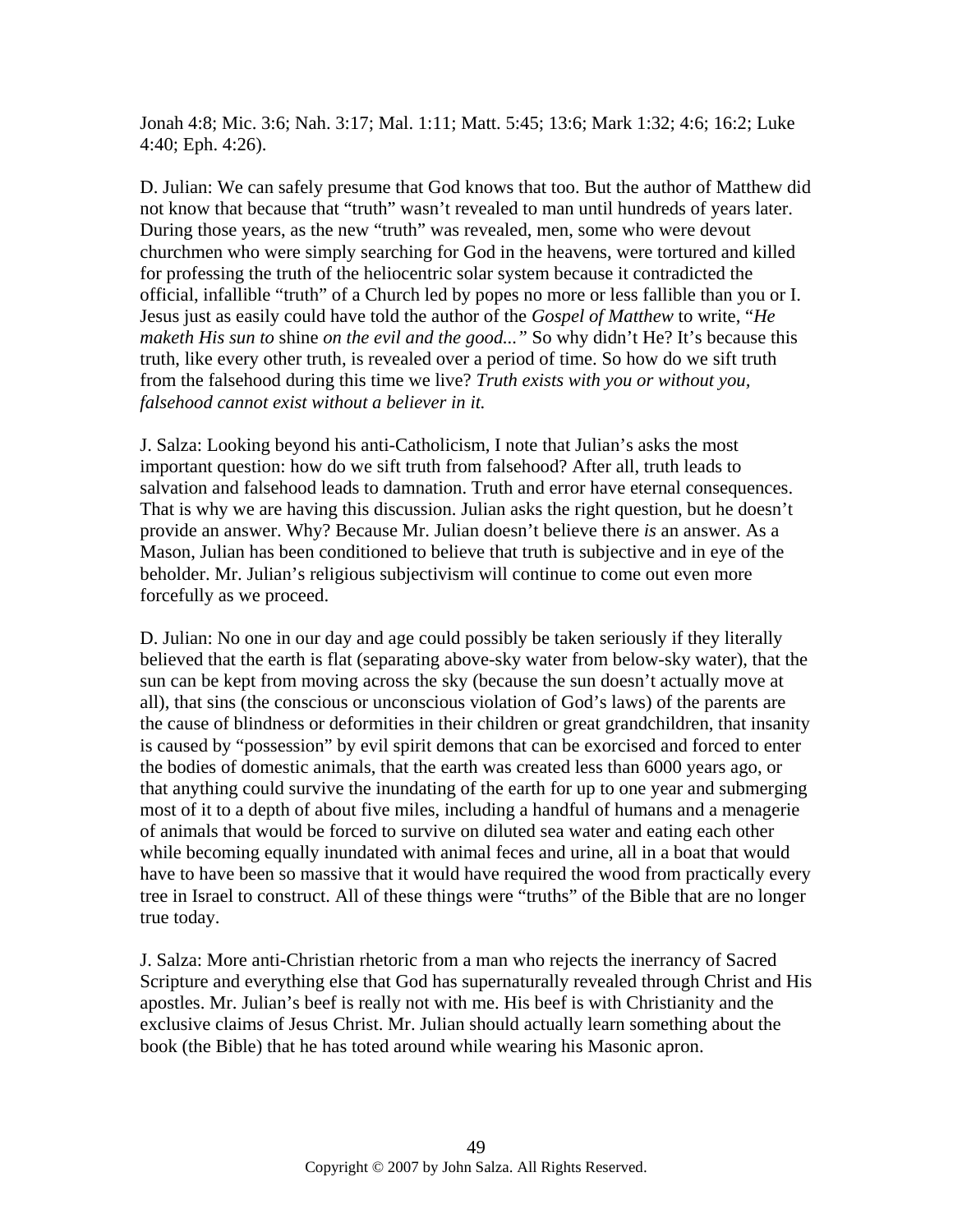Jonah 4:8; Mic. 3:6; Nah. 3:17; Mal. 1:11; Matt. 5:45; 13:6; Mark 1:32; 4:6; 16:2; Luke 4:40; Eph. 4:26).

D. Julian: We can safely presume that God knows that too. But the author of Matthew did not know that because that "truth" wasn't revealed to man until hundreds of years later. During those years, as the new "truth" was revealed, men, some who were devout churchmen who were simply searching for God in the heavens, were tortured and killed for professing the truth of the heliocentric solar system because it contradicted the official, infallible "truth" of a Church led by popes no more or less fallible than you or I. Jesus just as easily could have told the author of the *Gospel of Matthew* to write, "*He maketh His sun to* shine *on the evil and the good...*" So why didn't He? It's because this truth, like every other truth, is revealed over a period of time. So how do we sift truth from the falsehood during this time we live? *Truth exists with you or without you, falsehood cannot exist without a believer in it.*

J. Salza: Looking beyond his anti-Catholicism, I note that Julian's asks the most important question: how do we sift truth from falsehood? After all, truth leads to salvation and falsehood leads to damnation. Truth and error have eternal consequences. That is why we are having this discussion. Julian asks the right question, but he doesn't provide an answer. Why? Because Mr. Julian doesn't believe there *is* an answer. As a Mason, Julian has been conditioned to believe that truth is subjective and in eye of the beholder. Mr. Julian's religious subjectivism will continue to come out even more forcefully as we proceed.

D. Julian: No one in our day and age could possibly be taken seriously if they literally believed that the earth is flat (separating above-sky water from below-sky water), that the sun can be kept from moving across the sky (because the sun doesn't actually move at all), that sins (the conscious or unconscious violation of God's laws) of the parents are the cause of blindness or deformities in their children or great grandchildren, that insanity is caused by "possession" by evil spirit demons that can be exorcised and forced to enter the bodies of domestic animals, that the earth was created less than 6000 years ago, or that anything could survive the inundating of the earth for up to one year and submerging most of it to a depth of about five miles, including a handful of humans and a menagerie of animals that would be forced to survive on diluted sea water and eating each other while becoming equally inundated with animal feces and urine, all in a boat that would have to have been so massive that it would have required the wood from practically every tree in Israel to construct. All of these things were "truths" of the Bible that are no longer true today.

J. Salza: More anti-Christian rhetoric from a man who rejects the inerrancy of Sacred Scripture and everything else that God has supernaturally revealed through Christ and His apostles. Mr. Julian's beef is really not with me. His beef is with Christianity and the exclusive claims of Jesus Christ. Mr. Julian should actually learn something about the book (the Bible) that he has toted around while wearing his Masonic apron.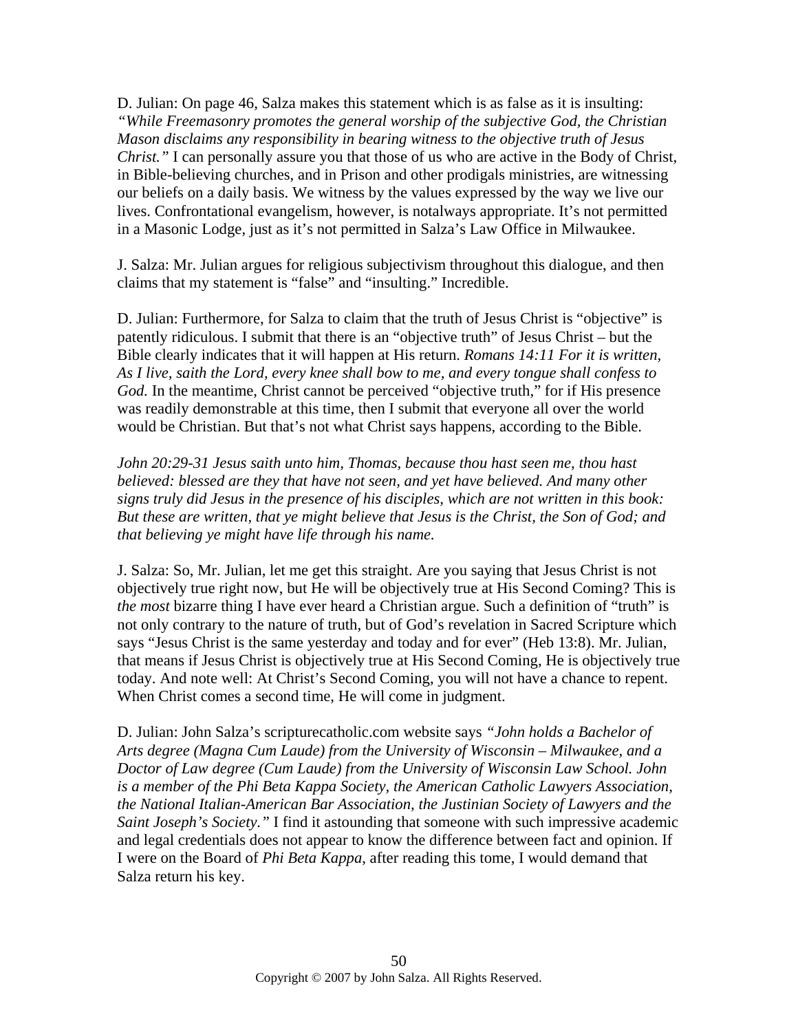D. Julian: On page 46, Salza makes this statement which is as false as it is insulting: *"While Freemasonry promotes the general worship of the subjective God, the Christian Mason disclaims any responsibility in bearing witness to the objective truth of Jesus Christ."* I can personally assure you that those of us who are active in the Body of Christ, in Bible-believing churches, and in Prison and other prodigals ministries, are witnessing our beliefs on a daily basis. We witness by the values expressed by the way we live our lives. Confrontational evangelism, however, is notalways appropriate. It's not permitted in a Masonic Lodge, just as it's not permitted in Salza's Law Office in Milwaukee.

J. Salza: Mr. Julian argues for religious subjectivism throughout this dialogue, and then claims that my statement is "false" and "insulting." Incredible.

D. Julian: Furthermore, for Salza to claim that the truth of Jesus Christ is "objective" is patently ridiculous. I submit that there is an "objective truth" of Jesus Christ – but the Bible clearly indicates that it will happen at His return. *Romans 14:11 For it is written, As I live, saith the Lord, every knee shall bow to me, and every tongue shall confess to God.* In the meantime, Christ cannot be perceived "objective truth," for if His presence was readily demonstrable at this time, then I submit that everyone all over the world would be Christian. But that's not what Christ says happens, according to the Bible.

*John 20:29-31 Jesus saith unto him, Thomas, because thou hast seen me, thou hast believed: blessed are they that have not seen, and yet have believed. And many other signs truly did Jesus in the presence of his disciples, which are not written in this book: But these are written, that ye might believe that Jesus is the Christ, the Son of God; and that believing ye might have life through his name.*

J. Salza: So, Mr. Julian, let me get this straight. Are you saying that Jesus Christ is not objectively true right now, but He will be objectively true at His Second Coming? This is *the most* bizarre thing I have ever heard a Christian argue. Such a definition of "truth" is not only contrary to the nature of truth, but of God's revelation in Sacred Scripture which says "Jesus Christ is the same yesterday and today and for ever" (Heb 13:8). Mr. Julian, that means if Jesus Christ is objectively true at His Second Coming, He is objectively true today. And note well: At Christ's Second Coming, you will not have a chance to repent. When Christ comes a second time, He will come in judgment.

D. Julian: John Salza's scripturecatholic.com website says *"John holds a Bachelor of Arts degree (Magna Cum Laude) from the University of Wisconsin – Milwaukee, and a Doctor of Law degree (Cum Laude) from the University of Wisconsin Law School. John is a member of the Phi Beta Kappa Society, the American Catholic Lawyers Association, the National Italian-American Bar Association, the Justinian Society of Lawyers and the Saint Joseph's Society."* I find it astounding that someone with such impressive academic and legal credentials does not appear to know the difference between fact and opinion. If I were on the Board of *Phi Beta Kappa*, after reading this tome, I would demand that Salza return his key.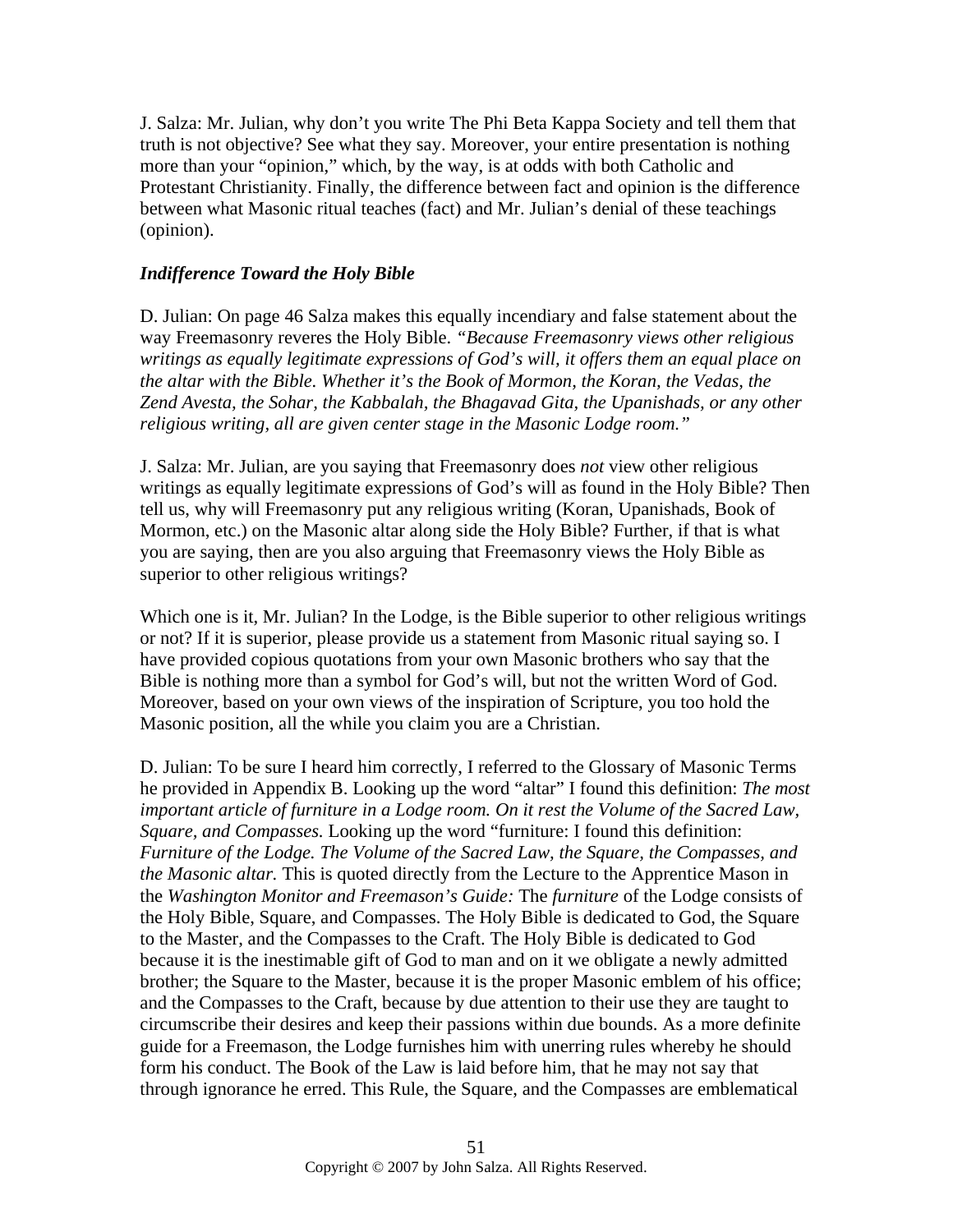J. Salza: Mr. Julian, why don't you write The Phi Beta Kappa Society and tell them that truth is not objective? See what they say. Moreover, your entire presentation is nothing more than your "opinion," which, by the way, is at odds with both Catholic and Protestant Christianity. Finally, the difference between fact and opinion is the difference between what Masonic ritual teaches (fact) and Mr. Julian's denial of these teachings (opinion).

***Indifference Toward the Holy Bible***

D. Julian: On page 46 Salza makes this equally incendiary and false statement about the way Freemasonry reveres the Holy Bible. *"Because Freemasonry views other religious writings as equally legitimate expressions of God's will, it offers them an equal place on the altar with the Bible. Whether it's the Book of Mormon, the Koran, the Vedas, the Zend Avesta, the Sohar, the Kabbalah, the Bhagavad Gita, the Upanishads, or any other religious writing, all are given center stage in the Masonic Lodge room."*

J. Salza: Mr. Julian, are you saying that Freemasonry does *not* view other religious writings as equally legitimate expressions of God's will as found in the Holy Bible? Then tell us, why will Freemasonry put any religious writing (Koran, Upanishads, Book of Mormon, etc.) on the Masonic altar along side the Holy Bible? Further, if that is what you are saying, then are you also arguing that Freemasonry views the Holy Bible as superior to other religious writings?

Which one is it, Mr. Julian? In the Lodge, is the Bible superior to other religious writings or not? If it is superior, please provide us a statement from Masonic ritual saying so. I have provided copious quotations from your own Masonic brothers who say that the Bible is nothing more than a symbol for God's will, but not the written Word of God. Moreover, based on your own views of the inspiration of Scripture, you too hold the Masonic position, all the while you claim you are a Christian.

D. Julian: To be sure I heard him correctly, I referred to the Glossary of Masonic Terms he provided in Appendix B. Looking up the word "altar" I found this definition: *The most important article of furniture in a Lodge room. On it rest the Volume of the Sacred Law, Square, and Compasses.* Looking up the word "furniture: I found this definition: *Furniture of the Lodge. The Volume of the Sacred Law, the Square, the Compasses, and the Masonic altar.* This is quoted directly from the Lecture to the Apprentice Mason in the *Washington Monitor and Freemason's Guide:* The *furniture* of the Lodge consists of the Holy Bible, Square, and Compasses. The Holy Bible is dedicated to God, the Square to the Master, and the Compasses to the Craft. The Holy Bible is dedicated to God because it is the inestimable gift of God to man and on it we obligate a newly admitted brother; the Square to the Master, because it is the proper Masonic emblem of his office; and the Compasses to the Craft, because by due attention to their use they are taught to circumscribe their desires and keep their passions within due bounds. As a more definite guide for a Freemason, the Lodge furnishes him with unerring rules whereby he should form his conduct. The Book of the Law is laid before him, that he may not say that through ignorance he erred. This Rule, the Square, and the Compasses are emblematical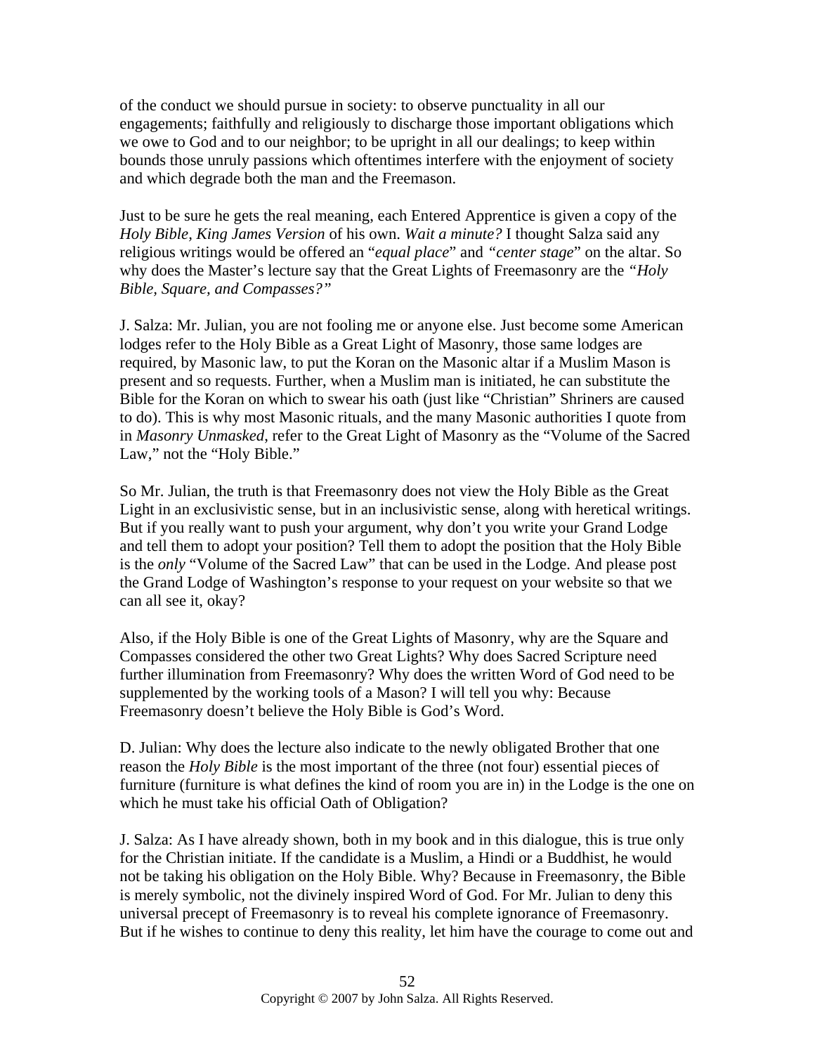of the conduct we should pursue in society: to observe punctuality in all our engagements; faithfully and religiously to discharge those important obligations which we owe to God and to our neighbor; to be upright in all our dealings; to keep within bounds those unruly passions which oftentimes interfere with the enjoyment of society and which degrade both the man and the Freemason.

Just to be sure he gets the real meaning, each Entered Apprentice is given a copy of the *Holy Bible, King James Version* of his own. *Wait a minute?* I thought Salza said any religious writings would be offered an "*equal place*" and *"center stage*" on the altar. So why does the Master's lecture say that the Great Lights of Freemasonry are the *"Holy Bible, Square, and Compasses?"*

J. Salza: Mr. Julian, you are not fooling me or anyone else. Just become some American lodges refer to the Holy Bible as a Great Light of Masonry, those same lodges are required, by Masonic law, to put the Koran on the Masonic altar if a Muslim Mason is present and so requests. Further, when a Muslim man is initiated, he can substitute the Bible for the Koran on which to swear his oath (just like "Christian" Shriners are caused to do). This is why most Masonic rituals, and the many Masonic authorities I quote from in *Masonry Unmasked*, refer to the Great Light of Masonry as the "Volume of the Sacred Law," not the "Holy Bible."

So Mr. Julian, the truth is that Freemasonry does not view the Holy Bible as the Great Light in an exclusivistic sense, but in an inclusivistic sense, along with heretical writings. But if you really want to push your argument, why don't you write your Grand Lodge and tell them to adopt your position? Tell them to adopt the position that the Holy Bible is the *only* "Volume of the Sacred Law" that can be used in the Lodge. And please post the Grand Lodge of Washington's response to your request on your website so that we can all see it, okay?

Also, if the Holy Bible is one of the Great Lights of Masonry, why are the Square and Compasses considered the other two Great Lights? Why does Sacred Scripture need further illumination from Freemasonry? Why does the written Word of God need to be supplemented by the working tools of a Mason? I will tell you why: Because Freemasonry doesn't believe the Holy Bible is God's Word.

D. Julian: Why does the lecture also indicate to the newly obligated Brother that one reason the *Holy Bible* is the most important of the three (not four) essential pieces of furniture (furniture is what defines the kind of room you are in) in the Lodge is the one on which he must take his official Oath of Obligation?

J. Salza: As I have already shown, both in my book and in this dialogue, this is true only for the Christian initiate. If the candidate is a Muslim, a Hindi or a Buddhist, he would not be taking his obligation on the Holy Bible. Why? Because in Freemasonry, the Bible is merely symbolic, not the divinely inspired Word of God. For Mr. Julian to deny this universal precept of Freemasonry is to reveal his complete ignorance of Freemasonry. But if he wishes to continue to deny this reality, let him have the courage to come out and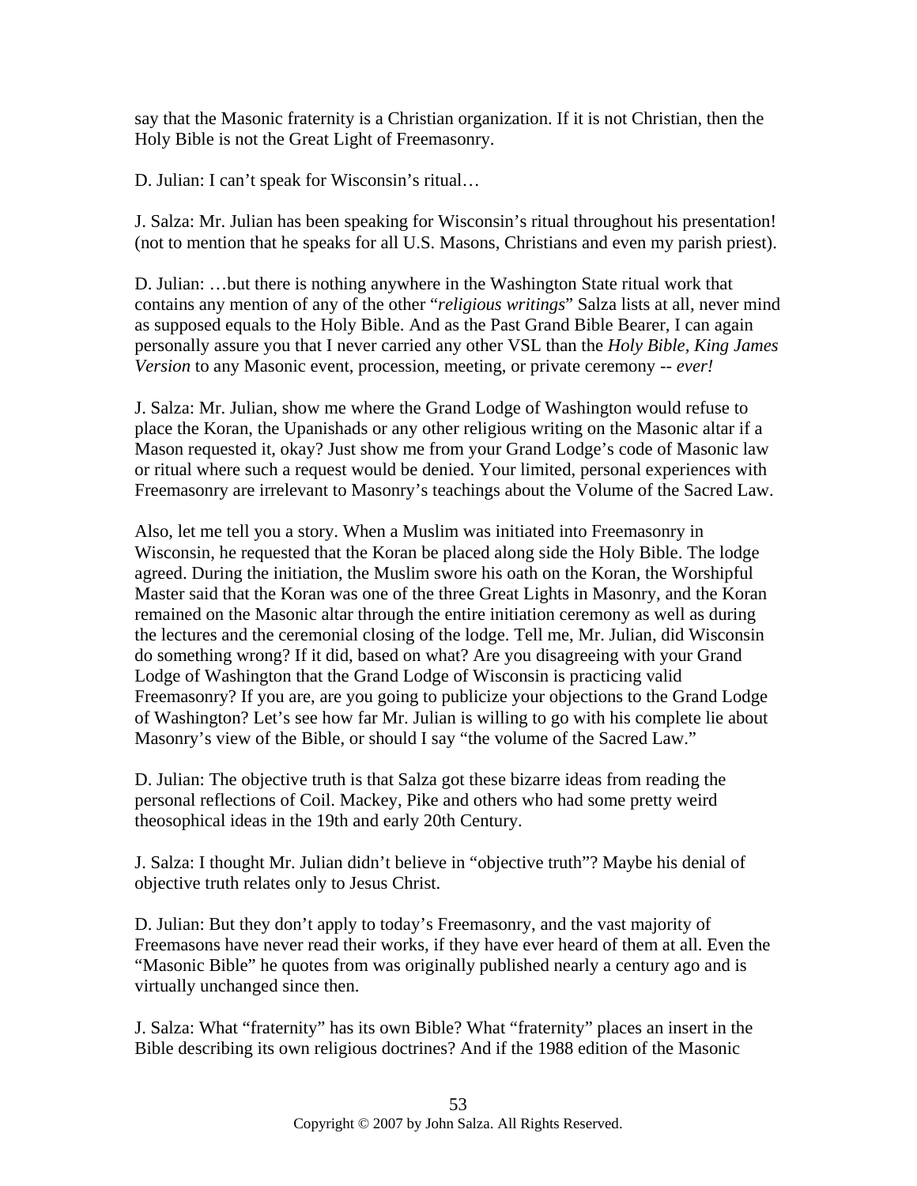say that the Masonic fraternity is a Christian organization. If it is not Christian, then the Holy Bible is not the Great Light of Freemasonry.

D. Julian: I can't speak for Wisconsin's ritual…

J. Salza: Mr. Julian has been speaking for Wisconsin's ritual throughout his presentation! (not to mention that he speaks for all U.S. Masons, Christians and even my parish priest).

D. Julian: …but there is nothing anywhere in the Washington State ritual work that contains any mention of any of the other "*religious writings*" Salza lists at all, never mind as supposed equals to the Holy Bible. And as the Past Grand Bible Bearer, I can again personally assure you that I never carried any other VSL than the *Holy Bible, King James Version* to any Masonic event, procession, meeting, or private ceremony -- *ever!*

J. Salza: Mr. Julian, show me where the Grand Lodge of Washington would refuse to place the Koran, the Upanishads or any other religious writing on the Masonic altar if a Mason requested it, okay? Just show me from your Grand Lodge's code of Masonic law or ritual where such a request would be denied. Your limited, personal experiences with Freemasonry are irrelevant to Masonry's teachings about the Volume of the Sacred Law.

Also, let me tell you a story. When a Muslim was initiated into Freemasonry in Wisconsin, he requested that the Koran be placed along side the Holy Bible. The lodge agreed. During the initiation, the Muslim swore his oath on the Koran, the Worshipful Master said that the Koran was one of the three Great Lights in Masonry, and the Koran remained on the Masonic altar through the entire initiation ceremony as well as during the lectures and the ceremonial closing of the lodge. Tell me, Mr. Julian, did Wisconsin do something wrong? If it did, based on what? Are you disagreeing with your Grand Lodge of Washington that the Grand Lodge of Wisconsin is practicing valid Freemasonry? If you are, are you going to publicize your objections to the Grand Lodge of Washington? Let's see how far Mr. Julian is willing to go with his complete lie about Masonry's view of the Bible, or should I say "the volume of the Sacred Law."

D. Julian: The objective truth is that Salza got these bizarre ideas from reading the personal reflections of Coil. Mackey, Pike and others who had some pretty weird theosophical ideas in the 19th and early 20th Century.

J. Salza: I thought Mr. Julian didn't believe in "objective truth"? Maybe his denial of objective truth relates only to Jesus Christ.

D. Julian: But they don't apply to today's Freemasonry, and the vast majority of Freemasons have never read their works, if they have ever heard of them at all. Even the "Masonic Bible" he quotes from was originally published nearly a century ago and is virtually unchanged since then.

J. Salza: What "fraternity" has its own Bible? What "fraternity" places an insert in the Bible describing its own religious doctrines? And if the 1988 edition of the Masonic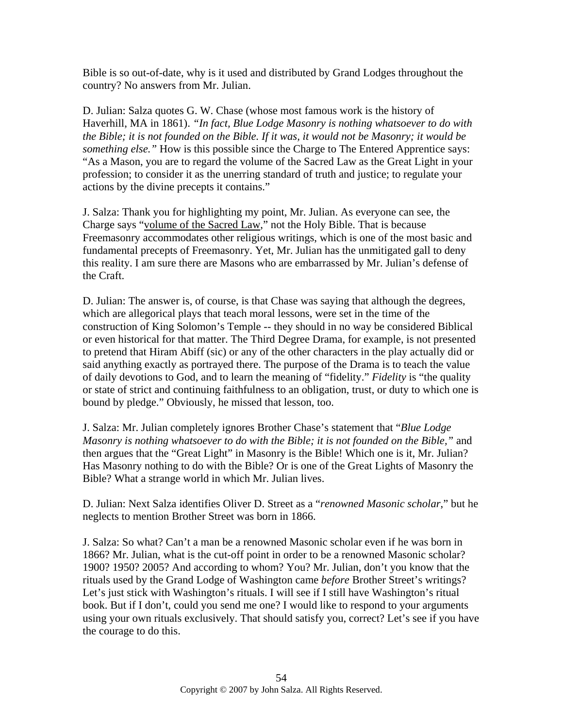Bible is so out-of-date, why is it used and distributed by Grand Lodges throughout the country? No answers from Mr. Julian.

D. Julian: Salza quotes G. W. Chase (whose most famous work is the history of Haverhill, MA in 1861). *"In fact, Blue Lodge Masonry is nothing whatsoever to do with the Bible; it is not founded on the Bible. If it was, it would not be Masonry; it would be something else."* How is this possible since the Charge to The Entered Apprentice says: "As a Mason, you are to regard the volume of the Sacred Law as the Great Light in your profession; to consider it as the unerring standard of truth and justice; to regulate your actions by the divine precepts it contains."

J. Salza: Thank you for highlighting my point, Mr. Julian. As everyone can see, the Charge says "<u>volume of the Sacred Law</u>," not the Holy Bible. That is because Freemasonry accommodates other religious writings, which is one of the most basic and fundamental precepts of Freemasonry. Yet, Mr. Julian has the unmitigated gall to deny this reality. I am sure there are Masons who are embarrassed by Mr. Julian's defense of the Craft.

D. Julian: The answer is, of course, is that Chase was saying that although the degrees, which are allegorical plays that teach moral lessons, were set in the time of the construction of King Solomon's Temple -- they should in no way be considered Biblical or even historical for that matter. The Third Degree Drama, for example, is not presented to pretend that Hiram Abiff (sic) or any of the other characters in the play actually did or said anything exactly as portrayed there. The purpose of the Drama is to teach the value of daily devotions to God, and to learn the meaning of "fidelity." *Fidelity* is "the quality or state of strict and continuing faithfulness to an obligation, trust, or duty to which one is bound by pledge." Obviously, he missed that lesson, too.

J. Salza: Mr. Julian completely ignores Brother Chase's statement that "*Blue Lodge Masonry is nothing whatsoever to do with the Bible; it is not founded on the Bible,"* and then argues that the "Great Light" in Masonry is the Bible! Which one is it, Mr. Julian? Has Masonry nothing to do with the Bible? Or is one of the Great Lights of Masonry the Bible? What a strange world in which Mr. Julian lives.

D. Julian: Next Salza identifies Oliver D. Street as a "*renowned Masonic scholar*," but he neglects to mention Brother Street was born in 1866.

J. Salza: So what? Can't a man be a renowned Masonic scholar even if he was born in 1866? Mr. Julian, what is the cut-off point in order to be a renowned Masonic scholar? 1900? 1950? 2005? And according to whom? You? Mr. Julian, don't you know that the rituals used by the Grand Lodge of Washington came *before* Brother Street's writings? Let's just stick with Washington's rituals. I will see if I still have Washington's ritual book. But if I don't, could you send me one? I would like to respond to your arguments using your own rituals exclusively. That should satisfy you, correct? Let's see if you have the courage to do this.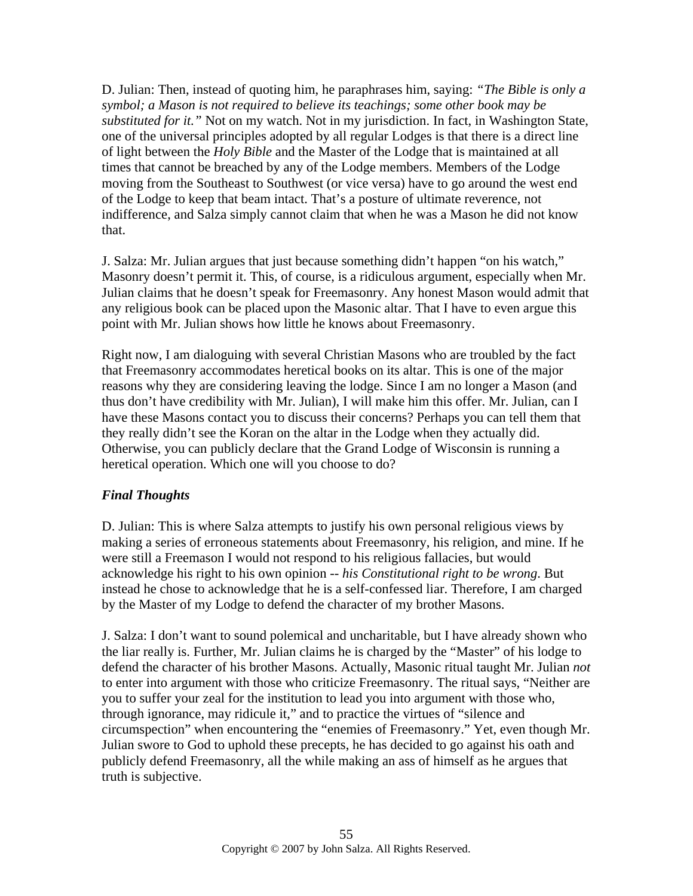D. Julian: Then, instead of quoting him, he paraphrases him, saying: *"The Bible is only a symbol; a Mason is not required to believe its teachings; some other book may be substituted for it."* Not on my watch. Not in my jurisdiction. In fact, in Washington State, one of the universal principles adopted by all regular Lodges is that there is a direct line of light between the *Holy Bible* and the Master of the Lodge that is maintained at all times that cannot be breached by any of the Lodge members. Members of the Lodge moving from the Southeast to Southwest (or vice versa) have to go around the west end of the Lodge to keep that beam intact. That's a posture of ultimate reverence, not indifference, and Salza simply cannot claim that when he was a Mason he did not know that.

J. Salza: Mr. Julian argues that just because something didn't happen "on his watch," Masonry doesn't permit it. This, of course, is a ridiculous argument, especially when Mr. Julian claims that he doesn't speak for Freemasonry. Any honest Mason would admit that any religious book can be placed upon the Masonic altar. That I have to even argue this point with Mr. Julian shows how little he knows about Freemasonry.

Right now, I am dialoguing with several Christian Masons who are troubled by the fact that Freemasonry accommodates heretical books on its altar. This is one of the major reasons why they are considering leaving the lodge. Since I am no longer a Mason (and thus don't have credibility with Mr. Julian), I will make him this offer. Mr. Julian, can I have these Masons contact you to discuss their concerns? Perhaps you can tell them that they really didn't see the Koran on the altar in the Lodge when they actually did. Otherwise, you can publicly declare that the Grand Lodge of Wisconsin is running a heretical operation. Which one will you choose to do?

### *Final Thoughts*

D. Julian: This is where Salza attempts to justify his own personal religious views by making a series of erroneous statements about Freemasonry, his religion, and mine. If he were still a Freemason I would not respond to his religious fallacies, but would acknowledge his right to his own opinion -- *his Constitutional right to be wrong*. But instead he chose to acknowledge that he is a self-confessed liar. Therefore, I am charged by the Master of my Lodge to defend the character of my brother Masons.

J. Salza: I don't want to sound polemical and uncharitable, but I have already shown who the liar really is. Further, Mr. Julian claims he is charged by the "Master" of his lodge to defend the character of his brother Masons. Actually, Masonic ritual taught Mr. Julian *not* to enter into argument with those who criticize Freemasonry. The ritual says, "Neither are you to suffer your zeal for the institution to lead you into argument with those who, through ignorance, may ridicule it," and to practice the virtues of "silence and circumspection" when encountering the "enemies of Freemasonry." Yet, even though Mr. Julian swore to God to uphold these precepts, he has decided to go against his oath and publicly defend Freemasonry, all the while making an ass of himself as he argues that truth is subjective.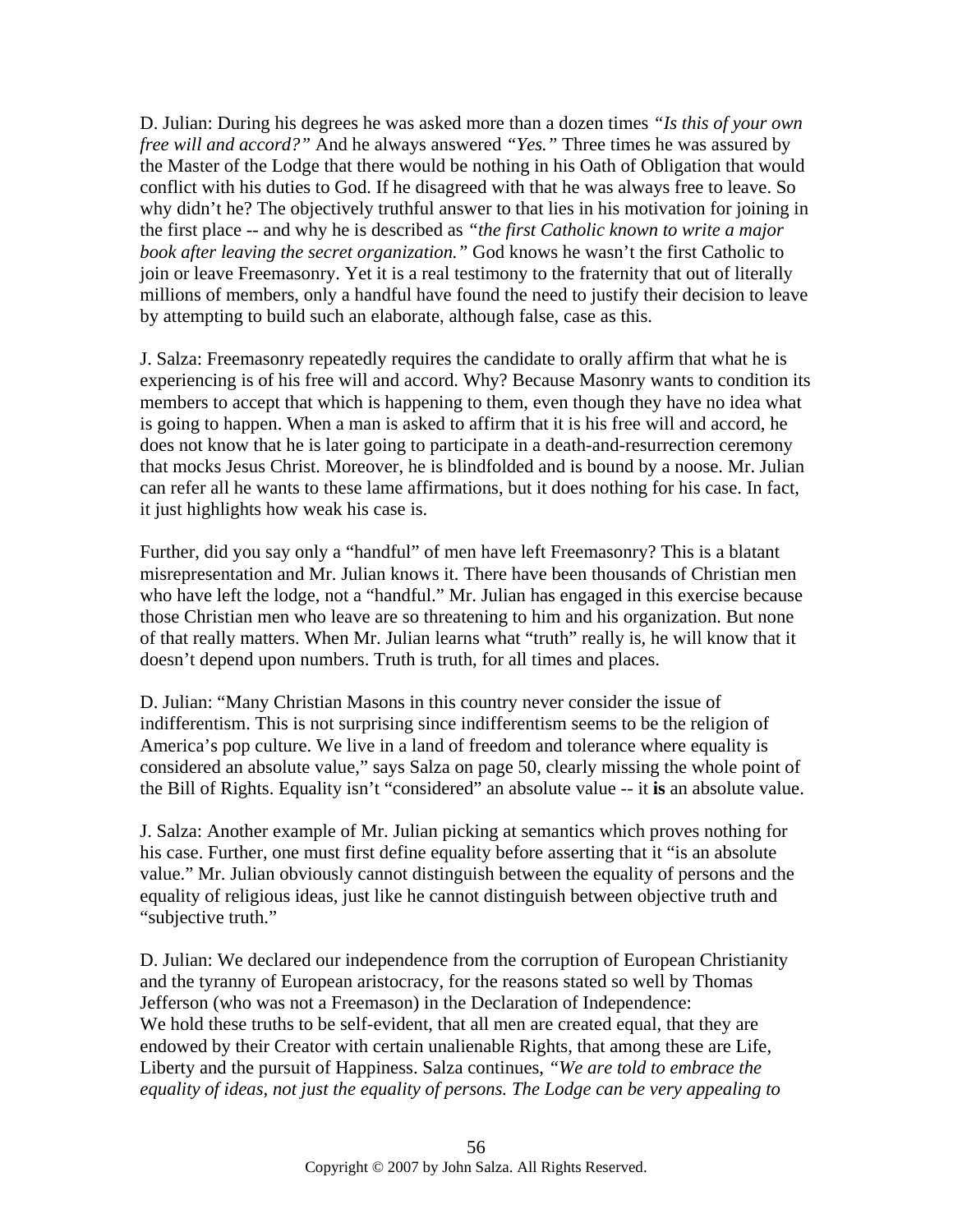D. Julian: During his degrees he was asked more than a dozen times *"Is this of your own free will and accord?"* And he always answered *"Yes."* Three times he was assured by the Master of the Lodge that there would be nothing in his Oath of Obligation that would conflict with his duties to God. If he disagreed with that he was always free to leave. So why didn't he? The objectively truthful answer to that lies in his motivation for joining in the first place -- and why he is described as *"the first Catholic known to write a major book after leaving the secret organization."* God knows he wasn't the first Catholic to join or leave Freemasonry. Yet it is a real testimony to the fraternity that out of literally millions of members, only a handful have found the need to justify their decision to leave by attempting to build such an elaborate, although false, case as this.

J. Salza: Freemasonry repeatedly requires the candidate to orally affirm that what he is experiencing is of his free will and accord. Why? Because Masonry wants to condition its members to accept that which is happening to them, even though they have no idea what is going to happen. When a man is asked to affirm that it is his free will and accord, he does not know that he is later going to participate in a death-and-resurrection ceremony that mocks Jesus Christ. Moreover, he is blindfolded and is bound by a noose. Mr. Julian can refer all he wants to these lame affirmations, but it does nothing for his case. In fact, it just highlights how weak his case is.

Further, did you say only a "handful" of men have left Freemasonry? This is a blatant misrepresentation and Mr. Julian knows it. There have been thousands of Christian men who have left the lodge, not a "handful." Mr. Julian has engaged in this exercise because those Christian men who leave are so threatening to him and his organization. But none of that really matters. When Mr. Julian learns what "truth" really is, he will know that it doesn't depend upon numbers. Truth is truth, for all times and places.

D. Julian: "Many Christian Masons in this country never consider the issue of indifferentism. This is not surprising since indifferentism seems to be the religion of America's pop culture. We live in a land of freedom and tolerance where equality is considered an absolute value," says Salza on page 50, clearly missing the whole point of the Bill of Rights. Equality isn't "considered" an absolute value -- it **is** an absolute value.

J. Salza: Another example of Mr. Julian picking at semantics which proves nothing for his case. Further, one must first define equality before asserting that it "is an absolute value." Mr. Julian obviously cannot distinguish between the equality of persons and the equality of religious ideas, just like he cannot distinguish between objective truth and "subjective truth."

D. Julian: We declared our independence from the corruption of European Christianity and the tyranny of European aristocracy, for the reasons stated so well by Thomas Jefferson (who was not a Freemason) in the Declaration of Independence:
We hold these truths to be self-evident, that all men are created equal, that they are endowed by their Creator with certain unalienable Rights, that among these are Life, Liberty and the pursuit of Happiness. Salza continues, *"We are told to embrace the equality of ideas, not just the equality of persons. The Lodge can be very appealing to*

Copyright © 2007 by John Salza. All Rights Reserved.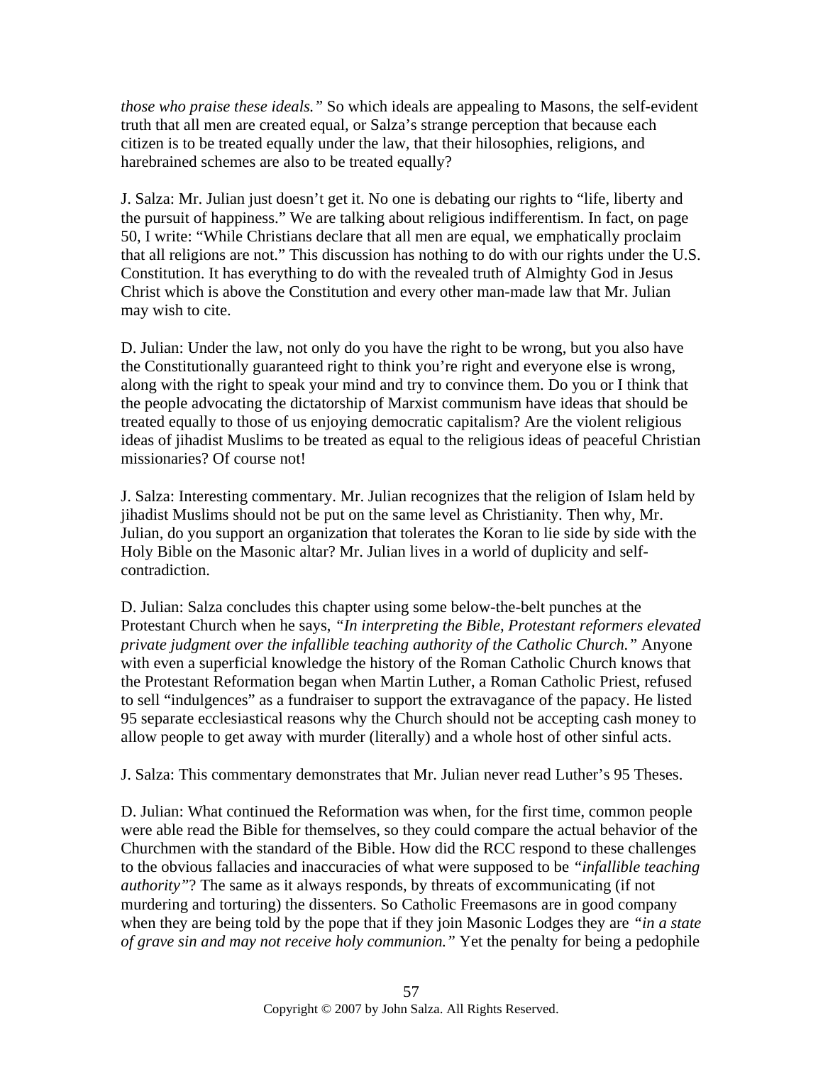*those who praise these ideals."* So which ideals are appealing to Masons, the self-evident truth that all men are created equal, or Salza's strange perception that because each citizen is to be treated equally under the law, that their hilosophies, religions, and harebrained schemes are also to be treated equally?

J. Salza: Mr. Julian just doesn't get it. No one is debating our rights to "life, liberty and the pursuit of happiness." We are talking about religious indifferentism. In fact, on page 50, I write: "While Christians declare that all men are equal, we emphatically proclaim that all religions are not." This discussion has nothing to do with our rights under the U.S. Constitution. It has everything to do with the revealed truth of Almighty God in Jesus Christ which is above the Constitution and every other man-made law that Mr. Julian may wish to cite.

D. Julian: Under the law, not only do you have the right to be wrong, but you also have the Constitutionally guaranteed right to think you're right and everyone else is wrong, along with the right to speak your mind and try to convince them. Do you or I think that the people advocating the dictatorship of Marxist communism have ideas that should be treated equally to those of us enjoying democratic capitalism? Are the violent religious ideas of jihadist Muslims to be treated as equal to the religious ideas of peaceful Christian missionaries? Of course not!

J. Salza: Interesting commentary. Mr. Julian recognizes that the religion of Islam held by jihadist Muslims should not be put on the same level as Christianity. Then why, Mr. Julian, do you support an organization that tolerates the Koran to lie side by side with the Holy Bible on the Masonic altar? Mr. Julian lives in a world of duplicity and self-contradiction.

D. Julian: Salza concludes this chapter using some below-the-belt punches at the Protestant Church when he says, *"In interpreting the Bible, Protestant reformers elevated private judgment over the infallible teaching authority of the Catholic Church."* Anyone with even a superficial knowledge the history of the Roman Catholic Church knows that the Protestant Reformation began when Martin Luther, a Roman Catholic Priest, refused to sell "indulgences" as a fundraiser to support the extravagance of the papacy. He listed 95 separate ecclesiastical reasons why the Church should not be accepting cash money to allow people to get away with murder (literally) and a whole host of other sinful acts.

J. Salza: This commentary demonstrates that Mr. Julian never read Luther's 95 Theses.

D. Julian: What continued the Reformation was when, for the first time, common people were able read the Bible for themselves, so they could compare the actual behavior of the Churchmen with the standard of the Bible. How did the RCC respond to these challenges to the obvious fallacies and inaccuracies of what were supposed to be *"infallible teaching authority"*? The same as it always responds, by threats of excommunicating (if not murdering and torturing) the dissenters. So Catholic Freemasons are in good company when they are being told by the pope that if they join Masonic Lodges they are *"in a state of grave sin and may not receive holy communion."* Yet the penalty for being a pedophile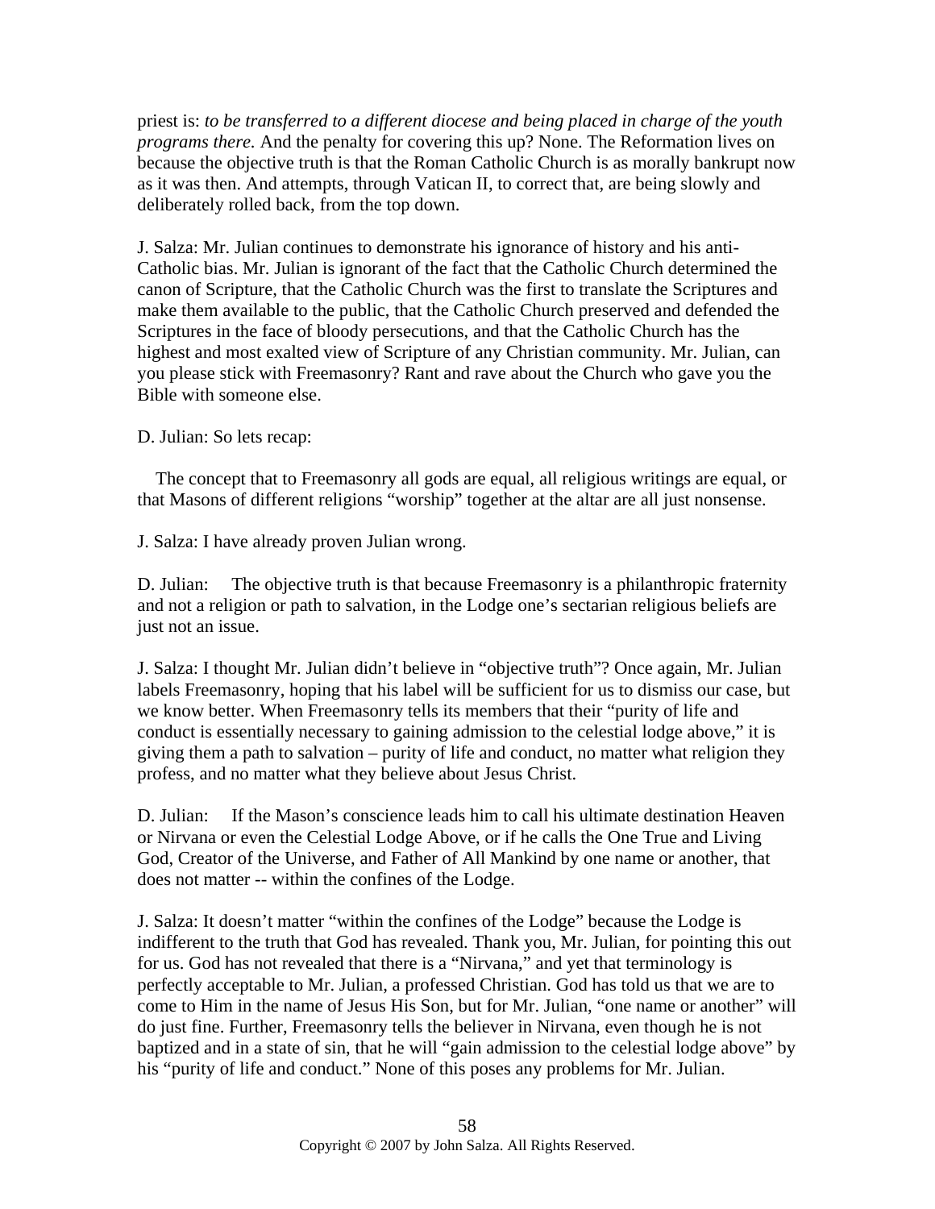priest is: *to be transferred to a different diocese and being placed in charge of the youth programs there.* And the penalty for covering this up? None. The Reformation lives on because the objective truth is that the Roman Catholic Church is as morally bankrupt now as it was then. And attempts, through Vatican II, to correct that, are being slowly and deliberately rolled back, from the top down.

J. Salza: Mr. Julian continues to demonstrate his ignorance of history and his anti-Catholic bias. Mr. Julian is ignorant of the fact that the Catholic Church determined the canon of Scripture, that the Catholic Church was the first to translate the Scriptures and make them available to the public, that the Catholic Church preserved and defended the Scriptures in the face of bloody persecutions, and that the Catholic Church has the highest and most exalted view of Scripture of any Christian community. Mr. Julian, can you please stick with Freemasonry? Rant and rave about the Church who gave you the Bible with someone else.

D. Julian: So lets recap:

The concept that to Freemasonry all gods are equal, all religious writings are equal, or that Masons of different religions "worship" together at the altar are all just nonsense.

J. Salza: I have already proven Julian wrong.

D. Julian: The objective truth is that because Freemasonry is a philanthropic fraternity and not a religion or path to salvation, in the Lodge one's sectarian religious beliefs are just not an issue.

J. Salza: I thought Mr. Julian didn't believe in "objective truth"? Once again, Mr. Julian labels Freemasonry, hoping that his label will be sufficient for us to dismiss our case, but we know better. When Freemasonry tells its members that their "purity of life and conduct is essentially necessary to gaining admission to the celestial lodge above," it is giving them a path to salvation – purity of life and conduct, no matter what religion they profess, and no matter what they believe about Jesus Christ.

D. Julian: If the Mason's conscience leads him to call his ultimate destination Heaven or Nirvana or even the Celestial Lodge Above, or if he calls the One True and Living God, Creator of the Universe, and Father of All Mankind by one name or another, that does not matter -- within the confines of the Lodge.

J. Salza: It doesn't matter "within the confines of the Lodge" because the Lodge is indifferent to the truth that God has revealed. Thank you, Mr. Julian, for pointing this out for us. God has not revealed that there is a "Nirvana," and yet that terminology is perfectly acceptable to Mr. Julian, a professed Christian. God has told us that we are to come to Him in the name of Jesus His Son, but for Mr. Julian, "one name or another" will do just fine. Further, Freemasonry tells the believer in Nirvana, even though he is not baptized and in a state of sin, that he will "gain admission to the celestial lodge above" by his "purity of life and conduct." None of this poses any problems for Mr. Julian.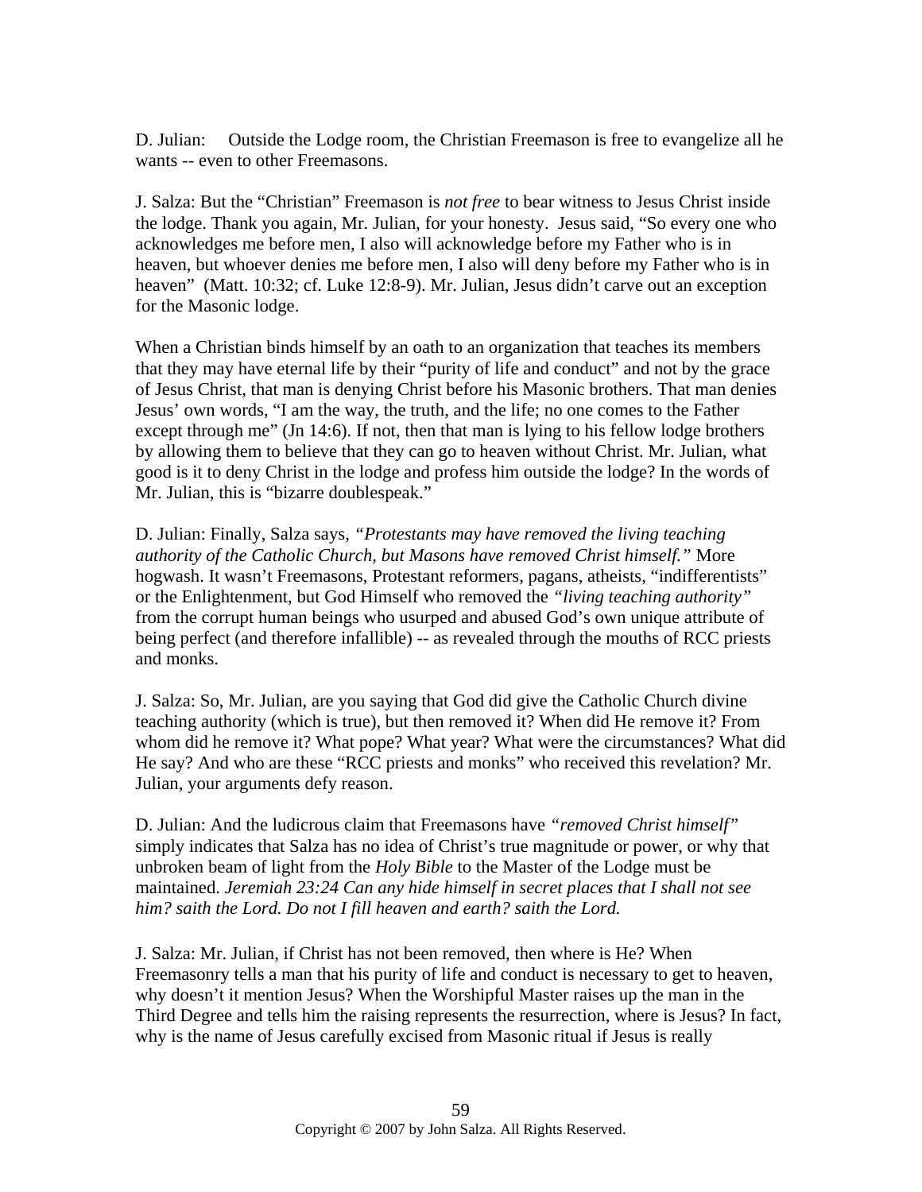D. Julian: Outside the Lodge room, the Christian Freemason is free to evangelize all he wants -- even to other Freemasons.

J. Salza: But the "Christian" Freemason is *not free* to bear witness to Jesus Christ inside the lodge. Thank you again, Mr. Julian, for your honesty. Jesus said, "So every one who acknowledges me before men, I also will acknowledge before my Father who is in heaven, but whoever denies me before men, I also will deny before my Father who is in heaven" (Matt. 10:32; cf. Luke 12:8-9). Mr. Julian, Jesus didn't carve out an exception for the Masonic lodge.

When a Christian binds himself by an oath to an organization that teaches its members that they may have eternal life by their "purity of life and conduct" and not by the grace of Jesus Christ, that man is denying Christ before his Masonic brothers. That man denies Jesus' own words, "I am the way, the truth, and the life; no one comes to the Father except through me" (Jn 14:6). If not, then that man is lying to his fellow lodge brothers by allowing them to believe that they can go to heaven without Christ. Mr. Julian, what good is it to deny Christ in the lodge and profess him outside the lodge? In the words of Mr. Julian, this is "bizarre doublespeak."

D. Julian: Finally, Salza says, *"Protestants may have removed the living teaching authority of the Catholic Church, but Masons have removed Christ himself."* More hogwash. It wasn't Freemasons, Protestant reformers, pagans, atheists, "indifferentists" or the Enlightenment, but God Himself who removed the *"living teaching authority"* from the corrupt human beings who usurped and abused God's own unique attribute of being perfect (and therefore infallible) -- as revealed through the mouths of RCC priests and monks.

J. Salza: So, Mr. Julian, are you saying that God did give the Catholic Church divine teaching authority (which is true), but then removed it? When did He remove it? From whom did he remove it? What pope? What year? What were the circumstances? What did He say? And who are these "RCC priests and monks" who received this revelation? Mr. Julian, your arguments defy reason.

D. Julian: And the ludicrous claim that Freemasons have *"removed Christ himself"* simply indicates that Salza has no idea of Christ's true magnitude or power, or why that unbroken beam of light from the *Holy Bible* to the Master of the Lodge must be maintained. *Jeremiah 23:24 Can any hide himself in secret places that I shall not see him? saith the Lord. Do not I fill heaven and earth? saith the Lord.*

J. Salza: Mr. Julian, if Christ has not been removed, then where is He? When Freemasonry tells a man that his purity of life and conduct is necessary to get to heaven, why doesn't it mention Jesus? When the Worshipful Master raises up the man in the Third Degree and tells him the raising represents the resurrection, where is Jesus? In fact, why is the name of Jesus carefully excised from Masonic ritual if Jesus is really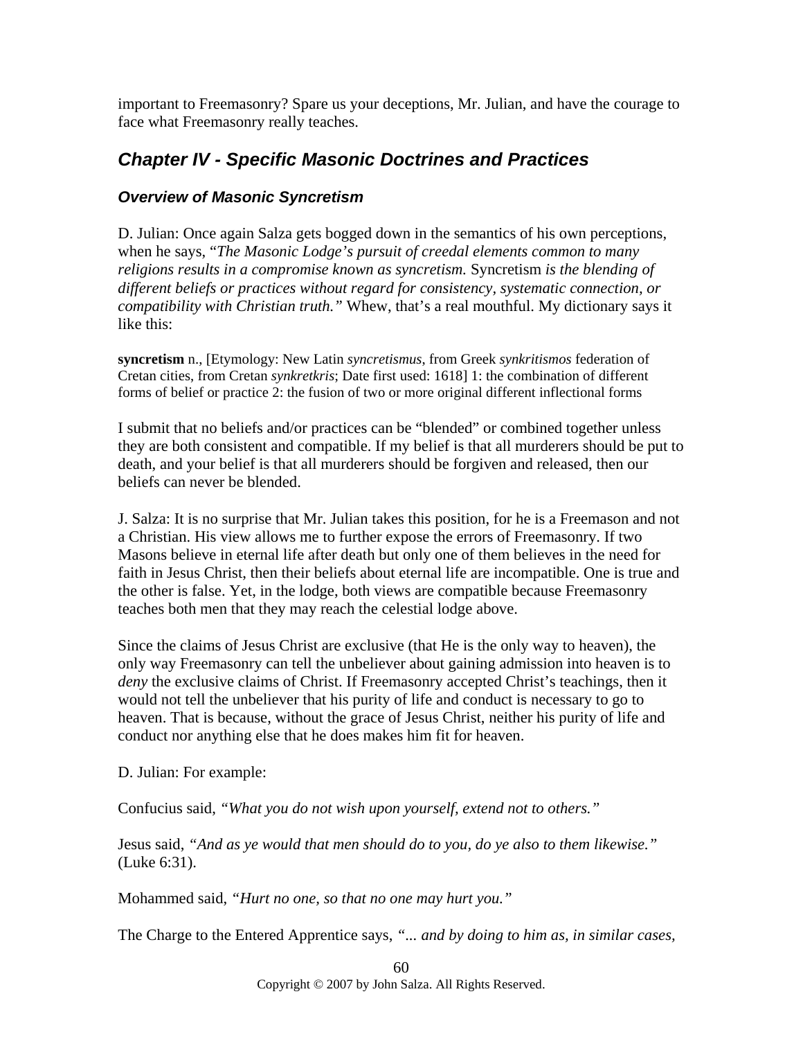important to Freemasonry? Spare us your deceptions, Mr. Julian, and have the courage to face what Freemasonry really teaches.

## *Chapter IV - Specific Masonic Doctrines and Practices*

### *Overview of Masonic Syncretism*

D. Julian: Once again Salza gets bogged down in the semantics of his own perceptions, when he says, "*The Masonic Lodge's pursuit of creedal elements common to many religions results in a compromise known as syncretism.* Syncretism *is the blending of different beliefs or practices without regard for consistency, systematic connection, or compatibility with Christian truth.*" Whew, that's a real mouthful. My dictionary says it like this:

**syncretism** n., [Etymology: New Latin *syncretismus*, from Greek *synkritismos* federation of Cretan cities, from Cretan *synkretkris*; Date first used: 1618] 1: the combination of different forms of belief or practice 2: the fusion of two or more original different inflectional forms

I submit that no beliefs and/or practices can be "blended" or combined together unless they are both consistent and compatible. If my belief is that all murderers should be put to death, and your belief is that all murderers should be forgiven and released, then our beliefs can never be blended.

J. Salza: It is no surprise that Mr. Julian takes this position, for he is a Freemason and not a Christian. His view allows me to further expose the errors of Freemasonry. If two Masons believe in eternal life after death but only one of them believes in the need for faith in Jesus Christ, then their beliefs about eternal life are incompatible. One is true and the other is false. Yet, in the lodge, both views are compatible because Freemasonry teaches both men that they may reach the celestial lodge above.

Since the claims of Jesus Christ are exclusive (that He is the only way to heaven), the only way Freemasonry can tell the unbeliever about gaining admission into heaven is to *deny* the exclusive claims of Christ. If Freemasonry accepted Christ's teachings, then it would not tell the unbeliever that his purity of life and conduct is necessary to go to heaven. That is because, without the grace of Jesus Christ, neither his purity of life and conduct nor anything else that he does makes him fit for heaven.

D. Julian: For example:

Confucius said, *"What you do not wish upon yourself, extend not to others."*

Jesus said, *"And as ye would that men should do to you, do ye also to them likewise."* (Luke 6:31).

Mohammed said, *"Hurt no one, so that no one may hurt you."*

The Charge to the Entered Apprentice says, *"... and by doing to him as, in similar cases,*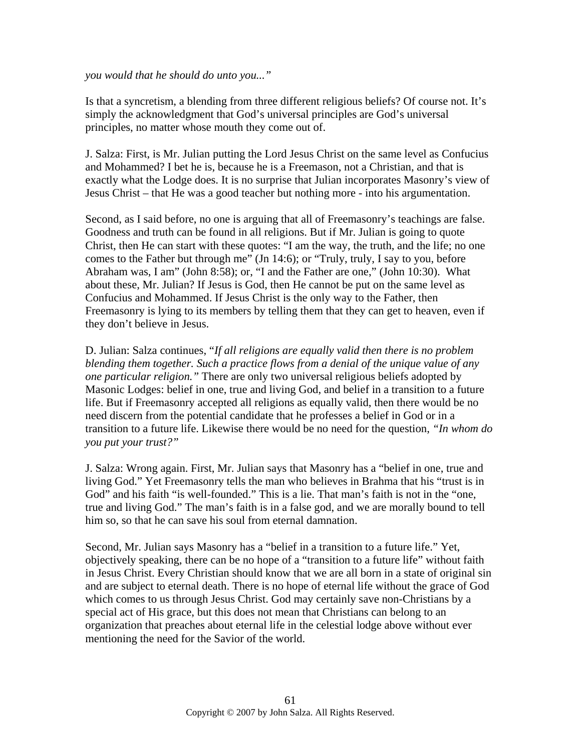*you would that he should do unto you..."*

Is that a syncretism, a blending from three different religious beliefs? Of course not. It's simply the acknowledgment that God's universal principles are God's universal principles, no matter whose mouth they come out of.

J. Salza: First, is Mr. Julian putting the Lord Jesus Christ on the same level as Confucius and Mohammed? I bet he is, because he is a Freemason, not a Christian, and that is exactly what the Lodge does. It is no surprise that Julian incorporates Masonry's view of Jesus Christ – that He was a good teacher but nothing more - into his argumentation.

Second, as I said before, no one is arguing that all of Freemasonry's teachings are false. Goodness and truth can be found in all religions. But if Mr. Julian is going to quote Christ, then He can start with these quotes: "I am the way, the truth, and the life; no one comes to the Father but through me" (Jn 14:6); or "Truly, truly, I say to you, before Abraham was, I am" (John 8:58); or, "I and the Father are one," (John 10:30). What about these, Mr. Julian? If Jesus is God, then He cannot be put on the same level as Confucius and Mohammed. If Jesus Christ is the only way to the Father, then Freemasonry is lying to its members by telling them that they can get to heaven, even if they don't believe in Jesus.

D. Julian: Salza continues, "*If all religions are equally valid then there is no problem blending them together. Such a practice flows from a denial of the unique value of any one particular religion.*" There are only two universal religious beliefs adopted by Masonic Lodges: belief in one, true and living God, and belief in a transition to a future life. But if Freemasonry accepted all religions as equally valid, then there would be no need discern from the potential candidate that he professes a belief in God or in a transition to a future life. Likewise there would be no need for the question, *"In whom do you put your trust?"*

J. Salza: Wrong again. First, Mr. Julian says that Masonry has a "belief in one, true and living God." Yet Freemasonry tells the man who believes in Brahma that his "trust is in God" and his faith "is well-founded." This is a lie. That man's faith is not in the "one, true and living God." The man's faith is in a false god, and we are morally bound to tell him so, so that he can save his soul from eternal damnation.

Second, Mr. Julian says Masonry has a "belief in a transition to a future life." Yet, objectively speaking, there can be no hope of a "transition to a future life" without faith in Jesus Christ. Every Christian should know that we are all born in a state of original sin and are subject to eternal death. There is no hope of eternal life without the grace of God which comes to us through Jesus Christ. God may certainly save non-Christians by a special act of His grace, but this does not mean that Christians can belong to an organization that preaches about eternal life in the celestial lodge above without ever mentioning the need for the Savior of the world.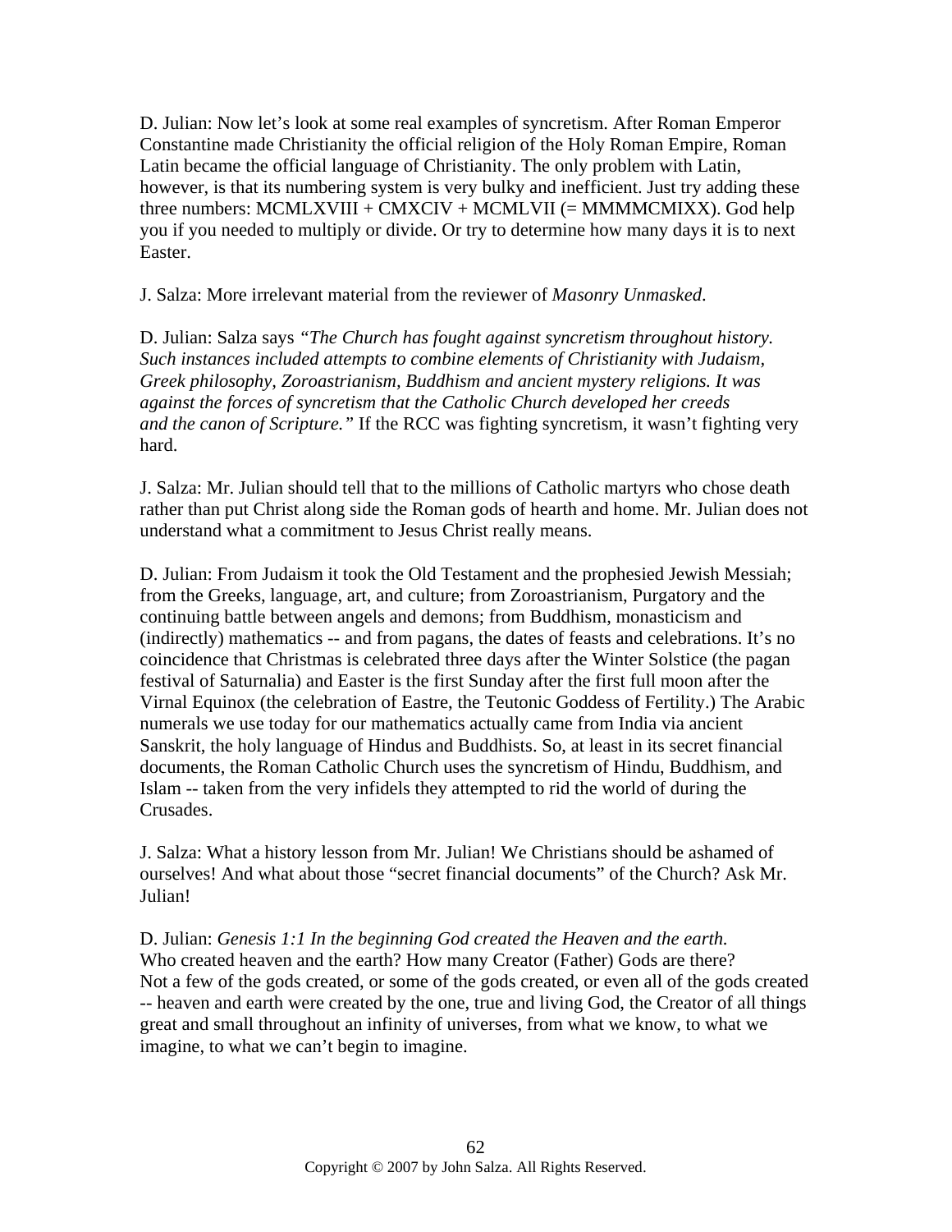D. Julian: Now let's look at some real examples of syncretism. After Roman Emperor Constantine made Christianity the official religion of the Holy Roman Empire, Roman Latin became the official language of Christianity. The only problem with Latin, however, is that its numbering system is very bulky and inefficient. Just try adding these three numbers: MCMLXVIII + CMXCIV + MCMLVII (= MMMMCMIXX). God help you if you needed to multiply or divide. Or try to determine how many days it is to next Easter.

J. Salza: More irrelevant material from the reviewer of *Masonry Unmasked*.

D. Julian: Salza says *"The Church has fought against syncretism throughout history. Such instances included attempts to combine elements of Christianity with Judaism, Greek philosophy, Zoroastrianism, Buddhism and ancient mystery religions. It was against the forces of syncretism that the Catholic Church developed her creeds and the canon of Scripture."* If the RCC was fighting syncretism, it wasn't fighting very hard.

J. Salza: Mr. Julian should tell that to the millions of Catholic martyrs who chose death rather than put Christ along side the Roman gods of hearth and home. Mr. Julian does not understand what a commitment to Jesus Christ really means.

D. Julian: From Judaism it took the Old Testament and the prophesied Jewish Messiah; from the Greeks, language, art, and culture; from Zoroastrianism, Purgatory and the continuing battle between angels and demons; from Buddhism, monasticism and (indirectly) mathematics -- and from pagans, the dates of feasts and celebrations. It's no coincidence that Christmas is celebrated three days after the Winter Solstice (the pagan festival of Saturnalia) and Easter is the first Sunday after the first full moon after the Virnal Equinox (the celebration of Eastre, the Teutonic Goddess of Fertility.) The Arabic numerals we use today for our mathematics actually came from India via ancient Sanskrit, the holy language of Hindus and Buddhists. So, at least in its secret financial documents, the Roman Catholic Church uses the syncretism of Hindu, Buddhism, and Islam -- taken from the very infidels they attempted to rid the world of during the Crusades.

J. Salza: What a history lesson from Mr. Julian! We Christians should be ashamed of ourselves! And what about those "secret financial documents" of the Church? Ask Mr. Julian!

D. Julian: *Genesis 1:1 In the beginning God created the Heaven and the earth.*
Who created heaven and the earth? How many Creator (Father) Gods are there?
Not a few of the gods created, or some of the gods created, or even all of the gods created -- heaven and earth were created by the one, true and living God, the Creator of all things great and small throughout an infinity of universes, from what we know, to what we imagine, to what we can't begin to imagine.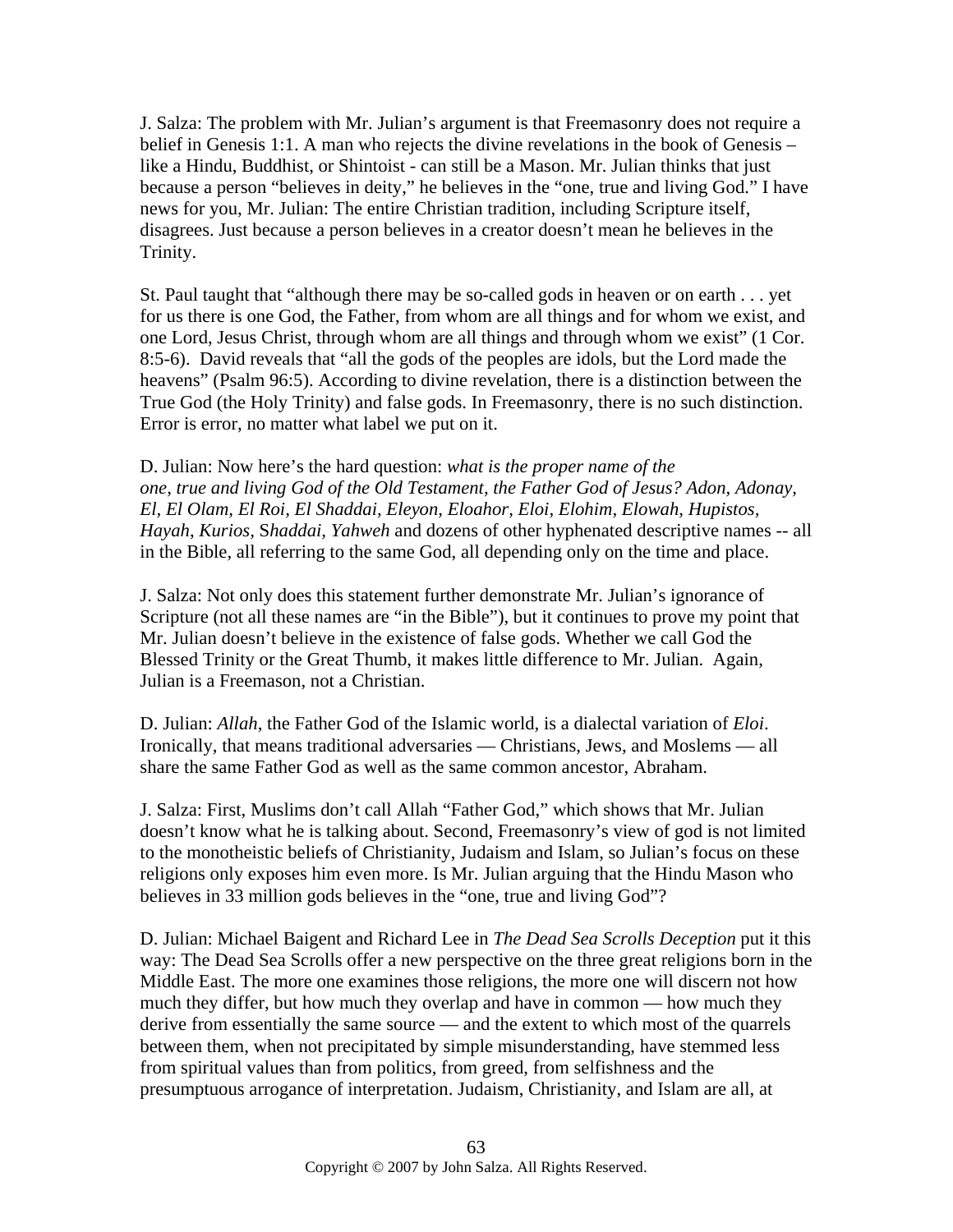J. Salza: The problem with Mr. Julian's argument is that Freemasonry does not require a belief in Genesis 1:1. A man who rejects the divine revelations in the book of Genesis – like a Hindu, Buddhist, or Shintoist - can still be a Mason. Mr. Julian thinks that just because a person "believes in deity," he believes in the "one, true and living God." I have news for you, Mr. Julian: The entire Christian tradition, including Scripture itself, disagrees. Just because a person believes in a creator doesn't mean he believes in the Trinity.

St. Paul taught that "although there may be so-called gods in heaven or on earth . . . yet for us there is one God, the Father, from whom are all things and for whom we exist, and one Lord, Jesus Christ, through whom are all things and through whom we exist" (1 Cor. 8:5-6). David reveals that "all the gods of the peoples are idols, but the Lord made the heavens" (Psalm 96:5). According to divine revelation, there is a distinction between the True God (the Holy Trinity) and false gods. In Freemasonry, there is no such distinction. Error is error, no matter what label we put on it.

D. Julian: Now here's the hard question: *what is the proper name of the one, true and living God of the Old Testament, the Father God of Jesus? Adon, Adonay, El, El Olam, El Roi, El Shaddai, Eleyon, Eloahor, Eloi, Elohim, Elowah, Hupistos, Hayah, Kurios,* S*haddai, Yahweh* and dozens of other hyphenated descriptive names -- all in the Bible, all referring to the same God, all depending only on the time and place.

J. Salza: Not only does this statement further demonstrate Mr. Julian's ignorance of Scripture (not all these names are "in the Bible"), but it continues to prove my point that Mr. Julian doesn't believe in the existence of false gods. Whether we call God the Blessed Trinity or the Great Thumb, it makes little difference to Mr. Julian. Again, Julian is a Freemason, not a Christian.

D. Julian: *Allah*, the Father God of the Islamic world, is a dialectal variation of *Eloi*. Ironically, that means traditional adversaries — Christians, Jews, and Moslems — all share the same Father God as well as the same common ancestor, Abraham.

J. Salza: First, Muslims don't call Allah "Father God," which shows that Mr. Julian doesn't know what he is talking about. Second, Freemasonry's view of god is not limited to the monotheistic beliefs of Christianity, Judaism and Islam, so Julian's focus on these religions only exposes him even more. Is Mr. Julian arguing that the Hindu Mason who believes in 33 million gods believes in the "one, true and living God"?

D. Julian: Michael Baigent and Richard Lee in *The Dead Sea Scrolls Deception* put it this way: The Dead Sea Scrolls offer a new perspective on the three great religions born in the Middle East. The more one examines those religions, the more one will discern not how much they differ, but how much they overlap and have in common — how much they derive from essentially the same source — and the extent to which most of the quarrels between them, when not precipitated by simple misunderstanding, have stemmed less from spiritual values than from politics, from greed, from selfishness and the presumptuous arrogance of interpretation. Judaism, Christianity, and Islam are all, at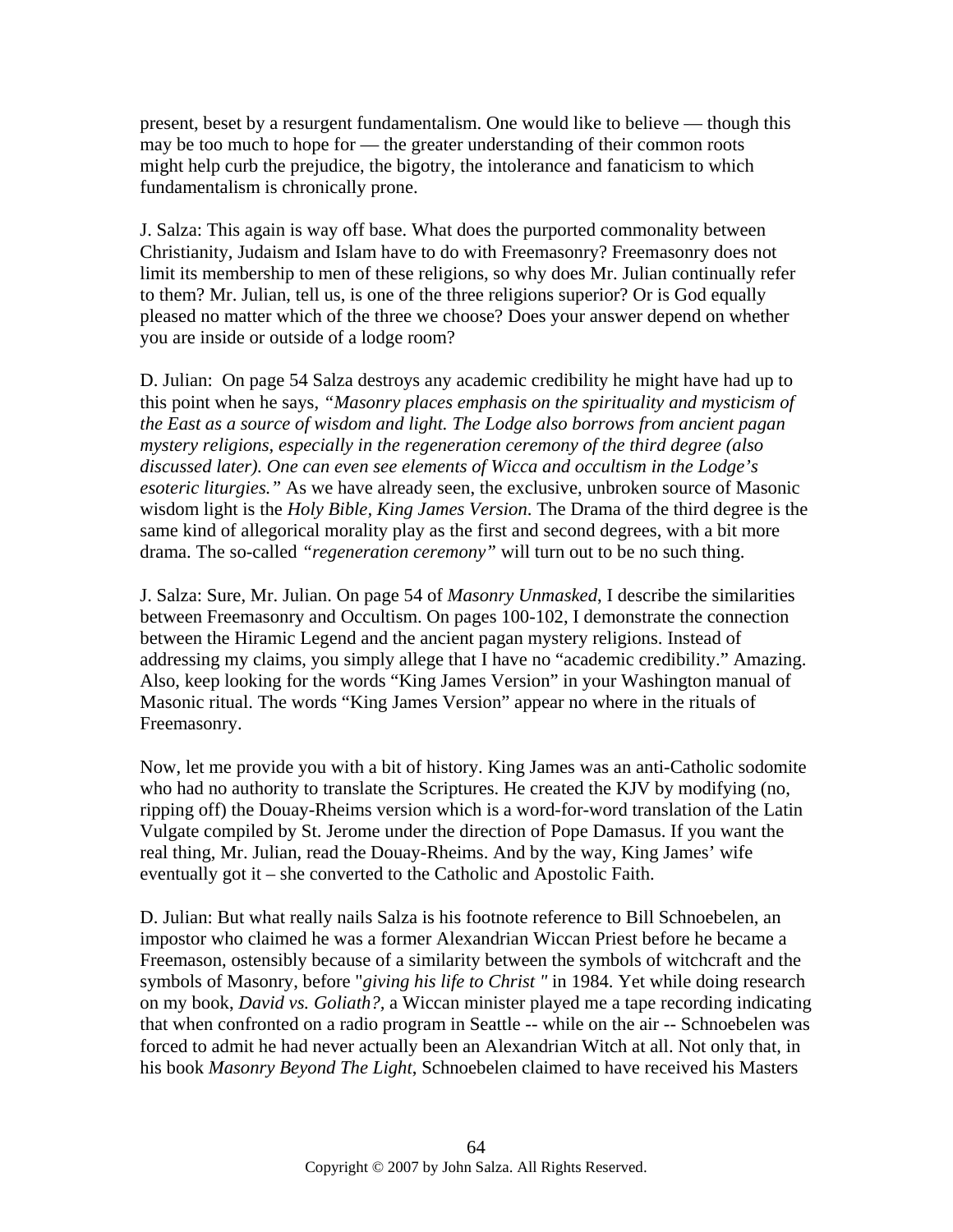present, beset by a resurgent fundamentalism. One would like to believe — though this may be too much to hope for — the greater understanding of their common roots might help curb the prejudice, the bigotry, the intolerance and fanaticism to which fundamentalism is chronically prone.

J. Salza: This again is way off base. What does the purported commonality between Christianity, Judaism and Islam have to do with Freemasonry? Freemasonry does not limit its membership to men of these religions, so why does Mr. Julian continually refer to them? Mr. Julian, tell us, is one of the three religions superior? Or is God equally pleased no matter which of the three we choose? Does your answer depend on whether you are inside or outside of a lodge room?

D. Julian: On page 54 Salza destroys any academic credibility he might have had up to this point when he says, *"Masonry places emphasis on the spirituality and mysticism of the East as a source of wisdom and light. The Lodge also borrows from ancient pagan mystery religions, especially in the regeneration ceremony of the third degree (also discussed later). One can even see elements of Wicca and occultism in the Lodge's esoteric liturgies."* As we have already seen, the exclusive, unbroken source of Masonic wisdom light is the *Holy Bible, King James Version*. The Drama of the third degree is the same kind of allegorical morality play as the first and second degrees, with a bit more drama. The so-called *"regeneration ceremony"* will turn out to be no such thing.

J. Salza: Sure, Mr. Julian. On page 54 of *Masonry Unmasked*, I describe the similarities between Freemasonry and Occultism. On pages 100-102, I demonstrate the connection between the Hiramic Legend and the ancient pagan mystery religions. Instead of addressing my claims, you simply allege that I have no "academic credibility." Amazing. Also, keep looking for the words "King James Version" in your Washington manual of Masonic ritual. The words "King James Version" appear no where in the rituals of Freemasonry.

Now, let me provide you with a bit of history. King James was an anti-Catholic sodomite who had no authority to translate the Scriptures. He created the KJV by modifying (no, ripping off) the Douay-Rheims version which is a word-for-word translation of the Latin Vulgate compiled by St. Jerome under the direction of Pope Damasus. If you want the real thing, Mr. Julian, read the Douay-Rheims. And by the way, King James' wife eventually got it – she converted to the Catholic and Apostolic Faith.

D. Julian: But what really nails Salza is his footnote reference to Bill Schnoebelen, an impostor who claimed he was a former Alexandrian Wiccan Priest before he became a Freemason, ostensibly because of a similarity between the symbols of witchcraft and the symbols of Masonry, before "*giving his life to Christ "* in 1984. Yet while doing research on my book, *David vs. Goliath?*, a Wiccan minister played me a tape recording indicating that when confronted on a radio program in Seattle -- while on the air -- Schnoebelen was forced to admit he had never actually been an Alexandrian Witch at all. Not only that, in his book *Masonry Beyond The Light*, Schnoebelen claimed to have received his Masters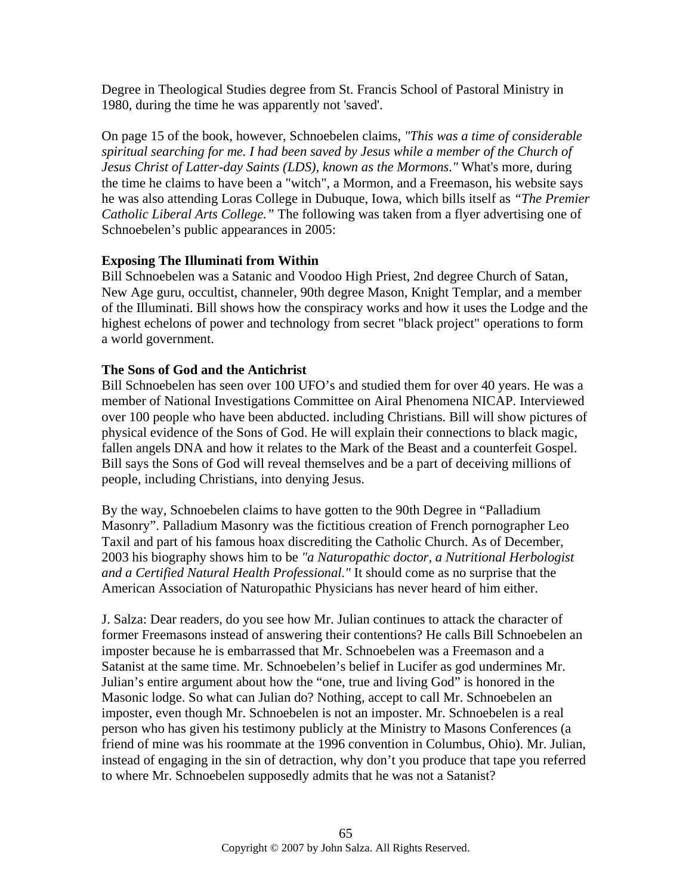Degree in Theological Studies degree from St. Francis School of Pastoral Ministry in 1980, during the time he was apparently not 'saved'.

On page 15 of the book, however, Schnoebelen claims, *"This was a time of considerable spiritual searching for me. I had been saved by Jesus while a member of the Church of Jesus Christ of Latter-day Saints (LDS), known as the Mormons."* What's more, during the time he claims to have been a "witch", a Mormon, and a Freemason, his website says he was also attending Loras College in Dubuque, Iowa, which bills itself as *"The Premier Catholic Liberal Arts College."* The following was taken from a flyer advertising one of Schnoebelen's public appearances in 2005:

**Exposing The Illuminati from Within**
Bill Schnoebelen was a Satanic and Voodoo High Priest, 2nd degree Church of Satan, New Age guru, occultist, channeler, 90th degree Mason, Knight Templar, and a member of the Illuminati. Bill shows how the conspiracy works and how it uses the Lodge and the highest echelons of power and technology from secret "black project" operations to form a world government.

**The Sons of God and the Antichrist**
Bill Schnoebelen has seen over 100 UFO's and studied them for over 40 years. He was a member of National Investigations Committee on Airal Phenomena NICAP. Interviewed over 100 people who have been abducted. including Christians. Bill will show pictures of physical evidence of the Sons of God. He will explain their connections to black magic, fallen angels DNA and how it relates to the Mark of the Beast and a counterfeit Gospel. Bill says the Sons of God will reveal themselves and be a part of deceiving millions of people, including Christians, into denying Jesus.

By the way, Schnoebelen claims to have gotten to the 90th Degree in "Palladium Masonry". Palladium Masonry was the fictitious creation of French pornographer Leo Taxil and part of his famous hoax discrediting the Catholic Church. As of December, 2003 his biography shows him to be *"a Naturopathic doctor, a Nutritional Herbologist and a Certified Natural Health Professional."* It should come as no surprise that the American Association of Naturopathic Physicians has never heard of him either.

J. Salza: Dear readers, do you see how Mr. Julian continues to attack the character of former Freemasons instead of answering their contentions? He calls Bill Schnoebelen an imposter because he is embarrassed that Mr. Schnoebelen was a Freemason and a Satanist at the same time. Mr. Schnoebelen's belief in Lucifer as god undermines Mr. Julian's entire argument about how the "one, true and living God" is honored in the Masonic lodge. So what can Julian do? Nothing, accept to call Mr. Schnoebelen an imposter, even though Mr. Schnoebelen is not an imposter. Mr. Schnoebelen is a real person who has given his testimony publicly at the Ministry to Masons Conferences (a friend of mine was his roommate at the 1996 convention in Columbus, Ohio). Mr. Julian, instead of engaging in the sin of detraction, why don't you produce that tape you referred to where Mr. Schnoebelen supposedly admits that he was not a Satanist?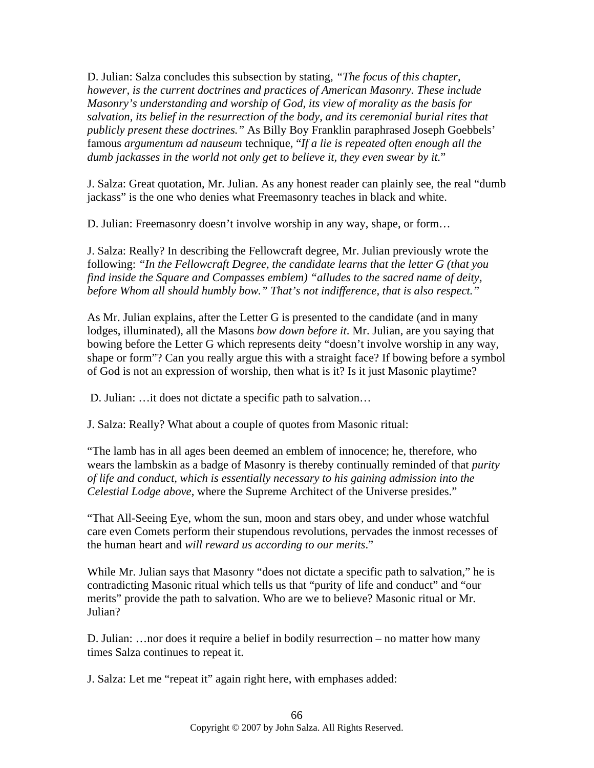D. Julian: Salza concludes this subsection by stating, *"The focus of this chapter, however, is the current doctrines and practices of American Masonry. These include Masonry's understanding and worship of God, its view of morality as the basis for salvation, its belief in the resurrection of the body, and its ceremonial burial rites that publicly present these doctrines."* As Billy Boy Franklin paraphrased Joseph Goebbels' famous *argumentum ad nauseum* technique, "*If a lie is repeated often enough all the dumb jackasses in the world not only get to believe it, they even swear by it.*"

J. Salza: Great quotation, Mr. Julian. As any honest reader can plainly see, the real "dumb jackass" is the one who denies what Freemasonry teaches in black and white.

D. Julian: Freemasonry doesn't involve worship in any way, shape, or form…

J. Salza: Really? In describing the Fellowcraft degree, Mr. Julian previously wrote the following: *"In the Fellowcraft Degree, the candidate learns that the letter G (that you find inside the Square and Compasses emblem) "alludes to the sacred name of deity, before Whom all should humbly bow." That's not indifference, that is also respect."*

As Mr. Julian explains, after the Letter G is presented to the candidate (and in many lodges, illuminated), all the Masons *bow down before it*. Mr. Julian, are you saying that bowing before the Letter G which represents deity "doesn't involve worship in any way, shape or form"? Can you really argue this with a straight face? If bowing before a symbol of God is not an expression of worship, then what is it? Is it just Masonic playtime?

D. Julian: …it does not dictate a specific path to salvation…

J. Salza: Really? What about a couple of quotes from Masonic ritual:

"The lamb has in all ages been deemed an emblem of innocence; he, therefore, who wears the lambskin as a badge of Masonry is thereby continually reminded of that *purity of life and conduct, which is essentially necessary to his gaining admission into the Celestial Lodge above*, where the Supreme Architect of the Universe presides."

"That All-Seeing Eye, whom the sun, moon and stars obey, and under whose watchful care even Comets perform their stupendous revolutions, pervades the inmost recesses of the human heart and *will reward us according to our merits*."

While Mr. Julian says that Masonry "does not dictate a specific path to salvation," he is contradicting Masonic ritual which tells us that "purity of life and conduct" and "our merits" provide the path to salvation. Who are we to believe? Masonic ritual or Mr. Julian?

D. Julian: …nor does it require a belief in bodily resurrection – no matter how many times Salza continues to repeat it.

J. Salza: Let me "repeat it" again right here, with emphases added: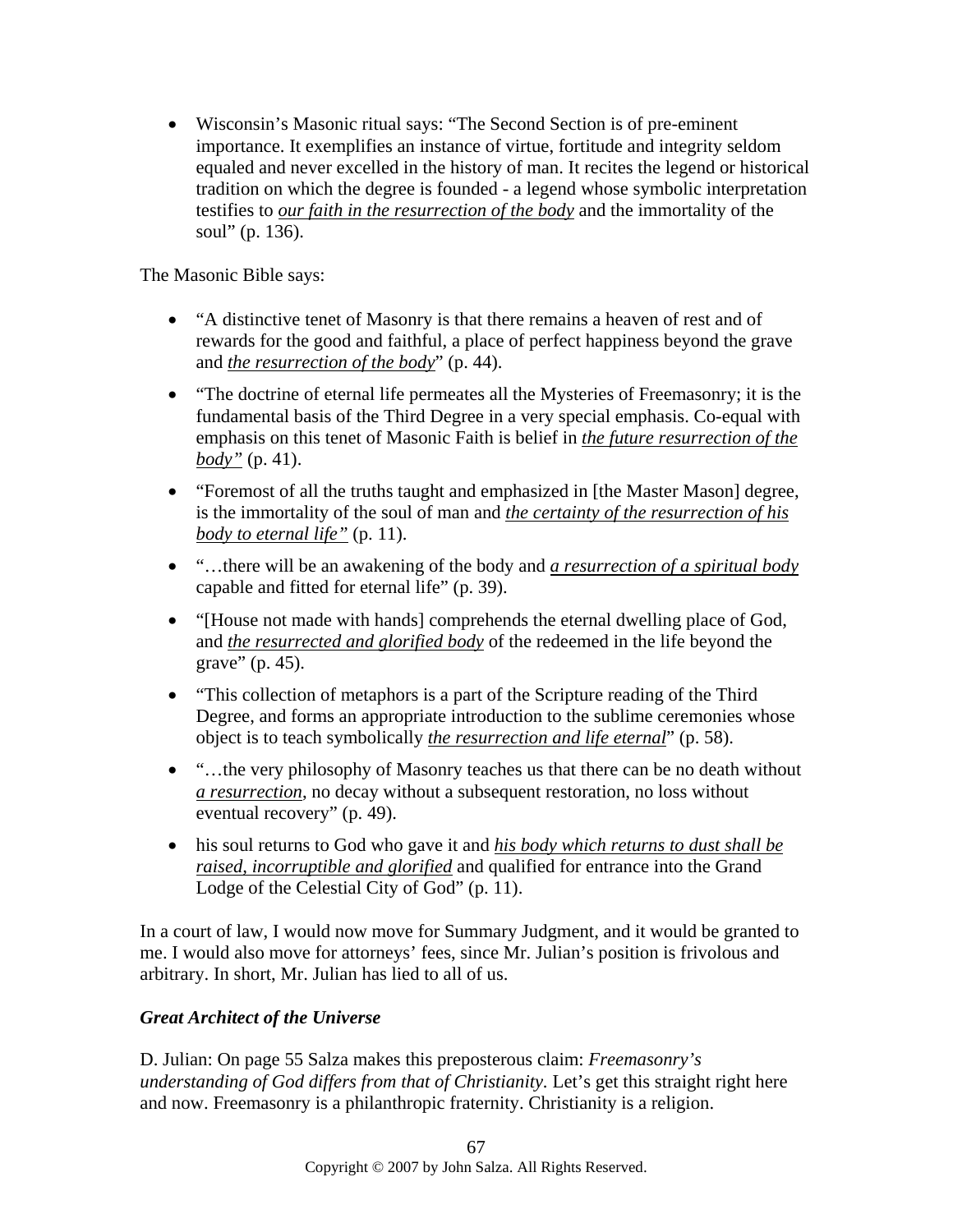- Wisconsin's Masonic ritual says: "The Second Section is of pre-eminent importance. It exemplifies an instance of virtue, fortitude and integrity seldom equaled and never excelled in the history of man. It recites the legend or historical tradition on which the degree is founded - a legend whose symbolic interpretation testifies to <u>*our faith in the resurrection of the body*</u> and the immortality of the soul" (p. 136).

The Masonic Bible says:

- "A distinctive tenet of Masonry is that there remains a heaven of rest and of rewards for the good and faithful, a place of perfect happiness beyond the grave and <u>*the resurrection of the body*</u>" (p. 44).
- "The doctrine of eternal life permeates all the Mysteries of Freemasonry; it is the fundamental basis of the Third Degree in a very special emphasis. Co-equal with emphasis on this tenet of Masonic Faith is belief in <u>*the future resurrection of the body"*</u> (p. 41).
- "Foremost of all the truths taught and emphasized in [the Master Mason] degree, is the immortality of the soul of man and <u>*the certainty of the resurrection of his body to eternal life"*</u> (p. 11).
- "…there will be an awakening of the body and <u>*a resurrection of a spiritual body*</u> capable and fitted for eternal life" (p. 39).
- "[House not made with hands] comprehends the eternal dwelling place of God, and <u>*the resurrected and glorified body*</u> of the redeemed in the life beyond the grave" (p. 45).
- "This collection of metaphors is a part of the Scripture reading of the Third Degree, and forms an appropriate introduction to the sublime ceremonies whose object is to teach symbolically <u>*the resurrection and life eternal*</u>" (p. 58).
- "…the very philosophy of Masonry teaches us that there can be no death without <u>*a resurrection*</u>, no decay without a subsequent restoration, no loss without eventual recovery" (p. 49).
- his soul returns to God who gave it and <u>*his body which returns to dust shall be raised, incorruptible and glorified*</u> and qualified for entrance into the Grand Lodge of the Celestial City of God" (p. 11).

In a court of law, I would now move for Summary Judgment, and it would be granted to me. I would also move for attorneys' fees, since Mr. Julian's position is frivolous and arbitrary. In short, Mr. Julian has lied to all of us.

***Great Architect of the Universe***

D. Julian: On page 55 Salza makes this preposterous claim: *Freemasonry's understanding of God differs from that of Christianity.* Let's get this straight right here and now. Freemasonry is a philanthropic fraternity. Christianity is a religion.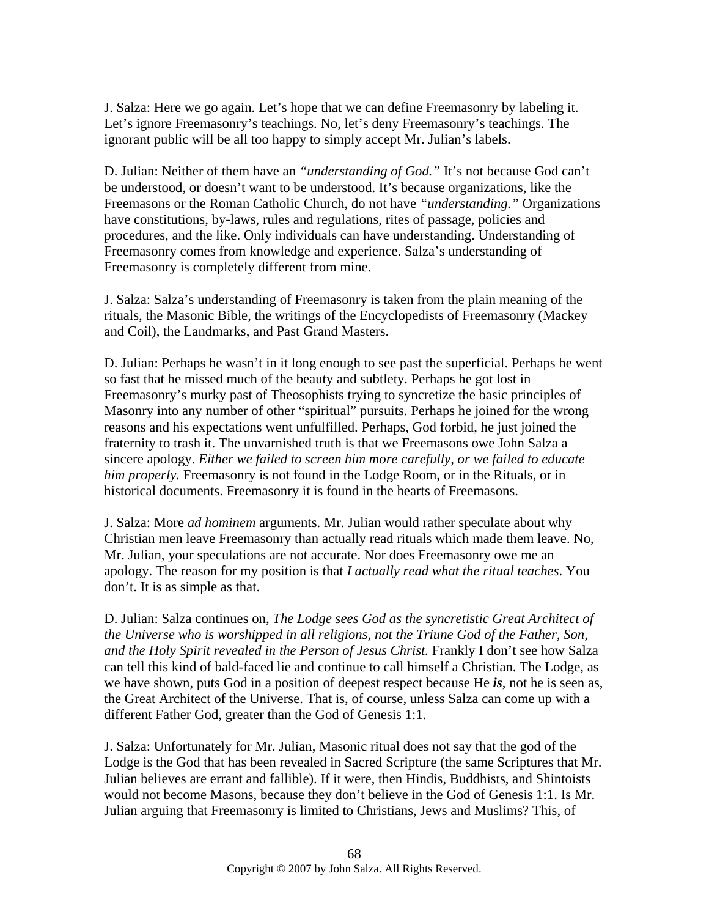J. Salza: Here we go again. Let's hope that we can define Freemasonry by labeling it. Let's ignore Freemasonry's teachings. No, let's deny Freemasonry's teachings. The ignorant public will be all too happy to simply accept Mr. Julian's labels.

D. Julian: Neither of them have an *"understanding of God."* It's not because God can't be understood, or doesn't want to be understood. It's because organizations, like the Freemasons or the Roman Catholic Church, do not have *"understanding."* Organizations have constitutions, by-laws, rules and regulations, rites of passage, policies and procedures, and the like. Only individuals can have understanding. Understanding of Freemasonry comes from knowledge and experience. Salza's understanding of Freemasonry is completely different from mine.

J. Salza: Salza's understanding of Freemasonry is taken from the plain meaning of the rituals, the Masonic Bible, the writings of the Encyclopedists of Freemasonry (Mackey and Coil), the Landmarks, and Past Grand Masters.

D. Julian: Perhaps he wasn't in it long enough to see past the superficial. Perhaps he went so fast that he missed much of the beauty and subtlety. Perhaps he got lost in Freemasonry's murky past of Theosophists trying to syncretize the basic principles of Masonry into any number of other "spiritual" pursuits. Perhaps he joined for the wrong reasons and his expectations went unfulfilled. Perhaps, God forbid, he just joined the fraternity to trash it. The unvarnished truth is that we Freemasons owe John Salza a sincere apology. *Either we failed to screen him more carefully, or we failed to educate him properly.* Freemasonry is not found in the Lodge Room, or in the Rituals, or in historical documents. Freemasonry it is found in the hearts of Freemasons.

J. Salza: More *ad hominem* arguments. Mr. Julian would rather speculate about why Christian men leave Freemasonry than actually read rituals which made them leave. No, Mr. Julian, your speculations are not accurate. Nor does Freemasonry owe me an apology. The reason for my position is that *I actually read what the ritual teaches*. You don't. It is as simple as that.

D. Julian: Salza continues on, *The Lodge sees God as the syncretistic Great Architect of the Universe who is worshipped in all religions, not the Triune God of the Father, Son, and the Holy Spirit revealed in the Person of Jesus Christ.* Frankly I don't see how Salza can tell this kind of bald-faced lie and continue to call himself a Christian. The Lodge, as we have shown, puts God in a position of deepest respect because He ***is***, not he is seen as, the Great Architect of the Universe. That is, of course, unless Salza can come up with a different Father God, greater than the God of Genesis 1:1.

J. Salza: Unfortunately for Mr. Julian, Masonic ritual does not say that the god of the Lodge is the God that has been revealed in Sacred Scripture (the same Scriptures that Mr. Julian believes are errant and fallible). If it were, then Hindis, Buddhists, and Shintoists would not become Masons, because they don't believe in the God of Genesis 1:1. Is Mr. Julian arguing that Freemasonry is limited to Christians, Jews and Muslims? This, of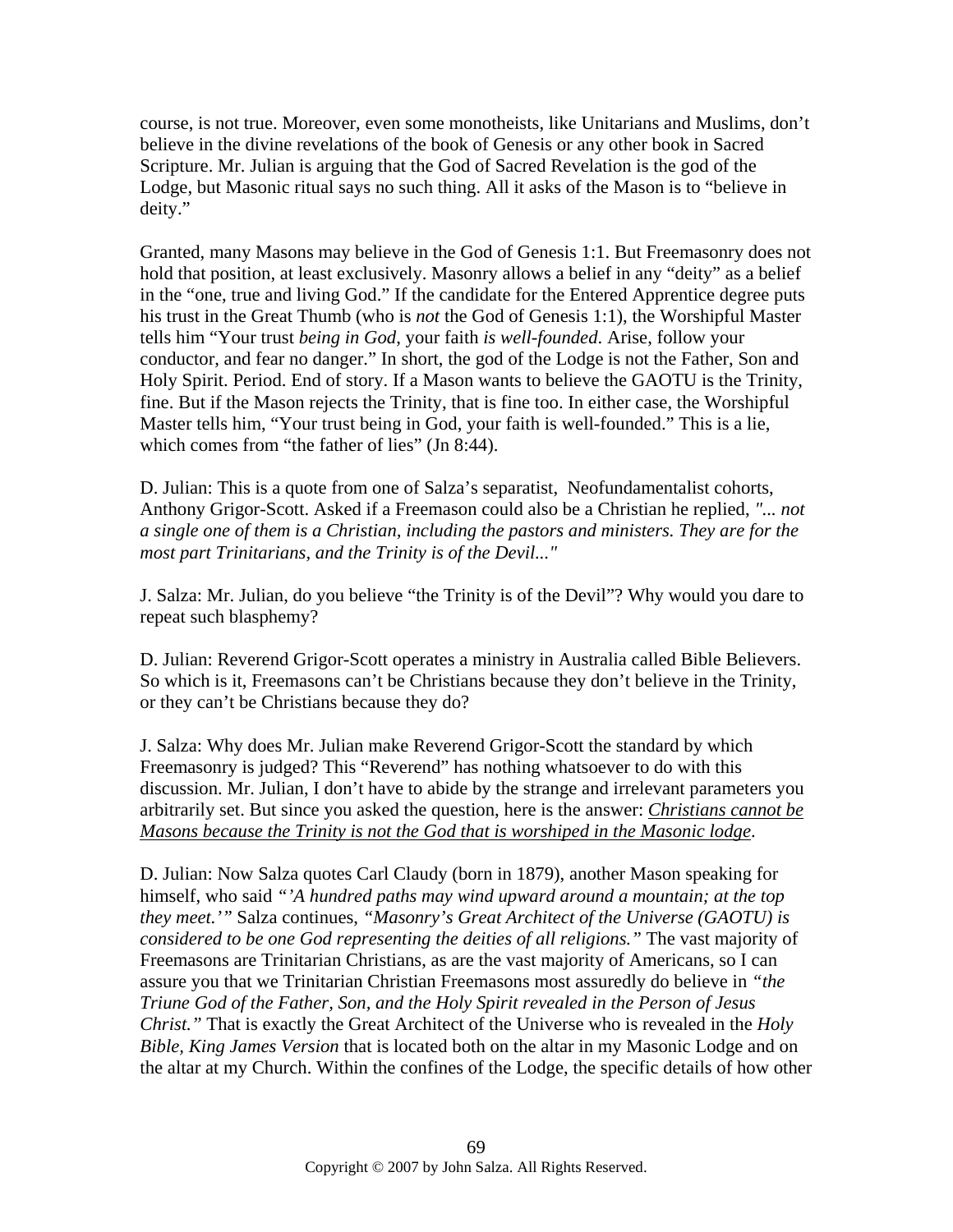course, is not true. Moreover, even some monotheists, like Unitarians and Muslims, don't believe in the divine revelations of the book of Genesis or any other book in Sacred Scripture. Mr. Julian is arguing that the God of Sacred Revelation is the god of the Lodge, but Masonic ritual says no such thing. All it asks of the Mason is to "believe in deity."

Granted, many Masons may believe in the God of Genesis 1:1. But Freemasonry does not hold that position, at least exclusively. Masonry allows a belief in any "deity" as a belief in the "one, true and living God." If the candidate for the Entered Apprentice degree puts his trust in the Great Thumb (who is *not* the God of Genesis 1:1), the Worshipful Master tells him "Your trust *being in God*, your faith *is well-founded*. Arise, follow your conductor, and fear no danger." In short, the god of the Lodge is not the Father, Son and Holy Spirit. Period. End of story. If a Mason wants to believe the GAOTU is the Trinity, fine. But if the Mason rejects the Trinity, that is fine too. In either case, the Worshipful Master tells him, "Your trust being in God, your faith is well-founded." This is a lie, which comes from "the father of lies" (Jn 8:44).

D. Julian: This is a quote from one of Salza's separatist, Neofundamentalist cohorts, Anthony Grigor-Scott. Asked if a Freemason could also be a Christian he replied, *"... not a single one of them is a Christian, including the pastors and ministers. They are for the most part Trinitarians, and the Trinity is of the Devil..."*

J. Salza: Mr. Julian, do you believe "the Trinity is of the Devil"? Why would you dare to repeat such blasphemy?

D. Julian: Reverend Grigor-Scott operates a ministry in Australia called Bible Believers. So which is it, Freemasons can't be Christians because they don't believe in the Trinity, or they can't be Christians because they do?

J. Salza: Why does Mr. Julian make Reverend Grigor-Scott the standard by which Freemasonry is judged? This "Reverend" has nothing whatsoever to do with this discussion. Mr. Julian, I don't have to abide by the strange and irrelevant parameters you arbitrarily set. But since you asked the question, here is the answer: *Christians cannot be Masons because the Trinity is not the God that is worshiped in the Masonic lodge*.

D. Julian: Now Salza quotes Carl Claudy (born in 1879), another Mason speaking for himself, who said *"'A hundred paths may wind upward around a mountain; at the top they meet.'"* Salza continues, *"Masonry's Great Architect of the Universe (GAOTU) is considered to be one God representing the deities of all religions."* The vast majority of Freemasons are Trinitarian Christians, as are the vast majority of Americans, so I can assure you that we Trinitarian Christian Freemasons most assuredly do believe in *"the Triune God of the Father, Son, and the Holy Spirit revealed in the Person of Jesus Christ."* That is exactly the Great Architect of the Universe who is revealed in the *Holy Bible, King James Version* that is located both on the altar in my Masonic Lodge and on the altar at my Church. Within the confines of the Lodge, the specific details of how other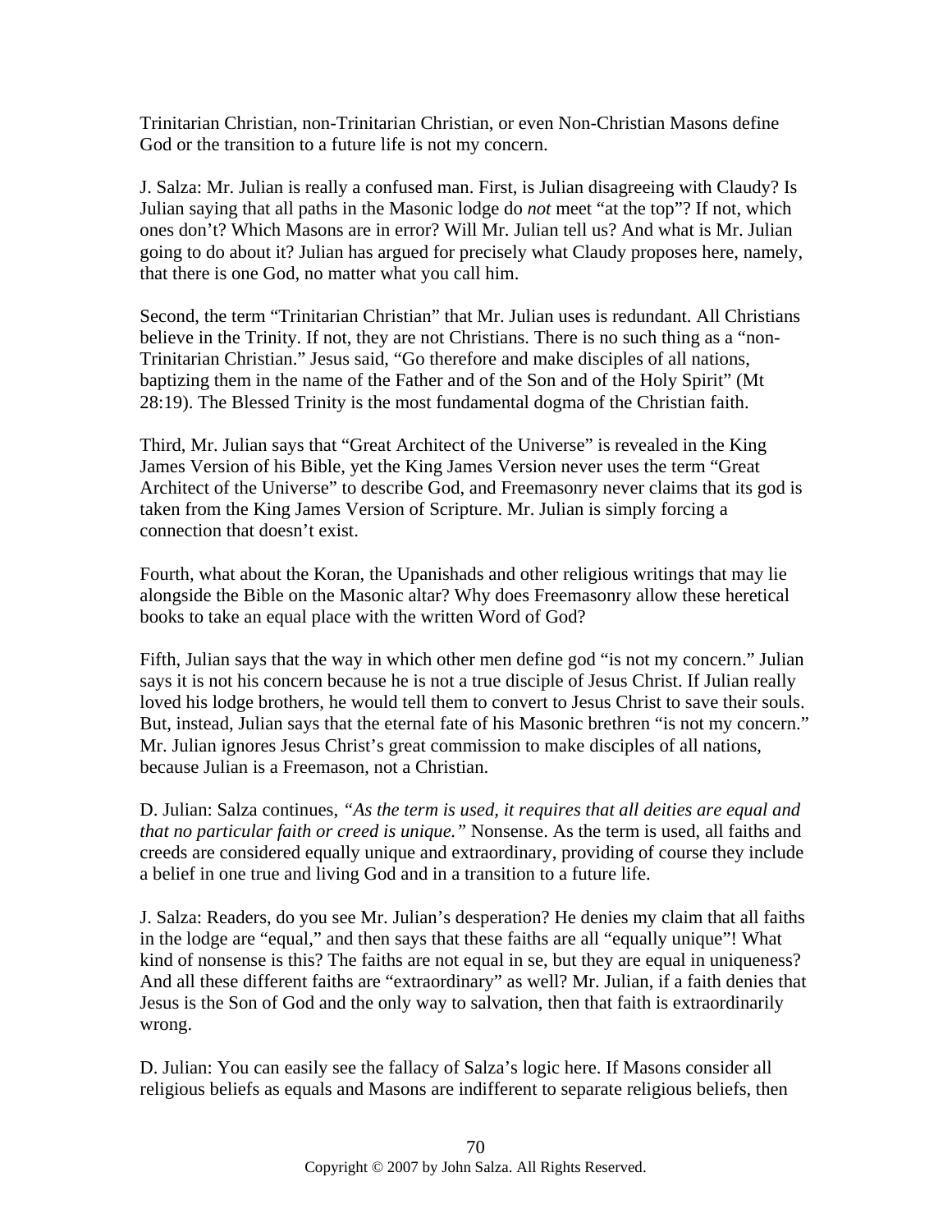Trinitarian Christian, non-Trinitarian Christian, or even Non-Christian Masons define God or the transition to a future life is not my concern.

J. Salza: Mr. Julian is really a confused man. First, is Julian disagreeing with Claudy? Is Julian saying that all paths in the Masonic lodge do *not* meet "at the top"? If not, which ones don't? Which Masons are in error? Will Mr. Julian tell us? And what is Mr. Julian going to do about it? Julian has argued for precisely what Claudy proposes here, namely, that there is one God, no matter what you call him.

Second, the term "Trinitarian Christian" that Mr. Julian uses is redundant. All Christians believe in the Trinity. If not, they are not Christians. There is no such thing as a "non-Trinitarian Christian." Jesus said, "Go therefore and make disciples of all nations, baptizing them in the name of the Father and of the Son and of the Holy Spirit" (Mt 28:19). The Blessed Trinity is the most fundamental dogma of the Christian faith.

Third, Mr. Julian says that "Great Architect of the Universe" is revealed in the King James Version of his Bible, yet the King James Version never uses the term "Great Architect of the Universe" to describe God, and Freemasonry never claims that its god is taken from the King James Version of Scripture. Mr. Julian is simply forcing a connection that doesn't exist.

Fourth, what about the Koran, the Upanishads and other religious writings that may lie alongside the Bible on the Masonic altar? Why does Freemasonry allow these heretical books to take an equal place with the written Word of God?

Fifth, Julian says that the way in which other men define god "is not my concern." Julian says it is not his concern because he is not a true disciple of Jesus Christ. If Julian really loved his lodge brothers, he would tell them to convert to Jesus Christ to save their souls. But, instead, Julian says that the eternal fate of his Masonic brethren "is not my concern." Mr. Julian ignores Jesus Christ's great commission to make disciples of all nations, because Julian is a Freemason, not a Christian.

D. Julian: Salza continues, *"As the term is used, it requires that all deities are equal and that no particular faith or creed is unique."* Nonsense. As the term is used, all faiths and creeds are considered equally unique and extraordinary, providing of course they include a belief in one true and living God and in a transition to a future life.

J. Salza: Readers, do you see Mr. Julian's desperation? He denies my claim that all faiths in the lodge are "equal," and then says that these faiths are all "equally unique"! What kind of nonsense is this? The faiths are not equal in se, but they are equal in uniqueness? And all these different faiths are "extraordinary" as well? Mr. Julian, if a faith denies that Jesus is the Son of God and the only way to salvation, then that faith is extraordinarily wrong.

D. Julian: You can easily see the fallacy of Salza's logic here. If Masons consider all religious beliefs as equals and Masons are indifferent to separate religious beliefs, then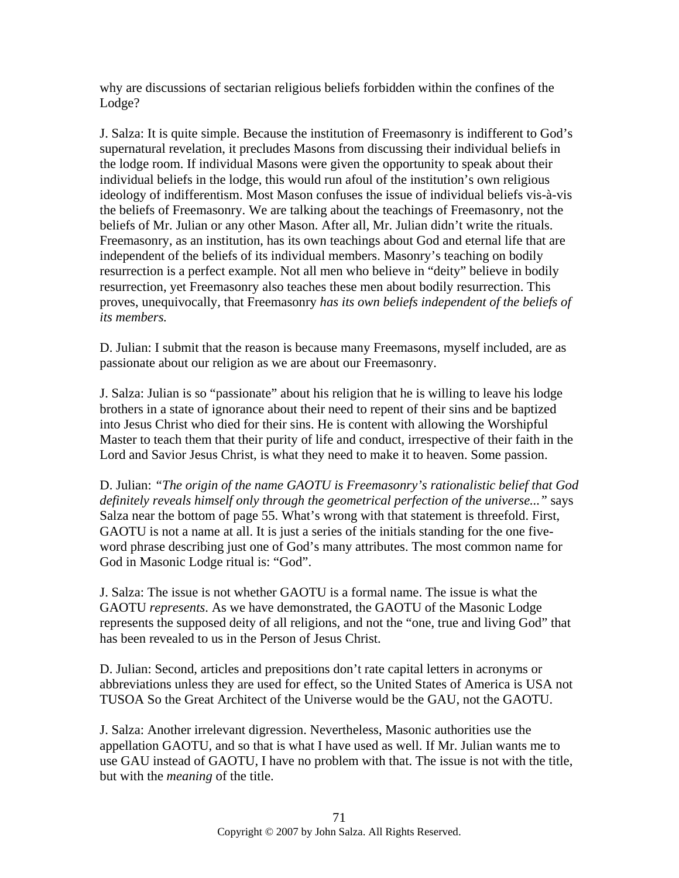why are discussions of sectarian religious beliefs forbidden within the confines of the Lodge?

J. Salza: It is quite simple. Because the institution of Freemasonry is indifferent to God's supernatural revelation, it precludes Masons from discussing their individual beliefs in the lodge room. If individual Masons were given the opportunity to speak about their individual beliefs in the lodge, this would run afoul of the institution's own religious ideology of indifferentism. Most Mason confuses the issue of individual beliefs vis-à-vis the beliefs of Freemasonry. We are talking about the teachings of Freemasonry, not the beliefs of Mr. Julian or any other Mason. After all, Mr. Julian didn't write the rituals. Freemasonry, as an institution, has its own teachings about God and eternal life that are independent of the beliefs of its individual members. Masonry's teaching on bodily resurrection is a perfect example. Not all men who believe in "deity" believe in bodily resurrection, yet Freemasonry also teaches these men about bodily resurrection. This proves, unequivocally, that Freemasonry *has its own beliefs independent of the beliefs of its members.*

D. Julian: I submit that the reason is because many Freemasons, myself included, are as passionate about our religion as we are about our Freemasonry.

J. Salza: Julian is so "passionate" about his religion that he is willing to leave his lodge brothers in a state of ignorance about their need to repent of their sins and be baptized into Jesus Christ who died for their sins. He is content with allowing the Worshipful Master to teach them that their purity of life and conduct, irrespective of their faith in the Lord and Savior Jesus Christ, is what they need to make it to heaven. Some passion.

D. Julian: *"The origin of the name GAOTU is Freemasonry's rationalistic belief that God definitely reveals himself only through the geometrical perfection of the universe..."* says Salza near the bottom of page 55. What's wrong with that statement is threefold. First, GAOTU is not a name at all. It is just a series of the initials standing for the one five-word phrase describing just one of God's many attributes. The most common name for God in Masonic Lodge ritual is: "God".

J. Salza: The issue is not whether GAOTU is a formal name. The issue is what the GAOTU *represents*. As we have demonstrated, the GAOTU of the Masonic Lodge represents the supposed deity of all religions, and not the "one, true and living God" that has been revealed to us in the Person of Jesus Christ.

D. Julian: Second, articles and prepositions don't rate capital letters in acronyms or abbreviations unless they are used for effect, so the United States of America is USA not TUSOA So the Great Architect of the Universe would be the GAU, not the GAOTU.

J. Salza: Another irrelevant digression. Nevertheless, Masonic authorities use the appellation GAOTU, and so that is what I have used as well. If Mr. Julian wants me to use GAU instead of GAOTU, I have no problem with that. The issue is not with the title, but with the *meaning* of the title.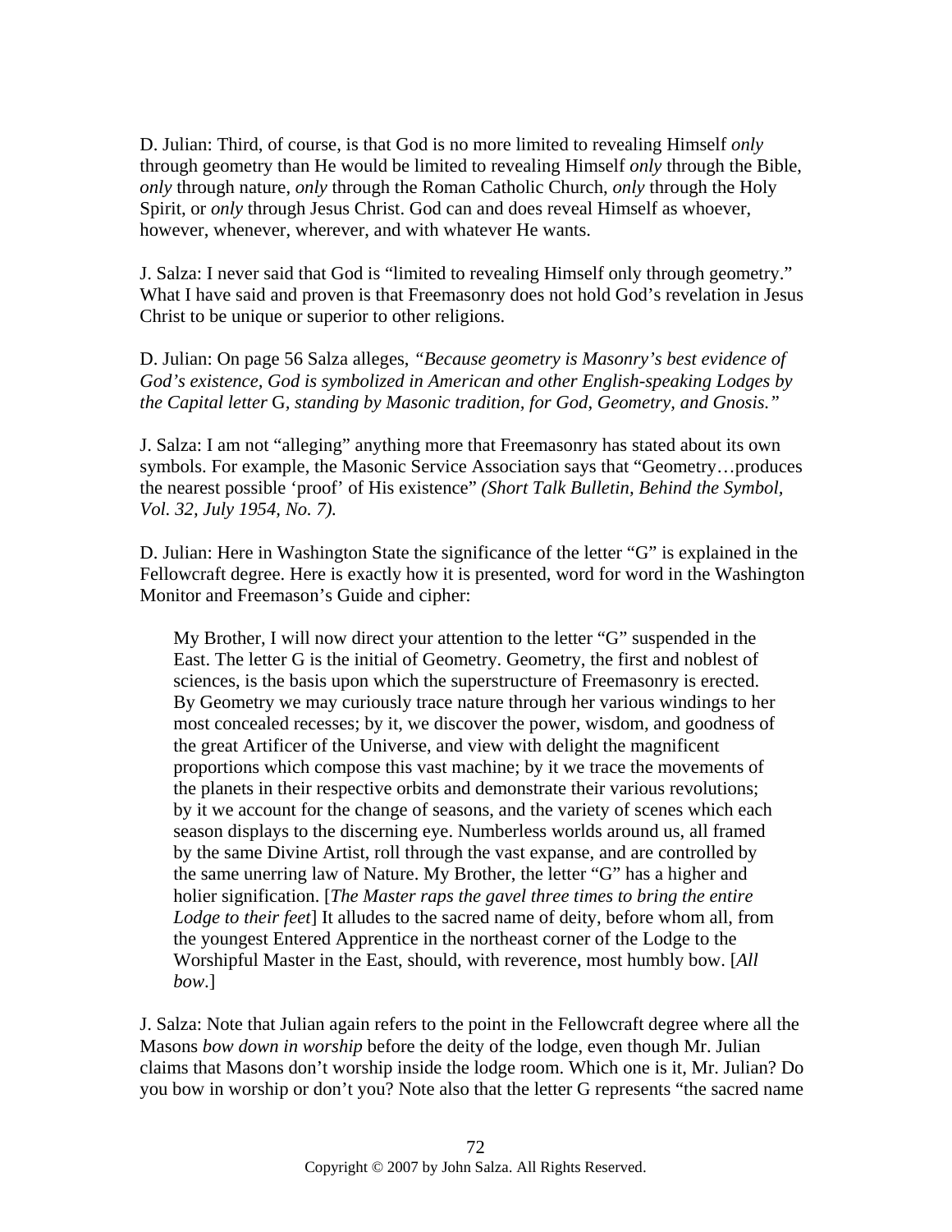D. Julian: Third, of course, is that God is no more limited to revealing Himself *only* through geometry than He would be limited to revealing Himself *only* through the Bible, *only* through nature, *only* through the Roman Catholic Church, *only* through the Holy Spirit, or *only* through Jesus Christ. God can and does reveal Himself as whoever, however, whenever, wherever, and with whatever He wants.

J. Salza: I never said that God is "limited to revealing Himself only through geometry." What I have said and proven is that Freemasonry does not hold God's revelation in Jesus Christ to be unique or superior to other religions.

D. Julian: On page 56 Salza alleges, *"Because geometry is Masonry's best evidence of God's existence, God is symbolized in American and other English-speaking Lodges by the Capital letter* G*, standing by Masonic tradition, for God, Geometry, and Gnosis."*

J. Salza: I am not "alleging" anything more that Freemasonry has stated about its own symbols. For example, the Masonic Service Association says that "Geometry…produces the nearest possible 'proof' of His existence" *(Short Talk Bulletin, Behind the Symbol, Vol. 32, July 1954, No. 7).*

D. Julian: Here in Washington State the significance of the letter "G" is explained in the Fellowcraft degree. Here is exactly how it is presented, word for word in the Washington Monitor and Freemason's Guide and cipher:

> My Brother, I will now direct your attention to the letter "G" suspended in the East. The letter G is the initial of Geometry. Geometry, the first and noblest of sciences, is the basis upon which the superstructure of Freemasonry is erected. By Geometry we may curiously trace nature through her various windings to her most concealed recesses; by it, we discover the power, wisdom, and goodness of the great Artificer of the Universe, and view with delight the magnificent proportions which compose this vast machine; by it we trace the movements of the planets in their respective orbits and demonstrate their various revolutions; by it we account for the change of seasons, and the variety of scenes which each season displays to the discerning eye. Numberless worlds around us, all framed by the same Divine Artist, roll through the vast expanse, and are controlled by the same unerring law of Nature. My Brother, the letter "G" has a higher and holier signification. [*The Master raps the gavel three times to bring the entire Lodge to their feet*] It alludes to the sacred name of deity, before whom all, from the youngest Entered Apprentice in the northeast corner of the Lodge to the Worshipful Master in the East, should, with reverence, most humbly bow. [*All bow.*]

J. Salza: Note that Julian again refers to the point in the Fellowcraft degree where all the Masons *bow down in worship* before the deity of the lodge, even though Mr. Julian claims that Masons don't worship inside the lodge room. Which one is it, Mr. Julian? Do you bow in worship or don't you? Note also that the letter G represents "the sacred name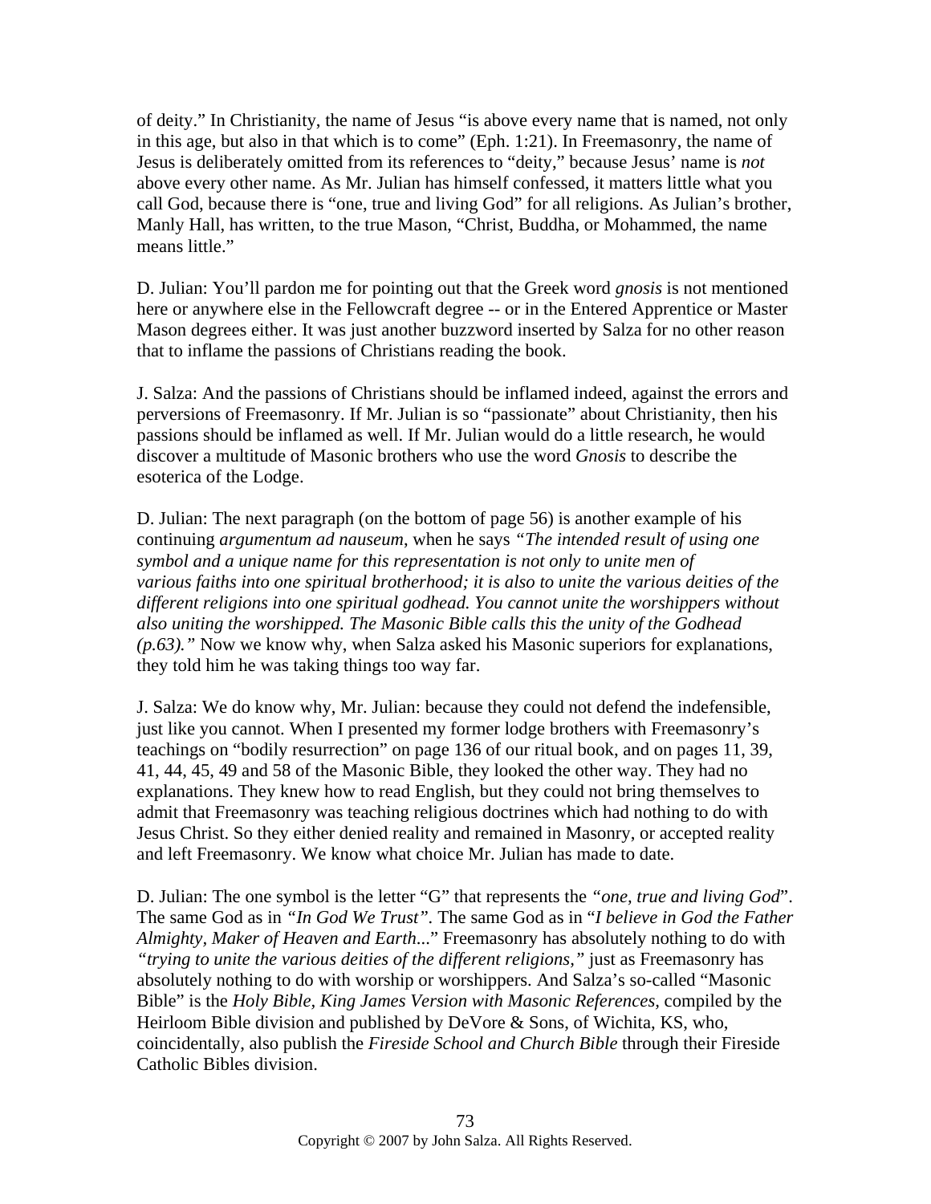of deity." In Christianity, the name of Jesus "is above every name that is named, not only in this age, but also in that which is to come" (Eph. 1:21). In Freemasonry, the name of Jesus is deliberately omitted from its references to "deity," because Jesus' name is *not* above every other name. As Mr. Julian has himself confessed, it matters little what you call God, because there is "one, true and living God" for all religions. As Julian's brother, Manly Hall, has written, to the true Mason, "Christ, Buddha, or Mohammed, the name means little."

D. Julian: You'll pardon me for pointing out that the Greek word *gnosis* is not mentioned here or anywhere else in the Fellowcraft degree -- or in the Entered Apprentice or Master Mason degrees either. It was just another buzzword inserted by Salza for no other reason that to inflame the passions of Christians reading the book.

J. Salza: And the passions of Christians should be inflamed indeed, against the errors and perversions of Freemasonry. If Mr. Julian is so "passionate" about Christianity, then his passions should be inflamed as well. If Mr. Julian would do a little research, he would discover a multitude of Masonic brothers who use the word *Gnosis* to describe the esoterica of the Lodge.

D. Julian: The next paragraph (on the bottom of page 56) is another example of his continuing *argumentum ad nauseum*, when he says *"The intended result of using one symbol and a unique name for this representation is not only to unite men of various faiths into one spiritual brotherhood; it is also to unite the various deities of the different religions into one spiritual godhead. You cannot unite the worshippers without also uniting the worshipped. The Masonic Bible calls this the unity of the Godhead (p.63)."* Now we know why, when Salza asked his Masonic superiors for explanations, they told him he was taking things too way far.

J. Salza: We do know why, Mr. Julian: because they could not defend the indefensible, just like you cannot. When I presented my former lodge brothers with Freemasonry's teachings on "bodily resurrection" on page 136 of our ritual book, and on pages 11, 39, 41, 44, 45, 49 and 58 of the Masonic Bible, they looked the other way. They had no explanations. They knew how to read English, but they could not bring themselves to admit that Freemasonry was teaching religious doctrines which had nothing to do with Jesus Christ. So they either denied reality and remained in Masonry, or accepted reality and left Freemasonry. We know what choice Mr. Julian has made to date.

D. Julian: The one symbol is the letter "G" that represents the *"one, true and living God*". The same God as in *"In God We Trust"*. The same God as in "*I believe in God the Father Almighty, Maker of Heaven and Earth*..." Freemasonry has absolutely nothing to do with *"trying to unite the various deities of the different religions,"* just as Freemasonry has absolutely nothing to do with worship or worshippers. And Salza's so-called "Masonic Bible" is the *Holy Bible, King James Version with Masonic References,* compiled by the Heirloom Bible division and published by DeVore & Sons, of Wichita, KS, who, coincidentally, also publish the *Fireside School and Church Bible* through their Fireside Catholic Bibles division.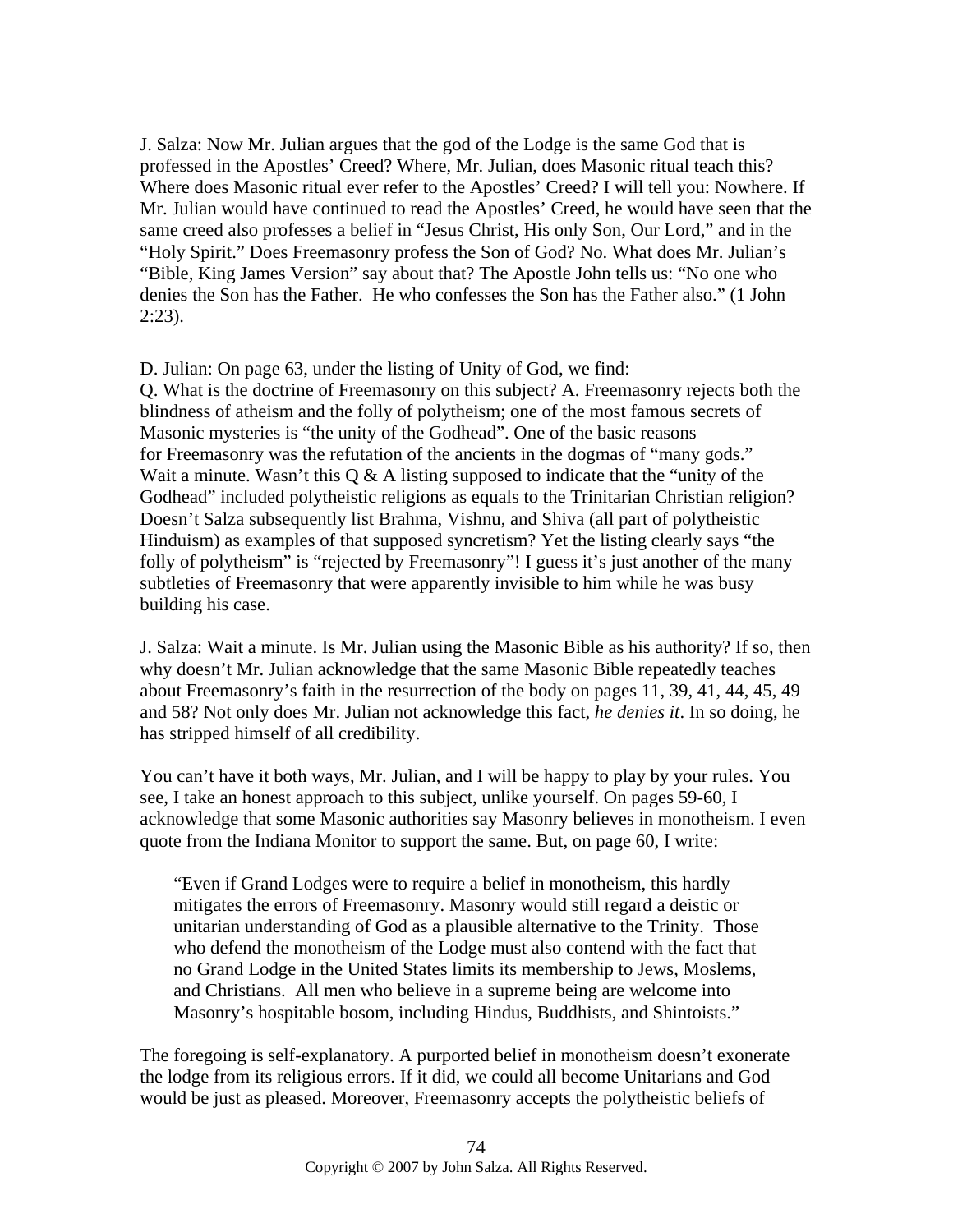J. Salza: Now Mr. Julian argues that the god of the Lodge is the same God that is professed in the Apostles' Creed? Where, Mr. Julian, does Masonic ritual teach this? Where does Masonic ritual ever refer to the Apostles' Creed? I will tell you: Nowhere. If Mr. Julian would have continued to read the Apostles' Creed, he would have seen that the same creed also professes a belief in "Jesus Christ, His only Son, Our Lord," and in the "Holy Spirit." Does Freemasonry profess the Son of God? No. What does Mr. Julian's "Bible, King James Version" say about that? The Apostle John tells us: "No one who denies the Son has the Father. He who confesses the Son has the Father also." (1 John 2:23).

D. Julian: On page 63, under the listing of Unity of God, we find:
Q. What is the doctrine of Freemasonry on this subject? A. Freemasonry rejects both the blindness of atheism and the folly of polytheism; one of the most famous secrets of Masonic mysteries is "the unity of the Godhead". One of the basic reasons for Freemasonry was the refutation of the ancients in the dogmas of "many gods."
Wait a minute. Wasn't this Q & A listing supposed to indicate that the "unity of the Godhead" included polytheistic religions as equals to the Trinitarian Christian religion? Doesn't Salza subsequently list Brahma, Vishnu, and Shiva (all part of polytheistic Hinduism) as examples of that supposed syncretism? Yet the listing clearly says "the folly of polytheism" is "rejected by Freemasonry"! I guess it's just another of the many subtleties of Freemasonry that were apparently invisible to him while he was busy building his case.

J. Salza: Wait a minute. Is Mr. Julian using the Masonic Bible as his authority? If so, then why doesn't Mr. Julian acknowledge that the same Masonic Bible repeatedly teaches about Freemasonry's faith in the resurrection of the body on pages 11, 39, 41, 44, 45, 49 and 58? Not only does Mr. Julian not acknowledge this fact, *he denies it*. In so doing, he has stripped himself of all credibility.

You can't have it both ways, Mr. Julian, and I will be happy to play by your rules. You see, I take an honest approach to this subject, unlike yourself. On pages 59-60, I acknowledge that some Masonic authorities say Masonry believes in monotheism. I even quote from the Indiana Monitor to support the same. But, on page 60, I write:

> "Even if Grand Lodges were to require a belief in monotheism, this hardly mitigates the errors of Freemasonry. Masonry would still regard a deistic or unitarian understanding of God as a plausible alternative to the Trinity. Those who defend the monotheism of the Lodge must also contend with the fact that no Grand Lodge in the United States limits its membership to Jews, Moslems, and Christians. All men who believe in a supreme being are welcome into Masonry's hospitable bosom, including Hindus, Buddhists, and Shintoists."

The foregoing is self-explanatory. A purported belief in monotheism doesn't exonerate the lodge from its religious errors. If it did, we could all become Unitarians and God would be just as pleased. Moreover, Freemasonry accepts the polytheistic beliefs of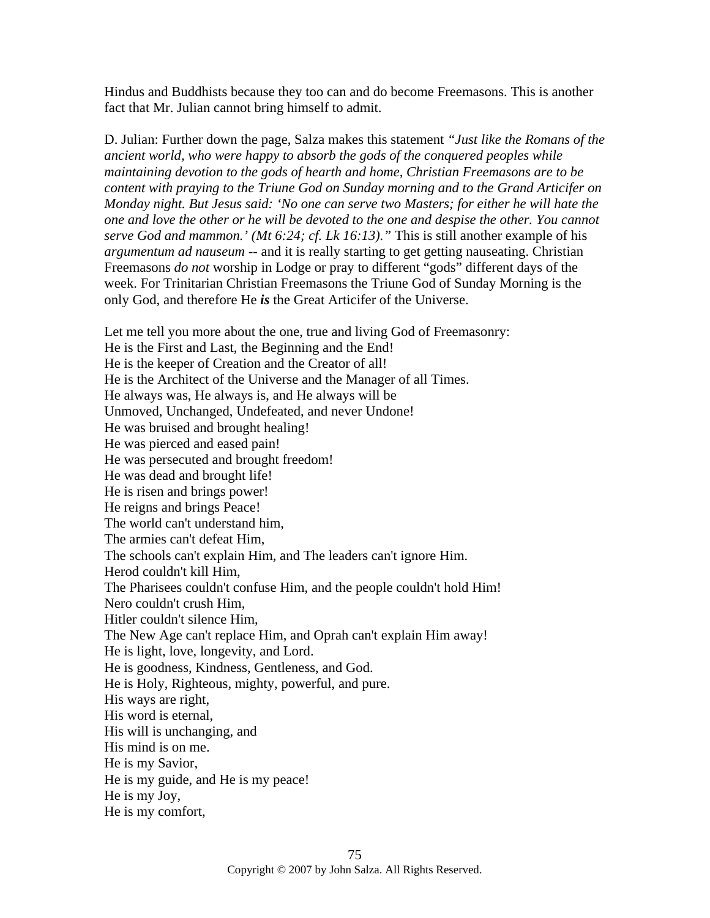Hindus and Buddhists because they too can and do become Freemasons. This is another fact that Mr. Julian cannot bring himself to admit.

D. Julian: Further down the page, Salza makes this statement *"Just like the Romans of the ancient world, who were happy to absorb the gods of the conquered peoples while maintaining devotion to the gods of hearth and home, Christian Freemasons are to be content with praying to the Triune God on Sunday morning and to the Grand Articifer on Monday night. But Jesus said: 'No one can serve two Masters; for either he will hate the one and love the other or he will be devoted to the one and despise the other. You cannot serve God and mammon.' (Mt 6:24; cf. Lk 16:13)."* This is still another example of his *argumentum ad nauseum* -- and it is really starting to get getting nauseating. Christian Freemasons *do not* worship in Lodge or pray to different "gods" different days of the week. For Trinitarian Christian Freemasons the Triune God of Sunday Morning is the only God, and therefore He ***is*** the Great Articifer of the Universe.

Let me tell you more about the one, true and living God of Freemasonry:
He is the First and Last, the Beginning and the End!
He is the keeper of Creation and the Creator of all!
He is the Architect of the Universe and the Manager of all Times.
He always was, He always is, and He always will be
Unmoved, Unchanged, Undefeated, and never Undone!
He was bruised and brought healing!
He was pierced and eased pain!
He was persecuted and brought freedom!
He was dead and brought life!
He is risen and brings power!
He reigns and brings Peace!
The world can't understand him,
The armies can't defeat Him,
The schools can't explain Him, and The leaders can't ignore Him.
Herod couldn't kill Him,
The Pharisees couldn't confuse Him, and the people couldn't hold Him!
Nero couldn't crush Him,
Hitler couldn't silence Him,
The New Age can't replace Him, and Oprah can't explain Him away!
He is light, love, longevity, and Lord.
He is goodness, Kindness, Gentleness, and God.
He is Holy, Righteous, mighty, powerful, and pure.
His ways are right,
His word is eternal,
His will is unchanging, and
His mind is on me.
He is my Savior,
He is my guide, and He is my peace!
He is my Joy,
He is my comfort,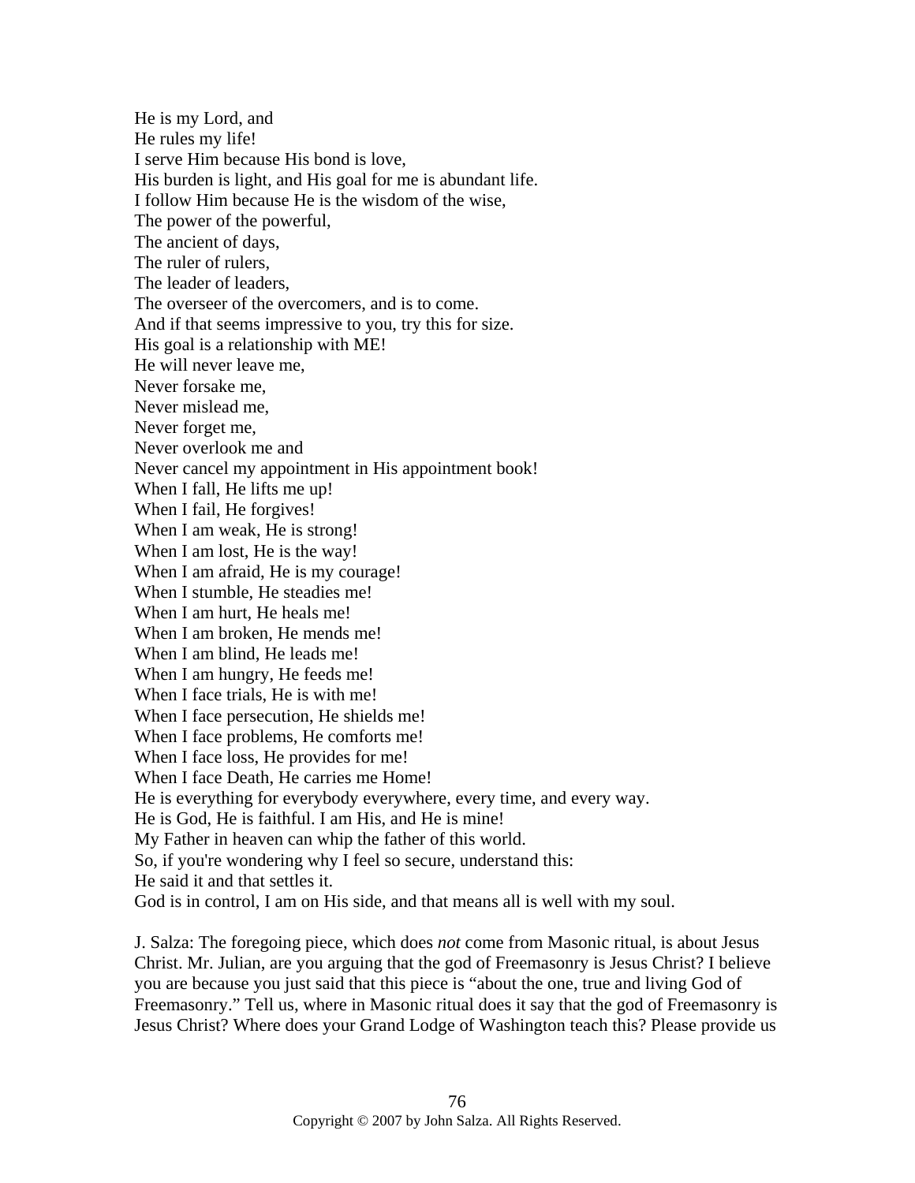He is my Lord, and  
He rules my life!  
I serve Him because His bond is love,  
His burden is light, and His goal for me is abundant life.  
I follow Him because He is the wisdom of the wise,  
The power of the powerful,  
The ancient of days,  
The ruler of rulers,  
The leader of leaders,  
The overseer of the overcomers, and is to come.  
And if that seems impressive to you, try this for size.  
His goal is a relationship with ME!  
He will never leave me,  
Never forsake me,  
Never mislead me,  
Never forget me,  
Never overlook me and  
Never cancel my appointment in His appointment book!  
When I fall, He lifts me up!  
When I fail, He forgives!  
When I am weak, He is strong!  
When I am lost, He is the way!  
When I am afraid, He is my courage!  
When I stumble, He steadies me!  
When I am hurt, He heals me!  
When I am broken, He mends me!  
When I am blind, He leads me!  
When I am hungry, He feeds me!  
When I face trials, He is with me!  
When I face persecution, He shields me!  
When I face problems, He comforts me!  
When I face loss, He provides for me!  
When I face Death, He carries me Home!  
He is everything for everybody everywhere, every time, and every way.  
He is God, He is faithful. I am His, and He is mine!  
My Father in heaven can whip the father of this world.  
So, if you're wondering why I feel so secure, understand this:  
He said it and that settles it.  
God is in control, I am on His side, and that means all is well with my soul.

J. Salza: The foregoing piece, which does *not* come from Masonic ritual, is about Jesus Christ. Mr. Julian, are you arguing that the god of Freemasonry is Jesus Christ? I believe you are because you just said that this piece is "about the one, true and living God of Freemasonry." Tell us, where in Masonic ritual does it say that the god of Freemasonry is Jesus Christ? Where does your Grand Lodge of Washington teach this? Please provide us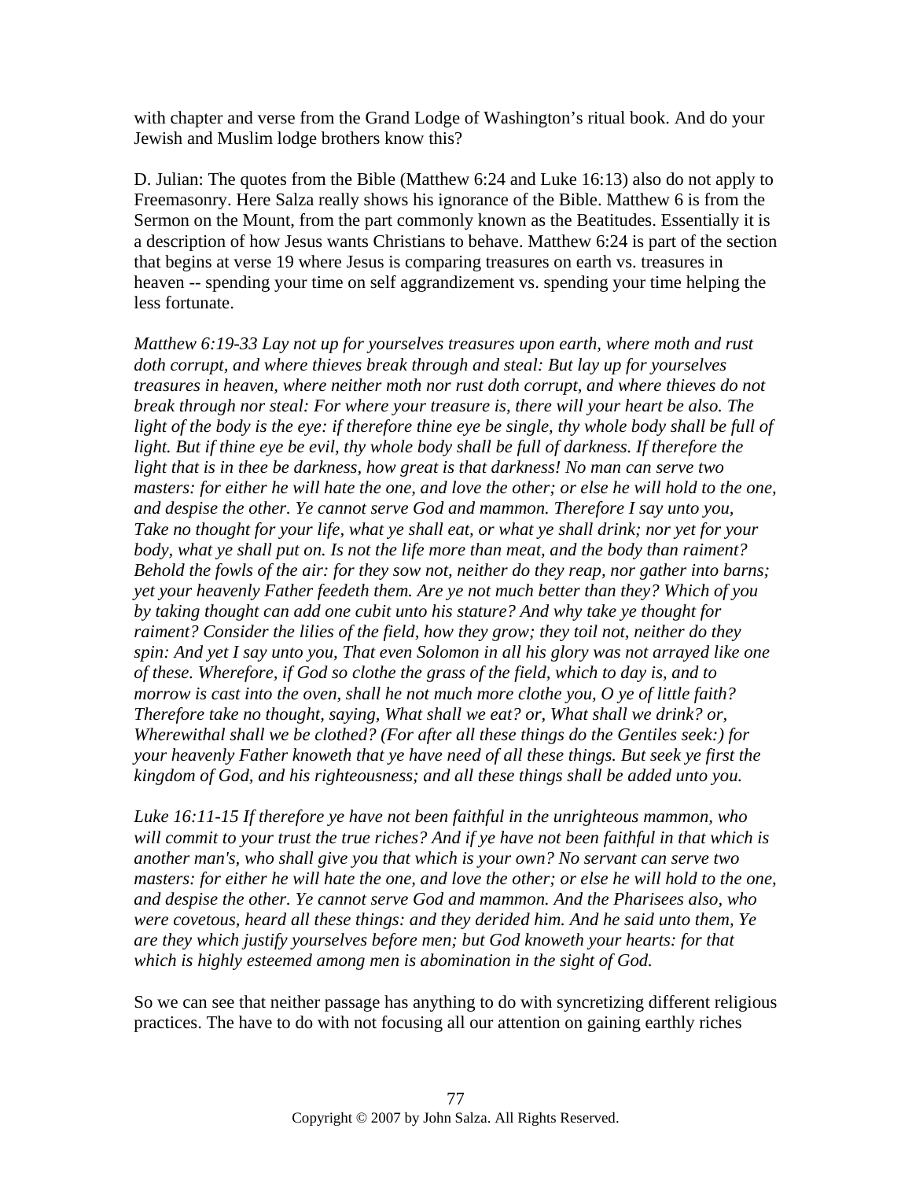with chapter and verse from the Grand Lodge of Washington's ritual book. And do your Jewish and Muslim lodge brothers know this?

D. Julian: The quotes from the Bible (Matthew 6:24 and Luke 16:13) also do not apply to Freemasonry. Here Salza really shows his ignorance of the Bible. Matthew 6 is from the Sermon on the Mount, from the part commonly known as the Beatitudes. Essentially it is a description of how Jesus wants Christians to behave. Matthew 6:24 is part of the section that begins at verse 19 where Jesus is comparing treasures on earth vs. treasures in heaven -- spending your time on self aggrandizement vs. spending your time helping the less fortunate.

*Matthew 6:19-33 Lay not up for yourselves treasures upon earth, where moth and rust doth corrupt, and where thieves break through and steal: But lay up for yourselves treasures in heaven, where neither moth nor rust doth corrupt, and where thieves do not break through nor steal: For where your treasure is, there will your heart be also. The light of the body is the eye: if therefore thine eye be single, thy whole body shall be full of light. But if thine eye be evil, thy whole body shall be full of darkness. If therefore the light that is in thee be darkness, how great is that darkness! No man can serve two masters: for either he will hate the one, and love the other; or else he will hold to the one, and despise the other. Ye cannot serve God and mammon. Therefore I say unto you, Take no thought for your life, what ye shall eat, or what ye shall drink; nor yet for your body, what ye shall put on. Is not the life more than meat, and the body than raiment? Behold the fowls of the air: for they sow not, neither do they reap, nor gather into barns; yet your heavenly Father feedeth them. Are ye not much better than they? Which of you by taking thought can add one cubit unto his stature? And why take ye thought for raiment? Consider the lilies of the field, how they grow; they toil not, neither do they spin: And yet I say unto you, That even Solomon in all his glory was not arrayed like one of these. Wherefore, if God so clothe the grass of the field, which to day is, and to morrow is cast into the oven, shall he not much more clothe you, O ye of little faith? Therefore take no thought, saying, What shall we eat? or, What shall we drink? or, Wherewithal shall we be clothed? (For after all these things do the Gentiles seek:) for your heavenly Father knoweth that ye have need of all these things. But seek ye first the kingdom of God, and his righteousness; and all these things shall be added unto you.*

*Luke 16:11-15 If therefore ye have not been faithful in the unrighteous mammon, who will commit to your trust the true riches? And if ye have not been faithful in that which is another man's, who shall give you that which is your own? No servant can serve two masters: for either he will hate the one, and love the other; or else he will hold to the one, and despise the other. Ye cannot serve God and mammon. And the Pharisees also, who were covetous, heard all these things: and they derided him. And he said unto them, Ye are they which justify yourselves before men; but God knoweth your hearts: for that which is highly esteemed among men is abomination in the sight of God.*

So we can see that neither passage has anything to do with syncretizing different religious practices. The have to do with not focusing all our attention on gaining earthly riches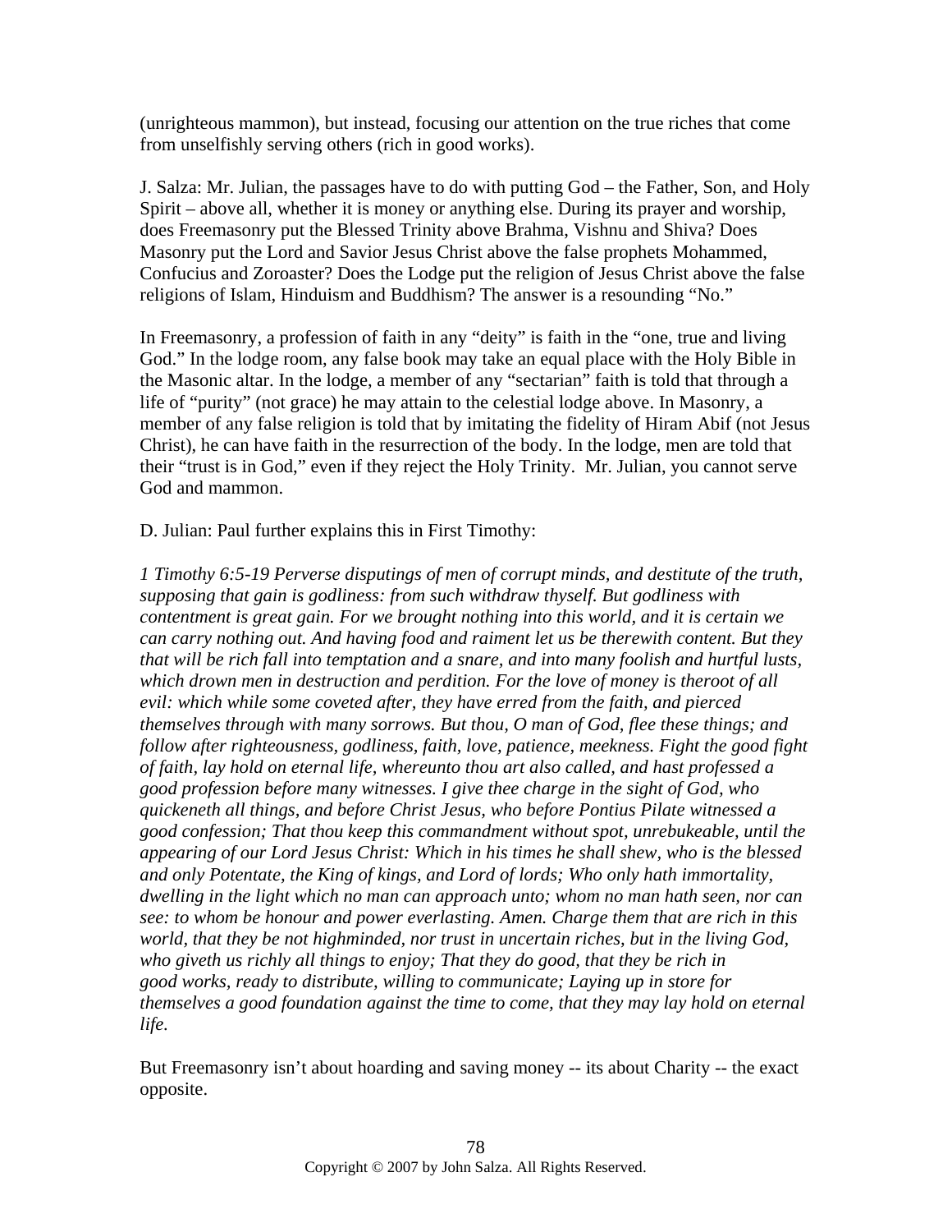(unrighteous mammon), but instead, focusing our attention on the true riches that come from unselfishly serving others (rich in good works).

J. Salza: Mr. Julian, the passages have to do with putting God – the Father, Son, and Holy Spirit – above all, whether it is money or anything else. During its prayer and worship, does Freemasonry put the Blessed Trinity above Brahma, Vishnu and Shiva? Does Masonry put the Lord and Savior Jesus Christ above the false prophets Mohammed, Confucius and Zoroaster? Does the Lodge put the religion of Jesus Christ above the false religions of Islam, Hinduism and Buddhism? The answer is a resounding "No."

In Freemasonry, a profession of faith in any "deity" is faith in the "one, true and living God." In the lodge room, any false book may take an equal place with the Holy Bible in the Masonic altar. In the lodge, a member of any "sectarian" faith is told that through a life of "purity" (not grace) he may attain to the celestial lodge above. In Masonry, a member of any false religion is told that by imitating the fidelity of Hiram Abif (not Jesus Christ), he can have faith in the resurrection of the body. In the lodge, men are told that their "trust is in God," even if they reject the Holy Trinity. Mr. Julian, you cannot serve God and mammon.

D. Julian: Paul further explains this in First Timothy:

*1 Timothy 6:5-19 Perverse disputings of men of corrupt minds, and destitute of the truth, supposing that gain is godliness: from such withdraw thyself. But godliness with contentment is great gain. For we brought nothing into this world, and it is certain we can carry nothing out. And having food and raiment let us be therewith content. But they that will be rich fall into temptation and a snare, and into many foolish and hurtful lusts, which drown men in destruction and perdition. For the love of money is theroot of all evil: which while some coveted after, they have erred from the faith, and pierced themselves through with many sorrows. But thou, O man of God, flee these things; and follow after righteousness, godliness, faith, love, patience, meekness. Fight the good fight of faith, lay hold on eternal life, whereunto thou art also called, and hast professed a good profession before many witnesses. I give thee charge in the sight of God, who quickeneth all things, and before Christ Jesus, who before Pontius Pilate witnessed a good confession; That thou keep this commandment without spot, unrebukeable, until the appearing of our Lord Jesus Christ: Which in his times he shall shew, who is the blessed and only Potentate, the King of kings, and Lord of lords; Who only hath immortality, dwelling in the light which no man can approach unto; whom no man hath seen, nor can see: to whom be honour and power everlasting. Amen. Charge them that are rich in this world, that they be not highminded, nor trust in uncertain riches, but in the living God, who giveth us richly all things to enjoy; That they do good, that they be rich in good works, ready to distribute, willing to communicate; Laying up in store for themselves a good foundation against the time to come, that they may lay hold on eternal life.*

But Freemasonry isn't about hoarding and saving money -- its about Charity -- the exact opposite.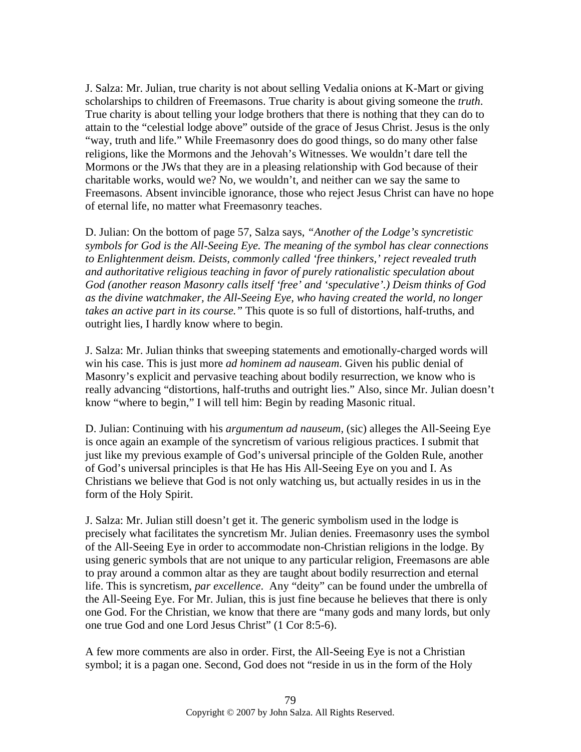J. Salza: Mr. Julian, true charity is not about selling Vedalia onions at K-Mart or giving scholarships to children of Freemasons. True charity is about giving someone the *truth*. True charity is about telling your lodge brothers that there is nothing that they can do to attain to the "celestial lodge above" outside of the grace of Jesus Christ. Jesus is the only "way, truth and life." While Freemasonry does do good things, so do many other false religions, like the Mormons and the Jehovah's Witnesses. We wouldn't dare tell the Mormons or the JWs that they are in a pleasing relationship with God because of their charitable works, would we? No, we wouldn't, and neither can we say the same to Freemasons. Absent invincible ignorance, those who reject Jesus Christ can have no hope of eternal life, no matter what Freemasonry teaches.

D. Julian: On the bottom of page 57, Salza says, *"Another of the Lodge's syncretistic symbols for God is the All-Seeing Eye. The meaning of the symbol has clear connections to Enlightenment deism. Deists, commonly called 'free thinkers,' reject revealed truth and authoritative religious teaching in favor of purely rationalistic speculation about God (another reason Masonry calls itself 'free' and 'speculative'.) Deism thinks of God as the divine watchmaker, the All-Seeing Eye, who having created the world, no longer takes an active part in its course."* This quote is so full of distortions, half-truths, and outright lies, I hardly know where to begin.

J. Salza: Mr. Julian thinks that sweeping statements and emotionally-charged words will win his case. This is just more *ad hominem ad nauseam*. Given his public denial of Masonry's explicit and pervasive teaching about bodily resurrection, we know who is really advancing "distortions, half-truths and outright lies." Also, since Mr. Julian doesn't know "where to begin," I will tell him: Begin by reading Masonic ritual.

D. Julian: Continuing with his *argumentum ad nauseum,* (sic) alleges the All-Seeing Eye is once again an example of the syncretism of various religious practices. I submit that just like my previous example of God's universal principle of the Golden Rule, another of God's universal principles is that He has His All-Seeing Eye on you and I. As Christians we believe that God is not only watching us, but actually resides in us in the form of the Holy Spirit.

J. Salza: Mr. Julian still doesn't get it. The generic symbolism used in the lodge is precisely what facilitates the syncretism Mr. Julian denies. Freemasonry uses the symbol of the All-Seeing Eye in order to accommodate non-Christian religions in the lodge. By using generic symbols that are not unique to any particular religion, Freemasons are able to pray around a common altar as they are taught about bodily resurrection and eternal life. This is syncretism, *par excellence*. Any "deity" can be found under the umbrella of the All-Seeing Eye. For Mr. Julian, this is just fine because he believes that there is only one God. For the Christian, we know that there are "many gods and many lords, but only one true God and one Lord Jesus Christ" (1 Cor 8:5-6).

A few more comments are also in order. First, the All-Seeing Eye is not a Christian symbol; it is a pagan one. Second, God does not "reside in us in the form of the Holy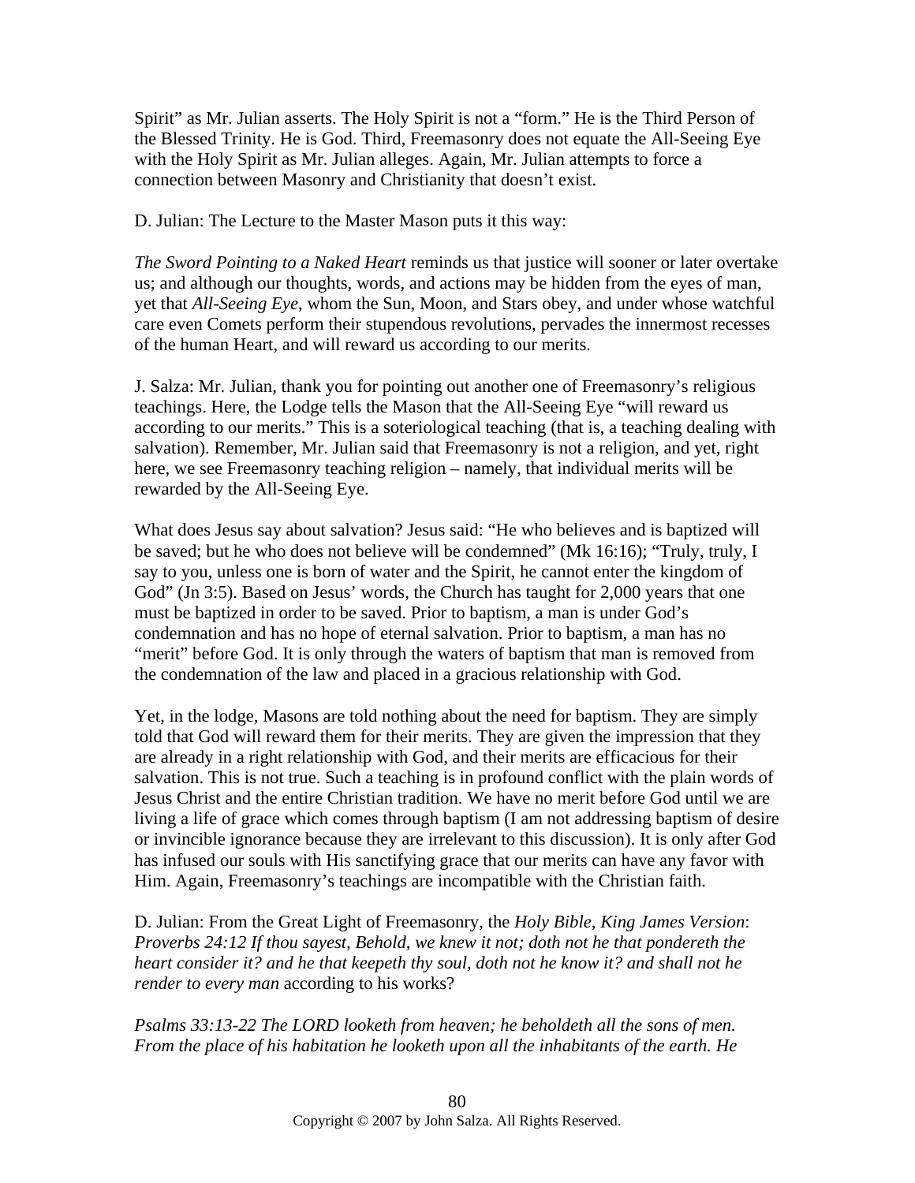Spirit" as Mr. Julian asserts. The Holy Spirit is not a "form." He is the Third Person of the Blessed Trinity. He is God. Third, Freemasonry does not equate the All-Seeing Eye with the Holy Spirit as Mr. Julian alleges. Again, Mr. Julian attempts to force a connection between Masonry and Christianity that doesn't exist.

D. Julian: The Lecture to the Master Mason puts it this way:

*The Sword Pointing to a Naked Heart* reminds us that justice will sooner or later overtake us; and although our thoughts, words, and actions may be hidden from the eyes of man, yet that *All-Seeing Eye*, whom the Sun, Moon, and Stars obey, and under whose watchful care even Comets perform their stupendous revolutions, pervades the innermost recesses of the human Heart, and will reward us according to our merits.

J. Salza: Mr. Julian, thank you for pointing out another one of Freemasonry's religious teachings. Here, the Lodge tells the Mason that the All-Seeing Eye "will reward us according to our merits." This is a soteriological teaching (that is, a teaching dealing with salvation). Remember, Mr. Julian said that Freemasonry is not a religion, and yet, right here, we see Freemasonry teaching religion – namely, that individual merits will be rewarded by the All-Seeing Eye.

What does Jesus say about salvation? Jesus said: "He who believes and is baptized will be saved; but he who does not believe will be condemned" (Mk 16:16); "Truly, truly, I say to you, unless one is born of water and the Spirit, he cannot enter the kingdom of God" (Jn 3:5). Based on Jesus' words, the Church has taught for 2,000 years that one must be baptized in order to be saved. Prior to baptism, a man is under God's condemnation and has no hope of eternal salvation. Prior to baptism, a man has no "merit" before God. It is only through the waters of baptism that man is removed from the condemnation of the law and placed in a gracious relationship with God.

Yet, in the lodge, Masons are told nothing about the need for baptism. They are simply told that God will reward them for their merits. They are given the impression that they are already in a right relationship with God, and their merits are efficacious for their salvation. This is not true. Such a teaching is in profound conflict with the plain words of Jesus Christ and the entire Christian tradition. We have no merit before God until we are living a life of grace which comes through baptism (I am not addressing baptism of desire or invincible ignorance because they are irrelevant to this discussion). It is only after God has infused our souls with His sanctifying grace that our merits can have any favor with Him. Again, Freemasonry's teachings are incompatible with the Christian faith.

D. Julian: From the Great Light of Freemasonry, the *Holy Bible, King James Version*: *Proverbs 24:12 If thou sayest, Behold, we knew it not; doth not he that pondereth the heart consider it? and he that keepeth thy soul, doth not he know it? and shall not he render to every man* according to his works?

*Psalms 33:13-22 The LORD looketh from heaven; he beholdeth all the sons of men. From the place of his habitation he looketh upon all the inhabitants of the earth. He*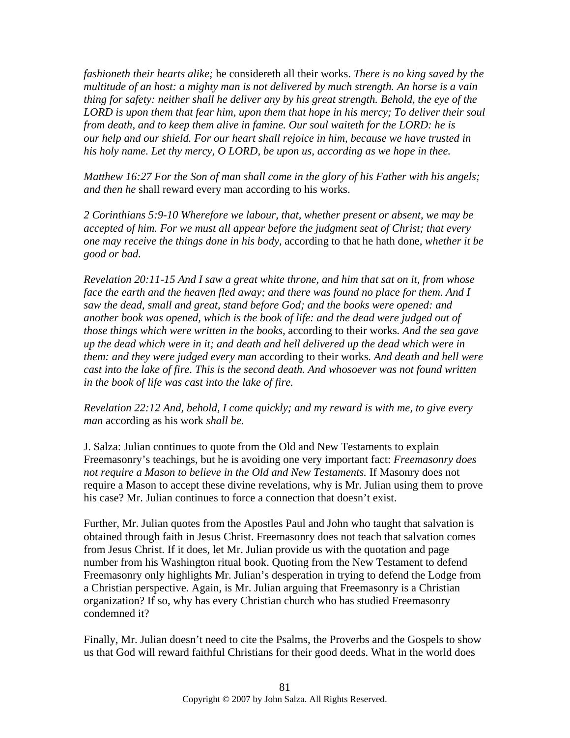*fashioneth their hearts alike;* he considereth all their works. *There is no king saved by the multitude of an host: a mighty man is not delivered by much strength. An horse is a vain thing for safety: neither shall he deliver any by his great strength. Behold, the eye of the LORD is upon them that fear him, upon them that hope in his mercy; To deliver their soul from death, and to keep them alive in famine. Our soul waiteth for the LORD: he is our help and our shield. For our heart shall rejoice in him, because we have trusted in his holy name. Let thy mercy, O LORD, be upon us, according as we hope in thee.*

*Matthew 16:27 For the Son of man shall come in the glory of his Father with his angels; and then he* shall reward every man according to his works.

*2 Corinthians 5:9-10 Wherefore we labour, that, whether present or absent, we may be accepted of him. For we must all appear before the judgment seat of Christ; that every one may receive the things done in his body,* according to that he hath done, *whether it be good or bad.*

*Revelation 20:11-15 And I saw a great white throne, and him that sat on it, from whose face the earth and the heaven fled away; and there was found no place for them. And I saw the dead, small and great, stand before God; and the books were opened: and another book was opened, which is the book of life: and the dead were judged out of those things which were written in the books,* according to their works. *And the sea gave up the dead which were in it; and death and hell delivered up the dead which were in them: and they were judged every man* according to their works. *And death and hell were cast into the lake of fire. This is the second death. And whosoever was not found written in the book of life was cast into the lake of fire.*

*Revelation 22:12 And, behold, I come quickly; and my reward is with me, to give every man* according as his work *shall be.*

J. Salza: Julian continues to quote from the Old and New Testaments to explain Freemasonry's teachings, but he is avoiding one very important fact: *Freemasonry does not require a Mason to believe in the Old and New Testaments.* If Masonry does not require a Mason to accept these divine revelations, why is Mr. Julian using them to prove his case? Mr. Julian continues to force a connection that doesn't exist.

Further, Mr. Julian quotes from the Apostles Paul and John who taught that salvation is obtained through faith in Jesus Christ. Freemasonry does not teach that salvation comes from Jesus Christ. If it does, let Mr. Julian provide us with the quotation and page number from his Washington ritual book. Quoting from the New Testament to defend Freemasonry only highlights Mr. Julian's desperation in trying to defend the Lodge from a Christian perspective. Again, is Mr. Julian arguing that Freemasonry is a Christian organization? If so, why has every Christian church who has studied Freemasonry condemned it?

Finally, Mr. Julian doesn't need to cite the Psalms, the Proverbs and the Gospels to show us that God will reward faithful Christians for their good deeds. What in the world does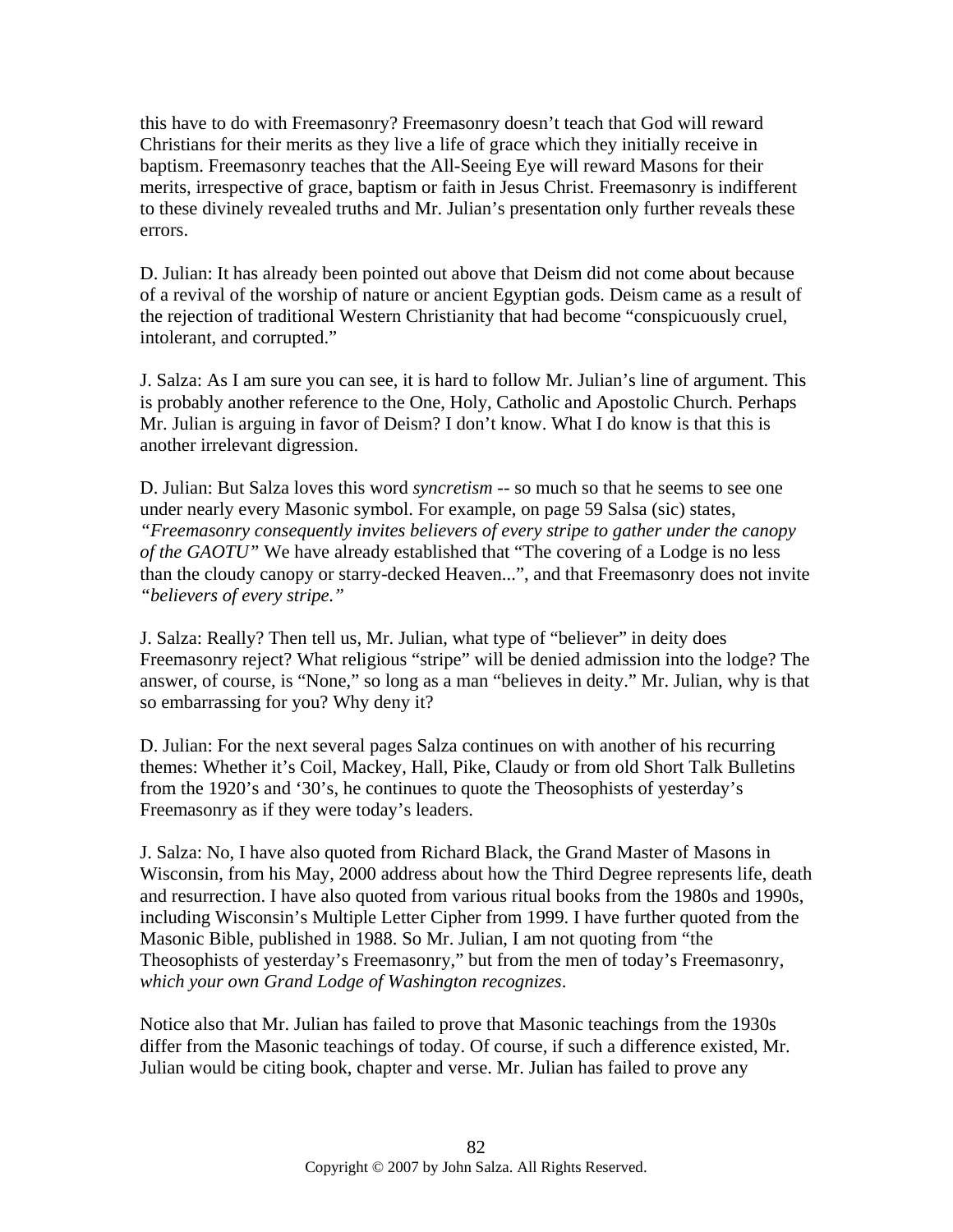this have to do with Freemasonry? Freemasonry doesn't teach that God will reward Christians for their merits as they live a life of grace which they initially receive in baptism. Freemasonry teaches that the All-Seeing Eye will reward Masons for their merits, irrespective of grace, baptism or faith in Jesus Christ. Freemasonry is indifferent to these divinely revealed truths and Mr. Julian's presentation only further reveals these errors.

D. Julian: It has already been pointed out above that Deism did not come about because of a revival of the worship of nature or ancient Egyptian gods. Deism came as a result of the rejection of traditional Western Christianity that had become "conspicuously cruel, intolerant, and corrupted."

J. Salza: As I am sure you can see, it is hard to follow Mr. Julian's line of argument. This is probably another reference to the One, Holy, Catholic and Apostolic Church. Perhaps Mr. Julian is arguing in favor of Deism? I don't know. What I do know is that this is another irrelevant digression.

D. Julian: But Salza loves this word *syncretism* -- so much so that he seems to see one under nearly every Masonic symbol. For example, on page 59 Salsa (sic) states, *"Freemasonry consequently invites believers of every stripe to gather under the canopy of the GAOTU"* We have already established that "The covering of a Lodge is no less than the cloudy canopy or starry-decked Heaven...", and that Freemasonry does not invite *"believers of every stripe."*

J. Salza: Really? Then tell us, Mr. Julian, what type of "believer" in deity does Freemasonry reject? What religious "stripe" will be denied admission into the lodge? The answer, of course, is "None," so long as a man "believes in deity." Mr. Julian, why is that so embarrassing for you? Why deny it?

D. Julian: For the next several pages Salza continues on with another of his recurring themes: Whether it's Coil, Mackey, Hall, Pike, Claudy or from old Short Talk Bulletins from the 1920's and '30's, he continues to quote the Theosophists of yesterday's Freemasonry as if they were today's leaders.

J. Salza: No, I have also quoted from Richard Black, the Grand Master of Masons in Wisconsin, from his May, 2000 address about how the Third Degree represents life, death and resurrection. I have also quoted from various ritual books from the 1980s and 1990s, including Wisconsin's Multiple Letter Cipher from 1999. I have further quoted from the Masonic Bible, published in 1988. So Mr. Julian, I am not quoting from "the Theosophists of yesterday's Freemasonry," but from the men of today's Freemasonry, *which your own Grand Lodge of Washington recognizes*.

Notice also that Mr. Julian has failed to prove that Masonic teachings from the 1930s differ from the Masonic teachings of today. Of course, if such a difference existed, Mr. Julian would be citing book, chapter and verse. Mr. Julian has failed to prove any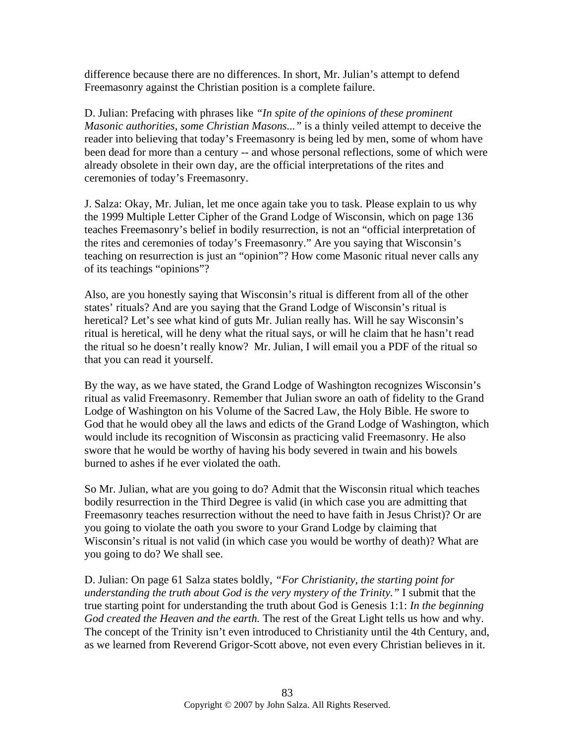difference because there are no differences. In short, Mr. Julian's attempt to defend Freemasonry against the Christian position is a complete failure.

D. Julian: Prefacing with phrases like *"In spite of the opinions of these prominent Masonic authorities, some Christian Masons..."* is a thinly veiled attempt to deceive the reader into believing that today's Freemasonry is being led by men, some of whom have been dead for more than a century -- and whose personal reflections, some of which were already obsolete in their own day, are the official interpretations of the rites and ceremonies of today's Freemasonry.

J. Salza: Okay, Mr. Julian, let me once again take you to task. Please explain to us why the 1999 Multiple Letter Cipher of the Grand Lodge of Wisconsin, which on page 136 teaches Freemasonry's belief in bodily resurrection, is not an "official interpretation of the rites and ceremonies of today's Freemasonry." Are you saying that Wisconsin's teaching on resurrection is just an "opinion"? How come Masonic ritual never calls any of its teachings "opinions"?

Also, are you honestly saying that Wisconsin's ritual is different from all of the other states' rituals? And are you saying that the Grand Lodge of Wisconsin's ritual is heretical? Let's see what kind of guts Mr. Julian really has. Will he say Wisconsin's ritual is heretical, will he deny what the ritual says, or will he claim that he hasn't read the ritual so he doesn't really know? Mr. Julian, I will email you a PDF of the ritual so that you can read it yourself.

By the way, as we have stated, the Grand Lodge of Washington recognizes Wisconsin's ritual as valid Freemasonry. Remember that Julian swore an oath of fidelity to the Grand Lodge of Washington on his Volume of the Sacred Law, the Holy Bible. He swore to God that he would obey all the laws and edicts of the Grand Lodge of Washington, which would include its recognition of Wisconsin as practicing valid Freemasonry. He also swore that he would be worthy of having his body severed in twain and his bowels burned to ashes if he ever violated the oath.

So Mr. Julian, what are you going to do? Admit that the Wisconsin ritual which teaches bodily resurrection in the Third Degree is valid (in which case you are admitting that Freemasonry teaches resurrection without the need to have faith in Jesus Christ)? Or are you going to violate the oath you swore to your Grand Lodge by claiming that Wisconsin's ritual is not valid (in which case you would be worthy of death)? What are you going to do? We shall see.

D. Julian: On page 61 Salza states boldly, *"For Christianity, the starting point for understanding the truth about God is the very mystery of the Trinity."* I submit that the true starting point for understanding the truth about God is Genesis 1:1: *In the beginning God created the Heaven and the earth.* The rest of the Great Light tells us how and why. The concept of the Trinity isn't even introduced to Christianity until the 4th Century, and, as we learned from Reverend Grigor-Scott above, not even every Christian believes in it.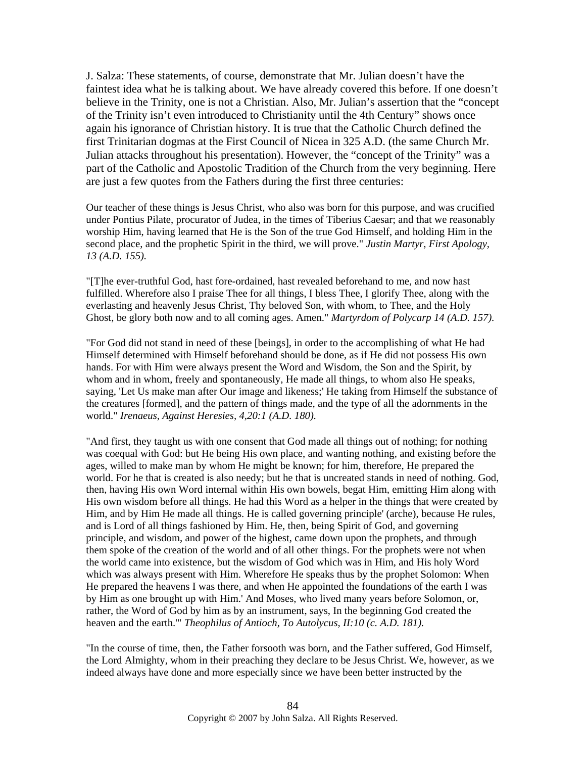J. Salza: These statements, of course, demonstrate that Mr. Julian doesn't have the faintest idea what he is talking about. We have already covered this before. If one doesn't believe in the Trinity, one is not a Christian. Also, Mr. Julian's assertion that the "concept of the Trinity isn't even introduced to Christianity until the 4th Century" shows once again his ignorance of Christian history. It is true that the Catholic Church defined the first Trinitarian dogmas at the First Council of Nicea in 325 A.D. (the same Church Mr. Julian attacks throughout his presentation). However, the "concept of the Trinity" was a part of the Catholic and Apostolic Tradition of the Church from the very beginning. Here are just a few quotes from the Fathers during the first three centuries:

Our teacher of these things is Jesus Christ, who also was born for this purpose, and was crucified under Pontius Pilate, procurator of Judea, in the times of Tiberius Caesar; and that we reasonably worship Him, having learned that He is the Son of the true God Himself, and holding Him in the second place, and the prophetic Spirit in the third, we will prove." *Justin Martyr, First Apology, 13 (A.D. 155).*

"[T]he ever-truthful God, hast fore-ordained, hast revealed beforehand to me, and now hast fulfilled. Wherefore also I praise Thee for all things, I bless Thee, I glorify Thee, along with the everlasting and heavenly Jesus Christ, Thy beloved Son, with whom, to Thee, and the Holy Ghost, be glory both now and to all coming ages. Amen." *Martyrdom of Polycarp 14 (A.D. 157).*

"For God did not stand in need of these [beings], in order to the accomplishing of what He had Himself determined with Himself beforehand should be done, as if He did not possess His own hands. For with Him were always present the Word and Wisdom, the Son and the Spirit, by whom and in whom, freely and spontaneously, He made all things, to whom also He speaks, saying, 'Let Us make man after Our image and likeness;' He taking from Himself the substance of the creatures [formed], and the pattern of things made, and the type of all the adornments in the world." *Irenaeus, Against Heresies, 4,20:1 (A.D. 180).*

"And first, they taught us with one consent that God made all things out of nothing; for nothing was coequal with God: but He being His own place, and wanting nothing, and existing before the ages, willed to make man by whom He might be known; for him, therefore, He prepared the world. For he that is created is also needy; but he that is uncreated stands in need of nothing. God, then, having His own Word internal within His own bowels, begat Him, emitting Him along with His own wisdom before all things. He had this Word as a helper in the things that were created by Him, and by Him He made all things. He is called governing principle' (arche), because He rules, and is Lord of all things fashioned by Him. He, then, being Spirit of God, and governing principle, and wisdom, and power of the highest, came down upon the prophets, and through them spoke of the creation of the world and of all other things. For the prophets were not when the world came into existence, but the wisdom of God which was in Him, and His holy Word which was always present with Him. Wherefore He speaks thus by the prophet Solomon: When He prepared the heavens I was there, and when He appointed the foundations of the earth I was by Him as one brought up with Him.' And Moses, who lived many years before Solomon, or, rather, the Word of God by him as by an instrument, says, In the beginning God created the heaven and the earth.'" *Theophilus of Antioch, To Autolycus, II:10 (c. A.D. 181).*

"In the course of time, then, the Father forsooth was born, and the Father suffered, God Himself, the Lord Almighty, whom in their preaching they declare to be Jesus Christ. We, however, as we indeed always have done and more especially since we have been better instructed by the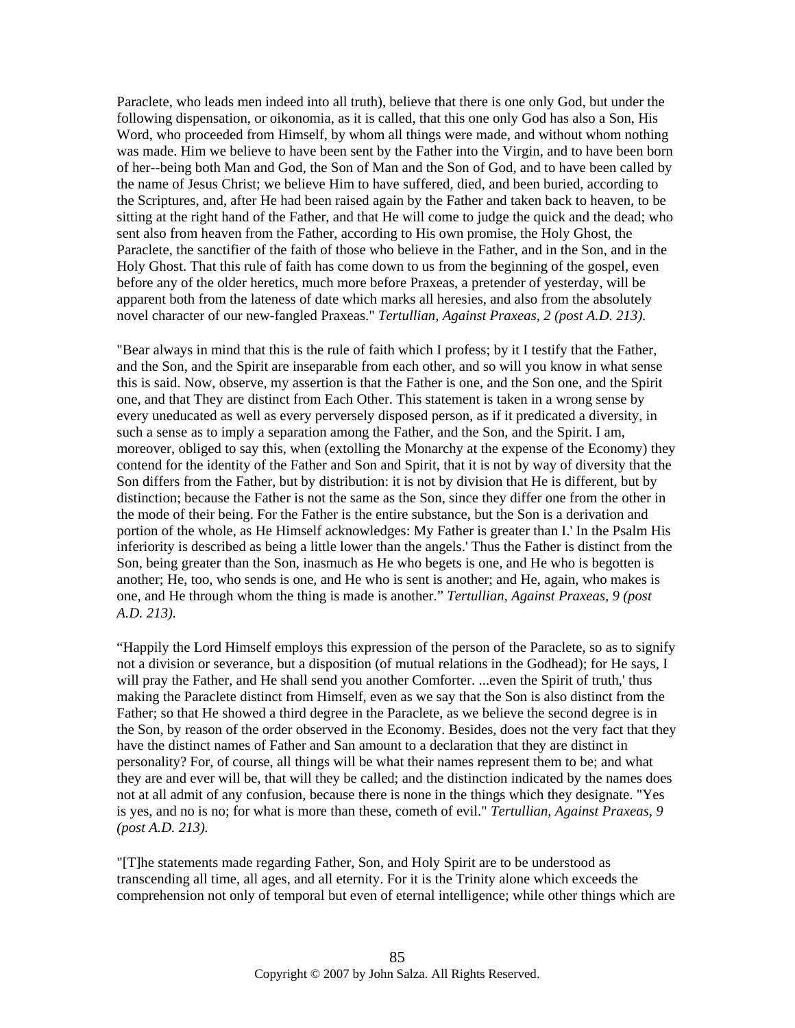Paraclete, who leads men indeed into all truth), believe that there is one only God, but under the following dispensation, or oikonomia, as it is called, that this one only God has also a Son, His Word, who proceeded from Himself, by whom all things were made, and without whom nothing was made. Him we believe to have been sent by the Father into the Virgin, and to have been born of her--being both Man and God, the Son of Man and the Son of God, and to have been called by the name of Jesus Christ; we believe Him to have suffered, died, and been buried, according to the Scriptures, and, after He had been raised again by the Father and taken back to heaven, to be sitting at the right hand of the Father, and that He will come to judge the quick and the dead; who sent also from heaven from the Father, according to His own promise, the Holy Ghost, the Paraclete, the sanctifier of the faith of those who believe in the Father, and in the Son, and in the Holy Ghost. That this rule of faith has come down to us from the beginning of the gospel, even before any of the older heretics, much more before Praxeas, a pretender of yesterday, will be apparent both from the lateness of date which marks all heresies, and also from the absolutely novel character of our new-fangled Praxeas." *Tertullian, Against Praxeas, 2 (post A.D. 213).*

"Bear always in mind that this is the rule of faith which I profess; by it I testify that the Father, and the Son, and the Spirit are inseparable from each other, and so will you know in what sense this is said. Now, observe, my assertion is that the Father is one, and the Son one, and the Spirit one, and that They are distinct from Each Other. This statement is taken in a wrong sense by every uneducated as well as every perversely disposed person, as if it predicated a diversity, in such a sense as to imply a separation among the Father, and the Son, and the Spirit. I am, moreover, obliged to say this, when (extolling the Monarchy at the expense of the Economy) they contend for the identity of the Father and Son and Spirit, that it is not by way of diversity that the Son differs from the Father, but by distribution: it is not by division that He is different, but by distinction; because the Father is not the same as the Son, since they differ one from the other in the mode of their being. For the Father is the entire substance, but the Son is a derivation and portion of the whole, as He Himself acknowledges: My Father is greater than I.' In the Psalm His inferiority is described as being a little lower than the angels.' Thus the Father is distinct from the Son, being greater than the Son, inasmuch as He who begets is one, and He who is begotten is another; He, too, who sends is one, and He who is sent is another; and He, again, who makes is one, and He through whom the thing is made is another." *Tertullian, Against Praxeas, 9 (post A.D. 213).*

"Happily the Lord Himself employs this expression of the person of the Paraclete, so as to signify not a division or severance, but a disposition (of mutual relations in the Godhead); for He says, I will pray the Father, and He shall send you another Comforter. ...even the Spirit of truth,' thus making the Paraclete distinct from Himself, even as we say that the Son is also distinct from the Father; so that He showed a third degree in the Paraclete, as we believe the second degree is in the Son, by reason of the order observed in the Economy. Besides, does not the very fact that they have the distinct names of Father and San amount to a declaration that they are distinct in personality? For, of course, all things will be what their names represent them to be; and what they are and ever will be, that will they be called; and the distinction indicated by the names does not at all admit of any confusion, because there is none in the things which they designate. "Yes is yes, and no is no; for what is more than these, cometh of evil." *Tertullian, Against Praxeas, 9 (post A.D. 213).*

"[T]he statements made regarding Father, Son, and Holy Spirit are to be understood as transcending all time, all ages, and all eternity. For it is the Trinity alone which exceeds the comprehension not only of temporal but even of eternal intelligence; while other things which are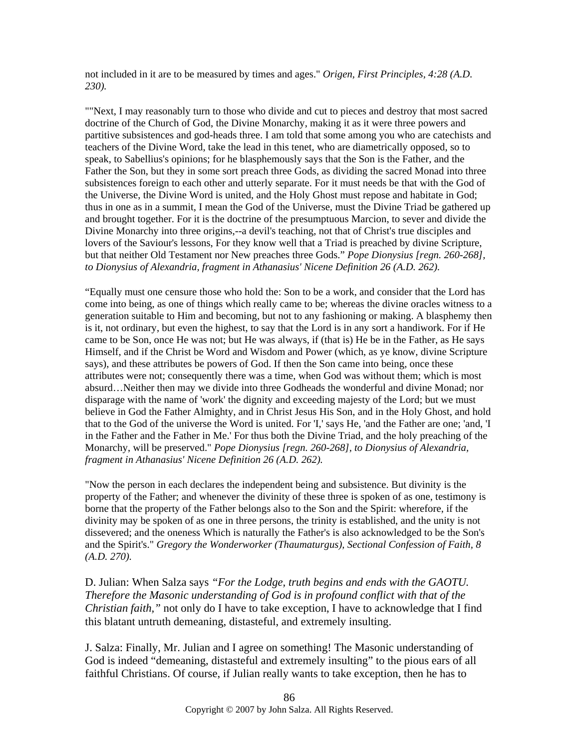not included in it are to be measured by times and ages." *Origen, First Principles, 4:28 (A.D. 230).*

""Next, I may reasonably turn to those who divide and cut to pieces and destroy that most sacred doctrine of the Church of God, the Divine Monarchy, making it as it were three powers and partitive subsistences and god-heads three. I am told that some among you who are catechists and teachers of the Divine Word, take the lead in this tenet, who are diametrically opposed, so to speak, to Sabellius's opinions; for he blasphemously says that the Son is the Father, and the Father the Son, but they in some sort preach three Gods, as dividing the sacred Monad into three subsistences foreign to each other and utterly separate. For it must needs be that with the God of the Universe, the Divine Word is united, and the Holy Ghost must repose and habitate in God; thus in one as in a summit, I mean the God of the Universe, must the Divine Triad be gathered up and brought together. For it is the doctrine of the presumptuous Marcion, to sever and divide the Divine Monarchy into three origins,--a devil's teaching, not that of Christ's true disciples and lovers of the Saviour's lessons, For they know well that a Triad is preached by divine Scripture, but that neither Old Testament nor New preaches three Gods." *Pope Dionysius [regn. 260-268], to Dionysius of Alexandria, fragment in Athanasius' Nicene Definition 26 (A.D. 262).*

"Equally must one censure those who hold the: Son to be a work, and consider that the Lord has come into being, as one of things which really came to be; whereas the divine oracles witness to a generation suitable to Him and becoming, but not to any fashioning or making. A blasphemy then is it, not ordinary, but even the highest, to say that the Lord is in any sort a handiwork. For if He came to be Son, once He was not; but He was always, if (that is) He be in the Father, as He says Himself, and if the Christ be Word and Wisdom and Power (which, as ye know, divine Scripture says), and these attributes be powers of God. If then the Son came into being, once these attributes were not; consequently there was a time, when God was without them; which is most absurd…Neither then may we divide into three Godheads the wonderful and divine Monad; nor disparage with the name of 'work' the dignity and exceeding majesty of the Lord; but we must believe in God the Father Almighty, and in Christ Jesus His Son, and in the Holy Ghost, and hold that to the God of the universe the Word is united. For 'I,' says He, 'and the Father are one; 'and, 'I in the Father and the Father in Me.' For thus both the Divine Triad, and the holy preaching of the Monarchy, will be preserved." *Pope Dionysius [regn. 260-268], to Dionysius of Alexandria, fragment in Athanasius' Nicene Definition 26 (A.D. 262).*

"Now the person in each declares the independent being and subsistence. But divinity is the property of the Father; and whenever the divinity of these three is spoken of as one, testimony is borne that the property of the Father belongs also to the Son and the Spirit: wherefore, if the divinity may be spoken of as one in three persons, the trinity is established, and the unity is not dissevered; and the oneness Which is naturally the Father's is also acknowledged to be the Son's and the Spirit's." *Gregory the Wonderworker (Thaumaturgus), Sectional Confession of Faith, 8 (A.D. 270).*

D. Julian: When Salza says *"For the Lodge, truth begins and ends with the GAOTU. Therefore the Masonic understanding of God is in profound conflict with that of the Christian faith,"* not only do I have to take exception, I have to acknowledge that I find this blatant untruth demeaning, distasteful, and extremely insulting.

J. Salza: Finally, Mr. Julian and I agree on something! The Masonic understanding of God is indeed "demeaning, distasteful and extremely insulting" to the pious ears of all faithful Christians. Of course, if Julian really wants to take exception, then he has to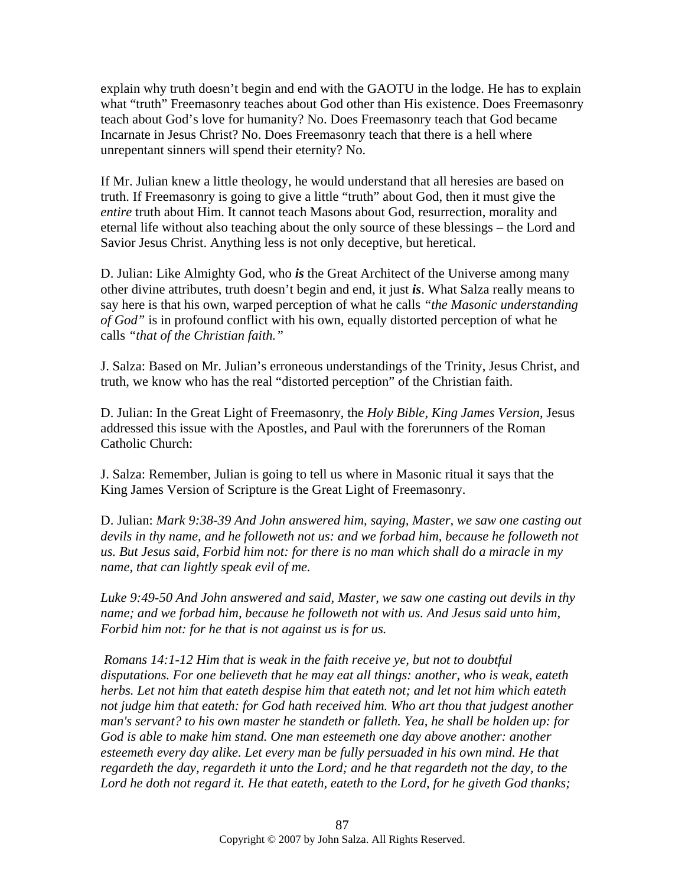explain why truth doesn't begin and end with the GAOTU in the lodge. He has to explain what "truth" Freemasonry teaches about God other than His existence. Does Freemasonry teach about God's love for humanity? No. Does Freemasonry teach that God became Incarnate in Jesus Christ? No. Does Freemasonry teach that there is a hell where unrepentant sinners will spend their eternity? No.

If Mr. Julian knew a little theology, he would understand that all heresies are based on truth. If Freemasonry is going to give a little "truth" about God, then it must give the *entire* truth about Him. It cannot teach Masons about God, resurrection, morality and eternal life without also teaching about the only source of these blessings – the Lord and Savior Jesus Christ. Anything less is not only deceptive, but heretical.

D. Julian: Like Almighty God, who ***is*** the Great Architect of the Universe among many other divine attributes, truth doesn't begin and end, it just ***is***. What Salza really means to say here is that his own, warped perception of what he calls *"the Masonic understanding of God"* is in profound conflict with his own, equally distorted perception of what he calls *"that of the Christian faith."*

J. Salza: Based on Mr. Julian's erroneous understandings of the Trinity, Jesus Christ, and truth, we know who has the real "distorted perception" of the Christian faith.

D. Julian: In the Great Light of Freemasonry, the *Holy Bible, King James Version*, Jesus addressed this issue with the Apostles, and Paul with the forerunners of the Roman Catholic Church:

J. Salza: Remember, Julian is going to tell us where in Masonic ritual it says that the King James Version of Scripture is the Great Light of Freemasonry.

D. Julian: *Mark 9:38-39 And John answered him, saying, Master, we saw one casting out devils in thy name, and he followeth not us: and we forbad him, because he followeth not us. But Jesus said, Forbid him not: for there is no man which shall do a miracle in my name, that can lightly speak evil of me.*

*Luke 9:49-50 And John answered and said, Master, we saw one casting out devils in thy name; and we forbad him, because he followeth not with us. And Jesus said unto him, Forbid him not: for he that is not against us is for us.*

*Romans 14:1-12 Him that is weak in the faith receive ye, but not to doubtful disputations. For one believeth that he may eat all things: another, who is weak, eateth herbs. Let not him that eateth despise him that eateth not; and let not him which eateth not judge him that eateth: for God hath received him. Who art thou that judgest another man's servant? to his own master he standeth or falleth. Yea, he shall be holden up: for God is able to make him stand. One man esteemeth one day above another: another esteemeth every day alike. Let every man be fully persuaded in his own mind. He that regardeth the day, regardeth it unto the Lord; and he that regardeth not the day, to the Lord he doth not regard it. He that eateth, eateth to the Lord, for he giveth God thanks;*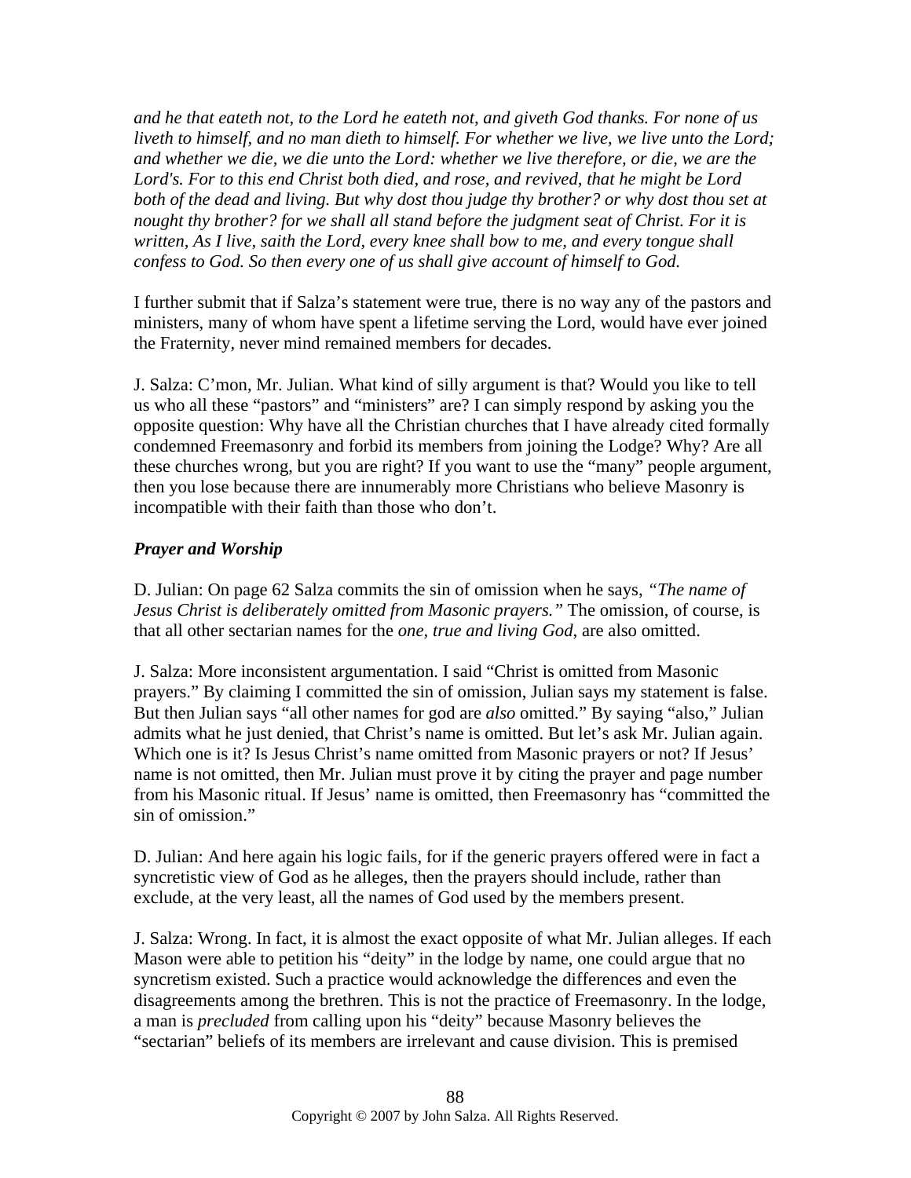*and he that eateth not, to the Lord he eateth not, and giveth God thanks. For none of us liveth to himself, and no man dieth to himself. For whether we live, we live unto the Lord; and whether we die, we die unto the Lord: whether we live therefore, or die, we are the Lord's. For to this end Christ both died, and rose, and revived, that he might be Lord both of the dead and living. But why dost thou judge thy brother? or why dost thou set at nought thy brother? for we shall all stand before the judgment seat of Christ. For it is written, As I live, saith the Lord, every knee shall bow to me, and every tongue shall confess to God. So then every one of us shall give account of himself to God.*

I further submit that if Salza's statement were true, there is no way any of the pastors and ministers, many of whom have spent a lifetime serving the Lord, would have ever joined the Fraternity, never mind remained members for decades.

J. Salza: C'mon, Mr. Julian. What kind of silly argument is that? Would you like to tell us who all these "pastors" and "ministers" are? I can simply respond by asking you the opposite question: Why have all the Christian churches that I have already cited formally condemned Freemasonry and forbid its members from joining the Lodge? Why? Are all these churches wrong, but you are right? If you want to use the "many" people argument, then you lose because there are innumerably more Christians who believe Masonry is incompatible with their faith than those who don't.

### *Prayer and Worship*

D. Julian: On page 62 Salza commits the sin of omission when he says, *"The name of Jesus Christ is deliberately omitted from Masonic prayers."* The omission, of course, is that all other sectarian names for the *one, true and living God*, are also omitted.

J. Salza: More inconsistent argumentation. I said "Christ is omitted from Masonic prayers." By claiming I committed the sin of omission, Julian says my statement is false. But then Julian says "all other names for god are *also* omitted." By saying "also," Julian admits what he just denied, that Christ's name is omitted. But let's ask Mr. Julian again. Which one is it? Is Jesus Christ's name omitted from Masonic prayers or not? If Jesus' name is not omitted, then Mr. Julian must prove it by citing the prayer and page number from his Masonic ritual. If Jesus' name is omitted, then Freemasonry has "committed the sin of omission."

D. Julian: And here again his logic fails, for if the generic prayers offered were in fact a syncretistic view of God as he alleges, then the prayers should include, rather than exclude, at the very least, all the names of God used by the members present.

J. Salza: Wrong. In fact, it is almost the exact opposite of what Mr. Julian alleges. If each Mason were able to petition his "deity" in the lodge by name, one could argue that no syncretism existed. Such a practice would acknowledge the differences and even the disagreements among the brethren. This is not the practice of Freemasonry. In the lodge, a man is *precluded* from calling upon his "deity" because Masonry believes the "sectarian" beliefs of its members are irrelevant and cause division. This is premised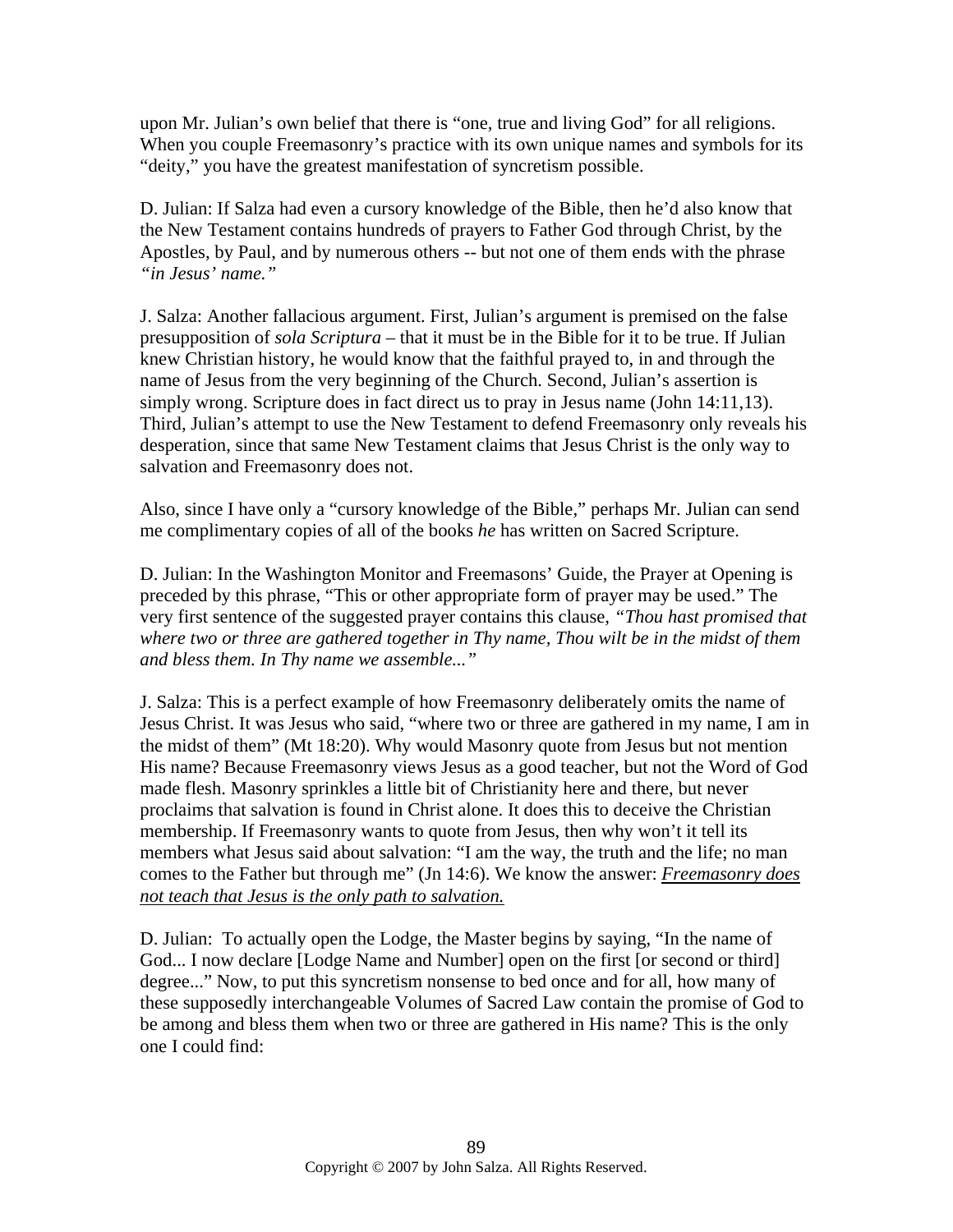upon Mr. Julian's own belief that there is "one, true and living God" for all religions. When you couple Freemasonry's practice with its own unique names and symbols for its "deity," you have the greatest manifestation of syncretism possible.

D. Julian: If Salza had even a cursory knowledge of the Bible, then he'd also know that the New Testament contains hundreds of prayers to Father God through Christ, by the Apostles, by Paul, and by numerous others -- but not one of them ends with the phrase *"in Jesus' name."*

J. Salza: Another fallacious argument. First, Julian's argument is premised on the false presupposition of *sola Scriptura* – that it must be in the Bible for it to be true. If Julian knew Christian history, he would know that the faithful prayed to, in and through the name of Jesus from the very beginning of the Church. Second, Julian's assertion is simply wrong. Scripture does in fact direct us to pray in Jesus name (John 14:11,13). Third, Julian's attempt to use the New Testament to defend Freemasonry only reveals his desperation, since that same New Testament claims that Jesus Christ is the only way to salvation and Freemasonry does not.

Also, since I have only a "cursory knowledge of the Bible," perhaps Mr. Julian can send me complimentary copies of all of the books *he* has written on Sacred Scripture.

D. Julian: In the Washington Monitor and Freemasons' Guide, the Prayer at Opening is preceded by this phrase, "This or other appropriate form of prayer may be used." The very first sentence of the suggested prayer contains this clause, *"Thou hast promised that where two or three are gathered together in Thy name, Thou wilt be in the midst of them and bless them. In Thy name we assemble..."*

J. Salza: This is a perfect example of how Freemasonry deliberately omits the name of Jesus Christ. It was Jesus who said, "where two or three are gathered in my name, I am in the midst of them" (Mt 18:20). Why would Masonry quote from Jesus but not mention His name? Because Freemasonry views Jesus as a good teacher, but not the Word of God made flesh. Masonry sprinkles a little bit of Christianity here and there, but never proclaims that salvation is found in Christ alone. It does this to deceive the Christian membership. If Freemasonry wants to quote from Jesus, then why won't it tell its members what Jesus said about salvation: "I am the way, the truth and the life; no man comes to the Father but through me" (Jn 14:6). We know the answer: ***<u>Freemasonry does not teach that Jesus is the only path to salvation.</u>***

D. Julian: To actually open the Lodge, the Master begins by saying, "In the name of God... I now declare [Lodge Name and Number] open on the first [or second or third] degree..." Now, to put this syncretism nonsense to bed once and for all, how many of these supposedly interchangeable Volumes of Sacred Law contain the promise of God to be among and bless them when two or three are gathered in His name? This is the only one I could find: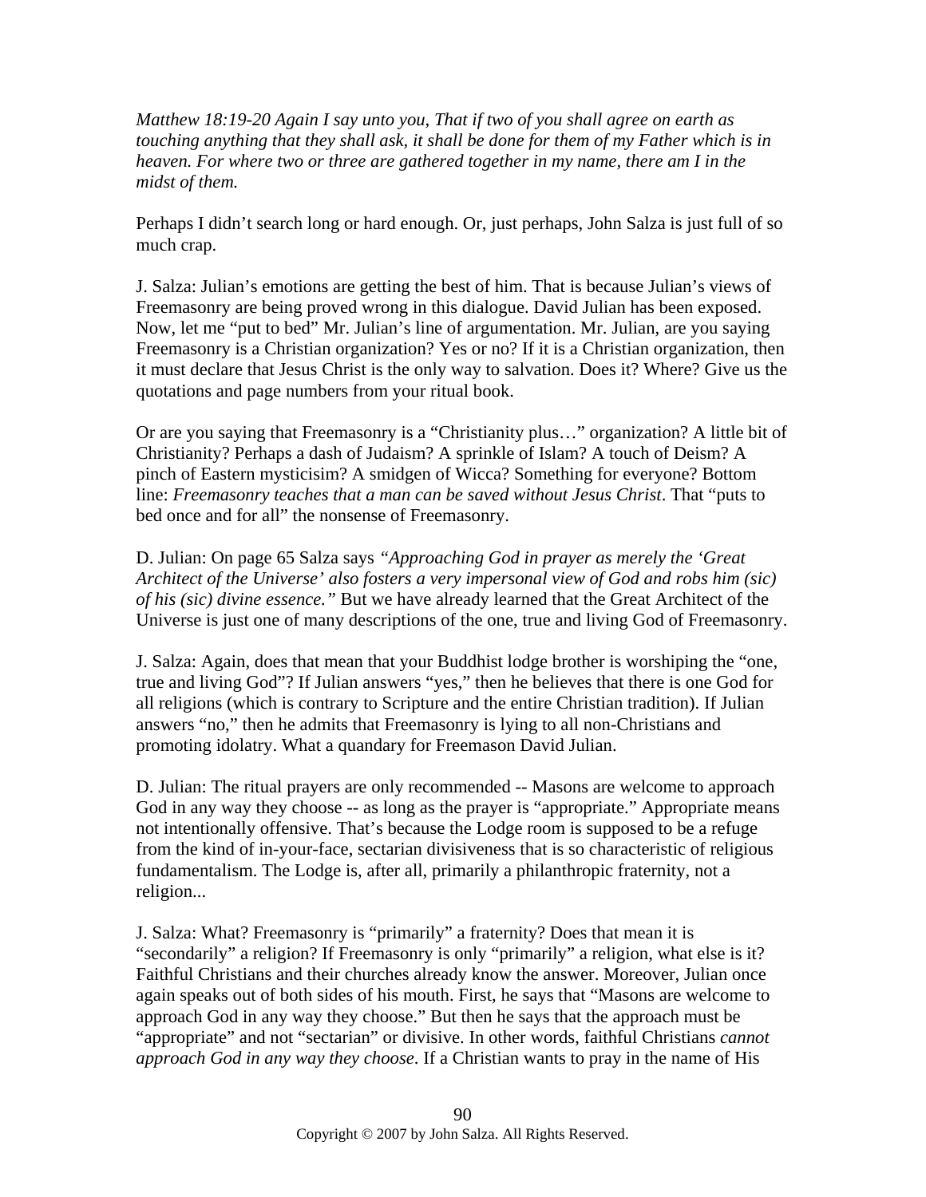*Matthew 18:19-20 Again I say unto you, That if two of you shall agree on earth as touching anything that they shall ask, it shall be done for them of my Father which is in heaven. For where two or three are gathered together in my name, there am I in the midst of them.*

Perhaps I didn't search long or hard enough. Or, just perhaps, John Salza is just full of so much crap.

J. Salza: Julian's emotions are getting the best of him. That is because Julian's views of Freemasonry are being proved wrong in this dialogue. David Julian has been exposed. Now, let me "put to bed" Mr. Julian's line of argumentation. Mr. Julian, are you saying Freemasonry is a Christian organization? Yes or no? If it is a Christian organization, then it must declare that Jesus Christ is the only way to salvation. Does it? Where? Give us the quotations and page numbers from your ritual book.

Or are you saying that Freemasonry is a "Christianity plus…" organization? A little bit of Christianity? Perhaps a dash of Judaism? A sprinkle of Islam? A touch of Deism? A pinch of Eastern mysticisim? A smidgen of Wicca? Something for everyone? Bottom line: *Freemasonry teaches that a man can be saved without Jesus Christ*. That "puts to bed once and for all" the nonsense of Freemasonry.

D. Julian: On page 65 Salza says *"Approaching God in prayer as merely the 'Great Architect of the Universe' also fosters a very impersonal view of God and robs him (sic) of his (sic) divine essence."* But we have already learned that the Great Architect of the Universe is just one of many descriptions of the one, true and living God of Freemasonry.

J. Salza: Again, does that mean that your Buddhist lodge brother is worshiping the "one, true and living God"? If Julian answers "yes," then he believes that there is one God for all religions (which is contrary to Scripture and the entire Christian tradition). If Julian answers "no," then he admits that Freemasonry is lying to all non-Christians and promoting idolatry. What a quandary for Freemason David Julian.

D. Julian: The ritual prayers are only recommended -- Masons are welcome to approach God in any way they choose -- as long as the prayer is "appropriate." Appropriate means not intentionally offensive. That's because the Lodge room is supposed to be a refuge from the kind of in-your-face, sectarian divisiveness that is so characteristic of religious fundamentalism. The Lodge is, after all, primarily a philanthropic fraternity, not a religion...

J. Salza: What? Freemasonry is "primarily" a fraternity? Does that mean it is "secondarily" a religion? If Freemasonry is only "primarily" a religion, what else is it? Faithful Christians and their churches already know the answer. Moreover, Julian once again speaks out of both sides of his mouth. First, he says that "Masons are welcome to approach God in any way they choose." But then he says that the approach must be "appropriate" and not "sectarian" or divisive. In other words, faithful Christians *cannot approach God in any way they choose*. If a Christian wants to pray in the name of His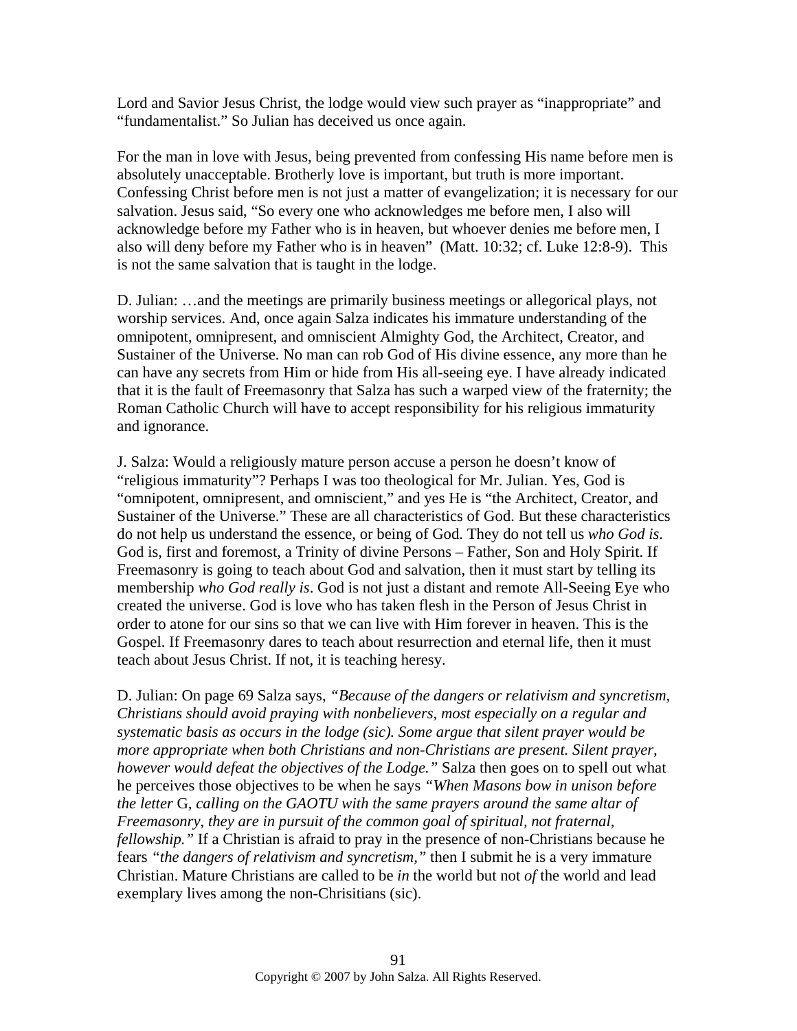Lord and Savior Jesus Christ, the lodge would view such prayer as "inappropriate" and "fundamentalist." So Julian has deceived us once again.

For the man in love with Jesus, being prevented from confessing His name before men is absolutely unacceptable. Brotherly love is important, but truth is more important. Confessing Christ before men is not just a matter of evangelization; it is necessary for our salvation. Jesus said, "So every one who acknowledges me before men, I also will acknowledge before my Father who is in heaven, but whoever denies me before men, I also will deny before my Father who is in heaven" (Matt. 10:32; cf. Luke 12:8-9). This is not the same salvation that is taught in the lodge.

D. Julian: …and the meetings are primarily business meetings or allegorical plays, not worship services. And, once again Salza indicates his immature understanding of the omnipotent, omnipresent, and omniscient Almighty God, the Architect, Creator, and Sustainer of the Universe. No man can rob God of His divine essence, any more than he can have any secrets from Him or hide from His all-seeing eye. I have already indicated that it is the fault of Freemasonry that Salza has such a warped view of the fraternity; the Roman Catholic Church will have to accept responsibility for his religious immaturity and ignorance.

J. Salza: Would a religiously mature person accuse a person he doesn't know of "religious immaturity"? Perhaps I was too theological for Mr. Julian. Yes, God is "omnipotent, omnipresent, and omniscient," and yes He is "the Architect, Creator, and Sustainer of the Universe." These are all characteristics of God. But these characteristics do not help us understand the essence, or being of God. They do not tell us *who God is*. God is, first and foremost, a Trinity of divine Persons – Father, Son and Holy Spirit. If Freemasonry is going to teach about God and salvation, then it must start by telling its membership *who God really is*. God is not just a distant and remote All-Seeing Eye who created the universe. God is love who has taken flesh in the Person of Jesus Christ in order to atone for our sins so that we can live with Him forever in heaven. This is the Gospel. If Freemasonry dares to teach about resurrection and eternal life, then it must teach about Jesus Christ. If not, it is teaching heresy.

D. Julian: On page 69 Salza says, *"Because of the dangers or relativism and syncretism, Christians should avoid praying with nonbelievers, most especially on a regular and systematic basis as occurs in the lodge (sic). Some argue that silent prayer would be more appropriate when both Christians and non-Christians are present. Silent prayer, however would defeat the objectives of the Lodge."* Salza then goes on to spell out what he perceives those objectives to be when he says *"When Masons bow in unison before the letter* G*, calling on the GAOTU with the same prayers around the same altar of Freemasonry, they are in pursuit of the common goal of spiritual, not fraternal, fellowship."* If a Christian is afraid to pray in the presence of non-Christians because he fears *"the dangers of relativism and syncretism,"* then I submit he is a very immature Christian. Mature Christians are called to be *in* the world but not *of* the world and lead exemplary lives among the non-Chrisitians (sic).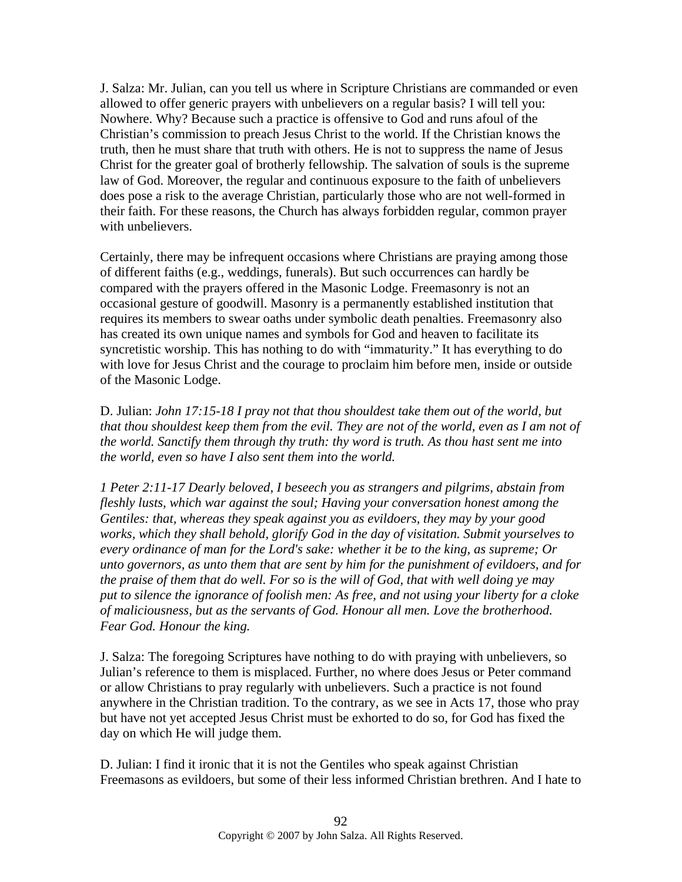J. Salza: Mr. Julian, can you tell us where in Scripture Christians are commanded or even allowed to offer generic prayers with unbelievers on a regular basis? I will tell you: Nowhere. Why? Because such a practice is offensive to God and runs afoul of the Christian's commission to preach Jesus Christ to the world. If the Christian knows the truth, then he must share that truth with others. He is not to suppress the name of Jesus Christ for the greater goal of brotherly fellowship. The salvation of souls is the supreme law of God. Moreover, the regular and continuous exposure to the faith of unbelievers does pose a risk to the average Christian, particularly those who are not well-formed in their faith. For these reasons, the Church has always forbidden regular, common prayer with unbelievers.

Certainly, there may be infrequent occasions where Christians are praying among those of different faiths (e.g., weddings, funerals). But such occurrences can hardly be compared with the prayers offered in the Masonic Lodge. Freemasonry is not an occasional gesture of goodwill. Masonry is a permanently established institution that requires its members to swear oaths under symbolic death penalties. Freemasonry also has created its own unique names and symbols for God and heaven to facilitate its syncretistic worship. This has nothing to do with "immaturity." It has everything to do with love for Jesus Christ and the courage to proclaim him before men, inside or outside of the Masonic Lodge.

D. Julian: *John 17:15-18 I pray not that thou shouldest take them out of the world, but that thou shouldest keep them from the evil. They are not of the world, even as I am not of the world. Sanctify them through thy truth: thy word is truth. As thou hast sent me into the world, even so have I also sent them into the world.*

*1 Peter 2:11-17 Dearly beloved, I beseech you as strangers and pilgrims, abstain from fleshly lusts, which war against the soul; Having your conversation honest among the Gentiles: that, whereas they speak against you as evildoers, they may by your good works, which they shall behold, glorify God in the day of visitation. Submit yourselves to every ordinance of man for the Lord's sake: whether it be to the king, as supreme; Or unto governors, as unto them that are sent by him for the punishment of evildoers, and for the praise of them that do well. For so is the will of God, that with well doing ye may put to silence the ignorance of foolish men: As free, and not using your liberty for a cloke of maliciousness, but as the servants of God. Honour all men. Love the brotherhood. Fear God. Honour the king.*

J. Salza: The foregoing Scriptures have nothing to do with praying with unbelievers, so Julian's reference to them is misplaced. Further, no where does Jesus or Peter command or allow Christians to pray regularly with unbelievers. Such a practice is not found anywhere in the Christian tradition. To the contrary, as we see in Acts 17, those who pray but have not yet accepted Jesus Christ must be exhorted to do so, for God has fixed the day on which He will judge them.

D. Julian: I find it ironic that it is not the Gentiles who speak against Christian Freemasons as evildoers, but some of their less informed Christian brethren. And I hate to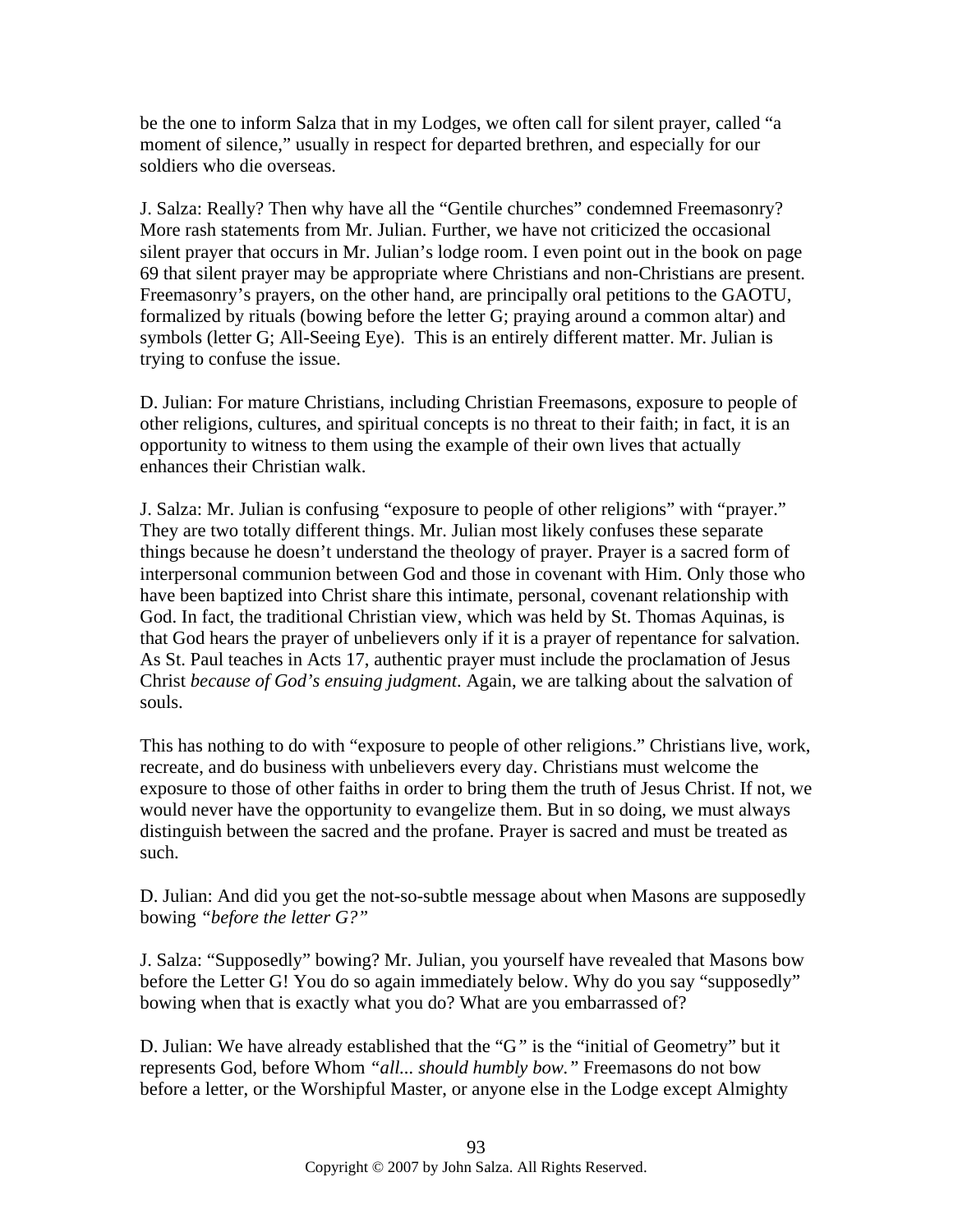be the one to inform Salza that in my Lodges, we often call for silent prayer, called "a moment of silence," usually in respect for departed brethren, and especially for our soldiers who die overseas.

J. Salza: Really? Then why have all the "Gentile churches" condemned Freemasonry? More rash statements from Mr. Julian. Further, we have not criticized the occasional silent prayer that occurs in Mr. Julian's lodge room. I even point out in the book on page 69 that silent prayer may be appropriate where Christians and non-Christians are present. Freemasonry's prayers, on the other hand, are principally oral petitions to the GAOTU, formalized by rituals (bowing before the letter G; praying around a common altar) and symbols (letter G; All-Seeing Eye). This is an entirely different matter. Mr. Julian is trying to confuse the issue.

D. Julian: For mature Christians, including Christian Freemasons, exposure to people of other religions, cultures, and spiritual concepts is no threat to their faith; in fact, it is an opportunity to witness to them using the example of their own lives that actually enhances their Christian walk.

J. Salza: Mr. Julian is confusing "exposure to people of other religions" with "prayer." They are two totally different things. Mr. Julian most likely confuses these separate things because he doesn't understand the theology of prayer. Prayer is a sacred form of interpersonal communion between God and those in covenant with Him. Only those who have been baptized into Christ share this intimate, personal, covenant relationship with God. In fact, the traditional Christian view, which was held by St. Thomas Aquinas, is that God hears the prayer of unbelievers only if it is a prayer of repentance for salvation. As St. Paul teaches in Acts 17, authentic prayer must include the proclamation of Jesus Christ *because of God's ensuing judgment*. Again, we are talking about the salvation of souls.

This has nothing to do with "exposure to people of other religions." Christians live, work, recreate, and do business with unbelievers every day. Christians must welcome the exposure to those of other faiths in order to bring them the truth of Jesus Christ. If not, we would never have the opportunity to evangelize them. But in so doing, we must always distinguish between the sacred and the profane. Prayer is sacred and must be treated as such.

D. Julian: And did you get the not-so-subtle message about when Masons are supposedly bowing *"before the letter G?"*

J. Salza: "Supposedly" bowing? Mr. Julian, you yourself have revealed that Masons bow before the Letter G! You do so again immediately below. Why do you say "supposedly" bowing when that is exactly what you do? What are you embarrassed of?

D. Julian: We have already established that the "G" is the "initial of Geometry" but it represents God, before Whom *"all... should humbly bow."* Freemasons do not bow before a letter, or the Worshipful Master, or anyone else in the Lodge except Almighty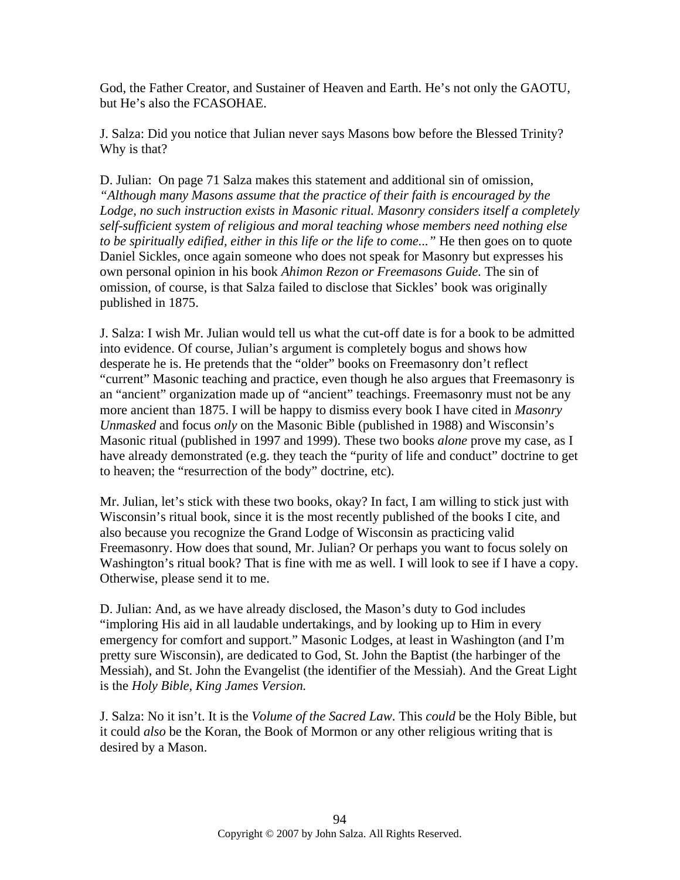God, the Father Creator, and Sustainer of Heaven and Earth. He's not only the GAOTU, but He's also the FCASOHAE.

J. Salza: Did you notice that Julian never says Masons bow before the Blessed Trinity? Why is that?

D. Julian: On page 71 Salza makes this statement and additional sin of omission, *"Although many Masons assume that the practice of their faith is encouraged by the Lodge, no such instruction exists in Masonic ritual. Masonry considers itself a completely self-sufficient system of religious and moral teaching whose members need nothing else to be spiritually edified, either in this life or the life to come..."* He then goes on to quote Daniel Sickles, once again someone who does not speak for Masonry but expresses his own personal opinion in his book *Ahimon Rezon or Freemasons Guide.* The sin of omission, of course, is that Salza failed to disclose that Sickles' book was originally published in 1875.

J. Salza: I wish Mr. Julian would tell us what the cut-off date is for a book to be admitted into evidence. Of course, Julian's argument is completely bogus and shows how desperate he is. He pretends that the "older" books on Freemasonry don't reflect "current" Masonic teaching and practice, even though he also argues that Freemasonry is an "ancient" organization made up of "ancient" teachings. Freemasonry must not be any more ancient than 1875. I will be happy to dismiss every book I have cited in *Masonry Unmasked* and focus *only* on the Masonic Bible (published in 1988) and Wisconsin's Masonic ritual (published in 1997 and 1999). These two books *alone* prove my case, as I have already demonstrated (e.g. they teach the "purity of life and conduct" doctrine to get to heaven; the "resurrection of the body" doctrine, etc).

Mr. Julian, let's stick with these two books, okay? In fact, I am willing to stick just with Wisconsin's ritual book, since it is the most recently published of the books I cite, and also because you recognize the Grand Lodge of Wisconsin as practicing valid Freemasonry. How does that sound, Mr. Julian? Or perhaps you want to focus solely on Washington's ritual book? That is fine with me as well. I will look to see if I have a copy. Otherwise, please send it to me.

D. Julian: And, as we have already disclosed, the Mason's duty to God includes "imploring His aid in all laudable undertakings, and by looking up to Him in every emergency for comfort and support." Masonic Lodges, at least in Washington (and I'm pretty sure Wisconsin), are dedicated to God, St. John the Baptist (the harbinger of the Messiah), and St. John the Evangelist (the identifier of the Messiah). And the Great Light is the *Holy Bible, King James Version.*

J. Salza: No it isn't. It is the *Volume of the Sacred Law.* This *could* be the Holy Bible, but it could *also* be the Koran, the Book of Mormon or any other religious writing that is desired by a Mason.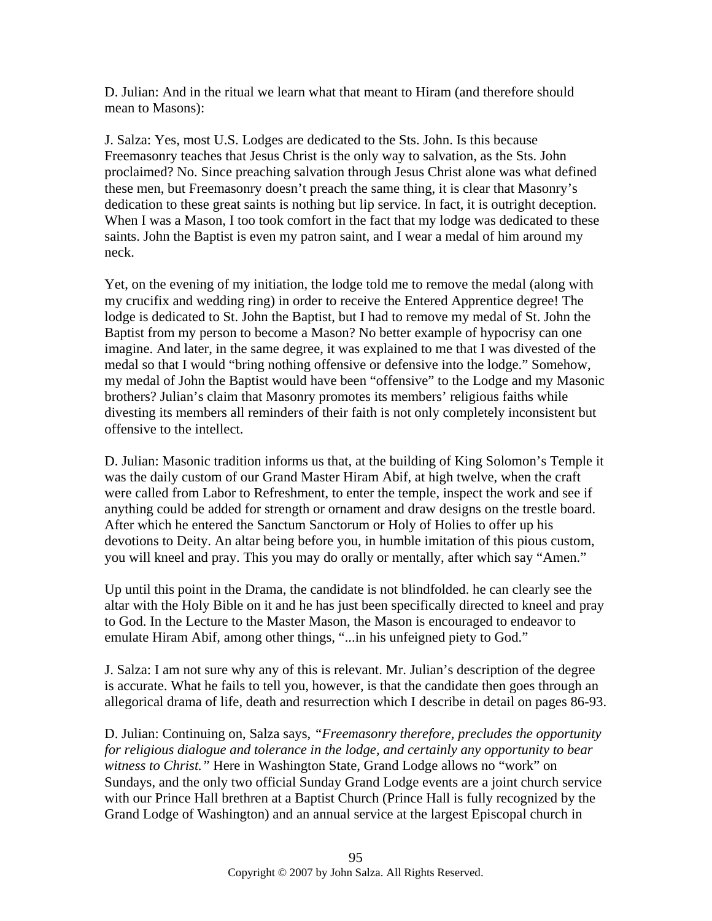D. Julian: And in the ritual we learn what that meant to Hiram (and therefore should mean to Masons):

J. Salza: Yes, most U.S. Lodges are dedicated to the Sts. John. Is this because Freemasonry teaches that Jesus Christ is the only way to salvation, as the Sts. John proclaimed? No. Since preaching salvation through Jesus Christ alone was what defined these men, but Freemasonry doesn't preach the same thing, it is clear that Masonry's dedication to these great saints is nothing but lip service. In fact, it is outright deception. When I was a Mason, I too took comfort in the fact that my lodge was dedicated to these saints. John the Baptist is even my patron saint, and I wear a medal of him around my neck.

Yet, on the evening of my initiation, the lodge told me to remove the medal (along with my crucifix and wedding ring) in order to receive the Entered Apprentice degree! The lodge is dedicated to St. John the Baptist, but I had to remove my medal of St. John the Baptist from my person to become a Mason? No better example of hypocrisy can one imagine. And later, in the same degree, it was explained to me that I was divested of the medal so that I would "bring nothing offensive or defensive into the lodge." Somehow, my medal of John the Baptist would have been "offensive" to the Lodge and my Masonic brothers? Julian's claim that Masonry promotes its members' religious faiths while divesting its members all reminders of their faith is not only completely inconsistent but offensive to the intellect.

D. Julian: Masonic tradition informs us that, at the building of King Solomon's Temple it was the daily custom of our Grand Master Hiram Abif, at high twelve, when the craft were called from Labor to Refreshment, to enter the temple, inspect the work and see if anything could be added for strength or ornament and draw designs on the trestle board. After which he entered the Sanctum Sanctorum or Holy of Holies to offer up his devotions to Deity. An altar being before you, in humble imitation of this pious custom, you will kneel and pray. This you may do orally or mentally, after which say "Amen."

Up until this point in the Drama, the candidate is not blindfolded. he can clearly see the altar with the Holy Bible on it and he has just been specifically directed to kneel and pray to God. In the Lecture to the Master Mason, the Mason is encouraged to endeavor to emulate Hiram Abif, among other things, "...in his unfeigned piety to God."

J. Salza: I am not sure why any of this is relevant. Mr. Julian's description of the degree is accurate. What he fails to tell you, however, is that the candidate then goes through an allegorical drama of life, death and resurrection which I describe in detail on pages 86-93.

D. Julian: Continuing on, Salza says, *"Freemasonry therefore, precludes the opportunity for religious dialogue and tolerance in the lodge, and certainly any opportunity to bear witness to Christ."* Here in Washington State, Grand Lodge allows no "work" on Sundays, and the only two official Sunday Grand Lodge events are a joint church service with our Prince Hall brethren at a Baptist Church (Prince Hall is fully recognized by the Grand Lodge of Washington) and an annual service at the largest Episcopal church in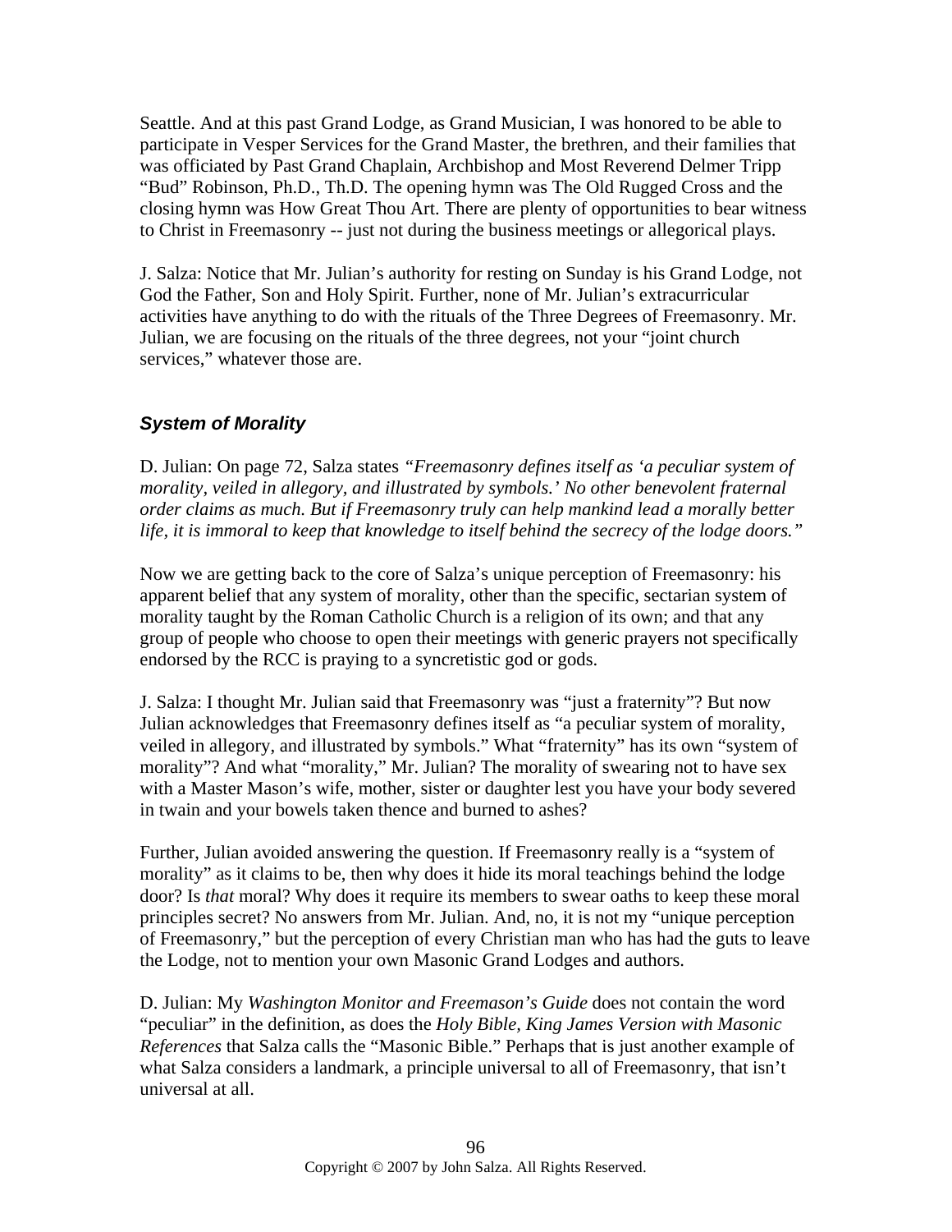Seattle. And at this past Grand Lodge, as Grand Musician, I was honored to be able to participate in Vesper Services for the Grand Master, the brethren, and their families that was officiated by Past Grand Chaplain, Archbishop and Most Reverend Delmer Tripp "Bud" Robinson, Ph.D., Th.D. The opening hymn was The Old Rugged Cross and the closing hymn was How Great Thou Art. There are plenty of opportunities to bear witness to Christ in Freemasonry -- just not during the business meetings or allegorical plays.

J. Salza: Notice that Mr. Julian's authority for resting on Sunday is his Grand Lodge, not God the Father, Son and Holy Spirit. Further, none of Mr. Julian's extracurricular activities have anything to do with the rituals of the Three Degrees of Freemasonry. Mr. Julian, we are focusing on the rituals of the three degrees, not your "joint church services," whatever those are.

### *System of Morality*

D. Julian: On page 72, Salza states *"Freemasonry defines itself as 'a peculiar system of morality, veiled in allegory, and illustrated by symbols.' No other benevolent fraternal order claims as much. But if Freemasonry truly can help mankind lead a morally better life, it is immoral to keep that knowledge to itself behind the secrecy of the lodge doors."*

Now we are getting back to the core of Salza's unique perception of Freemasonry: his apparent belief that any system of morality, other than the specific, sectarian system of morality taught by the Roman Catholic Church is a religion of its own; and that any group of people who choose to open their meetings with generic prayers not specifically endorsed by the RCC is praying to a syncretistic god or gods.

J. Salza: I thought Mr. Julian said that Freemasonry was "just a fraternity"? But now Julian acknowledges that Freemasonry defines itself as "a peculiar system of morality, veiled in allegory, and illustrated by symbols." What "fraternity" has its own "system of morality"? And what "morality," Mr. Julian? The morality of swearing not to have sex with a Master Mason's wife, mother, sister or daughter lest you have your body severed in twain and your bowels taken thence and burned to ashes?

Further, Julian avoided answering the question. If Freemasonry really is a "system of morality" as it claims to be, then why does it hide its moral teachings behind the lodge door? Is *that* moral? Why does it require its members to swear oaths to keep these moral principles secret? No answers from Mr. Julian. And, no, it is not my "unique perception of Freemasonry," but the perception of every Christian man who has had the guts to leave the Lodge, not to mention your own Masonic Grand Lodges and authors.

D. Julian: My *Washington Monitor and Freemason's Guide* does not contain the word "peculiar" in the definition, as does the *Holy Bible, King James Version with Masonic References* that Salza calls the "Masonic Bible." Perhaps that is just another example of what Salza considers a landmark, a principle universal to all of Freemasonry, that isn't universal at all.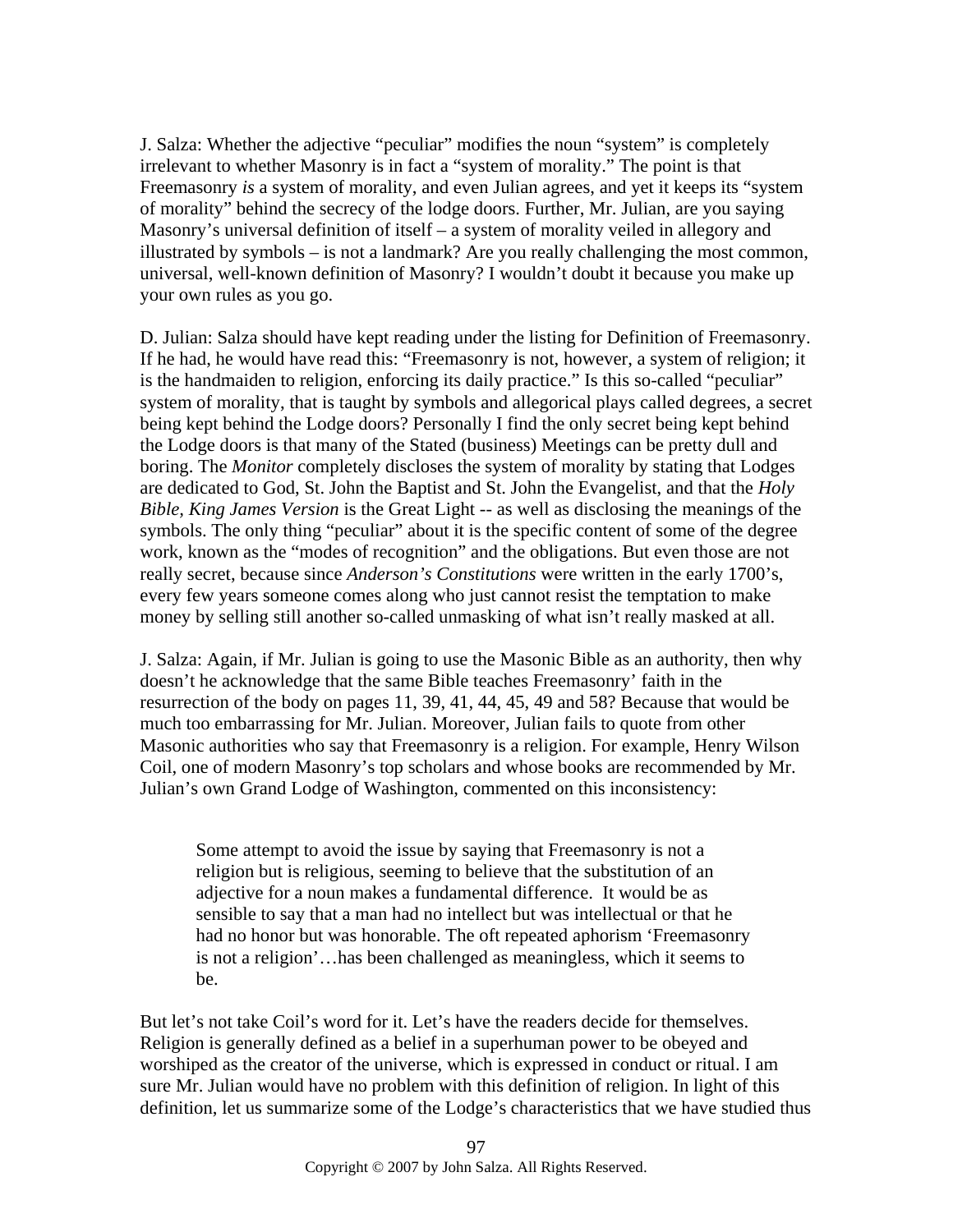J. Salza: Whether the adjective “peculiar” modifies the noun “system” is completely irrelevant to whether Masonry is in fact a “system of morality.” The point is that Freemasonry *is* a system of morality, and even Julian agrees, and yet it keeps its “system of morality” behind the secrecy of the lodge doors. Further, Mr. Julian, are you saying Masonry’s universal definition of itself – a system of morality veiled in allegory and illustrated by symbols – is not a landmark? Are you really challenging the most common, universal, well-known definition of Masonry? I wouldn’t doubt it because you make up your own rules as you go.

D. Julian: Salza should have kept reading under the listing for Definition of Freemasonry. If he had, he would have read this: “Freemasonry is not, however, a system of religion; it is the handmaiden to religion, enforcing its daily practice.” Is this so-called “peculiar” system of morality, that is taught by symbols and allegorical plays called degrees, a secret being kept behind the Lodge doors? Personally I find the only secret being kept behind the Lodge doors is that many of the Stated (business) Meetings can be pretty dull and boring. The *Monitor* completely discloses the system of morality by stating that Lodges are dedicated to God, St. John the Baptist and St. John the Evangelist, and that the *Holy Bible, King James Version* is the Great Light -- as well as disclosing the meanings of the symbols. The only thing “peculiar” about it is the specific content of some of the degree work, known as the “modes of recognition” and the obligations. But even those are not really secret, because since *Anderson’s Constitutions* were written in the early 1700’s, every few years someone comes along who just cannot resist the temptation to make money by selling still another so-called unmasking of what isn’t really masked at all.

J. Salza: Again, if Mr. Julian is going to use the Masonic Bible as an authority, then why doesn’t he acknowledge that the same Bible teaches Freemasonry’ faith in the resurrection of the body on pages 11, 39, 41, 44, 45, 49 and 58? Because that would be much too embarrassing for Mr. Julian. Moreover, Julian fails to quote from other Masonic authorities who say that Freemasonry is a religion. For example, Henry Wilson Coil, one of modern Masonry’s top scholars and whose books are recommended by Mr. Julian’s own Grand Lodge of Washington, commented on this inconsistency:

> Some attempt to avoid the issue by saying that Freemasonry is not a religion but is religious, seeming to believe that the substitution of an adjective for a noun makes a fundamental difference. It would be as sensible to say that a man had no intellect but was intellectual or that he had no honor but was honorable. The oft repeated aphorism ‘Freemasonry is not a religion’…has been challenged as meaningless, which it seems to be.

But let’s not take Coil’s word for it. Let’s have the readers decide for themselves. Religion is generally defined as a belief in a superhuman power to be obeyed and worshiped as the creator of the universe, which is expressed in conduct or ritual. I am sure Mr. Julian would have no problem with this definition of religion. In light of this definition, let us summarize some of the Lodge’s characteristics that we have studied thus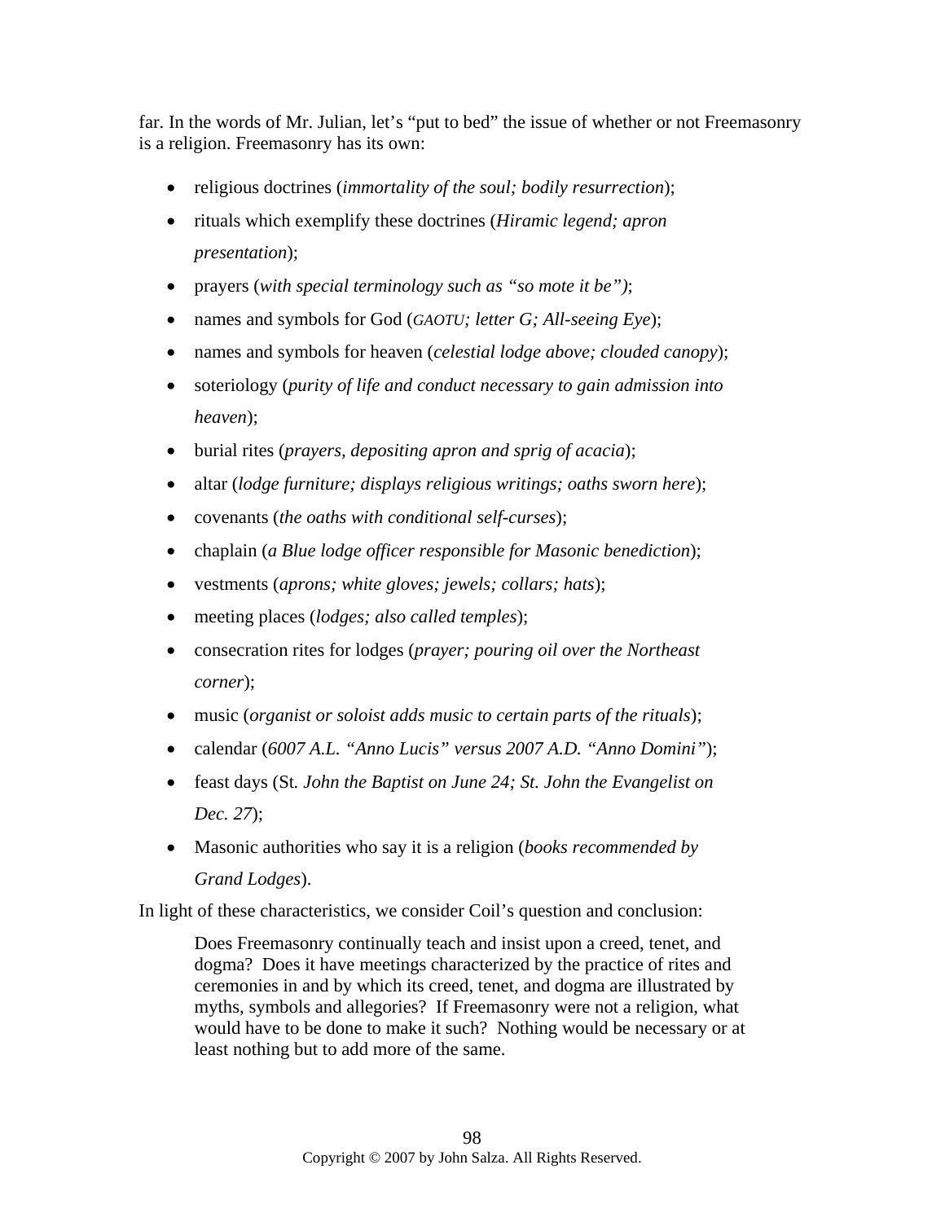far. In the words of Mr. Julian, let's "put to bed" the issue of whether or not Freemasonry is a religion. Freemasonry has its own:

- religious doctrines (*immortality of the soul; bodily resurrection*);
- rituals which exemplify these doctrines (*Hiramic legend; apron presentation*);
- prayers (*with special terminology such as "so mote it be")*;
- names and symbols for God (*GAOTU; letter G; All-seeing Eye*);
- names and symbols for heaven (*celestial lodge above; clouded canopy*);
- soteriology (*purity of life and conduct necessary to gain admission into heaven*);
- burial rites (*prayers, depositing apron and sprig of acacia*);
- altar (*lodge furniture; displays religious writings; oaths sworn here*);
- covenants (*the oaths with conditional self-curses*);
- chaplain (*a Blue lodge officer responsible for Masonic benediction*);
- vestments (*aprons; white gloves; jewels; collars; hats*);
- meeting places (*lodges; also called temples*);
- consecration rites for lodges (*prayer; pouring oil over the Northeast corner*);
- music (*organist or soloist adds music to certain parts of the rituals*);
- calendar (*6007 A.L. "Anno Lucis" versus 2007 A.D. "Anno Domini"*);
- feast days (St. *John the Baptist on June 24; St. John the Evangelist on Dec. 27*);
- Masonic authorities who say it is a religion (*books recommended by Grand Lodges*).

In light of these characteristics, we consider Coil's question and conclusion:

> Does Freemasonry continually teach and insist upon a creed, tenet, and dogma? Does it have meetings characterized by the practice of rites and ceremonies in and by which its creed, tenet, and dogma are illustrated by myths, symbols and allegories? If Freemasonry were not a religion, what would have to be done to make it such? Nothing would be necessary or at least nothing but to add more of the same.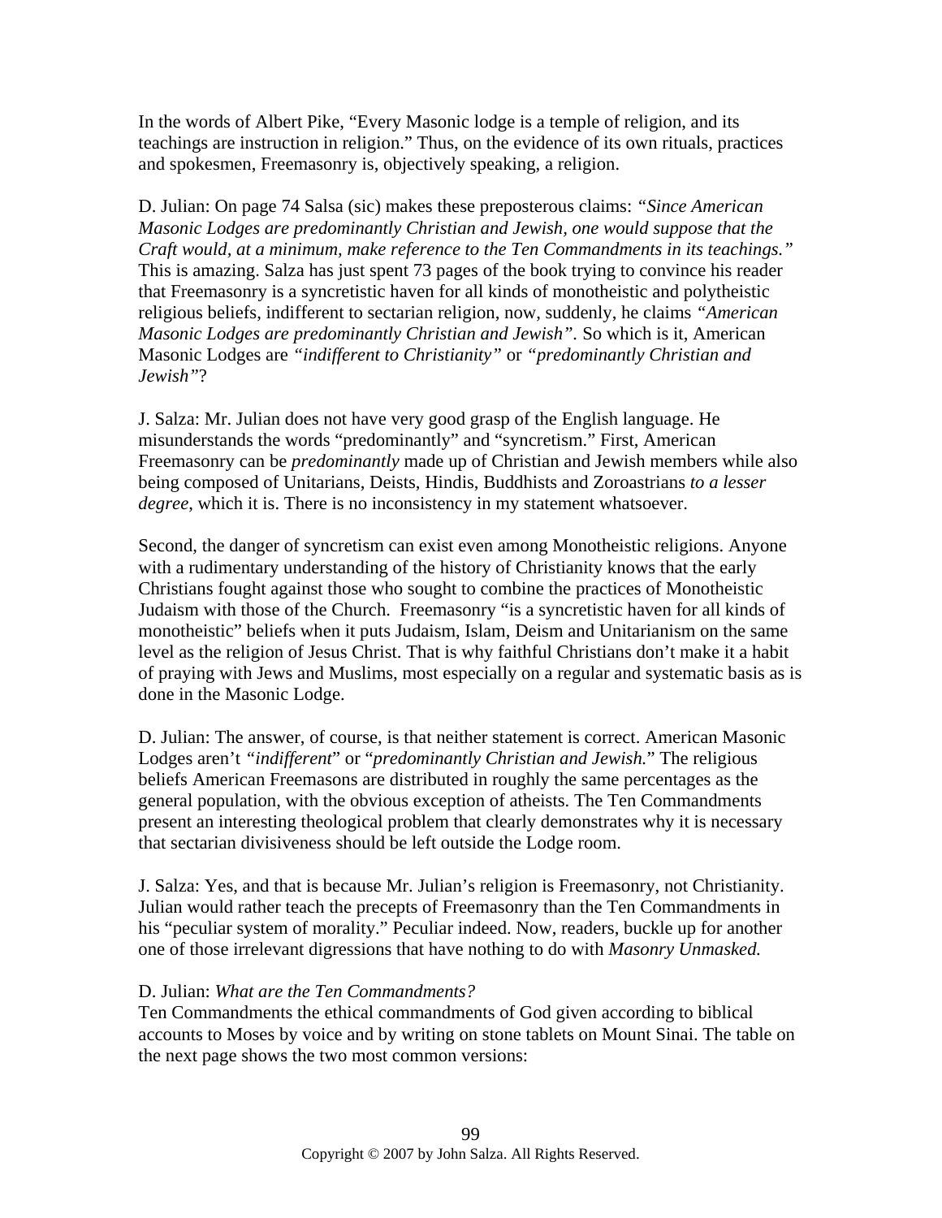In the words of Albert Pike, "Every Masonic lodge is a temple of religion, and its teachings are instruction in religion." Thus, on the evidence of its own rituals, practices and spokesmen, Freemasonry is, objectively speaking, a religion.

D. Julian: On page 74 Salsa (sic) makes these preposterous claims: *"Since American Masonic Lodges are predominantly Christian and Jewish, one would suppose that the Craft would, at a minimum, make reference to the Ten Commandments in its teachings."* This is amazing. Salza has just spent 73 pages of the book trying to convince his reader that Freemasonry is a syncretistic haven for all kinds of monotheistic and polytheistic religious beliefs, indifferent to sectarian religion, now, suddenly, he claims *"American Masonic Lodges are predominantly Christian and Jewish"*. So which is it, American Masonic Lodges are *"indifferent to Christianity"* or *"predominantly Christian and Jewish"*?

J. Salza: Mr. Julian does not have very good grasp of the English language. He misunderstands the words "predominantly" and "syncretism." First, American Freemasonry can be *predominantly* made up of Christian and Jewish members while also being composed of Unitarians, Deists, Hindis, Buddhists and Zoroastrians *to a lesser degree*, which it is. There is no inconsistency in my statement whatsoever.

Second, the danger of syncretism can exist even among Monotheistic religions. Anyone with a rudimentary understanding of the history of Christianity knows that the early Christians fought against those who sought to combine the practices of Monotheistic Judaism with those of the Church. Freemasonry "is a syncretistic haven for all kinds of monotheistic" beliefs when it puts Judaism, Islam, Deism and Unitarianism on the same level as the religion of Jesus Christ. That is why faithful Christians don't make it a habit of praying with Jews and Muslims, most especially on a regular and systematic basis as is done in the Masonic Lodge.

D. Julian: The answer, of course, is that neither statement is correct. American Masonic Lodges aren't *"indifferent*" or "*predominantly Christian and Jewish.*" The religious beliefs American Freemasons are distributed in roughly the same percentages as the general population, with the obvious exception of atheists. The Ten Commandments present an interesting theological problem that clearly demonstrates why it is necessary that sectarian divisiveness should be left outside the Lodge room.

J. Salza: Yes, and that is because Mr. Julian's religion is Freemasonry, not Christianity. Julian would rather teach the precepts of Freemasonry than the Ten Commandments in his "peculiar system of morality." Peculiar indeed. Now, readers, buckle up for another one of those irrelevant digressions that have nothing to do with *Masonry Unmasked.*

D. Julian: *What are the Ten Commandments?*
Ten Commandments the ethical commandments of God given according to biblical accounts to Moses by voice and by writing on stone tablets on Mount Sinai. The table on the next page shows the two most common versions: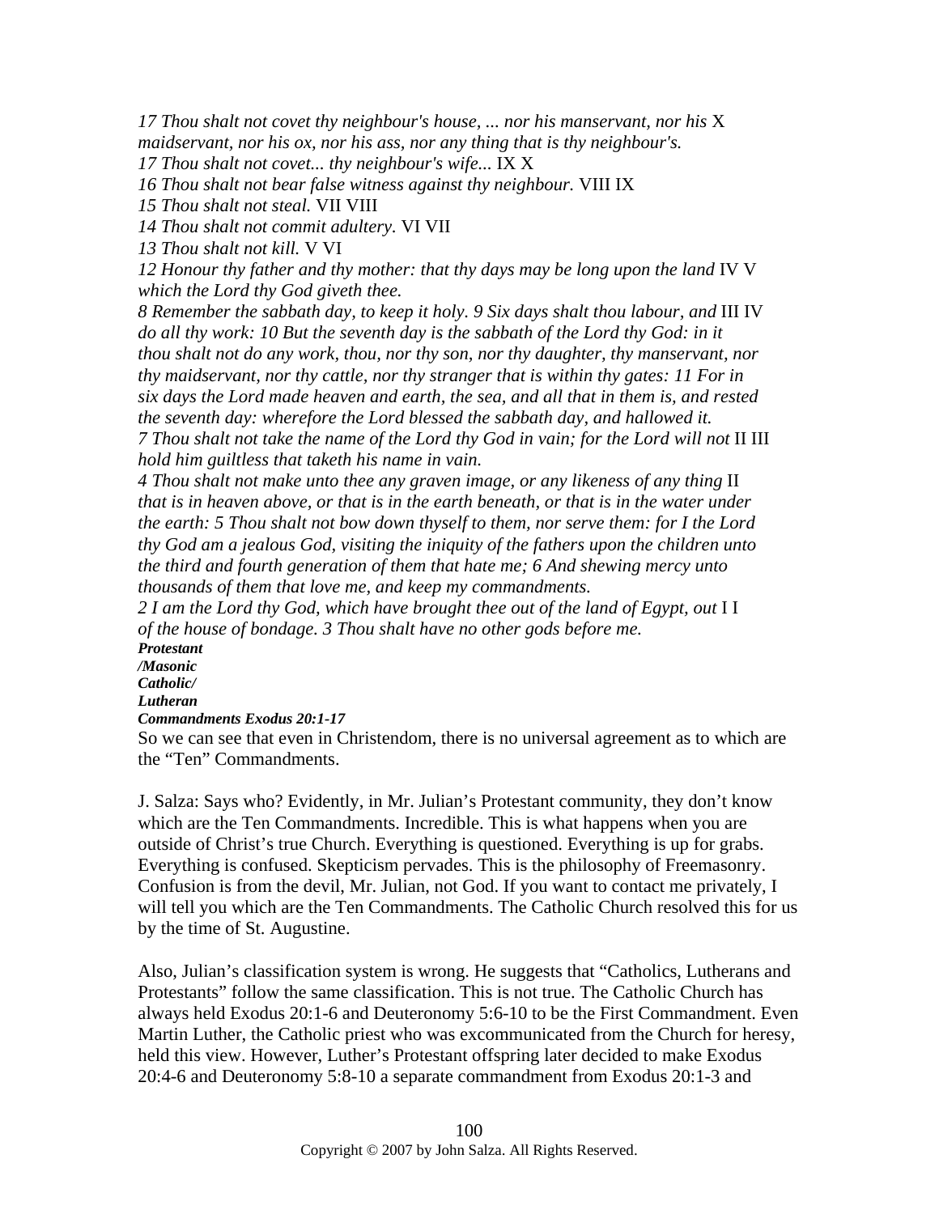| Commandments Exodus 20:1-17 | Catholic/ Lutheran | Protestant /Masonic |
|---|---|---|
| *17 Thou shalt not covet thy neighbour's house, ... nor his manservant, nor his maidservant, nor his ox, nor his ass, nor any thing that is thy neighbour's.* | X | |
| *17 Thou shalt not covet... thy neighbour's wife...* | IX | X |
| *16 Thou shalt not bear false witness against thy neighbour.* | VIII | IX |
| *15 Thou shalt not steal.* | VII | VIII |
| *14 Thou shalt not commit adultery.* | VI | VII |
| *13 Thou shalt not kill.* | V | VI |
| *12 Honour thy father and thy mother: that thy days may be long upon the land which the Lord thy God giveth thee.* | IV | V |
| *8 Remember the sabbath day, to keep it holy. 9 Six days shalt thou labour, and do all thy work: 10 But the seventh day is the sabbath of the Lord thy God: in it thou shalt not do any work, thou, nor thy son, nor thy daughter, thy manservant, nor thy maidservant, nor thy cattle, nor thy stranger that is within thy gates: 11 For in six days the Lord made heaven and earth, the sea, and all that in them is, and rested the seventh day: wherefore the Lord blessed the sabbath day, and hallowed it.* | III | IV |
| *7 Thou shalt not take the name of the Lord thy God in vain; for the Lord will not hold him guiltless that taketh his name in vain.* | II | III |
| *4 Thou shalt not make unto thee any graven image, or any likeness of any thing that is in heaven above, or that is in the earth beneath, or that is in the water under the earth: 5 Thou shalt not bow down thyself to them, nor serve them: for I the Lord thy God am a jealous God, visiting the iniquity of the fathers upon the children unto the third and fourth generation of them that hate me; 6 And shewing mercy unto thousands of them that love me, and keep my commandments.* | | II |
| *2 I am the Lord thy God, which have brought thee out of the land of Egypt, out of the house of bondage. 3 Thou shalt have no other gods before me.* | I | I |

So we can see that even in Christendom, there is no universal agreement as to which are the "Ten" Commandments.

J. Salza: Says who? Evidently, in Mr. Julian's Protestant community, they don't know which are the Ten Commandments. Incredible. This is what happens when you are outside of Christ's true Church. Everything is questioned. Everything is up for grabs. Everything is confused. Skepticism pervades. This is the philosophy of Freemasonry. Confusion is from the devil, Mr. Julian, not God. If you want to contact me privately, I will tell you which are the Ten Commandments. The Catholic Church resolved this for us by the time of St. Augustine.

Also, Julian's classification system is wrong. He suggests that "Catholics, Lutherans and Protestants" follow the same classification. This is not true. The Catholic Church has always held Exodus 20:1-6 and Deuteronomy 5:6-10 to be the First Commandment. Even Martin Luther, the Catholic priest who was excommunicated from the Church for heresy, held this view. However, Luther's Protestant offspring later decided to make Exodus 20:4-6 and Deuteronomy 5:8-10 a separate commandment from Exodus 20:1-3 and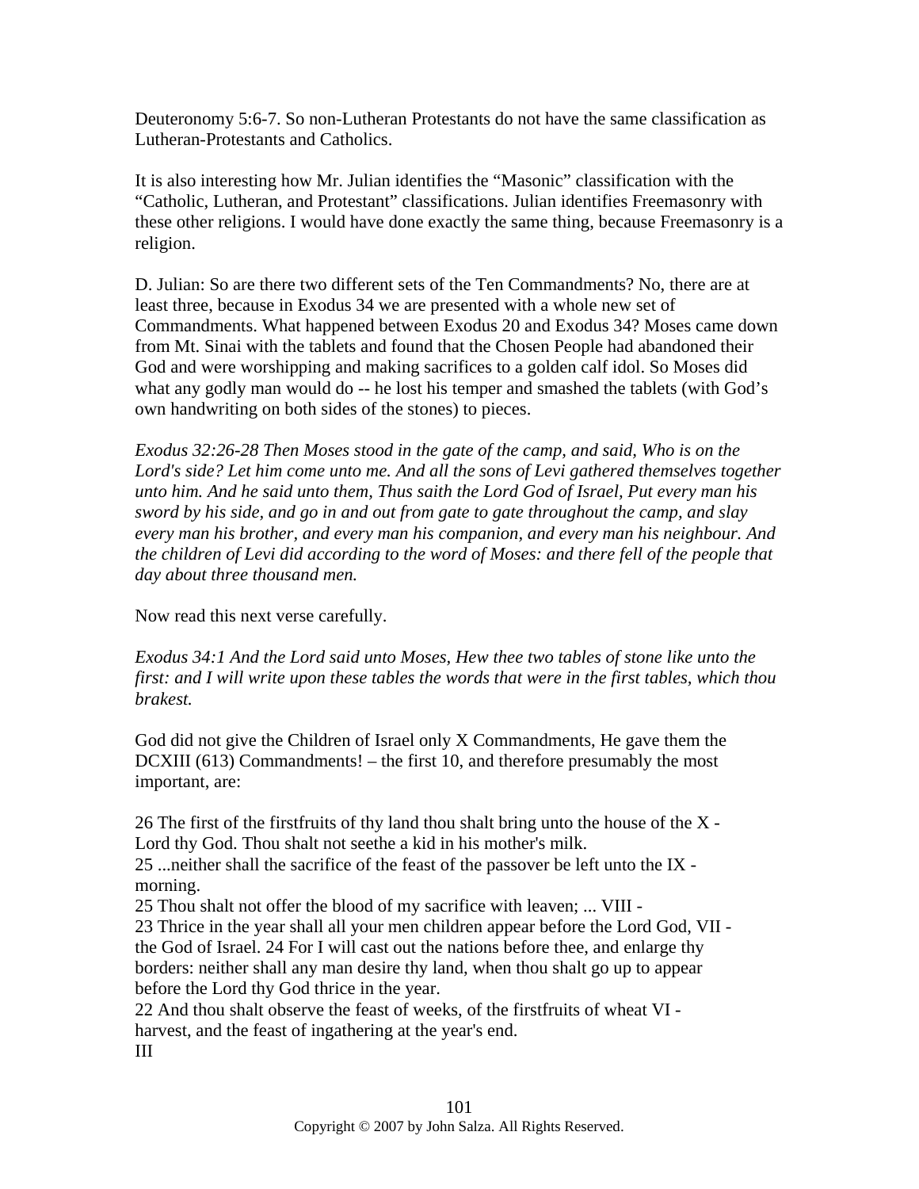Deuteronomy 5:6-7. So non-Lutheran Protestants do not have the same classification as Lutheran-Protestants and Catholics.

It is also interesting how Mr. Julian identifies the "Masonic" classification with the "Catholic, Lutheran, and Protestant" classifications. Julian identifies Freemasonry with these other religions. I would have done exactly the same thing, because Freemasonry is a religion.

D. Julian: So are there two different sets of the Ten Commandments? No, there are at least three, because in Exodus 34 we are presented with a whole new set of Commandments. What happened between Exodus 20 and Exodus 34? Moses came down from Mt. Sinai with the tablets and found that the Chosen People had abandoned their God and were worshipping and making sacrifices to a golden calf idol. So Moses did what any godly man would do -- he lost his temper and smashed the tablets (with God's own handwriting on both sides of the stones) to pieces.

*Exodus 32:26-28 Then Moses stood in the gate of the camp, and said, Who is on the Lord's side? Let him come unto me. And all the sons of Levi gathered themselves together unto him. And he said unto them, Thus saith the Lord God of Israel, Put every man his sword by his side, and go in and out from gate to gate throughout the camp, and slay every man his brother, and every man his companion, and every man his neighbour. And the children of Levi did according to the word of Moses: and there fell of the people that day about three thousand men.*

Now read this next verse carefully.

*Exodus 34:1 And the Lord said unto Moses, Hew thee two tables of stone like unto the first: and I will write upon these tables the words that were in the first tables, which thou brakest.*

God did not give the Children of Israel only X Commandments, He gave them the DCXIII (613) Commandments! – the first 10, and therefore presumably the most important, are:

26 The first of the firstfruits of thy land thou shalt bring unto the house of the X - Lord thy God. Thou shalt not seethe a kid in his mother's milk.
25 ...neither shall the sacrifice of the feast of the passover be left unto the IX - morning.
25 Thou shalt not offer the blood of my sacrifice with leaven; ... VIII -
23 Thrice in the year shall all your men children appear before the Lord God, VII - the God of Israel. 24 For I will cast out the nations before thee, and enlarge thy borders: neither shall any man desire thy land, when thou shalt go up to appear before the Lord thy God thrice in the year.
22 And thou shalt observe the feast of weeks, of the firstfruits of wheat VI - harvest, and the feast of ingathering at the year's end.
III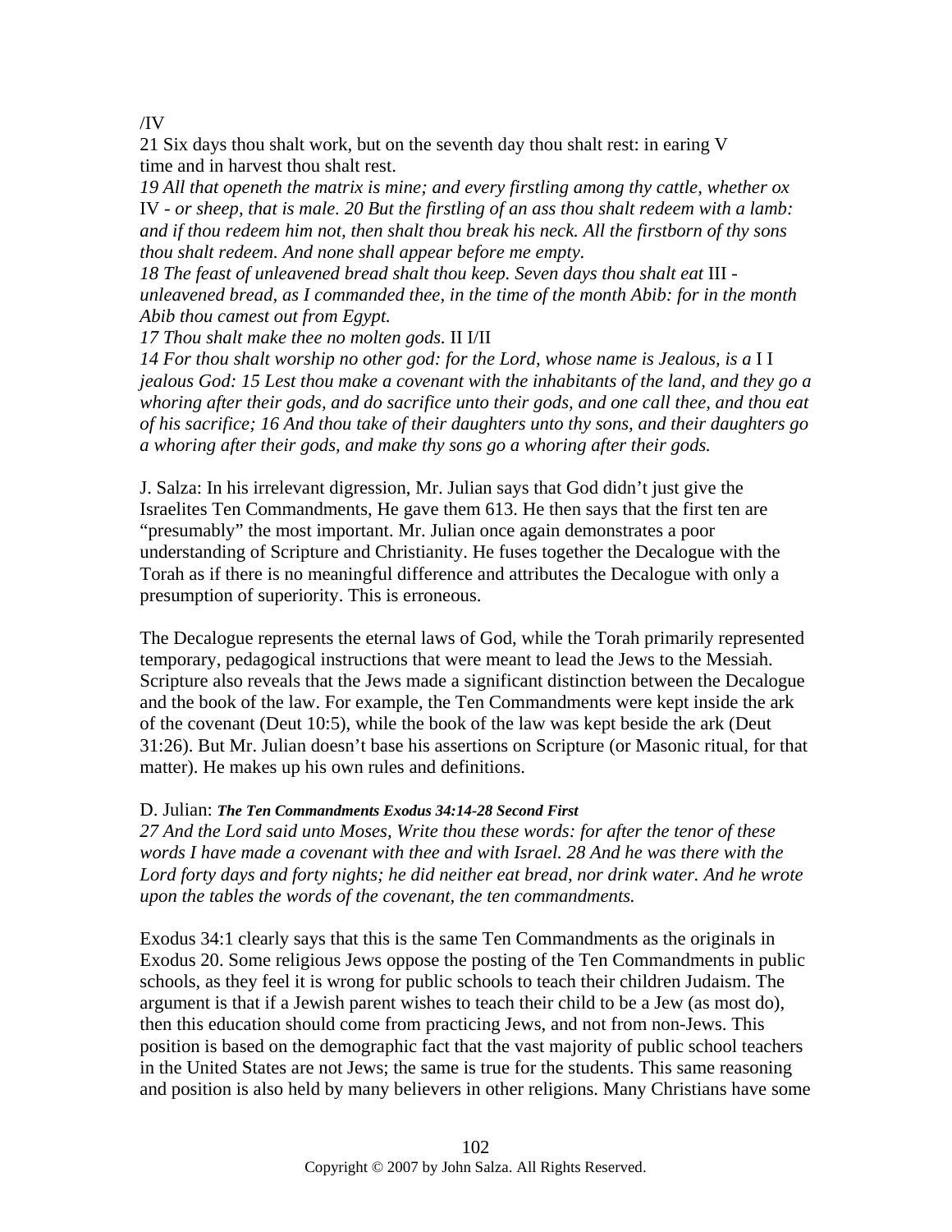/IV
21 Six days thou shalt work, but on the seventh day thou shalt rest: in earing V time and in harvest thou shalt rest.
*19 All that openeth the matrix is mine; and every firstling among thy cattle, whether ox* IV - *or sheep, that is male. 20 But the firstling of an ass thou shalt redeem with a lamb: and if thou redeem him not, then shalt thou break his neck. All the firstborn of thy sons thou shalt redeem. And none shall appear before me empty.*
*18 The feast of unleavened bread shalt thou keep. Seven days thou shalt eat* III - *unleavened bread, as I commanded thee, in the time of the month Abib: for in the month Abib thou camest out from Egypt.*
*17 Thou shalt make thee no molten gods.* II I/II
*14 For thou shalt worship no other god: for the Lord, whose name is Jealous, is a* I I *jealous God: 15 Lest thou make a covenant with the inhabitants of the land, and they go a whoring after their gods, and do sacrifice unto their gods, and one call thee, and thou eat of his sacrifice; 16 And thou take of their daughters unto thy sons, and their daughters go a whoring after their gods, and make thy sons go a whoring after their gods.*

J. Salza: In his irrelevant digression, Mr. Julian says that God didn't just give the Israelites Ten Commandments, He gave them 613. He then says that the first ten are "presumably" the most important. Mr. Julian once again demonstrates a poor understanding of Scripture and Christianity. He fuses together the Decalogue with the Torah as if there is no meaningful difference and attributes the Decalogue with only a presumption of superiority. This is erroneous.

The Decalogue represents the eternal laws of God, while the Torah primarily represented temporary, pedagogical instructions that were meant to lead the Jews to the Messiah. Scripture also reveals that the Jews made a significant distinction between the Decalogue and the book of the law. For example, the Ten Commandments were kept inside the ark of the covenant (Deut 10:5), while the book of the law was kept beside the ark (Deut 31:26). But Mr. Julian doesn't base his assertions on Scripture (or Masonic ritual, for that matter). He makes up his own rules and definitions.

D. Julian: ***The Ten Commandments Exodus 34:14-28 Second First***
*27 And the Lord said unto Moses, Write thou these words: for after the tenor of these words I have made a covenant with thee and with Israel. 28 And he was there with the Lord forty days and forty nights; he did neither eat bread, nor drink water. And he wrote upon the tables the words of the covenant, the ten commandments.*

Exodus 34:1 clearly says that this is the same Ten Commandments as the originals in Exodus 20. Some religious Jews oppose the posting of the Ten Commandments in public schools, as they feel it is wrong for public schools to teach their children Judaism. The argument is that if a Jewish parent wishes to teach their child to be a Jew (as most do), then this education should come from practicing Jews, and not from non-Jews. This position is based on the demographic fact that the vast majority of public school teachers in the United States are not Jews; the same is true for the students. This same reasoning and position is also held by many believers in other religions. Many Christians have some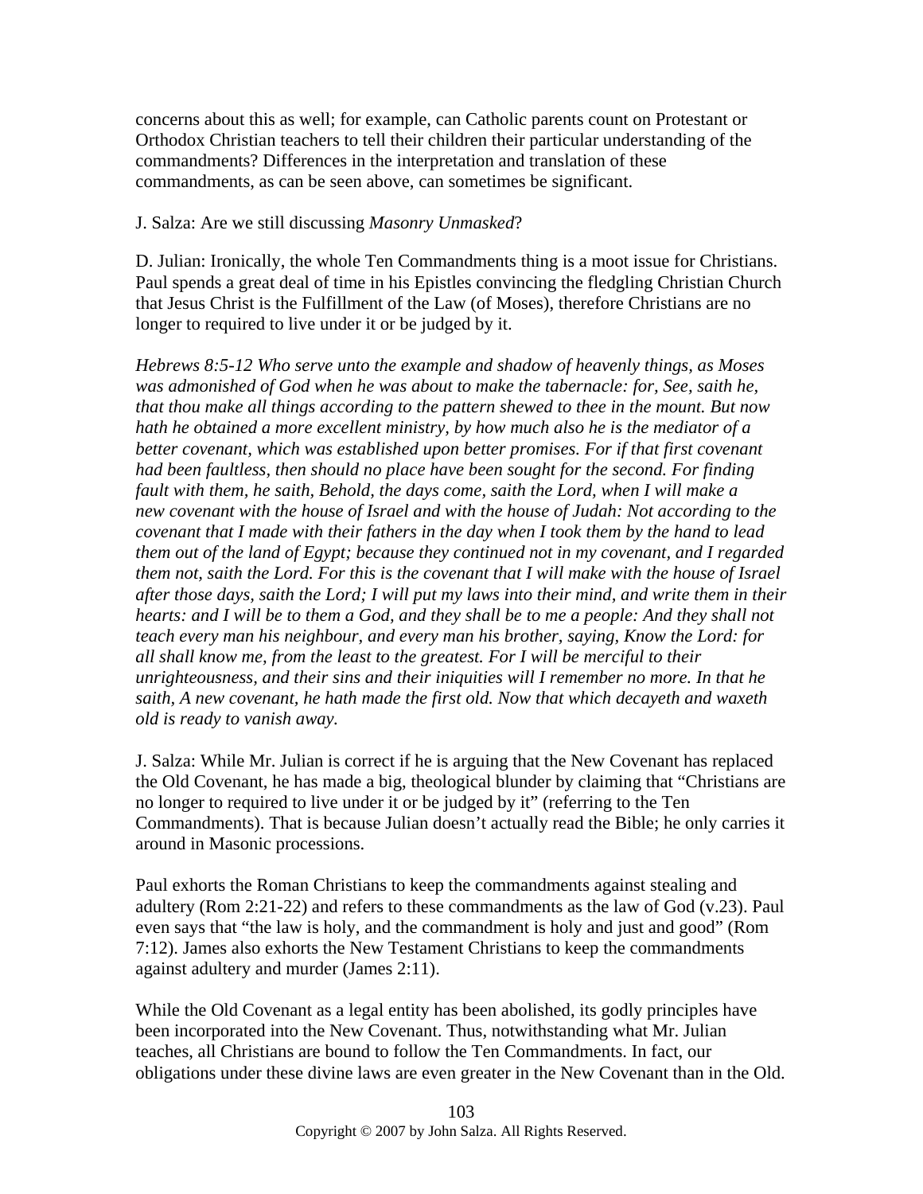concerns about this as well; for example, can Catholic parents count on Protestant or Orthodox Christian teachers to tell their children their particular understanding of the commandments? Differences in the interpretation and translation of these commandments, as can be seen above, can sometimes be significant.

J. Salza: Are we still discussing *Masonry Unmasked*?

D. Julian: Ironically, the whole Ten Commandments thing is a moot issue for Christians. Paul spends a great deal of time in his Epistles convincing the fledgling Christian Church that Jesus Christ is the Fulfillment of the Law (of Moses), therefore Christians are no longer to required to live under it or be judged by it.

*Hebrews 8:5-12 Who serve unto the example and shadow of heavenly things, as Moses was admonished of God when he was about to make the tabernacle: for, See, saith he, that thou make all things according to the pattern shewed to thee in the mount. But now hath he obtained a more excellent ministry, by how much also he is the mediator of a better covenant, which was established upon better promises. For if that first covenant had been faultless, then should no place have been sought for the second. For finding fault with them, he saith, Behold, the days come, saith the Lord, when I will make a new covenant with the house of Israel and with the house of Judah: Not according to the covenant that I made with their fathers in the day when I took them by the hand to lead them out of the land of Egypt; because they continued not in my covenant, and I regarded them not, saith the Lord. For this is the covenant that I will make with the house of Israel after those days, saith the Lord; I will put my laws into their mind, and write them in their hearts: and I will be to them a God, and they shall be to me a people: And they shall not teach every man his neighbour, and every man his brother, saying, Know the Lord: for all shall know me, from the least to the greatest. For I will be merciful to their unrighteousness, and their sins and their iniquities will I remember no more. In that he saith, A new covenant, he hath made the first old. Now that which decayeth and waxeth old is ready to vanish away.*

J. Salza: While Mr. Julian is correct if he is arguing that the New Covenant has replaced the Old Covenant, he has made a big, theological blunder by claiming that "Christians are no longer to required to live under it or be judged by it" (referring to the Ten Commandments). That is because Julian doesn't actually read the Bible; he only carries it around in Masonic processions.

Paul exhorts the Roman Christians to keep the commandments against stealing and adultery (Rom 2:21-22) and refers to these commandments as the law of God (v.23). Paul even says that "the law is holy, and the commandment is holy and just and good" (Rom 7:12). James also exhorts the New Testament Christians to keep the commandments against adultery and murder (James 2:11).

While the Old Covenant as a legal entity has been abolished, its godly principles have been incorporated into the New Covenant. Thus, notwithstanding what Mr. Julian teaches, all Christians are bound to follow the Ten Commandments. In fact, our obligations under these divine laws are even greater in the New Covenant than in the Old.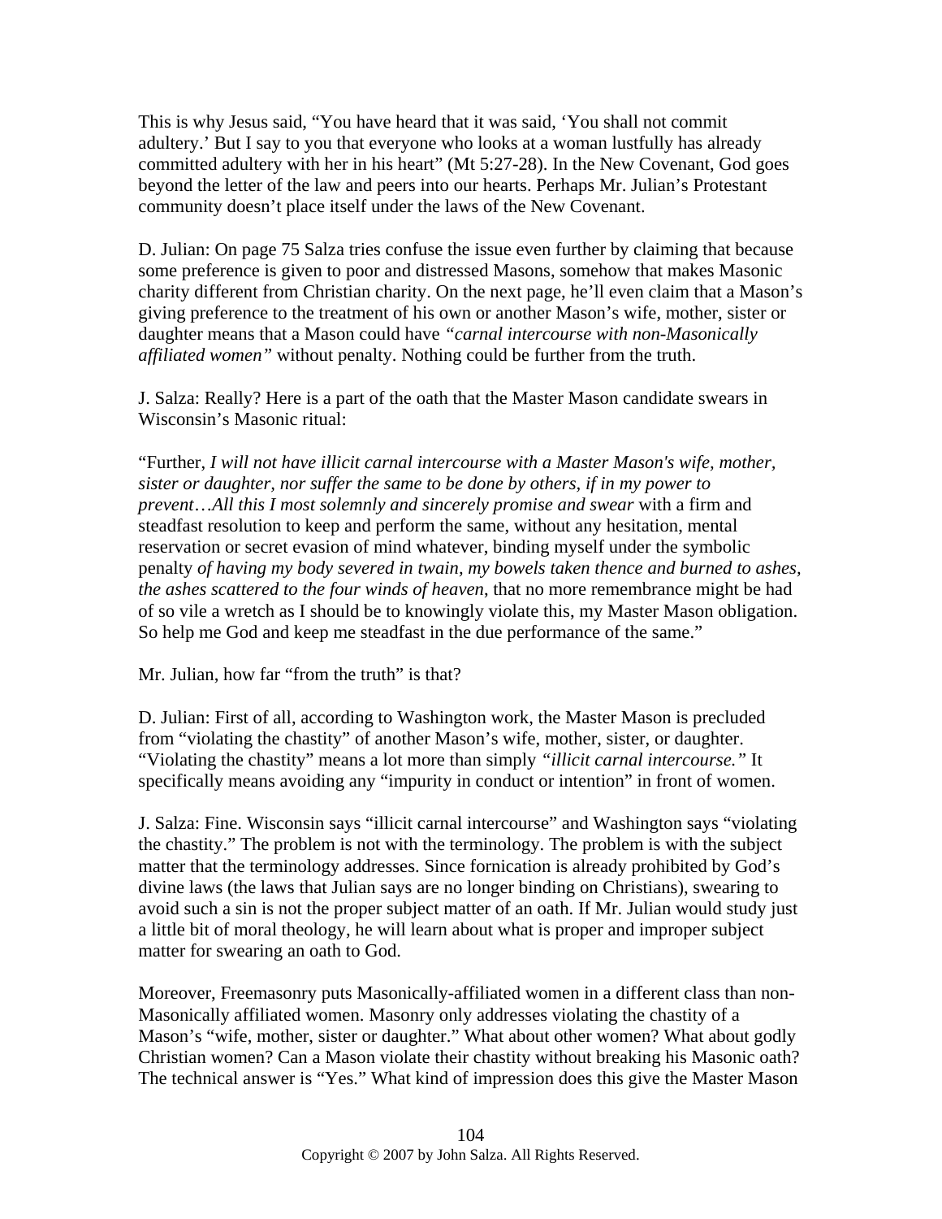This is why Jesus said, "You have heard that it was said, 'You shall not commit adultery.' But I say to you that everyone who looks at a woman lustfully has already committed adultery with her in his heart" (Mt 5:27-28). In the New Covenant, God goes beyond the letter of the law and peers into our hearts. Perhaps Mr. Julian's Protestant community doesn't place itself under the laws of the New Covenant.

D. Julian: On page 75 Salza tries confuse the issue even further by claiming that because some preference is given to poor and distressed Masons, somehow that makes Masonic charity different from Christian charity. On the next page, he'll even claim that a Mason's giving preference to the treatment of his own or another Mason's wife, mother, sister or daughter means that a Mason could have *"carnal intercourse with non-Masonically affiliated women"* without penalty. Nothing could be further from the truth.

J. Salza: Really? Here is a part of the oath that the Master Mason candidate swears in Wisconsin's Masonic ritual:

"Further, *I will not have illicit carnal intercourse with a Master Mason's wife, mother, sister or daughter, nor suffer the same to be done by others, if in my power to prevent…All this I most solemnly and sincerely promise and swear* with a firm and steadfast resolution to keep and perform the same, without any hesitation, mental reservation or secret evasion of mind whatever, binding myself under the symbolic penalty *of having my body severed in twain, my bowels taken thence and burned to ashes, the ashes scattered to the four winds of heaven*, that no more remembrance might be had of so vile a wretch as I should be to knowingly violate this, my Master Mason obligation. So help me God and keep me steadfast in the due performance of the same."

Mr. Julian, how far "from the truth" is that?

D. Julian: First of all, according to Washington work, the Master Mason is precluded from "violating the chastity" of another Mason's wife, mother, sister, or daughter. "Violating the chastity" means a lot more than simply *"illicit carnal intercourse."* It specifically means avoiding any "impurity in conduct or intention" in front of women.

J. Salza: Fine. Wisconsin says "illicit carnal intercourse" and Washington says "violating the chastity." The problem is not with the terminology. The problem is with the subject matter that the terminology addresses. Since fornication is already prohibited by God's divine laws (the laws that Julian says are no longer binding on Christians), swearing to avoid such a sin is not the proper subject matter of an oath. If Mr. Julian would study just a little bit of moral theology, he will learn about what is proper and improper subject matter for swearing an oath to God.

Moreover, Freemasonry puts Masonically-affiliated women in a different class than non-Masonically affiliated women. Masonry only addresses violating the chastity of a Mason's "wife, mother, sister or daughter." What about other women? What about godly Christian women? Can a Mason violate their chastity without breaking his Masonic oath? The technical answer is "Yes." What kind of impression does this give the Master Mason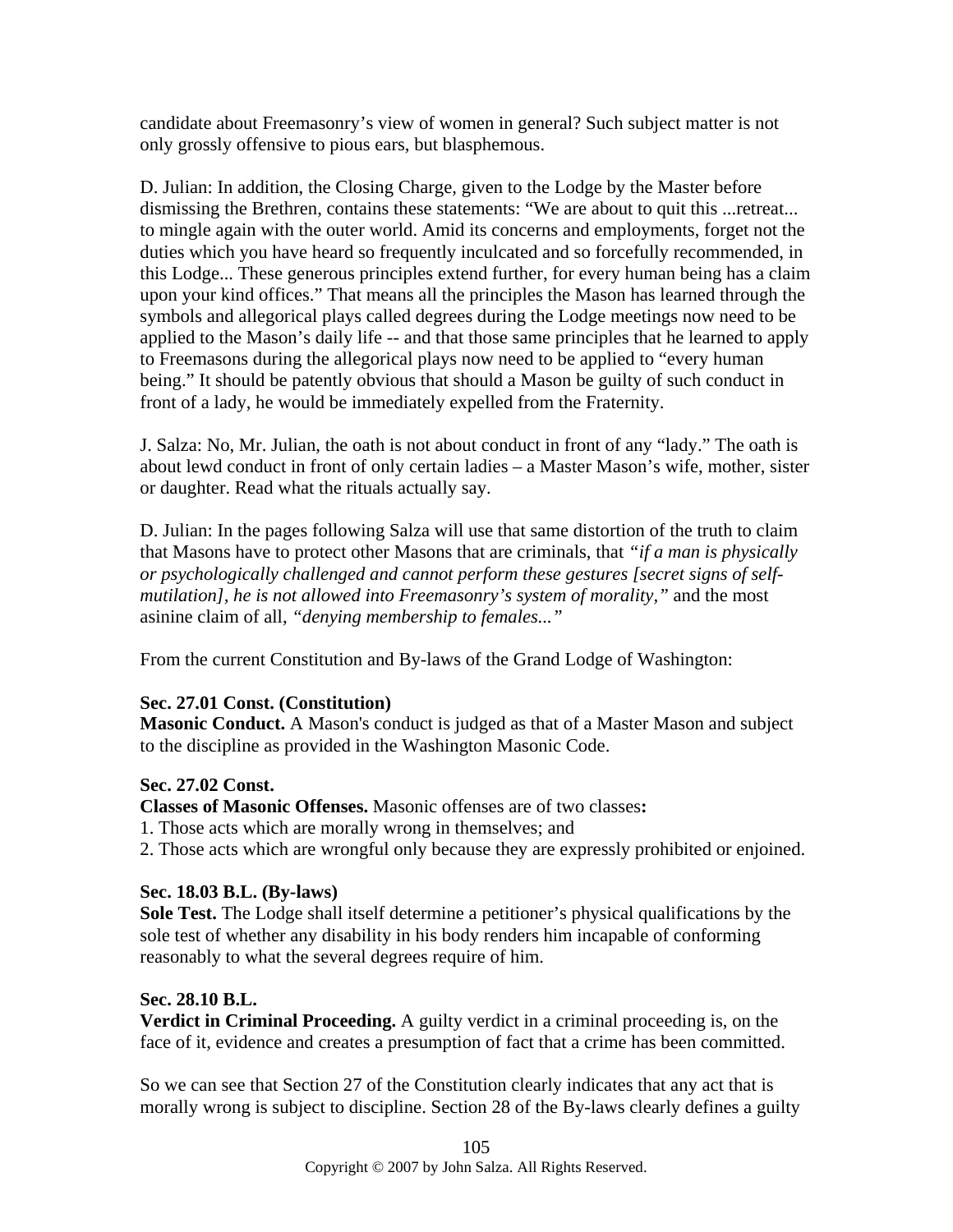candidate about Freemasonry's view of women in general? Such subject matter is not only grossly offensive to pious ears, but blasphemous.

D. Julian: In addition, the Closing Charge, given to the Lodge by the Master before dismissing the Brethren, contains these statements: "We are about to quit this ...retreat... to mingle again with the outer world. Amid its concerns and employments, forget not the duties which you have heard so frequently inculcated and so forcefully recommended, in this Lodge... These generous principles extend further, for every human being has a claim upon your kind offices." That means all the principles the Mason has learned through the symbols and allegorical plays called degrees during the Lodge meetings now need to be applied to the Mason's daily life -- and that those same principles that he learned to apply to Freemasons during the allegorical plays now need to be applied to "every human being." It should be patently obvious that should a Mason be guilty of such conduct in front of a lady, he would be immediately expelled from the Fraternity.

J. Salza: No, Mr. Julian, the oath is not about conduct in front of any "lady." The oath is about lewd conduct in front of only certain ladies – a Master Mason's wife, mother, sister or daughter. Read what the rituals actually say.

D. Julian: In the pages following Salza will use that same distortion of the truth to claim that Masons have to protect other Masons that are criminals, that *"if a man is physically or psychologically challenged and cannot perform these gestures [secret signs of self-mutilation], he is not allowed into Freemasonry's system of morality,"* and the most asinine claim of all, *"denying membership to females..."*

From the current Constitution and By-laws of the Grand Lodge of Washington:

**Sec. 27.01 Const. (Constitution)**
**Masonic Conduct.** A Mason's conduct is judged as that of a Master Mason and subject to the discipline as provided in the Washington Masonic Code.

**Sec. 27.02 Const.**
**Classes of Masonic Offenses.** Masonic offenses are of two classes**:**
1. Those acts which are morally wrong in themselves; and
2. Those acts which are wrongful only because they are expressly prohibited or enjoined.

**Sec. 18.03 B.L. (By-laws)**
**Sole Test.** The Lodge shall itself determine a petitioner's physical qualifications by the sole test of whether any disability in his body renders him incapable of conforming reasonably to what the several degrees require of him.

**Sec. 28.10 B.L.**
**Verdict in Criminal Proceeding.** A guilty verdict in a criminal proceeding is, on the face of it, evidence and creates a presumption of fact that a crime has been committed.

So we can see that Section 27 of the Constitution clearly indicates that any act that is morally wrong is subject to discipline. Section 28 of the By-laws clearly defines a guilty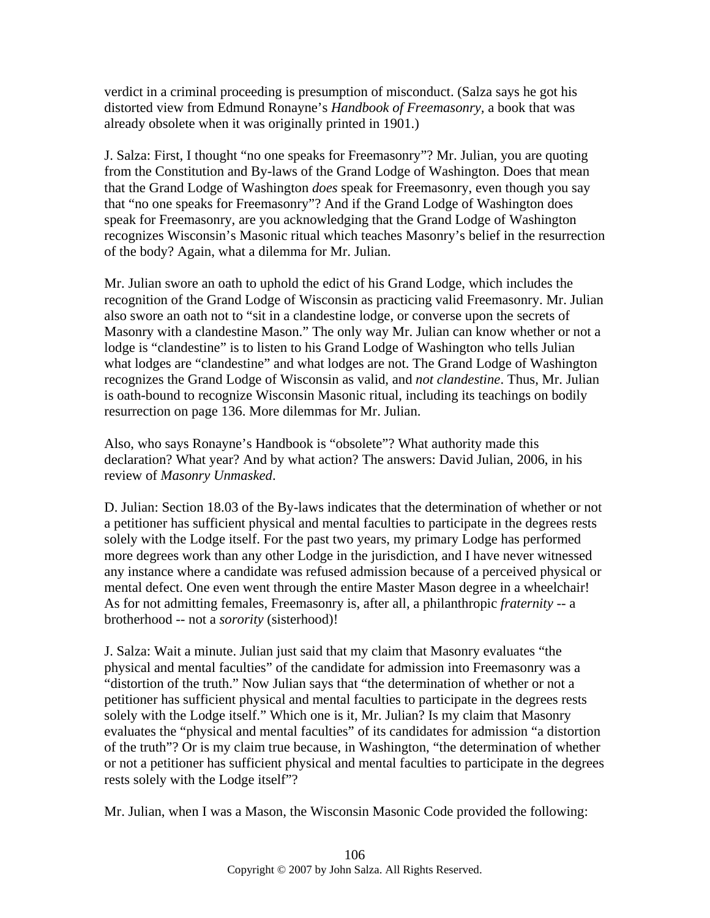verdict in a criminal proceeding is presumption of misconduct. (Salza says he got his distorted view from Edmund Ronayne's *Handbook of Freemasonry*, a book that was already obsolete when it was originally printed in 1901.)

J. Salza: First, I thought "no one speaks for Freemasonry"? Mr. Julian, you are quoting from the Constitution and By-laws of the Grand Lodge of Washington. Does that mean that the Grand Lodge of Washington *does* speak for Freemasonry, even though you say that "no one speaks for Freemasonry"? And if the Grand Lodge of Washington does speak for Freemasonry, are you acknowledging that the Grand Lodge of Washington recognizes Wisconsin's Masonic ritual which teaches Masonry's belief in the resurrection of the body? Again, what a dilemma for Mr. Julian.

Mr. Julian swore an oath to uphold the edict of his Grand Lodge, which includes the recognition of the Grand Lodge of Wisconsin as practicing valid Freemasonry. Mr. Julian also swore an oath not to "sit in a clandestine lodge, or converse upon the secrets of Masonry with a clandestine Mason." The only way Mr. Julian can know whether or not a lodge is "clandestine" is to listen to his Grand Lodge of Washington who tells Julian what lodges are "clandestine" and what lodges are not. The Grand Lodge of Washington recognizes the Grand Lodge of Wisconsin as valid, and *not clandestine*. Thus, Mr. Julian is oath-bound to recognize Wisconsin Masonic ritual, including its teachings on bodily resurrection on page 136. More dilemmas for Mr. Julian.

Also, who says Ronayne's Handbook is "obsolete"? What authority made this declaration? What year? And by what action? The answers: David Julian, 2006, in his review of *Masonry Unmasked*.

D. Julian: Section 18.03 of the By-laws indicates that the determination of whether or not a petitioner has sufficient physical and mental faculties to participate in the degrees rests solely with the Lodge itself. For the past two years, my primary Lodge has performed more degrees work than any other Lodge in the jurisdiction, and I have never witnessed any instance where a candidate was refused admission because of a perceived physical or mental defect. One even went through the entire Master Mason degree in a wheelchair! As for not admitting females, Freemasonry is, after all, a philanthropic *fraternity* -- a brotherhood -- not a *sorority* (sisterhood)!

J. Salza: Wait a minute. Julian just said that my claim that Masonry evaluates "the physical and mental faculties" of the candidate for admission into Freemasonry was a "distortion of the truth." Now Julian says that "the determination of whether or not a petitioner has sufficient physical and mental faculties to participate in the degrees rests solely with the Lodge itself." Which one is it, Mr. Julian? Is my claim that Masonry evaluates the "physical and mental faculties" of its candidates for admission "a distortion of the truth"? Or is my claim true because, in Washington, "the determination of whether or not a petitioner has sufficient physical and mental faculties to participate in the degrees rests solely with the Lodge itself"?

Mr. Julian, when I was a Mason, the Wisconsin Masonic Code provided the following: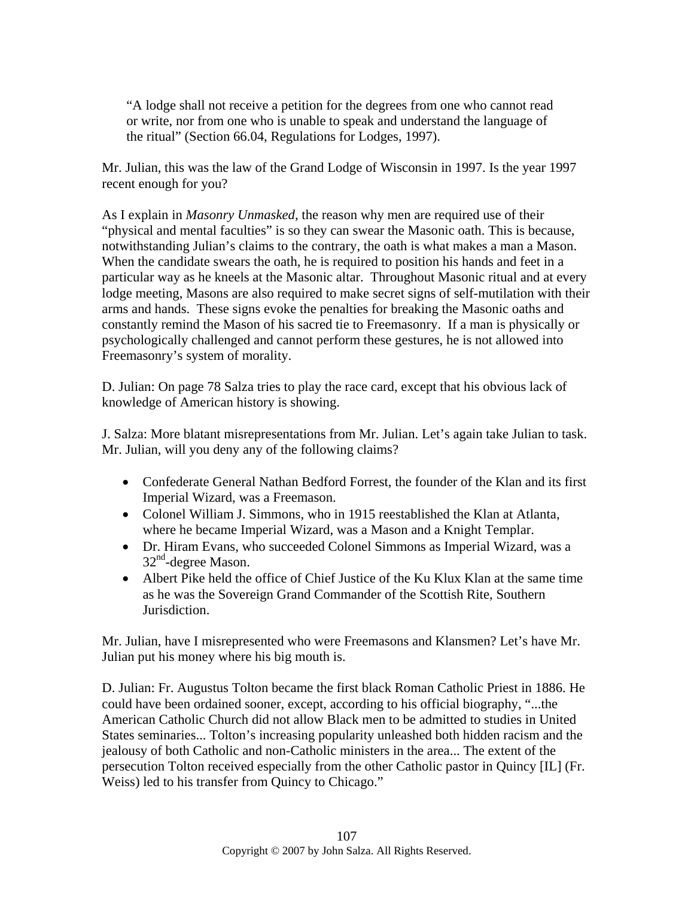> "A lodge shall not receive a petition for the degrees from one who cannot read or write, nor from one who is unable to speak and understand the language of the ritual" (Section 66.04, Regulations for Lodges, 1997).

Mr. Julian, this was the law of the Grand Lodge of Wisconsin in 1997. Is the year 1997 recent enough for you?

As I explain in *Masonry Unmasked*, the reason why men are required use of their "physical and mental faculties" is so they can swear the Masonic oath. This is because, notwithstanding Julian's claims to the contrary, the oath is what makes a man a Mason. When the candidate swears the oath, he is required to position his hands and feet in a particular way as he kneels at the Masonic altar. Throughout Masonic ritual and at every lodge meeting, Masons are also required to make secret signs of self-mutilation with their arms and hands. These signs evoke the penalties for breaking the Masonic oaths and constantly remind the Mason of his sacred tie to Freemasonry. If a man is physically or psychologically challenged and cannot perform these gestures, he is not allowed into Freemasonry's system of morality.

D. Julian: On page 78 Salza tries to play the race card, except that his obvious lack of knowledge of American history is showing.

J. Salza: More blatant misrepresentations from Mr. Julian. Let's again take Julian to task. Mr. Julian, will you deny any of the following claims?

- Confederate General Nathan Bedford Forrest, the founder of the Klan and its first Imperial Wizard, was a Freemason.
- Colonel William J. Simmons, who in 1915 reestablished the Klan at Atlanta, where he became Imperial Wizard, was a Mason and a Knight Templar.
- Dr. Hiram Evans, who succeeded Colonel Simmons as Imperial Wizard, was a 32nd-degree Mason.
- Albert Pike held the office of Chief Justice of the Ku Klux Klan at the same time as he was the Sovereign Grand Commander of the Scottish Rite, Southern Jurisdiction.

Mr. Julian, have I misrepresented who were Freemasons and Klansmen? Let's have Mr. Julian put his money where his big mouth is.

D. Julian: Fr. Augustus Tolton became the first black Roman Catholic Priest in 1886. He could have been ordained sooner, except, according to his official biography, "...the American Catholic Church did not allow Black men to be admitted to studies in United States seminaries... Tolton's increasing popularity unleashed both hidden racism and the jealousy of both Catholic and non-Catholic ministers in the area... The extent of the persecution Tolton received especially from the other Catholic pastor in Quincy [IL] (Fr. Weiss) led to his transfer from Quincy to Chicago."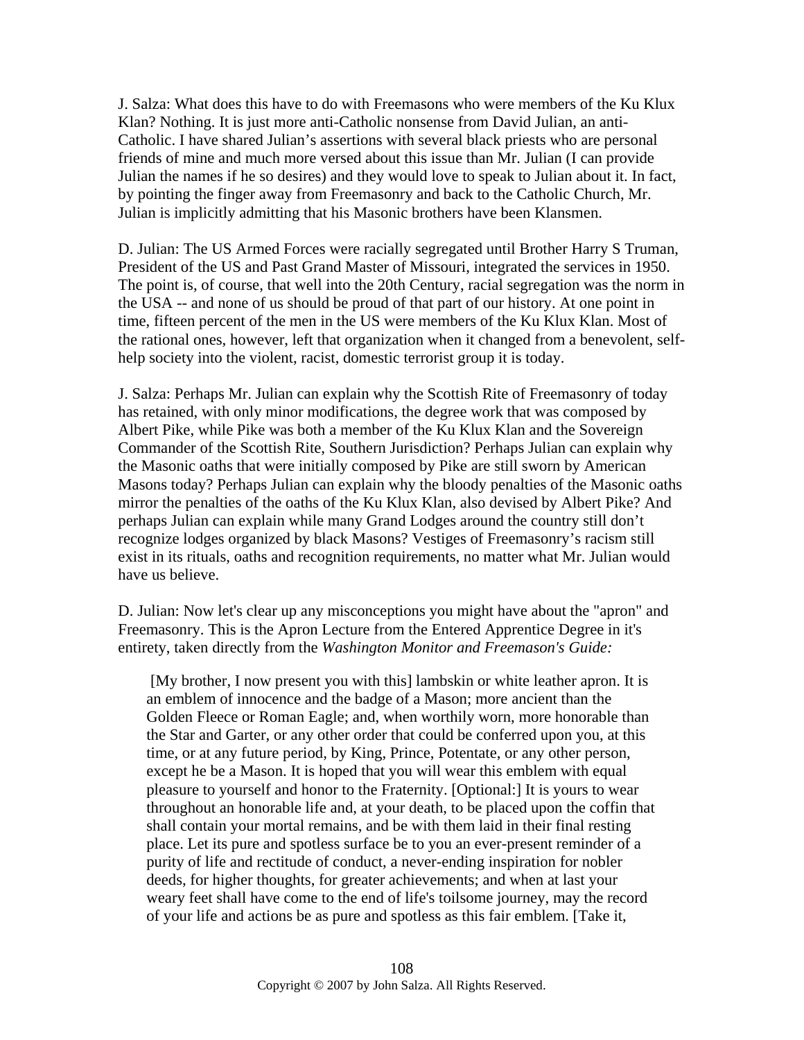J. Salza: What does this have to do with Freemasons who were members of the Ku Klux Klan? Nothing. It is just more anti-Catholic nonsense from David Julian, an anti-Catholic. I have shared Julian's assertions with several black priests who are personal friends of mine and much more versed about this issue than Mr. Julian (I can provide Julian the names if he so desires) and they would love to speak to Julian about it. In fact, by pointing the finger away from Freemasonry and back to the Catholic Church, Mr. Julian is implicitly admitting that his Masonic brothers have been Klansmen.

D. Julian: The US Armed Forces were racially segregated until Brother Harry S Truman, President of the US and Past Grand Master of Missouri, integrated the services in 1950. The point is, of course, that well into the 20th Century, racial segregation was the norm in the USA -- and none of us should be proud of that part of our history. At one point in time, fifteen percent of the men in the US were members of the Ku Klux Klan. Most of the rational ones, however, left that organization when it changed from a benevolent, self-help society into the violent, racist, domestic terrorist group it is today.

J. Salza: Perhaps Mr. Julian can explain why the Scottish Rite of Freemasonry of today has retained, with only minor modifications, the degree work that was composed by Albert Pike, while Pike was both a member of the Ku Klux Klan and the Sovereign Commander of the Scottish Rite, Southern Jurisdiction? Perhaps Julian can explain why the Masonic oaths that were initially composed by Pike are still sworn by American Masons today? Perhaps Julian can explain why the bloody penalties of the Masonic oaths mirror the penalties of the oaths of the Ku Klux Klan, also devised by Albert Pike? And perhaps Julian can explain while many Grand Lodges around the country still don't recognize lodges organized by black Masons? Vestiges of Freemasonry's racism still exist in its rituals, oaths and recognition requirements, no matter what Mr. Julian would have us believe.

D. Julian: Now let's clear up any misconceptions you might have about the "apron" and Freemasonry. This is the Apron Lecture from the Entered Apprentice Degree in it's entirety, taken directly from the *Washington Monitor and Freemason's Guide:*

> [My brother, I now present you with this] lambskin or white leather apron. It is an emblem of innocence and the badge of a Mason; more ancient than the Golden Fleece or Roman Eagle; and, when worthily worn, more honorable than the Star and Garter, or any other order that could be conferred upon you, at this time, or at any future period, by King, Prince, Potentate, or any other person, except he be a Mason. It is hoped that you will wear this emblem with equal pleasure to yourself and honor to the Fraternity. [Optional:] It is yours to wear throughout an honorable life and, at your death, to be placed upon the coffin that shall contain your mortal remains, and be with them laid in their final resting place. Let its pure and spotless surface be to you an ever-present reminder of a purity of life and rectitude of conduct, a never-ending inspiration for nobler deeds, for higher thoughts, for greater achievements; and when at last your weary feet shall have come to the end of life's toilsome journey, may the record of your life and actions be as pure and spotless as this fair emblem. [Take it,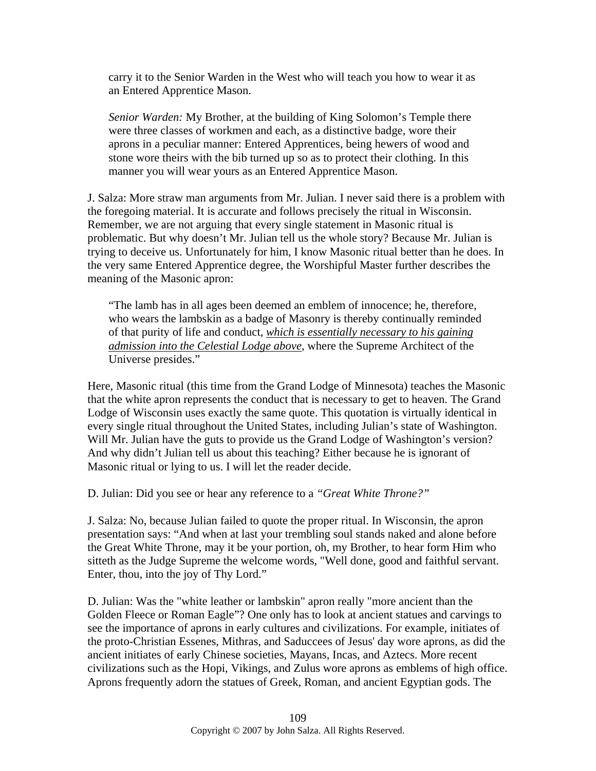> carry it to the Senior Warden in the West who will teach you how to wear it as an Entered Apprentice Mason.
>
> *Senior Warden:* My Brother, at the building of King Solomon's Temple there were three classes of workmen and each, as a distinctive badge, wore their aprons in a peculiar manner: Entered Apprentices, being hewers of wood and stone wore theirs with the bib turned up so as to protect their clothing. In this manner you will wear yours as an Entered Apprentice Mason.

J. Salza: More straw man arguments from Mr. Julian. I never said there is a problem with the foregoing material. It is accurate and follows precisely the ritual in Wisconsin. Remember, we are not arguing that every single statement in Masonic ritual is problematic. But why doesn't Mr. Julian tell us the whole story? Because Mr. Julian is trying to deceive us. Unfortunately for him, I know Masonic ritual better than he does. In the very same Entered Apprentice degree, the Worshipful Master further describes the meaning of the Masonic apron:

> "The lamb has in all ages been deemed an emblem of innocence; he, therefore, who wears the lambskin as a badge of Masonry is thereby continually reminded of that purity of life and conduct, <u>*which is essentially necessary to his gaining admission into the Celestial Lodge above*</u>, where the Supreme Architect of the Universe presides."

Here, Masonic ritual (this time from the Grand Lodge of Minnesota) teaches the Masonic that the white apron represents the conduct that is necessary to get to heaven. The Grand Lodge of Wisconsin uses exactly the same quote. This quotation is virtually identical in every single ritual throughout the United States, including Julian's state of Washington. Will Mr. Julian have the guts to provide us the Grand Lodge of Washington's version? And why didn't Julian tell us about this teaching? Either because he is ignorant of Masonic ritual or lying to us. I will let the reader decide.

D. Julian: Did you see or hear any reference to a *"Great White Throne?"*

J. Salza: No, because Julian failed to quote the proper ritual. In Wisconsin, the apron presentation says: "And when at last your trembling soul stands naked and alone before the Great White Throne, may it be your portion, oh, my Brother, to hear form Him who sitteth as the Judge Supreme the welcome words, "Well done, good and faithful servant. Enter, thou, into the joy of Thy Lord."

D. Julian: Was the "white leather or lambskin" apron really "more ancient than the Golden Fleece or Roman Eagle"? One only has to look at ancient statues and carvings to see the importance of aprons in early cultures and civilizations. For example, initiates of the proto-Christian Essenes, Mithras, and Saduccees of Jesus' day wore aprons, as did the ancient initiates of early Chinese societies, Mayans, Incas, and Aztecs. More recent civilizations such as the Hopi, Vikings, and Zulus wore aprons as emblems of high office. Aprons frequently adorn the statues of Greek, Roman, and ancient Egyptian gods. The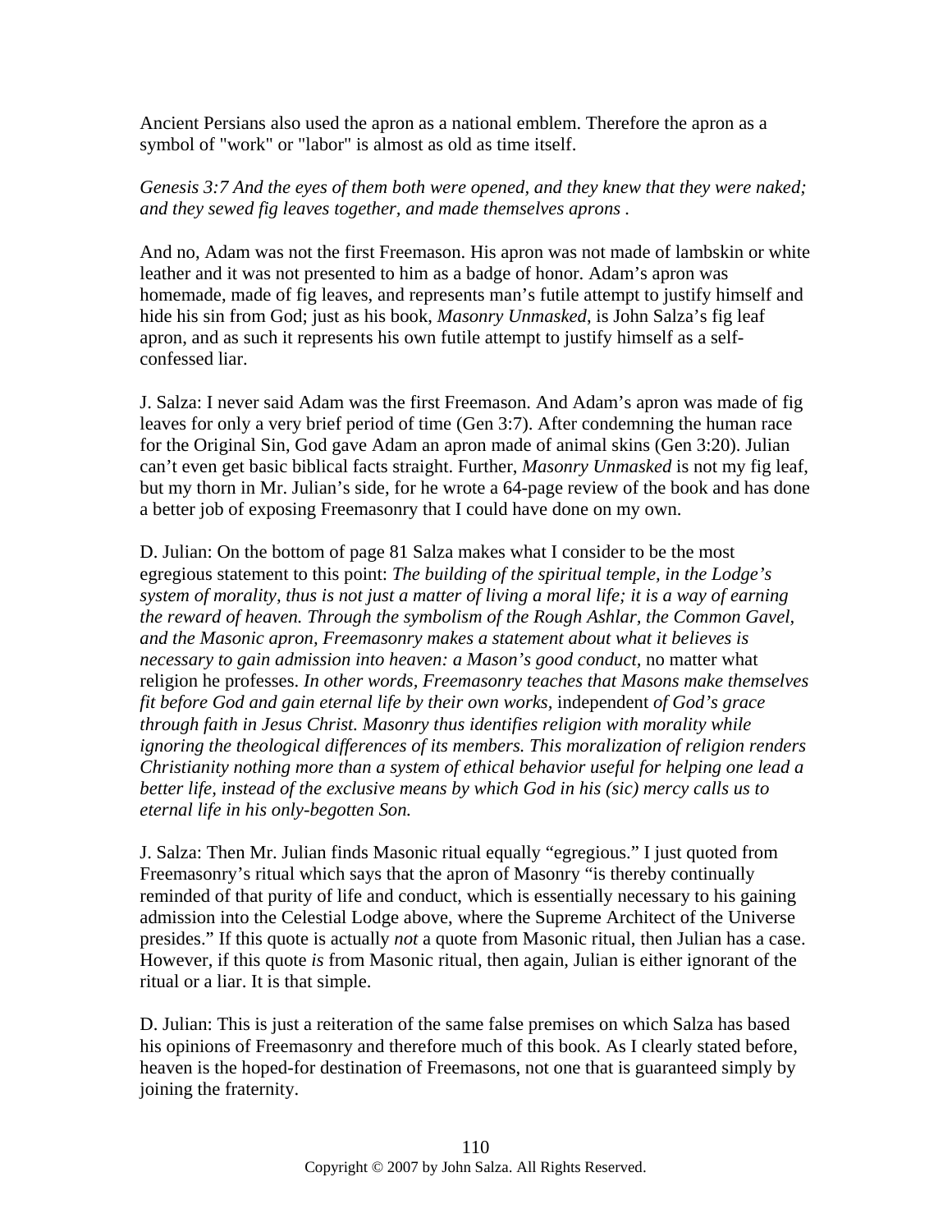Ancient Persians also used the apron as a national emblem. Therefore the apron as a symbol of "work" or "labor" is almost as old as time itself.

*Genesis 3:7 And the eyes of them both were opened, and they knew that they were naked; and they sewed fig leaves together, and made themselves aprons .*

And no, Adam was not the first Freemason. His apron was not made of lambskin or white leather and it was not presented to him as a badge of honor. Adam's apron was homemade, made of fig leaves, and represents man's futile attempt to justify himself and hide his sin from God; just as his book, *Masonry Unmasked*, is John Salza's fig leaf apron, and as such it represents his own futile attempt to justify himself as a self-confessed liar.

J. Salza: I never said Adam was the first Freemason. And Adam's apron was made of fig leaves for only a very brief period of time (Gen 3:7). After condemning the human race for the Original Sin, God gave Adam an apron made of animal skins (Gen 3:20). Julian can't even get basic biblical facts straight. Further, *Masonry Unmasked* is not my fig leaf, but my thorn in Mr. Julian's side, for he wrote a 64-page review of the book and has done a better job of exposing Freemasonry that I could have done on my own.

D. Julian: On the bottom of page 81 Salza makes what I consider to be the most egregious statement to this point: *The building of the spiritual temple, in the Lodge's system of morality, thus is not just a matter of living a moral life; it is a way of earning the reward of heaven. Through the symbolism of the Rough Ashlar, the Common Gavel, and the Masonic apron, Freemasonry makes a statement about what it believes is necessary to gain admission into heaven: a Mason's good conduct,* no matter what religion he professes. *In other words, Freemasonry teaches that Masons make themselves fit before God and gain eternal life by their own works,* independent *of God's grace through faith in Jesus Christ. Masonry thus identifies religion with morality while ignoring the theological differences of its members. This moralization of religion renders Christianity nothing more than a system of ethical behavior useful for helping one lead a better life, instead of the exclusive means by which God in his (sic) mercy calls us to eternal life in his only-begotten Son.*

J. Salza: Then Mr. Julian finds Masonic ritual equally "egregious." I just quoted from Freemasonry's ritual which says that the apron of Masonry "is thereby continually reminded of that purity of life and conduct, which is essentially necessary to his gaining admission into the Celestial Lodge above, where the Supreme Architect of the Universe presides." If this quote is actually *not* a quote from Masonic ritual, then Julian has a case. However, if this quote *is* from Masonic ritual, then again, Julian is either ignorant of the ritual or a liar. It is that simple.

D. Julian: This is just a reiteration of the same false premises on which Salza has based his opinions of Freemasonry and therefore much of this book. As I clearly stated before, heaven is the hoped-for destination of Freemasons, not one that is guaranteed simply by joining the fraternity.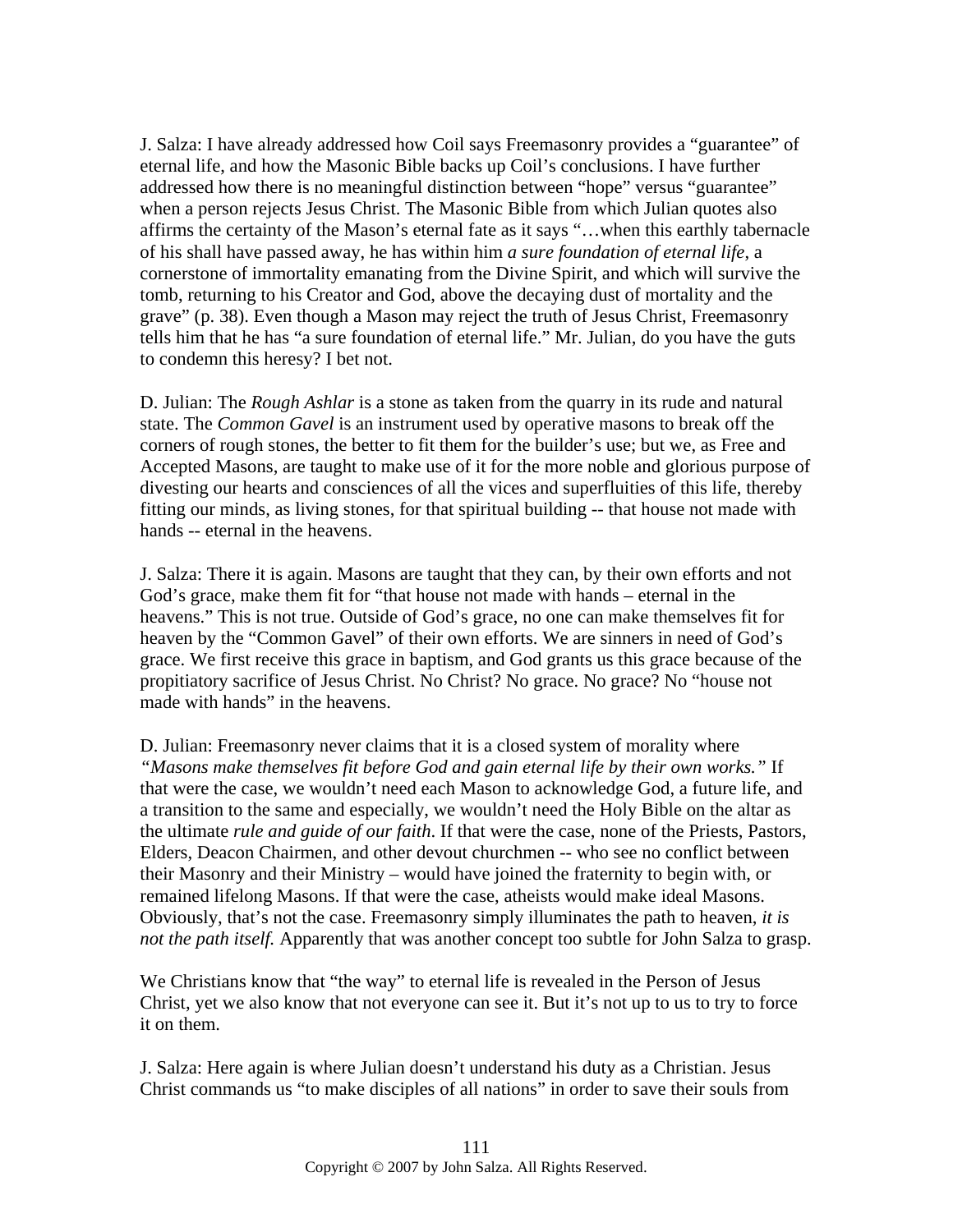J. Salza: I have already addressed how Coil says Freemasonry provides a "guarantee" of eternal life, and how the Masonic Bible backs up Coil's conclusions. I have further addressed how there is no meaningful distinction between "hope" versus "guarantee" when a person rejects Jesus Christ. The Masonic Bible from which Julian quotes also affirms the certainty of the Mason's eternal fate as it says "…when this earthly tabernacle of his shall have passed away, he has within him *a sure foundation of eternal life*, a cornerstone of immortality emanating from the Divine Spirit, and which will survive the tomb, returning to his Creator and God, above the decaying dust of mortality and the grave" (p. 38). Even though a Mason may reject the truth of Jesus Christ, Freemasonry tells him that he has "a sure foundation of eternal life." Mr. Julian, do you have the guts to condemn this heresy? I bet not.

D. Julian: The *Rough Ashlar* is a stone as taken from the quarry in its rude and natural state. The *Common Gavel* is an instrument used by operative masons to break off the corners of rough stones, the better to fit them for the builder's use; but we, as Free and Accepted Masons, are taught to make use of it for the more noble and glorious purpose of divesting our hearts and consciences of all the vices and superfluities of this life, thereby fitting our minds, as living stones, for that spiritual building -- that house not made with hands -- eternal in the heavens.

J. Salza: There it is again. Masons are taught that they can, by their own efforts and not God's grace, make them fit for "that house not made with hands – eternal in the heavens." This is not true. Outside of God's grace, no one can make themselves fit for heaven by the "Common Gavel" of their own efforts. We are sinners in need of God's grace. We first receive this grace in baptism, and God grants us this grace because of the propitiatory sacrifice of Jesus Christ. No Christ? No grace. No grace? No "house not made with hands" in the heavens.

D. Julian: Freemasonry never claims that it is a closed system of morality where *"Masons make themselves fit before God and gain eternal life by their own works."* If that were the case, we wouldn't need each Mason to acknowledge God, a future life, and a transition to the same and especially, we wouldn't need the Holy Bible on the altar as the ultimate *rule and guide of our faith*. If that were the case, none of the Priests, Pastors, Elders, Deacon Chairmen, and other devout churchmen -- who see no conflict between their Masonry and their Ministry – would have joined the fraternity to begin with, or remained lifelong Masons. If that were the case, atheists would make ideal Masons. Obviously, that's not the case. Freemasonry simply illuminates the path to heaven, *it is not the path itself.* Apparently that was another concept too subtle for John Salza to grasp.

We Christians know that "the way" to eternal life is revealed in the Person of Jesus Christ, yet we also know that not everyone can see it. But it's not up to us to try to force it on them.

J. Salza: Here again is where Julian doesn't understand his duty as a Christian. Jesus Christ commands us "to make disciples of all nations" in order to save their souls from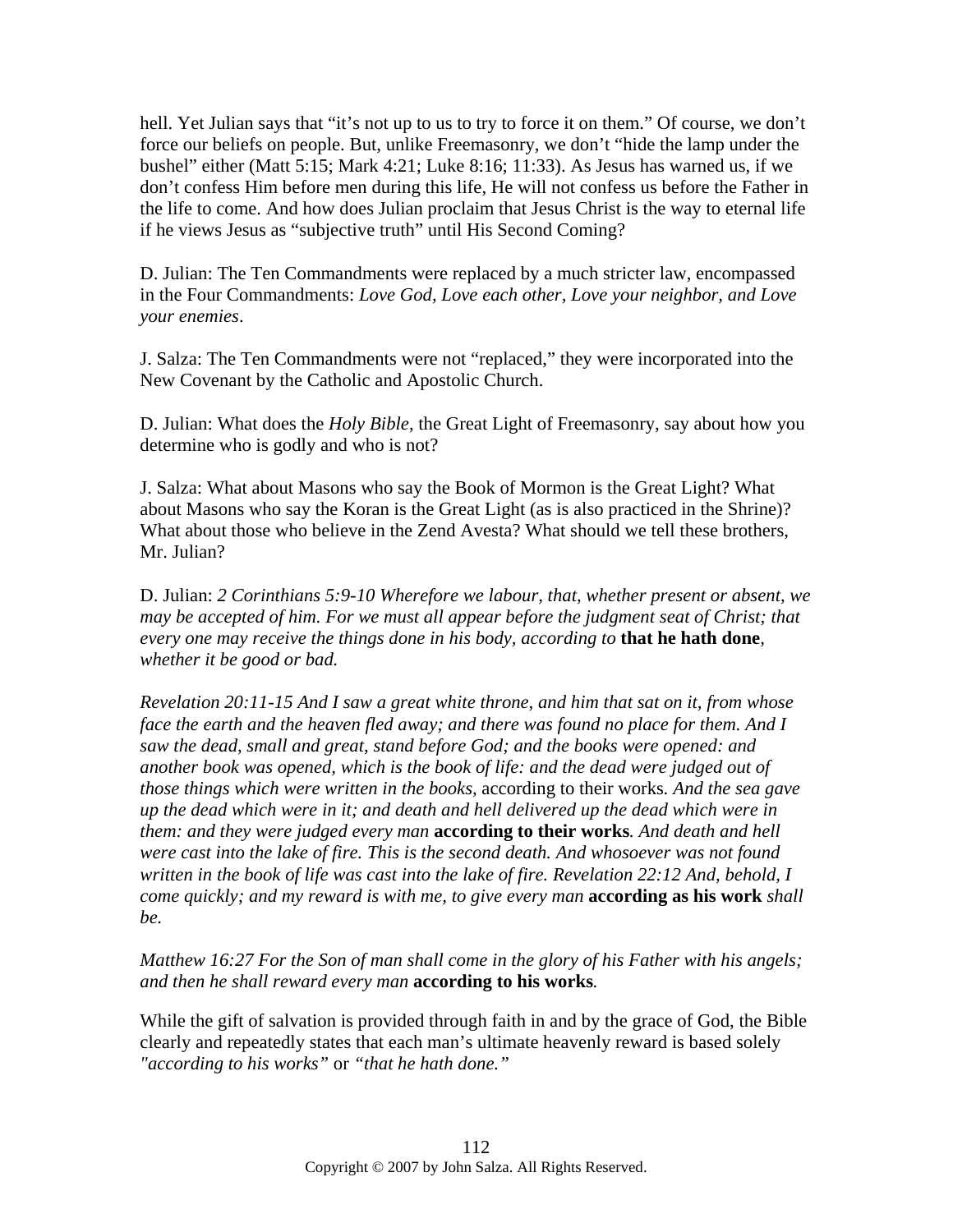hell. Yet Julian says that “it’s not up to us to try to force it on them.” Of course, we don’t force our beliefs on people. But, unlike Freemasonry, we don’t “hide the lamp under the bushel” either (Matt 5:15; Mark 4:21; Luke 8:16; 11:33). As Jesus has warned us, if we don’t confess Him before men during this life, He will not confess us before the Father in the life to come. And how does Julian proclaim that Jesus Christ is the way to eternal life if he views Jesus as “subjective truth” until His Second Coming?

D. Julian: The Ten Commandments were replaced by a much stricter law, encompassed in the Four Commandments: *Love God, Love each other, Love your neighbor, and Love your enemies*.

J. Salza: The Ten Commandments were not “replaced,” they were incorporated into the New Covenant by the Catholic and Apostolic Church.

D. Julian: What does the *Holy Bible*, the Great Light of Freemasonry, say about how you determine who is godly and who is not?

J. Salza: What about Masons who say the Book of Mormon is the Great Light? What about Masons who say the Koran is the Great Light (as is also practiced in the Shrine)? What about those who believe in the Zend Avesta? What should we tell these brothers, Mr. Julian?

D. Julian: *2 Corinthians 5:9-10 Wherefore we labour, that, whether present or absent, we may be accepted of him. For we must all appear before the judgment seat of Christ; that every one may receive the things done in his body, according to* **that he hath done**, *whether it be good or bad.*

*Revelation 20:11-15 And I saw a great white throne, and him that sat on it, from whose face the earth and the heaven fled away; and there was found no place for them. And I saw the dead, small and great, stand before God; and the books were opened: and another book was opened, which is the book of life: and the dead were judged out of those things which were written in the books,* according to their works. *And the sea gave up the dead which were in it; and death and hell delivered up the dead which were in them: and they were judged every man* **according to their works**. *And death and hell were cast into the lake of fire. This is the second death. And whosoever was not found written in the book of life was cast into the lake of fire. Revelation 22:12 And, behold, I come quickly; and my reward is with me, to give every man* **according as his work** *shall be.*

*Matthew 16:27 For the Son of man shall come in the glory of his Father with his angels; and then he shall reward every man* **according to his works**.

While the gift of salvation is provided through faith in and by the grace of God, the Bible clearly and repeatedly states that each man’s ultimate heavenly reward is based solely *"according to his works"* or *“that he hath done.”*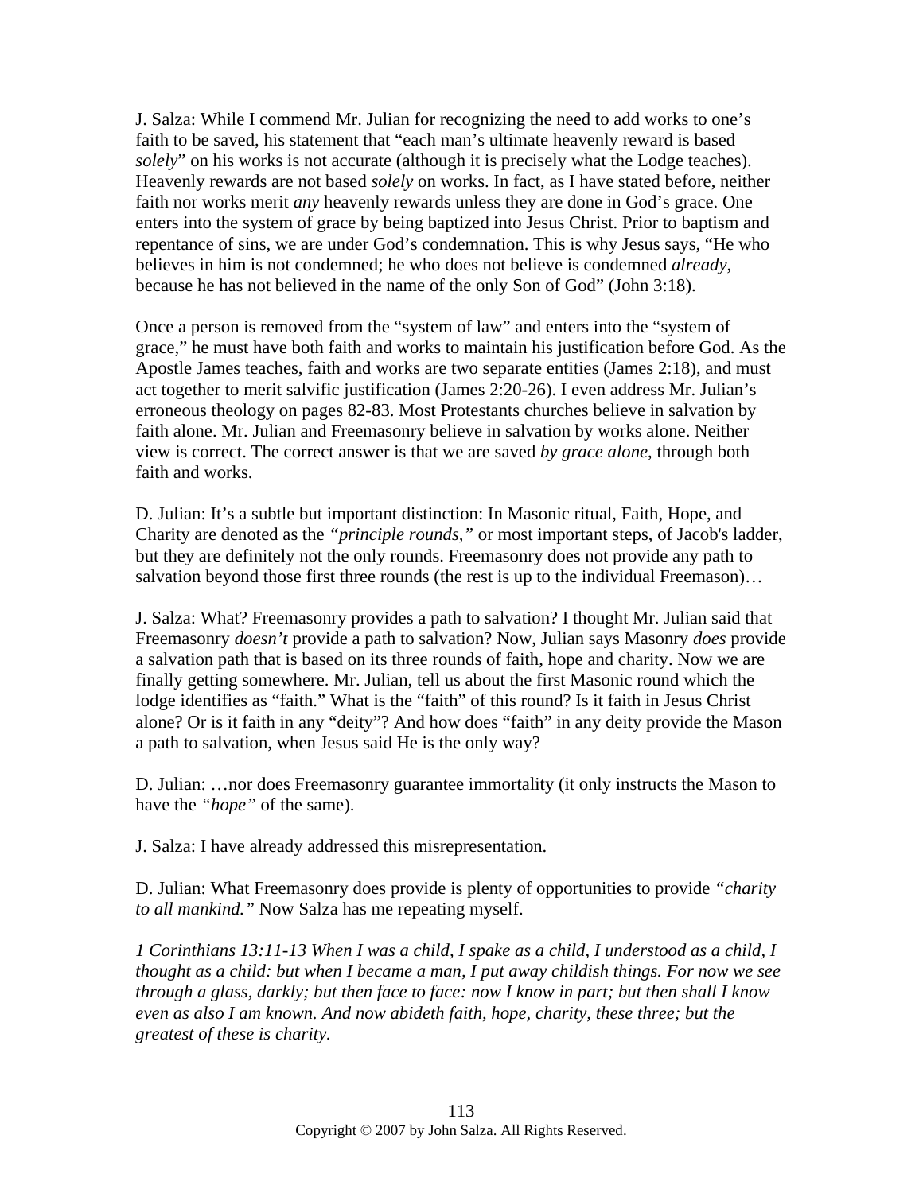J. Salza: While I commend Mr. Julian for recognizing the need to add works to one's faith to be saved, his statement that "each man's ultimate heavenly reward is based *solely*" on his works is not accurate (although it is precisely what the Lodge teaches). Heavenly rewards are not based *solely* on works. In fact, as I have stated before, neither faith nor works merit *any* heavenly rewards unless they are done in God's grace. One enters into the system of grace by being baptized into Jesus Christ. Prior to baptism and repentance of sins, we are under God's condemnation. This is why Jesus says, "He who believes in him is not condemned; he who does not believe is condemned *already*, because he has not believed in the name of the only Son of God" (John 3:18).

Once a person is removed from the "system of law" and enters into the "system of grace," he must have both faith and works to maintain his justification before God. As the Apostle James teaches, faith and works are two separate entities (James 2:18), and must act together to merit salvific justification (James 2:20-26). I even address Mr. Julian's erroneous theology on pages 82-83. Most Protestants churches believe in salvation by faith alone. Mr. Julian and Freemasonry believe in salvation by works alone. Neither view is correct. The correct answer is that we are saved *by grace alone*, through both faith and works.

D. Julian: It's a subtle but important distinction: In Masonic ritual, Faith, Hope, and Charity are denoted as the *"principle rounds,"* or most important steps, of Jacob's ladder, but they are definitely not the only rounds. Freemasonry does not provide any path to salvation beyond those first three rounds (the rest is up to the individual Freemason)…

J. Salza: What? Freemasonry provides a path to salvation? I thought Mr. Julian said that Freemasonry *doesn't* provide a path to salvation? Now, Julian says Masonry *does* provide a salvation path that is based on its three rounds of faith, hope and charity. Now we are finally getting somewhere. Mr. Julian, tell us about the first Masonic round which the lodge identifies as "faith." What is the "faith" of this round? Is it faith in Jesus Christ alone? Or is it faith in any "deity"? And how does "faith" in any deity provide the Mason a path to salvation, when Jesus said He is the only way?

D. Julian: …nor does Freemasonry guarantee immortality (it only instructs the Mason to have the *"hope"* of the same).

J. Salza: I have already addressed this misrepresentation.

D. Julian: What Freemasonry does provide is plenty of opportunities to provide *"charity to all mankind."* Now Salza has me repeating myself.

*1 Corinthians 13:11-13 When I was a child, I spake as a child, I understood as a child, I thought as a child: but when I became a man, I put away childish things. For now we see through a glass, darkly; but then face to face: now I know in part; but then shall I know even as also I am known. And now abideth faith, hope, charity, these three; but the greatest of these is charity.*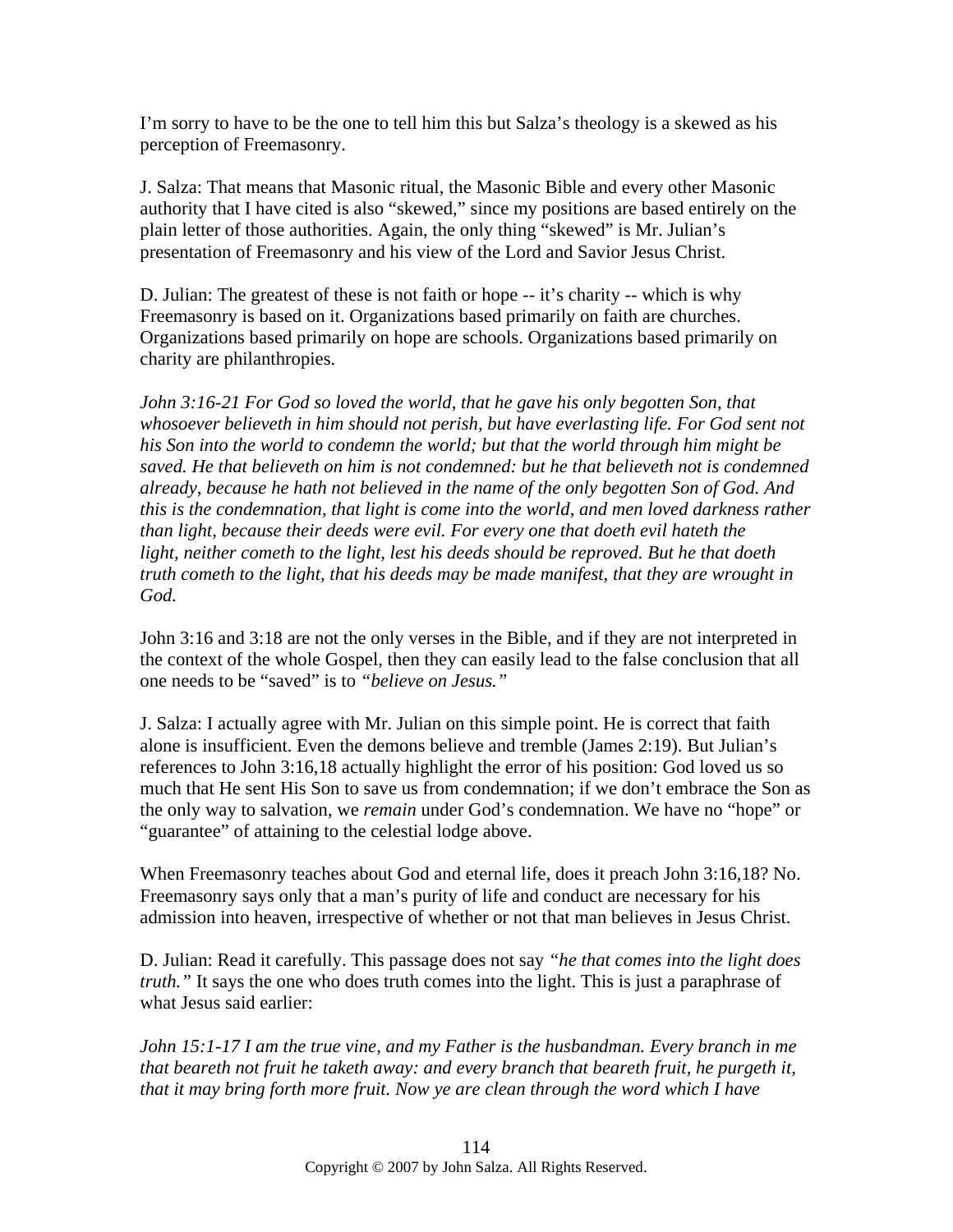I'm sorry to have to be the one to tell him this but Salza's theology is a skewed as his perception of Freemasonry.

J. Salza: That means that Masonic ritual, the Masonic Bible and every other Masonic authority that I have cited is also "skewed," since my positions are based entirely on the plain letter of those authorities. Again, the only thing "skewed" is Mr. Julian's presentation of Freemasonry and his view of the Lord and Savior Jesus Christ.

D. Julian: The greatest of these is not faith or hope -- it's charity -- which is why Freemasonry is based on it. Organizations based primarily on faith are churches. Organizations based primarily on hope are schools. Organizations based primarily on charity are philanthropies.

*John 3:16-21 For God so loved the world, that he gave his only begotten Son, that whosoever believeth in him should not perish, but have everlasting life. For God sent not his Son into the world to condemn the world; but that the world through him might be saved. He that believeth on him is not condemned: but he that believeth not is condemned already, because he hath not believed in the name of the only begotten Son of God. And this is the condemnation, that light is come into the world, and men loved darkness rather than light, because their deeds were evil. For every one that doeth evil hateth the light, neither cometh to the light, lest his deeds should be reproved. But he that doeth truth cometh to the light, that his deeds may be made manifest, that they are wrought in God.*

John 3:16 and 3:18 are not the only verses in the Bible, and if they are not interpreted in the context of the whole Gospel, then they can easily lead to the false conclusion that all one needs to be "saved" is to *"believe on Jesus."*

J. Salza: I actually agree with Mr. Julian on this simple point. He is correct that faith alone is insufficient. Even the demons believe and tremble (James 2:19). But Julian's references to John 3:16,18 actually highlight the error of his position: God loved us so much that He sent His Son to save us from condemnation; if we don't embrace the Son as the only way to salvation, we *remain* under God's condemnation. We have no "hope" or "guarantee" of attaining to the celestial lodge above.

When Freemasonry teaches about God and eternal life, does it preach John 3:16,18? No. Freemasonry says only that a man's purity of life and conduct are necessary for his admission into heaven, irrespective of whether or not that man believes in Jesus Christ.

D. Julian: Read it carefully. This passage does not say *"he that comes into the light does truth."* It says the one who does truth comes into the light. This is just a paraphrase of what Jesus said earlier:

*John 15:1-17 I am the true vine, and my Father is the husbandman. Every branch in me that beareth not fruit he taketh away: and every branch that beareth fruit, he purgeth it, that it may bring forth more fruit. Now ye are clean through the word which I have*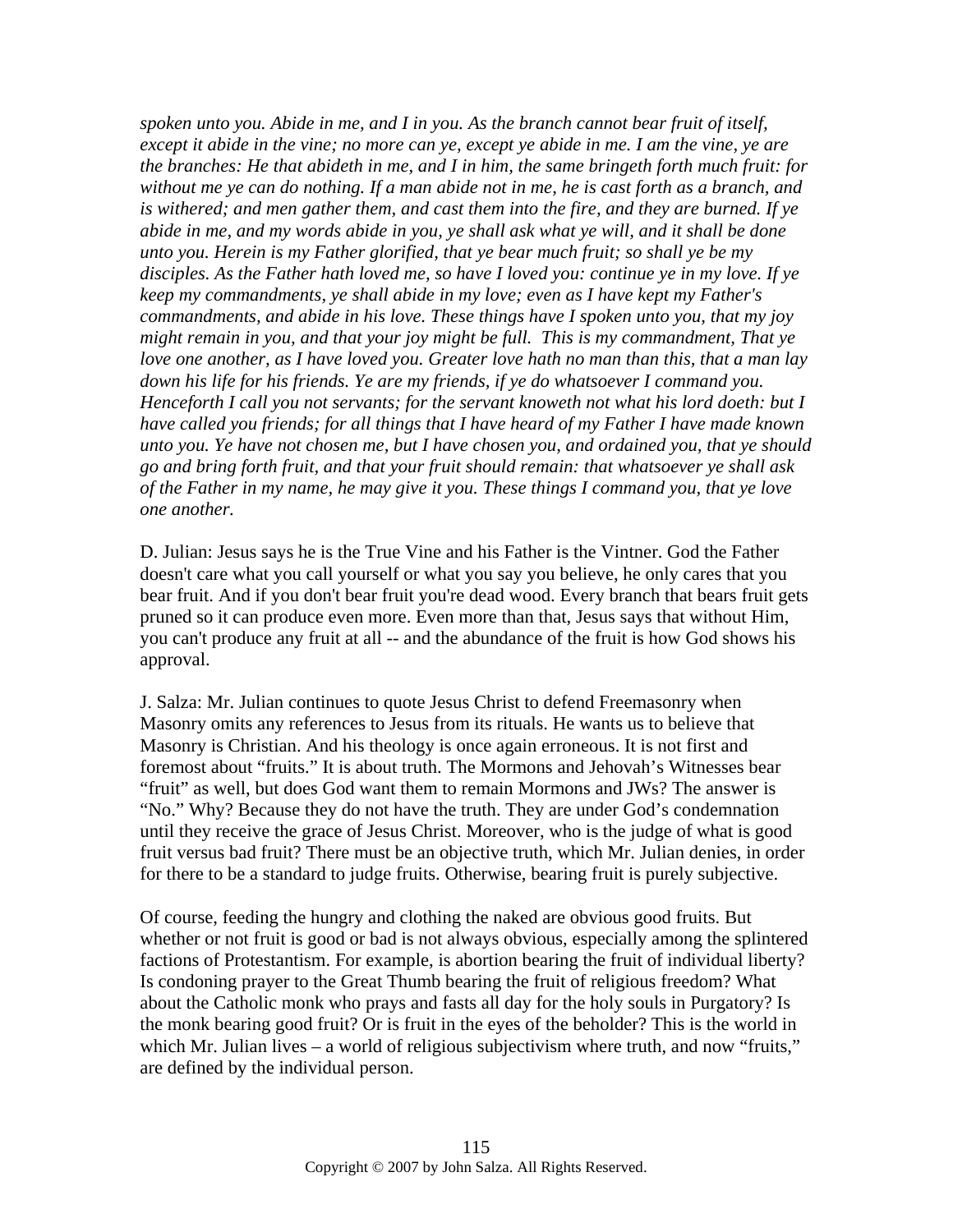*spoken unto you. Abide in me, and I in you. As the branch cannot bear fruit of itself, except it abide in the vine; no more can ye, except ye abide in me. I am the vine, ye are the branches: He that abideth in me, and I in him, the same bringeth forth much fruit: for without me ye can do nothing. If a man abide not in me, he is cast forth as a branch, and is withered; and men gather them, and cast them into the fire, and they are burned. If ye abide in me, and my words abide in you, ye shall ask what ye will, and it shall be done unto you. Herein is my Father glorified, that ye bear much fruit; so shall ye be my disciples. As the Father hath loved me, so have I loved you: continue ye in my love. If ye keep my commandments, ye shall abide in my love; even as I have kept my Father's commandments, and abide in his love. These things have I spoken unto you, that my joy might remain in you, and that your joy might be full. This is my commandment, That ye love one another, as I have loved you. Greater love hath no man than this, that a man lay down his life for his friends. Ye are my friends, if ye do whatsoever I command you. Henceforth I call you not servants; for the servant knoweth not what his lord doeth: but I have called you friends; for all things that I have heard of my Father I have made known unto you. Ye have not chosen me, but I have chosen you, and ordained you, that ye should go and bring forth fruit, and that your fruit should remain: that whatsoever ye shall ask of the Father in my name, he may give it you. These things I command you, that ye love one another.*

D. Julian: Jesus says he is the True Vine and his Father is the Vintner. God the Father doesn't care what you call yourself or what you say you believe, he only cares that you bear fruit. And if you don't bear fruit you're dead wood. Every branch that bears fruit gets pruned so it can produce even more. Even more than that, Jesus says that without Him, you can't produce any fruit at all -- and the abundance of the fruit is how God shows his approval.

J. Salza: Mr. Julian continues to quote Jesus Christ to defend Freemasonry when Masonry omits any references to Jesus from its rituals. He wants us to believe that Masonry is Christian. And his theology is once again erroneous. It is not first and foremost about "fruits." It is about truth. The Mormons and Jehovah's Witnesses bear "fruit" as well, but does God want them to remain Mormons and JWs? The answer is "No." Why? Because they do not have the truth. They are under God's condemnation until they receive the grace of Jesus Christ. Moreover, who is the judge of what is good fruit versus bad fruit? There must be an objective truth, which Mr. Julian denies, in order for there to be a standard to judge fruits. Otherwise, bearing fruit is purely subjective.

Of course, feeding the hungry and clothing the naked are obvious good fruits. But whether or not fruit is good or bad is not always obvious, especially among the splintered factions of Protestantism. For example, is abortion bearing the fruit of individual liberty? Is condoning prayer to the Great Thumb bearing the fruit of religious freedom? What about the Catholic monk who prays and fasts all day for the holy souls in Purgatory? Is the monk bearing good fruit? Or is fruit in the eyes of the beholder? This is the world in which Mr. Julian lives – a world of religious subjectivism where truth, and now "fruits," are defined by the individual person.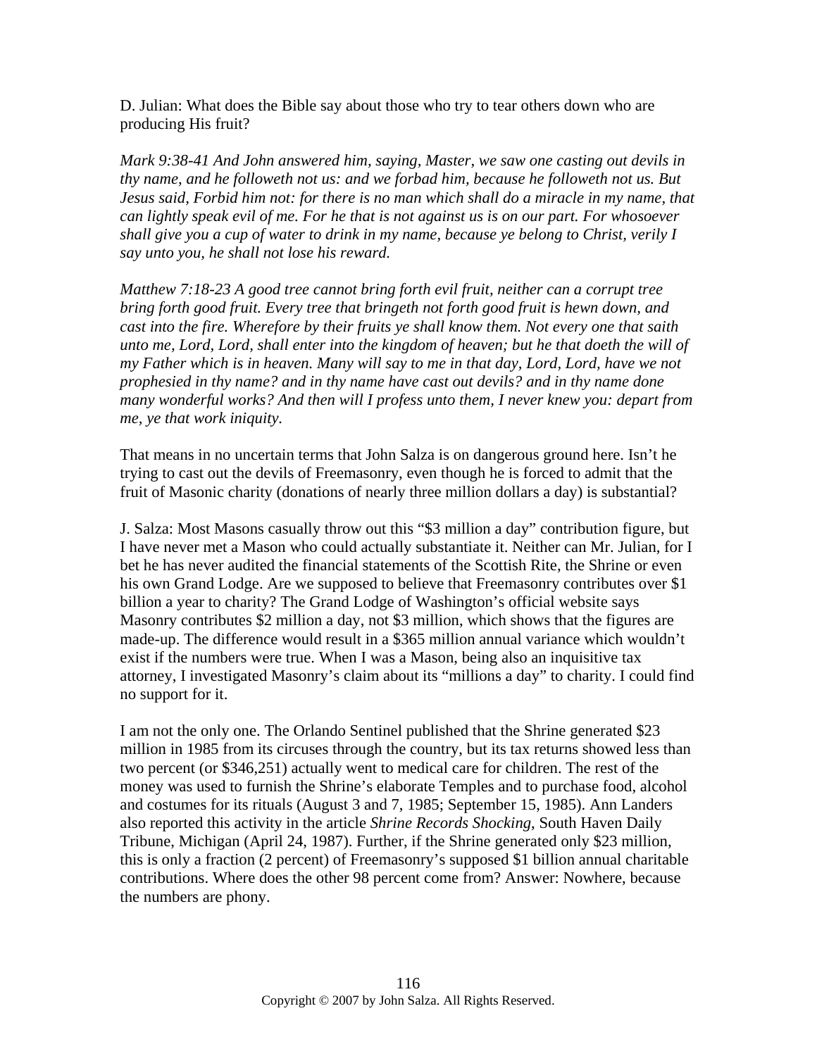D. Julian: What does the Bible say about those who try to tear others down who are producing His fruit?

*Mark 9:38-41 And John answered him, saying, Master, we saw one casting out devils in thy name, and he followeth not us: and we forbad him, because he followeth not us. But Jesus said, Forbid him not: for there is no man which shall do a miracle in my name, that can lightly speak evil of me. For he that is not against us is on our part. For whosoever shall give you a cup of water to drink in my name, because ye belong to Christ, verily I say unto you, he shall not lose his reward.*

*Matthew 7:18-23 A good tree cannot bring forth evil fruit, neither can a corrupt tree bring forth good fruit. Every tree that bringeth not forth good fruit is hewn down, and cast into the fire. Wherefore by their fruits ye shall know them. Not every one that saith unto me, Lord, Lord, shall enter into the kingdom of heaven; but he that doeth the will of my Father which is in heaven. Many will say to me in that day, Lord, Lord, have we not prophesied in thy name? and in thy name have cast out devils? and in thy name done many wonderful works? And then will I profess unto them, I never knew you: depart from me, ye that work iniquity.*

That means in no uncertain terms that John Salza is on dangerous ground here. Isn't he trying to cast out the devils of Freemasonry, even though he is forced to admit that the fruit of Masonic charity (donations of nearly three million dollars a day) is substantial?

J. Salza: Most Masons casually throw out this "$3 million a day" contribution figure, but I have never met a Mason who could actually substantiate it. Neither can Mr. Julian, for I bet he has never audited the financial statements of the Scottish Rite, the Shrine or even his own Grand Lodge. Are we supposed to believe that Freemasonry contributes over $1 billion a year to charity? The Grand Lodge of Washington's official website says Masonry contributes $2 million a day, not $3 million, which shows that the figures are made-up. The difference would result in a $365 million annual variance which wouldn't exist if the numbers were true. When I was a Mason, being also an inquisitive tax attorney, I investigated Masonry's claim about its "millions a day" to charity. I could find no support for it.

I am not the only one. The Orlando Sentinel published that the Shrine generated $23 million in 1985 from its circuses through the country, but its tax returns showed less than two percent (or $346,251) actually went to medical care for children. The rest of the money was used to furnish the Shrine's elaborate Temples and to purchase food, alcohol and costumes for its rituals (August 3 and 7, 1985; September 15, 1985). Ann Landers also reported this activity in the article *Shrine Records Shocking,* South Haven Daily Tribune, Michigan (April 24, 1987). Further, if the Shrine generated only $23 million, this is only a fraction (2 percent) of Freemasonry's supposed $1 billion annual charitable contributions. Where does the other 98 percent come from? Answer: Nowhere, because the numbers are phony.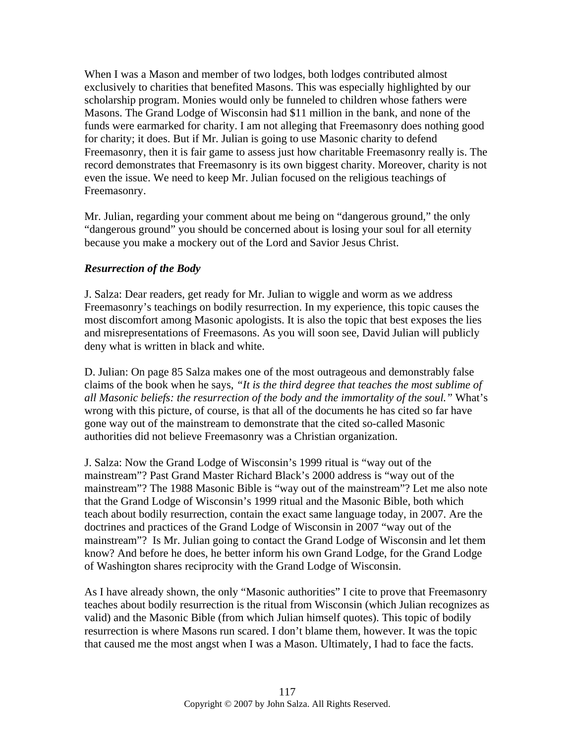When I was a Mason and member of two lodges, both lodges contributed almost exclusively to charities that benefited Masons. This was especially highlighted by our scholarship program. Monies would only be funneled to children whose fathers were Masons. The Grand Lodge of Wisconsin had $11 million in the bank, and none of the funds were earmarked for charity. I am not alleging that Freemasonry does nothing good for charity; it does. But if Mr. Julian is going to use Masonic charity to defend Freemasonry, then it is fair game to assess just how charitable Freemasonry really is. The record demonstrates that Freemasonry is its own biggest charity. Moreover, charity is not even the issue. We need to keep Mr. Julian focused on the religious teachings of Freemasonry.

Mr. Julian, regarding your comment about me being on "dangerous ground," the only "dangerous ground" you should be concerned about is losing your soul for all eternity because you make a mockery out of the Lord and Savior Jesus Christ.

***Resurrection of the Body***

J. Salza: Dear readers, get ready for Mr. Julian to wiggle and worm as we address Freemasonry's teachings on bodily resurrection. In my experience, this topic causes the most discomfort among Masonic apologists. It is also the topic that best exposes the lies and misrepresentations of Freemasons. As you will soon see, David Julian will publicly deny what is written in black and white.

D. Julian: On page 85 Salza makes one of the most outrageous and demonstrably false claims of the book when he says, *"It is the third degree that teaches the most sublime of all Masonic beliefs: the resurrection of the body and the immortality of the soul."* What's wrong with this picture, of course, is that all of the documents he has cited so far have gone way out of the mainstream to demonstrate that the cited so-called Masonic authorities did not believe Freemasonry was a Christian organization.

J. Salza: Now the Grand Lodge of Wisconsin's 1999 ritual is "way out of the mainstream"? Past Grand Master Richard Black's 2000 address is "way out of the mainstream"? The 1988 Masonic Bible is "way out of the mainstream"? Let me also note that the Grand Lodge of Wisconsin's 1999 ritual and the Masonic Bible, both which teach about bodily resurrection, contain the exact same language today, in 2007. Are the doctrines and practices of the Grand Lodge of Wisconsin in 2007 "way out of the mainstream"? Is Mr. Julian going to contact the Grand Lodge of Wisconsin and let them know? And before he does, he better inform his own Grand Lodge, for the Grand Lodge of Washington shares reciprocity with the Grand Lodge of Wisconsin.

As I have already shown, the only "Masonic authorities" I cite to prove that Freemasonry teaches about bodily resurrection is the ritual from Wisconsin (which Julian recognizes as valid) and the Masonic Bible (from which Julian himself quotes). This topic of bodily resurrection is where Masons run scared. I don't blame them, however. It was the topic that caused me the most angst when I was a Mason. Ultimately, I had to face the facts.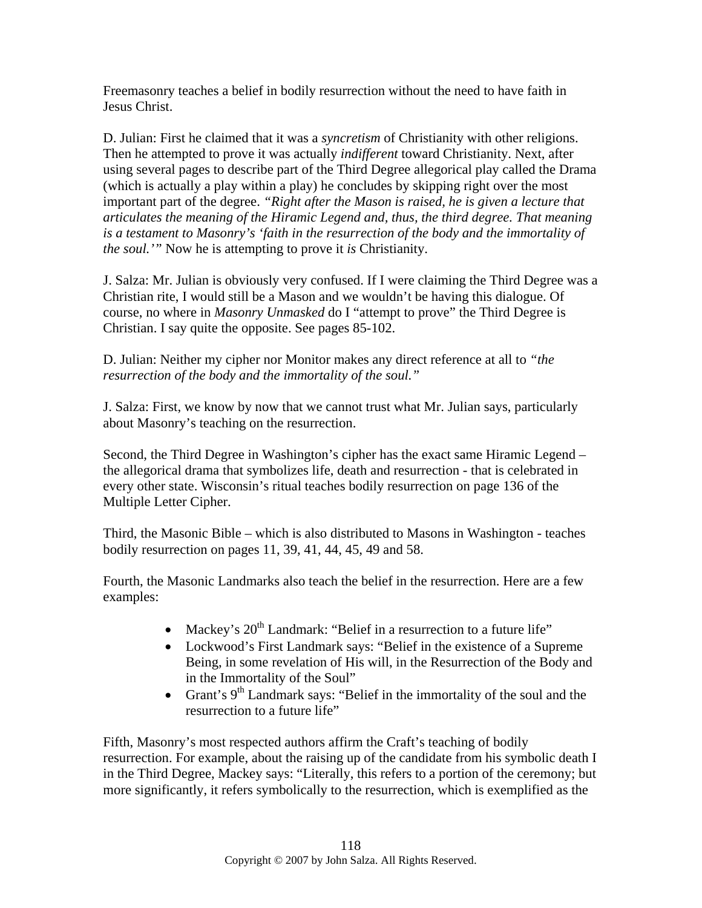Freemasonry teaches a belief in bodily resurrection without the need to have faith in Jesus Christ.

D. Julian: First he claimed that it was a *syncretism* of Christianity with other religions. Then he attempted to prove it was actually *indifferent* toward Christianity. Next, after using several pages to describe part of the Third Degree allegorical play called the Drama (which is actually a play within a play) he concludes by skipping right over the most important part of the degree. *"Right after the Mason is raised, he is given a lecture that articulates the meaning of the Hiramic Legend and, thus, the third degree. That meaning is a testament to Masonry's 'faith in the resurrection of the body and the immortality of the soul.'"* Now he is attempting to prove it *is* Christianity.

J. Salza: Mr. Julian is obviously very confused. If I were claiming the Third Degree was a Christian rite, I would still be a Mason and we wouldn't be having this dialogue. Of course, no where in *Masonry Unmasked* do I "attempt to prove" the Third Degree is Christian. I say quite the opposite. See pages 85-102.

D. Julian: Neither my cipher nor Monitor makes any direct reference at all to *"the resurrection of the body and the immortality of the soul."*

J. Salza: First, we know by now that we cannot trust what Mr. Julian says, particularly about Masonry's teaching on the resurrection.

Second, the Third Degree in Washington's cipher has the exact same Hiramic Legend – the allegorical drama that symbolizes life, death and resurrection - that is celebrated in every other state. Wisconsin's ritual teaches bodily resurrection on page 136 of the Multiple Letter Cipher.

Third, the Masonic Bible – which is also distributed to Masons in Washington - teaches bodily resurrection on pages 11, 39, 41, 44, 45, 49 and 58.

Fourth, the Masonic Landmarks also teach the belief in the resurrection. Here are a few examples:

- Mackey's 20th Landmark: "Belief in a resurrection to a future life"
- Lockwood's First Landmark says: "Belief in the existence of a Supreme Being, in some revelation of His will, in the Resurrection of the Body and in the Immortality of the Soul"
- Grant's 9th Landmark says: "Belief in the immortality of the soul and the resurrection to a future life"

Fifth, Masonry's most respected authors affirm the Craft's teaching of bodily resurrection. For example, about the raising up of the candidate from his symbolic death I in the Third Degree, Mackey says: "Literally, this refers to a portion of the ceremony; but more significantly, it refers symbolically to the resurrection, which is exemplified as the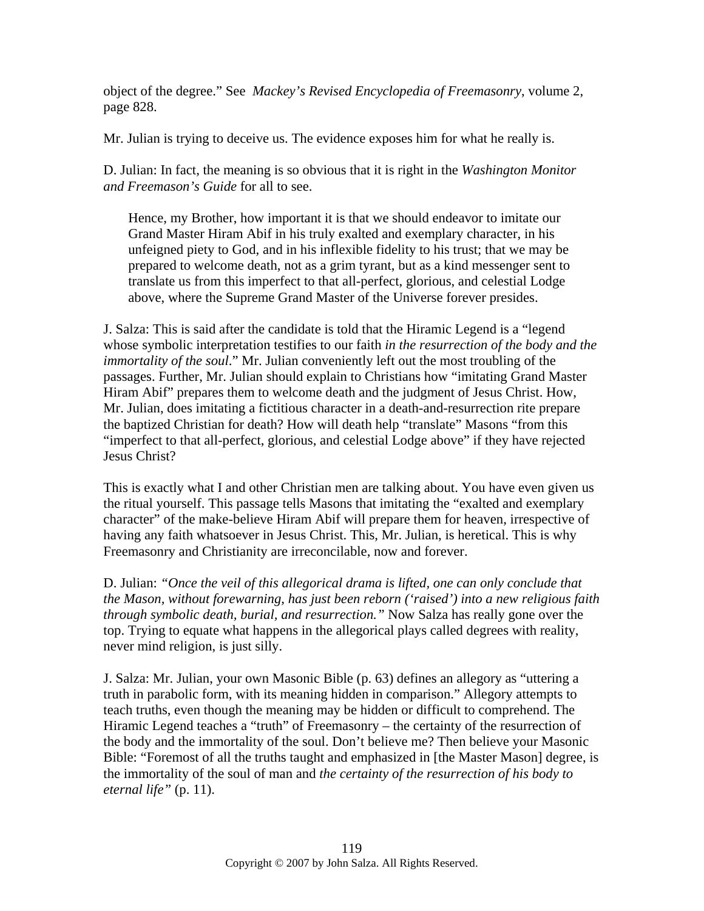object of the degree." See *Mackey's Revised Encyclopedia of Freemasonry*, volume 2, page 828.

Mr. Julian is trying to deceive us. The evidence exposes him for what he really is.

D. Julian: In fact, the meaning is so obvious that it is right in the *Washington Monitor and Freemason's Guide* for all to see.

> Hence, my Brother, how important it is that we should endeavor to imitate our Grand Master Hiram Abif in his truly exalted and exemplary character, in his unfeigned piety to God, and in his inflexible fidelity to his trust; that we may be prepared to welcome death, not as a grim tyrant, but as a kind messenger sent to translate us from this imperfect to that all-perfect, glorious, and celestial Lodge above, where the Supreme Grand Master of the Universe forever presides.

J. Salza: This is said after the candidate is told that the Hiramic Legend is a "legend whose symbolic interpretation testifies to our faith *in the resurrection of the body and the immortality of the soul*." Mr. Julian conveniently left out the most troubling of the passages. Further, Mr. Julian should explain to Christians how "imitating Grand Master Hiram Abif" prepares them to welcome death and the judgment of Jesus Christ. How, Mr. Julian, does imitating a fictitious character in a death-and-resurrection rite prepare the baptized Christian for death? How will death help "translate" Masons "from this "imperfect to that all-perfect, glorious, and celestial Lodge above" if they have rejected Jesus Christ?

This is exactly what I and other Christian men are talking about. You have even given us the ritual yourself. This passage tells Masons that imitating the "exalted and exemplary character" of the make-believe Hiram Abif will prepare them for heaven, irrespective of having any faith whatsoever in Jesus Christ. This, Mr. Julian, is heretical. This is why Freemasonry and Christianity are irreconcilable, now and forever.

D. Julian: *"Once the veil of this allegorical drama is lifted, one can only conclude that the Mason, without forewarning, has just been reborn ('raised') into a new religious faith through symbolic death, burial, and resurrection."* Now Salza has really gone over the top. Trying to equate what happens in the allegorical plays called degrees with reality, never mind religion, is just silly.

J. Salza: Mr. Julian, your own Masonic Bible (p. 63) defines an allegory as "uttering a truth in parabolic form, with its meaning hidden in comparison." Allegory attempts to teach truths, even though the meaning may be hidden or difficult to comprehend. The Hiramic Legend teaches a "truth" of Freemasonry – the certainty of the resurrection of the body and the immortality of the soul. Don't believe me? Then believe your Masonic Bible: "Foremost of all the truths taught and emphasized in [the Master Mason] degree, is the immortality of the soul of man and *the certainty of the resurrection of his body to eternal life"* (p. 11).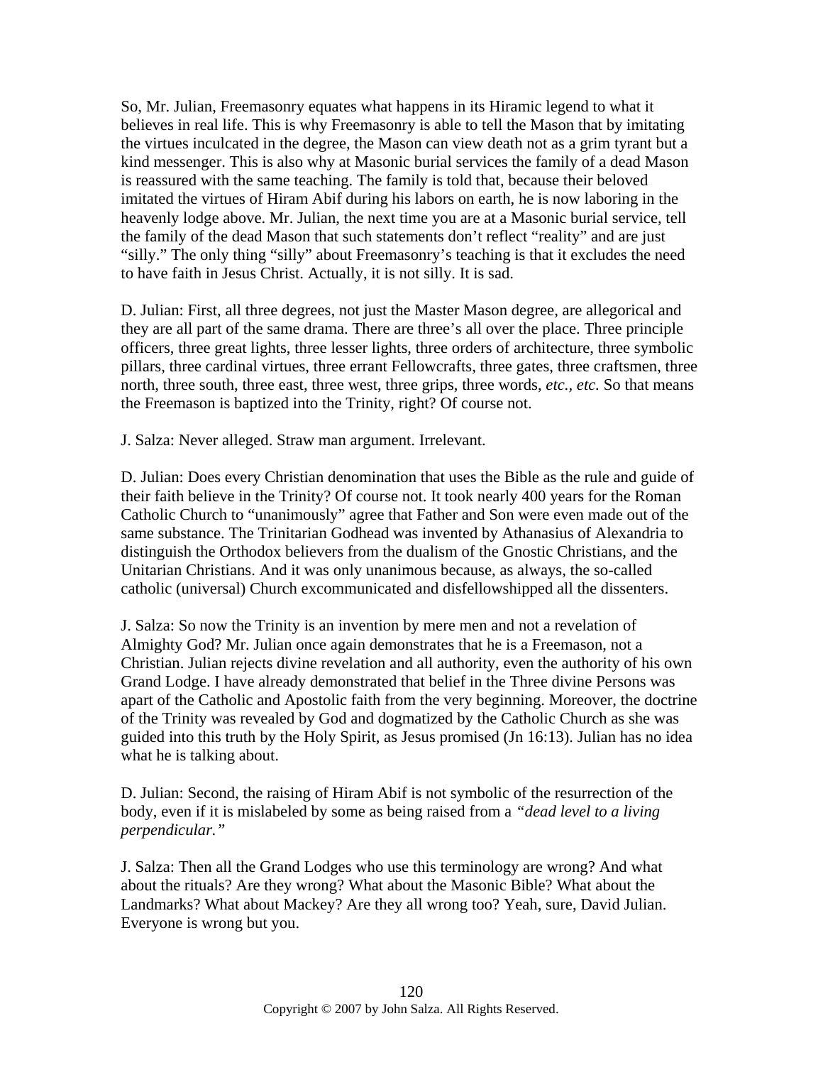So, Mr. Julian, Freemasonry equates what happens in its Hiramic legend to what it believes in real life. This is why Freemasonry is able to tell the Mason that by imitating the virtues inculcated in the degree, the Mason can view death not as a grim tyrant but a kind messenger. This is also why at Masonic burial services the family of a dead Mason is reassured with the same teaching. The family is told that, because their beloved imitated the virtues of Hiram Abif during his labors on earth, he is now laboring in the heavenly lodge above. Mr. Julian, the next time you are at a Masonic burial service, tell the family of the dead Mason that such statements don't reflect "reality" and are just "silly." The only thing "silly" about Freemasonry's teaching is that it excludes the need to have faith in Jesus Christ. Actually, it is not silly. It is sad.

D. Julian: First, all three degrees, not just the Master Mason degree, are allegorical and they are all part of the same drama. There are three's all over the place. Three principle officers, three great lights, three lesser lights, three orders of architecture, three symbolic pillars, three cardinal virtues, three errant Fellowcrafts, three gates, three craftsmen, three north, three south, three east, three west, three grips, three words, *etc., etc.* So that means the Freemason is baptized into the Trinity, right? Of course not.

J. Salza: Never alleged. Straw man argument. Irrelevant.

D. Julian: Does every Christian denomination that uses the Bible as the rule and guide of their faith believe in the Trinity? Of course not. It took nearly 400 years for the Roman Catholic Church to "unanimously" agree that Father and Son were even made out of the same substance. The Trinitarian Godhead was invented by Athanasius of Alexandria to distinguish the Orthodox believers from the dualism of the Gnostic Christians, and the Unitarian Christians. And it was only unanimous because, as always, the so-called catholic (universal) Church excommunicated and disfellowshipped all the dissenters.

J. Salza: So now the Trinity is an invention by mere men and not a revelation of Almighty God? Mr. Julian once again demonstrates that he is a Freemason, not a Christian. Julian rejects divine revelation and all authority, even the authority of his own Grand Lodge. I have already demonstrated that belief in the Three divine Persons was apart of the Catholic and Apostolic faith from the very beginning. Moreover, the doctrine of the Trinity was revealed by God and dogmatized by the Catholic Church as she was guided into this truth by the Holy Spirit, as Jesus promised (Jn 16:13). Julian has no idea what he is talking about.

D. Julian: Second, the raising of Hiram Abif is not symbolic of the resurrection of the body, even if it is mislabeled by some as being raised from a *"dead level to a living perpendicular."*

J. Salza: Then all the Grand Lodges who use this terminology are wrong? And what about the rituals? Are they wrong? What about the Masonic Bible? What about the Landmarks? What about Mackey? Are they all wrong too? Yeah, sure, David Julian. Everyone is wrong but you.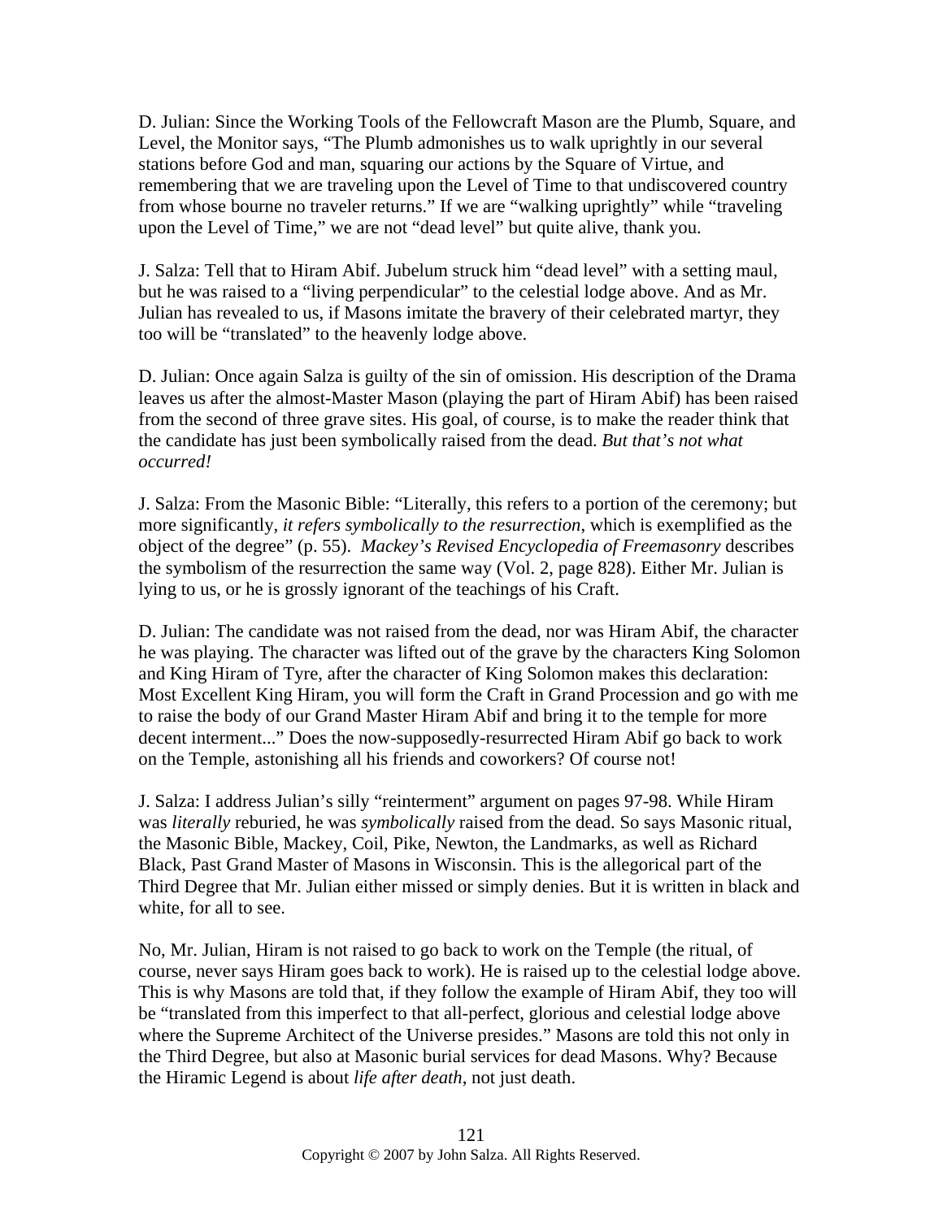D. Julian: Since the Working Tools of the Fellowcraft Mason are the Plumb, Square, and Level, the Monitor says, "The Plumb admonishes us to walk uprightly in our several stations before God and man, squaring our actions by the Square of Virtue, and remembering that we are traveling upon the Level of Time to that undiscovered country from whose bourne no traveler returns." If we are "walking uprightly" while "traveling upon the Level of Time," we are not "dead level" but quite alive, thank you.

J. Salza: Tell that to Hiram Abif. Jubelum struck him "dead level" with a setting maul, but he was raised to a "living perpendicular" to the celestial lodge above. And as Mr. Julian has revealed to us, if Masons imitate the bravery of their celebrated martyr, they too will be "translated" to the heavenly lodge above.

D. Julian: Once again Salza is guilty of the sin of omission. His description of the Drama leaves us after the almost-Master Mason (playing the part of Hiram Abif) has been raised from the second of three grave sites. His goal, of course, is to make the reader think that the candidate has just been symbolically raised from the dead. *But that's not what occurred!*

J. Salza: From the Masonic Bible: "Literally, this refers to a portion of the ceremony; but more significantly, *it refers symbolically to the resurrection*, which is exemplified as the object of the degree" (p. 55). *Mackey's Revised Encyclopedia of Freemasonry* describes the symbolism of the resurrection the same way (Vol. 2, page 828). Either Mr. Julian is lying to us, or he is grossly ignorant of the teachings of his Craft.

D. Julian: The candidate was not raised from the dead, nor was Hiram Abif, the character he was playing. The character was lifted out of the grave by the characters King Solomon and King Hiram of Tyre, after the character of King Solomon makes this declaration: Most Excellent King Hiram, you will form the Craft in Grand Procession and go with me to raise the body of our Grand Master Hiram Abif and bring it to the temple for more decent interment..." Does the now-supposedly-resurrected Hiram Abif go back to work on the Temple, astonishing all his friends and coworkers? Of course not!

J. Salza: I address Julian's silly "reinterment" argument on pages 97-98. While Hiram was *literally* reburied, he was *symbolically* raised from the dead. So says Masonic ritual, the Masonic Bible, Mackey, Coil, Pike, Newton, the Landmarks, as well as Richard Black, Past Grand Master of Masons in Wisconsin. This is the allegorical part of the Third Degree that Mr. Julian either missed or simply denies. But it is written in black and white, for all to see.

No, Mr. Julian, Hiram is not raised to go back to work on the Temple (the ritual, of course, never says Hiram goes back to work). He is raised up to the celestial lodge above. This is why Masons are told that, if they follow the example of Hiram Abif, they too will be "translated from this imperfect to that all-perfect, glorious and celestial lodge above where the Supreme Architect of the Universe presides." Masons are told this not only in the Third Degree, but also at Masonic burial services for dead Masons. Why? Because the Hiramic Legend is about *life after death*, not just death.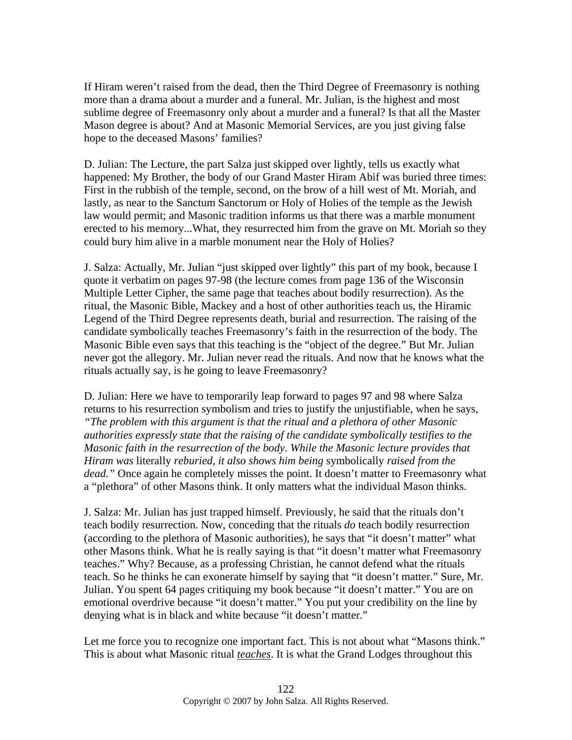If Hiram weren't raised from the dead, then the Third Degree of Freemasonry is nothing more than a drama about a murder and a funeral. Mr. Julian, is the highest and most sublime degree of Freemasonry only about a murder and a funeral? Is that all the Master Mason degree is about? And at Masonic Memorial Services, are you just giving false hope to the deceased Masons' families?

D. Julian: The Lecture, the part Salza just skipped over lightly, tells us exactly what happened: My Brother, the body of our Grand Master Hiram Abif was buried three times: First in the rubbish of the temple, second, on the brow of a hill west of Mt. Moriah, and lastly, as near to the Sanctum Sanctorum or Holy of Holies of the temple as the Jewish law would permit; and Masonic tradition informs us that there was a marble monument erected to his memory...What, they resurrected him from the grave on Mt. Moriah so they could bury him alive in a marble monument near the Holy of Holies?

J. Salza: Actually, Mr. Julian "just skipped over lightly" this part of my book, because I quote it verbatim on pages 97-98 (the lecture comes from page 136 of the Wisconsin Multiple Letter Cipher, the same page that teaches about bodily resurrection). As the ritual, the Masonic Bible, Mackey and a host of other authorities teach us, the Hiramic Legend of the Third Degree represents death, burial and resurrection. The raising of the candidate symbolically teaches Freemasonry's faith in the resurrection of the body. The Masonic Bible even says that this teaching is the "object of the degree." But Mr. Julian never got the allegory. Mr. Julian never read the rituals. And now that he knows what the rituals actually say, is he going to leave Freemasonry?

D. Julian: Here we have to temporarily leap forward to pages 97 and 98 where Salza returns to his resurrection symbolism and tries to justify the unjustifiable, when he says, *"The problem with this argument is that the ritual and a plethora of other Masonic authorities expressly state that the raising of the candidate symbolically testifies to the Masonic faith in the resurrection of the body. While the Masonic lecture provides that Hiram was* literally *reburied, it also shows him being* symbolically *raised from the dead."* Once again he completely misses the point. It doesn't matter to Freemasonry what a "plethora" of other Masons think. It only matters what the individual Mason thinks.

J. Salza: Mr. Julian has just trapped himself. Previously, he said that the rituals don't teach bodily resurrection. Now, conceding that the rituals *do* teach bodily resurrection (according to the plethora of Masonic authorities), he says that "it doesn't matter" what other Masons think. What he is really saying is that "it doesn't matter what Freemasonry teaches." Why? Because, as a professing Christian, he cannot defend what the rituals teach. So he thinks he can exonerate himself by saying that "it doesn't matter." Sure, Mr. Julian. You spent 64 pages critiquing my book because "it doesn't matter." You are on emotional overdrive because "it doesn't matter." You put your credibility on the line by denying what is in black and white because "it doesn't matter."

Let me force you to recognize one important fact. This is not about what "Masons think." This is about what Masonic ritual ***teaches***. It is what the Grand Lodges throughout this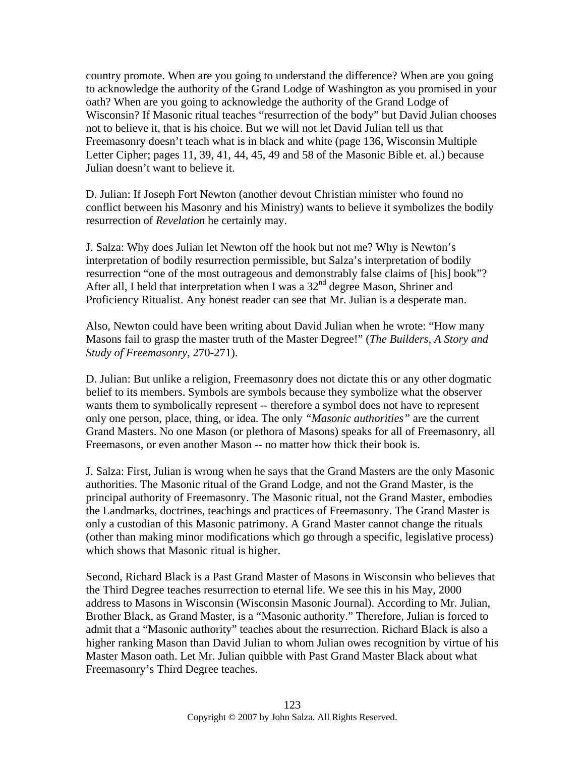country promote. When are you going to understand the difference? When are you going to acknowledge the authority of the Grand Lodge of Washington as you promised in your oath? When are you going to acknowledge the authority of the Grand Lodge of Wisconsin? If Masonic ritual teaches "resurrection of the body" but David Julian chooses not to believe it, that is his choice. But we will not let David Julian tell us that Freemasonry doesn't teach what is in black and white (page 136, Wisconsin Multiple Letter Cipher; pages 11, 39, 41, 44, 45, 49 and 58 of the Masonic Bible et. al.) because Julian doesn't want to believe it.

D. Julian: If Joseph Fort Newton (another devout Christian minister who found no conflict between his Masonry and his Ministry) wants to believe it symbolizes the bodily resurrection of *Revelation* he certainly may.

J. Salza: Why does Julian let Newton off the hook but not me? Why is Newton's interpretation of bodily resurrection permissible, but Salza's interpretation of bodily resurrection "one of the most outrageous and demonstrably false claims of [his] book"? After all, I held that interpretation when I was a 32nd degree Mason, Shriner and Proficiency Ritualist. Any honest reader can see that Mr. Julian is a desperate man.

Also, Newton could have been writing about David Julian when he wrote: "How many Masons fail to grasp the master truth of the Master Degree!" (*The Builders, A Story and Study of Freemasonry*, 270-271).

D. Julian: But unlike a religion, Freemasonry does not dictate this or any other dogmatic belief to its members. Symbols are symbols because they symbolize what the observer wants them to symbolically represent -- therefore a symbol does not have to represent only one person, place, thing, or idea. The only *"Masonic authorities"* are the current Grand Masters. No one Mason (or plethora of Masons) speaks for all of Freemasonry, all Freemasons, or even another Mason -- no matter how thick their book is.

J. Salza: First, Julian is wrong when he says that the Grand Masters are the only Masonic authorities. The Masonic ritual of the Grand Lodge, and not the Grand Master, is the principal authority of Freemasonry. The Masonic ritual, not the Grand Master, embodies the Landmarks, doctrines, teachings and practices of Freemasonry. The Grand Master is only a custodian of this Masonic patrimony. A Grand Master cannot change the rituals (other than making minor modifications which go through a specific, legislative process) which shows that Masonic ritual is higher.

Second, Richard Black is a Past Grand Master of Masons in Wisconsin who believes that the Third Degree teaches resurrection to eternal life. We see this in his May, 2000 address to Masons in Wisconsin (Wisconsin Masonic Journal). According to Mr. Julian, Brother Black, as Grand Master, is a "Masonic authority." Therefore, Julian is forced to admit that a "Masonic authority" teaches about the resurrection. Richard Black is also a higher ranking Mason than David Julian to whom Julian owes recognition by virtue of his Master Mason oath. Let Mr. Julian quibble with Past Grand Master Black about what Freemasonry's Third Degree teaches.

Copyright © 2007 by John Salza. All Rights Reserved.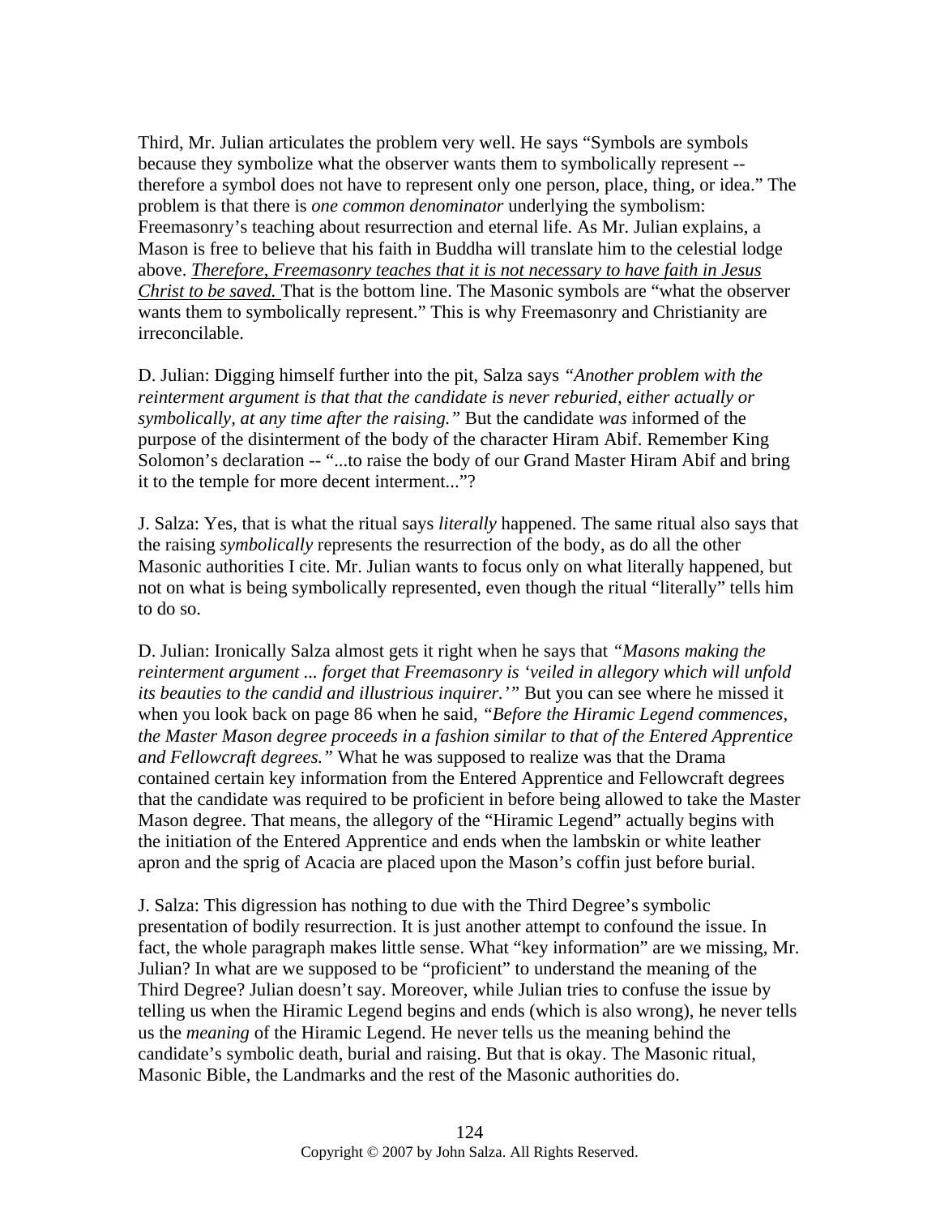Third, Mr. Julian articulates the problem very well. He says "Symbols are symbols because they symbolize what the observer wants them to symbolically represent -- therefore a symbol does not have to represent only one person, place, thing, or idea." The problem is that there is *one common denominator* underlying the symbolism: Freemasonry's teaching about resurrection and eternal life. As Mr. Julian explains, a Mason is free to believe that his faith in Buddha will translate him to the celestial lodge above. ***Therefore, Freemasonry teaches that it is not necessary to have faith in Jesus Christ to be saved.*** That is the bottom line. The Masonic symbols are "what the observer wants them to symbolically represent." This is why Freemasonry and Christianity are irreconcilable.

D. Julian: Digging himself further into the pit, Salza says *"Another problem with the reinterment argument is that that the candidate is never reburied, either actually or symbolically, at any time after the raising."* But the candidate *was* informed of the purpose of the disinterment of the body of the character Hiram Abif. Remember King Solomon's declaration -- "...to raise the body of our Grand Master Hiram Abif and bring it to the temple for more decent interment..."?

J. Salza: Yes, that is what the ritual says *literally* happened. The same ritual also says that the raising *symbolically* represents the resurrection of the body, as do all the other Masonic authorities I cite. Mr. Julian wants to focus only on what literally happened, but not on what is being symbolically represented, even though the ritual "literally" tells him to do so.

D. Julian: Ironically Salza almost gets it right when he says that *"Masons making the reinterment argument ... forget that Freemasonry is 'veiled in allegory which will unfold its beauties to the candid and illustrious inquirer.'"* But you can see where he missed it when you look back on page 86 when he said, *"Before the Hiramic Legend commences, the Master Mason degree proceeds in a fashion similar to that of the Entered Apprentice and Fellowcraft degrees."* What he was supposed to realize was that the Drama contained certain key information from the Entered Apprentice and Fellowcraft degrees that the candidate was required to be proficient in before being allowed to take the Master Mason degree. That means, the allegory of the "Hiramic Legend" actually begins with the initiation of the Entered Apprentice and ends when the lambskin or white leather apron and the sprig of Acacia are placed upon the Mason's coffin just before burial.

J. Salza: This digression has nothing to due with the Third Degree's symbolic presentation of bodily resurrection. It is just another attempt to confound the issue. In fact, the whole paragraph makes little sense. What "key information" are we missing, Mr. Julian? In what are we supposed to be "proficient" to understand the meaning of the Third Degree? Julian doesn't say. Moreover, while Julian tries to confuse the issue by telling us when the Hiramic Legend begins and ends (which is also wrong), he never tells us the *meaning* of the Hiramic Legend. He never tells us the meaning behind the candidate's symbolic death, burial and raising. But that is okay. The Masonic ritual, Masonic Bible, the Landmarks and the rest of the Masonic authorities do.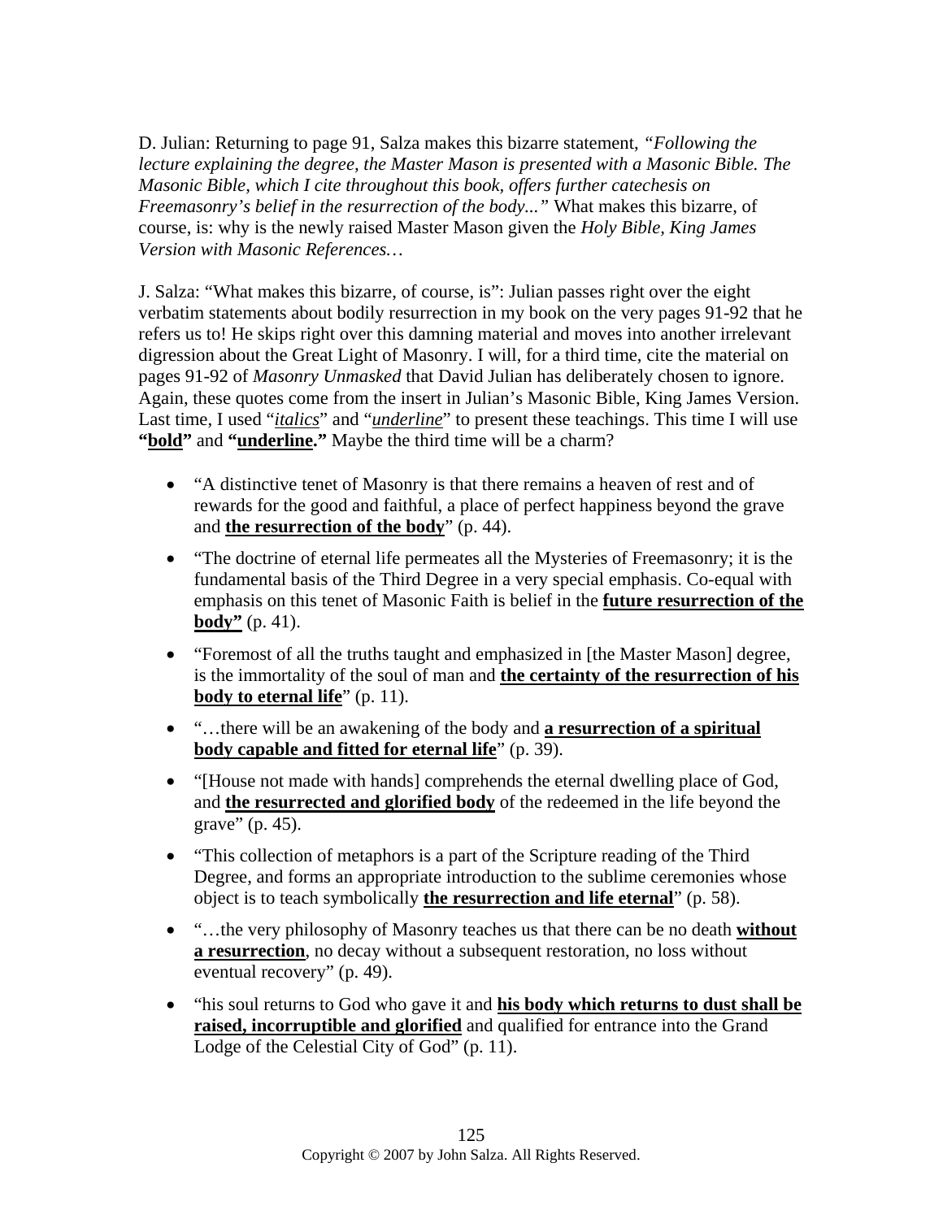D. Julian: Returning to page 91, Salza makes this bizarre statement, *"Following the lecture explaining the degree, the Master Mason is presented with a Masonic Bible. The Masonic Bible, which I cite throughout this book, offers further catechesis on Freemasonry's belief in the resurrection of the body..."* What makes this bizarre, of course, is: why is the newly raised Master Mason given the *Holy Bible, King James Version with Masonic References…*

J. Salza: "What makes this bizarre, of course, is": Julian passes right over the eight verbatim statements about bodily resurrection in my book on the very pages 91-92 that he refers us to! He skips right over this damning material and moves into another irrelevant digression about the Great Light of Masonry. I will, for a third time, cite the material on pages 91-92 of *Masonry Unmasked* that David Julian has deliberately chosen to ignore. Again, these quotes come from the insert in Julian's Masonic Bible, King James Version. Last time, I used "*<u>italics</u>*" and "*<u>underline</u>*" to present these teachings. This time I will use **"<u>bold</u>"** and **"<u>underline</u>."** Maybe the third time will be a charm?

- "A distinctive tenet of Masonry is that there remains a heaven of rest and of rewards for the good and faithful, a place of perfect happiness beyond the grave and **<u>the resurrection of the body</u>**" (p. 44).
- "The doctrine of eternal life permeates all the Mysteries of Freemasonry; it is the fundamental basis of the Third Degree in a very special emphasis. Co-equal with emphasis on this tenet of Masonic Faith is belief in the **<u>future resurrection of the body"</u>** (p. 41).
- "Foremost of all the truths taught and emphasized in [the Master Mason] degree, is the immortality of the soul of man and **<u>the certainty of the resurrection of his body to eternal life</u>**" (p. 11).
- "…there will be an awakening of the body and **<u>a resurrection of a spiritual body capable and fitted for eternal life</u>**" (p. 39).
- "[House not made with hands] comprehends the eternal dwelling place of God, and **<u>the resurrected and glorified body</u>** of the redeemed in the life beyond the grave" (p. 45).
- "This collection of metaphors is a part of the Scripture reading of the Third Degree, and forms an appropriate introduction to the sublime ceremonies whose object is to teach symbolically **<u>the resurrection and life eternal</u>**" (p. 58).
- "…the very philosophy of Masonry teaches us that there can be no death **<u>without a resurrection</u>**, no decay without a subsequent restoration, no loss without eventual recovery" (p. 49).
- "his soul returns to God who gave it and **<u>his body which returns to dust shall be raised, incorruptible and glorified</u>** and qualified for entrance into the Grand Lodge of the Celestial City of God" (p. 11).

Copyright © 2007 by John Salza. All Rights Reserved.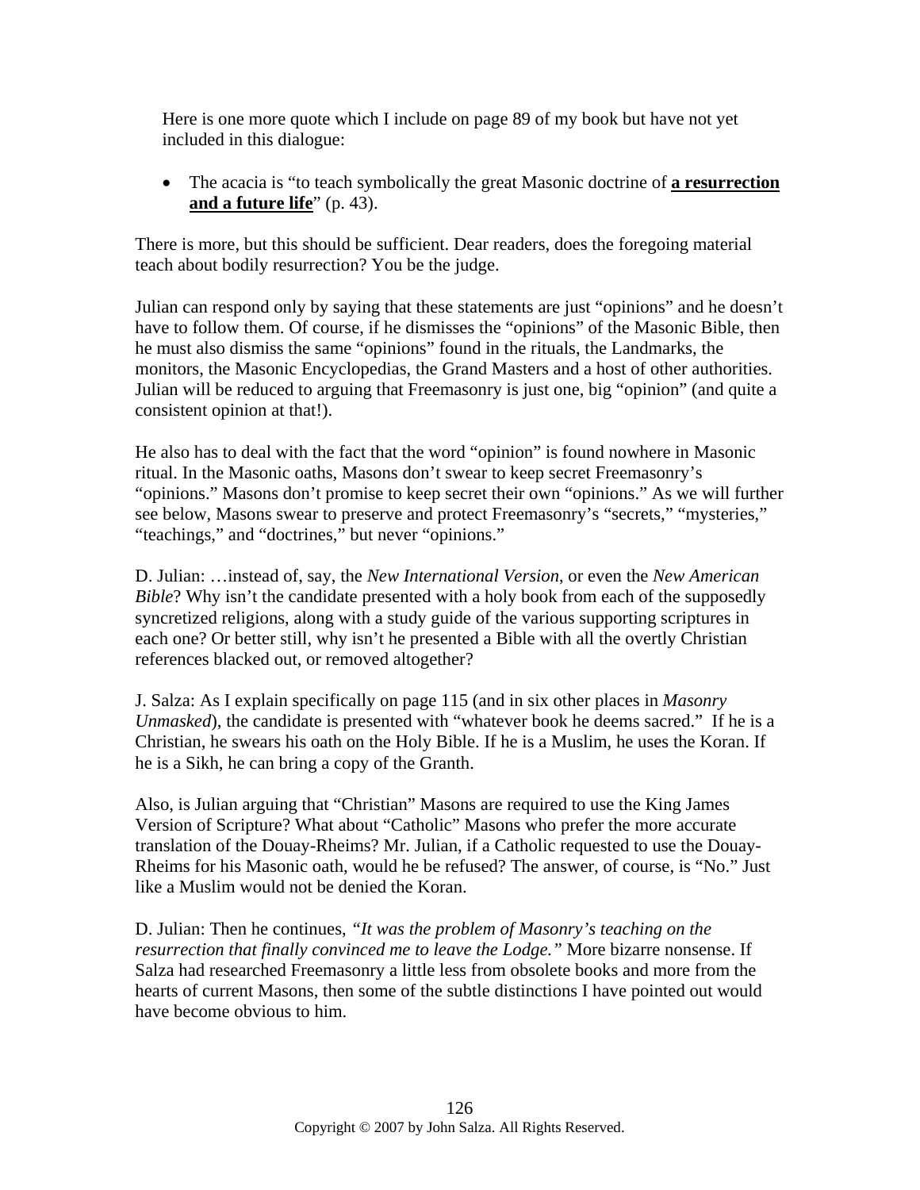Here is one more quote which I include on page 89 of my book but have not yet included in this dialogue:

- The acacia is "to teach symbolically the great Masonic doctrine of **a resurrection and a future life**" (p. 43).

There is more, but this should be sufficient. Dear readers, does the foregoing material teach about bodily resurrection? You be the judge.

Julian can respond only by saying that these statements are just "opinions" and he doesn't have to follow them. Of course, if he dismisses the "opinions" of the Masonic Bible, then he must also dismiss the same "opinions" found in the rituals, the Landmarks, the monitors, the Masonic Encyclopedias, the Grand Masters and a host of other authorities. Julian will be reduced to arguing that Freemasonry is just one, big "opinion" (and quite a consistent opinion at that!).

He also has to deal with the fact that the word "opinion" is found nowhere in Masonic ritual. In the Masonic oaths, Masons don't swear to keep secret Freemasonry's "opinions." Masons don't promise to keep secret their own "opinions." As we will further see below, Masons swear to preserve and protect Freemasonry's "secrets," "mysteries," "teachings," and "doctrines," but never "opinions."

D. Julian: …instead of, say, the *New International Version*, or even the *New American Bible*? Why isn't the candidate presented with a holy book from each of the supposedly syncretized religions, along with a study guide of the various supporting scriptures in each one? Or better still, why isn't he presented a Bible with all the overtly Christian references blacked out, or removed altogether?

J. Salza: As I explain specifically on page 115 (and in six other places in *Masonry Unmasked*), the candidate is presented with "whatever book he deems sacred." If he is a Christian, he swears his oath on the Holy Bible. If he is a Muslim, he uses the Koran. If he is a Sikh, he can bring a copy of the Granth.

Also, is Julian arguing that "Christian" Masons are required to use the King James Version of Scripture? What about "Catholic" Masons who prefer the more accurate translation of the Douay-Rheims? Mr. Julian, if a Catholic requested to use the Douay-Rheims for his Masonic oath, would he be refused? The answer, of course, is "No." Just like a Muslim would not be denied the Koran.

D. Julian: Then he continues, *"It was the problem of Masonry's teaching on the resurrection that finally convinced me to leave the Lodge."* More bizarre nonsense. If Salza had researched Freemasonry a little less from obsolete books and more from the hearts of current Masons, then some of the subtle distinctions I have pointed out would have become obvious to him.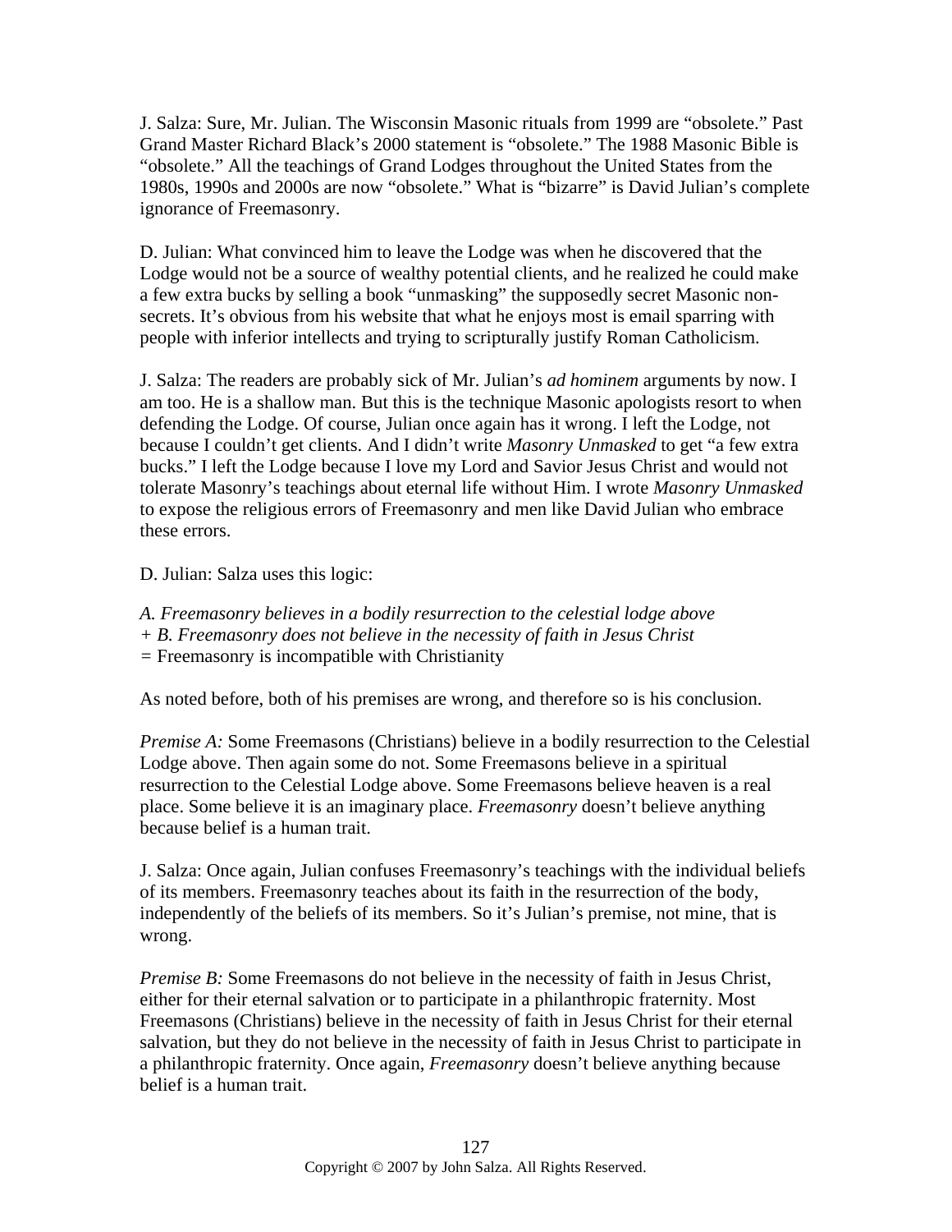J. Salza: Sure, Mr. Julian. The Wisconsin Masonic rituals from 1999 are "obsolete." Past Grand Master Richard Black's 2000 statement is "obsolete." The 1988 Masonic Bible is "obsolete." All the teachings of Grand Lodges throughout the United States from the 1980s, 1990s and 2000s are now "obsolete." What is "bizarre" is David Julian's complete ignorance of Freemasonry.

D. Julian: What convinced him to leave the Lodge was when he discovered that the Lodge would not be a source of wealthy potential clients, and he realized he could make a few extra bucks by selling a book "unmasking" the supposedly secret Masonic non-secrets. It's obvious from his website that what he enjoys most is email sparring with people with inferior intellects and trying to scripturally justify Roman Catholicism.

J. Salza: The readers are probably sick of Mr. Julian's *ad hominem* arguments by now. I am too. He is a shallow man. But this is the technique Masonic apologists resort to when defending the Lodge. Of course, Julian once again has it wrong. I left the Lodge, not because I couldn't get clients. And I didn't write *Masonry Unmasked* to get "a few extra bucks." I left the Lodge because I love my Lord and Savior Jesus Christ and would not tolerate Masonry's teachings about eternal life without Him. I wrote *Masonry Unmasked* to expose the religious errors of Freemasonry and men like David Julian who embrace these errors.

D. Julian: Salza uses this logic:

*A. Freemasonry believes in a bodily resurrection to the celestial lodge above*
*+ B. Freemasonry does not believe in the necessity of faith in Jesus Christ*
= Freemasonry is incompatible with Christianity

As noted before, both of his premises are wrong, and therefore so is his conclusion.

*Premise A:* Some Freemasons (Christians) believe in a bodily resurrection to the Celestial Lodge above. Then again some do not. Some Freemasons believe in a spiritual resurrection to the Celestial Lodge above. Some Freemasons believe heaven is a real place. Some believe it is an imaginary place. *Freemasonry* doesn't believe anything because belief is a human trait.

J. Salza: Once again, Julian confuses Freemasonry's teachings with the individual beliefs of its members. Freemasonry teaches about its faith in the resurrection of the body, independently of the beliefs of its members. So it's Julian's premise, not mine, that is wrong.

*Premise B:* Some Freemasons do not believe in the necessity of faith in Jesus Christ, either for their eternal salvation or to participate in a philanthropic fraternity. Most Freemasons (Christians) believe in the necessity of faith in Jesus Christ for their eternal salvation, but they do not believe in the necessity of faith in Jesus Christ to participate in a philanthropic fraternity. Once again, *Freemasonry* doesn't believe anything because belief is a human trait.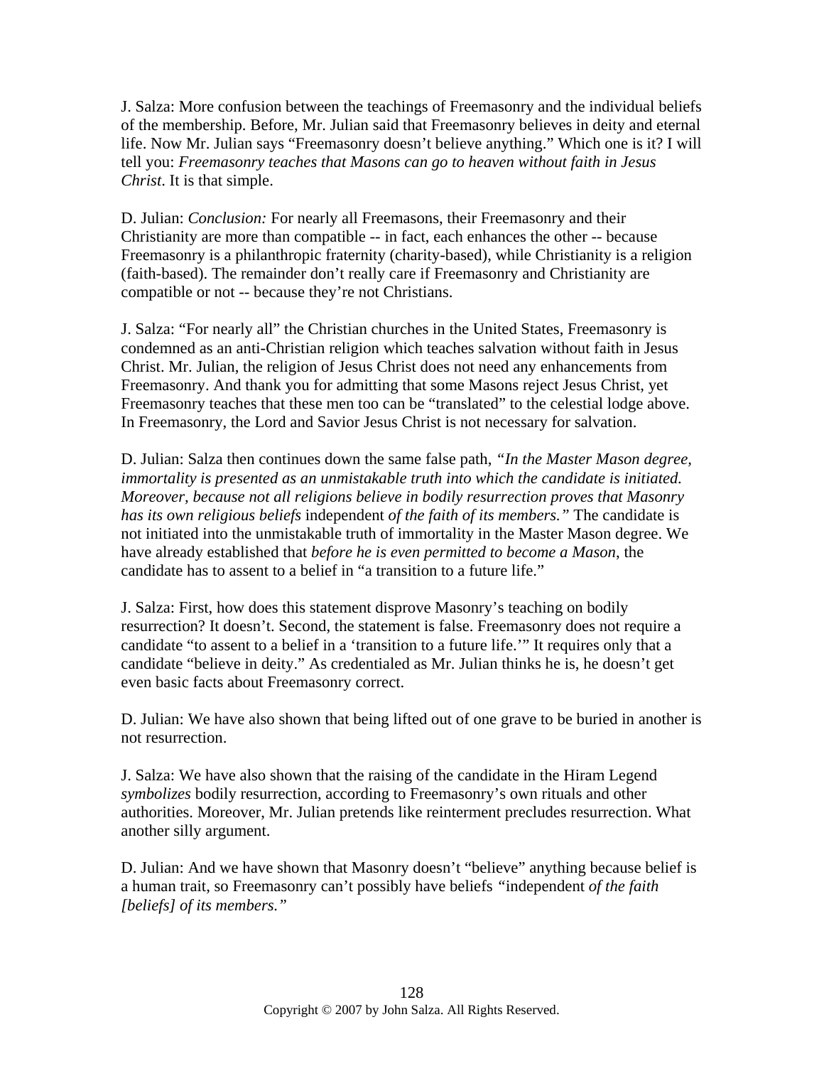J. Salza: More confusion between the teachings of Freemasonry and the individual beliefs of the membership. Before, Mr. Julian said that Freemasonry believes in deity and eternal life. Now Mr. Julian says "Freemasonry doesn't believe anything." Which one is it? I will tell you: *Freemasonry teaches that Masons can go to heaven without faith in Jesus Christ*. It is that simple.

D. Julian: *Conclusion:* For nearly all Freemasons, their Freemasonry and their Christianity are more than compatible -- in fact, each enhances the other -- because Freemasonry is a philanthropic fraternity (charity-based), while Christianity is a religion (faith-based). The remainder don't really care if Freemasonry and Christianity are compatible or not -- because they're not Christians.

J. Salza: "For nearly all" the Christian churches in the United States, Freemasonry is condemned as an anti-Christian religion which teaches salvation without faith in Jesus Christ. Mr. Julian, the religion of Jesus Christ does not need any enhancements from Freemasonry. And thank you for admitting that some Masons reject Jesus Christ, yet Freemasonry teaches that these men too can be "translated" to the celestial lodge above. In Freemasonry, the Lord and Savior Jesus Christ is not necessary for salvation.

D. Julian: Salza then continues down the same false path, *"In the Master Mason degree, immortality is presented as an unmistakable truth into which the candidate is initiated. Moreover, because not all religions believe in bodily resurrection proves that Masonry has its own religious beliefs* independent *of the faith of its members."* The candidate is not initiated into the unmistakable truth of immortality in the Master Mason degree. We have already established that *before he is even permitted to become a Mason*, the candidate has to assent to a belief in "a transition to a future life."

J. Salza: First, how does this statement disprove Masonry's teaching on bodily resurrection? It doesn't. Second, the statement is false. Freemasonry does not require a candidate "to assent to a belief in a 'transition to a future life.'" It requires only that a candidate "believe in deity." As credentialed as Mr. Julian thinks he is, he doesn't get even basic facts about Freemasonry correct.

D. Julian: We have also shown that being lifted out of one grave to be buried in another is not resurrection.

J. Salza: We have also shown that the raising of the candidate in the Hiram Legend *symbolizes* bodily resurrection, according to Freemasonry's own rituals and other authorities. Moreover, Mr. Julian pretends like reinterment precludes resurrection. What another silly argument.

D. Julian: And we have shown that Masonry doesn't "believe" anything because belief is a human trait, so Freemasonry can't possibly have beliefs "independent *of the faith [beliefs] of its members."*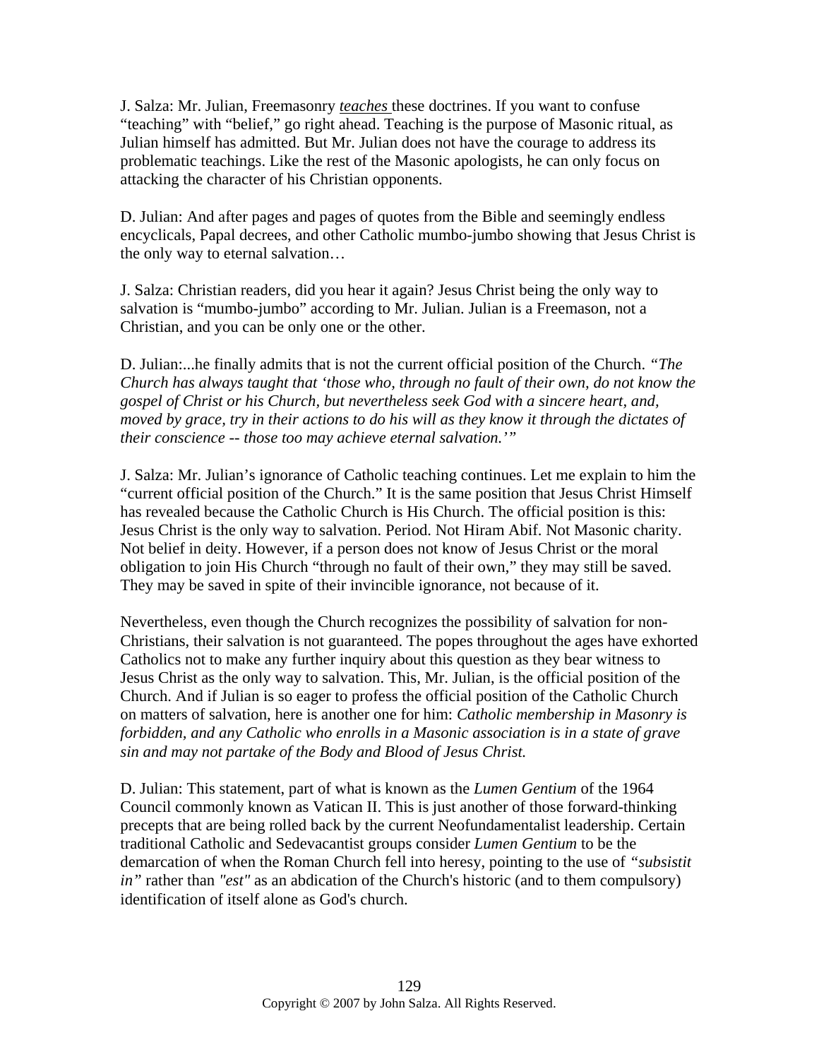J. Salza: Mr. Julian, Freemasonry *teaches* these doctrines. If you want to confuse "teaching" with "belief," go right ahead. Teaching is the purpose of Masonic ritual, as Julian himself has admitted. But Mr. Julian does not have the courage to address its problematic teachings. Like the rest of the Masonic apologists, he can only focus on attacking the character of his Christian opponents.

D. Julian: And after pages and pages of quotes from the Bible and seemingly endless encyclicals, Papal decrees, and other Catholic mumbo-jumbo showing that Jesus Christ is the only way to eternal salvation…

J. Salza: Christian readers, did you hear it again? Jesus Christ being the only way to salvation is "mumbo-jumbo" according to Mr. Julian. Julian is a Freemason, not a Christian, and you can be only one or the other.

D. Julian:...he finally admits that is not the current official position of the Church. *"The Church has always taught that 'those who, through no fault of their own, do not know the gospel of Christ or his Church, but nevertheless seek God with a sincere heart, and, moved by grace, try in their actions to do his will as they know it through the dictates of their conscience -- those too may achieve eternal salvation.'"*

J. Salza: Mr. Julian's ignorance of Catholic teaching continues. Let me explain to him the "current official position of the Church." It is the same position that Jesus Christ Himself has revealed because the Catholic Church is His Church. The official position is this: Jesus Christ is the only way to salvation. Period. Not Hiram Abif. Not Masonic charity. Not belief in deity. However, if a person does not know of Jesus Christ or the moral obligation to join His Church "through no fault of their own," they may still be saved. They may be saved in spite of their invincible ignorance, not because of it.

Nevertheless, even though the Church recognizes the possibility of salvation for non-Christians, their salvation is not guaranteed. The popes throughout the ages have exhorted Catholics not to make any further inquiry about this question as they bear witness to Jesus Christ as the only way to salvation. This, Mr. Julian, is the official position of the Church. And if Julian is so eager to profess the official position of the Catholic Church on matters of salvation, here is another one for him: *Catholic membership in Masonry is forbidden, and any Catholic who enrolls in a Masonic association is in a state of grave sin and may not partake of the Body and Blood of Jesus Christ.*

D. Julian: This statement, part of what is known as the *Lumen Gentium* of the 1964 Council commonly known as Vatican II. This is just another of those forward-thinking precepts that are being rolled back by the current Neofundamentalist leadership. Certain traditional Catholic and Sedevacantist groups consider *Lumen Gentium* to be the demarcation of when the Roman Church fell into heresy, pointing to the use of *"subsistit in"* rather than *"est"* as an abdication of the Church's historic (and to them compulsory) identification of itself alone as God's church.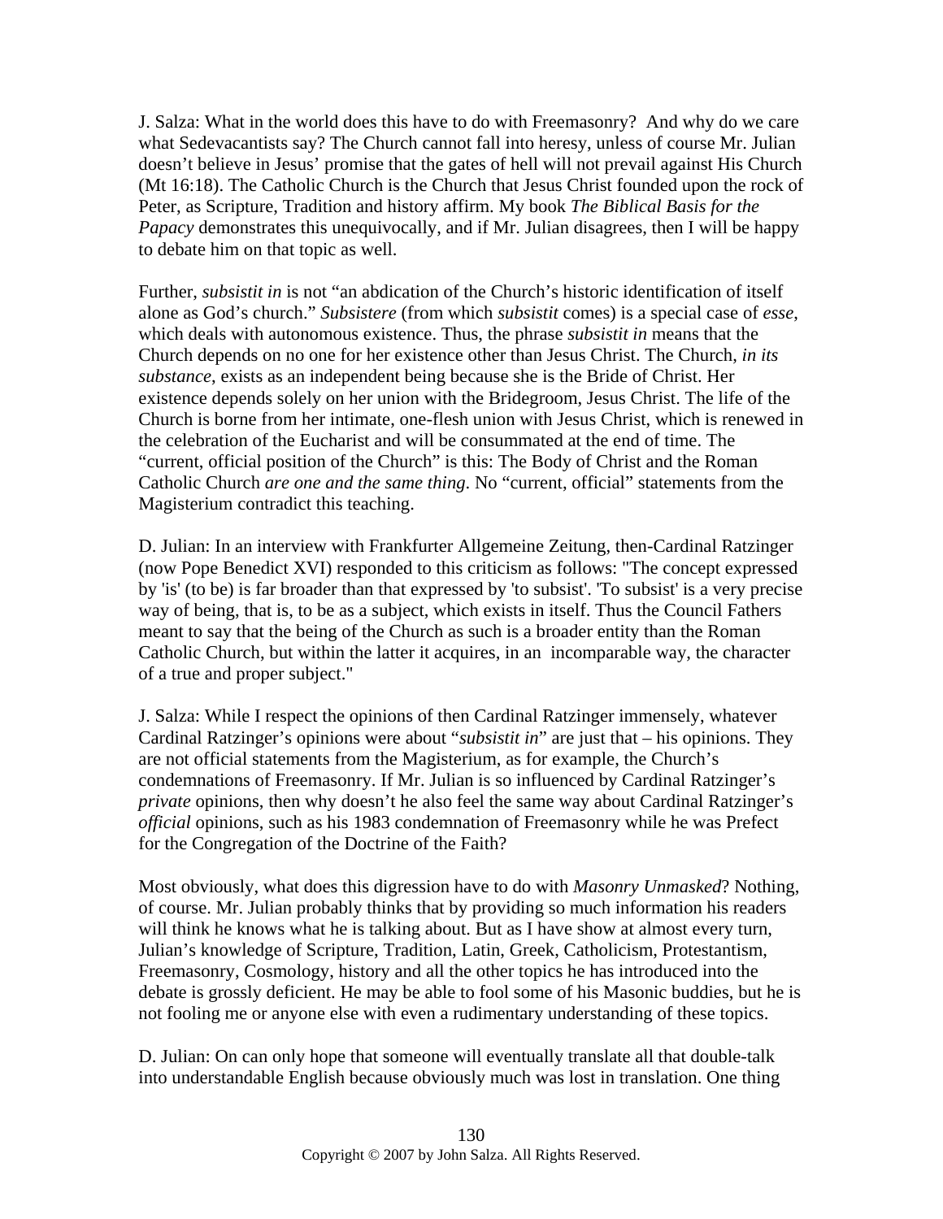J. Salza: What in the world does this have to do with Freemasonry? And why do we care what Sedevacantists say? The Church cannot fall into heresy, unless of course Mr. Julian doesn't believe in Jesus' promise that the gates of hell will not prevail against His Church (Mt 16:18). The Catholic Church is the Church that Jesus Christ founded upon the rock of Peter, as Scripture, Tradition and history affirm. My book *The Biblical Basis for the Papacy* demonstrates this unequivocally, and if Mr. Julian disagrees, then I will be happy to debate him on that topic as well.

Further, *subsistit in* is not "an abdication of the Church's historic identification of itself alone as God's church." *Subsistere* (from which *subsistit* comes) is a special case of *esse*, which deals with autonomous existence. Thus, the phrase *subsistit in* means that the Church depends on no one for her existence other than Jesus Christ. The Church, *in its substance*, exists as an independent being because she is the Bride of Christ. Her existence depends solely on her union with the Bridegroom, Jesus Christ. The life of the Church is borne from her intimate, one-flesh union with Jesus Christ, which is renewed in the celebration of the Eucharist and will be consummated at the end of time. The "current, official position of the Church" is this: The Body of Christ and the Roman Catholic Church *are one and the same thing*. No "current, official" statements from the Magisterium contradict this teaching.

D. Julian: In an interview with Frankfurter Allgemeine Zeitung, then-Cardinal Ratzinger (now Pope Benedict XVI) responded to this criticism as follows: "The concept expressed by 'is' (to be) is far broader than that expressed by 'to subsist'. 'To subsist' is a very precise way of being, that is, to be as a subject, which exists in itself. Thus the Council Fathers meant to say that the being of the Church as such is a broader entity than the Roman Catholic Church, but within the latter it acquires, in an incomparable way, the character of a true and proper subject."

J. Salza: While I respect the opinions of then Cardinal Ratzinger immensely, whatever Cardinal Ratzinger's opinions were about "*subsistit in*" are just that – his opinions. They are not official statements from the Magisterium, as for example, the Church's condemnations of Freemasonry. If Mr. Julian is so influenced by Cardinal Ratzinger's *private* opinions, then why doesn't he also feel the same way about Cardinal Ratzinger's *official* opinions, such as his 1983 condemnation of Freemasonry while he was Prefect for the Congregation of the Doctrine of the Faith?

Most obviously, what does this digression have to do with *Masonry Unmasked*? Nothing, of course. Mr. Julian probably thinks that by providing so much information his readers will think he knows what he is talking about. But as I have show at almost every turn, Julian's knowledge of Scripture, Tradition, Latin, Greek, Catholicism, Protestantism, Freemasonry, Cosmology, history and all the other topics he has introduced into the debate is grossly deficient. He may be able to fool some of his Masonic buddies, but he is not fooling me or anyone else with even a rudimentary understanding of these topics.

D. Julian: On can only hope that someone will eventually translate all that double-talk into understandable English because obviously much was lost in translation. One thing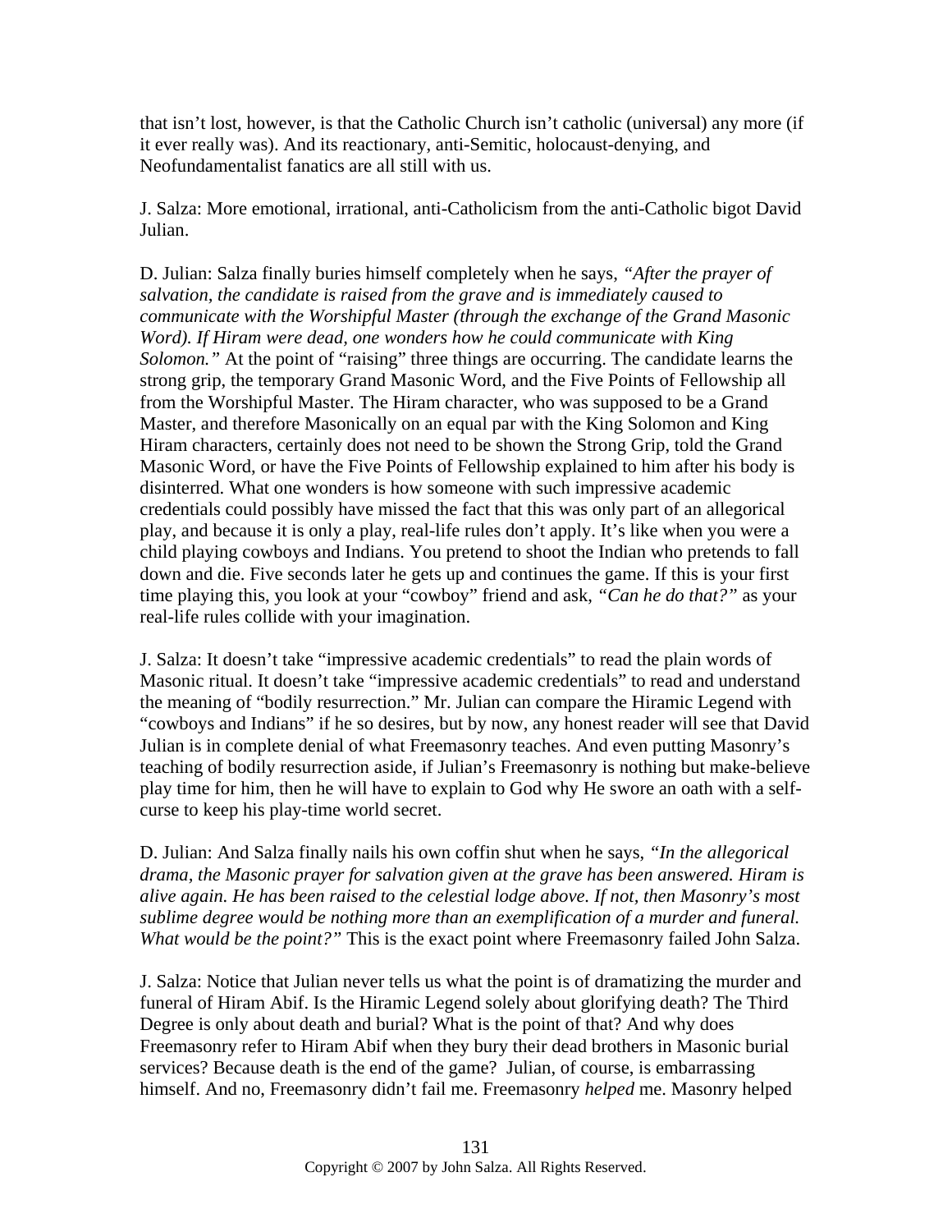that isn't lost, however, is that the Catholic Church isn't catholic (universal) any more (if it ever really was). And its reactionary, anti-Semitic, holocaust-denying, and Neofundamentalist fanatics are all still with us.

J. Salza: More emotional, irrational, anti-Catholicism from the anti-Catholic bigot David Julian.

D. Julian: Salza finally buries himself completely when he says, *"After the prayer of salvation, the candidate is raised from the grave and is immediately caused to communicate with the Worshipful Master (through the exchange of the Grand Masonic Word). If Hiram were dead, one wonders how he could communicate with King Solomon."* At the point of "raising" three things are occurring. The candidate learns the strong grip, the temporary Grand Masonic Word, and the Five Points of Fellowship all from the Worshipful Master. The Hiram character, who was supposed to be a Grand Master, and therefore Masonically on an equal par with the King Solomon and King Hiram characters, certainly does not need to be shown the Strong Grip, told the Grand Masonic Word, or have the Five Points of Fellowship explained to him after his body is disinterred. What one wonders is how someone with such impressive academic credentials could possibly have missed the fact that this was only part of an allegorical play, and because it is only a play, real-life rules don't apply. It's like when you were a child playing cowboys and Indians. You pretend to shoot the Indian who pretends to fall down and die. Five seconds later he gets up and continues the game. If this is your first time playing this, you look at your "cowboy" friend and ask, *"Can he do that?"* as your real-life rules collide with your imagination.

J. Salza: It doesn't take "impressive academic credentials" to read the plain words of Masonic ritual. It doesn't take "impressive academic credentials" to read and understand the meaning of "bodily resurrection." Mr. Julian can compare the Hiramic Legend with "cowboys and Indians" if he so desires, but by now, any honest reader will see that David Julian is in complete denial of what Freemasonry teaches. And even putting Masonry's teaching of bodily resurrection aside, if Julian's Freemasonry is nothing but make-believe play time for him, then he will have to explain to God why He swore an oath with a self-curse to keep his play-time world secret.

D. Julian: And Salza finally nails his own coffin shut when he says, *"In the allegorical drama, the Masonic prayer for salvation given at the grave has been answered. Hiram is alive again. He has been raised to the celestial lodge above. If not, then Masonry's most sublime degree would be nothing more than an exemplification of a murder and funeral. What would be the point?"* This is the exact point where Freemasonry failed John Salza.

J. Salza: Notice that Julian never tells us what the point is of dramatizing the murder and funeral of Hiram Abif. Is the Hiramic Legend solely about glorifying death? The Third Degree is only about death and burial? What is the point of that? And why does Freemasonry refer to Hiram Abif when they bury their dead brothers in Masonic burial services? Because death is the end of the game? Julian, of course, is embarrassing himself. And no, Freemasonry didn't fail me. Freemasonry *helped* me. Masonry helped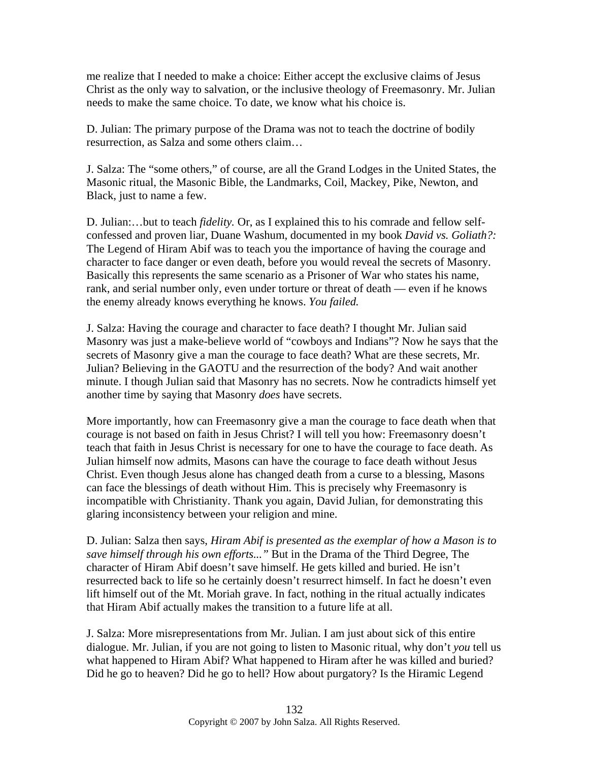me realize that I needed to make a choice: Either accept the exclusive claims of Jesus Christ as the only way to salvation, or the inclusive theology of Freemasonry. Mr. Julian needs to make the same choice. To date, we know what his choice is.

D. Julian: The primary purpose of the Drama was not to teach the doctrine of bodily resurrection, as Salza and some others claim…

J. Salza: The "some others," of course, are all the Grand Lodges in the United States, the Masonic ritual, the Masonic Bible, the Landmarks, Coil, Mackey, Pike, Newton, and Black, just to name a few.

D. Julian:…but to teach *fidelity.* Or, as I explained this to his comrade and fellow self-confessed and proven liar, Duane Washum, documented in my book *David vs. Goliath?:* The Legend of Hiram Abif was to teach you the importance of having the courage and character to face danger or even death, before you would reveal the secrets of Masonry. Basically this represents the same scenario as a Prisoner of War who states his name, rank, and serial number only, even under torture or threat of death — even if he knows the enemy already knows everything he knows. *You failed.*

J. Salza: Having the courage and character to face death? I thought Mr. Julian said Masonry was just a make-believe world of "cowboys and Indians"? Now he says that the secrets of Masonry give a man the courage to face death? What are these secrets, Mr. Julian? Believing in the GAOTU and the resurrection of the body? And wait another minute. I though Julian said that Masonry has no secrets. Now he contradicts himself yet another time by saying that Masonry *does* have secrets.

More importantly, how can Freemasonry give a man the courage to face death when that courage is not based on faith in Jesus Christ? I will tell you how: Freemasonry doesn't teach that faith in Jesus Christ is necessary for one to have the courage to face death. As Julian himself now admits, Masons can have the courage to face death without Jesus Christ. Even though Jesus alone has changed death from a curse to a blessing, Masons can face the blessings of death without Him. This is precisely why Freemasonry is incompatible with Christianity. Thank you again, David Julian, for demonstrating this glaring inconsistency between your religion and mine.

D. Julian: Salza then says, *Hiram Abif is presented as the exemplar of how a Mason is to save himself through his own efforts..."* But in the Drama of the Third Degree, The character of Hiram Abif doesn't save himself. He gets killed and buried. He isn't resurrected back to life so he certainly doesn't resurrect himself. In fact he doesn't even lift himself out of the Mt. Moriah grave. In fact, nothing in the ritual actually indicates that Hiram Abif actually makes the transition to a future life at all.

J. Salza: More misrepresentations from Mr. Julian. I am just about sick of this entire dialogue. Mr. Julian, if you are not going to listen to Masonic ritual, why don't *you* tell us what happened to Hiram Abif? What happened to Hiram after he was killed and buried? Did he go to heaven? Did he go to hell? How about purgatory? Is the Hiramic Legend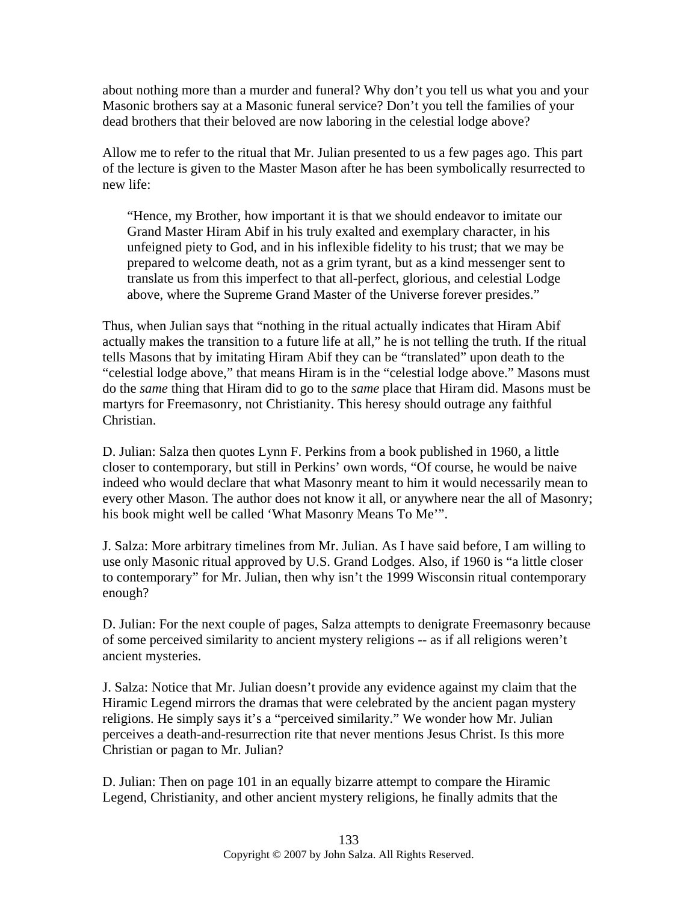about nothing more than a murder and funeral? Why don't you tell us what you and your Masonic brothers say at a Masonic funeral service? Don't you tell the families of your dead brothers that their beloved are now laboring in the celestial lodge above?

Allow me to refer to the ritual that Mr. Julian presented to us a few pages ago. This part of the lecture is given to the Master Mason after he has been symbolically resurrected to new life:

> "Hence, my Brother, how important it is that we should endeavor to imitate our Grand Master Hiram Abif in his truly exalted and exemplary character, in his unfeigned piety to God, and in his inflexible fidelity to his trust; that we may be prepared to welcome death, not as a grim tyrant, but as a kind messenger sent to translate us from this imperfect to that all-perfect, glorious, and celestial Lodge above, where the Supreme Grand Master of the Universe forever presides."

Thus, when Julian says that "nothing in the ritual actually indicates that Hiram Abif actually makes the transition to a future life at all," he is not telling the truth. If the ritual tells Masons that by imitating Hiram Abif they can be "translated" upon death to the "celestial lodge above," that means Hiram is in the "celestial lodge above." Masons must do the *same* thing that Hiram did to go to the *same* place that Hiram did. Masons must be martyrs for Freemasonry, not Christianity. This heresy should outrage any faithful Christian.

D. Julian: Salza then quotes Lynn F. Perkins from a book published in 1960, a little closer to contemporary, but still in Perkins' own words, "Of course, he would be naive indeed who would declare that what Masonry meant to him it would necessarily mean to every other Mason. The author does not know it all, or anywhere near the all of Masonry; his book might well be called 'What Masonry Means To Me'".

J. Salza: More arbitrary timelines from Mr. Julian. As I have said before, I am willing to use only Masonic ritual approved by U.S. Grand Lodges. Also, if 1960 is "a little closer to contemporary" for Mr. Julian, then why isn't the 1999 Wisconsin ritual contemporary enough?

D. Julian: For the next couple of pages, Salza attempts to denigrate Freemasonry because of some perceived similarity to ancient mystery religions -- as if all religions weren't ancient mysteries.

J. Salza: Notice that Mr. Julian doesn't provide any evidence against my claim that the Hiramic Legend mirrors the dramas that were celebrated by the ancient pagan mystery religions. He simply says it's a "perceived similarity." We wonder how Mr. Julian perceives a death-and-resurrection rite that never mentions Jesus Christ. Is this more Christian or pagan to Mr. Julian?

D. Julian: Then on page 101 in an equally bizarre attempt to compare the Hiramic Legend, Christianity, and other ancient mystery religions, he finally admits that the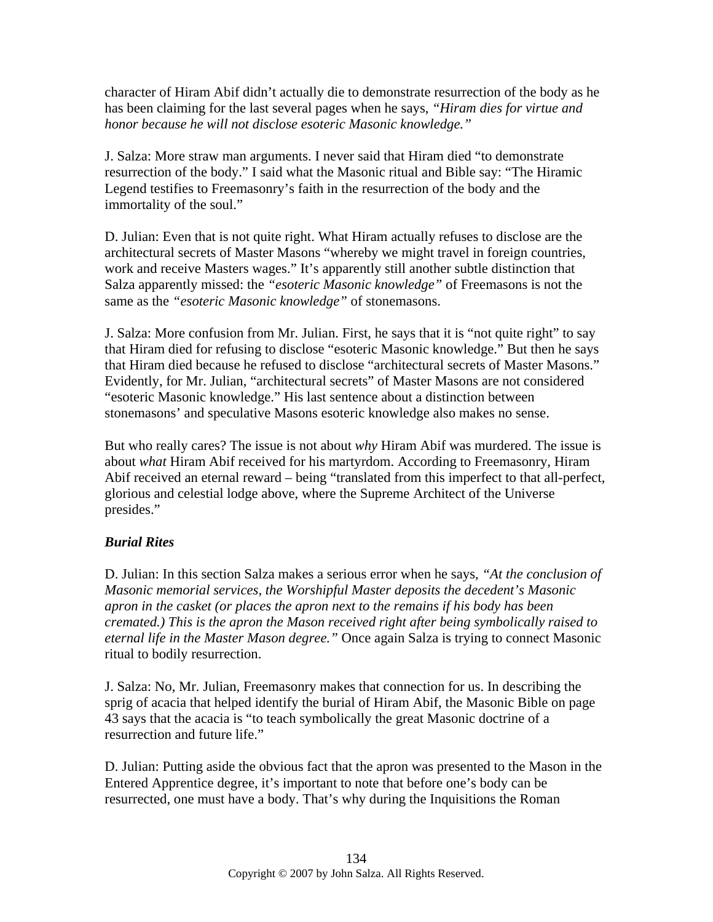character of Hiram Abif didn't actually die to demonstrate resurrection of the body as he has been claiming for the last several pages when he says, *"Hiram dies for virtue and honor because he will not disclose esoteric Masonic knowledge."*

J. Salza: More straw man arguments. I never said that Hiram died "to demonstrate resurrection of the body." I said what the Masonic ritual and Bible say: "The Hiramic Legend testifies to Freemasonry's faith in the resurrection of the body and the immortality of the soul."

D. Julian: Even that is not quite right. What Hiram actually refuses to disclose are the architectural secrets of Master Masons "whereby we might travel in foreign countries, work and receive Masters wages." It's apparently still another subtle distinction that Salza apparently missed: the *"esoteric Masonic knowledge"* of Freemasons is not the same as the *"esoteric Masonic knowledge"* of stonemasons.

J. Salza: More confusion from Mr. Julian. First, he says that it is "not quite right" to say that Hiram died for refusing to disclose "esoteric Masonic knowledge." But then he says that Hiram died because he refused to disclose "architectural secrets of Master Masons." Evidently, for Mr. Julian, "architectural secrets" of Master Masons are not considered "esoteric Masonic knowledge." His last sentence about a distinction between stonemasons' and speculative Masons esoteric knowledge also makes no sense.

But who really cares? The issue is not about *why* Hiram Abif was murdered. The issue is about *what* Hiram Abif received for his martyrdom. According to Freemasonry, Hiram Abif received an eternal reward – being "translated from this imperfect to that all-perfect, glorious and celestial lodge above, where the Supreme Architect of the Universe presides."

### *Burial Rites*

D. Julian: In this section Salza makes a serious error when he says, *"At the conclusion of Masonic memorial services, the Worshipful Master deposits the decedent's Masonic apron in the casket (or places the apron next to the remains if his body has been cremated.) This is the apron the Mason received right after being symbolically raised to eternal life in the Master Mason degree."* Once again Salza is trying to connect Masonic ritual to bodily resurrection.

J. Salza: No, Mr. Julian, Freemasonry makes that connection for us. In describing the sprig of acacia that helped identify the burial of Hiram Abif, the Masonic Bible on page 43 says that the acacia is "to teach symbolically the great Masonic doctrine of a resurrection and future life."

D. Julian: Putting aside the obvious fact that the apron was presented to the Mason in the Entered Apprentice degree, it's important to note that before one's body can be resurrected, one must have a body. That's why during the Inquisitions the Roman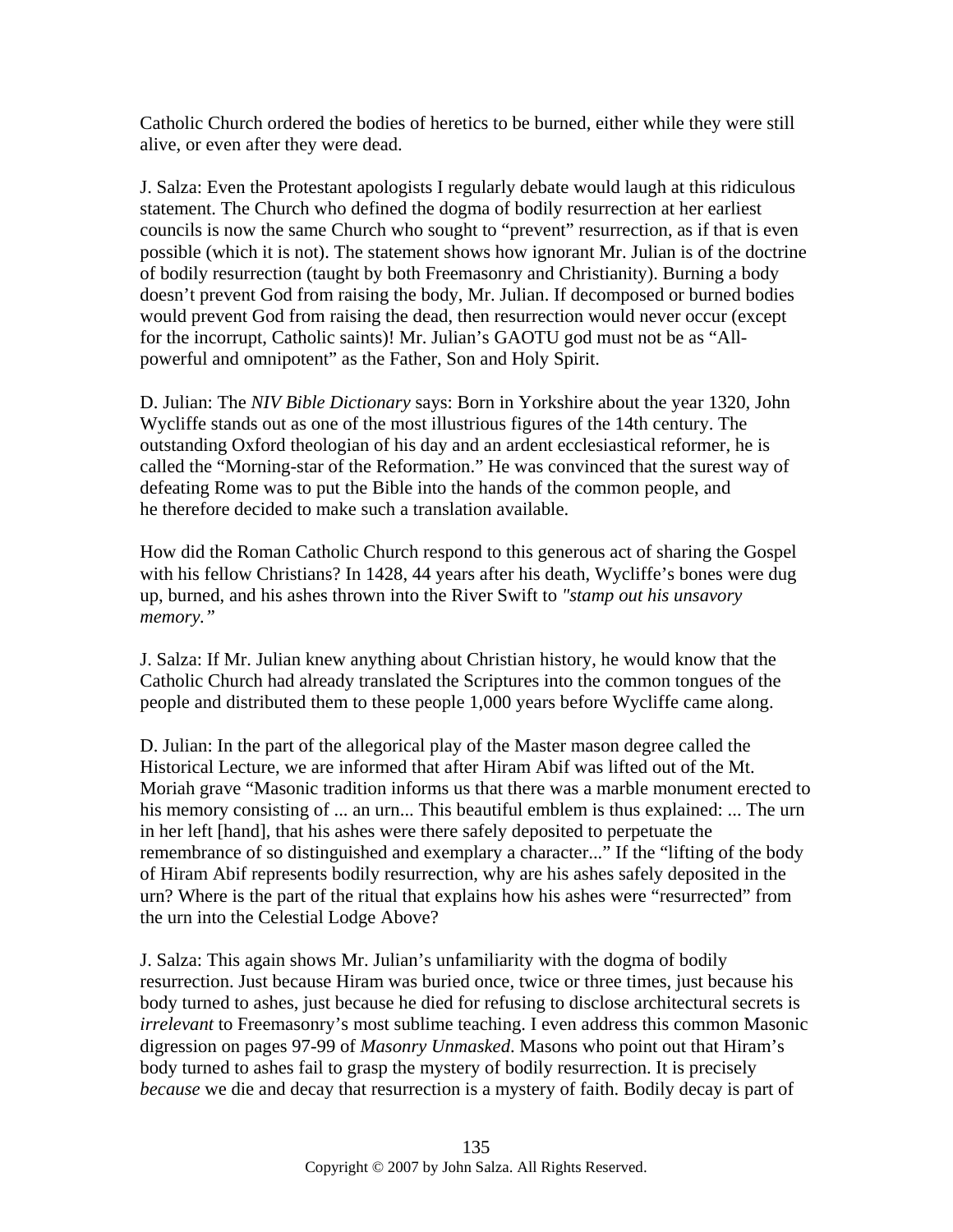Catholic Church ordered the bodies of heretics to be burned, either while they were still alive, or even after they were dead.

J. Salza: Even the Protestant apologists I regularly debate would laugh at this ridiculous statement. The Church who defined the dogma of bodily resurrection at her earliest councils is now the same Church who sought to "prevent" resurrection, as if that is even possible (which it is not). The statement shows how ignorant Mr. Julian is of the doctrine of bodily resurrection (taught by both Freemasonry and Christianity). Burning a body doesn't prevent God from raising the body, Mr. Julian. If decomposed or burned bodies would prevent God from raising the dead, then resurrection would never occur (except for the incorrupt, Catholic saints)! Mr. Julian's GAOTU god must not be as "All-powerful and omnipotent" as the Father, Son and Holy Spirit.

D. Julian: The *NIV Bible Dictionary* says: Born in Yorkshire about the year 1320, John Wycliffe stands out as one of the most illustrious figures of the 14th century. The outstanding Oxford theologian of his day and an ardent ecclesiastical reformer, he is called the "Morning-star of the Reformation." He was convinced that the surest way of defeating Rome was to put the Bible into the hands of the common people, and he therefore decided to make such a translation available.

How did the Roman Catholic Church respond to this generous act of sharing the Gospel with his fellow Christians? In 1428, 44 years after his death, Wycliffe's bones were dug up, burned, and his ashes thrown into the River Swift to *"stamp out his unsavory memory."*

J. Salza: If Mr. Julian knew anything about Christian history, he would know that the Catholic Church had already translated the Scriptures into the common tongues of the people and distributed them to these people 1,000 years before Wycliffe came along.

D. Julian: In the part of the allegorical play of the Master mason degree called the Historical Lecture, we are informed that after Hiram Abif was lifted out of the Mt. Moriah grave "Masonic tradition informs us that there was a marble monument erected to his memory consisting of ... an urn... This beautiful emblem is thus explained: ... The urn in her left [hand], that his ashes were there safely deposited to perpetuate the remembrance of so distinguished and exemplary a character..." If the "lifting of the body of Hiram Abif represents bodily resurrection, why are his ashes safely deposited in the urn? Where is the part of the ritual that explains how his ashes were "resurrected" from the urn into the Celestial Lodge Above?

J. Salza: This again shows Mr. Julian's unfamiliarity with the dogma of bodily resurrection. Just because Hiram was buried once, twice or three times, just because his body turned to ashes, just because he died for refusing to disclose architectural secrets is *irrelevant* to Freemasonry's most sublime teaching. I even address this common Masonic digression on pages 97-99 of *Masonry Unmasked*. Masons who point out that Hiram's body turned to ashes fail to grasp the mystery of bodily resurrection. It is precisely *because* we die and decay that resurrection is a mystery of faith. Bodily decay is part of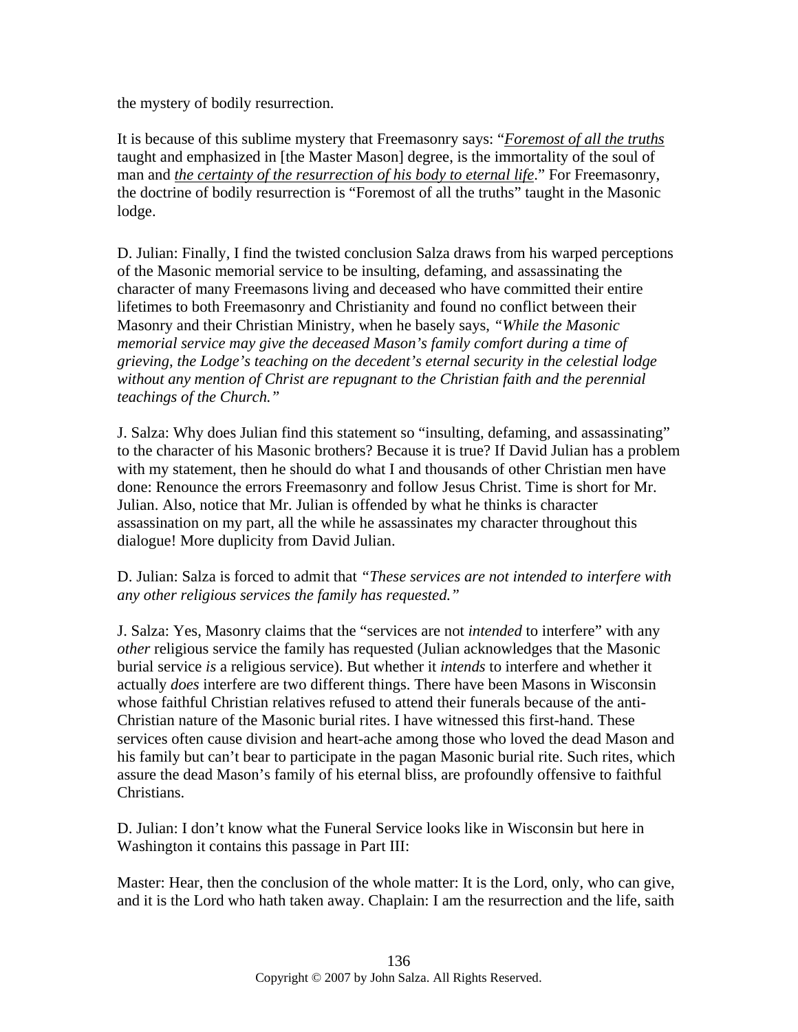the mystery of bodily resurrection.

It is because of this sublime mystery that Freemasonry says: "*Foremost of all the truths* taught and emphasized in [the Master Mason] degree, is the immortality of the soul of man and *the certainty of the resurrection of his body to eternal life*." For Freemasonry, the doctrine of bodily resurrection is "Foremost of all the truths" taught in the Masonic lodge.

D. Julian: Finally, I find the twisted conclusion Salza draws from his warped perceptions of the Masonic memorial service to be insulting, defaming, and assassinating the character of many Freemasons living and deceased who have committed their entire lifetimes to both Freemasonry and Christianity and found no conflict between their Masonry and their Christian Ministry, when he basely says, *"While the Masonic memorial service may give the deceased Mason's family comfort during a time of grieving, the Lodge's teaching on the decedent's eternal security in the celestial lodge without any mention of Christ are repugnant to the Christian faith and the perennial teachings of the Church."*

J. Salza: Why does Julian find this statement so "insulting, defaming, and assassinating" to the character of his Masonic brothers? Because it is true? If David Julian has a problem with my statement, then he should do what I and thousands of other Christian men have done: Renounce the errors Freemasonry and follow Jesus Christ. Time is short for Mr. Julian. Also, notice that Mr. Julian is offended by what he thinks is character assassination on my part, all the while he assassinates my character throughout this dialogue! More duplicity from David Julian.

D. Julian: Salza is forced to admit that *"These services are not intended to interfere with any other religious services the family has requested."*

J. Salza: Yes, Masonry claims that the "services are not *intended* to interfere" with any *other* religious service the family has requested (Julian acknowledges that the Masonic burial service *is* a religious service). But whether it *intends* to interfere and whether it actually *does* interfere are two different things. There have been Masons in Wisconsin whose faithful Christian relatives refused to attend their funerals because of the anti-Christian nature of the Masonic burial rites. I have witnessed this first-hand. These services often cause division and heart-ache among those who loved the dead Mason and his family but can't bear to participate in the pagan Masonic burial rite. Such rites, which assure the dead Mason's family of his eternal bliss, are profoundly offensive to faithful Christians.

D. Julian: I don't know what the Funeral Service looks like in Wisconsin but here in Washington it contains this passage in Part III:

Master: Hear, then the conclusion of the whole matter: It is the Lord, only, who can give, and it is the Lord who hath taken away. Chaplain: I am the resurrection and the life, saith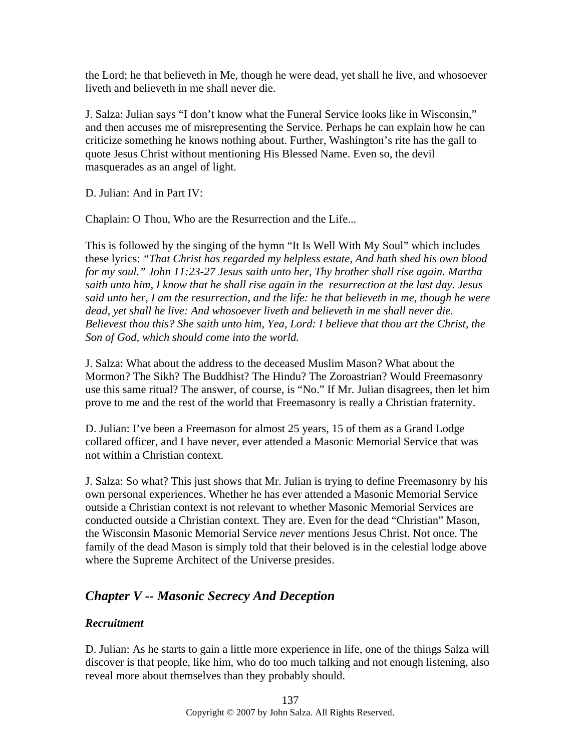the Lord; he that believeth in Me, though he were dead, yet shall he live, and whosoever liveth and believeth in me shall never die.

J. Salza: Julian says "I don't know what the Funeral Service looks like in Wisconsin," and then accuses me of misrepresenting the Service. Perhaps he can explain how he can criticize something he knows nothing about. Further, Washington's rite has the gall to quote Jesus Christ without mentioning His Blessed Name. Even so, the devil masquerades as an angel of light.

D. Julian: And in Part IV:

Chaplain: O Thou, Who are the Resurrection and the Life...

This is followed by the singing of the hymn "It Is Well With My Soul" which includes these lyrics: *"That Christ has regarded my helpless estate, And hath shed his own blood for my soul." John 11:23-27 Jesus saith unto her, Thy brother shall rise again. Martha saith unto him, I know that he shall rise again in the resurrection at the last day. Jesus said unto her, I am the resurrection, and the life: he that believeth in me, though he were dead, yet shall he live: And whosoever liveth and believeth in me shall never die. Believest thou this? She saith unto him, Yea, Lord: I believe that thou art the Christ, the Son of God, which should come into the world.*

J. Salza: What about the address to the deceased Muslim Mason? What about the Mormon? The Sikh? The Buddhist? The Hindu? The Zoroastrian? Would Freemasonry use this same ritual? The answer, of course, is "No." If Mr. Julian disagrees, then let him prove to me and the rest of the world that Freemasonry is really a Christian fraternity.

D. Julian: I've been a Freemason for almost 25 years, 15 of them as a Grand Lodge collared officer, and I have never, ever attended a Masonic Memorial Service that was not within a Christian context.

J. Salza: So what? This just shows that Mr. Julian is trying to define Freemasonry by his own personal experiences. Whether he has ever attended a Masonic Memorial Service outside a Christian context is not relevant to whether Masonic Memorial Services are conducted outside a Christian context. They are. Even for the dead "Christian" Mason, the Wisconsin Masonic Memorial Service *never* mentions Jesus Christ. Not once. The family of the dead Mason is simply told that their beloved is in the celestial lodge above where the Supreme Architect of the Universe presides.

## *Chapter V -- Masonic Secrecy And Deception*

### *Recruitment*

D. Julian: As he starts to gain a little more experience in life, one of the things Salza will discover is that people, like him, who do too much talking and not enough listening, also reveal more about themselves than they probably should.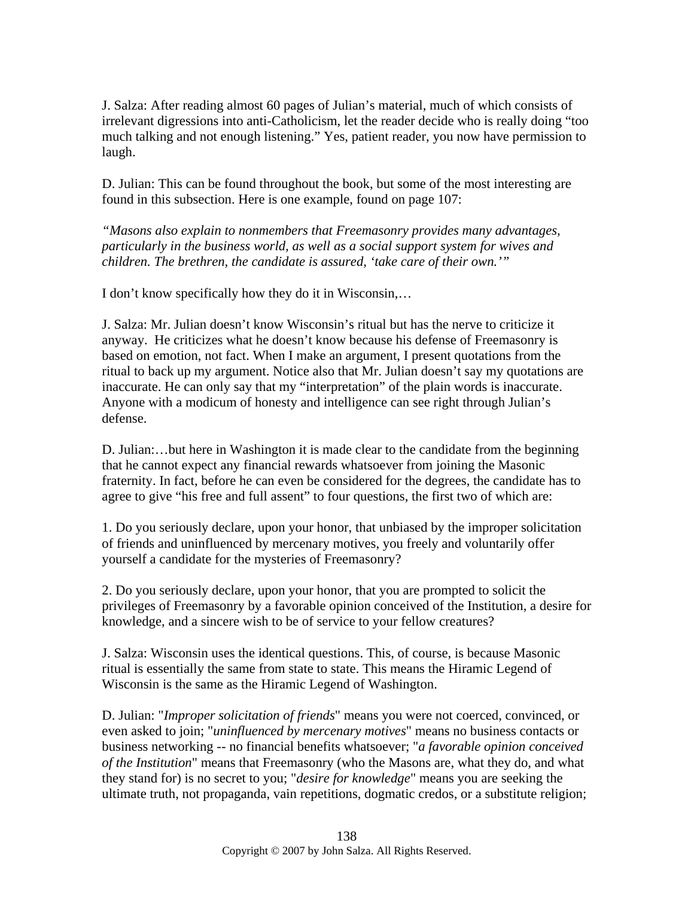J. Salza: After reading almost 60 pages of Julian's material, much of which consists of irrelevant digressions into anti-Catholicism, let the reader decide who is really doing "too much talking and not enough listening." Yes, patient reader, you now have permission to laugh.

D. Julian: This can be found throughout the book, but some of the most interesting are found in this subsection. Here is one example, found on page 107:

*"Masons also explain to nonmembers that Freemasonry provides many advantages, particularly in the business world, as well as a social support system for wives and children. The brethren, the candidate is assured, 'take care of their own.'"*

I don't know specifically how they do it in Wisconsin,…

J. Salza: Mr. Julian doesn't know Wisconsin's ritual but has the nerve to criticize it anyway. He criticizes what he doesn't know because his defense of Freemasonry is based on emotion, not fact. When I make an argument, I present quotations from the ritual to back up my argument. Notice also that Mr. Julian doesn't say my quotations are inaccurate. He can only say that my "interpretation" of the plain words is inaccurate. Anyone with a modicum of honesty and intelligence can see right through Julian's defense.

D. Julian:…but here in Washington it is made clear to the candidate from the beginning that he cannot expect any financial rewards whatsoever from joining the Masonic fraternity. In fact, before he can even be considered for the degrees, the candidate has to agree to give "his free and full assent" to four questions, the first two of which are:

1. Do you seriously declare, upon your honor, that unbiased by the improper solicitation of friends and uninfluenced by mercenary motives, you freely and voluntarily offer yourself a candidate for the mysteries of Freemasonry?

2. Do you seriously declare, upon your honor, that you are prompted to solicit the privileges of Freemasonry by a favorable opinion conceived of the Institution, a desire for knowledge, and a sincere wish to be of service to your fellow creatures?

J. Salza: Wisconsin uses the identical questions. This, of course, is because Masonic ritual is essentially the same from state to state. This means the Hiramic Legend of Wisconsin is the same as the Hiramic Legend of Washington.

D. Julian: "*Improper solicitation of friends*" means you were not coerced, convinced, or even asked to join; "*uninfluenced by mercenary motives*" means no business contacts or business networking -- no financial benefits whatsoever; "*a favorable opinion conceived of the Institution*" means that Freemasonry (who the Masons are, what they do, and what they stand for) is no secret to you; "*desire for knowledge*" means you are seeking the ultimate truth, not propaganda, vain repetitions, dogmatic credos, or a substitute religion;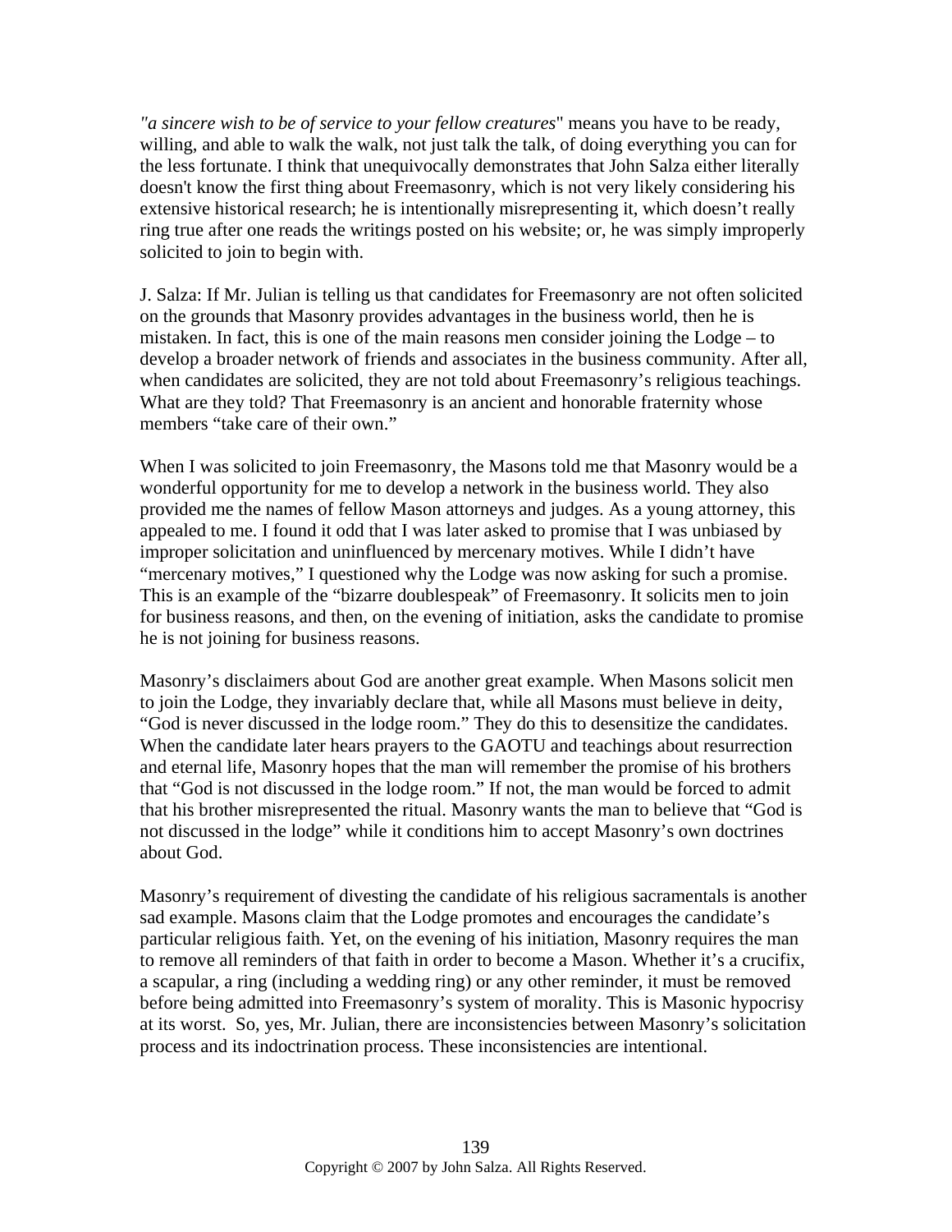*"a sincere wish to be of service to your fellow creatures*" means you have to be ready, willing, and able to walk the walk, not just talk the talk, of doing everything you can for the less fortunate. I think that unequivocally demonstrates that John Salza either literally doesn't know the first thing about Freemasonry, which is not very likely considering his extensive historical research; he is intentionally misrepresenting it, which doesn't really ring true after one reads the writings posted on his website; or, he was simply improperly solicited to join to begin with.

J. Salza: If Mr. Julian is telling us that candidates for Freemasonry are not often solicited on the grounds that Masonry provides advantages in the business world, then he is mistaken. In fact, this is one of the main reasons men consider joining the Lodge – to develop a broader network of friends and associates in the business community. After all, when candidates are solicited, they are not told about Freemasonry's religious teachings. What are they told? That Freemasonry is an ancient and honorable fraternity whose members "take care of their own."

When I was solicited to join Freemasonry, the Masons told me that Masonry would be a wonderful opportunity for me to develop a network in the business world. They also provided me the names of fellow Mason attorneys and judges. As a young attorney, this appealed to me. I found it odd that I was later asked to promise that I was unbiased by improper solicitation and uninfluenced by mercenary motives. While I didn't have "mercenary motives," I questioned why the Lodge was now asking for such a promise. This is an example of the "bizarre doublespeak" of Freemasonry. It solicits men to join for business reasons, and then, on the evening of initiation, asks the candidate to promise he is not joining for business reasons.

Masonry's disclaimers about God are another great example. When Masons solicit men to join the Lodge, they invariably declare that, while all Masons must believe in deity, "God is never discussed in the lodge room." They do this to desensitize the candidates. When the candidate later hears prayers to the GAOTU and teachings about resurrection and eternal life, Masonry hopes that the man will remember the promise of his brothers that "God is not discussed in the lodge room." If not, the man would be forced to admit that his brother misrepresented the ritual. Masonry wants the man to believe that "God is not discussed in the lodge" while it conditions him to accept Masonry's own doctrines about God.

Masonry's requirement of divesting the candidate of his religious sacramentals is another sad example. Masons claim that the Lodge promotes and encourages the candidate's particular religious faith. Yet, on the evening of his initiation, Masonry requires the man to remove all reminders of that faith in order to become a Mason. Whether it's a crucifix, a scapular, a ring (including a wedding ring) or any other reminder, it must be removed before being admitted into Freemasonry's system of morality. This is Masonic hypocrisy at its worst. So, yes, Mr. Julian, there are inconsistencies between Masonry's solicitation process and its indoctrination process. These inconsistencies are intentional.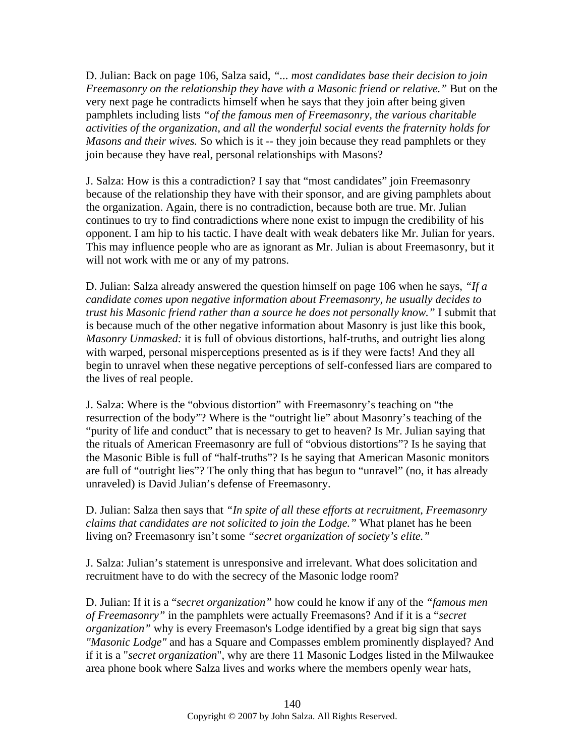D. Julian: Back on page 106, Salza said, *"... most candidates base their decision to join Freemasonry on the relationship they have with a Masonic friend or relative."* But on the very next page he contradicts himself when he says that they join after being given pamphlets including lists *"of the famous men of Freemasonry, the various charitable activities of the organization, and all the wonderful social events the fraternity holds for Masons and their wives.* So which is it -- they join because they read pamphlets or they join because they have real, personal relationships with Masons?

J. Salza: How is this a contradiction? I say that "most candidates" join Freemasonry because of the relationship they have with their sponsor, and are giving pamphlets about the organization. Again, there is no contradiction, because both are true. Mr. Julian continues to try to find contradictions where none exist to impugn the credibility of his opponent. I am hip to his tactic. I have dealt with weak debaters like Mr. Julian for years. This may influence people who are as ignorant as Mr. Julian is about Freemasonry, but it will not work with me or any of my patrons.

D. Julian: Salza already answered the question himself on page 106 when he says, *"If a candidate comes upon negative information about Freemasonry, he usually decides to trust his Masonic friend rather than a source he does not personally know."* I submit that is because much of the other negative information about Masonry is just like this book, *Masonry Unmasked:* it is full of obvious distortions, half-truths, and outright lies along with warped, personal misperceptions presented as is if they were facts! And they all begin to unravel when these negative perceptions of self-confessed liars are compared to the lives of real people.

J. Salza: Where is the "obvious distortion" with Freemasonry's teaching on "the resurrection of the body"? Where is the "outright lie" about Masonry's teaching of the "purity of life and conduct" that is necessary to get to heaven? Is Mr. Julian saying that the rituals of American Freemasonry are full of "obvious distortions"? Is he saying that the Masonic Bible is full of "half-truths"? Is he saying that American Masonic monitors are full of "outright lies"? The only thing that has begun to "unravel" (no, it has already unraveled) is David Julian's defense of Freemasonry.

D. Julian: Salza then says that *"In spite of all these efforts at recruitment, Freemasonry claims that candidates are not solicited to join the Lodge."* What planet has he been living on? Freemasonry isn't some *"secret organization of society's elite."*

J. Salza: Julian's statement is unresponsive and irrelevant. What does solicitation and recruitment have to do with the secrecy of the Masonic lodge room?

D. Julian: If it is a "*secret organization"* how could he know if any of the *"famous men of Freemasonry"* in the pamphlets were actually Freemasons? And if it is a "*secret organization"* why is every Freemason's Lodge identified by a great big sign that says *"Masonic Lodge"* and has a Square and Compasses emblem prominently displayed? And if it is a "*secret organization*", why are there 11 Masonic Lodges listed in the Milwaukee area phone book where Salza lives and works where the members openly wear hats,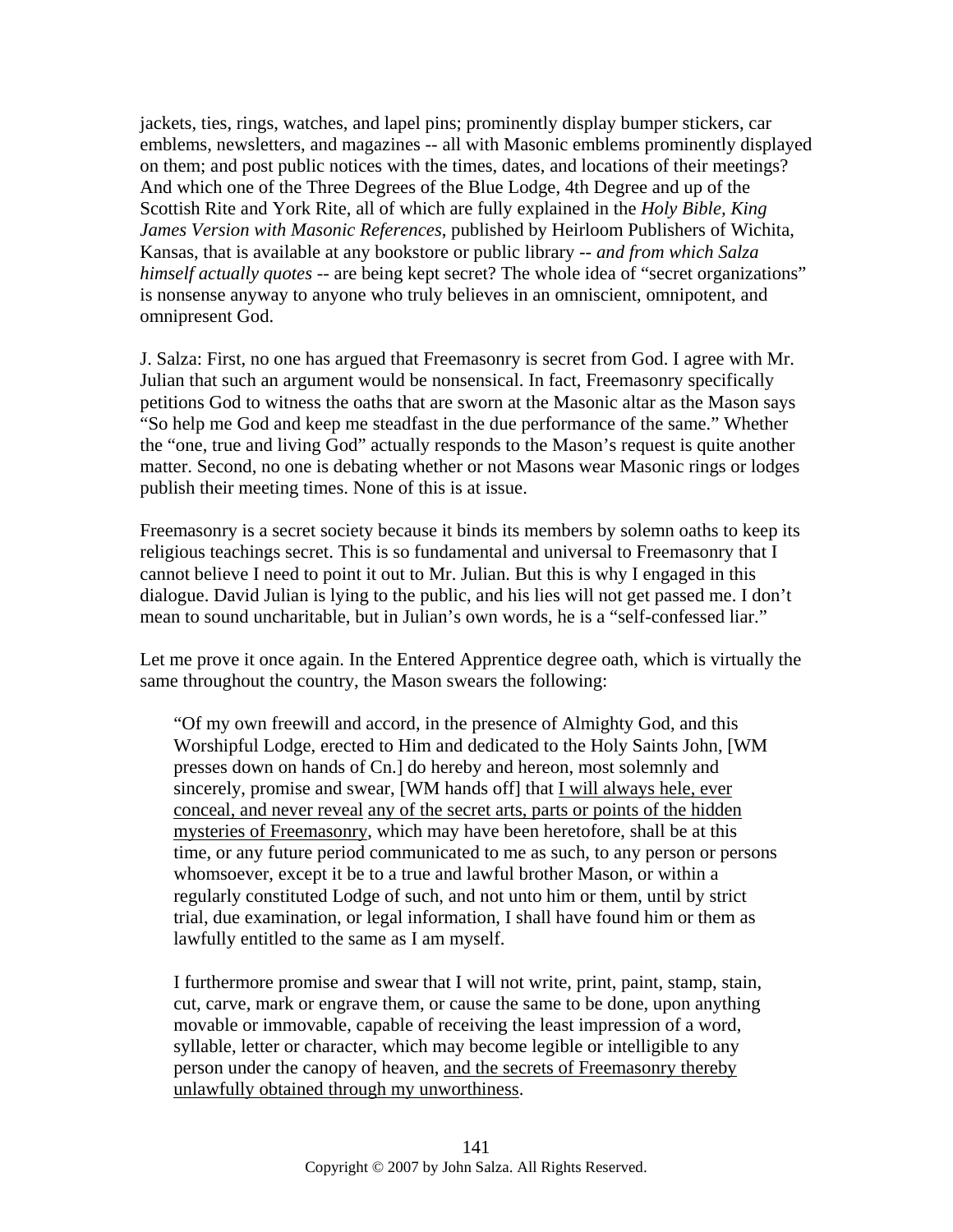jackets, ties, rings, watches, and lapel pins; prominently display bumper stickers, car emblems, newsletters, and magazines -- all with Masonic emblems prominently displayed on them; and post public notices with the times, dates, and locations of their meetings? And which one of the Three Degrees of the Blue Lodge, 4th Degree and up of the Scottish Rite and York Rite, all of which are fully explained in the *Holy Bible, King James Version with Masonic References*, published by Heirloom Publishers of Wichita, Kansas, that is available at any bookstore or public library -- *and from which Salza himself actually quotes* -- are being kept secret? The whole idea of "secret organizations" is nonsense anyway to anyone who truly believes in an omniscient, omnipotent, and omnipresent God.

J. Salza: First, no one has argued that Freemasonry is secret from God. I agree with Mr. Julian that such an argument would be nonsensical. In fact, Freemasonry specifically petitions God to witness the oaths that are sworn at the Masonic altar as the Mason says "So help me God and keep me steadfast in the due performance of the same." Whether the "one, true and living God" actually responds to the Mason's request is quite another matter. Second, no one is debating whether or not Masons wear Masonic rings or lodges publish their meeting times. None of this is at issue.

Freemasonry is a secret society because it binds its members by solemn oaths to keep its religious teachings secret. This is so fundamental and universal to Freemasonry that I cannot believe I need to point it out to Mr. Julian. But this is why I engaged in this dialogue. David Julian is lying to the public, and his lies will not get passed me. I don't mean to sound uncharitable, but in Julian's own words, he is a "self-confessed liar."

Let me prove it once again. In the Entered Apprentice degree oath, which is virtually the same throughout the country, the Mason swears the following:

> "Of my own freewill and accord, in the presence of Almighty God, and this Worshipful Lodge, erected to Him and dedicated to the Holy Saints John, [WM presses down on hands of Cn.] do hereby and hereon, most solemnly and sincerely, promise and swear, [WM hands off] that <u>I will always hele, ever conceal, and never reveal</u> <u>any of the secret arts, parts or points of the hidden mysteries of Freemasonry</u>, which may have been heretofore, shall be at this time, or any future period communicated to me as such, to any person or persons whomsoever, except it be to a true and lawful brother Mason, or within a regularly constituted Lodge of such, and not unto him or them, until by strict trial, due examination, or legal information, I shall have found him or them as lawfully entitled to the same as I am myself.
>
> I furthermore promise and swear that I will not write, print, paint, stamp, stain, cut, carve, mark or engrave them, or cause the same to be done, upon anything movable or immovable, capable of receiving the least impression of a word, syllable, letter or character, which may become legible or intelligible to any person under the canopy of heaven, <u>and the secrets of Freemasonry thereby unlawfully obtained through my unworthiness</u>.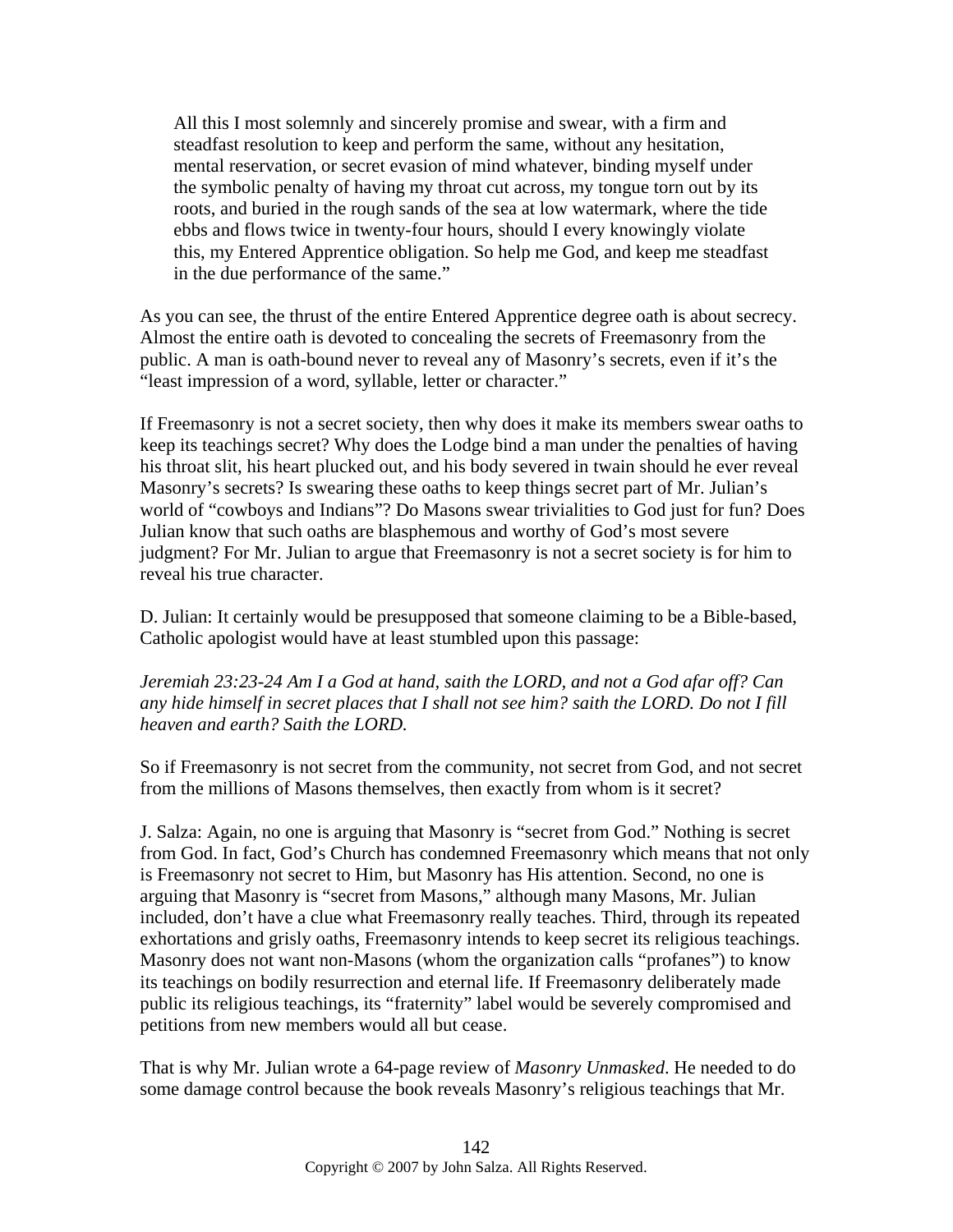> All this I most solemnly and sincerely promise and swear, with a firm and steadfast resolution to keep and perform the same, without any hesitation, mental reservation, or secret evasion of mind whatever, binding myself under the symbolic penalty of having my throat cut across, my tongue torn out by its roots, and buried in the rough sands of the sea at low watermark, where the tide ebbs and flows twice in twenty-four hours, should I every knowingly violate this, my Entered Apprentice obligation. So help me God, and keep me steadfast in the due performance of the same."

As you can see, the thrust of the entire Entered Apprentice degree oath is about secrecy. Almost the entire oath is devoted to concealing the secrets of Freemasonry from the public. A man is oath-bound never to reveal any of Masonry's secrets, even if it's the "least impression of a word, syllable, letter or character."

If Freemasonry is not a secret society, then why does it make its members swear oaths to keep its teachings secret? Why does the Lodge bind a man under the penalties of having his throat slit, his heart plucked out, and his body severed in twain should he ever reveal Masonry's secrets? Is swearing these oaths to keep things secret part of Mr. Julian's world of "cowboys and Indians"? Do Masons swear trivialities to God just for fun? Does Julian know that such oaths are blasphemous and worthy of God's most severe judgment? For Mr. Julian to argue that Freemasonry is not a secret society is for him to reveal his true character.

D. Julian: It certainly would be presupposed that someone claiming to be a Bible-based, Catholic apologist would have at least stumbled upon this passage:

*Jeremiah 23:23-24 Am I a God at hand, saith the LORD, and not a God afar off? Can any hide himself in secret places that I shall not see him? saith the LORD. Do not I fill heaven and earth? Saith the LORD.*

So if Freemasonry is not secret from the community, not secret from God, and not secret from the millions of Masons themselves, then exactly from whom is it secret?

J. Salza: Again, no one is arguing that Masonry is "secret from God." Nothing is secret from God. In fact, God's Church has condemned Freemasonry which means that not only is Freemasonry not secret to Him, but Masonry has His attention. Second, no one is arguing that Masonry is "secret from Masons," although many Masons, Mr. Julian included, don't have a clue what Freemasonry really teaches. Third, through its repeated exhortations and grisly oaths, Freemasonry intends to keep secret its religious teachings. Masonry does not want non-Masons (whom the organization calls "profanes") to know its teachings on bodily resurrection and eternal life. If Freemasonry deliberately made public its religious teachings, its "fraternity" label would be severely compromised and petitions from new members would all but cease.

That is why Mr. Julian wrote a 64-page review of *Masonry Unmasked*. He needed to do some damage control because the book reveals Masonry's religious teachings that Mr.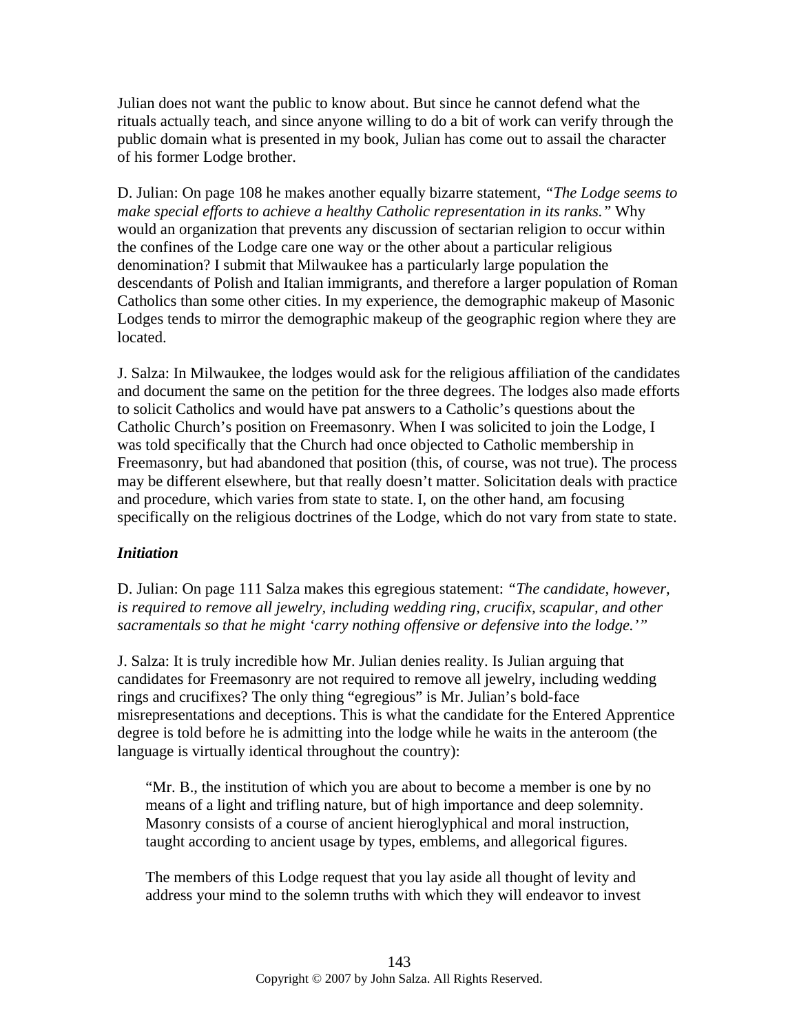Julian does not want the public to know about. But since he cannot defend what the rituals actually teach, and since anyone willing to do a bit of work can verify through the public domain what is presented in my book, Julian has come out to assail the character of his former Lodge brother.

D. Julian: On page 108 he makes another equally bizarre statement, *"The Lodge seems to make special efforts to achieve a healthy Catholic representation in its ranks."* Why would an organization that prevents any discussion of sectarian religion to occur within the confines of the Lodge care one way or the other about a particular religious denomination? I submit that Milwaukee has a particularly large population the descendants of Polish and Italian immigrants, and therefore a larger population of Roman Catholics than some other cities. In my experience, the demographic makeup of Masonic Lodges tends to mirror the demographic makeup of the geographic region where they are located.

J. Salza: In Milwaukee, the lodges would ask for the religious affiliation of the candidates and document the same on the petition for the three degrees. The lodges also made efforts to solicit Catholics and would have pat answers to a Catholic's questions about the Catholic Church's position on Freemasonry. When I was solicited to join the Lodge, I was told specifically that the Church had once objected to Catholic membership in Freemasonry, but had abandoned that position (this, of course, was not true). The process may be different elsewhere, but that really doesn't matter. Solicitation deals with practice and procedure, which varies from state to state. I, on the other hand, am focusing specifically on the religious doctrines of the Lodge, which do not vary from state to state.

***Initiation***

D. Julian: On page 111 Salza makes this egregious statement: *"The candidate, however, is required to remove all jewelry, including wedding ring, crucifix, scapular, and other sacramentals so that he might 'carry nothing offensive or defensive into the lodge.'"*

J. Salza: It is truly incredible how Mr. Julian denies reality. Is Julian arguing that candidates for Freemasonry are not required to remove all jewelry, including wedding rings and crucifixes? The only thing "egregious" is Mr. Julian's bold-face misrepresentations and deceptions. This is what the candidate for the Entered Apprentice degree is told before he is admitting into the lodge while he waits in the anteroom (the language is virtually identical throughout the country):

> "Mr. B., the institution of which you are about to become a member is one by no means of a light and trifling nature, but of high importance and deep solemnity. Masonry consists of a course of ancient hieroglyphical and moral instruction, taught according to ancient usage by types, emblems, and allegorical figures.
>
> The members of this Lodge request that you lay aside all thought of levity and address your mind to the solemn truths with which they will endeavor to invest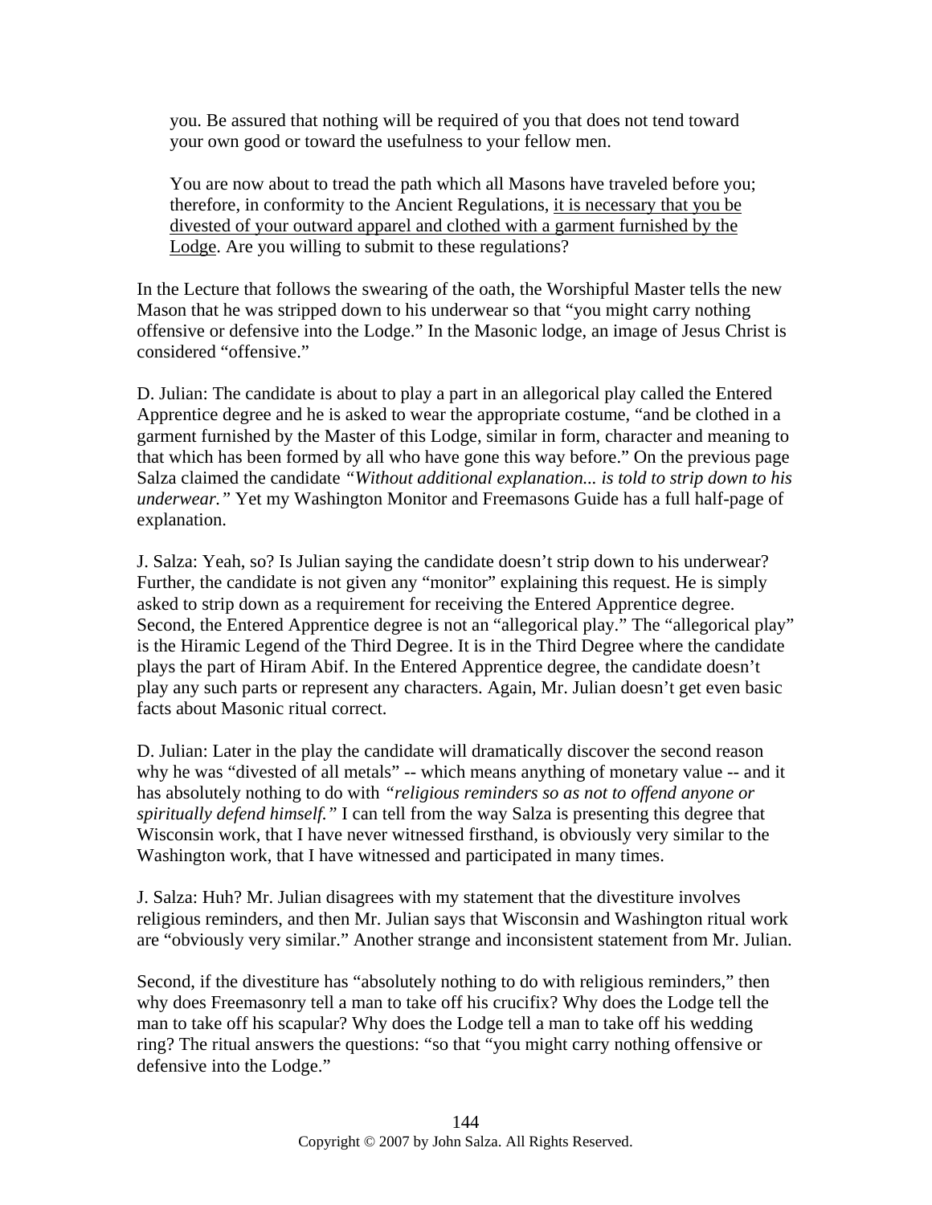> you. Be assured that nothing will be required of you that does not tend toward your own good or toward the usefulness to your fellow men.
>
> You are now about to tread the path which all Masons have traveled before you; therefore, in conformity to the Ancient Regulations, <u>it is necessary that you be divested of your outward apparel and clothed with a garment furnished by the Lodge</u>. Are you willing to submit to these regulations?

In the Lecture that follows the swearing of the oath, the Worshipful Master tells the new Mason that he was stripped down to his underwear so that "you might carry nothing offensive or defensive into the Lodge." In the Masonic lodge, an image of Jesus Christ is considered "offensive."

D. Julian: The candidate is about to play a part in an allegorical play called the Entered Apprentice degree and he is asked to wear the appropriate costume, "and be clothed in a garment furnished by the Master of this Lodge, similar in form, character and meaning to that which has been formed by all who have gone this way before." On the previous page Salza claimed the candidate *"Without additional explanation... is told to strip down to his underwear."* Yet my Washington Monitor and Freemasons Guide has a full half-page of explanation.

J. Salza: Yeah, so? Is Julian saying the candidate doesn't strip down to his underwear? Further, the candidate is not given any "monitor" explaining this request. He is simply asked to strip down as a requirement for receiving the Entered Apprentice degree. Second, the Entered Apprentice degree is not an "allegorical play." The "allegorical play" is the Hiramic Legend of the Third Degree. It is in the Third Degree where the candidate plays the part of Hiram Abif. In the Entered Apprentice degree, the candidate doesn't play any such parts or represent any characters. Again, Mr. Julian doesn't get even basic facts about Masonic ritual correct.

D. Julian: Later in the play the candidate will dramatically discover the second reason why he was "divested of all metals" -- which means anything of monetary value -- and it has absolutely nothing to do with *"religious reminders so as not to offend anyone or spiritually defend himself."* I can tell from the way Salza is presenting this degree that Wisconsin work, that I have never witnessed firsthand, is obviously very similar to the Washington work, that I have witnessed and participated in many times.

J. Salza: Huh? Mr. Julian disagrees with my statement that the divestiture involves religious reminders, and then Mr. Julian says that Wisconsin and Washington ritual work are "obviously very similar." Another strange and inconsistent statement from Mr. Julian.

Second, if the divestiture has "absolutely nothing to do with religious reminders," then why does Freemasonry tell a man to take off his crucifix? Why does the Lodge tell the man to take off his scapular? Why does the Lodge tell a man to take off his wedding ring? The ritual answers the questions: "so that "you might carry nothing offensive or defensive into the Lodge."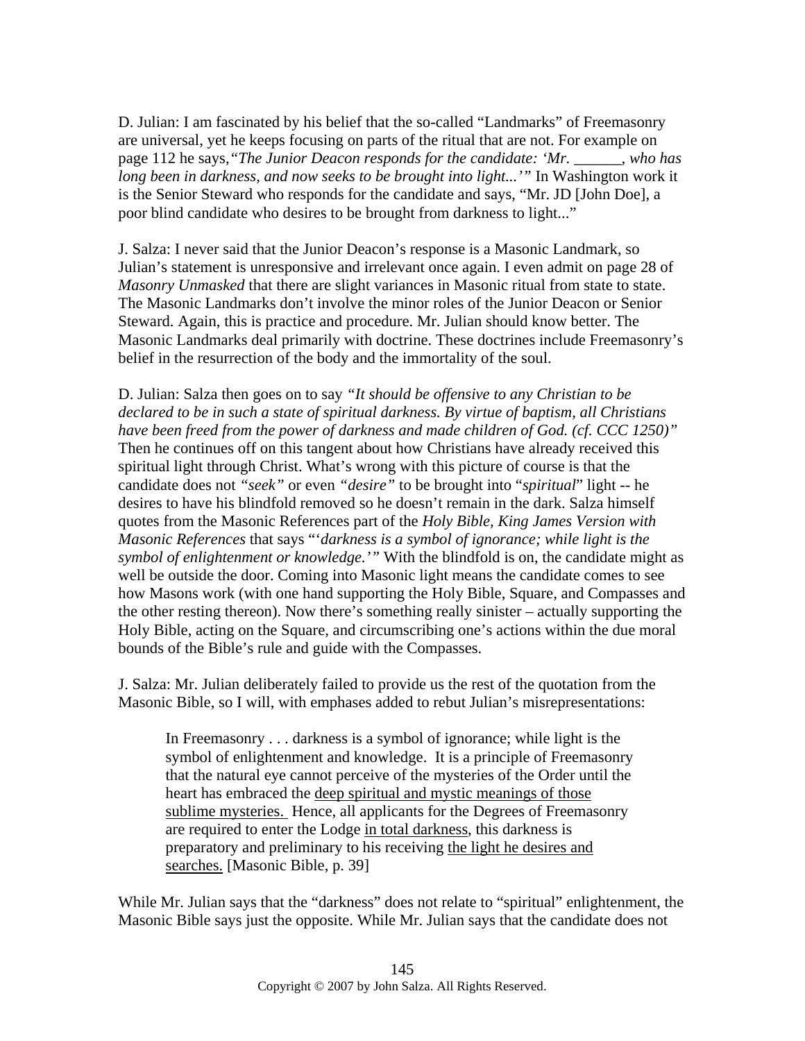D. Julian: I am fascinated by his belief that the so-called "Landmarks" of Freemasonry are universal, yet he keeps focusing on parts of the ritual that are not. For example on page 112 he says,*"The Junior Deacon responds for the candidate: 'Mr. ______, who has long been in darkness, and now seeks to be brought into light...'"* In Washington work it is the Senior Steward who responds for the candidate and says, "Mr. JD [John Doe], a poor blind candidate who desires to be brought from darkness to light..."

J. Salza: I never said that the Junior Deacon's response is a Masonic Landmark, so Julian's statement is unresponsive and irrelevant once again. I even admit on page 28 of *Masonry Unmasked* that there are slight variances in Masonic ritual from state to state. The Masonic Landmarks don't involve the minor roles of the Junior Deacon or Senior Steward. Again, this is practice and procedure. Mr. Julian should know better. The Masonic Landmarks deal primarily with doctrine. These doctrines include Freemasonry's belief in the resurrection of the body and the immortality of the soul.

D. Julian: Salza then goes on to say *"It should be offensive to any Christian to be declared to be in such a state of spiritual darkness. By virtue of baptism, all Christians have been freed from the power of darkness and made children of God. (cf. CCC 1250)"* Then he continues off on this tangent about how Christians have already received this spiritual light through Christ. What's wrong with this picture of course is that the candidate does not *"seek"* or even *"desire"* to be brought into "*spiritual*" light -- he desires to have his blindfold removed so he doesn't remain in the dark. Salza himself quotes from the Masonic References part of the *Holy Bible, King James Version with Masonic References* that says "*'darkness is a symbol of ignorance; while light is the symbol of enlightenment or knowledge.'"* With the blindfold is on, the candidate might as well be outside the door. Coming into Masonic light means the candidate comes to see how Masons work (with one hand supporting the Holy Bible, Square, and Compasses and the other resting thereon). Now there's something really sinister – actually supporting the Holy Bible, acting on the Square, and circumscribing one's actions within the due moral bounds of the Bible's rule and guide with the Compasses.

J. Salza: Mr. Julian deliberately failed to provide us the rest of the quotation from the Masonic Bible, so I will, with emphases added to rebut Julian's misrepresentations:

> In Freemasonry . . . darkness is a symbol of ignorance; while light is the symbol of enlightenment and knowledge. It is a principle of Freemasonry that the natural eye cannot perceive of the mysteries of the Order until the heart has embraced the <u>deep spiritual and mystic meanings of those sublime mysteries.</u> Hence, all applicants for the Degrees of Freemasonry are required to enter the Lodge <u>in total darkness</u>, this darkness is preparatory and preliminary to his receiving <u>the light he desires and searches.</u> [Masonic Bible, p. 39]

While Mr. Julian says that the "darkness" does not relate to "spiritual" enlightenment, the Masonic Bible says just the opposite. While Mr. Julian says that the candidate does not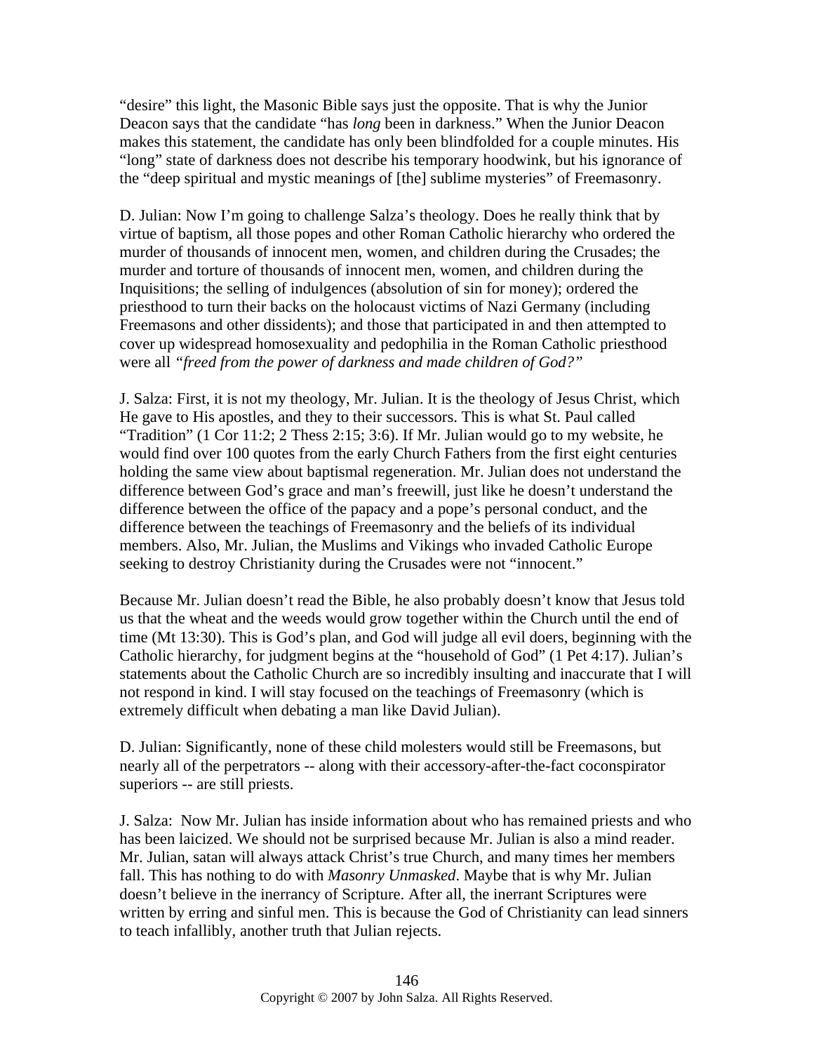"desire" this light, the Masonic Bible says just the opposite. That is why the Junior Deacon says that the candidate "has *long* been in darkness." When the Junior Deacon makes this statement, the candidate has only been blindfolded for a couple minutes. His "long" state of darkness does not describe his temporary hoodwink, but his ignorance of the "deep spiritual and mystic meanings of [the] sublime mysteries" of Freemasonry.

D. Julian: Now I'm going to challenge Salza's theology. Does he really think that by virtue of baptism, all those popes and other Roman Catholic hierarchy who ordered the murder of thousands of innocent men, women, and children during the Crusades; the murder and torture of thousands of innocent men, women, and children during the Inquisitions; the selling of indulgences (absolution of sin for money); ordered the priesthood to turn their backs on the holocaust victims of Nazi Germany (including Freemasons and other dissidents); and those that participated in and then attempted to cover up widespread homosexuality and pedophilia in the Roman Catholic priesthood were all *"freed from the power of darkness and made children of God?"*

J. Salza: First, it is not my theology, Mr. Julian. It is the theology of Jesus Christ, which He gave to His apostles, and they to their successors. This is what St. Paul called "Tradition" (1 Cor 11:2; 2 Thess 2:15; 3:6). If Mr. Julian would go to my website, he would find over 100 quotes from the early Church Fathers from the first eight centuries holding the same view about baptismal regeneration. Mr. Julian does not understand the difference between God's grace and man's freewill, just like he doesn't understand the difference between the office of the papacy and a pope's personal conduct, and the difference between the teachings of Freemasonry and the beliefs of its individual members. Also, Mr. Julian, the Muslims and Vikings who invaded Catholic Europe seeking to destroy Christianity during the Crusades were not "innocent."

Because Mr. Julian doesn't read the Bible, he also probably doesn't know that Jesus told us that the wheat and the weeds would grow together within the Church until the end of time (Mt 13:30). This is God's plan, and God will judge all evil doers, beginning with the Catholic hierarchy, for judgment begins at the "household of God" (1 Pet 4:17). Julian's statements about the Catholic Church are so incredibly insulting and inaccurate that I will not respond in kind. I will stay focused on the teachings of Freemasonry (which is extremely difficult when debating a man like David Julian).

D. Julian: Significantly, none of these child molesters would still be Freemasons, but nearly all of the perpetrators -- along with their accessory-after-the-fact coconspirator superiors -- are still priests.

J. Salza: Now Mr. Julian has inside information about who has remained priests and who has been laicized. We should not be surprised because Mr. Julian is also a mind reader. Mr. Julian, satan will always attack Christ's true Church, and many times her members fall. This has nothing to do with *Masonry Unmasked*. Maybe that is why Mr. Julian doesn't believe in the inerrancy of Scripture. After all, the inerrant Scriptures were written by erring and sinful men. This is because the God of Christianity can lead sinners to teach infallibly, another truth that Julian rejects.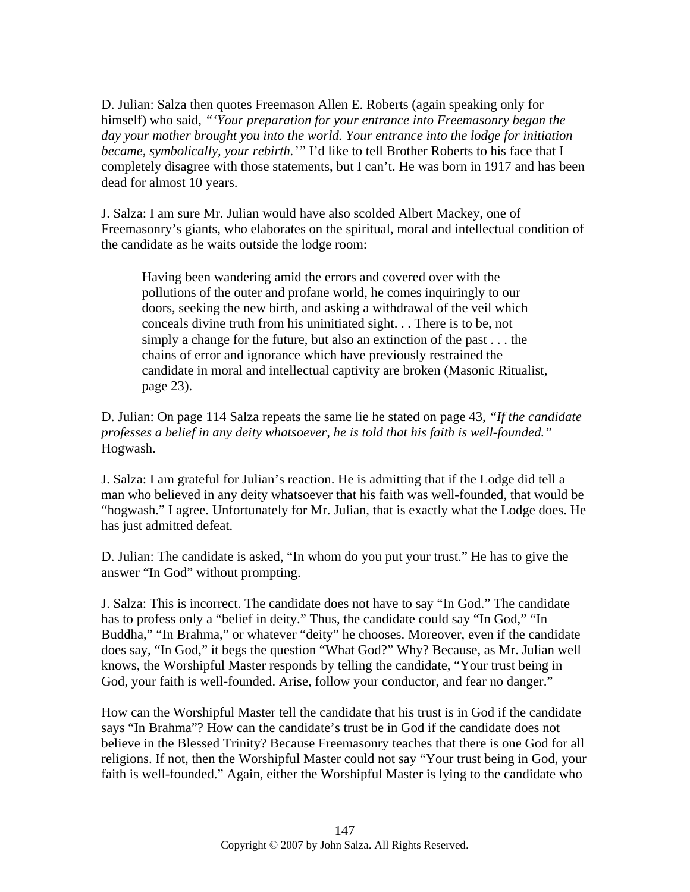D. Julian: Salza then quotes Freemason Allen E. Roberts (again speaking only for himself) who said, *"'Your preparation for your entrance into Freemasonry began the day your mother brought you into the world. Your entrance into the lodge for initiation became, symbolically, your rebirth.'"* I'd like to tell Brother Roberts to his face that I completely disagree with those statements, but I can't. He was born in 1917 and has been dead for almost 10 years.

J. Salza: I am sure Mr. Julian would have also scolded Albert Mackey, one of Freemasonry's giants, who elaborates on the spiritual, moral and intellectual condition of the candidate as he waits outside the lodge room:

> Having been wandering amid the errors and covered over with the pollutions of the outer and profane world, he comes inquiringly to our doors, seeking the new birth, and asking a withdrawal of the veil which conceals divine truth from his uninitiated sight. . . There is to be, not simply a change for the future, but also an extinction of the past . . . the chains of error and ignorance which have previously restrained the candidate in moral and intellectual captivity are broken (Masonic Ritualist, page 23).

D. Julian: On page 114 Salza repeats the same lie he stated on page 43, *"If the candidate professes a belief in any deity whatsoever, he is told that his faith is well-founded."* Hogwash.

J. Salza: I am grateful for Julian's reaction. He is admitting that if the Lodge did tell a man who believed in any deity whatsoever that his faith was well-founded, that would be "hogwash." I agree. Unfortunately for Mr. Julian, that is exactly what the Lodge does. He has just admitted defeat.

D. Julian: The candidate is asked, "In whom do you put your trust." He has to give the answer "In God" without prompting.

J. Salza: This is incorrect. The candidate does not have to say "In God." The candidate has to profess only a "belief in deity." Thus, the candidate could say "In God," "In Buddha," "In Brahma," or whatever "deity" he chooses. Moreover, even if the candidate does say, "In God," it begs the question "What God?" Why? Because, as Mr. Julian well knows, the Worshipful Master responds by telling the candidate, "Your trust being in God, your faith is well-founded. Arise, follow your conductor, and fear no danger."

How can the Worshipful Master tell the candidate that his trust is in God if the candidate says "In Brahma"? How can the candidate's trust be in God if the candidate does not believe in the Blessed Trinity? Because Freemasonry teaches that there is one God for all religions. If not, then the Worshipful Master could not say "Your trust being in God, your faith is well-founded." Again, either the Worshipful Master is lying to the candidate who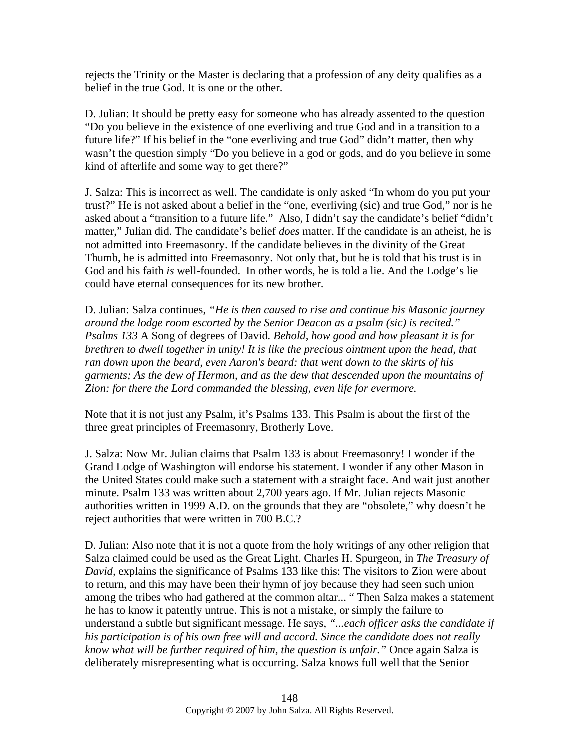rejects the Trinity or the Master is declaring that a profession of any deity qualifies as a belief in the true God. It is one or the other.

D. Julian: It should be pretty easy for someone who has already assented to the question "Do you believe in the existence of one everliving and true God and in a transition to a future life?" If his belief in the "one everliving and true God" didn't matter, then why wasn't the question simply "Do you believe in a god or gods, and do you believe in some kind of afterlife and some way to get there?"

J. Salza: This is incorrect as well. The candidate is only asked "In whom do you put your trust?" He is not asked about a belief in the "one, everliving (sic) and true God," nor is he asked about a "transition to a future life." Also, I didn't say the candidate's belief "didn't matter," Julian did. The candidate's belief *does* matter. If the candidate is an atheist, he is not admitted into Freemasonry. If the candidate believes in the divinity of the Great Thumb, he is admitted into Freemasonry. Not only that, but he is told that his trust is in God and his faith *is* well-founded. In other words, he is told a lie. And the Lodge's lie could have eternal consequences for its new brother.

D. Julian: Salza continues, *"He is then caused to rise and continue his Masonic journey around the lodge room escorted by the Senior Deacon as a psalm (sic) is recited." Psalms 133* A Song of degrees of David. *Behold, how good and how pleasant it is for brethren to dwell together in unity! It is like the precious ointment upon the head, that ran down upon the beard, even Aaron's beard: that went down to the skirts of his garments; As the dew of Hermon, and as the dew that descended upon the mountains of Zion: for there the Lord commanded the blessing, even life for evermore.*

Note that it is not just any Psalm, it's Psalms 133. This Psalm is about the first of the three great principles of Freemasonry, Brotherly Love.

J. Salza: Now Mr. Julian claims that Psalm 133 is about Freemasonry! I wonder if the Grand Lodge of Washington will endorse his statement. I wonder if any other Mason in the United States could make such a statement with a straight face. And wait just another minute. Psalm 133 was written about 2,700 years ago. If Mr. Julian rejects Masonic authorities written in 1999 A.D. on the grounds that they are "obsolete," why doesn't he reject authorities that were written in 700 B.C.?

D. Julian: Also note that it is not a quote from the holy writings of any other religion that Salza claimed could be used as the Great Light. Charles H. Spurgeon, in *The Treasury of David*, explains the significance of Psalms 133 like this: The visitors to Zion were about to return, and this may have been their hymn of joy because they had seen such union among the tribes who had gathered at the common altar... " Then Salza makes a statement he has to know it patently untrue. This is not a mistake, or simply the failure to understand a subtle but significant message. He says, *"...each officer asks the candidate if his participation is of his own free will and accord. Since the candidate does not really know what will be further required of him, the question is unfair."* Once again Salza is deliberately misrepresenting what is occurring. Salza knows full well that the Senior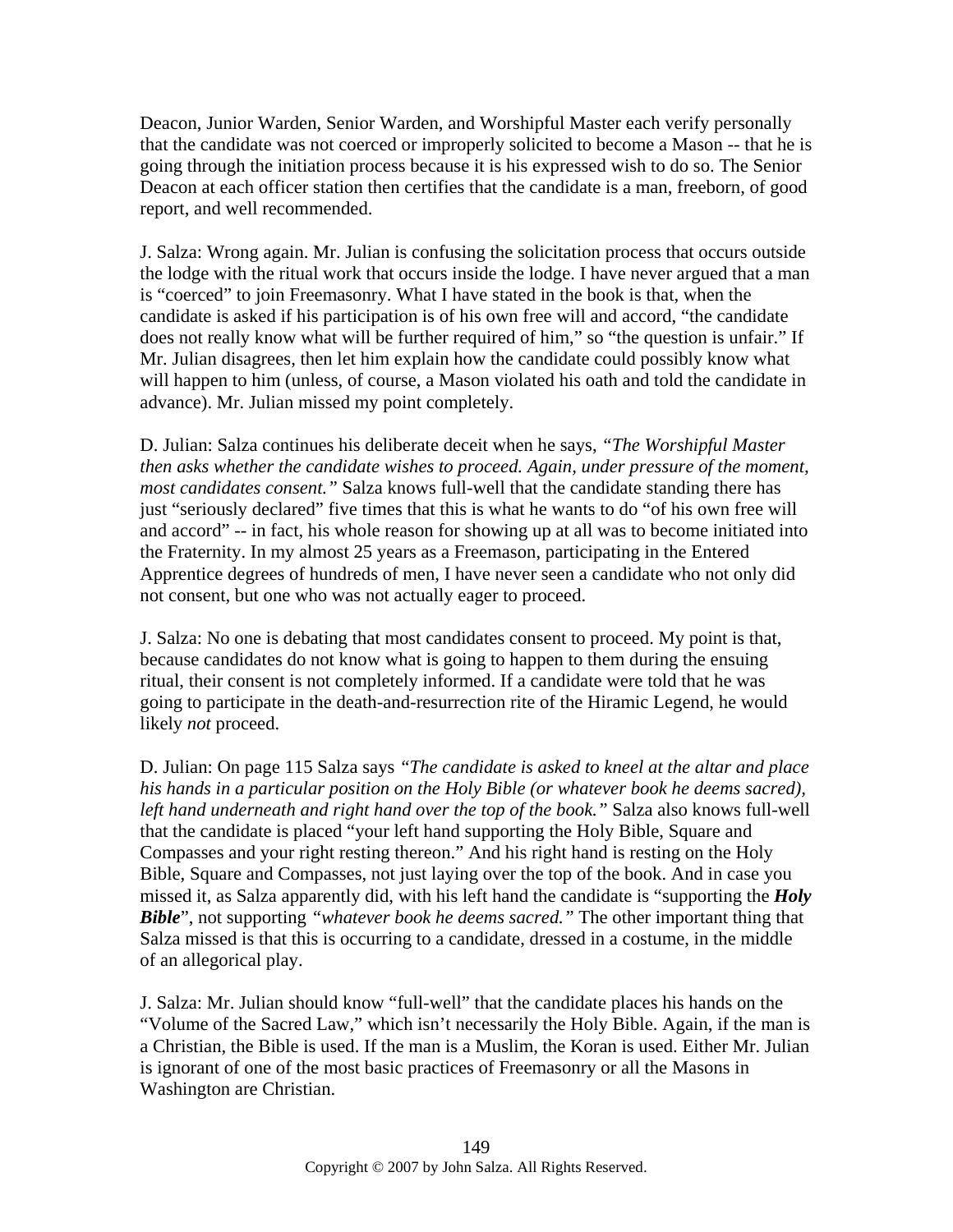Deacon, Junior Warden, Senior Warden, and Worshipful Master each verify personally that the candidate was not coerced or improperly solicited to become a Mason -- that he is going through the initiation process because it is his expressed wish to do so. The Senior Deacon at each officer station then certifies that the candidate is a man, freeborn, of good report, and well recommended.

J. Salza: Wrong again. Mr. Julian is confusing the solicitation process that occurs outside the lodge with the ritual work that occurs inside the lodge. I have never argued that a man is "coerced" to join Freemasonry. What I have stated in the book is that, when the candidate is asked if his participation is of his own free will and accord, "the candidate does not really know what will be further required of him," so "the question is unfair." If Mr. Julian disagrees, then let him explain how the candidate could possibly know what will happen to him (unless, of course, a Mason violated his oath and told the candidate in advance). Mr. Julian missed my point completely.

D. Julian: Salza continues his deliberate deceit when he says, *"The Worshipful Master then asks whether the candidate wishes to proceed. Again, under pressure of the moment, most candidates consent."* Salza knows full-well that the candidate standing there has just "seriously declared" five times that this is what he wants to do "of his own free will and accord" -- in fact, his whole reason for showing up at all was to become initiated into the Fraternity. In my almost 25 years as a Freemason, participating in the Entered Apprentice degrees of hundreds of men, I have never seen a candidate who not only did not consent, but one who was not actually eager to proceed.

J. Salza: No one is debating that most candidates consent to proceed. My point is that, because candidates do not know what is going to happen to them during the ensuing ritual, their consent is not completely informed. If a candidate were told that he was going to participate in the death-and-resurrection rite of the Hiramic Legend, he would likely *not* proceed.

D. Julian: On page 115 Salza says *"The candidate is asked to kneel at the altar and place his hands in a particular position on the Holy Bible (or whatever book he deems sacred), left hand underneath and right hand over the top of the book."* Salza also knows full-well that the candidate is placed "your left hand supporting the Holy Bible, Square and Compasses and your right resting thereon." And his right hand is resting on the Holy Bible, Square and Compasses, not just laying over the top of the book. And in case you missed it, as Salza apparently did, with his left hand the candidate is "supporting the ***Holy Bible***", not supporting *"whatever book he deems sacred."* The other important thing that Salza missed is that this is occurring to a candidate, dressed in a costume, in the middle of an allegorical play.

J. Salza: Mr. Julian should know "full-well" that the candidate places his hands on the "Volume of the Sacred Law," which isn't necessarily the Holy Bible. Again, if the man is a Christian, the Bible is used. If the man is a Muslim, the Koran is used. Either Mr. Julian is ignorant of one of the most basic practices of Freemasonry or all the Masons in Washington are Christian.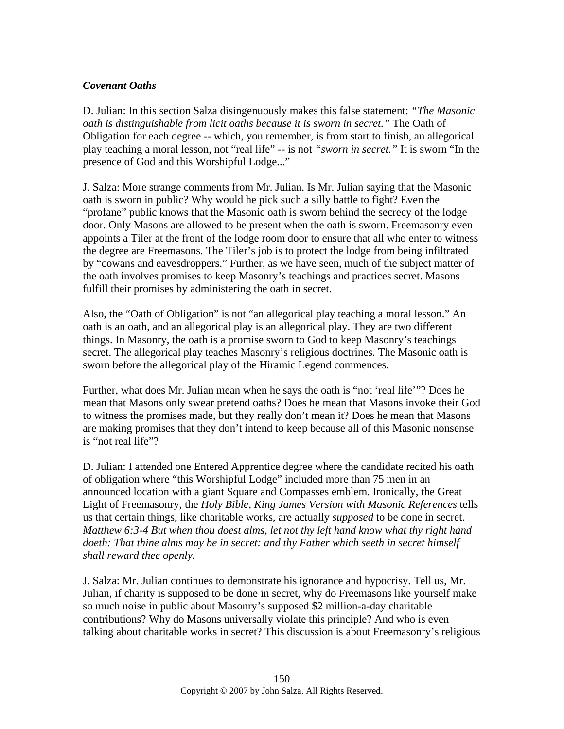### *Covenant Oaths*

D. Julian: In this section Salza disingenuously makes this false statement: *"The Masonic oath is distinguishable from licit oaths because it is sworn in secret."* The Oath of Obligation for each degree -- which, you remember, is from start to finish, an allegorical play teaching a moral lesson, not "real life" -- is not *"sworn in secret."* It is sworn "In the presence of God and this Worshipful Lodge..."

J. Salza: More strange comments from Mr. Julian. Is Mr. Julian saying that the Masonic oath is sworn in public? Why would he pick such a silly battle to fight? Even the "profane" public knows that the Masonic oath is sworn behind the secrecy of the lodge door. Only Masons are allowed to be present when the oath is sworn. Freemasonry even appoints a Tiler at the front of the lodge room door to ensure that all who enter to witness the degree are Freemasons. The Tiler's job is to protect the lodge from being infiltrated by "cowans and eavesdroppers." Further, as we have seen, much of the subject matter of the oath involves promises to keep Masonry's teachings and practices secret. Masons fulfill their promises by administering the oath in secret.

Also, the "Oath of Obligation" is not "an allegorical play teaching a moral lesson." An oath is an oath, and an allegorical play is an allegorical play. They are two different things. In Masonry, the oath is a promise sworn to God to keep Masonry's teachings secret. The allegorical play teaches Masonry's religious doctrines. The Masonic oath is sworn before the allegorical play of the Hiramic Legend commences.

Further, what does Mr. Julian mean when he says the oath is "not 'real life'"? Does he mean that Masons only swear pretend oaths? Does he mean that Masons invoke their God to witness the promises made, but they really don't mean it? Does he mean that Masons are making promises that they don't intend to keep because all of this Masonic nonsense is "not real life"?

D. Julian: I attended one Entered Apprentice degree where the candidate recited his oath of obligation where "this Worshipful Lodge" included more than 75 men in an announced location with a giant Square and Compasses emblem. Ironically, the Great Light of Freemasonry, the *Holy Bible, King James Version with Masonic References* tells us that certain things, like charitable works, are actually *supposed* to be done in secret. *Matthew 6:3-4 But when thou doest alms, let not thy left hand know what thy right hand doeth: That thine alms may be in secret: and thy Father which seeth in secret himself shall reward thee openly.*

J. Salza: Mr. Julian continues to demonstrate his ignorance and hypocrisy. Tell us, Mr. Julian, if charity is supposed to be done in secret, why do Freemasons like yourself make so much noise in public about Masonry's supposed $2 million-a-day charitable contributions? Why do Masons universally violate this principle? And who is even talking about charitable works in secret? This discussion is about Freemasonry's religious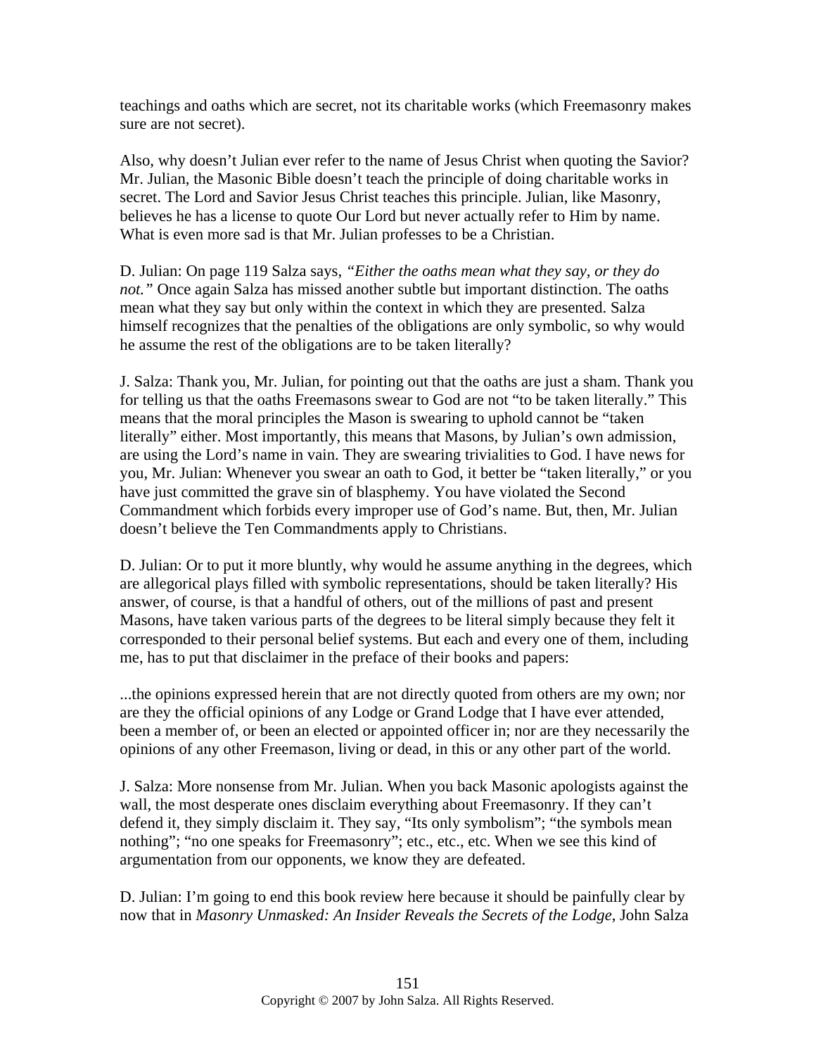teachings and oaths which are secret, not its charitable works (which Freemasonry makes sure are not secret).

Also, why doesn't Julian ever refer to the name of Jesus Christ when quoting the Savior? Mr. Julian, the Masonic Bible doesn't teach the principle of doing charitable works in secret. The Lord and Savior Jesus Christ teaches this principle. Julian, like Masonry, believes he has a license to quote Our Lord but never actually refer to Him by name. What is even more sad is that Mr. Julian professes to be a Christian.

D. Julian: On page 119 Salza says, *"Either the oaths mean what they say, or they do not."* Once again Salza has missed another subtle but important distinction. The oaths mean what they say but only within the context in which they are presented. Salza himself recognizes that the penalties of the obligations are only symbolic, so why would he assume the rest of the obligations are to be taken literally?

J. Salza: Thank you, Mr. Julian, for pointing out that the oaths are just a sham. Thank you for telling us that the oaths Freemasons swear to God are not "to be taken literally." This means that the moral principles the Mason is swearing to uphold cannot be "taken literally" either. Most importantly, this means that Masons, by Julian's own admission, are using the Lord's name in vain. They are swearing trivialities to God. I have news for you, Mr. Julian: Whenever you swear an oath to God, it better be "taken literally," or you have just committed the grave sin of blasphemy. You have violated the Second Commandment which forbids every improper use of God's name. But, then, Mr. Julian doesn't believe the Ten Commandments apply to Christians.

D. Julian: Or to put it more bluntly, why would he assume anything in the degrees, which are allegorical plays filled with symbolic representations, should be taken literally? His answer, of course, is that a handful of others, out of the millions of past and present Masons, have taken various parts of the degrees to be literal simply because they felt it corresponded to their personal belief systems. But each and every one of them, including me, has to put that disclaimer in the preface of their books and papers:

...the opinions expressed herein that are not directly quoted from others are my own; nor are they the official opinions of any Lodge or Grand Lodge that I have ever attended, been a member of, or been an elected or appointed officer in; nor are they necessarily the opinions of any other Freemason, living or dead, in this or any other part of the world.

J. Salza: More nonsense from Mr. Julian. When you back Masonic apologists against the wall, the most desperate ones disclaim everything about Freemasonry. If they can't defend it, they simply disclaim it. They say, "Its only symbolism"; "the symbols mean nothing"; "no one speaks for Freemasonry"; etc., etc., etc. When we see this kind of argumentation from our opponents, we know they are defeated.

D. Julian: I'm going to end this book review here because it should be painfully clear by now that in *Masonry Unmasked: An Insider Reveals the Secrets of the Lodge*, John Salza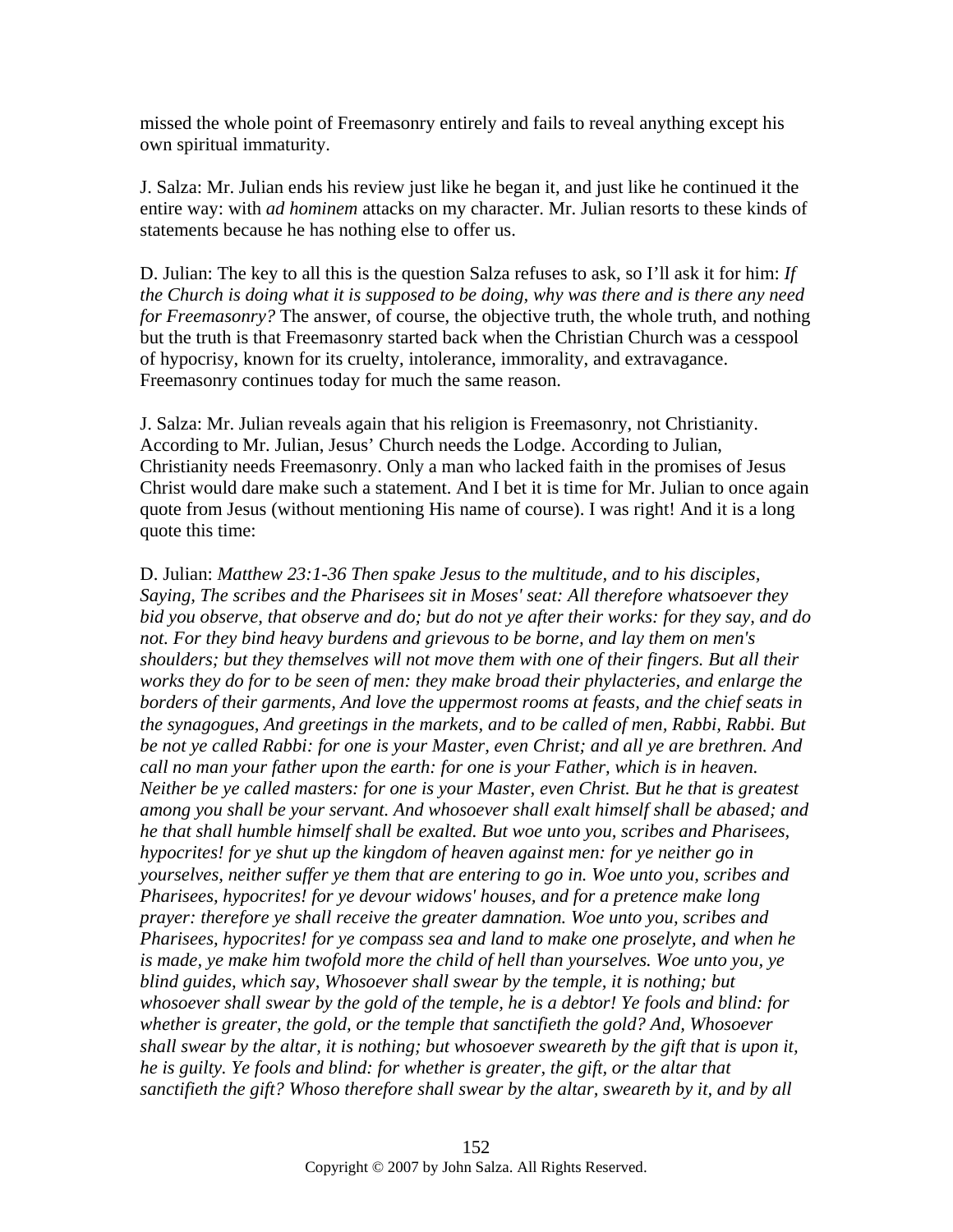missed the whole point of Freemasonry entirely and fails to reveal anything except his own spiritual immaturity.

J. Salza: Mr. Julian ends his review just like he began it, and just like he continued it the entire way: with *ad hominem* attacks on my character. Mr. Julian resorts to these kinds of statements because he has nothing else to offer us.

D. Julian: The key to all this is the question Salza refuses to ask, so I'll ask it for him: *If the Church is doing what it is supposed to be doing, why was there and is there any need for Freemasonry?* The answer, of course, the objective truth, the whole truth, and nothing but the truth is that Freemasonry started back when the Christian Church was a cesspool of hypocrisy, known for its cruelty, intolerance, immorality, and extravagance. Freemasonry continues today for much the same reason.

J. Salza: Mr. Julian reveals again that his religion is Freemasonry, not Christianity. According to Mr. Julian, Jesus' Church needs the Lodge. According to Julian, Christianity needs Freemasonry. Only a man who lacked faith in the promises of Jesus Christ would dare make such a statement. And I bet it is time for Mr. Julian to once again quote from Jesus (without mentioning His name of course). I was right! And it is a long quote this time:

D. Julian: *Matthew 23:1-36 Then spake Jesus to the multitude, and to his disciples, Saying, The scribes and the Pharisees sit in Moses' seat: All therefore whatsoever they bid you observe, that observe and do; but do not ye after their works: for they say, and do not. For they bind heavy burdens and grievous to be borne, and lay them on men's shoulders; but they themselves will not move them with one of their fingers. But all their works they do for to be seen of men: they make broad their phylacteries, and enlarge the borders of their garments, And love the uppermost rooms at feasts, and the chief seats in the synagogues, And greetings in the markets, and to be called of men, Rabbi, Rabbi. But be not ye called Rabbi: for one is your Master, even Christ; and all ye are brethren. And call no man your father upon the earth: for one is your Father, which is in heaven. Neither be ye called masters: for one is your Master, even Christ. But he that is greatest among you shall be your servant. And whosoever shall exalt himself shall be abased; and he that shall humble himself shall be exalted. But woe unto you, scribes and Pharisees, hypocrites! for ye shut up the kingdom of heaven against men: for ye neither go in yourselves, neither suffer ye them that are entering to go in. Woe unto you, scribes and Pharisees, hypocrites! for ye devour widows' houses, and for a pretence make long prayer: therefore ye shall receive the greater damnation. Woe unto you, scribes and Pharisees, hypocrites! for ye compass sea and land to make one proselyte, and when he is made, ye make him twofold more the child of hell than yourselves. Woe unto you, ye blind guides, which say, Whosoever shall swear by the temple, it is nothing; but whosoever shall swear by the gold of the temple, he is a debtor! Ye fools and blind: for whether is greater, the gold, or the temple that sanctifieth the gold? And, Whosoever shall swear by the altar, it is nothing; but whosoever sweareth by the gift that is upon it, he is guilty. Ye fools and blind: for whether is greater, the gift, or the altar that sanctifieth the gift? Whoso therefore shall swear by the altar, sweareth by it, and by all*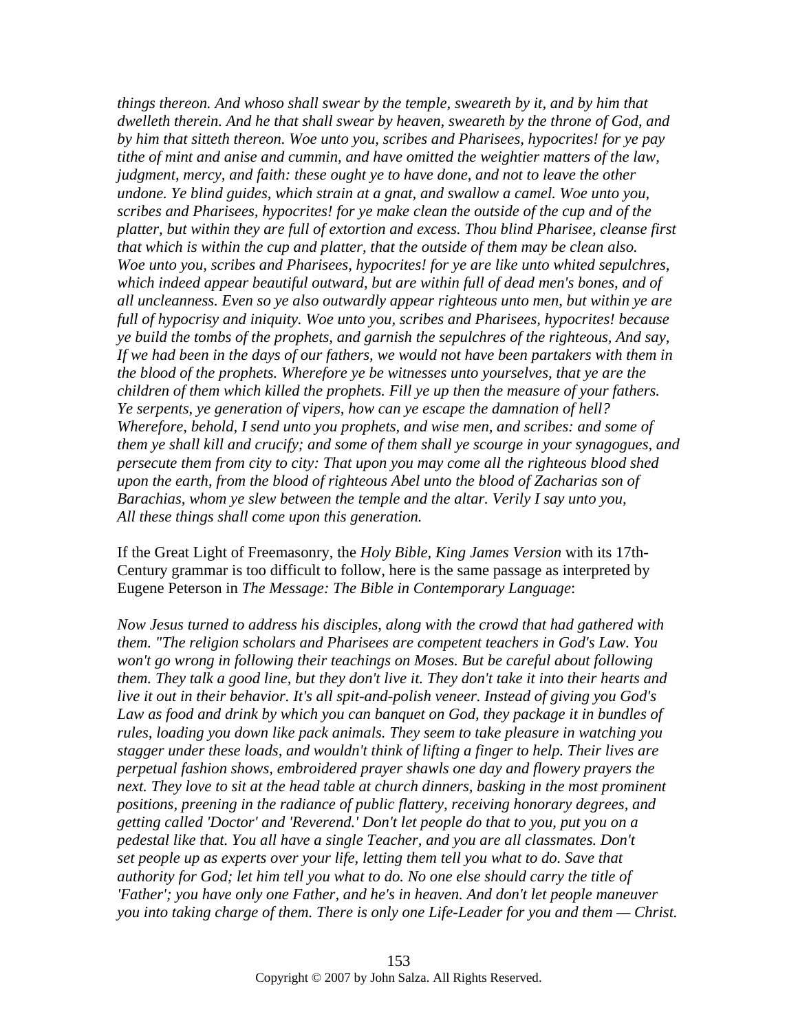*things thereon. And whoso shall swear by the temple, sweareth by it, and by him that dwelleth therein. And he that shall swear by heaven, sweareth by the throne of God, and by him that sitteth thereon. Woe unto you, scribes and Pharisees, hypocrites! for ye pay tithe of mint and anise and cummin, and have omitted the weightier matters of the law, judgment, mercy, and faith: these ought ye to have done, and not to leave the other undone. Ye blind guides, which strain at a gnat, and swallow a camel. Woe unto you, scribes and Pharisees, hypocrites! for ye make clean the outside of the cup and of the platter, but within they are full of extortion and excess. Thou blind Pharisee, cleanse first that which is within the cup and platter, that the outside of them may be clean also. Woe unto you, scribes and Pharisees, hypocrites! for ye are like unto whited sepulchres, which indeed appear beautiful outward, but are within full of dead men's bones, and of all uncleanness. Even so ye also outwardly appear righteous unto men, but within ye are full of hypocrisy and iniquity. Woe unto you, scribes and Pharisees, hypocrites! because ye build the tombs of the prophets, and garnish the sepulchres of the righteous, And say, If we had been in the days of our fathers, we would not have been partakers with them in the blood of the prophets. Wherefore ye be witnesses unto yourselves, that ye are the children of them which killed the prophets. Fill ye up then the measure of your fathers. Ye serpents, ye generation of vipers, how can ye escape the damnation of hell? Wherefore, behold, I send unto you prophets, and wise men, and scribes: and some of them ye shall kill and crucify; and some of them shall ye scourge in your synagogues, and persecute them from city to city: That upon you may come all the righteous blood shed upon the earth, from the blood of righteous Abel unto the blood of Zacharias son of Barachias, whom ye slew between the temple and the altar. Verily I say unto you, All these things shall come upon this generation.*

If the Great Light of Freemasonry, the *Holy Bible, King James Version* with its 17th-Century grammar is too difficult to follow, here is the same passage as interpreted by Eugene Peterson in *The Message: The Bible in Contemporary Language*:

*Now Jesus turned to address his disciples, along with the crowd that had gathered with them. "The religion scholars and Pharisees are competent teachers in God's Law. You won't go wrong in following their teachings on Moses. But be careful about following them. They talk a good line, but they don't live it. They don't take it into their hearts and live it out in their behavior. It's all spit-and-polish veneer. Instead of giving you God's Law as food and drink by which you can banquet on God, they package it in bundles of rules, loading you down like pack animals. They seem to take pleasure in watching you stagger under these loads, and wouldn't think of lifting a finger to help. Their lives are perpetual fashion shows, embroidered prayer shawls one day and flowery prayers the next. They love to sit at the head table at church dinners, basking in the most prominent positions, preening in the radiance of public flattery, receiving honorary degrees, and getting called 'Doctor' and 'Reverend.' Don't let people do that to you, put you on a pedestal like that. You all have a single Teacher, and you are all classmates. Don't set people up as experts over your life, letting them tell you what to do. Save that authority for God; let him tell you what to do. No one else should carry the title of 'Father'; you have only one Father, and he's in heaven. And don't let people maneuver you into taking charge of them. There is only one Life-Leader for you and them — Christ.*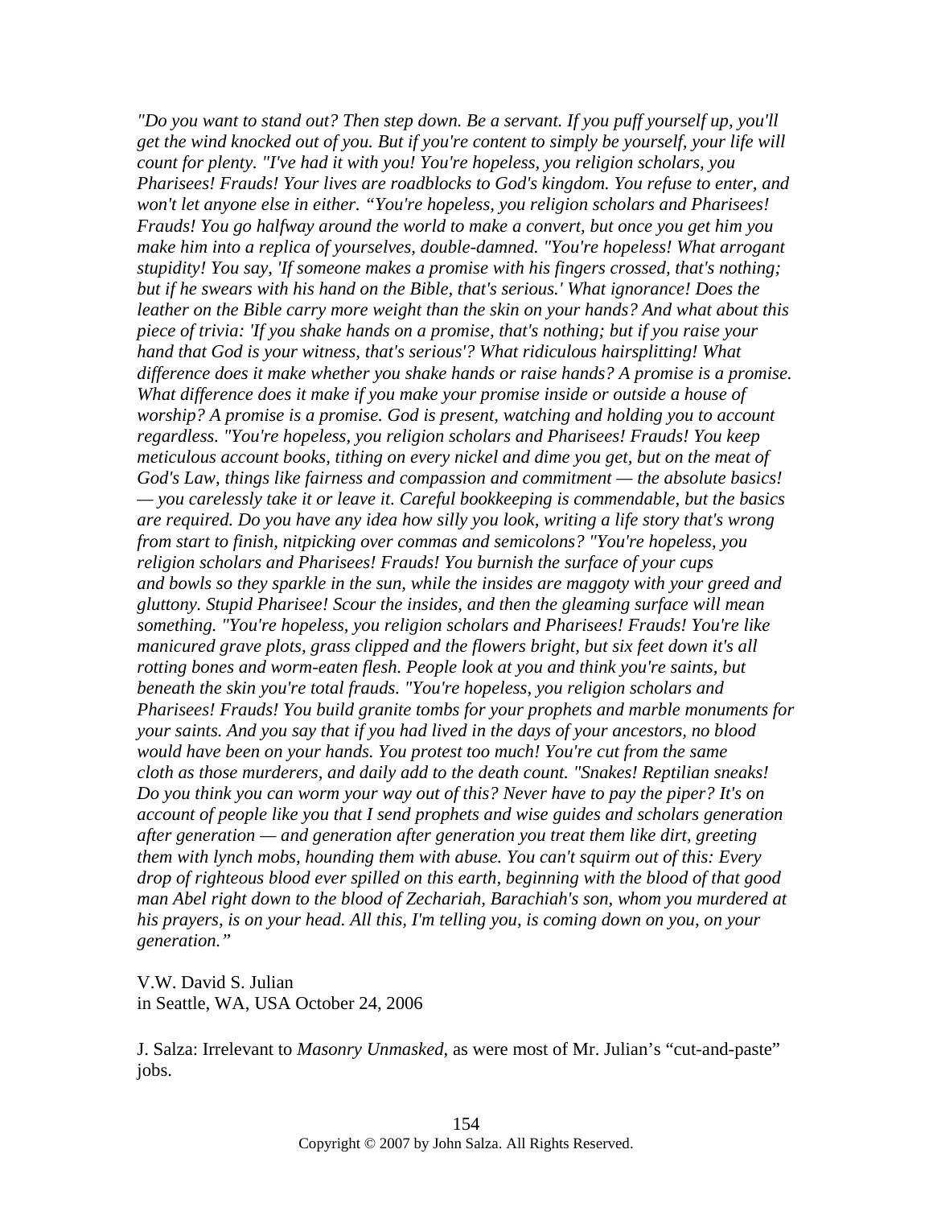*"Do you want to stand out? Then step down. Be a servant. If you puff yourself up, you'll get the wind knocked out of you. But if you're content to simply be yourself, your life will count for plenty. "I've had it with you! You're hopeless, you religion scholars, you Pharisees! Frauds! Your lives are roadblocks to God's kingdom. You refuse to enter, and won't let anyone else in either. "You're hopeless, you religion scholars and Pharisees! Frauds! You go halfway around the world to make a convert, but once you get him you make him into a replica of yourselves, double-damned. "You're hopeless! What arrogant stupidity! You say, 'If someone makes a promise with his fingers crossed, that's nothing; but if he swears with his hand on the Bible, that's serious.' What ignorance! Does the leather on the Bible carry more weight than the skin on your hands? And what about this piece of trivia: 'If you shake hands on a promise, that's nothing; but if you raise your hand that God is your witness, that's serious'? What ridiculous hairsplitting! What difference does it make whether you shake hands or raise hands? A promise is a promise. What difference does it make if you make your promise inside or outside a house of worship? A promise is a promise. God is present, watching and holding you to account regardless. "You're hopeless, you religion scholars and Pharisees! Frauds! You keep meticulous account books, tithing on every nickel and dime you get, but on the meat of God's Law, things like fairness and compassion and commitment — the absolute basics! — you carelessly take it or leave it. Careful bookkeeping is commendable, but the basics are required. Do you have any idea how silly you look, writing a life story that's wrong from start to finish, nitpicking over commas and semicolons? "You're hopeless, you religion scholars and Pharisees! Frauds! You burnish the surface of your cups and bowls so they sparkle in the sun, while the insides are maggoty with your greed and gluttony. Stupid Pharisee! Scour the insides, and then the gleaming surface will mean something. "You're hopeless, you religion scholars and Pharisees! Frauds! You're like manicured grave plots, grass clipped and the flowers bright, but six feet down it's all rotting bones and worm-eaten flesh. People look at you and think you're saints, but beneath the skin you're total frauds. "You're hopeless, you religion scholars and Pharisees! Frauds! You build granite tombs for your prophets and marble monuments for your saints. And you say that if you had lived in the days of your ancestors, no blood would have been on your hands. You protest too much! You're cut from the same cloth as those murderers, and daily add to the death count. "Snakes! Reptilian sneaks! Do you think you can worm your way out of this? Never have to pay the piper? It's on account of people like you that I send prophets and wise guides and scholars generation after generation — and generation after generation you treat them like dirt, greeting them with lynch mobs, hounding them with abuse. You can't squirm out of this: Every drop of righteous blood ever spilled on this earth, beginning with the blood of that good man Abel right down to the blood of Zechariah, Barachiah's son, whom you murdered at his prayers, is on your head. All this, I'm telling you, is coming down on you, on your generation."*

V.W. David S. Julian
in Seattle, WA, USA October 24, 2006

J. Salza: Irrelevant to *Masonry Unmasked*, as were most of Mr. Julian's "cut-and-paste" jobs.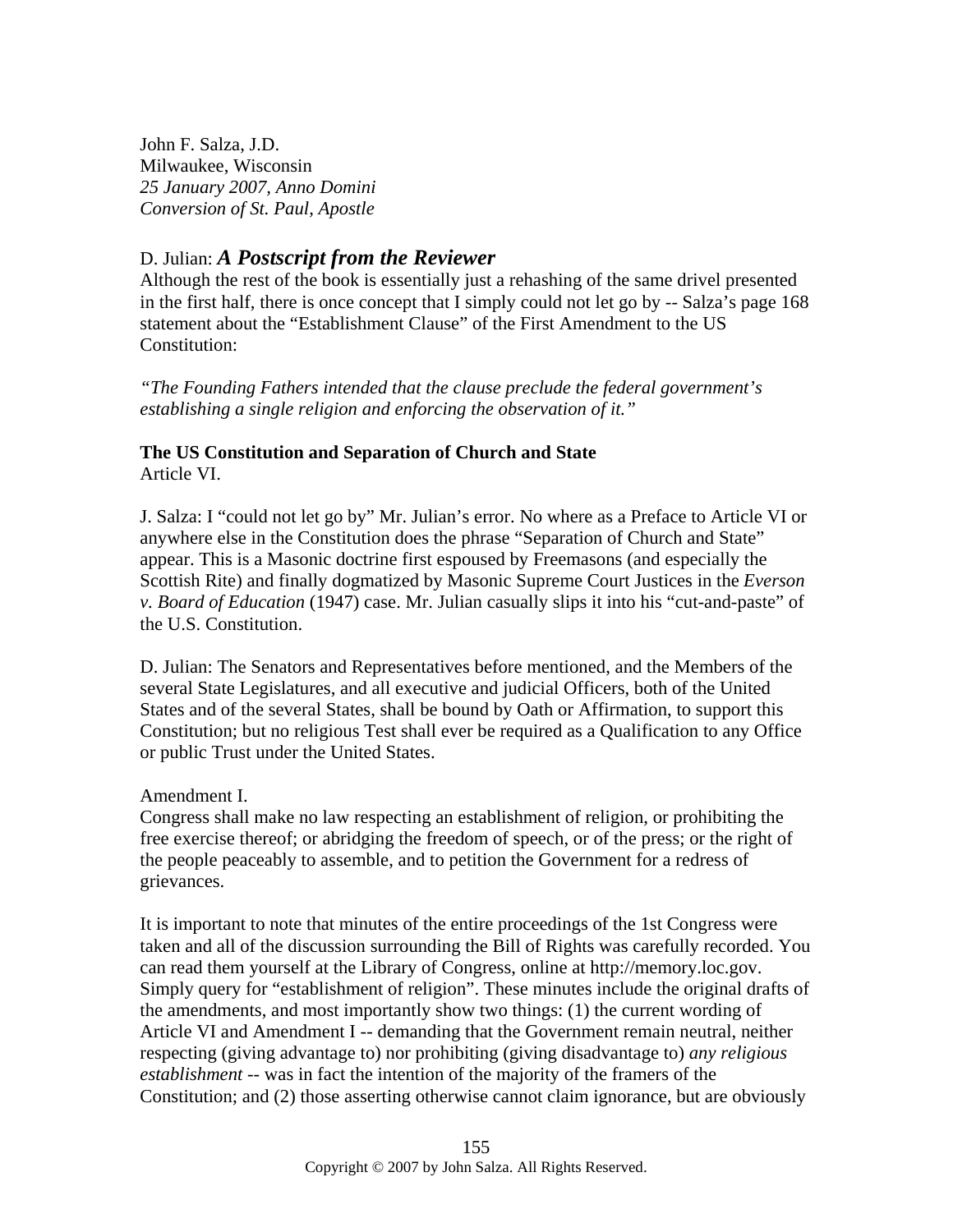John F. Salza, J.D.
Milwaukee, Wisconsin
*25 January 2007, Anno Domini*
*Conversion of St. Paul, Apostle*

D. Julian: ***A Postscript from the Reviewer***

Although the rest of the book is essentially just a rehashing of the same drivel presented in the first half, there is once concept that I simply could not let go by -- Salza's page 168 statement about the "Establishment Clause" of the First Amendment to the US Constitution:

*"The Founding Fathers intended that the clause preclude the federal government's establishing a single religion and enforcing the observation of it."*

**The US Constitution and Separation of Church and State**
Article VI.

J. Salza: I "could not let go by" Mr. Julian's error. No where as a Preface to Article VI or anywhere else in the Constitution does the phrase "Separation of Church and State" appear. This is a Masonic doctrine first espoused by Freemasons (and especially the Scottish Rite) and finally dogmatized by Masonic Supreme Court Justices in the *Everson v. Board of Education* (1947) case. Mr. Julian casually slips it into his "cut-and-paste" of the U.S. Constitution.

D. Julian: The Senators and Representatives before mentioned, and the Members of the several State Legislatures, and all executive and judicial Officers, both of the United States and of the several States, shall be bound by Oath or Affirmation, to support this Constitution; but no religious Test shall ever be required as a Qualification to any Office or public Trust under the United States.

Amendment I.
Congress shall make no law respecting an establishment of religion, or prohibiting the free exercise thereof; or abridging the freedom of speech, or of the press; or the right of the people peaceably to assemble, and to petition the Government for a redress of grievances.

It is important to note that minutes of the entire proceedings of the 1st Congress were taken and all of the discussion surrounding the Bill of Rights was carefully recorded. You can read them yourself at the Library of Congress, online at http://memory.loc.gov. Simply query for "establishment of religion". These minutes include the original drafts of the amendments, and most importantly show two things: (1) the current wording of Article VI and Amendment I -- demanding that the Government remain neutral, neither respecting (giving advantage to) nor prohibiting (giving disadvantage to) *any religious establishment* -- was in fact the intention of the majority of the framers of the Constitution; and (2) those asserting otherwise cannot claim ignorance, but are obviously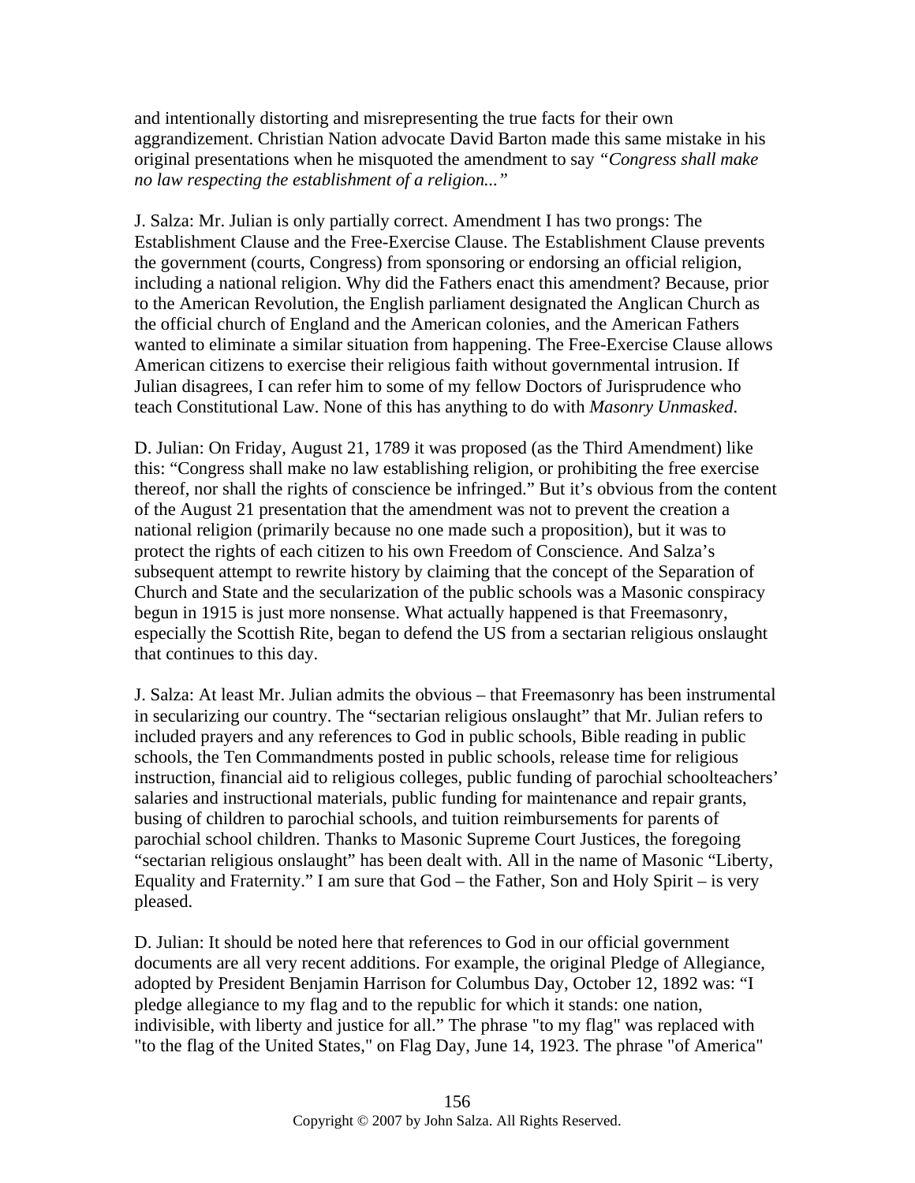and intentionally distorting and misrepresenting the true facts for their own aggrandizement. Christian Nation advocate David Barton made this same mistake in his original presentations when he misquoted the amendment to say *"Congress shall make no law respecting the establishment of a religion..."*

J. Salza: Mr. Julian is only partially correct. Amendment I has two prongs: The Establishment Clause and the Free-Exercise Clause. The Establishment Clause prevents the government (courts, Congress) from sponsoring or endorsing an official religion, including a national religion. Why did the Fathers enact this amendment? Because, prior to the American Revolution, the English parliament designated the Anglican Church as the official church of England and the American colonies, and the American Fathers wanted to eliminate a similar situation from happening. The Free-Exercise Clause allows American citizens to exercise their religious faith without governmental intrusion. If Julian disagrees, I can refer him to some of my fellow Doctors of Jurisprudence who teach Constitutional Law. None of this has anything to do with *Masonry Unmasked*.

D. Julian: On Friday, August 21, 1789 it was proposed (as the Third Amendment) like this: "Congress shall make no law establishing religion, or prohibiting the free exercise thereof, nor shall the rights of conscience be infringed." But it's obvious from the content of the August 21 presentation that the amendment was not to prevent the creation a national religion (primarily because no one made such a proposition), but it was to protect the rights of each citizen to his own Freedom of Conscience. And Salza's subsequent attempt to rewrite history by claiming that the concept of the Separation of Church and State and the secularization of the public schools was a Masonic conspiracy begun in 1915 is just more nonsense. What actually happened is that Freemasonry, especially the Scottish Rite, began to defend the US from a sectarian religious onslaught that continues to this day.

J. Salza: At least Mr. Julian admits the obvious – that Freemasonry has been instrumental in secularizing our country. The "sectarian religious onslaught" that Mr. Julian refers to included prayers and any references to God in public schools, Bible reading in public schools, the Ten Commandments posted in public schools, release time for religious instruction, financial aid to religious colleges, public funding of parochial schoolteachers' salaries and instructional materials, public funding for maintenance and repair grants, busing of children to parochial schools, and tuition reimbursements for parents of parochial school children. Thanks to Masonic Supreme Court Justices, the foregoing "sectarian religious onslaught" has been dealt with. All in the name of Masonic "Liberty, Equality and Fraternity." I am sure that God – the Father, Son and Holy Spirit – is very pleased.

D. Julian: It should be noted here that references to God in our official government documents are all very recent additions. For example, the original Pledge of Allegiance, adopted by President Benjamin Harrison for Columbus Day, October 12, 1892 was: "I pledge allegiance to my flag and to the republic for which it stands: one nation, indivisible, with liberty and justice for all." The phrase "to my flag" was replaced with "to the flag of the United States," on Flag Day, June 14, 1923. The phrase "of America"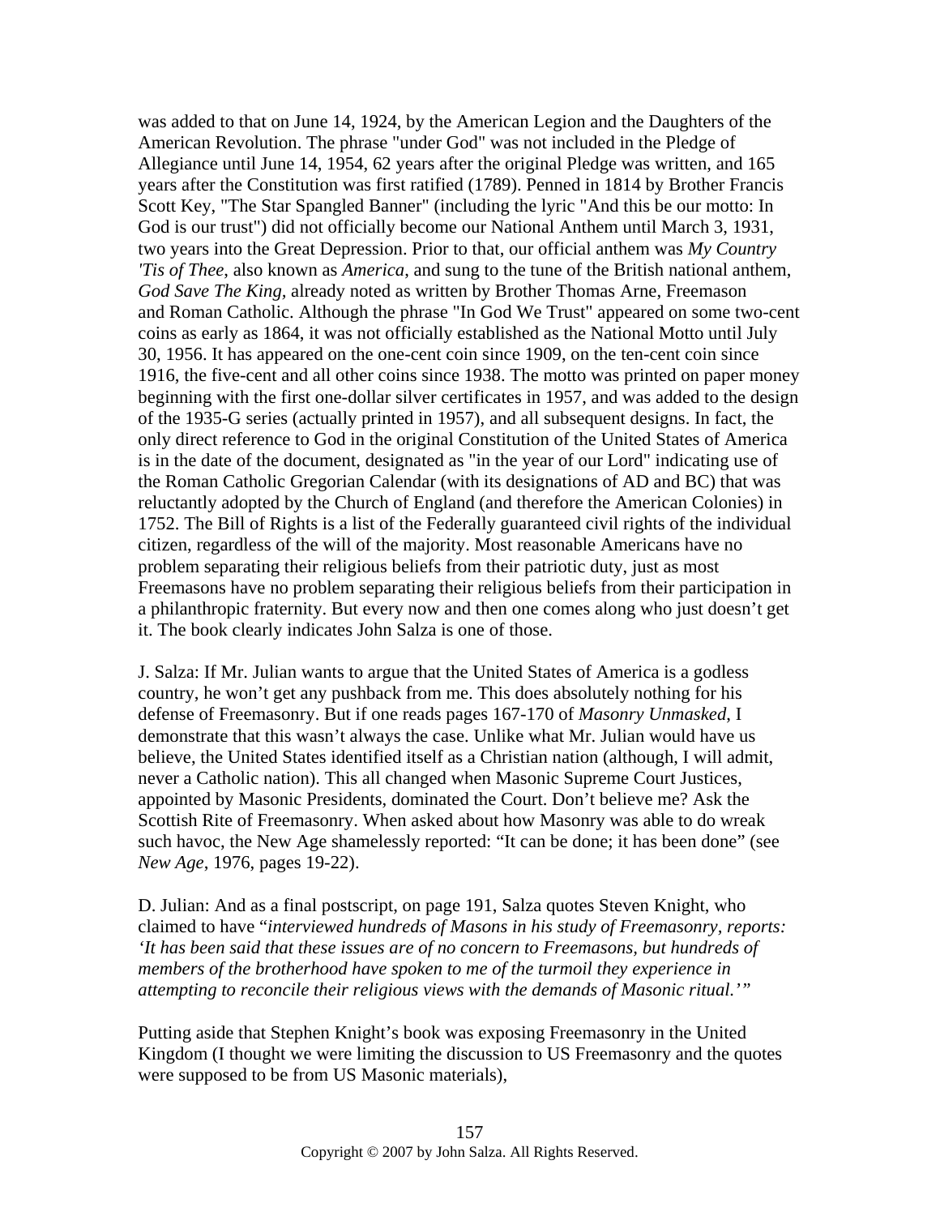was added to that on June 14, 1924, by the American Legion and the Daughters of the American Revolution. The phrase "under God" was not included in the Pledge of Allegiance until June 14, 1954, 62 years after the original Pledge was written, and 165 years after the Constitution was first ratified (1789). Penned in 1814 by Brother Francis Scott Key, "The Star Spangled Banner" (including the lyric "And this be our motto: In God is our trust") did not officially become our National Anthem until March 3, 1931, two years into the Great Depression. Prior to that, our official anthem was *My Country 'Tis of Thee*, also known as *America*, and sung to the tune of the British national anthem, *God Save The King*, already noted as written by Brother Thomas Arne, Freemason and Roman Catholic. Although the phrase "In God We Trust" appeared on some two-cent coins as early as 1864, it was not officially established as the National Motto until July 30, 1956. It has appeared on the one-cent coin since 1909, on the ten-cent coin since 1916, the five-cent and all other coins since 1938. The motto was printed on paper money beginning with the first one-dollar silver certificates in 1957, and was added to the design of the 1935-G series (actually printed in 1957), and all subsequent designs. In fact, the only direct reference to God in the original Constitution of the United States of America is in the date of the document, designated as "in the year of our Lord" indicating use of the Roman Catholic Gregorian Calendar (with its designations of AD and BC) that was reluctantly adopted by the Church of England (and therefore the American Colonies) in 1752. The Bill of Rights is a list of the Federally guaranteed civil rights of the individual citizen, regardless of the will of the majority. Most reasonable Americans have no problem separating their religious beliefs from their patriotic duty, just as most Freemasons have no problem separating their religious beliefs from their participation in a philanthropic fraternity. But every now and then one comes along who just doesn't get it. The book clearly indicates John Salza is one of those.

J. Salza: If Mr. Julian wants to argue that the United States of America is a godless country, he won't get any pushback from me. This does absolutely nothing for his defense of Freemasonry. But if one reads pages 167-170 of *Masonry Unmasked*, I demonstrate that this wasn't always the case. Unlike what Mr. Julian would have us believe, the United States identified itself as a Christian nation (although, I will admit, never a Catholic nation). This all changed when Masonic Supreme Court Justices, appointed by Masonic Presidents, dominated the Court. Don't believe me? Ask the Scottish Rite of Freemasonry. When asked about how Masonry was able to do wreak such havoc, the New Age shamelessly reported: "It can be done; it has been done" (see *New Age*, 1976, pages 19-22).

D. Julian: And as a final postscript, on page 191, Salza quotes Steven Knight, who claimed to have "*interviewed hundreds of Masons in his study of Freemasonry, reports: 'It has been said that these issues are of no concern to Freemasons, but hundreds of members of the brotherhood have spoken to me of the turmoil they experience in attempting to reconcile their religious views with the demands of Masonic ritual.'*"

Putting aside that Stephen Knight's book was exposing Freemasonry in the United Kingdom (I thought we were limiting the discussion to US Freemasonry and the quotes were supposed to be from US Masonic materials),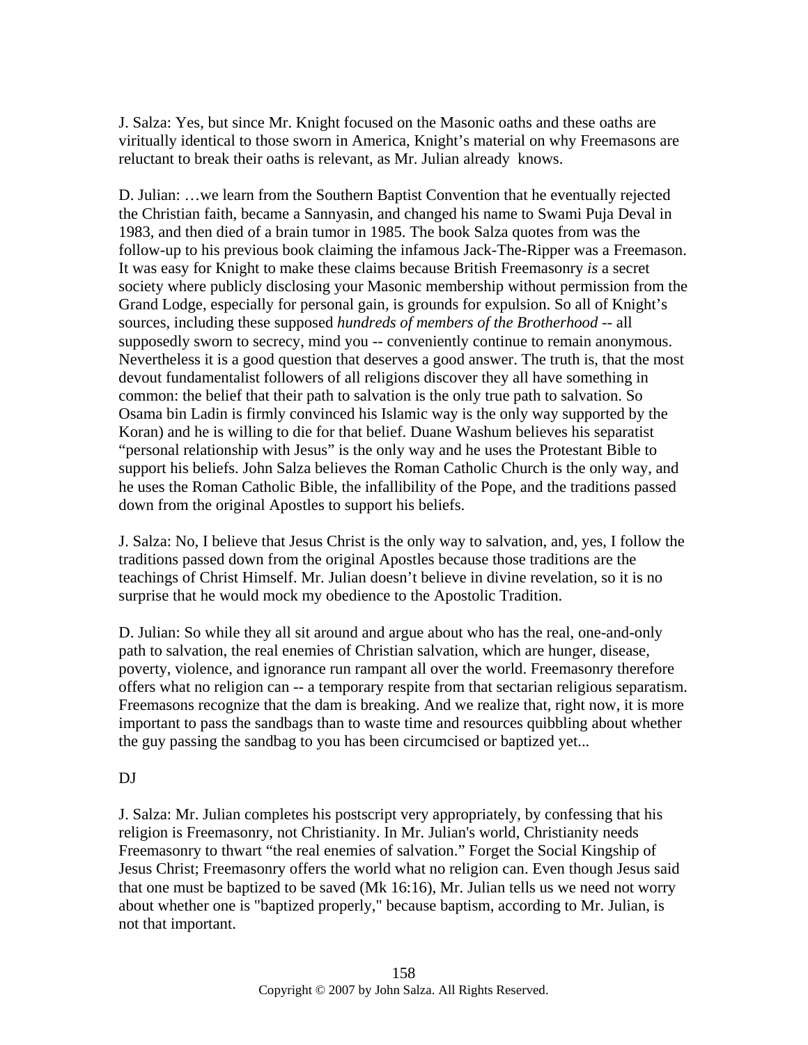J. Salza: Yes, but since Mr. Knight focused on the Masonic oaths and these oaths are viritually identical to those sworn in America, Knight's material on why Freemasons are reluctant to break their oaths is relevant, as Mr. Julian already knows.

D. Julian: …we learn from the Southern Baptist Convention that he eventually rejected the Christian faith, became a Sannyasin, and changed his name to Swami Puja Deval in 1983, and then died of a brain tumor in 1985. The book Salza quotes from was the follow-up to his previous book claiming the infamous Jack-The-Ripper was a Freemason. It was easy for Knight to make these claims because British Freemasonry *is* a secret society where publicly disclosing your Masonic membership without permission from the Grand Lodge, especially for personal gain, is grounds for expulsion. So all of Knight's sources, including these supposed *hundreds of members of the Brotherhood* -- all supposedly sworn to secrecy, mind you -- conveniently continue to remain anonymous. Nevertheless it is a good question that deserves a good answer. The truth is, that the most devout fundamentalist followers of all religions discover they all have something in common: the belief that their path to salvation is the only true path to salvation. So Osama bin Ladin is firmly convinced his Islamic way is the only way supported by the Koran) and he is willing to die for that belief. Duane Washum believes his separatist "personal relationship with Jesus" is the only way and he uses the Protestant Bible to support his beliefs. John Salza believes the Roman Catholic Church is the only way, and he uses the Roman Catholic Bible, the infallibility of the Pope, and the traditions passed down from the original Apostles to support his beliefs.

J. Salza: No, I believe that Jesus Christ is the only way to salvation, and, yes, I follow the traditions passed down from the original Apostles because those traditions are the teachings of Christ Himself. Mr. Julian doesn't believe in divine revelation, so it is no surprise that he would mock my obedience to the Apostolic Tradition.

D. Julian: So while they all sit around and argue about who has the real, one-and-only path to salvation, the real enemies of Christian salvation, which are hunger, disease, poverty, violence, and ignorance run rampant all over the world. Freemasonry therefore offers what no religion can -- a temporary respite from that sectarian religious separatism. Freemasons recognize that the dam is breaking. And we realize that, right now, it is more important to pass the sandbags than to waste time and resources quibbling about whether the guy passing the sandbag to you has been circumcised or baptized yet...

DJ

J. Salza: Mr. Julian completes his postscript very appropriately, by confessing that his religion is Freemasonry, not Christianity. In Mr. Julian's world, Christianity needs Freemasonry to thwart "the real enemies of salvation." Forget the Social Kingship of Jesus Christ; Freemasonry offers the world what no religion can. Even though Jesus said that one must be baptized to be saved (Mk 16:16), Mr. Julian tells us we need not worry about whether one is "baptized properly," because baptism, according to Mr. Julian, is not that important.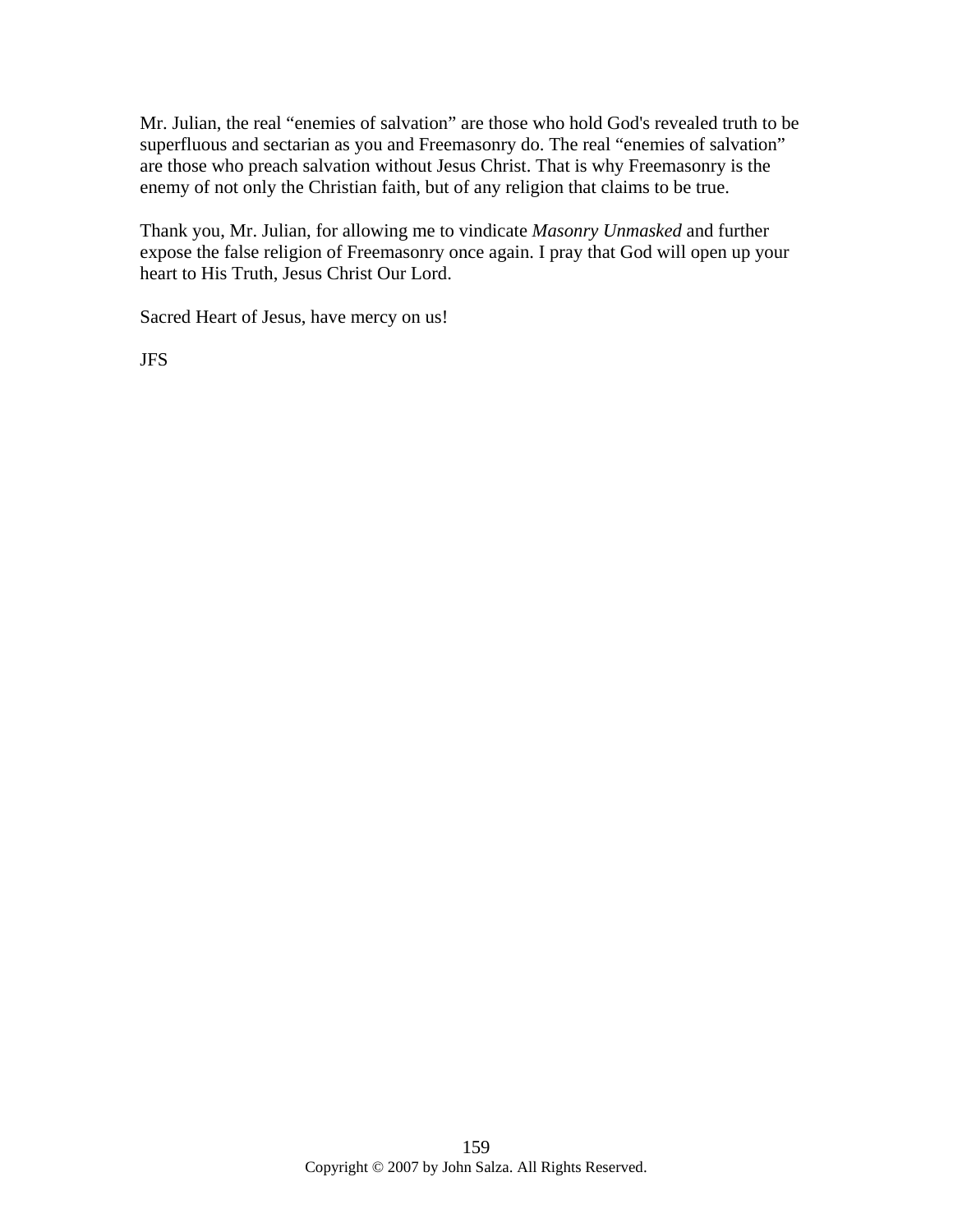Mr. Julian, the real “enemies of salvation” are those who hold God's revealed truth to be superfluous and sectarian as you and Freemasonry do. The real “enemies of salvation” are those who preach salvation without Jesus Christ. That is why Freemasonry is the enemy of not only the Christian faith, but of any religion that claims to be true.

Thank you, Mr. Julian, for allowing me to vindicate *Masonry Unmasked* and further expose the false religion of Freemasonry once again. I pray that God will open up your heart to His Truth, Jesus Christ Our Lord.

Sacred Heart of Jesus, have mercy on us!

JFS